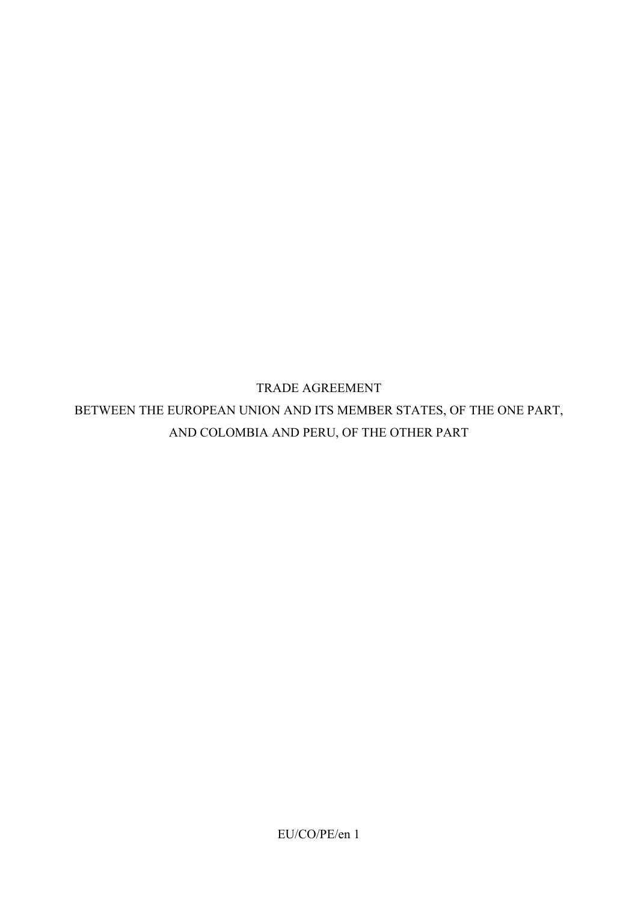# TRADE AGREEMENT
# BETWEEN THE EUROPEAN UNION AND ITS MEMBER STATES, OF THE ONE PART, AND COLOMBIA AND PERU, OF THE OTHER PART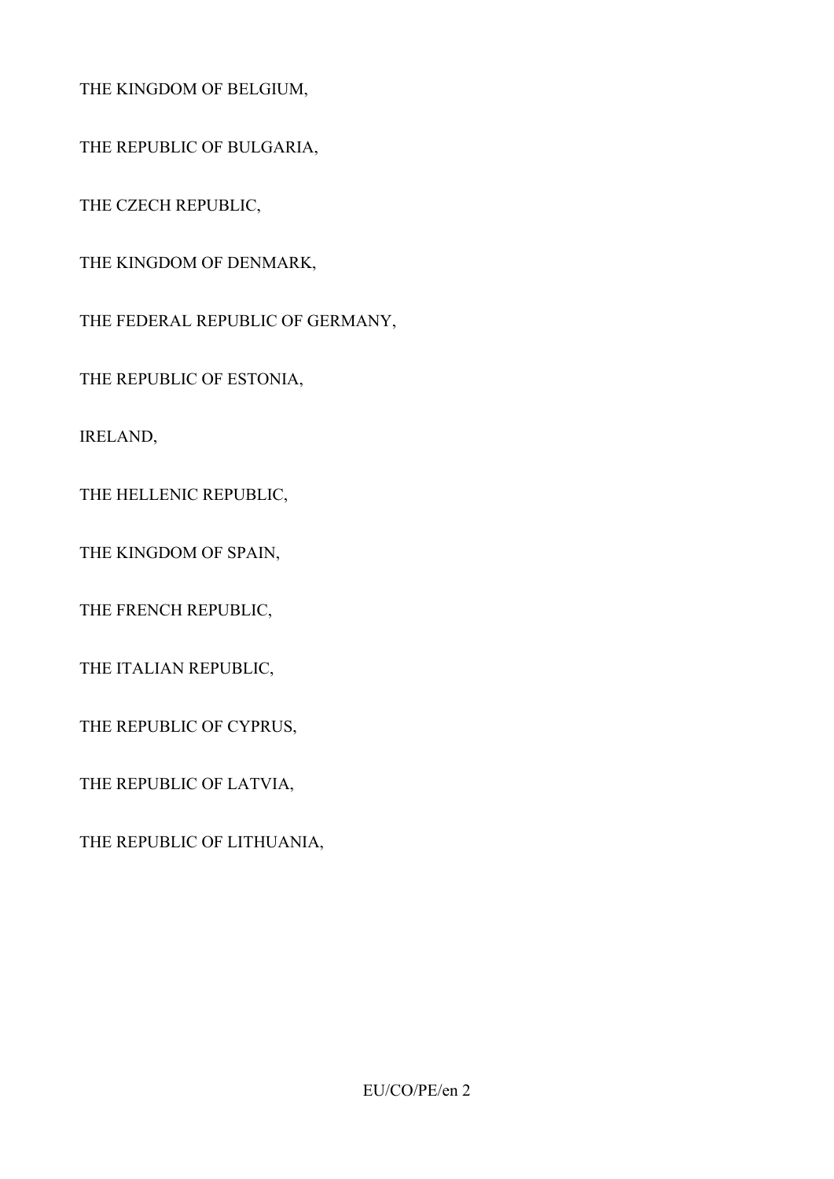THE KINGDOM OF BELGIUM,

THE REPUBLIC OF BULGARIA,

THE CZECH REPUBLIC,

THE KINGDOM OF DENMARK,

THE FEDERAL REPUBLIC OF GERMANY,

THE REPUBLIC OF ESTONIA,

IRELAND,

THE HELLENIC REPUBLIC,

THE KINGDOM OF SPAIN,

THE FRENCH REPUBLIC,

THE ITALIAN REPUBLIC,

THE REPUBLIC OF CYPRUS,

THE REPUBLIC OF LATVIA,

THE REPUBLIC OF LITHUANIA,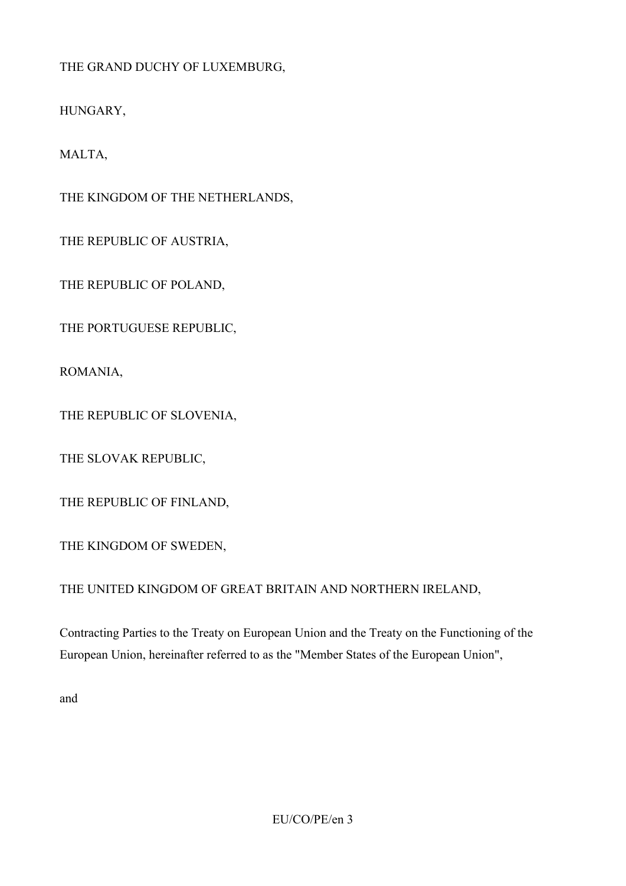THE GRAND DUCHY OF LUXEMBURG,

HUNGARY,

MALTA,

THE KINGDOM OF THE NETHERLANDS,

THE REPUBLIC OF AUSTRIA,

THE REPUBLIC OF POLAND,

THE PORTUGUESE REPUBLIC,

ROMANIA,

THE REPUBLIC OF SLOVENIA,

THE SLOVAK REPUBLIC,

THE REPUBLIC OF FINLAND,

THE KINGDOM OF SWEDEN,

THE UNITED KINGDOM OF GREAT BRITAIN AND NORTHERN IRELAND,

Contracting Parties to the Treaty on European Union and the Treaty on the Functioning of the European Union, hereinafter referred to as the "Member States of the European Union",

and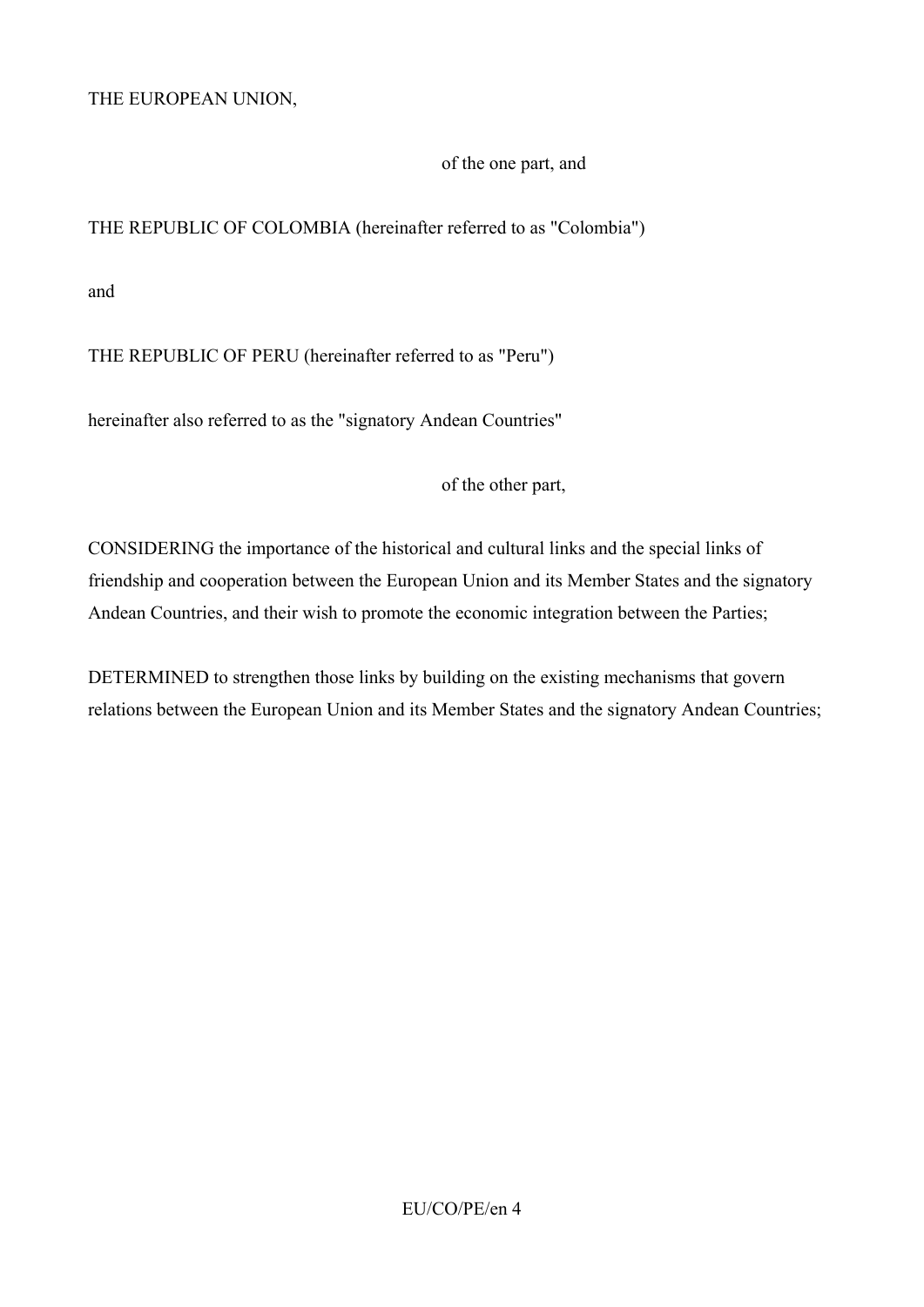THE EUROPEAN UNION,

of the one part, and

THE REPUBLIC OF COLOMBIA (hereinafter referred to as "Colombia")

and

THE REPUBLIC OF PERU (hereinafter referred to as "Peru")

hereinafter also referred to as the "signatory Andean Countries"

of the other part,

CONSIDERING the importance of the historical and cultural links and the special links of friendship and cooperation between the European Union and its Member States and the signatory Andean Countries, and their wish to promote the economic integration between the Parties;

DETERMINED to strengthen those links by building on the existing mechanisms that govern relations between the European Union and its Member States and the signatory Andean Countries;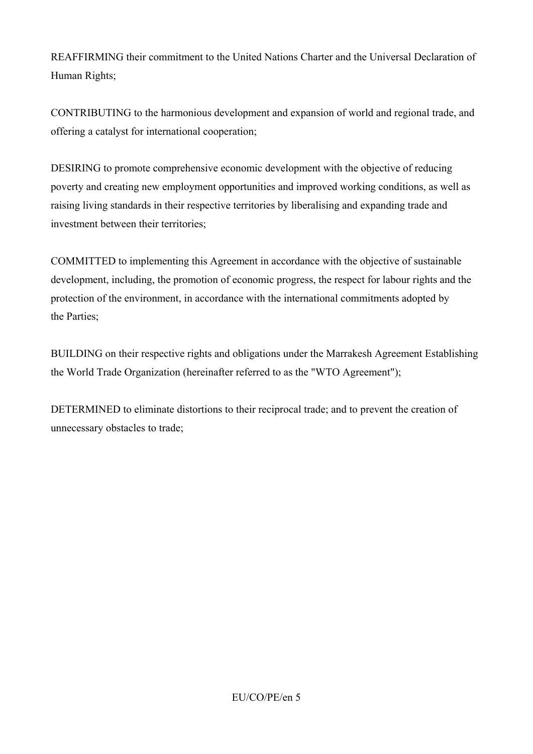REAFFIRMING their commitment to the United Nations Charter and the Universal Declaration of Human Rights;

CONTRIBUTING to the harmonious development and expansion of world and regional trade, and offering a catalyst for international cooperation;

DESIRING to promote comprehensive economic development with the objective of reducing poverty and creating new employment opportunities and improved working conditions, as well as raising living standards in their respective territories by liberalising and expanding trade and investment between their territories;

COMMITTED to implementing this Agreement in accordance with the objective of sustainable development, including, the promotion of economic progress, the respect for labour rights and the protection of the environment, in accordance with the international commitments adopted by the Parties;

BUILDING on their respective rights and obligations under the Marrakesh Agreement Establishing the World Trade Organization (hereinafter referred to as the "WTO Agreement");

DETERMINED to eliminate distortions to their reciprocal trade; and to prevent the creation of unnecessary obstacles to trade;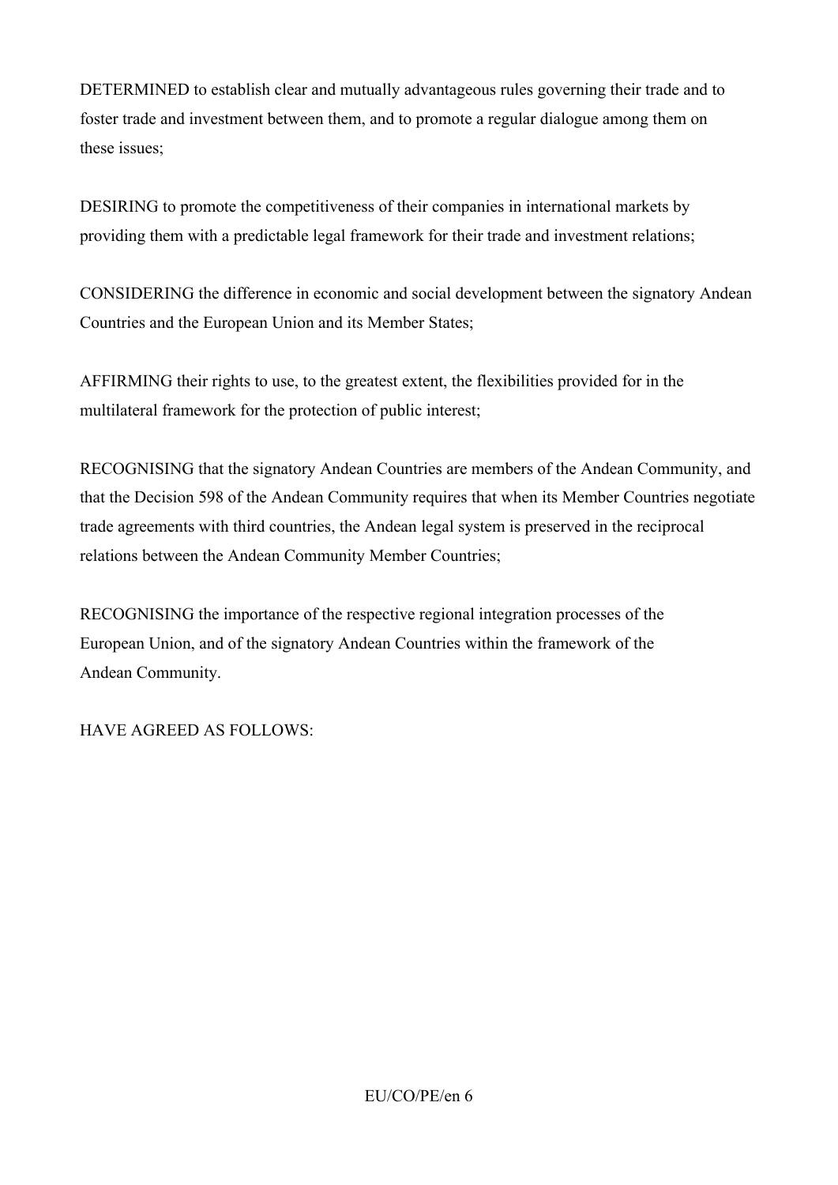DETERMINED to establish clear and mutually advantageous rules governing their trade and to foster trade and investment between them, and to promote a regular dialogue among them on these issues;

DESIRING to promote the competitiveness of their companies in international markets by providing them with a predictable legal framework for their trade and investment relations;

CONSIDERING the difference in economic and social development between the signatory Andean Countries and the European Union and its Member States;

AFFIRMING their rights to use, to the greatest extent, the flexibilities provided for in the multilateral framework for the protection of public interest;

RECOGNISING that the signatory Andean Countries are members of the Andean Community, and that the Decision 598 of the Andean Community requires that when its Member Countries negotiate trade agreements with third countries, the Andean legal system is preserved in the reciprocal relations between the Andean Community Member Countries;

RECOGNISING the importance of the respective regional integration processes of the European Union, and of the signatory Andean Countries within the framework of the Andean Community.

HAVE AGREED AS FOLLOWS: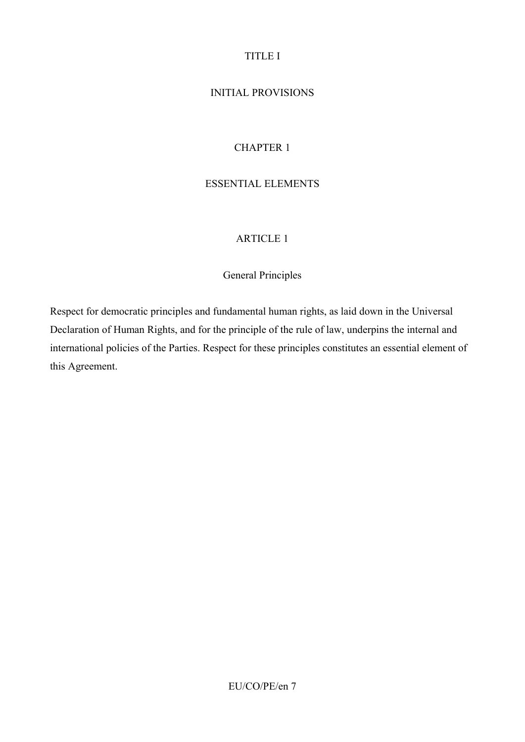# TITLE I

# INITIAL PROVISIONS

## CHAPTER 1

## ESSENTIAL ELEMENTS

### ARTICLE 1

### General Principles

Respect for democratic principles and fundamental human rights, as laid down in the Universal Declaration of Human Rights, and for the principle of the rule of law, underpins the internal and international policies of the Parties. Respect for these principles constitutes an essential element of this Agreement.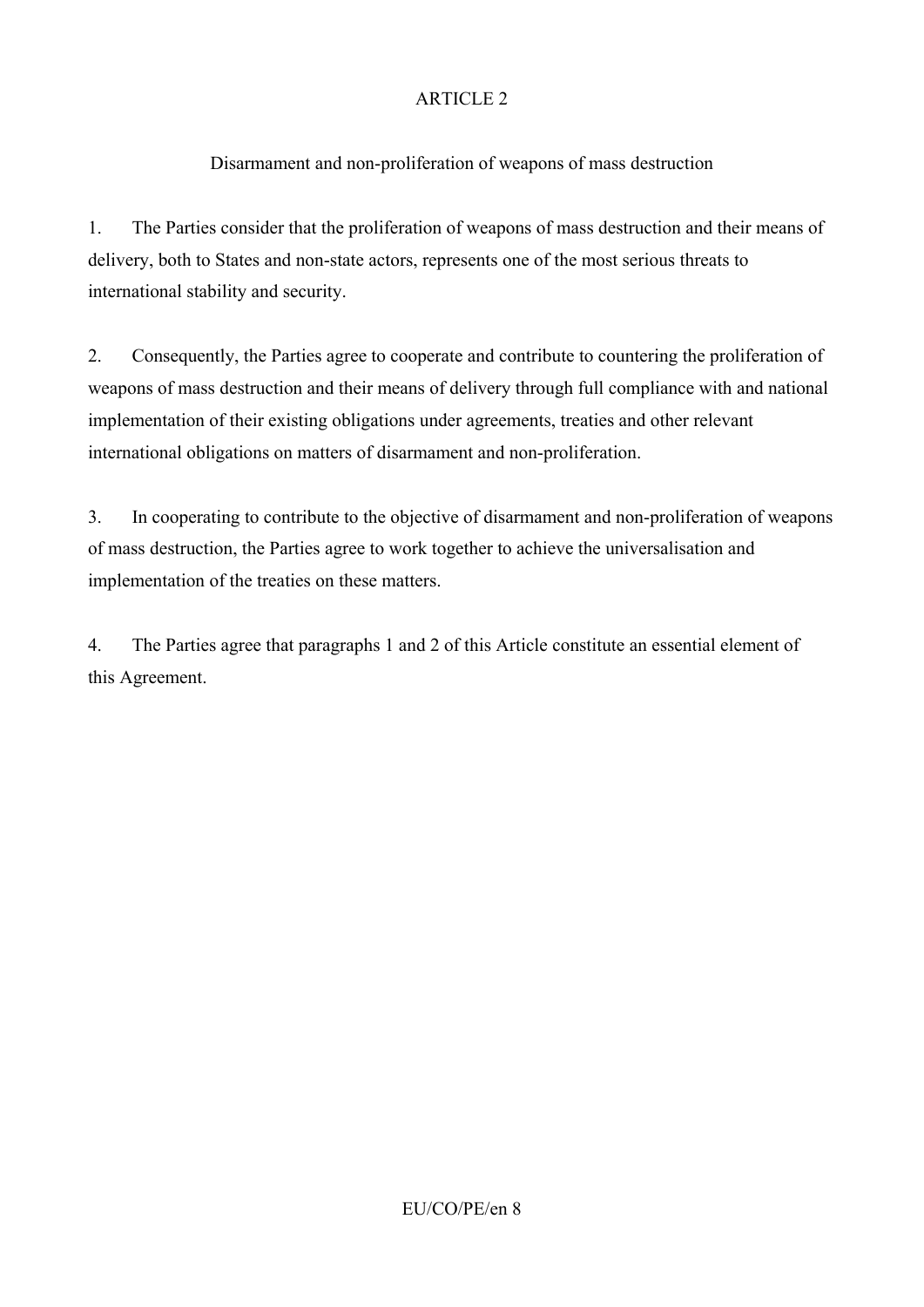## ARTICLE 2

### Disarmament and non-proliferation of weapons of mass destruction

1. The Parties consider that the proliferation of weapons of mass destruction and their means of delivery, both to States and non-state actors, represents one of the most serious threats to international stability and security.

2. Consequently, the Parties agree to cooperate and contribute to countering the proliferation of weapons of mass destruction and their means of delivery through full compliance with and national implementation of their existing obligations under agreements, treaties and other relevant international obligations on matters of disarmament and non-proliferation.

3. In cooperating to contribute to the objective of disarmament and non-proliferation of weapons of mass destruction, the Parties agree to work together to achieve the universalisation and implementation of the treaties on these matters.

4. The Parties agree that paragraphs 1 and 2 of this Article constitute an essential element of this Agreement.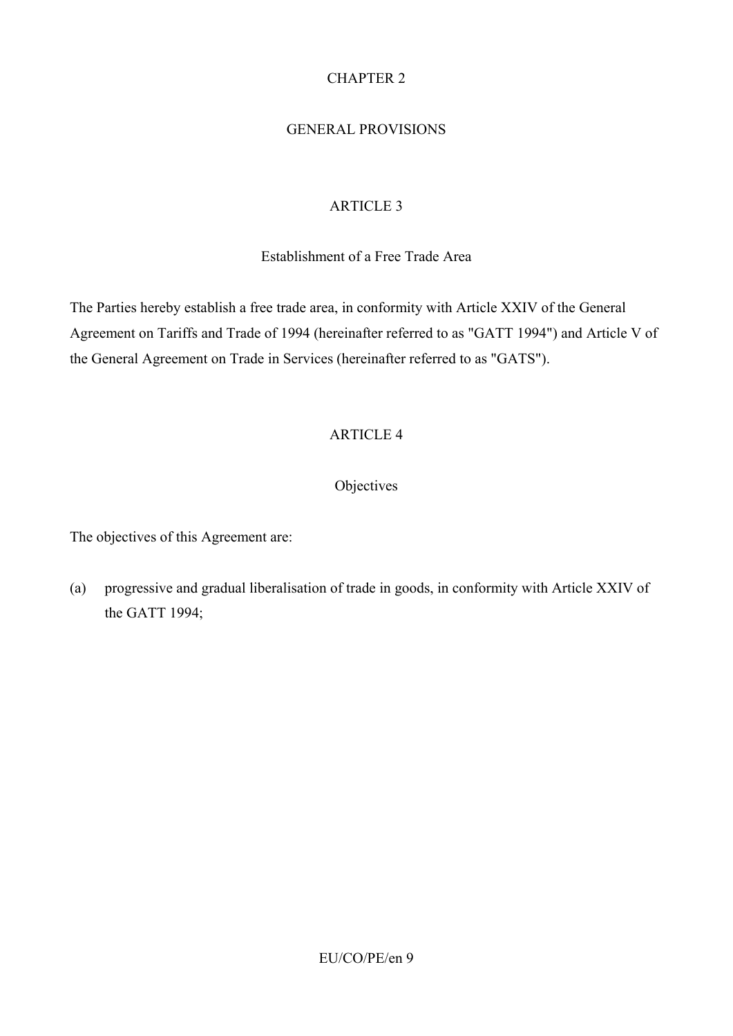## CHAPTER 2

## GENERAL PROVISIONS

### ARTICLE 3

### Establishment of a Free Trade Area

The Parties hereby establish a free trade area, in conformity with Article XXIV of the General Agreement on Tariffs and Trade of 1994 (hereinafter referred to as "GATT 1994") and Article V of the General Agreement on Trade in Services (hereinafter referred to as "GATS").

### ARTICLE 4

### Objectives

The objectives of this Agreement are:

(a) progressive and gradual liberalisation of trade in goods, in conformity with Article XXIV of the GATT 1994;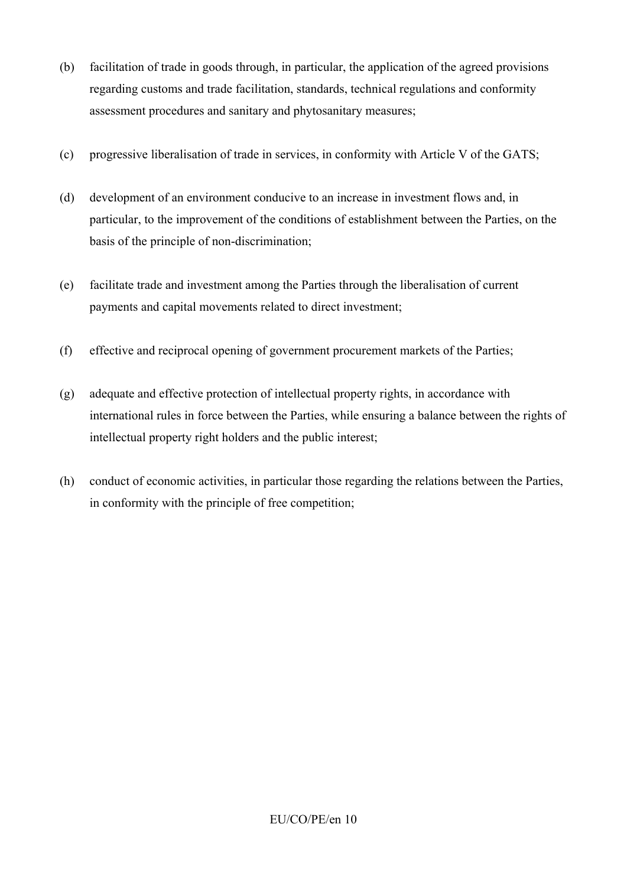(b) facilitation of trade in goods through, in particular, the application of the agreed provisions regarding customs and trade facilitation, standards, technical regulations and conformity assessment procedures and sanitary and phytosanitary measures;

(c) progressive liberalisation of trade in services, in conformity with Article V of the GATS;

(d) development of an environment conducive to an increase in investment flows and, in particular, to the improvement of the conditions of establishment between the Parties, on the basis of the principle of non-discrimination;

(e) facilitate trade and investment among the Parties through the liberalisation of current payments and capital movements related to direct investment;

(f) effective and reciprocal opening of government procurement markets of the Parties;

(g) adequate and effective protection of intellectual property rights, in accordance with international rules in force between the Parties, while ensuring a balance between the rights of intellectual property right holders and the public interest;

(h) conduct of economic activities, in particular those regarding the relations between the Parties, in conformity with the principle of free competition;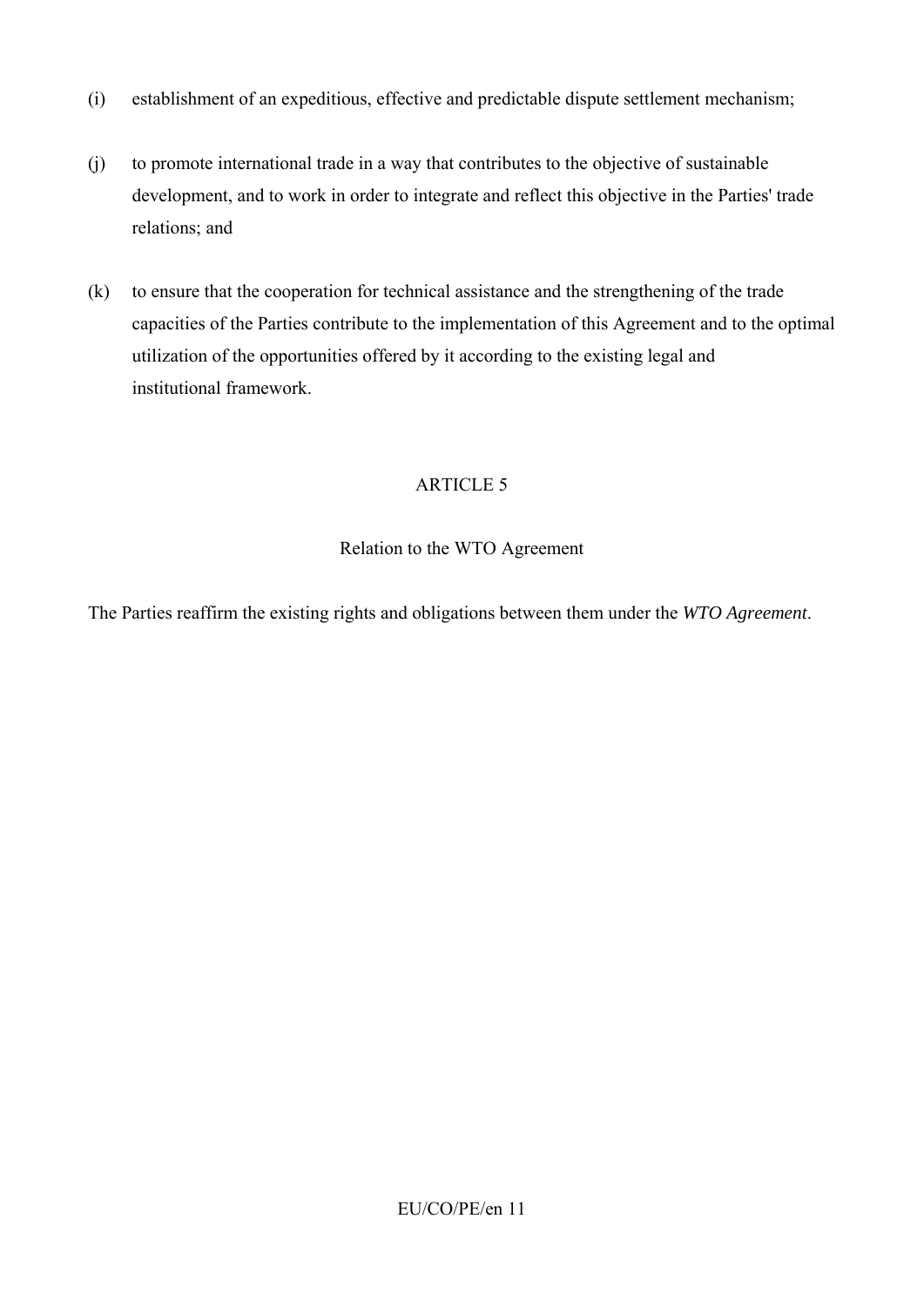(i) establishment of an expeditious, effective and predictable dispute settlement mechanism;

(j) to promote international trade in a way that contributes to the objective of sustainable development, and to work in order to integrate and reflect this objective in the Parties' trade relations; and

(k) to ensure that the cooperation for technical assistance and the strengthening of the trade capacities of the Parties contribute to the implementation of this Agreement and to the optimal utilization of the opportunities offered by it according to the existing legal and institutional framework.

ARTICLE 5

Relation to the WTO Agreement

The Parties reaffirm the existing rights and obligations between them under the *WTO Agreement*.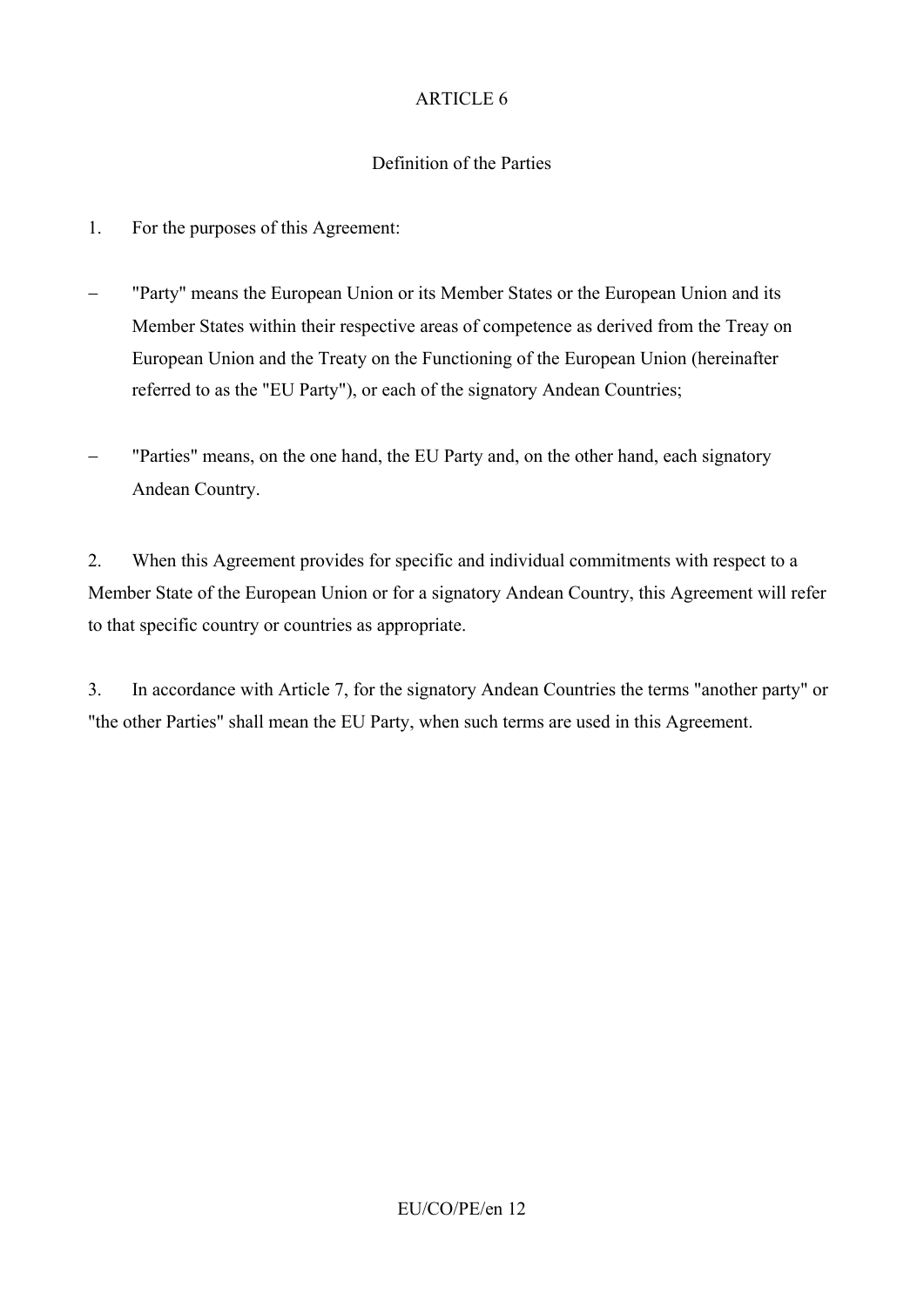## ARTICLE 6

### Definition of the Parties

1. For the purposes of this Agreement:

– "Party" means the European Union or its Member States or the European Union and its Member States within their respective areas of competence as derived from the Treay on European Union and the Treaty on the Functioning of the European Union (hereinafter referred to as the "EU Party"), or each of the signatory Andean Countries;

– "Parties" means, on the one hand, the EU Party and, on the other hand, each signatory Andean Country.

2. When this Agreement provides for specific and individual commitments with respect to a Member State of the European Union or for a signatory Andean Country, this Agreement will refer to that specific country or countries as appropriate.

3. In accordance with Article 7, for the signatory Andean Countries the terms "another party" or "the other Parties" shall mean the EU Party, when such terms are used in this Agreement.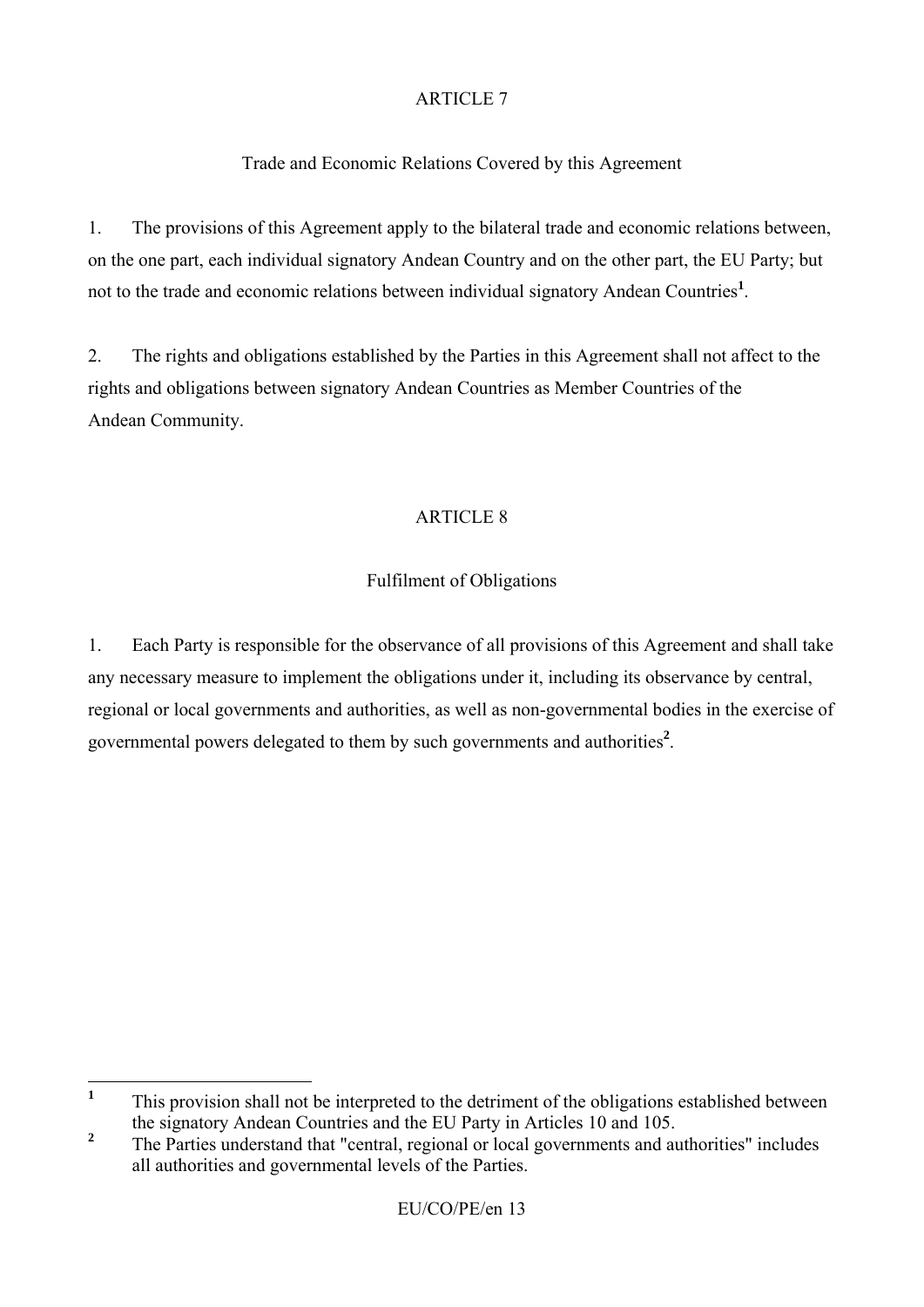## ARTICLE 7

### Trade and Economic Relations Covered by this Agreement

1. The provisions of this Agreement apply to the bilateral trade and economic relations between, on the one part, each individual signatory Andean Country and on the other part, the EU Party; but not to the trade and economic relations between individual signatory Andean Countries[1].

2. The rights and obligations established by the Parties in this Agreement shall not affect to the rights and obligations between signatory Andean Countries as Member Countries of the Andean Community.

## ARTICLE 8

### Fulfilment of Obligations

1. Each Party is responsible for the observance of all provisions of this Agreement and shall take any necessary measure to implement the obligations under it, including its observance by central, regional or local governments and authorities, as well as non-governmental bodies in the exercise of governmental powers delegated to them by such governments and authorities[2].

---

[1] This provision shall not be interpreted to the detriment of the obligations established between the signatory Andean Countries and the EU Party in Articles 10 and 105.

[2] The Parties understand that "central, regional or local governments and authorities" includes all authorities and governmental levels of the Parties.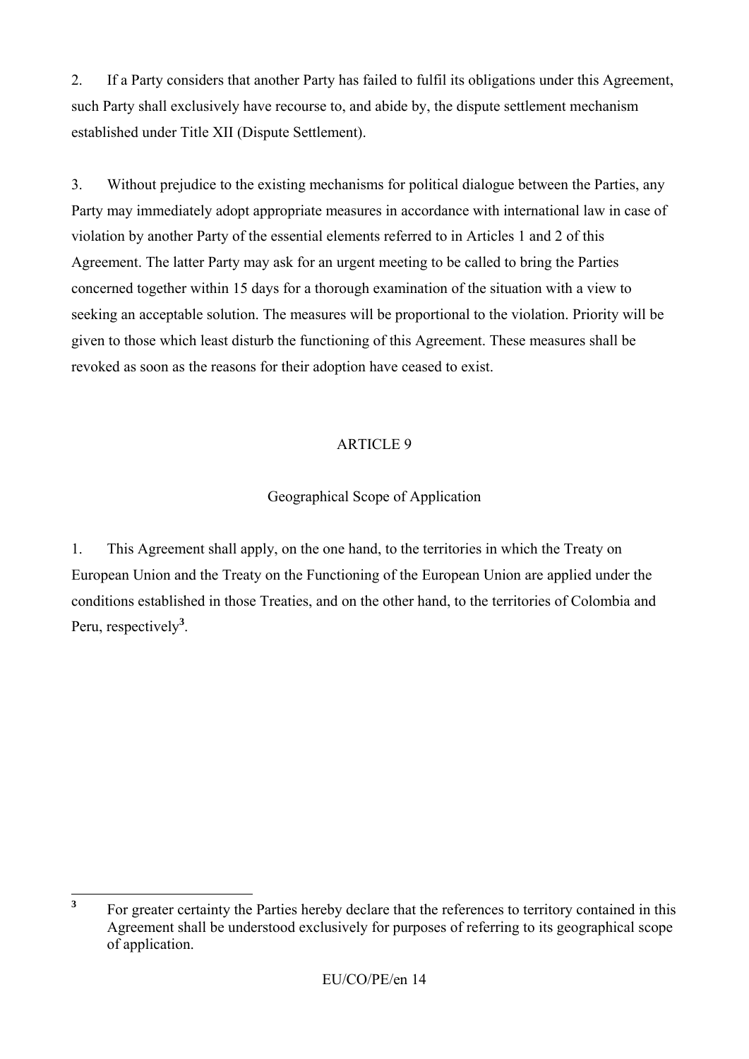2. If a Party considers that another Party has failed to fulfil its obligations under this Agreement, such Party shall exclusively have recourse to, and abide by, the dispute settlement mechanism established under Title XII (Dispute Settlement).

3. Without prejudice to the existing mechanisms for political dialogue between the Parties, any Party may immediately adopt appropriate measures in accordance with international law in case of violation by another Party of the essential elements referred to in Articles 1 and 2 of this Agreement. The latter Party may ask for an urgent meeting to be called to bring the Parties concerned together within 15 days for a thorough examination of the situation with a view to seeking an acceptable solution. The measures will be proportional to the violation. Priority will be given to those which least disturb the functioning of this Agreement. These measures shall be revoked as soon as the reasons for their adoption have ceased to exist.

## ARTICLE 9

### Geographical Scope of Application

1. This Agreement shall apply, on the one hand, to the territories in which the Treaty on European Union and the Treaty on the Functioning of the European Union are applied under the conditions established in those Treaties, and on the other hand, to the territories of Colombia and Peru, respectively[3].

---

[3] For greater certainty the Parties hereby declare that the references to territory contained in this Agreement shall be understood exclusively for purposes of referring to its geographical scope of application.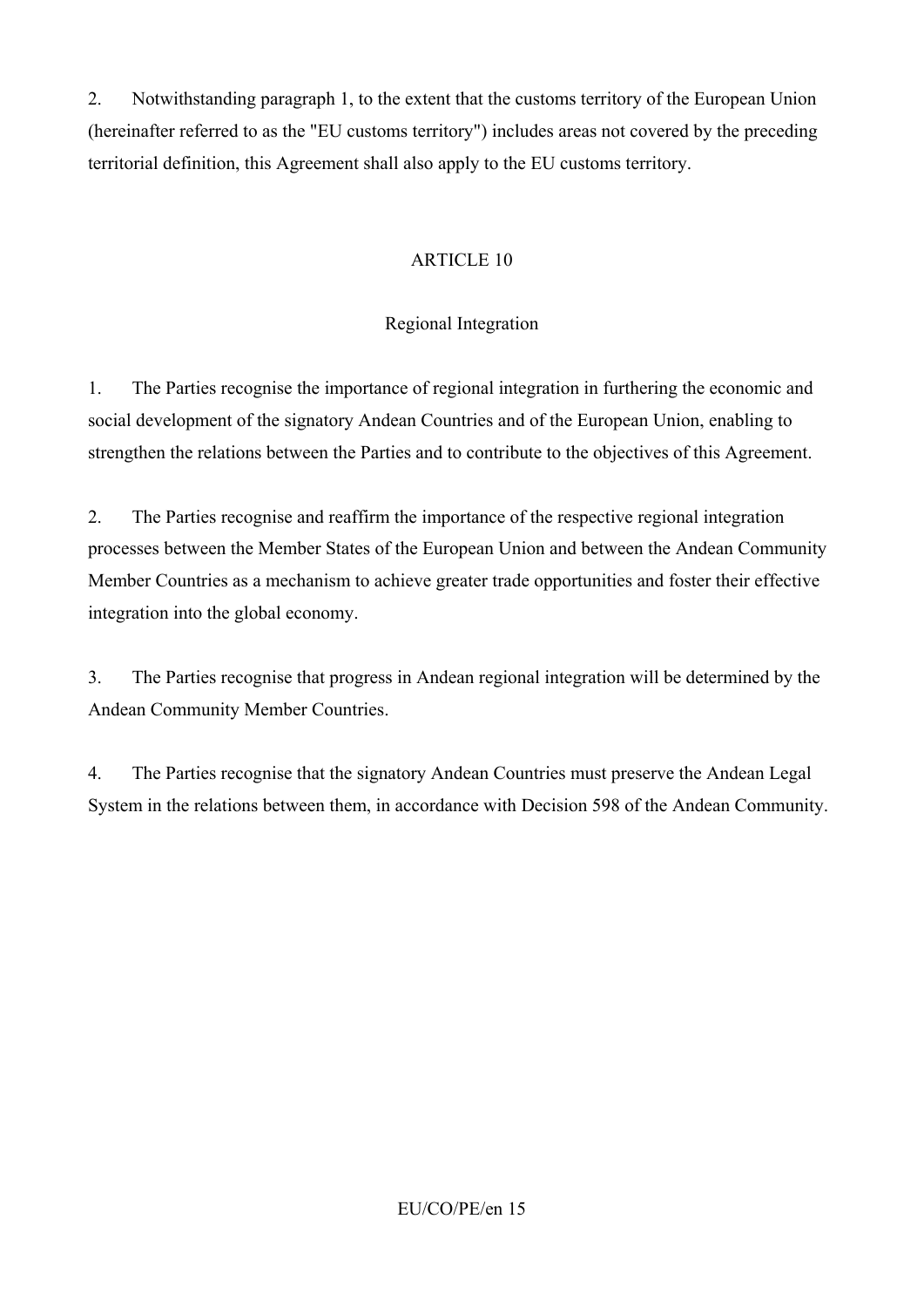2. Notwithstanding paragraph 1, to the extent that the customs territory of the European Union (hereinafter referred to as the "EU customs territory") includes areas not covered by the preceding territorial definition, this Agreement shall also apply to the EU customs territory.

ARTICLE 10

Regional Integration

1. The Parties recognise the importance of regional integration in furthering the economic and social development of the signatory Andean Countries and of the European Union, enabling to strengthen the relations between the Parties and to contribute to the objectives of this Agreement.

2. The Parties recognise and reaffirm the importance of the respective regional integration processes between the Member States of the European Union and between the Andean Community Member Countries as a mechanism to achieve greater trade opportunities and foster their effective integration into the global economy.

3. The Parties recognise that progress in Andean regional integration will be determined by the Andean Community Member Countries.

4. The Parties recognise that the signatory Andean Countries must preserve the Andean Legal System in the relations between them, in accordance with Decision 598 of the Andean Community.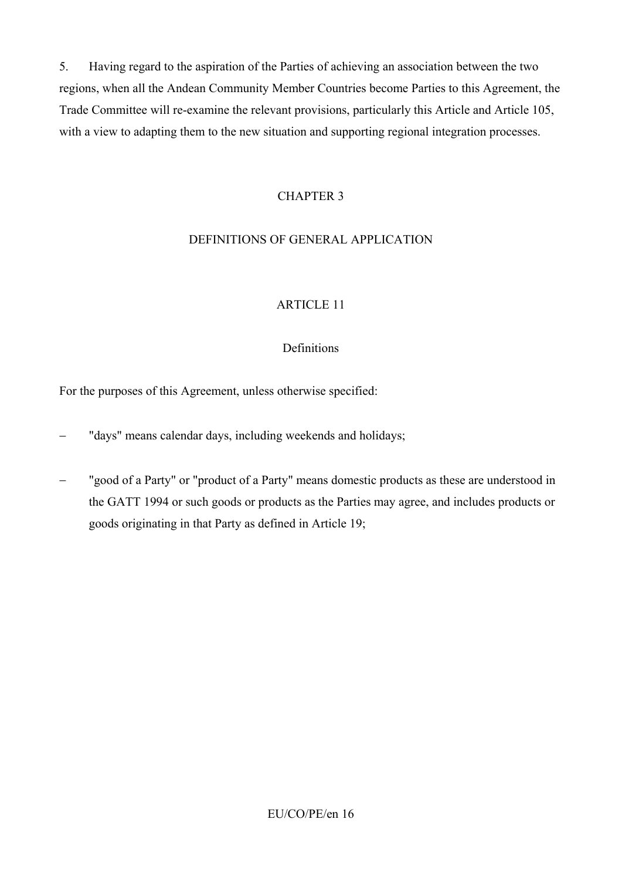5. Having regard to the aspiration of the Parties of achieving an association between the two regions, when all the Andean Community Member Countries become Parties to this Agreement, the Trade Committee will re-examine the relevant provisions, particularly this Article and Article 105, with a view to adapting them to the new situation and supporting regional integration processes.

## CHAPTER 3

## DEFINITIONS OF GENERAL APPLICATION

### ARTICLE 11

### Definitions

For the purposes of this Agreement, unless otherwise specified:

– "days" means calendar days, including weekends and holidays;

– "good of a Party" or "product of a Party" means domestic products as these are understood in the GATT 1994 or such goods or products as the Parties may agree, and includes products or goods originating in that Party as defined in Article 19;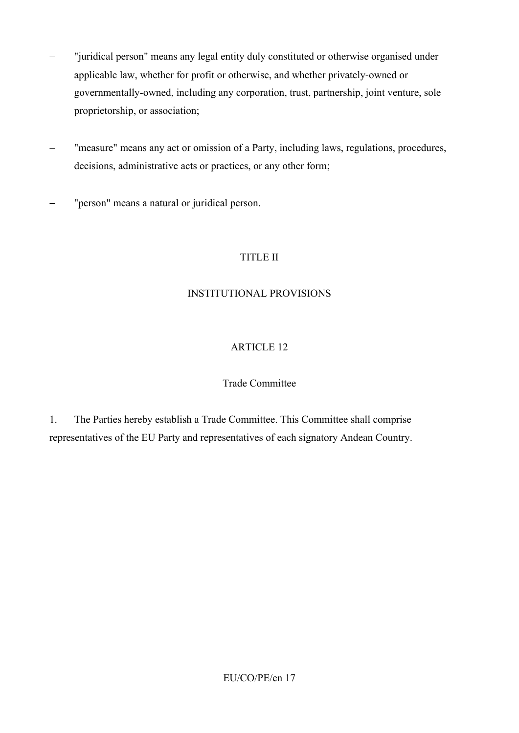– "juridical person" means any legal entity duly constituted or otherwise organised under applicable law, whether for profit or otherwise, and whether privately-owned or governmentally-owned, including any corporation, trust, partnership, joint venture, sole proprietorship, or association;

– "measure" means any act or omission of a Party, including laws, regulations, procedures, decisions, administrative acts or practices, or any other form;

– "person" means a natural or juridical person.

# TITLE II

# INSTITUTIONAL PROVISIONS

## ARTICLE 12

### Trade Committee

1. The Parties hereby establish a Trade Committee. This Committee shall comprise representatives of the EU Party and representatives of each signatory Andean Country.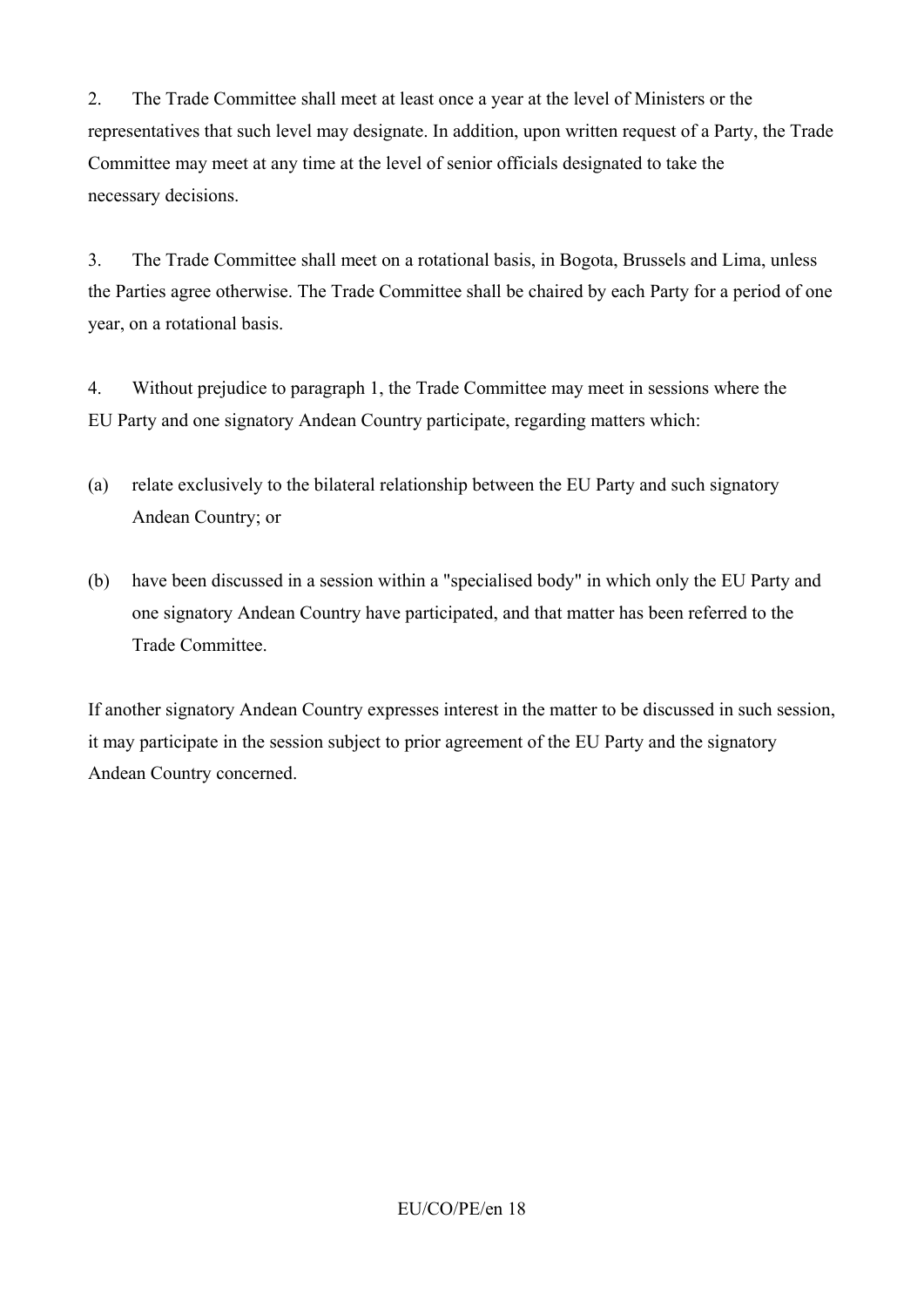2. The Trade Committee shall meet at least once a year at the level of Ministers or the representatives that such level may designate. In addition, upon written request of a Party, the Trade Committee may meet at any time at the level of senior officials designated to take the necessary decisions.

3. The Trade Committee shall meet on a rotational basis, in Bogota, Brussels and Lima, unless the Parties agree otherwise. The Trade Committee shall be chaired by each Party for a period of one year, on a rotational basis.

4. Without prejudice to paragraph 1, the Trade Committee may meet in sessions where the EU Party and one signatory Andean Country participate, regarding matters which:

(a) relate exclusively to the bilateral relationship between the EU Party and such signatory Andean Country; or

(b) have been discussed in a session within a "specialised body" in which only the EU Party and one signatory Andean Country have participated, and that matter has been referred to the Trade Committee.

If another signatory Andean Country expresses interest in the matter to be discussed in such session, it may participate in the session subject to prior agreement of the EU Party and the signatory Andean Country concerned.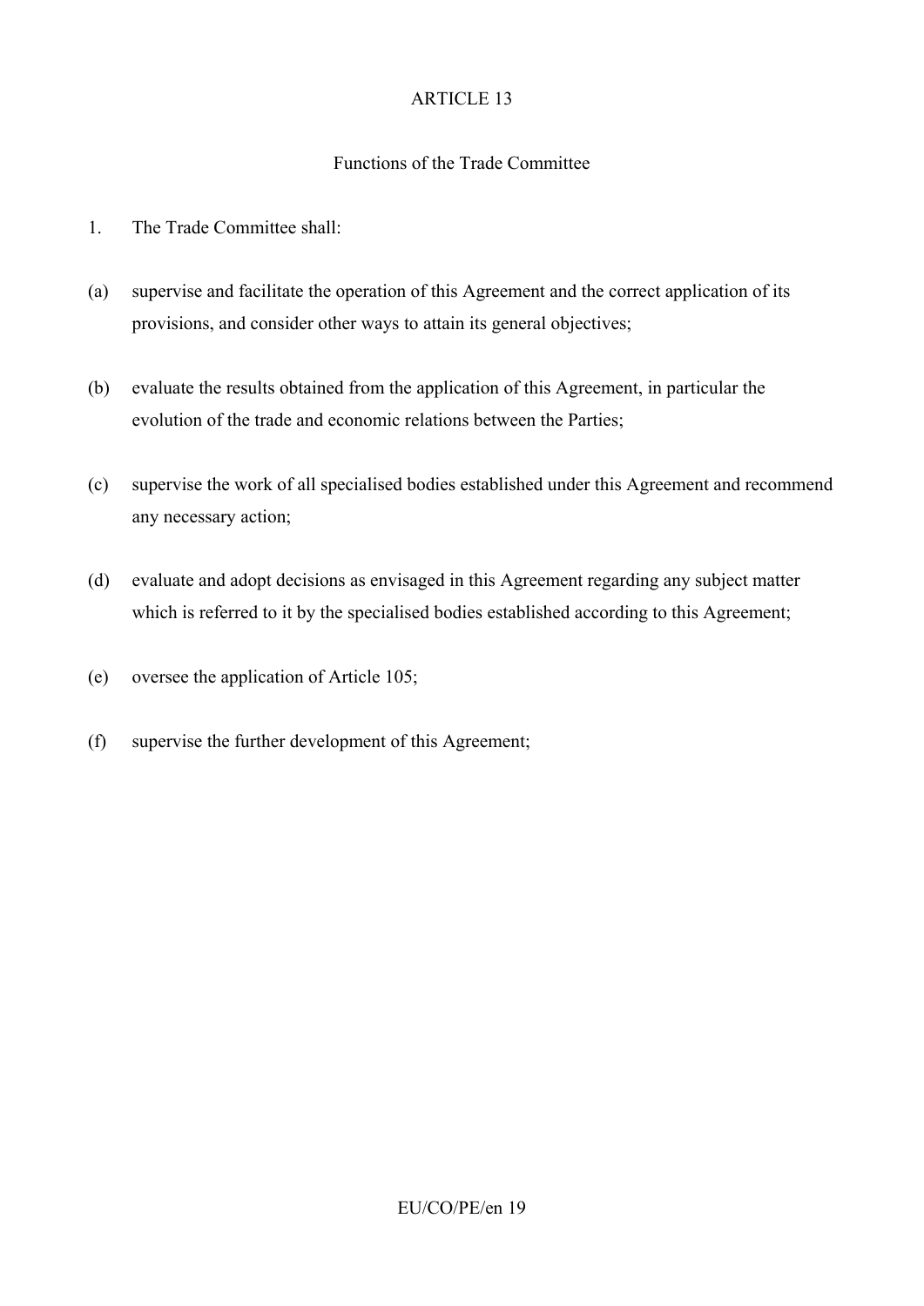## ARTICLE 13

### Functions of the Trade Committee

1. The Trade Committee shall:

(a) supervise and facilitate the operation of this Agreement and the correct application of its provisions, and consider other ways to attain its general objectives;

(b) evaluate the results obtained from the application of this Agreement, in particular the evolution of the trade and economic relations between the Parties;

(c) supervise the work of all specialised bodies established under this Agreement and recommend any necessary action;

(d) evaluate and adopt decisions as envisaged in this Agreement regarding any subject matter which is referred to it by the specialised bodies established according to this Agreement;

(e) oversee the application of Article 105;

(f) supervise the further development of this Agreement;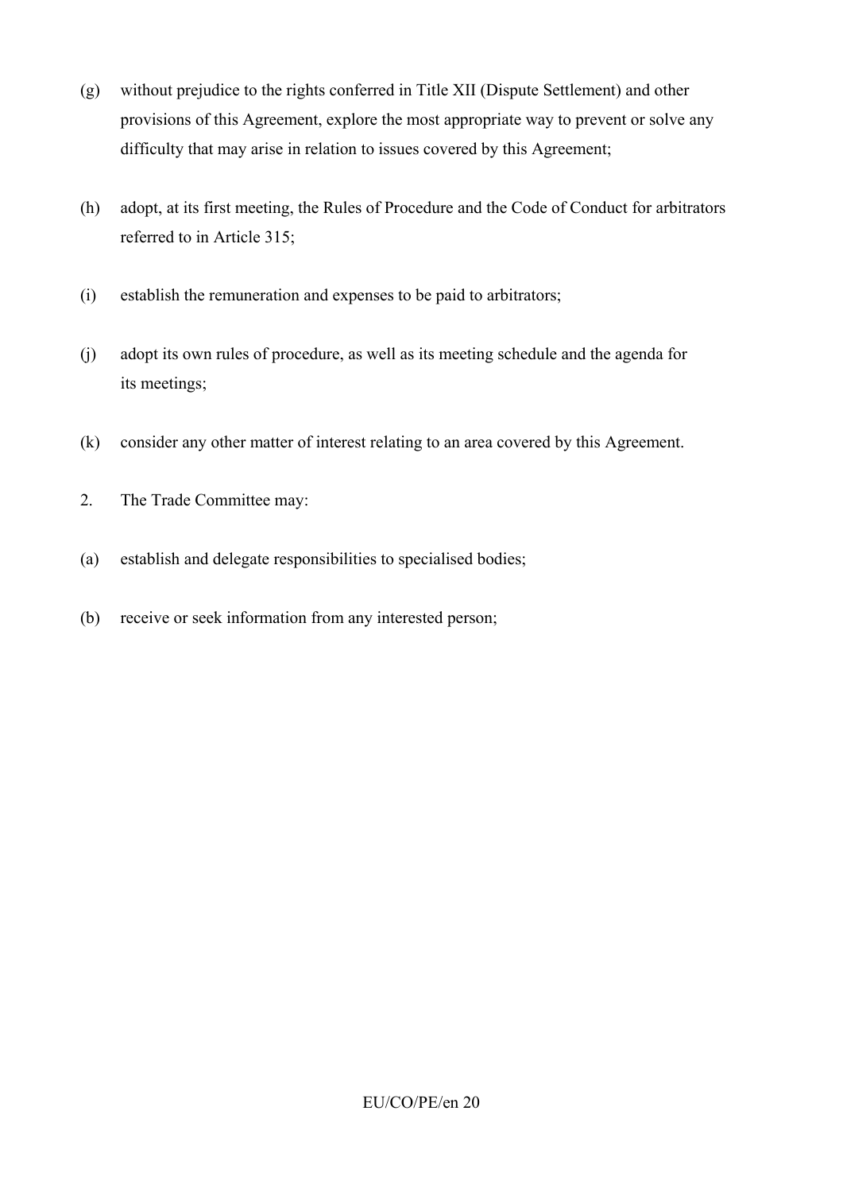(g) without prejudice to the rights conferred in Title XII (Dispute Settlement) and other provisions of this Agreement, explore the most appropriate way to prevent or solve any difficulty that may arise in relation to issues covered by this Agreement;

(h) adopt, at its first meeting, the Rules of Procedure and the Code of Conduct for arbitrators referred to in Article 315;

(i) establish the remuneration and expenses to be paid to arbitrators;

(j) adopt its own rules of procedure, as well as its meeting schedule and the agenda for its meetings;

(k) consider any other matter of interest relating to an area covered by this Agreement.

2. The Trade Committee may:

(a) establish and delegate responsibilities to specialised bodies;

(b) receive or seek information from any interested person;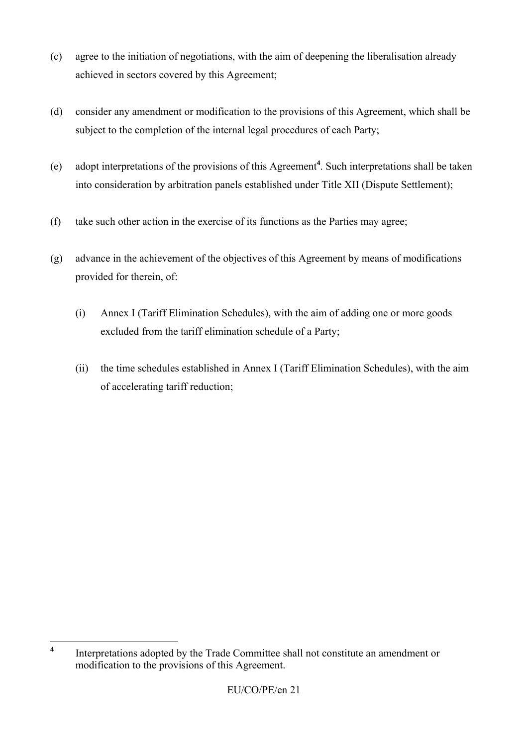(c) agree to the initiation of negotiations, with the aim of deepening the liberalisation already achieved in sectors covered by this Agreement;

(d) consider any amendment or modification to the provisions of this Agreement, which shall be subject to the completion of the internal legal procedures of each Party;

(e) adopt interpretations of the provisions of this Agreement[4]. Such interpretations shall be taken into consideration by arbitration panels established under Title XII (Dispute Settlement);

(f) take such other action in the exercise of its functions as the Parties may agree;

(g) advance in the achievement of the objectives of this Agreement by means of modifications provided for therein, of:

  (i) Annex I (Tariff Elimination Schedules), with the aim of adding one or more goods excluded from the tariff elimination schedule of a Party;

  (ii) the time schedules established in Annex I (Tariff Elimination Schedules), with the aim of accelerating tariff reduction;

---

[4] Interpretations adopted by the Trade Committee shall not constitute an amendment or modification to the provisions of this Agreement.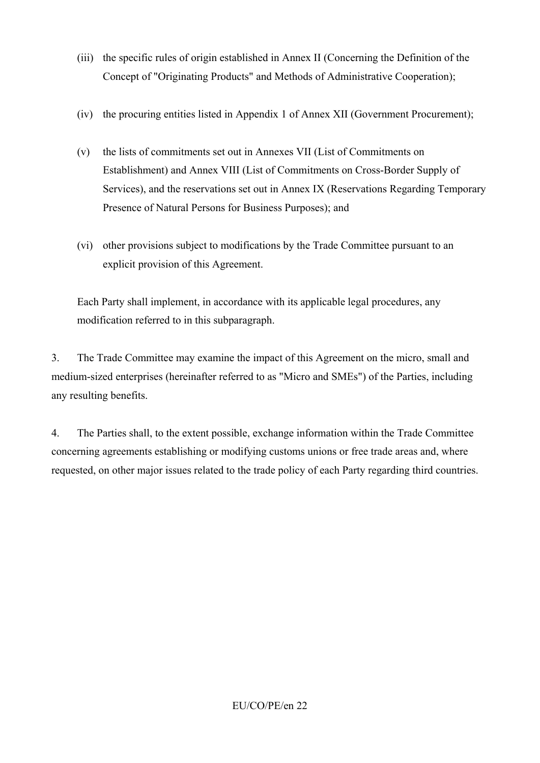(iii) the specific rules of origin established in Annex II (Concerning the Definition of the Concept of "Originating Products" and Methods of Administrative Cooperation);

(iv) the procuring entities listed in Appendix 1 of Annex XII (Government Procurement);

(v) the lists of commitments set out in Annexes VII (List of Commitments on Establishment) and Annex VIII (List of Commitments on Cross-Border Supply of Services), and the reservations set out in Annex IX (Reservations Regarding Temporary Presence of Natural Persons for Business Purposes); and

(vi) other provisions subject to modifications by the Trade Committee pursuant to an explicit provision of this Agreement.

Each Party shall implement, in accordance with its applicable legal procedures, any modification referred to in this subparagraph.

3. The Trade Committee may examine the impact of this Agreement on the micro, small and medium-sized enterprises (hereinafter referred to as "Micro and SMEs") of the Parties, including any resulting benefits.

4. The Parties shall, to the extent possible, exchange information within the Trade Committee concerning agreements establishing or modifying customs unions or free trade areas and, where requested, on other major issues related to the trade policy of each Party regarding third countries.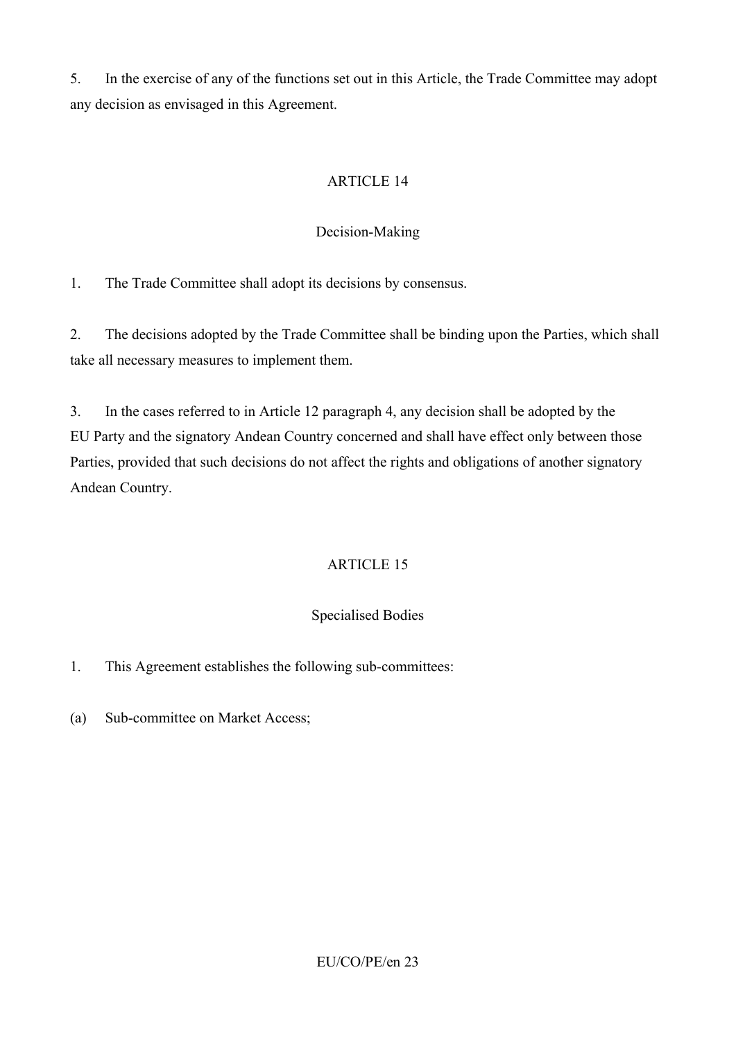5. In the exercise of any of the functions set out in this Article, the Trade Committee may adopt any decision as envisaged in this Agreement.

## ARTICLE 14

### Decision-Making

1. The Trade Committee shall adopt its decisions by consensus.

2. The decisions adopted by the Trade Committee shall be binding upon the Parties, which shall take all necessary measures to implement them.

3. In the cases referred to in Article 12 paragraph 4, any decision shall be adopted by the EU Party and the signatory Andean Country concerned and shall have effect only between those Parties, provided that such decisions do not affect the rights and obligations of another signatory Andean Country.

## ARTICLE 15

### Specialised Bodies

1. This Agreement establishes the following sub-committees:

(a) Sub-committee on Market Access;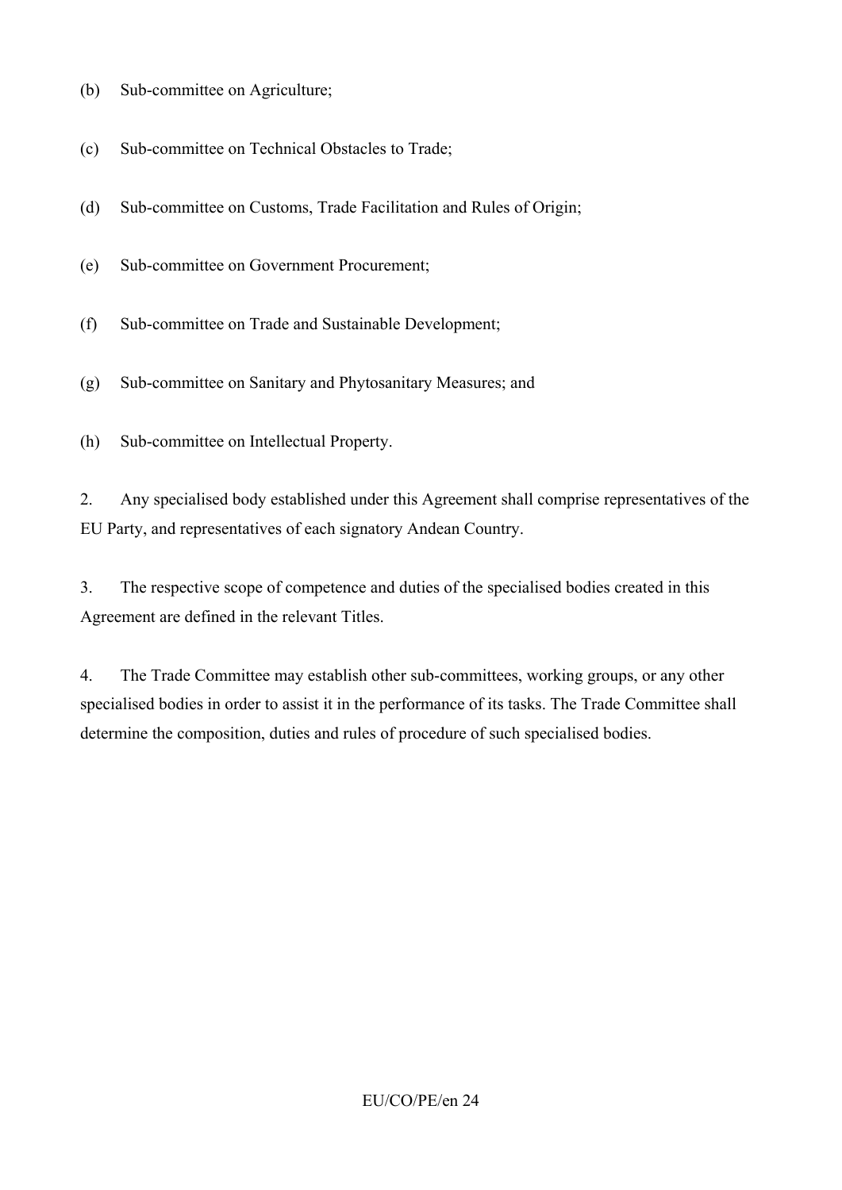(b) Sub-committee on Agriculture;

(c) Sub-committee on Technical Obstacles to Trade;

(d) Sub-committee on Customs, Trade Facilitation and Rules of Origin;

(e) Sub-committee on Government Procurement;

(f) Sub-committee on Trade and Sustainable Development;

(g) Sub-committee on Sanitary and Phytosanitary Measures; and

(h) Sub-committee on Intellectual Property.

2. Any specialised body established under this Agreement shall comprise representatives of the EU Party, and representatives of each signatory Andean Country.

3. The respective scope of competence and duties of the specialised bodies created in this Agreement are defined in the relevant Titles.

4. The Trade Committee may establish other sub-committees, working groups, or any other specialised bodies in order to assist it in the performance of its tasks. The Trade Committee shall determine the composition, duties and rules of procedure of such specialised bodies.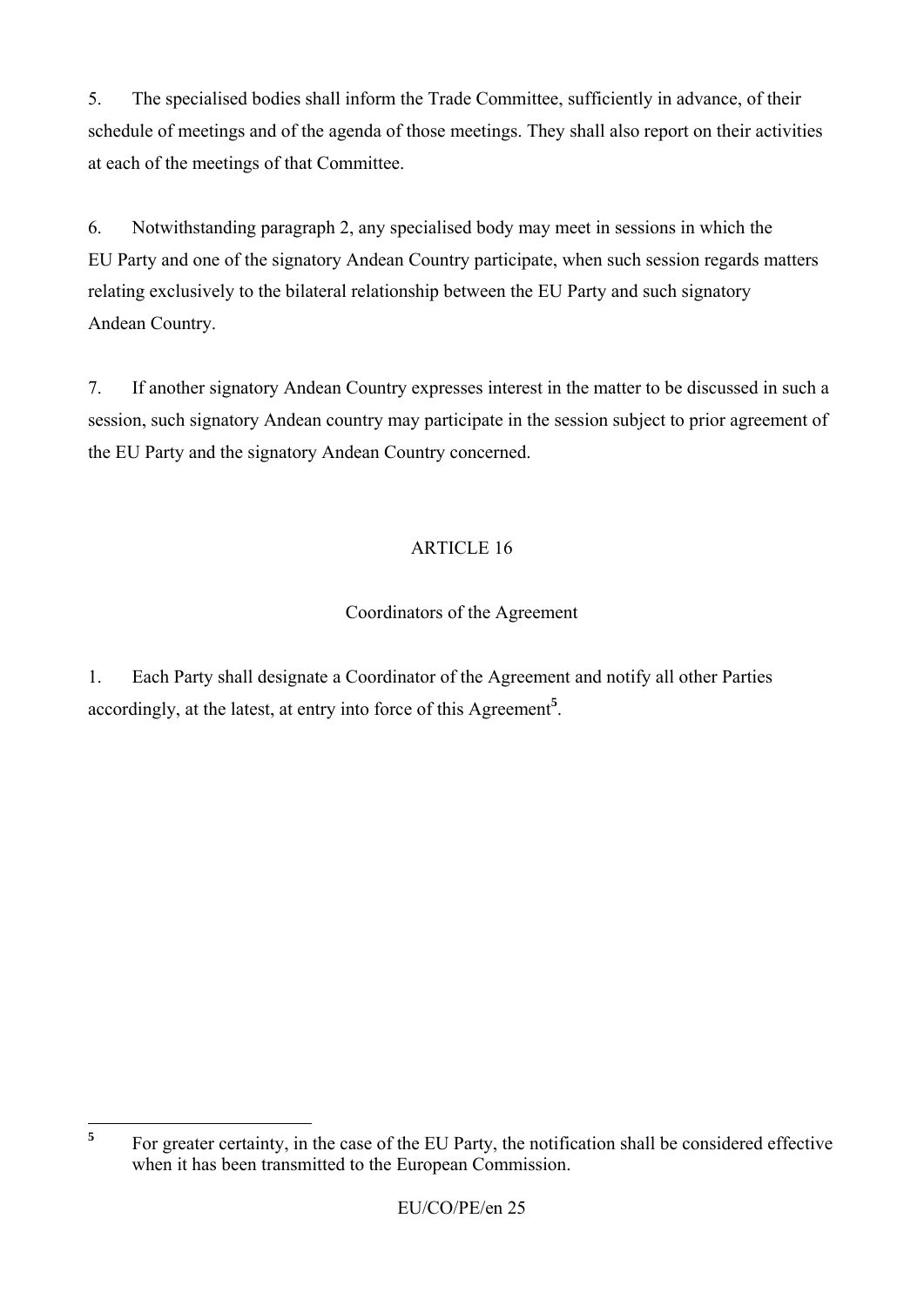5. The specialised bodies shall inform the Trade Committee, sufficiently in advance, of their schedule of meetings and of the agenda of those meetings. They shall also report on their activities at each of the meetings of that Committee.

6. Notwithstanding paragraph 2, any specialised body may meet in sessions in which the EU Party and one of the signatory Andean Country participate, when such session regards matters relating exclusively to the bilateral relationship between the EU Party and such signatory Andean Country.

7. If another signatory Andean Country expresses interest in the matter to be discussed in such a session, such signatory Andean country may participate in the session subject to prior agreement of the EU Party and the signatory Andean Country concerned.

## ARTICLE 16

### Coordinators of the Agreement

1. Each Party shall designate a Coordinator of the Agreement and notify all other Parties accordingly, at the latest, at entry into force of this Agreement[5].

---

[5] For greater certainty, in the case of the EU Party, the notification shall be considered effective when it has been transmitted to the European Commission.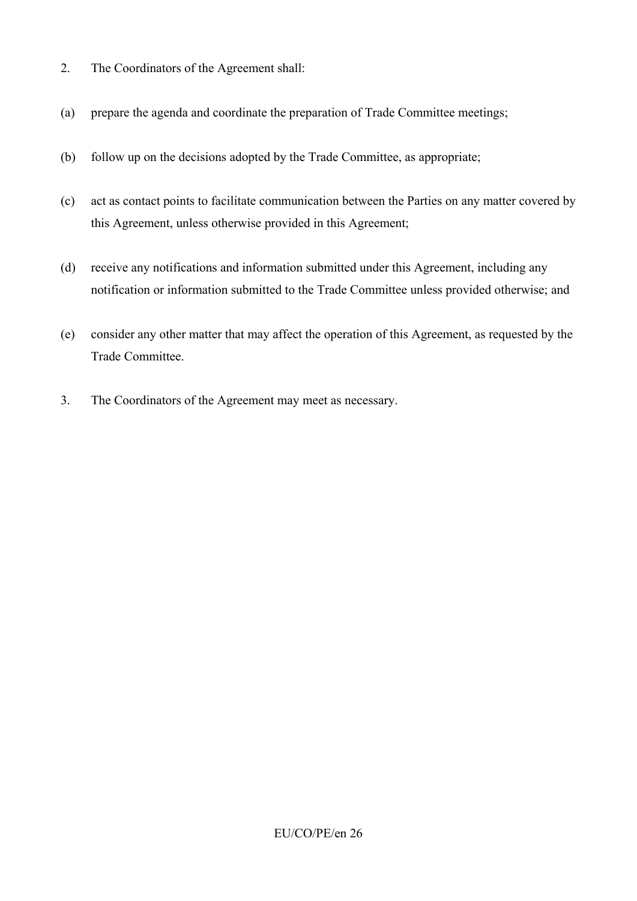2. The Coordinators of the Agreement shall:

(a) prepare the agenda and coordinate the preparation of Trade Committee meetings;

(b) follow up on the decisions adopted by the Trade Committee, as appropriate;

(c) act as contact points to facilitate communication between the Parties on any matter covered by this Agreement, unless otherwise provided in this Agreement;

(d) receive any notifications and information submitted under this Agreement, including any notification or information submitted to the Trade Committee unless provided otherwise; and

(e) consider any other matter that may affect the operation of this Agreement, as requested by the Trade Committee.

3. The Coordinators of the Agreement may meet as necessary.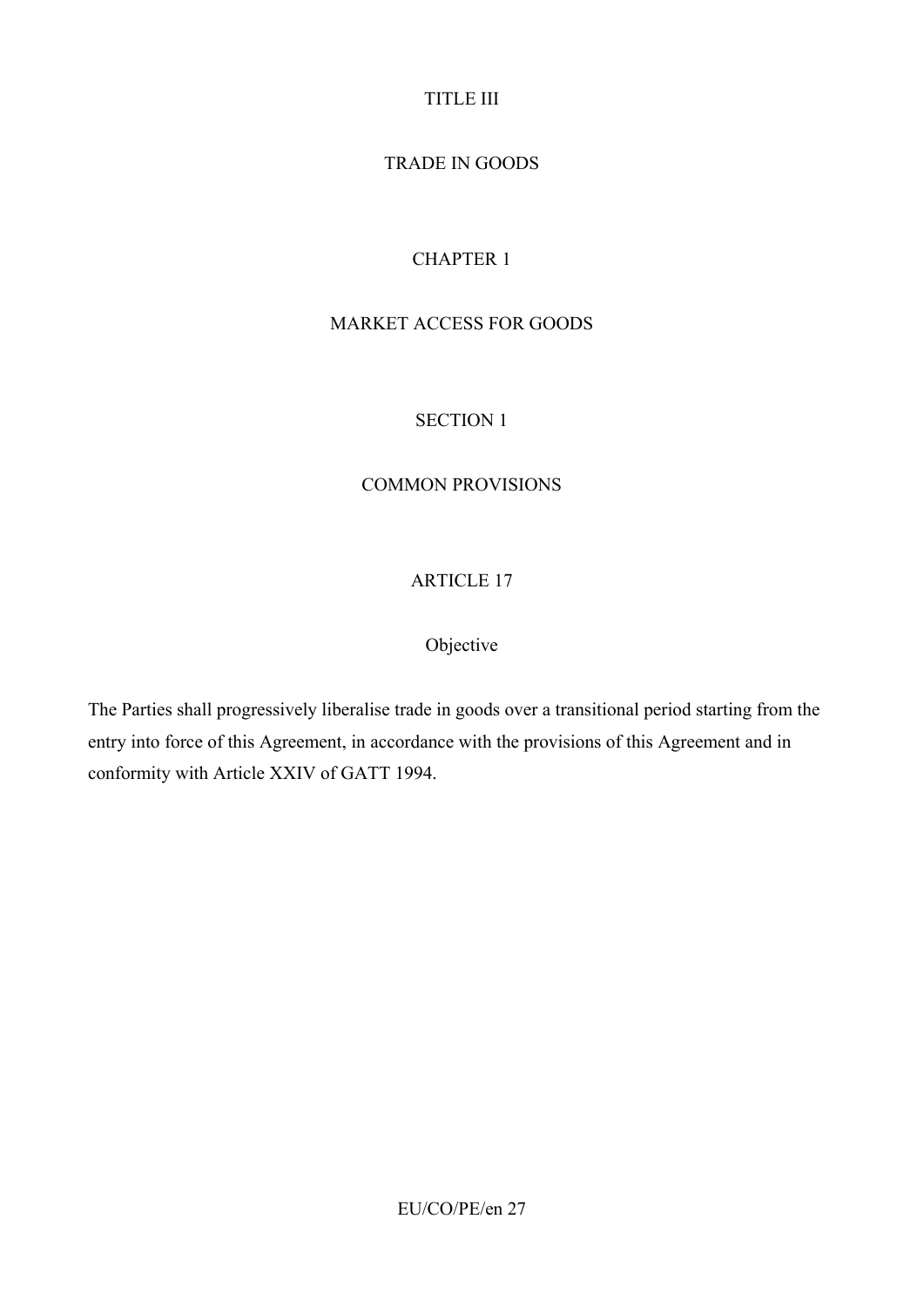# TITLE III

# TRADE IN GOODS

## CHAPTER 1

## MARKET ACCESS FOR GOODS

### SECTION 1

### COMMON PROVISIONS

#### ARTICLE 17

#### Objective

The Parties shall progressively liberalise trade in goods over a transitional period starting from the entry into force of this Agreement, in accordance with the provisions of this Agreement and in conformity with Article XXIV of GATT 1994.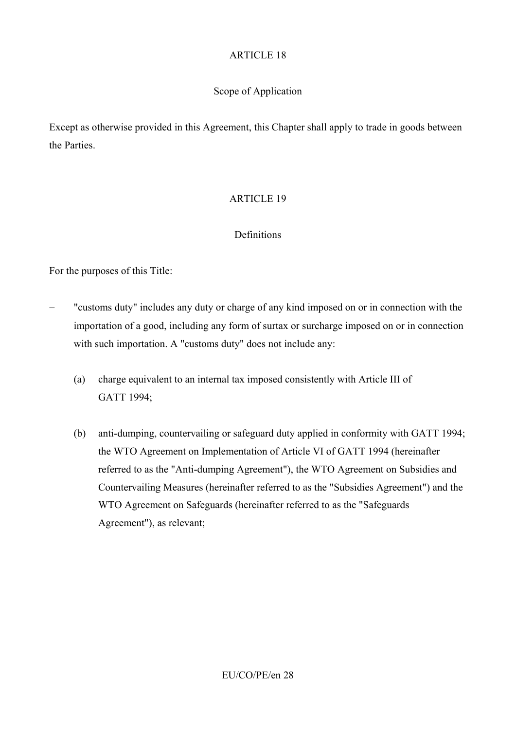## ARTICLE 18

### Scope of Application

Except as otherwise provided in this Agreement, this Chapter shall apply to trade in goods between the Parties.

## ARTICLE 19

### Definitions

For the purposes of this Title:

– "customs duty" includes any duty or charge of any kind imposed on or in connection with the importation of a good, including any form of surtax or surcharge imposed on or in connection with such importation. A "customs duty" does not include any:

  (a) charge equivalent to an internal tax imposed consistently with Article III of GATT 1994;

  (b) anti-dumping, countervailing or safeguard duty applied in conformity with GATT 1994; the WTO Agreement on Implementation of Article VI of GATT 1994 (hereinafter referred to as the "Anti-dumping Agreement"), the WTO Agreement on Subsidies and Countervailing Measures (hereinafter referred to as the "Subsidies Agreement") and the WTO Agreement on Safeguards (hereinafter referred to as the "Safeguards Agreement"), as relevant;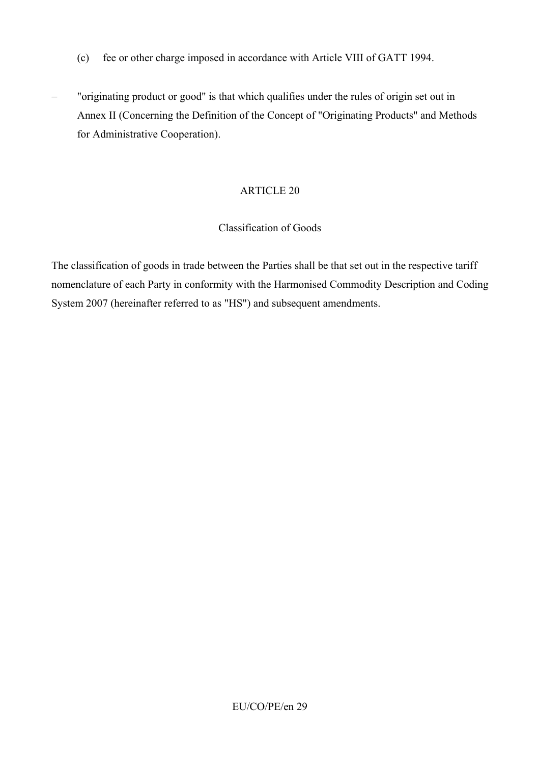(c) fee or other charge imposed in accordance with Article VIII of GATT 1994.

– "originating product or good" is that which qualifies under the rules of origin set out in Annex II (Concerning the Definition of the Concept of "Originating Products" and Methods for Administrative Cooperation).

## ARTICLE 20

### Classification of Goods

The classification of goods in trade between the Parties shall be that set out in the respective tariff nomenclature of each Party in conformity with the Harmonised Commodity Description and Coding System 2007 (hereinafter referred to as "HS") and subsequent amendments.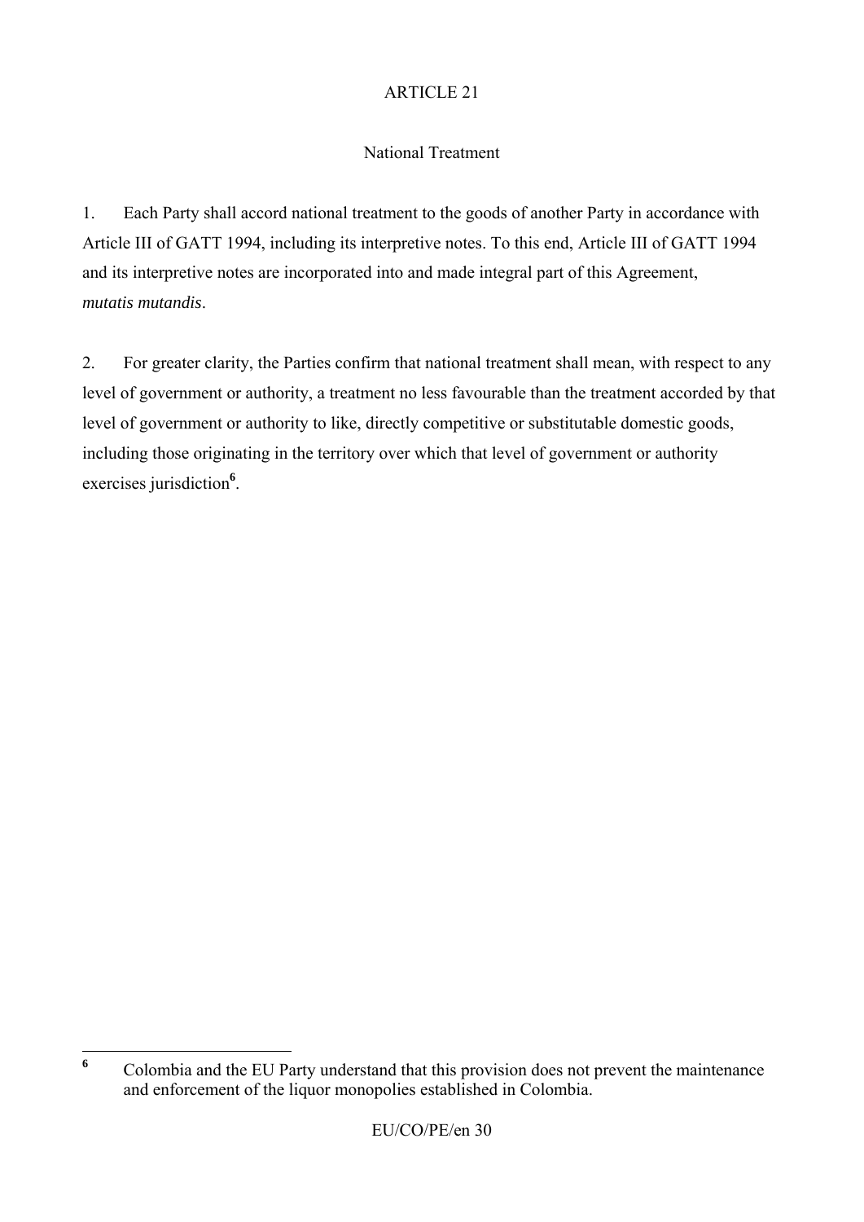## ARTICLE 21

### National Treatment

1. Each Party shall accord national treatment to the goods of another Party in accordance with Article III of GATT 1994, including its interpretive notes. To this end, Article III of GATT 1994 and its interpretive notes are incorporated into and made integral part of this Agreement, *mutatis mutandis*.

2. For greater clarity, the Parties confirm that national treatment shall mean, with respect to any level of government or authority, a treatment no less favourable than the treatment accorded by that level of government or authority to like, directly competitive or substitutable domestic goods, including those originating in the territory over which that level of government or authority exercises jurisdiction[6].

---

[6] Colombia and the EU Party understand that this provision does not prevent the maintenance and enforcement of the liquor monopolies established in Colombia.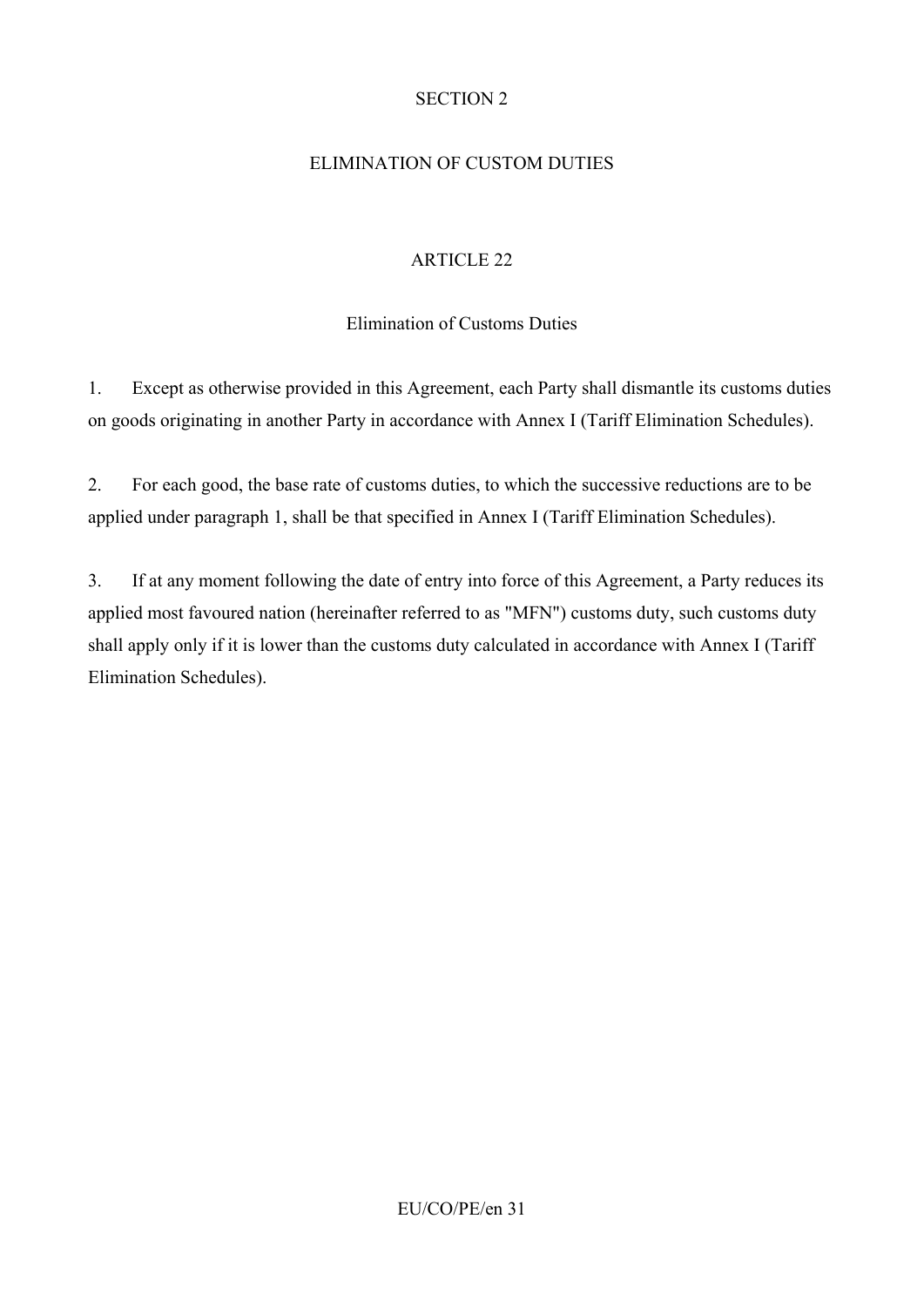## SECTION 2

## ELIMINATION OF CUSTOM DUTIES

### ARTICLE 22

### Elimination of Customs Duties

1. Except as otherwise provided in this Agreement, each Party shall dismantle its customs duties on goods originating in another Party in accordance with Annex I (Tariff Elimination Schedules).

2. For each good, the base rate of customs duties, to which the successive reductions are to be applied under paragraph 1, shall be that specified in Annex I (Tariff Elimination Schedules).

3. If at any moment following the date of entry into force of this Agreement, a Party reduces its applied most favoured nation (hereinafter referred to as "MFN") customs duty, such customs duty shall apply only if it is lower than the customs duty calculated in accordance with Annex I (Tariff Elimination Schedules).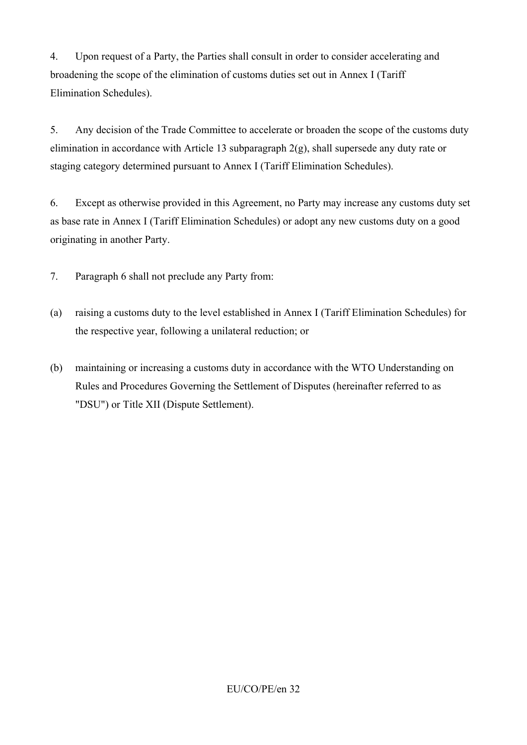4. Upon request of a Party, the Parties shall consult in order to consider accelerating and broadening the scope of the elimination of customs duties set out in Annex I (Tariff Elimination Schedules).

5. Any decision of the Trade Committee to accelerate or broaden the scope of the customs duty elimination in accordance with Article 13 subparagraph 2(g), shall supersede any duty rate or staging category determined pursuant to Annex I (Tariff Elimination Schedules).

6. Except as otherwise provided in this Agreement, no Party may increase any customs duty set as base rate in Annex I (Tariff Elimination Schedules) or adopt any new customs duty on a good originating in another Party.

7. Paragraph 6 shall not preclude any Party from:

(a) raising a customs duty to the level established in Annex I (Tariff Elimination Schedules) for the respective year, following a unilateral reduction; or

(b) maintaining or increasing a customs duty in accordance with the WTO Understanding on Rules and Procedures Governing the Settlement of Disputes (hereinafter referred to as "DSU") or Title XII (Dispute Settlement).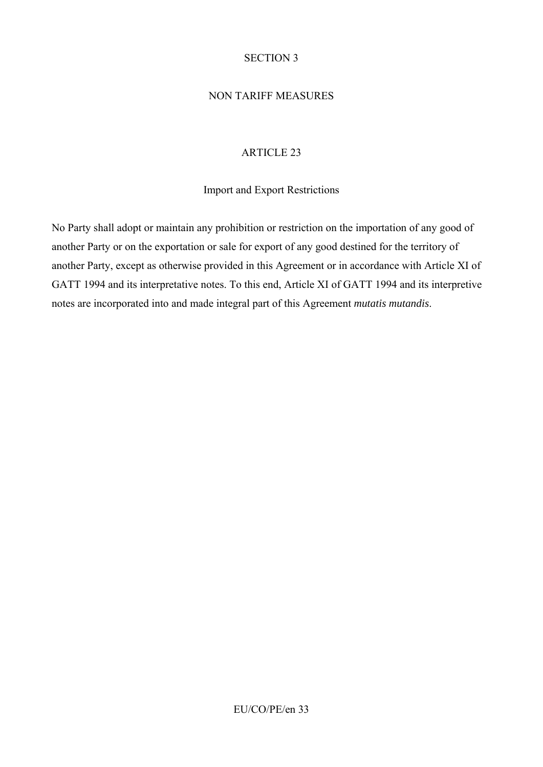## SECTION 3

## NON TARIFF MEASURES

### ARTICLE 23

### Import and Export Restrictions

No Party shall adopt or maintain any prohibition or restriction on the importation of any good of another Party or on the exportation or sale for export of any good destined for the territory of another Party, except as otherwise provided in this Agreement or in accordance with Article XI of GATT 1994 and its interpretative notes. To this end, Article XI of GATT 1994 and its interpretive notes are incorporated into and made integral part of this Agreement *mutatis mutandis*.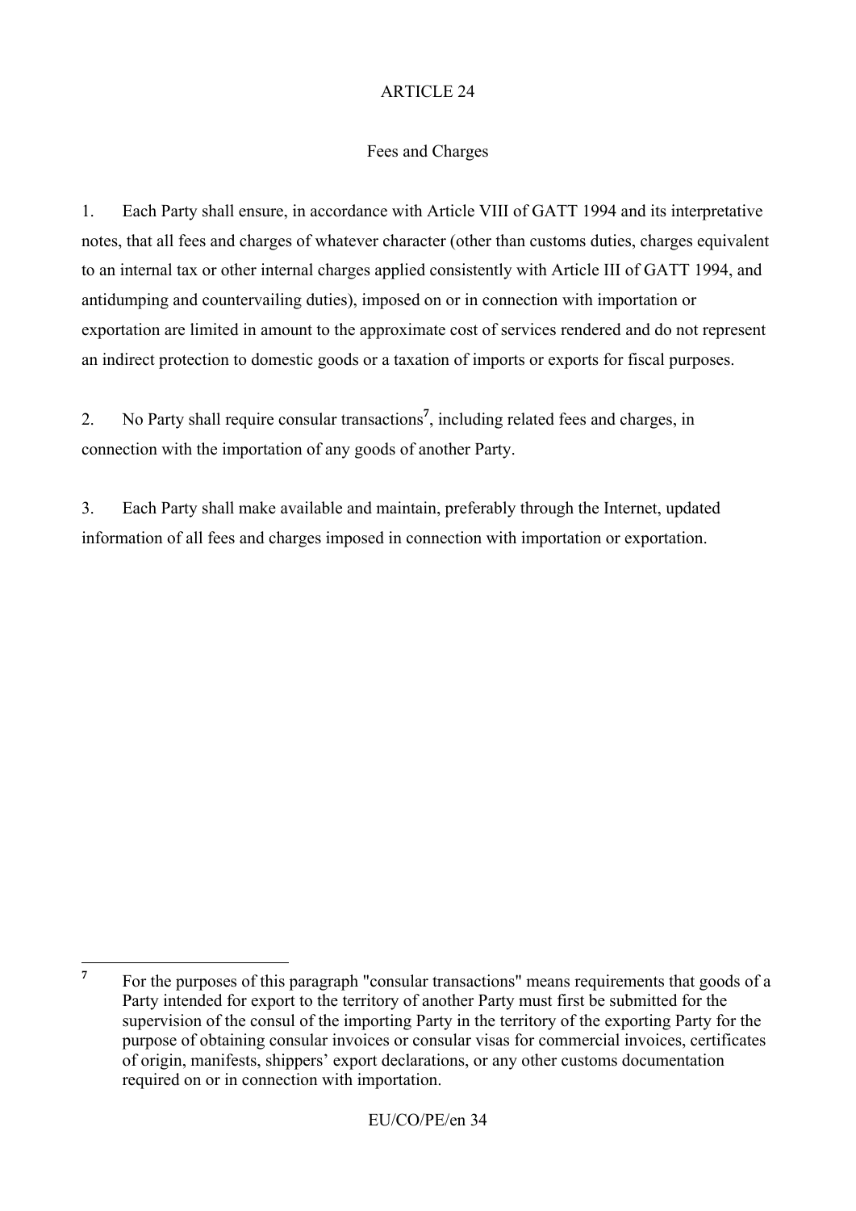## ARTICLE 24

### Fees and Charges

1. Each Party shall ensure, in accordance with Article VIII of GATT 1994 and its interpretative notes, that all fees and charges of whatever character (other than customs duties, charges equivalent to an internal tax or other internal charges applied consistently with Article III of GATT 1994, and antidumping and countervailing duties), imposed on or in connection with importation or exportation are limited in amount to the approximate cost of services rendered and do not represent an indirect protection to domestic goods or a taxation of imports or exports for fiscal purposes.

2. No Party shall require consular transactions[7], including related fees and charges, in connection with the importation of any goods of another Party.

3. Each Party shall make available and maintain, preferably through the Internet, updated information of all fees and charges imposed in connection with importation or exportation.

---

[7] For the purposes of this paragraph "consular transactions" means requirements that goods of a Party intended for export to the territory of another Party must first be submitted for the supervision of the consul of the importing Party in the territory of the exporting Party for the purpose of obtaining consular invoices or consular visas for commercial invoices, certificates of origin, manifests, shippers' export declarations, or any other customs documentation required on or in connection with importation.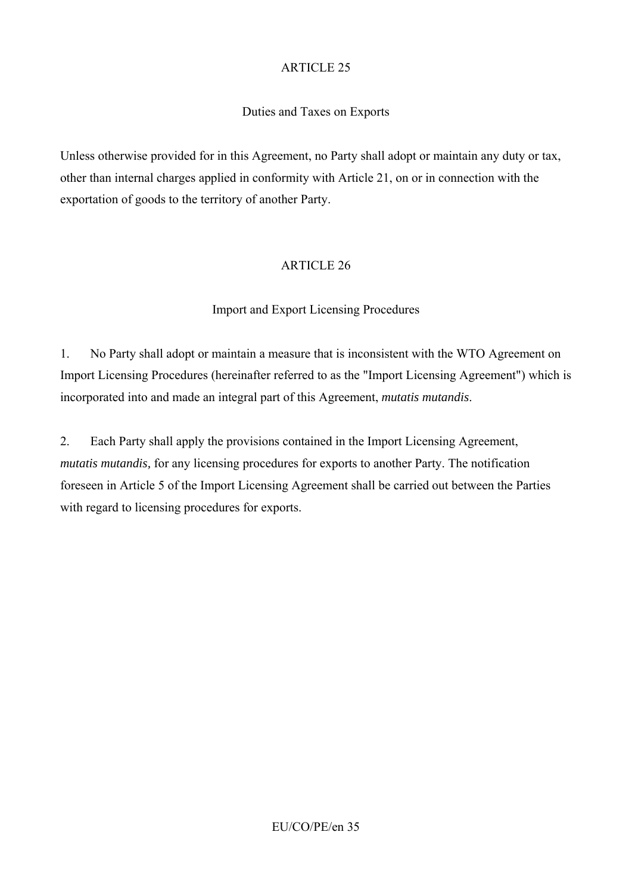## ARTICLE 25

### Duties and Taxes on Exports

Unless otherwise provided for in this Agreement, no Party shall adopt or maintain any duty or tax, other than internal charges applied in conformity with Article 21, on or in connection with the exportation of goods to the territory of another Party.

## ARTICLE 26

### Import and Export Licensing Procedures

1. No Party shall adopt or maintain a measure that is inconsistent with the WTO Agreement on Import Licensing Procedures (hereinafter referred to as the "Import Licensing Agreement") which is incorporated into and made an integral part of this Agreement, *mutatis mutandis*.

2. Each Party shall apply the provisions contained in the Import Licensing Agreement, *mutatis mutandis,* for any licensing procedures for exports to another Party. The notification foreseen in Article 5 of the Import Licensing Agreement shall be carried out between the Parties with regard to licensing procedures for exports.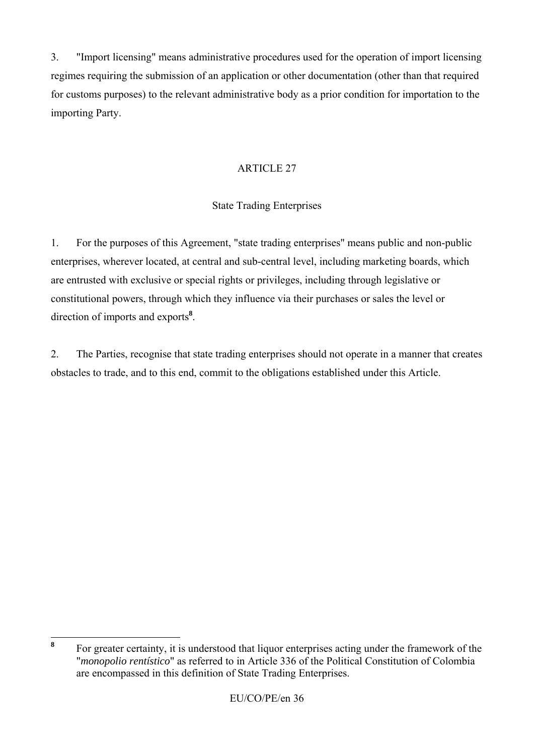3. "Import licensing" means administrative procedures used for the operation of import licensing regimes requiring the submission of an application or other documentation (other than that required for customs purposes) to the relevant administrative body as a prior condition for importation to the importing Party.

## ARTICLE 27

### State Trading Enterprises

1. For the purposes of this Agreement, "state trading enterprises" means public and non-public enterprises, wherever located, at central and sub-central level, including marketing boards, which are entrusted with exclusive or special rights or privileges, including through legislative or constitutional powers, through which they influence via their purchases or sales the level or direction of imports and exports[8].

2. The Parties, recognise that state trading enterprises should not operate in a manner that creates obstacles to trade, and to this end, commit to the obligations established under this Article.

---

[8] For greater certainty, it is understood that liquor enterprises acting under the framework of the "*monopolio rentístico*" as referred to in Article 336 of the Political Constitution of Colombia are encompassed in this definition of State Trading Enterprises.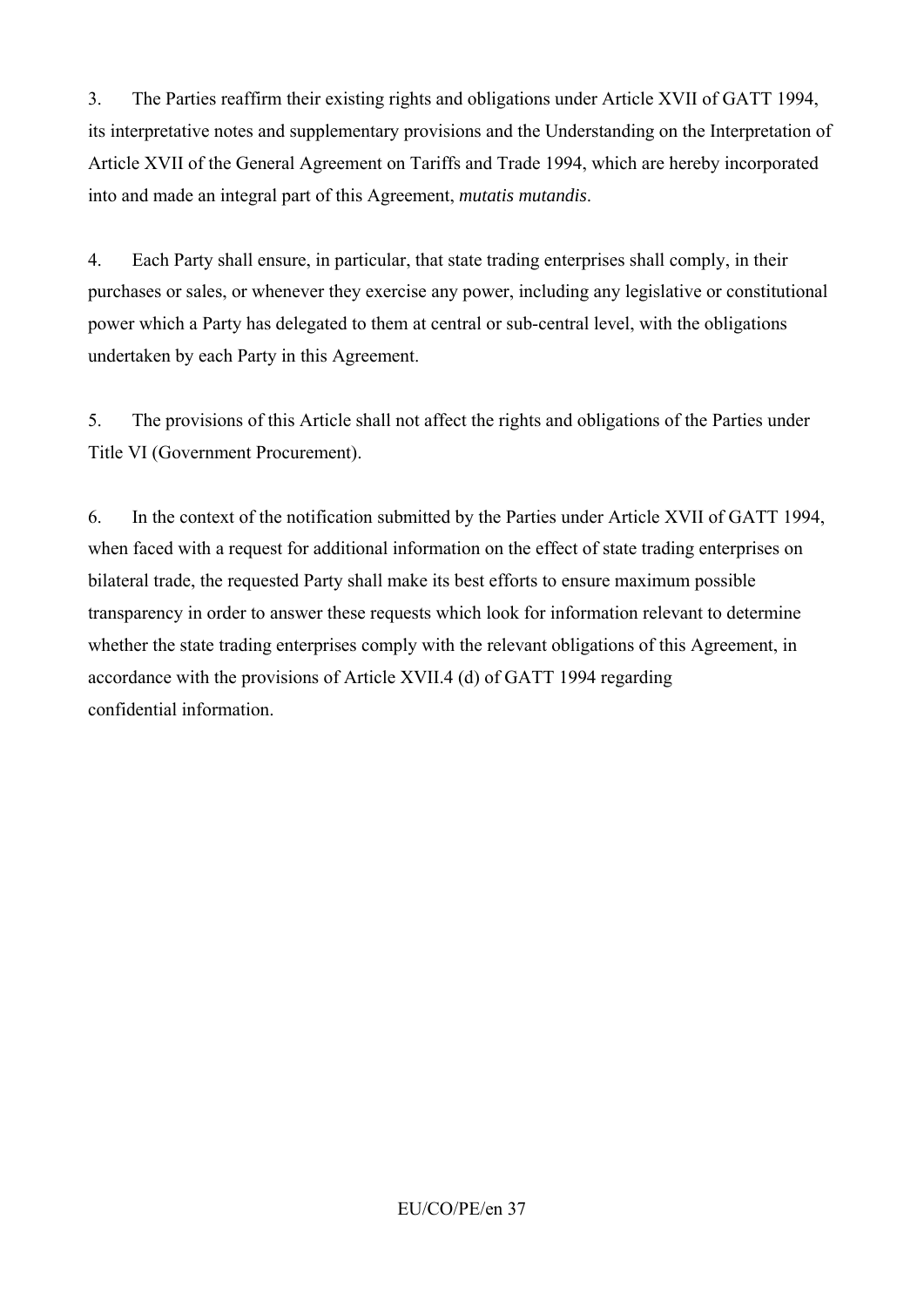3. The Parties reaffirm their existing rights and obligations under Article XVII of GATT 1994, its interpretative notes and supplementary provisions and the Understanding on the Interpretation of Article XVII of the General Agreement on Tariffs and Trade 1994, which are hereby incorporated into and made an integral part of this Agreement, *mutatis mutandis*.

4. Each Party shall ensure, in particular, that state trading enterprises shall comply, in their purchases or sales, or whenever they exercise any power, including any legislative or constitutional power which a Party has delegated to them at central or sub-central level, with the obligations undertaken by each Party in this Agreement.

5. The provisions of this Article shall not affect the rights and obligations of the Parties under Title VI (Government Procurement).

6. In the context of the notification submitted by the Parties under Article XVII of GATT 1994, when faced with a request for additional information on the effect of state trading enterprises on bilateral trade, the requested Party shall make its best efforts to ensure maximum possible transparency in order to answer these requests which look for information relevant to determine whether the state trading enterprises comply with the relevant obligations of this Agreement, in accordance with the provisions of Article XVII.4 (d) of GATT 1994 regarding confidential information.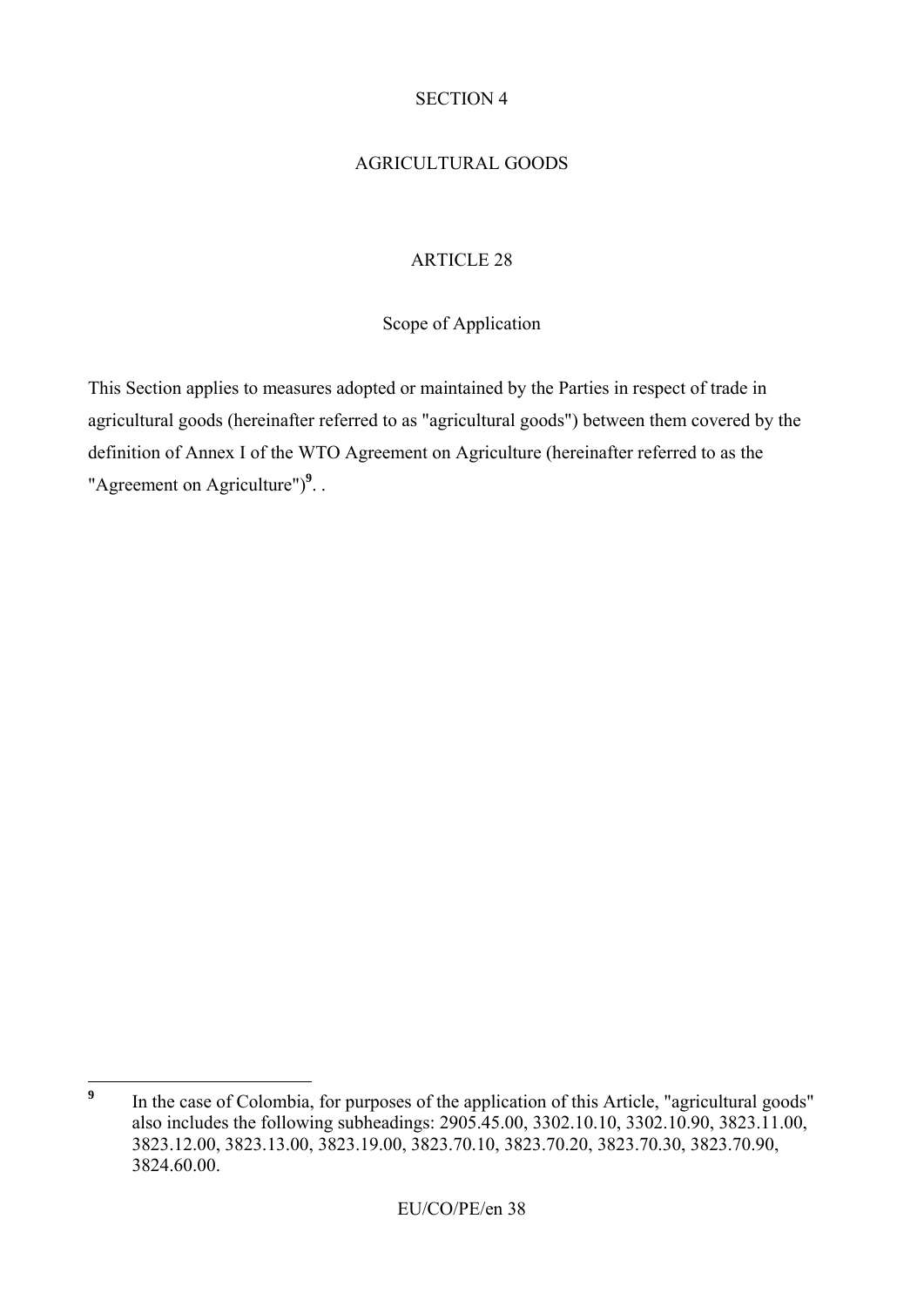SECTION 4

AGRICULTURAL GOODS

ARTICLE 28

Scope of Application

This Section applies to measures adopted or maintained by the Parties in respect of trade in agricultural goods (hereinafter referred to as "agricultural goods") between them covered by the definition of Annex I of the WTO Agreement on Agriculture (hereinafter referred to as the "Agreement on Agriculture")[9]. .

[9] In the case of Colombia, for purposes of the application of this Article, "agricultural goods" also includes the following subheadings: 2905.45.00, 3302.10.10, 3302.10.90, 3823.11.00, 3823.12.00, 3823.13.00, 3823.19.00, 3823.70.10, 3823.70.20, 3823.70.30, 3823.70.90, 3824.60.00.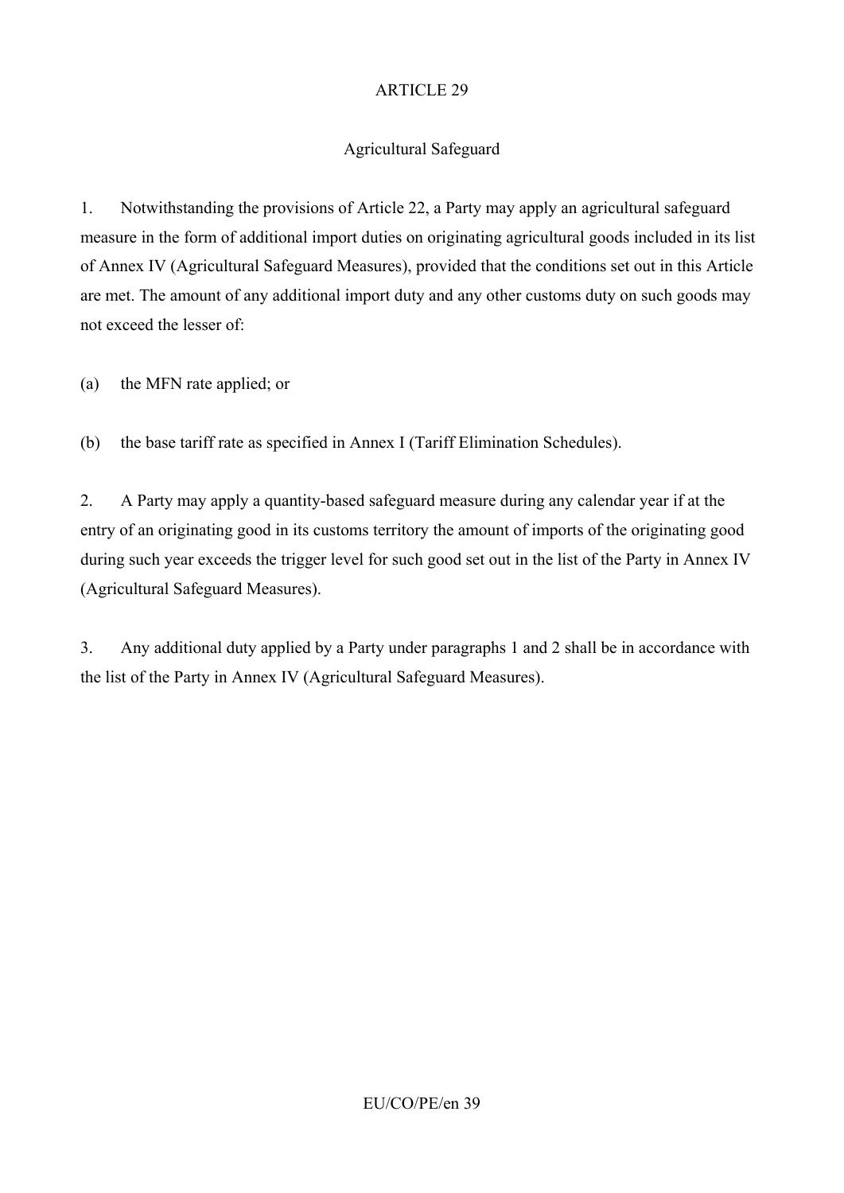## ARTICLE 29

### Agricultural Safeguard

1. Notwithstanding the provisions of Article 22, a Party may apply an agricultural safeguard measure in the form of additional import duties on originating agricultural goods included in its list of Annex IV (Agricultural Safeguard Measures), provided that the conditions set out in this Article are met. The amount of any additional import duty and any other customs duty on such goods may not exceed the lesser of:

(a) the MFN rate applied; or

(b) the base tariff rate as specified in Annex I (Tariff Elimination Schedules).

2. A Party may apply a quantity-based safeguard measure during any calendar year if at the entry of an originating good in its customs territory the amount of imports of the originating good during such year exceeds the trigger level for such good set out in the list of the Party in Annex IV (Agricultural Safeguard Measures).

3. Any additional duty applied by a Party under paragraphs 1 and 2 shall be in accordance with the list of the Party in Annex IV (Agricultural Safeguard Measures).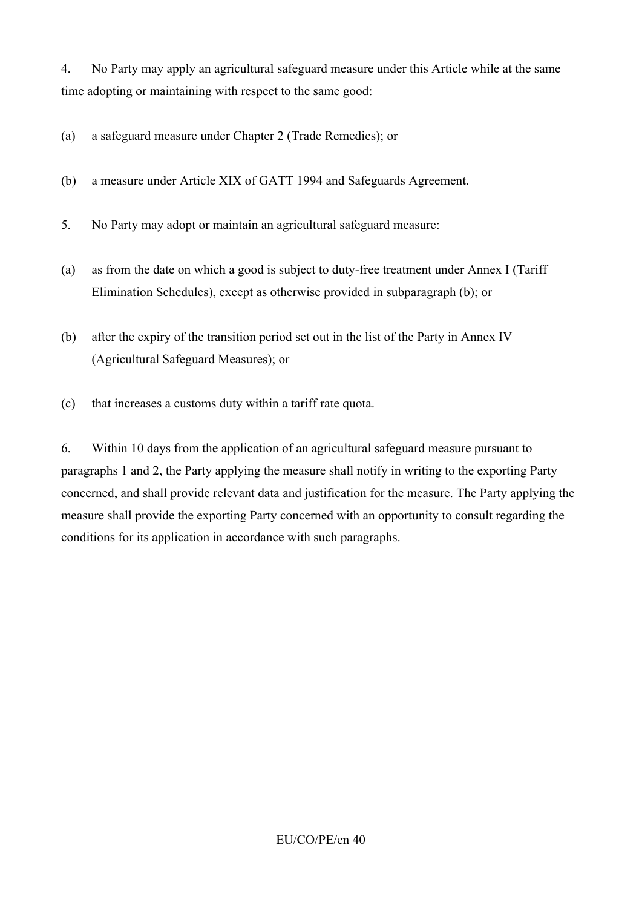4. No Party may apply an agricultural safeguard measure under this Article while at the same time adopting or maintaining with respect to the same good:

(a) a safeguard measure under Chapter 2 (Trade Remedies); or

(b) a measure under Article XIX of GATT 1994 and Safeguards Agreement.

5. No Party may adopt or maintain an agricultural safeguard measure:

(a) as from the date on which a good is subject to duty-free treatment under Annex I (Tariff Elimination Schedules), except as otherwise provided in subparagraph (b); or

(b) after the expiry of the transition period set out in the list of the Party in Annex IV (Agricultural Safeguard Measures); or

(c) that increases a customs duty within a tariff rate quota.

6. Within 10 days from the application of an agricultural safeguard measure pursuant to paragraphs 1 and 2, the Party applying the measure shall notify in writing to the exporting Party concerned, and shall provide relevant data and justification for the measure. The Party applying the measure shall provide the exporting Party concerned with an opportunity to consult regarding the conditions for its application in accordance with such paragraphs.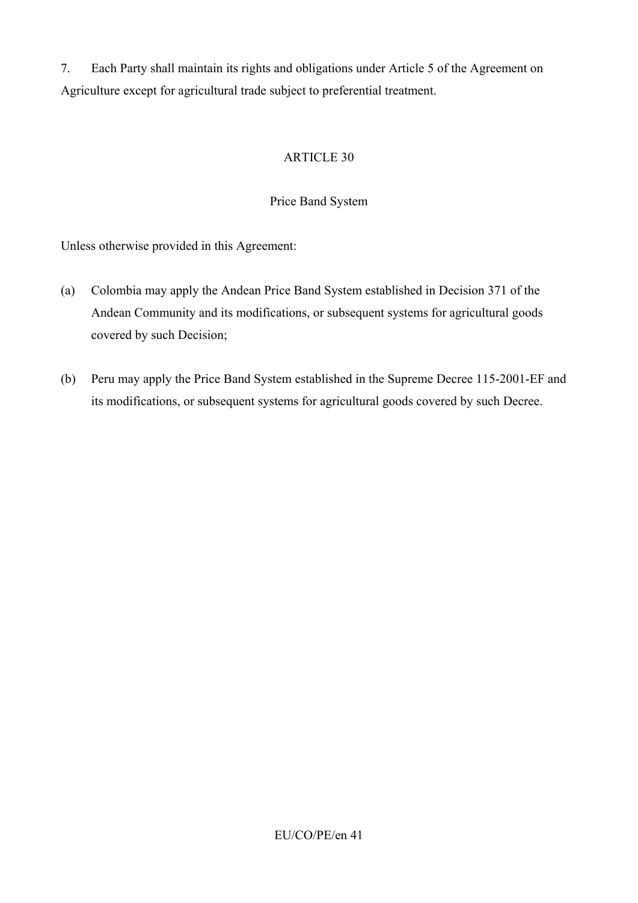7. Each Party shall maintain its rights and obligations under Article 5 of the Agreement on Agriculture except for agricultural trade subject to preferential treatment.

## ARTICLE 30

### Price Band System

Unless otherwise provided in this Agreement:

(a) Colombia may apply the Andean Price Band System established in Decision 371 of the Andean Community and its modifications, or subsequent systems for agricultural goods covered by such Decision;

(b) Peru may apply the Price Band System established in the Supreme Decree 115-2001-EF and its modifications, or subsequent systems for agricultural goods covered by such Decree.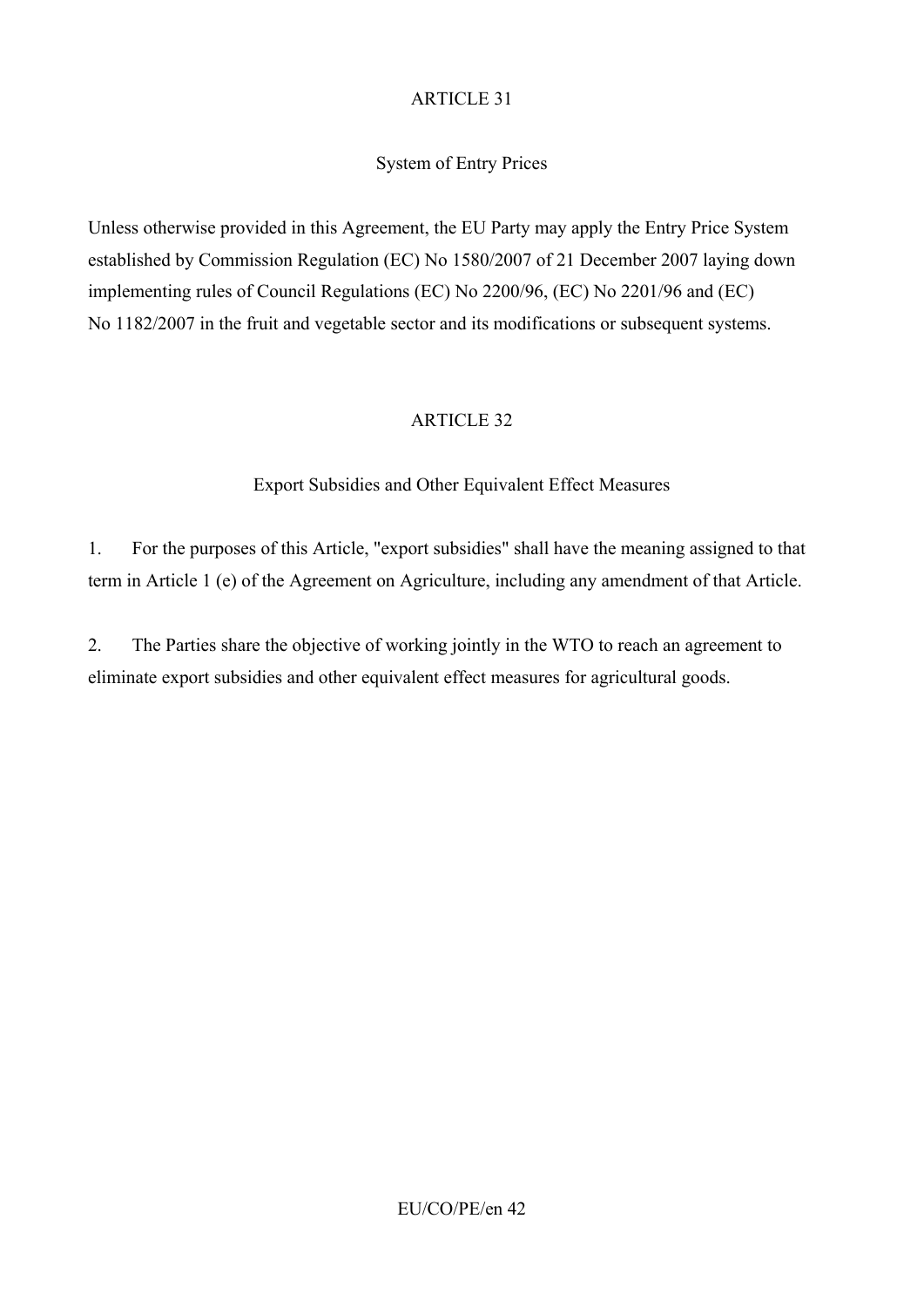## ARTICLE 31

### System of Entry Prices

Unless otherwise provided in this Agreement, the EU Party may apply the Entry Price System established by Commission Regulation (EC) No 1580/2007 of 21 December 2007 laying down implementing rules of Council Regulations (EC) No 2200/96, (EC) No 2201/96 and (EC) No 1182/2007 in the fruit and vegetable sector and its modifications or subsequent systems.

## ARTICLE 32

### Export Subsidies and Other Equivalent Effect Measures

1. For the purposes of this Article, "export subsidies" shall have the meaning assigned to that term in Article 1 (e) of the Agreement on Agriculture, including any amendment of that Article.

2. The Parties share the objective of working jointly in the WTO to reach an agreement to eliminate export subsidies and other equivalent effect measures for agricultural goods.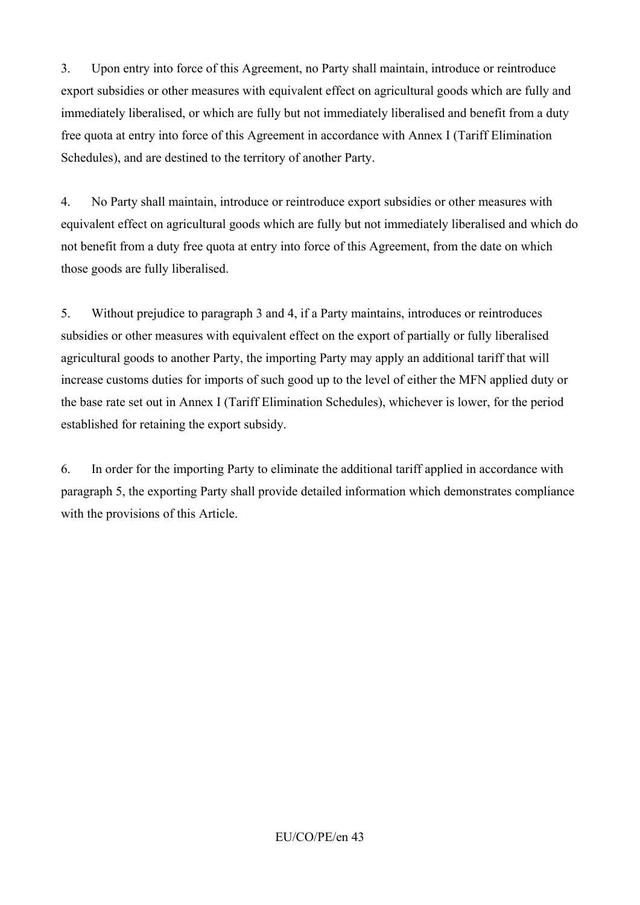3. Upon entry into force of this Agreement, no Party shall maintain, introduce or reintroduce export subsidies or other measures with equivalent effect on agricultural goods which are fully and immediately liberalised, or which are fully but not immediately liberalised and benefit from a duty free quota at entry into force of this Agreement in accordance with Annex I (Tariff Elimination Schedules), and are destined to the territory of another Party.

4. No Party shall maintain, introduce or reintroduce export subsidies or other measures with equivalent effect on agricultural goods which are fully but not immediately liberalised and which do not benefit from a duty free quota at entry into force of this Agreement, from the date on which those goods are fully liberalised.

5. Without prejudice to paragraph 3 and 4, if a Party maintains, introduces or reintroduces subsidies or other measures with equivalent effect on the export of partially or fully liberalised agricultural goods to another Party, the importing Party may apply an additional tariff that will increase customs duties for imports of such good up to the level of either the MFN applied duty or the base rate set out in Annex I (Tariff Elimination Schedules), whichever is lower, for the period established for retaining the export subsidy.

6. In order for the importing Party to eliminate the additional tariff applied in accordance with paragraph 5, the exporting Party shall provide detailed information which demonstrates compliance with the provisions of this Article.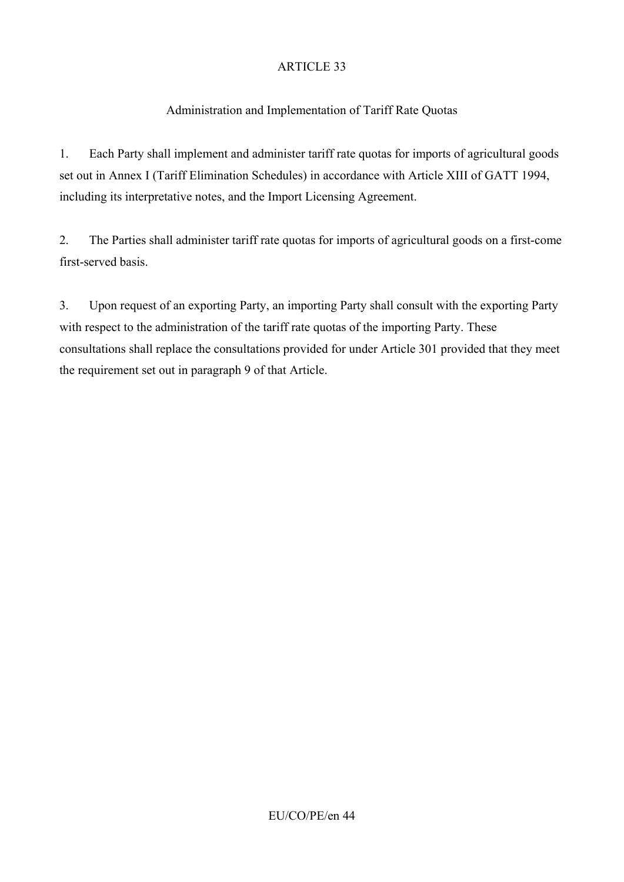## ARTICLE 33

### Administration and Implementation of Tariff Rate Quotas

1. Each Party shall implement and administer tariff rate quotas for imports of agricultural goods set out in Annex I (Tariff Elimination Schedules) in accordance with Article XIII of GATT 1994, including its interpretative notes, and the Import Licensing Agreement.

2. The Parties shall administer tariff rate quotas for imports of agricultural goods on a first-come first-served basis.

3. Upon request of an exporting Party, an importing Party shall consult with the exporting Party with respect to the administration of the tariff rate quotas of the importing Party. These consultations shall replace the consultations provided for under Article 301 provided that they meet the requirement set out in paragraph 9 of that Article.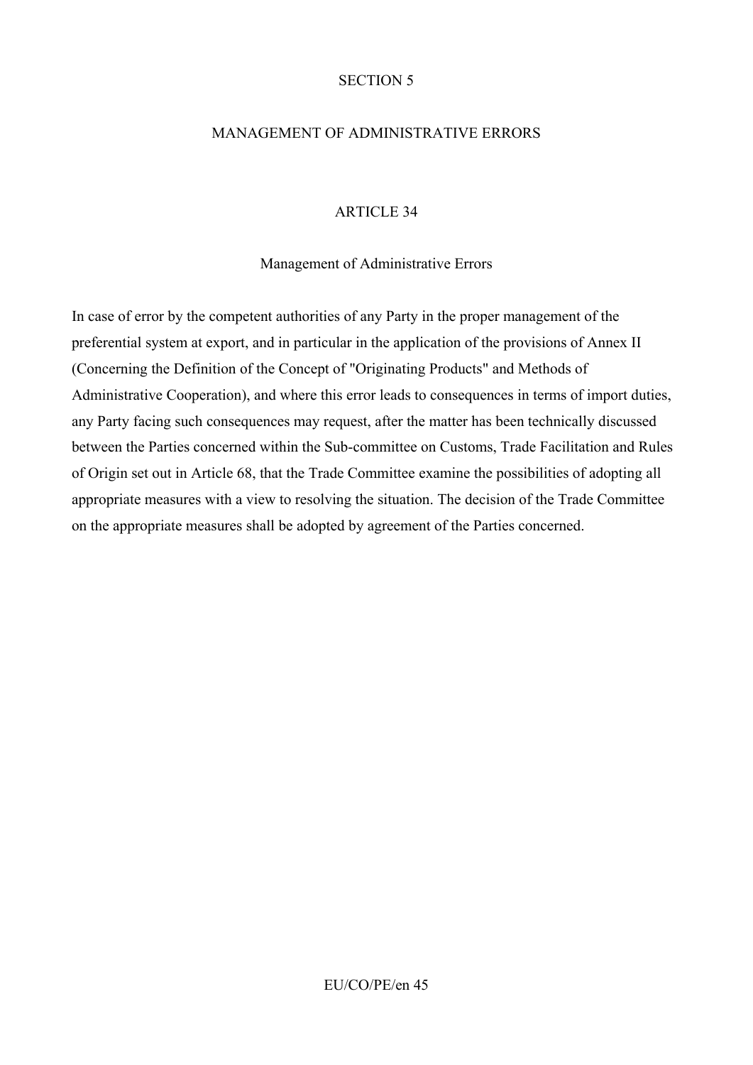## SECTION 5

## MANAGEMENT OF ADMINISTRATIVE ERRORS

### ARTICLE 34

### Management of Administrative Errors

In case of error by the competent authorities of any Party in the proper management of the preferential system at export, and in particular in the application of the provisions of Annex II (Concerning the Definition of the Concept of "Originating Products" and Methods of Administrative Cooperation), and where this error leads to consequences in terms of import duties, any Party facing such consequences may request, after the matter has been technically discussed between the Parties concerned within the Sub-committee on Customs, Trade Facilitation and Rules of Origin set out in Article 68, that the Trade Committee examine the possibilities of adopting all appropriate measures with a view to resolving the situation. The decision of the Trade Committee on the appropriate measures shall be adopted by agreement of the Parties concerned.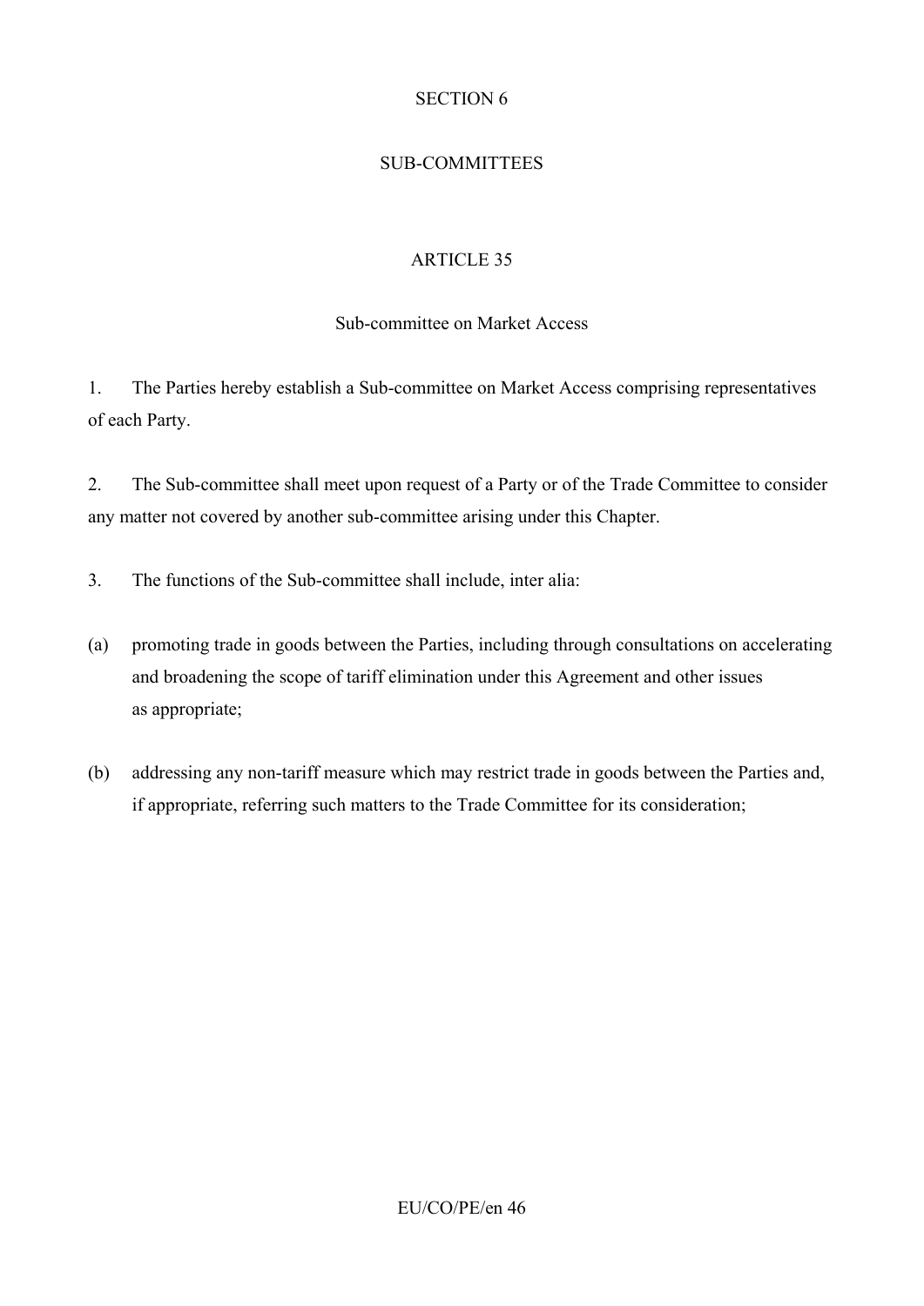## SECTION 6

## SUB-COMMITTEES

### ARTICLE 35

### Sub-committee on Market Access

1. The Parties hereby establish a Sub-committee on Market Access comprising representatives of each Party.

2. The Sub-committee shall meet upon request of a Party or of the Trade Committee to consider any matter not covered by another sub-committee arising under this Chapter.

3. The functions of the Sub-committee shall include, inter alia:

(a) promoting trade in goods between the Parties, including through consultations on accelerating and broadening the scope of tariff elimination under this Agreement and other issues as appropriate;

(b) addressing any non-tariff measure which may restrict trade in goods between the Parties and, if appropriate, referring such matters to the Trade Committee for its consideration;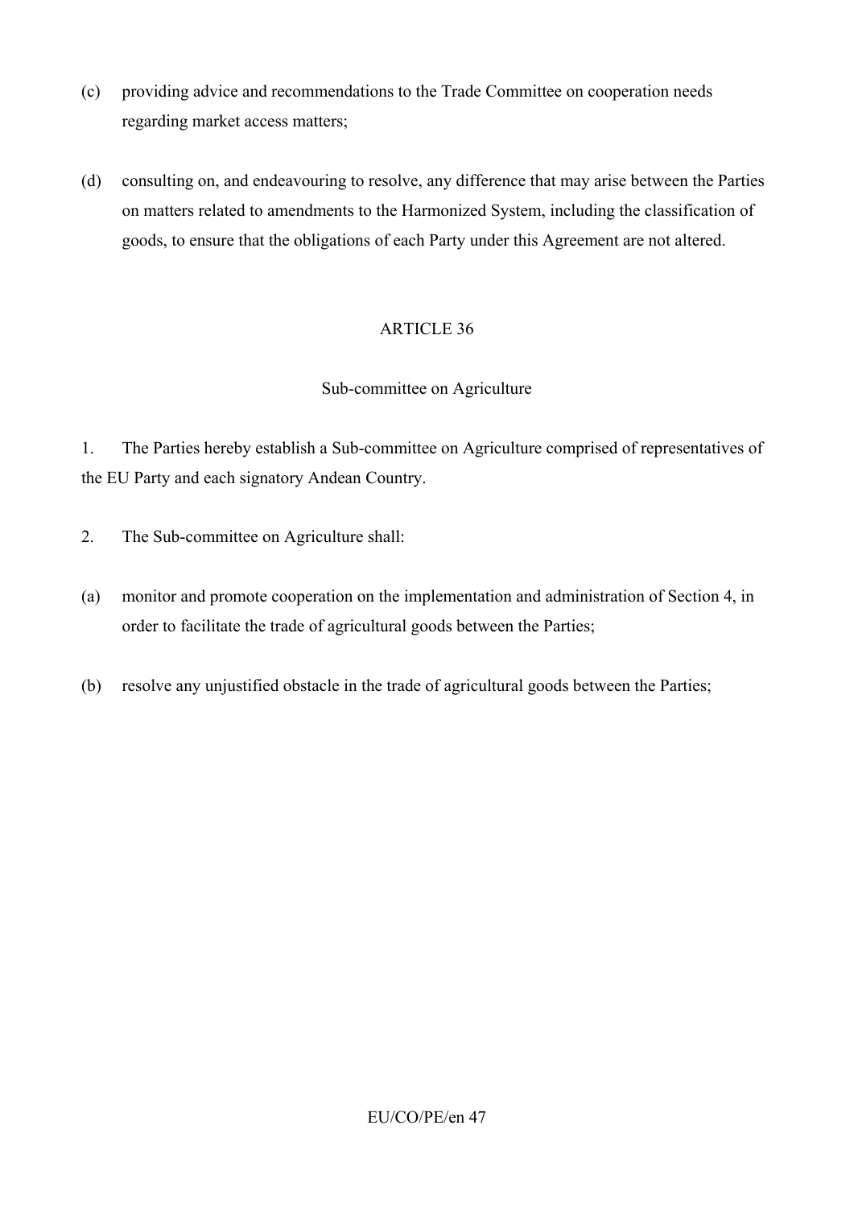(c) providing advice and recommendations to the Trade Committee on cooperation needs regarding market access matters;

(d) consulting on, and endeavouring to resolve, any difference that may arise between the Parties on matters related to amendments to the Harmonized System, including the classification of goods, to ensure that the obligations of each Party under this Agreement are not altered.

## ARTICLE 36

### Sub-committee on Agriculture

1. The Parties hereby establish a Sub-committee on Agriculture comprised of representatives of the EU Party and each signatory Andean Country.

2. The Sub-committee on Agriculture shall:

(a) monitor and promote cooperation on the implementation and administration of Section 4, in order to facilitate the trade of agricultural goods between the Parties;

(b) resolve any unjustified obstacle in the trade of agricultural goods between the Parties;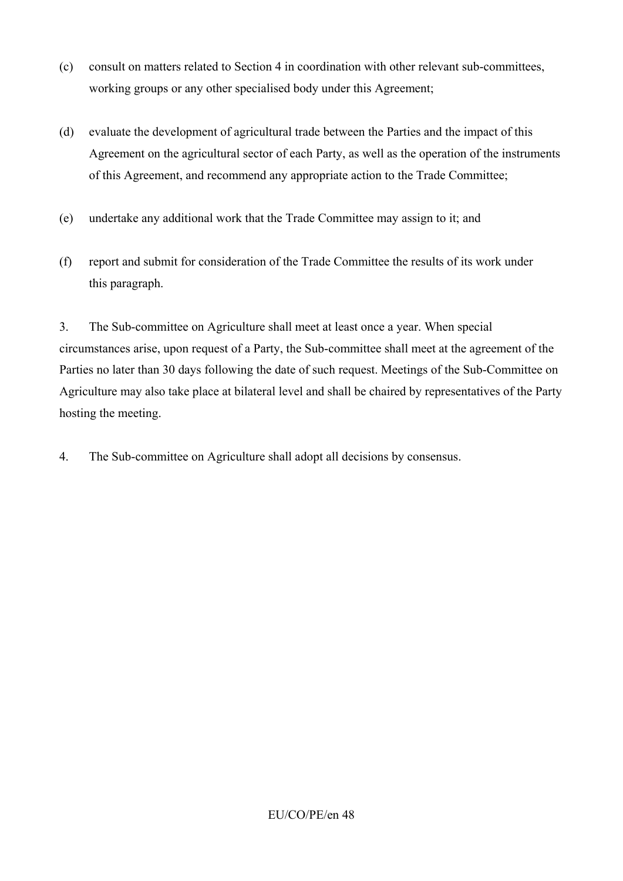(c) consult on matters related to Section 4 in coordination with other relevant sub-committees, working groups or any other specialised body under this Agreement;

(d) evaluate the development of agricultural trade between the Parties and the impact of this Agreement on the agricultural sector of each Party, as well as the operation of the instruments of this Agreement, and recommend any appropriate action to the Trade Committee;

(e) undertake any additional work that the Trade Committee may assign to it; and

(f) report and submit for consideration of the Trade Committee the results of its work under this paragraph.

3. The Sub-committee on Agriculture shall meet at least once a year. When special circumstances arise, upon request of a Party, the Sub-committee shall meet at the agreement of the Parties no later than 30 days following the date of such request. Meetings of the Sub-Committee on Agriculture may also take place at bilateral level and shall be chaired by representatives of the Party hosting the meeting.

4. The Sub-committee on Agriculture shall adopt all decisions by consensus.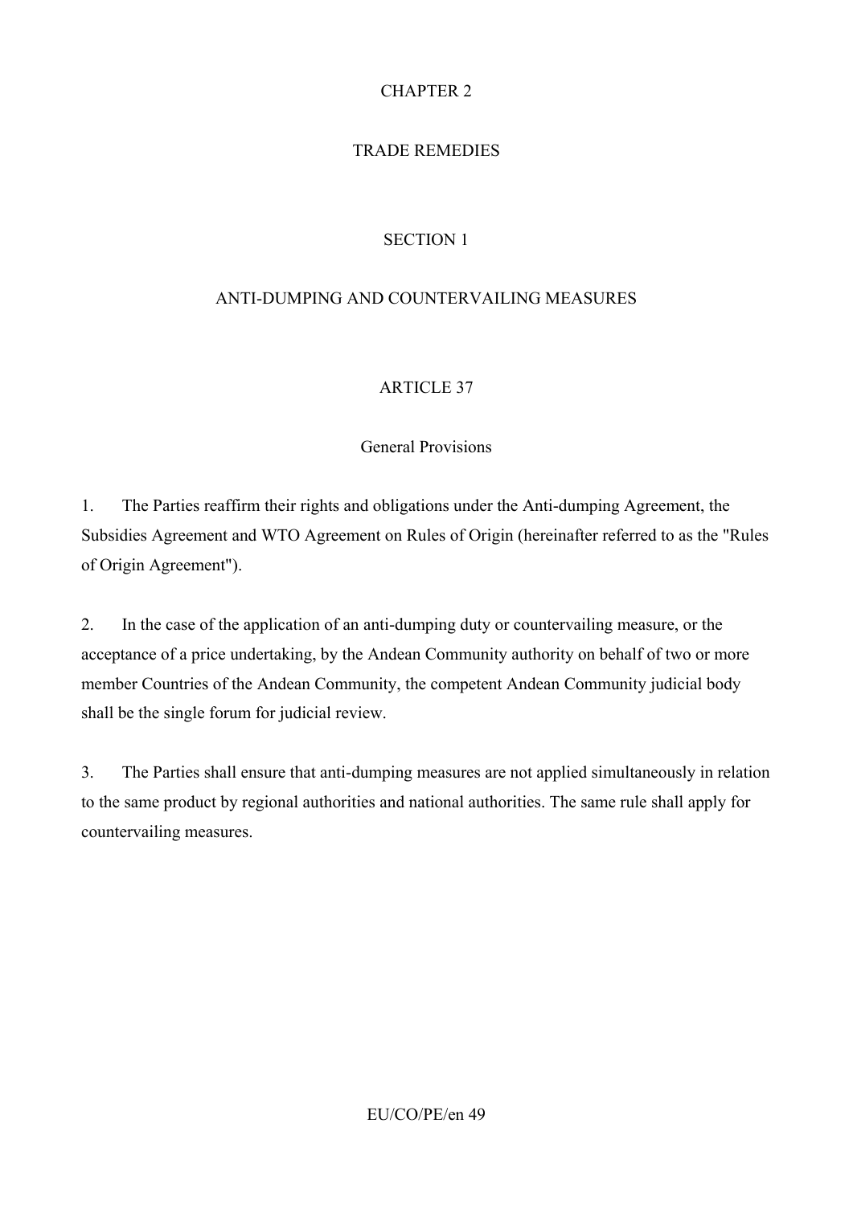# CHAPTER 2

# TRADE REMEDIES

## SECTION 1

## ANTI-DUMPING AND COUNTERVAILING MEASURES

### ARTICLE 37

### General Provisions

1. The Parties reaffirm their rights and obligations under the Anti-dumping Agreement, the Subsidies Agreement and WTO Agreement on Rules of Origin (hereinafter referred to as the "Rules of Origin Agreement").

2. In the case of the application of an anti-dumping duty or countervailing measure, or the acceptance of a price undertaking, by the Andean Community authority on behalf of two or more member Countries of the Andean Community, the competent Andean Community judicial body shall be the single forum for judicial review.

3. The Parties shall ensure that anti-dumping measures are not applied simultaneously in relation to the same product by regional authorities and national authorities. The same rule shall apply for countervailing measures.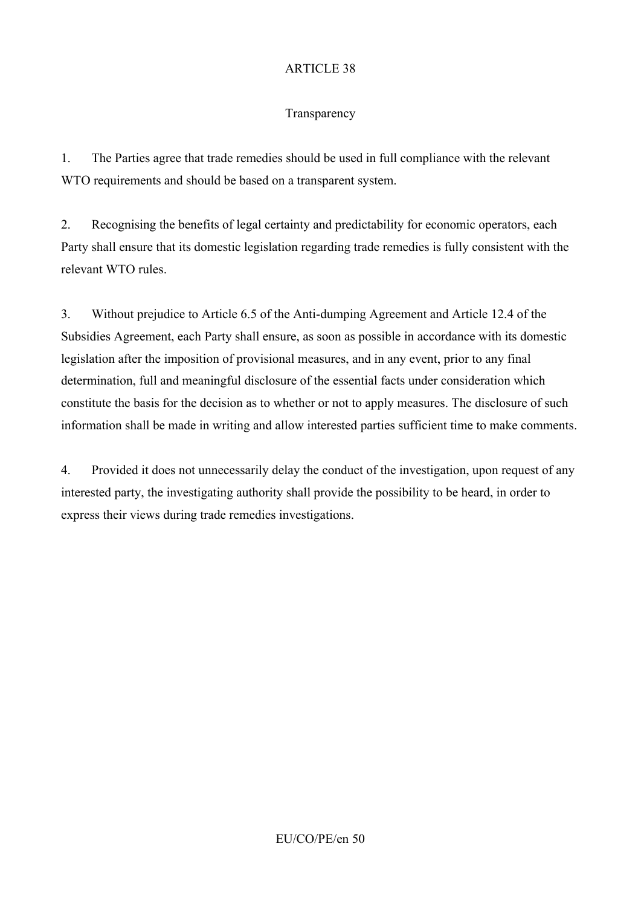## ARTICLE 38

### Transparency

1. The Parties agree that trade remedies should be used in full compliance with the relevant WTO requirements and should be based on a transparent system.

2. Recognising the benefits of legal certainty and predictability for economic operators, each Party shall ensure that its domestic legislation regarding trade remedies is fully consistent with the relevant WTO rules.

3. Without prejudice to Article 6.5 of the Anti-dumping Agreement and Article 12.4 of the Subsidies Agreement, each Party shall ensure, as soon as possible in accordance with its domestic legislation after the imposition of provisional measures, and in any event, prior to any final determination, full and meaningful disclosure of the essential facts under consideration which constitute the basis for the decision as to whether or not to apply measures. The disclosure of such information shall be made in writing and allow interested parties sufficient time to make comments.

4. Provided it does not unnecessarily delay the conduct of the investigation, upon request of any interested party, the investigating authority shall provide the possibility to be heard, in order to express their views during trade remedies investigations.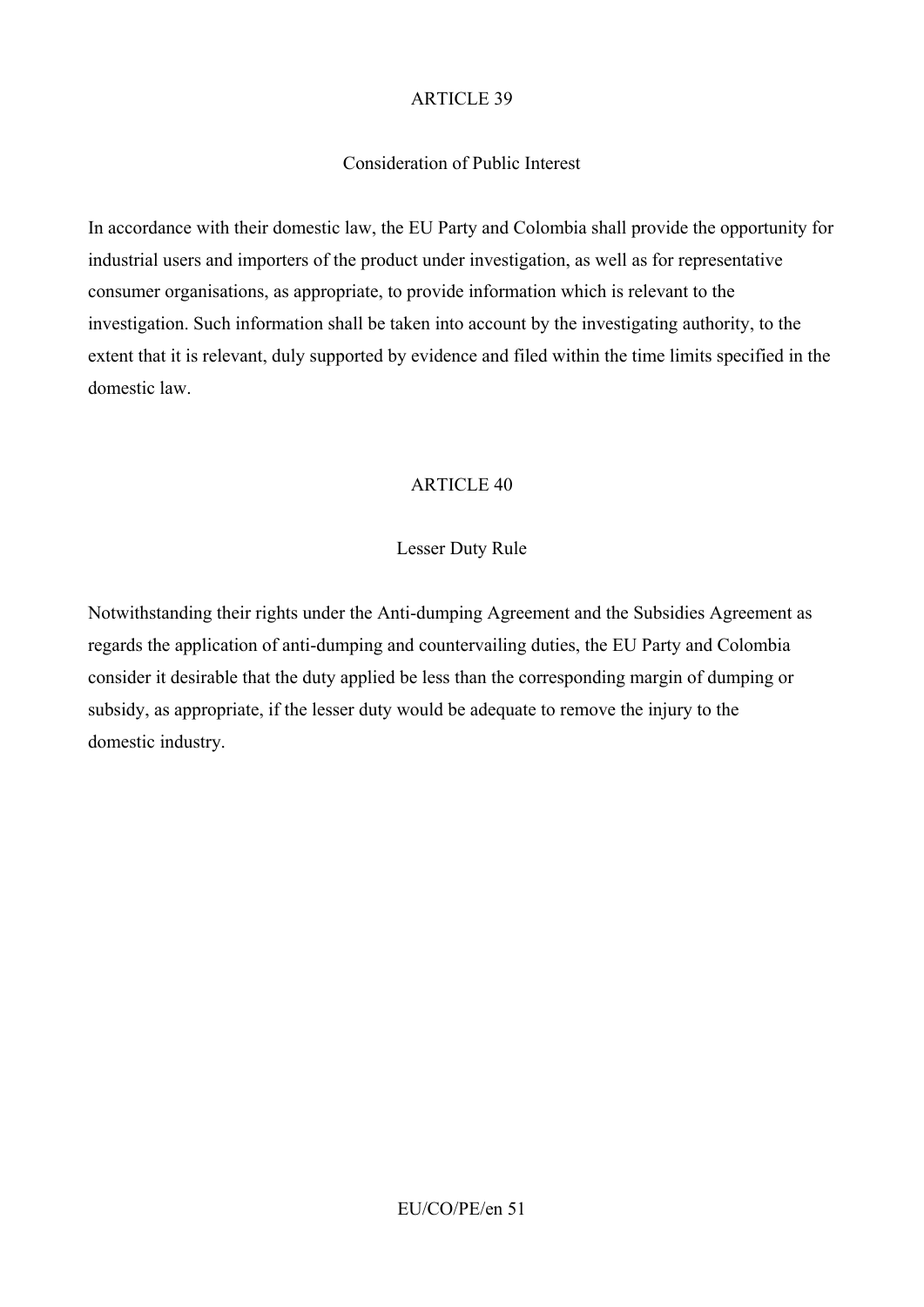## ARTICLE 39

### Consideration of Public Interest

In accordance with their domestic law, the EU Party and Colombia shall provide the opportunity for industrial users and importers of the product under investigation, as well as for representative consumer organisations, as appropriate, to provide information which is relevant to the investigation. Such information shall be taken into account by the investigating authority, to the extent that it is relevant, duly supported by evidence and filed within the time limits specified in the domestic law.

## ARTICLE 40

### Lesser Duty Rule

Notwithstanding their rights under the Anti-dumping Agreement and the Subsidies Agreement as regards the application of anti-dumping and countervailing duties, the EU Party and Colombia consider it desirable that the duty applied be less than the corresponding margin of dumping or subsidy, as appropriate, if the lesser duty would be adequate to remove the injury to the domestic industry.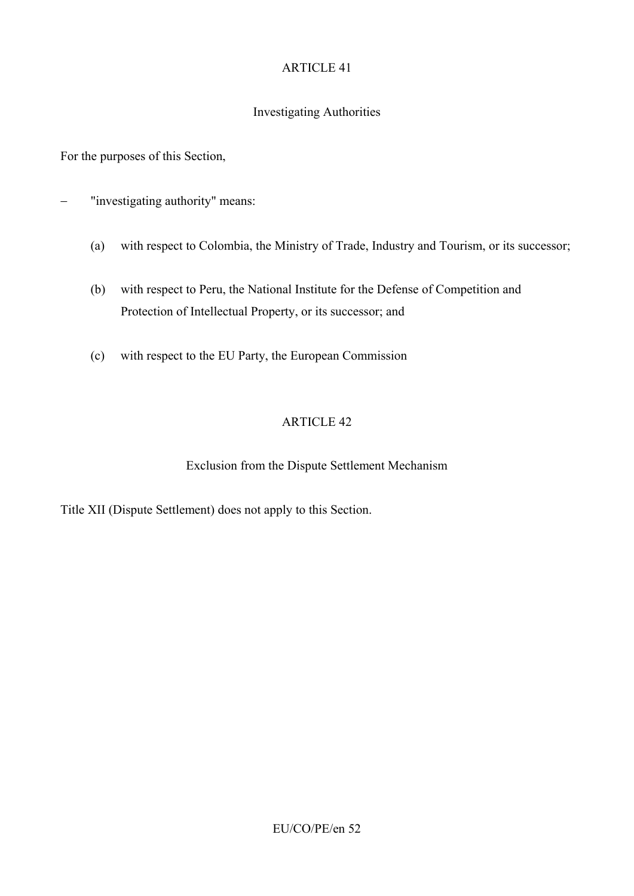## ARTICLE 41

### Investigating Authorities

For the purposes of this Section,

– "investigating authority" means:

  (a) with respect to Colombia, the Ministry of Trade, Industry and Tourism, or its successor;

  (b) with respect to Peru, the National Institute for the Defense of Competition and Protection of Intellectual Property, or its successor; and

  (c) with respect to the EU Party, the European Commission

## ARTICLE 42

### Exclusion from the Dispute Settlement Mechanism

Title XII (Dispute Settlement) does not apply to this Section.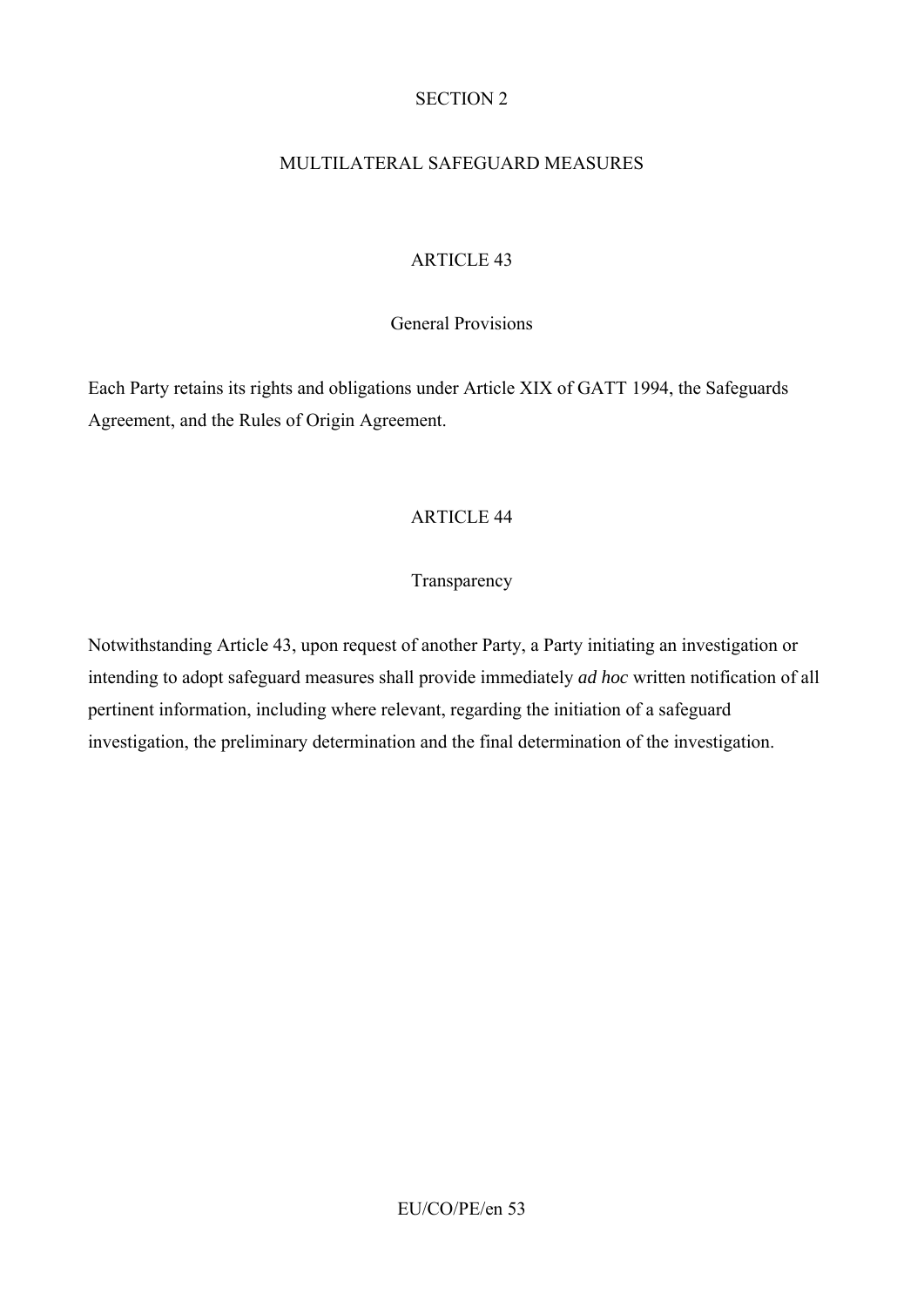## SECTION 2

## MULTILATERAL SAFEGUARD MEASURES

### ARTICLE 43

### General Provisions

Each Party retains its rights and obligations under Article XIX of GATT 1994, the Safeguards Agreement, and the Rules of Origin Agreement.

### ARTICLE 44

### Transparency

Notwithstanding Article 43, upon request of another Party, a Party initiating an investigation or intending to adopt safeguard measures shall provide immediately *ad hoc* written notification of all pertinent information, including where relevant, regarding the initiation of a safeguard investigation, the preliminary determination and the final determination of the investigation.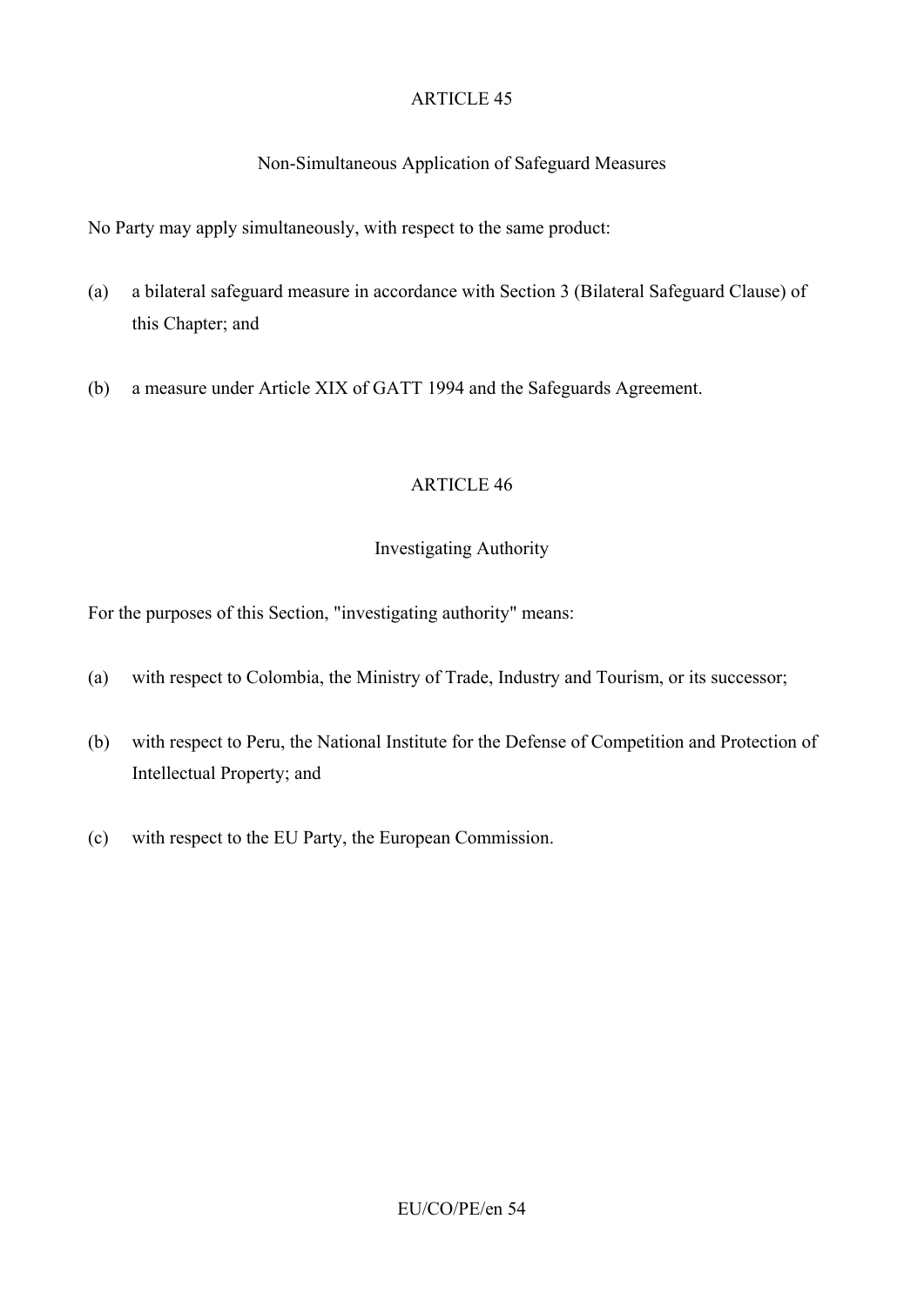## ARTICLE 45

### Non-Simultaneous Application of Safeguard Measures

No Party may apply simultaneously, with respect to the same product:

(a) a bilateral safeguard measure in accordance with Section 3 (Bilateral Safeguard Clause) of this Chapter; and

(b) a measure under Article XIX of GATT 1994 and the Safeguards Agreement.

## ARTICLE 46

### Investigating Authority

For the purposes of this Section, "investigating authority" means:

(a) with respect to Colombia, the Ministry of Trade, Industry and Tourism, or its successor;

(b) with respect to Peru, the National Institute for the Defense of Competition and Protection of Intellectual Property; and

(c) with respect to the EU Party, the European Commission.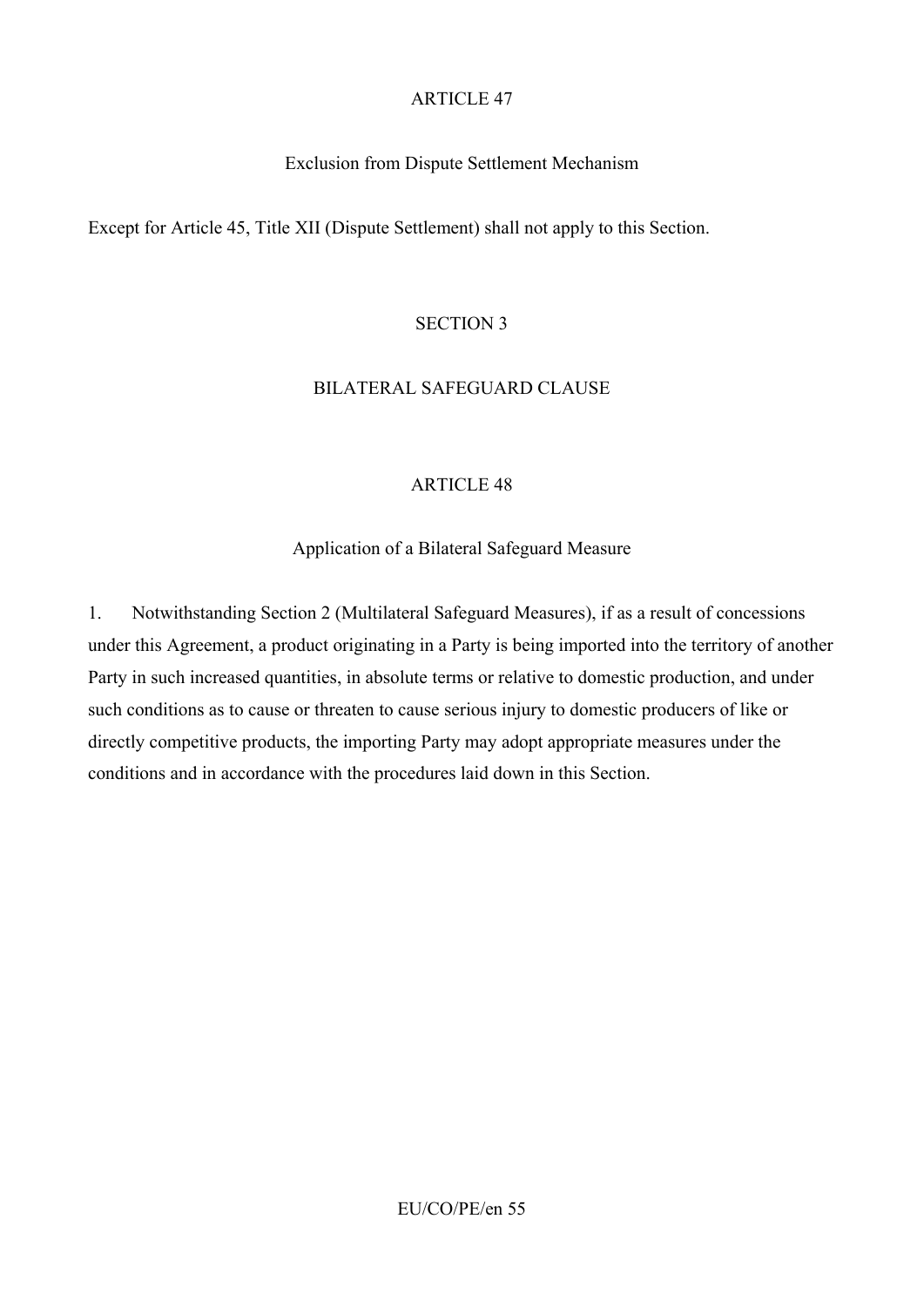ARTICLE 47

Exclusion from Dispute Settlement Mechanism

Except for Article 45, Title XII (Dispute Settlement) shall not apply to this Section.

SECTION 3

BILATERAL SAFEGUARD CLAUSE

ARTICLE 48

Application of a Bilateral Safeguard Measure

1. Notwithstanding Section 2 (Multilateral Safeguard Measures), if as a result of concessions under this Agreement, a product originating in a Party is being imported into the territory of another Party in such increased quantities, in absolute terms or relative to domestic production, and under such conditions as to cause or threaten to cause serious injury to domestic producers of like or directly competitive products, the importing Party may adopt appropriate measures under the conditions and in accordance with the procedures laid down in this Section.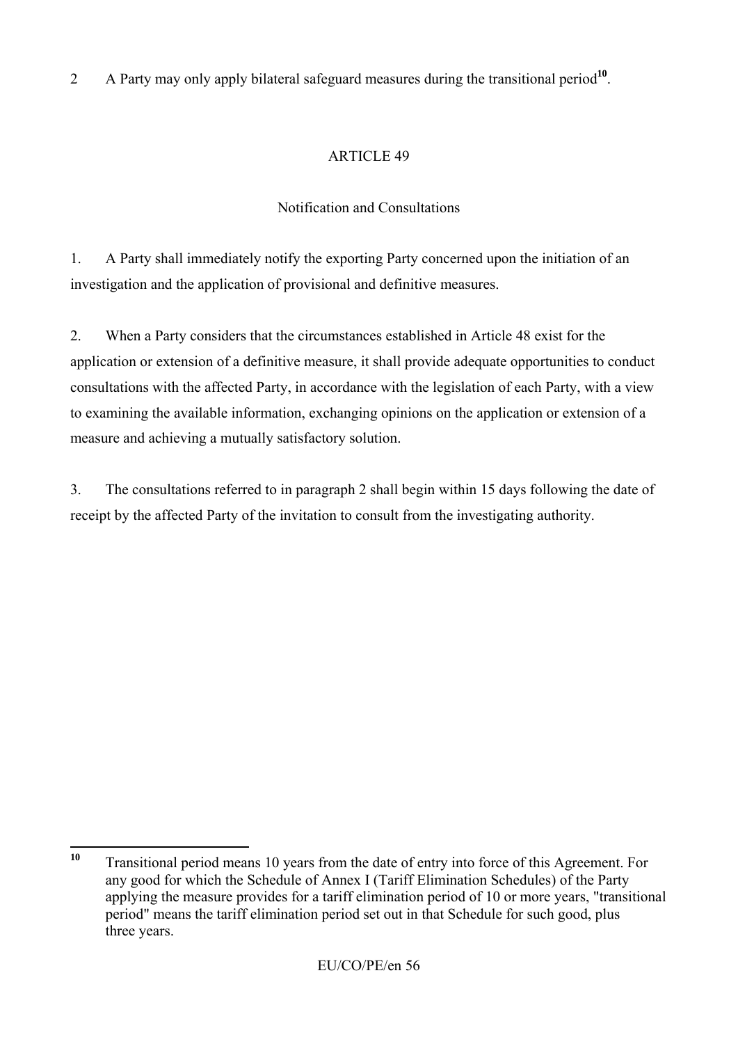2 A Party may only apply bilateral safeguard measures during the transitional period[10].

ARTICLE 49

Notification and Consultations

1. A Party shall immediately notify the exporting Party concerned upon the initiation of an investigation and the application of provisional and definitive measures.

2. When a Party considers that the circumstances established in Article 48 exist for the application or extension of a definitive measure, it shall provide adequate opportunities to conduct consultations with the affected Party, in accordance with the legislation of each Party, with a view to examining the available information, exchanging opinions on the application or extension of a measure and achieving a mutually satisfactory solution.

3. The consultations referred to in paragraph 2 shall begin within 15 days following the date of receipt by the affected Party of the invitation to consult from the investigating authority.

---

[10] Transitional period means 10 years from the date of entry into force of this Agreement. For any good for which the Schedule of Annex I (Tariff Elimination Schedules) of the Party applying the measure provides for a tariff elimination period of 10 or more years, "transitional period" means the tariff elimination period set out in that Schedule for such good, plus three years.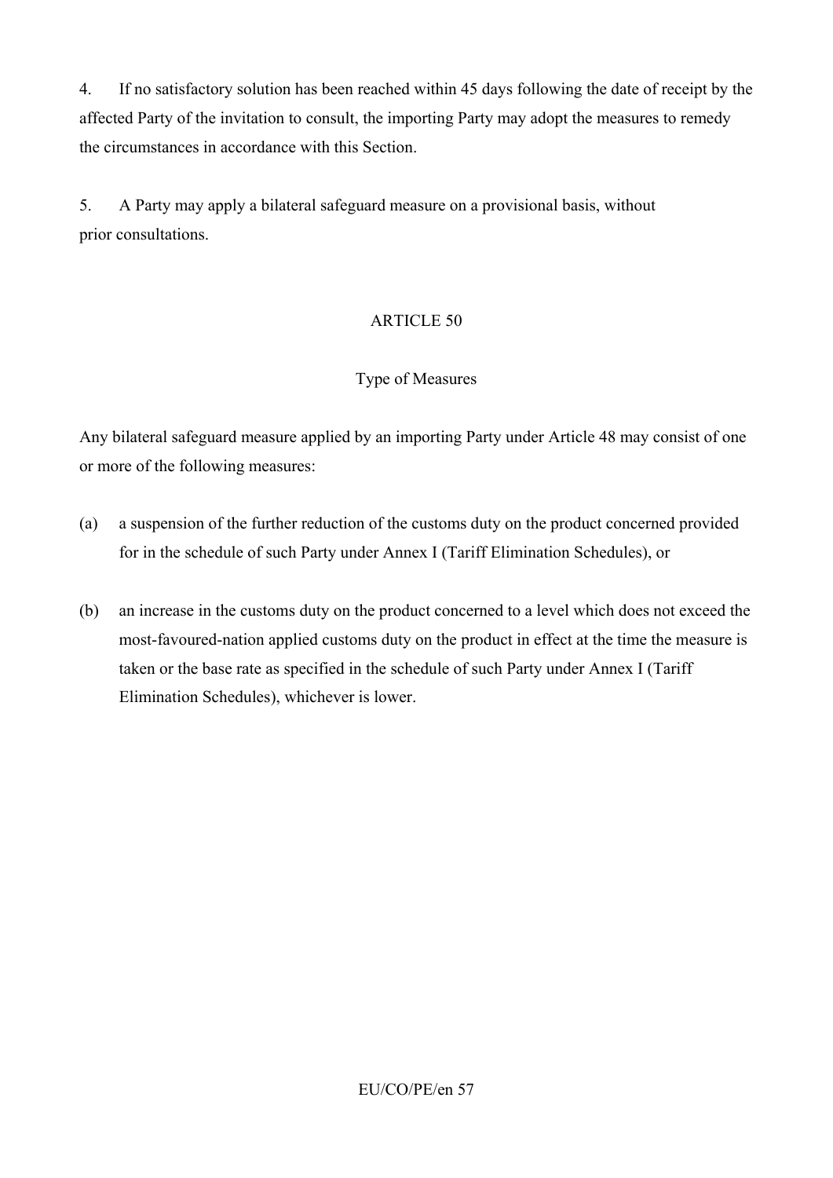4. If no satisfactory solution has been reached within 45 days following the date of receipt by the affected Party of the invitation to consult, the importing Party may adopt the measures to remedy the circumstances in accordance with this Section.

5. A Party may apply a bilateral safeguard measure on a provisional basis, without prior consultations.

ARTICLE 50

Type of Measures

Any bilateral safeguard measure applied by an importing Party under Article 48 may consist of one or more of the following measures:

(a) a suspension of the further reduction of the customs duty on the product concerned provided for in the schedule of such Party under Annex I (Tariff Elimination Schedules), or

(b) an increase in the customs duty on the product concerned to a level which does not exceed the most-favoured-nation applied customs duty on the product in effect at the time the measure is taken or the base rate as specified in the schedule of such Party under Annex I (Tariff Elimination Schedules), whichever is lower.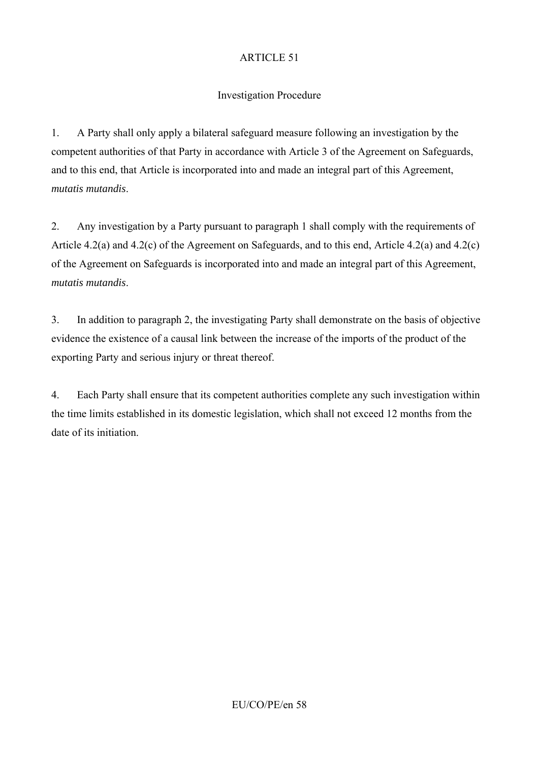## ARTICLE 51

### Investigation Procedure

1. A Party shall only apply a bilateral safeguard measure following an investigation by the competent authorities of that Party in accordance with Article 3 of the Agreement on Safeguards, and to this end, that Article is incorporated into and made an integral part of this Agreement, *mutatis mutandis*.

2. Any investigation by a Party pursuant to paragraph 1 shall comply with the requirements of Article 4.2(a) and 4.2(c) of the Agreement on Safeguards, and to this end, Article 4.2(a) and 4.2(c) of the Agreement on Safeguards is incorporated into and made an integral part of this Agreement, *mutatis mutandis*.

3. In addition to paragraph 2, the investigating Party shall demonstrate on the basis of objective evidence the existence of a causal link between the increase of the imports of the product of the exporting Party and serious injury or threat thereof.

4. Each Party shall ensure that its competent authorities complete any such investigation within the time limits established in its domestic legislation, which shall not exceed 12 months from the date of its initiation.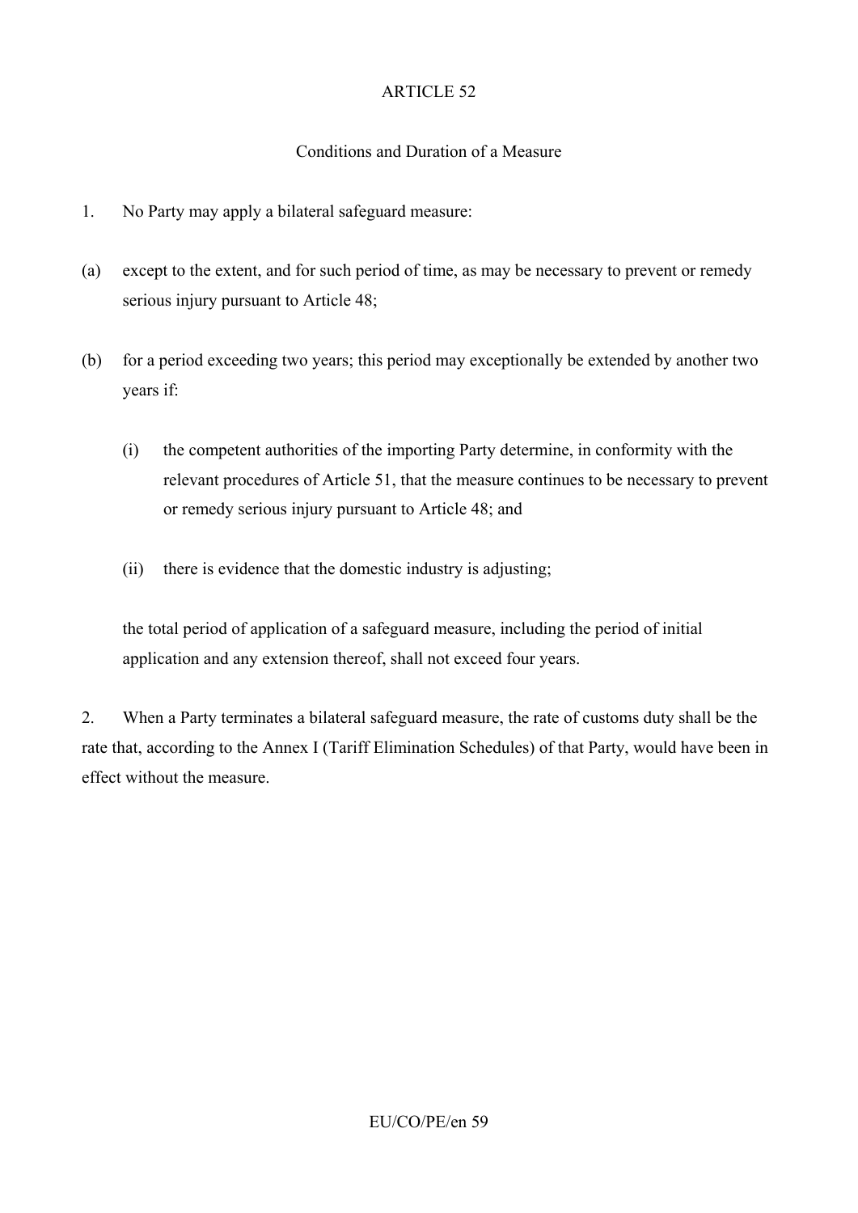## ARTICLE 52

### Conditions and Duration of a Measure

1. No Party may apply a bilateral safeguard measure:

(a) except to the extent, and for such period of time, as may be necessary to prevent or remedy serious injury pursuant to Article 48;

(b) for a period exceeding two years; this period may exceptionally be extended by another two years if:

 (i) the competent authorities of the importing Party determine, in conformity with the relevant procedures of Article 51, that the measure continues to be necessary to prevent or remedy serious injury pursuant to Article 48; and

 (ii) there is evidence that the domestic industry is adjusting;

 the total period of application of a safeguard measure, including the period of initial application and any extension thereof, shall not exceed four years.

2. When a Party terminates a bilateral safeguard measure, the rate of customs duty shall be the rate that, according to the Annex I (Tariff Elimination Schedules) of that Party, would have been in effect without the measure.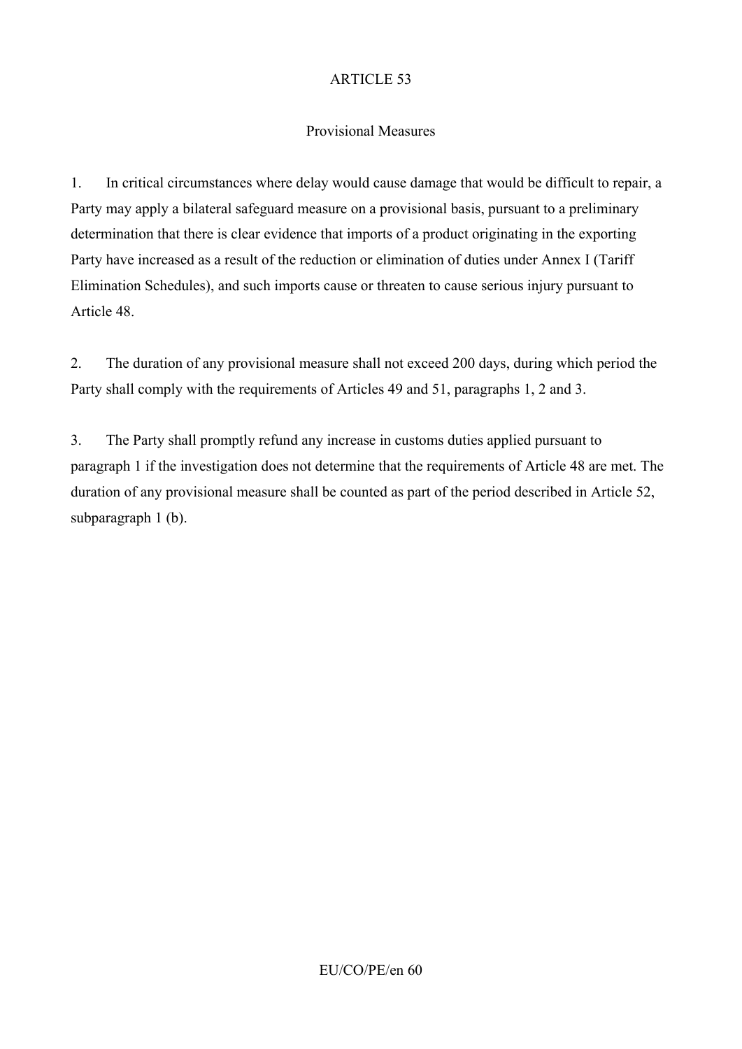## ARTICLE 53

### Provisional Measures

1. In critical circumstances where delay would cause damage that would be difficult to repair, a Party may apply a bilateral safeguard measure on a provisional basis, pursuant to a preliminary determination that there is clear evidence that imports of a product originating in the exporting Party have increased as a result of the reduction or elimination of duties under Annex I (Tariff Elimination Schedules), and such imports cause or threaten to cause serious injury pursuant to Article 48.

2. The duration of any provisional measure shall not exceed 200 days, during which period the Party shall comply with the requirements of Articles 49 and 51, paragraphs 1, 2 and 3.

3. The Party shall promptly refund any increase in customs duties applied pursuant to paragraph 1 if the investigation does not determine that the requirements of Article 48 are met. The duration of any provisional measure shall be counted as part of the period described in Article 52, subparagraph 1 (b).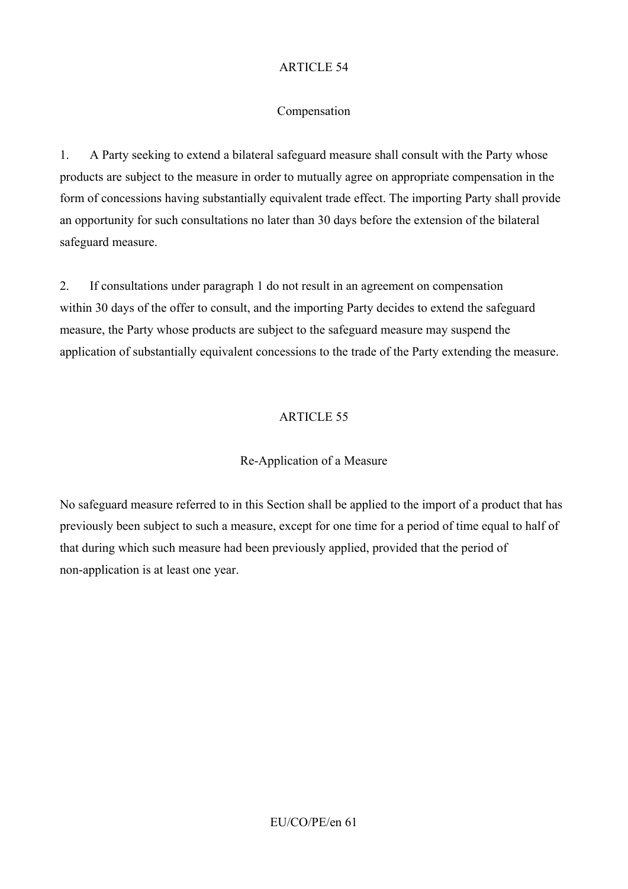## ARTICLE 54

### Compensation

1. A Party seeking to extend a bilateral safeguard measure shall consult with the Party whose products are subject to the measure in order to mutually agree on appropriate compensation in the form of concessions having substantially equivalent trade effect. The importing Party shall provide an opportunity for such consultations no later than 30 days before the extension of the bilateral safeguard measure.

2. If consultations under paragraph 1 do not result in an agreement on compensation within 30 days of the offer to consult, and the importing Party decides to extend the safeguard measure, the Party whose products are subject to the safeguard measure may suspend the application of substantially equivalent concessions to the trade of the Party extending the measure.

## ARTICLE 55

### Re-Application of a Measure

No safeguard measure referred to in this Section shall be applied to the import of a product that has previously been subject to such a measure, except for one time for a period of time equal to half of that during which such measure had been previously applied, provided that the period of non-application is at least one year.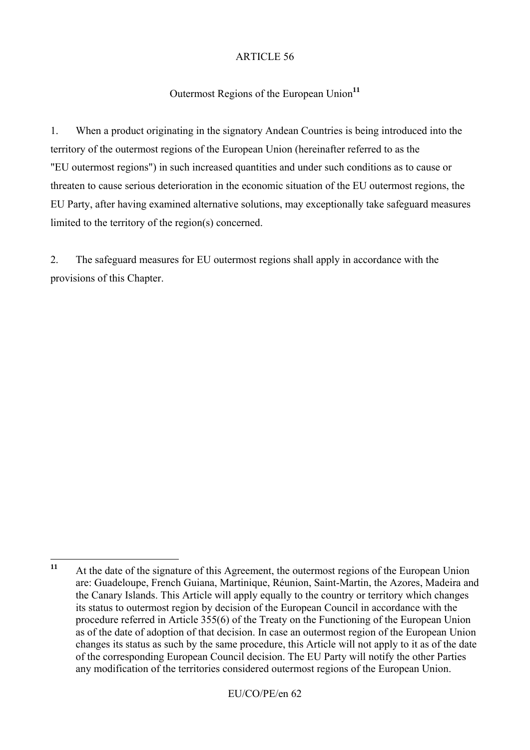ARTICLE 56

Outermost Regions of the European Union[11]

1. When a product originating in the signatory Andean Countries is being introduced into the territory of the outermost regions of the European Union (hereinafter referred to as the "EU outermost regions") in such increased quantities and under such conditions as to cause or threaten to cause serious deterioration in the economic situation of the EU outermost regions, the EU Party, after having examined alternative solutions, may exceptionally take safeguard measures limited to the territory of the region(s) concerned.

2. The safeguard measures for EU outermost regions shall apply in accordance with the provisions of this Chapter.

---

[11] At the date of the signature of this Agreement, the outermost regions of the European Union are: Guadeloupe, French Guiana, Martinique, Réunion, Saint-Martin, the Azores, Madeira and the Canary Islands. This Article will apply equally to the country or territory which changes its status to outermost region by decision of the European Council in accordance with the procedure referred in Article 355(6) of the Treaty on the Functioning of the European Union as of the date of adoption of that decision. In case an outermost region of the European Union changes its status as such by the same procedure, this Article will not apply to it as of the date of the corresponding European Council decision. The EU Party will notify the other Parties any modification of the territories considered outermost regions of the European Union.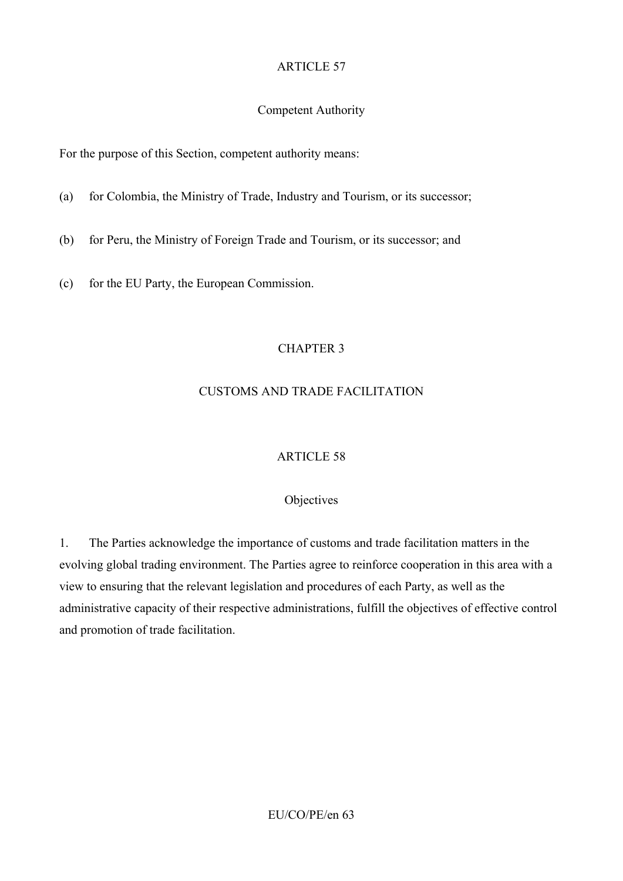## ARTICLE 57

### Competent Authority

For the purpose of this Section, competent authority means:

(a) for Colombia, the Ministry of Trade, Industry and Tourism, or its successor;

(b) for Peru, the Ministry of Foreign Trade and Tourism, or its successor; and

(c) for the EU Party, the European Commission.

# CHAPTER 3

# CUSTOMS AND TRADE FACILITATION

## ARTICLE 58

### Objectives

1. The Parties acknowledge the importance of customs and trade facilitation matters in the evolving global trading environment. The Parties agree to reinforce cooperation in this area with a view to ensuring that the relevant legislation and procedures of each Party, as well as the administrative capacity of their respective administrations, fulfill the objectives of effective control and promotion of trade facilitation.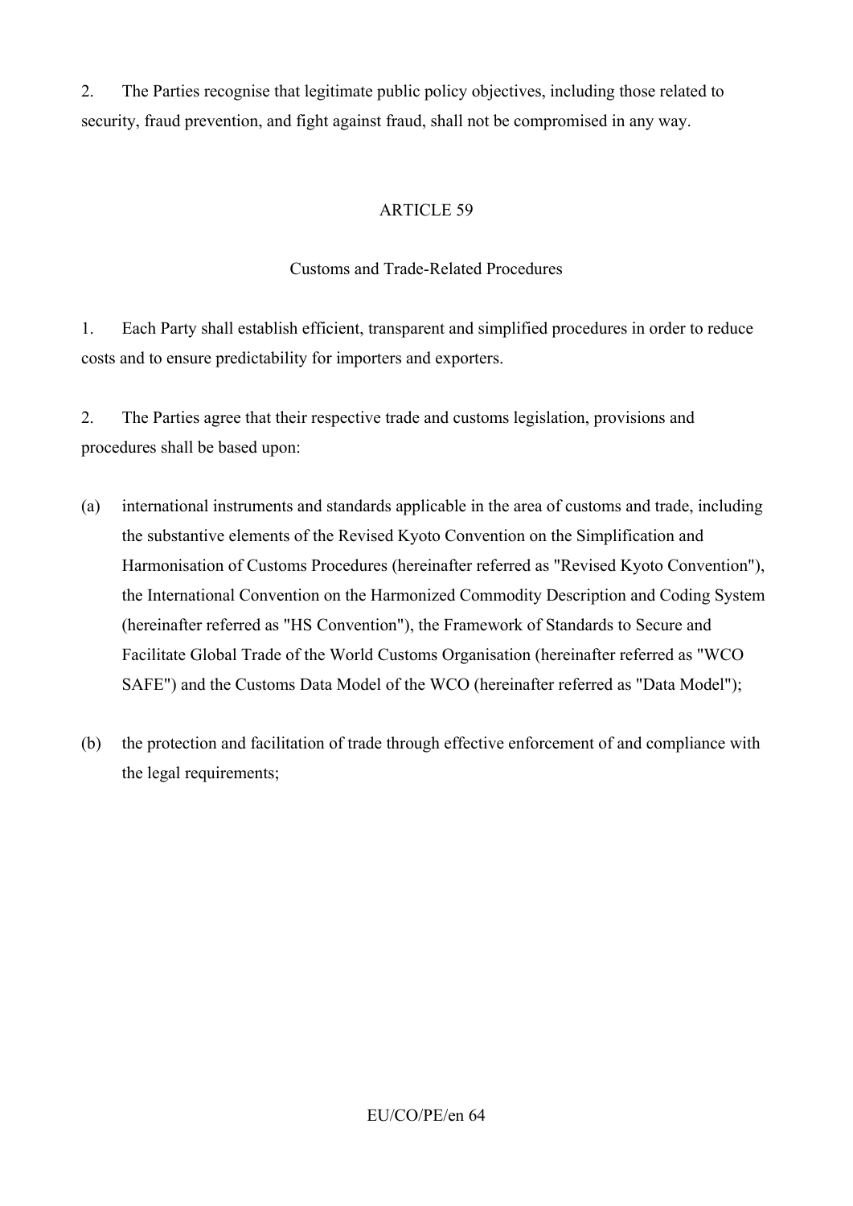2. The Parties recognise that legitimate public policy objectives, including those related to security, fraud prevention, and fight against fraud, shall not be compromised in any way.

## ARTICLE 59

### Customs and Trade-Related Procedures

1. Each Party shall establish efficient, transparent and simplified procedures in order to reduce costs and to ensure predictability for importers and exporters.

2. The Parties agree that their respective trade and customs legislation, provisions and procedures shall be based upon:

(a) international instruments and standards applicable in the area of customs and trade, including the substantive elements of the Revised Kyoto Convention on the Simplification and Harmonisation of Customs Procedures (hereinafter referred as "Revised Kyoto Convention"), the International Convention on the Harmonized Commodity Description and Coding System (hereinafter referred as "HS Convention"), the Framework of Standards to Secure and Facilitate Global Trade of the World Customs Organisation (hereinafter referred as "WCO SAFE") and the Customs Data Model of the WCO (hereinafter referred as "Data Model");

(b) the protection and facilitation of trade through effective enforcement of and compliance with the legal requirements;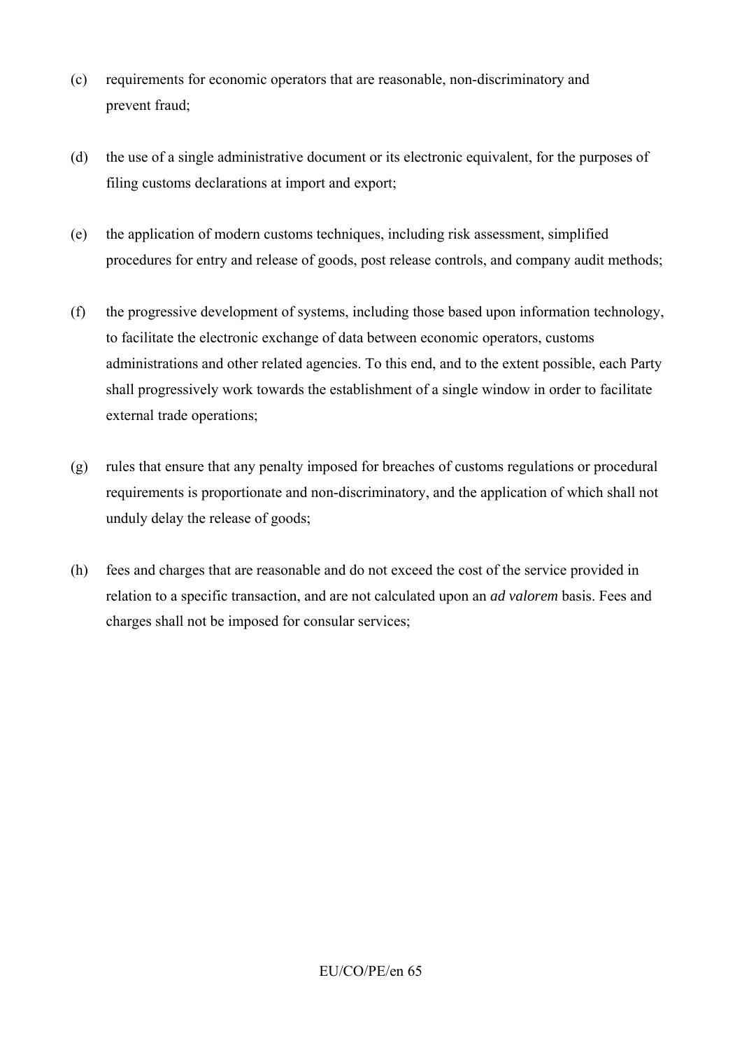(c) requirements for economic operators that are reasonable, non-discriminatory and prevent fraud;

(d) the use of a single administrative document or its electronic equivalent, for the purposes of filing customs declarations at import and export;

(e) the application of modern customs techniques, including risk assessment, simplified procedures for entry and release of goods, post release controls, and company audit methods;

(f) the progressive development of systems, including those based upon information technology, to facilitate the electronic exchange of data between economic operators, customs administrations and other related agencies. To this end, and to the extent possible, each Party shall progressively work towards the establishment of a single window in order to facilitate external trade operations;

(g) rules that ensure that any penalty imposed for breaches of customs regulations or procedural requirements is proportionate and non-discriminatory, and the application of which shall not unduly delay the release of goods;

(h) fees and charges that are reasonable and do not exceed the cost of the service provided in relation to a specific transaction, and are not calculated upon an *ad valorem* basis. Fees and charges shall not be imposed for consular services;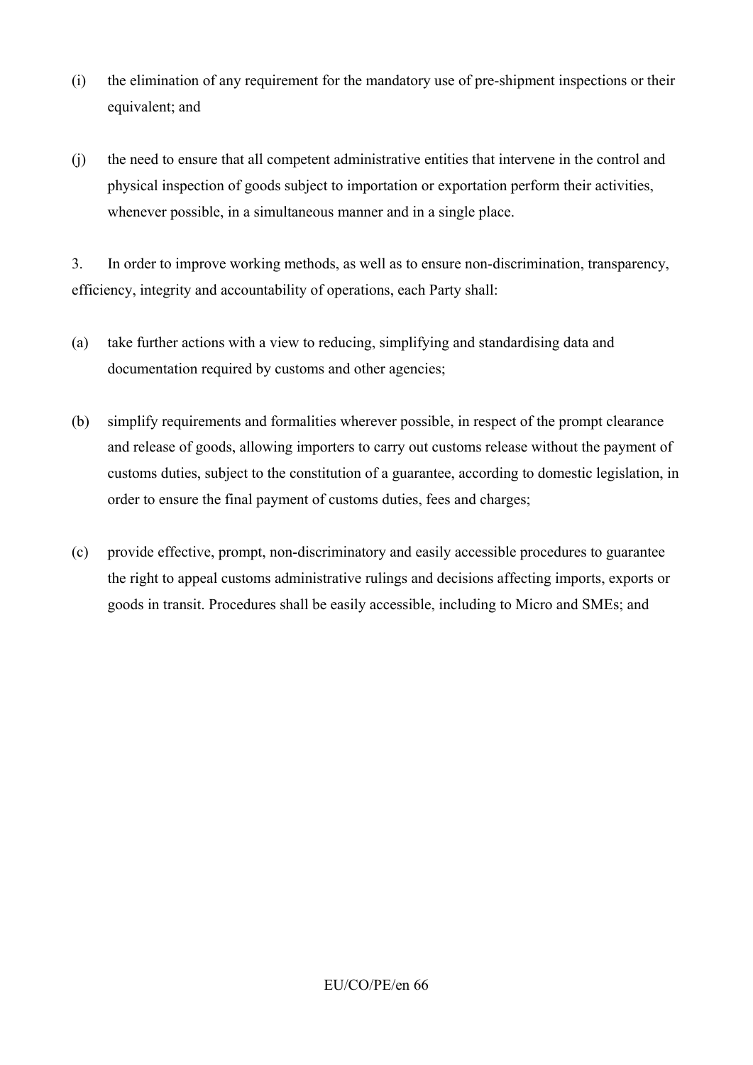(i) the elimination of any requirement for the mandatory use of pre-shipment inspections or their equivalent; and

(j) the need to ensure that all competent administrative entities that intervene in the control and physical inspection of goods subject to importation or exportation perform their activities, whenever possible, in a simultaneous manner and in a single place.

3. In order to improve working methods, as well as to ensure non-discrimination, transparency, efficiency, integrity and accountability of operations, each Party shall:

(a) take further actions with a view to reducing, simplifying and standardising data and documentation required by customs and other agencies;

(b) simplify requirements and formalities wherever possible, in respect of the prompt clearance and release of goods, allowing importers to carry out customs release without the payment of customs duties, subject to the constitution of a guarantee, according to domestic legislation, in order to ensure the final payment of customs duties, fees and charges;

(c) provide effective, prompt, non-discriminatory and easily accessible procedures to guarantee the right to appeal customs administrative rulings and decisions affecting imports, exports or goods in transit. Procedures shall be easily accessible, including to Micro and SMEs; and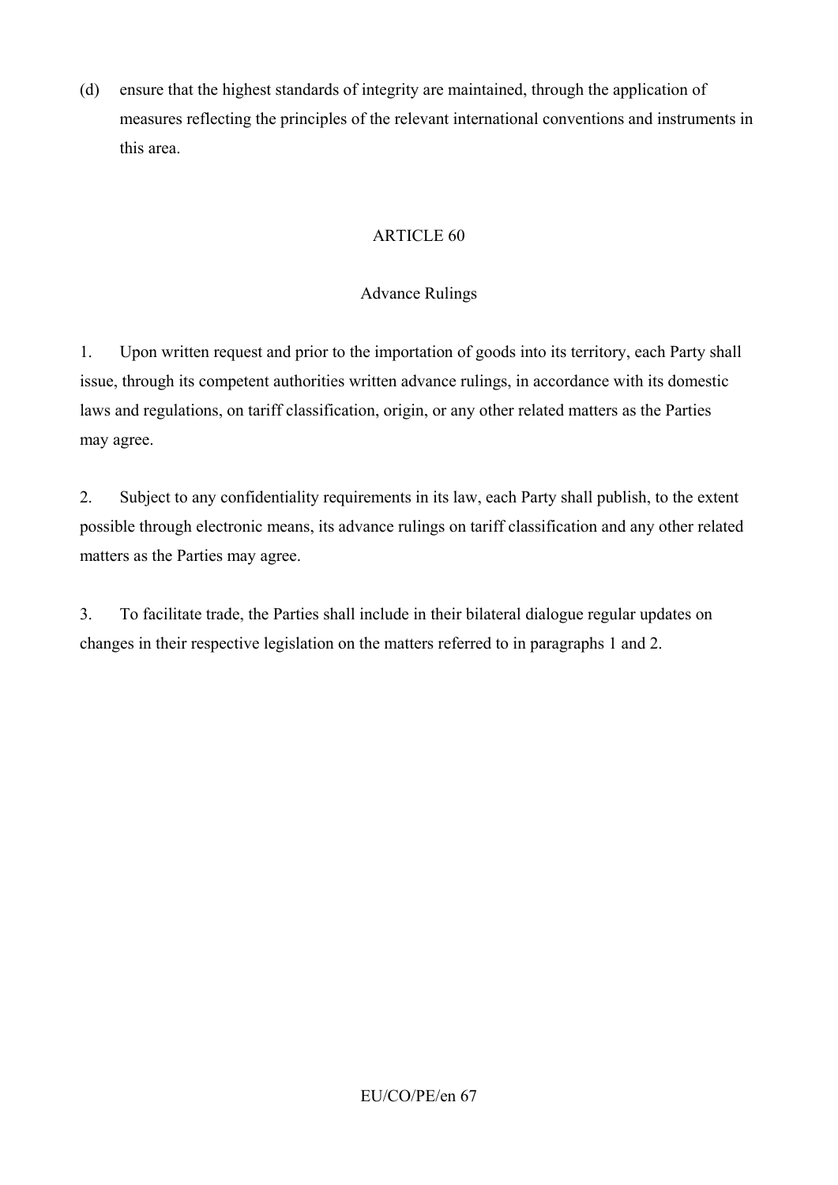(d) ensure that the highest standards of integrity are maintained, through the application of measures reflecting the principles of the relevant international conventions and instruments in this area.

ARTICLE 60

Advance Rulings

1. Upon written request and prior to the importation of goods into its territory, each Party shall issue, through its competent authorities written advance rulings, in accordance with its domestic laws and regulations, on tariff classification, origin, or any other related matters as the Parties may agree.

2. Subject to any confidentiality requirements in its law, each Party shall publish, to the extent possible through electronic means, its advance rulings on tariff classification and any other related matters as the Parties may agree.

3. To facilitate trade, the Parties shall include in their bilateral dialogue regular updates on changes in their respective legislation on the matters referred to in paragraphs 1 and 2.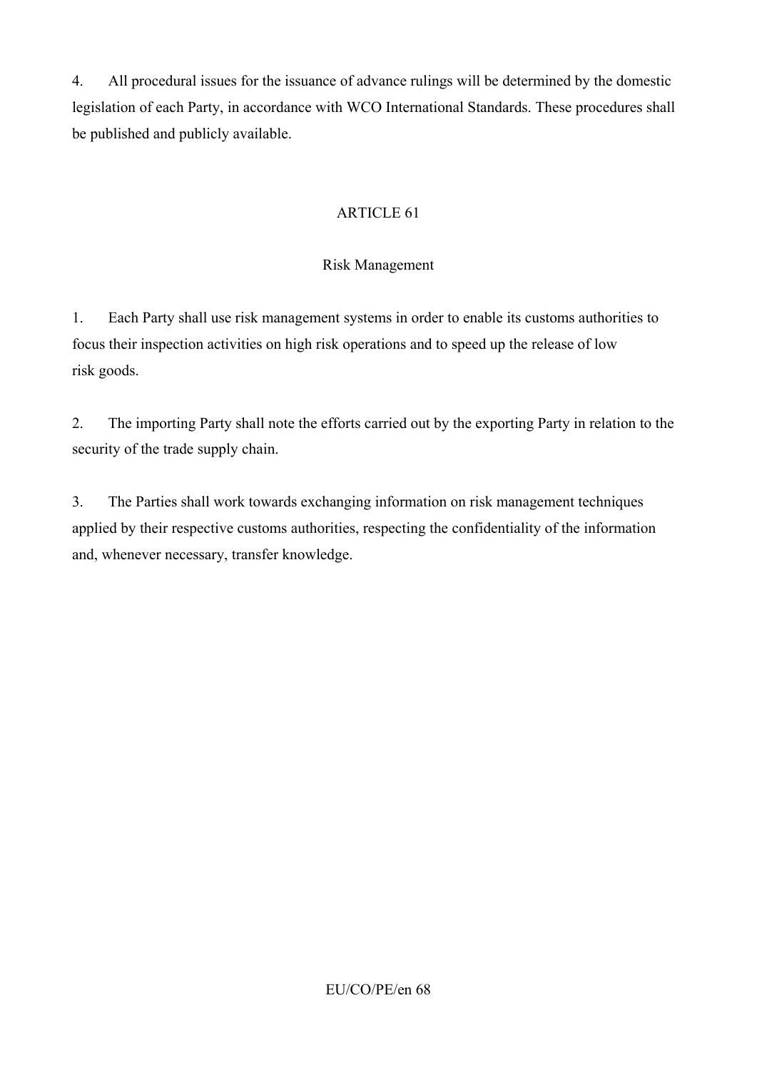4. All procedural issues for the issuance of advance rulings will be determined by the domestic legislation of each Party, in accordance with WCO International Standards. These procedures shall be published and publicly available.

ARTICLE 61

Risk Management

1. Each Party shall use risk management systems in order to enable its customs authorities to focus their inspection activities on high risk operations and to speed up the release of low risk goods.

2. The importing Party shall note the efforts carried out by the exporting Party in relation to the security of the trade supply chain.

3. The Parties shall work towards exchanging information on risk management techniques applied by their respective customs authorities, respecting the confidentiality of the information and, whenever necessary, transfer knowledge.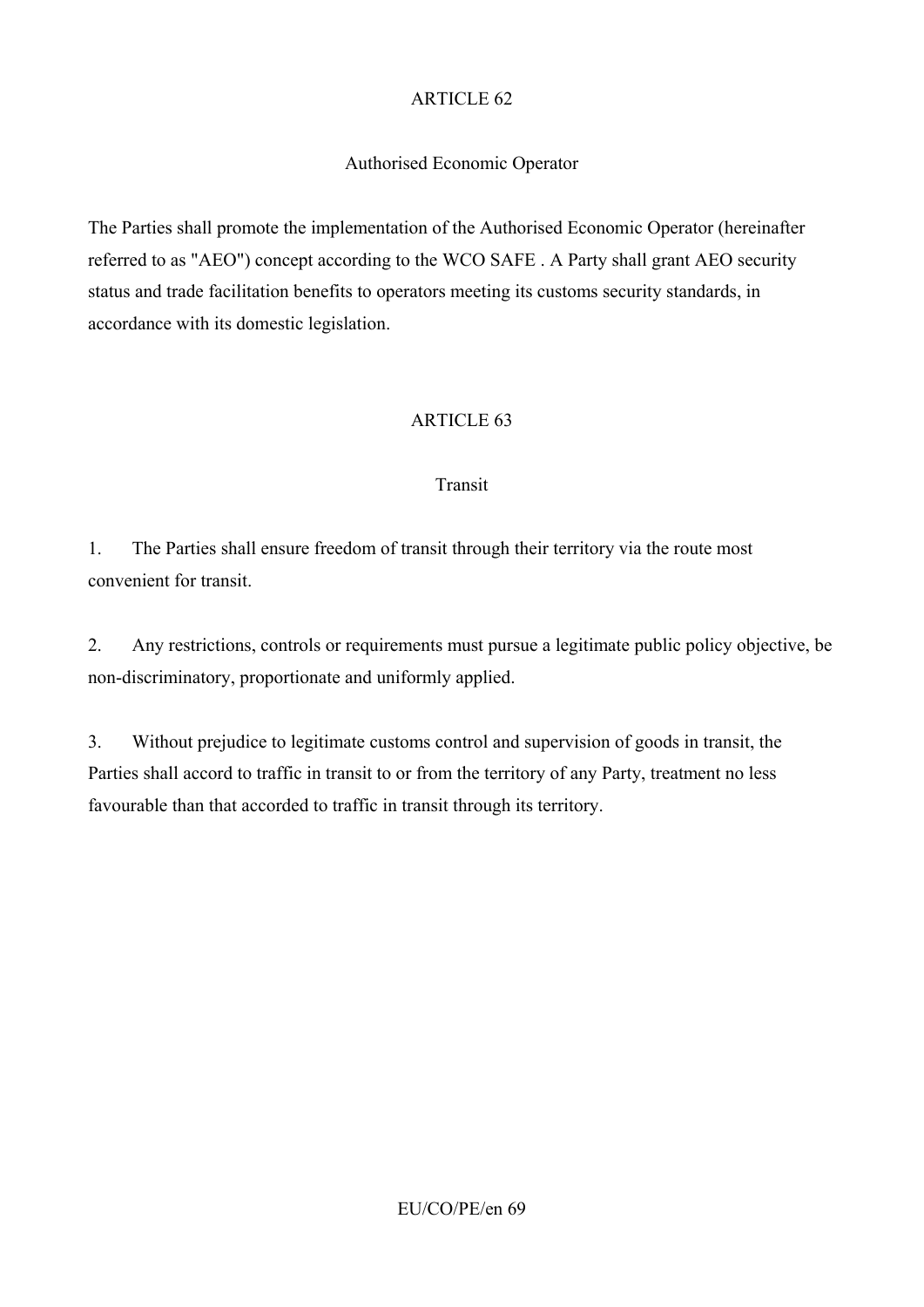## ARTICLE 62

### Authorised Economic Operator

The Parties shall promote the implementation of the Authorised Economic Operator (hereinafter referred to as "AEO") concept according to the WCO SAFE . A Party shall grant AEO security status and trade facilitation benefits to operators meeting its customs security standards, in accordance with its domestic legislation.

## ARTICLE 63

### Transit

1. The Parties shall ensure freedom of transit through their territory via the route most convenient for transit.

2. Any restrictions, controls or requirements must pursue a legitimate public policy objective, be non-discriminatory, proportionate and uniformly applied.

3. Without prejudice to legitimate customs control and supervision of goods in transit, the Parties shall accord to traffic in transit to or from the territory of any Party, treatment no less favourable than that accorded to traffic in transit through its territory.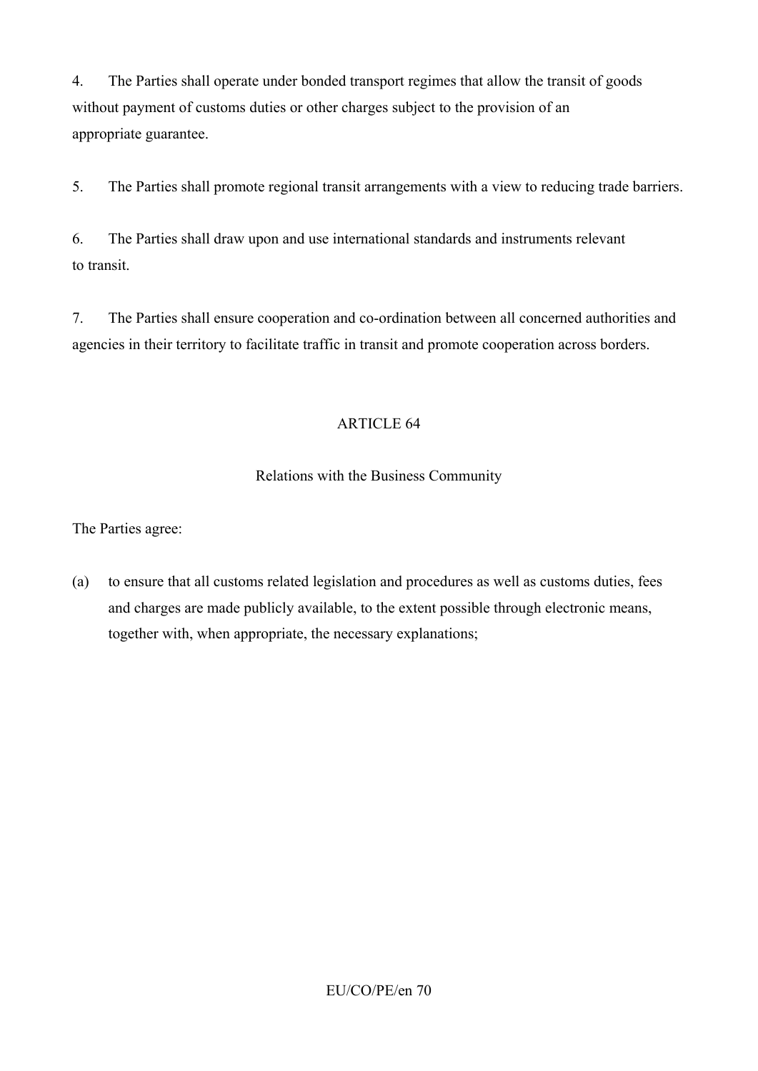4. The Parties shall operate under bonded transport regimes that allow the transit of goods without payment of customs duties or other charges subject to the provision of an appropriate guarantee.

5. The Parties shall promote regional transit arrangements with a view to reducing trade barriers.

6. The Parties shall draw upon and use international standards and instruments relevant to transit.

7. The Parties shall ensure cooperation and co-ordination between all concerned authorities and agencies in their territory to facilitate traffic in transit and promote cooperation across borders.

## ARTICLE 64

### Relations with the Business Community

The Parties agree:

(a) to ensure that all customs related legislation and procedures as well as customs duties, fees and charges are made publicly available, to the extent possible through electronic means, together with, when appropriate, the necessary explanations;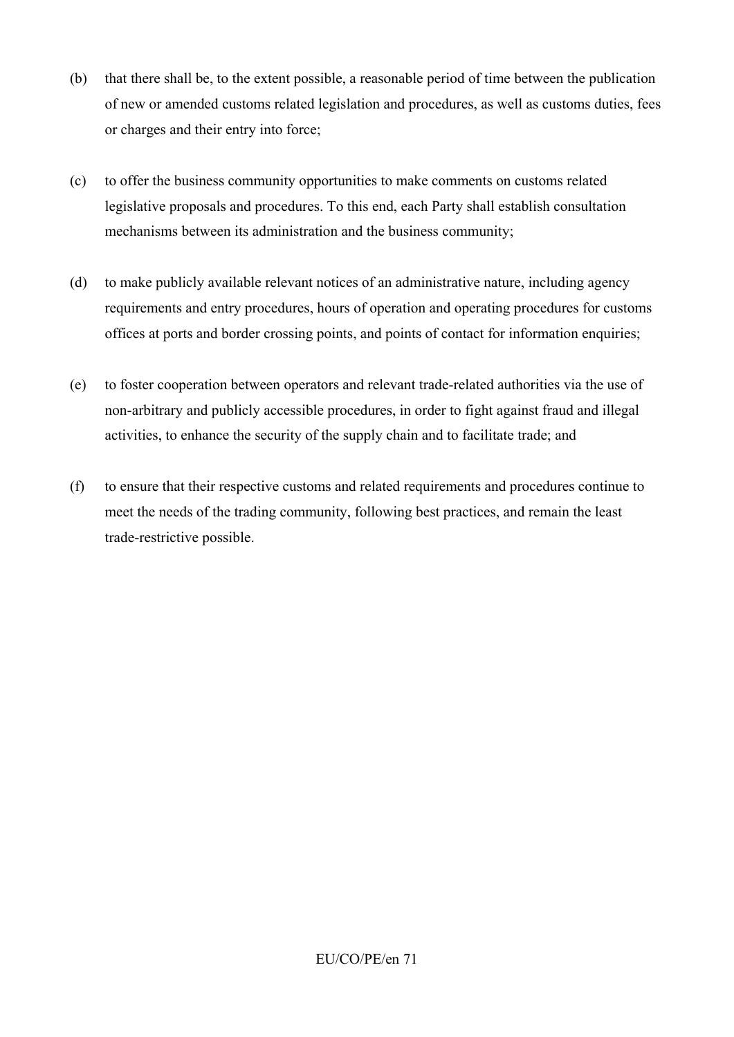(b) that there shall be, to the extent possible, a reasonable period of time between the publication of new or amended customs related legislation and procedures, as well as customs duties, fees or charges and their entry into force;

(c) to offer the business community opportunities to make comments on customs related legislative proposals and procedures. To this end, each Party shall establish consultation mechanisms between its administration and the business community;

(d) to make publicly available relevant notices of an administrative nature, including agency requirements and entry procedures, hours of operation and operating procedures for customs offices at ports and border crossing points, and points of contact for information enquiries;

(e) to foster cooperation between operators and relevant trade-related authorities via the use of non-arbitrary and publicly accessible procedures, in order to fight against fraud and illegal activities, to enhance the security of the supply chain and to facilitate trade; and

(f) to ensure that their respective customs and related requirements and procedures continue to meet the needs of the trading community, following best practices, and remain the least trade-restrictive possible.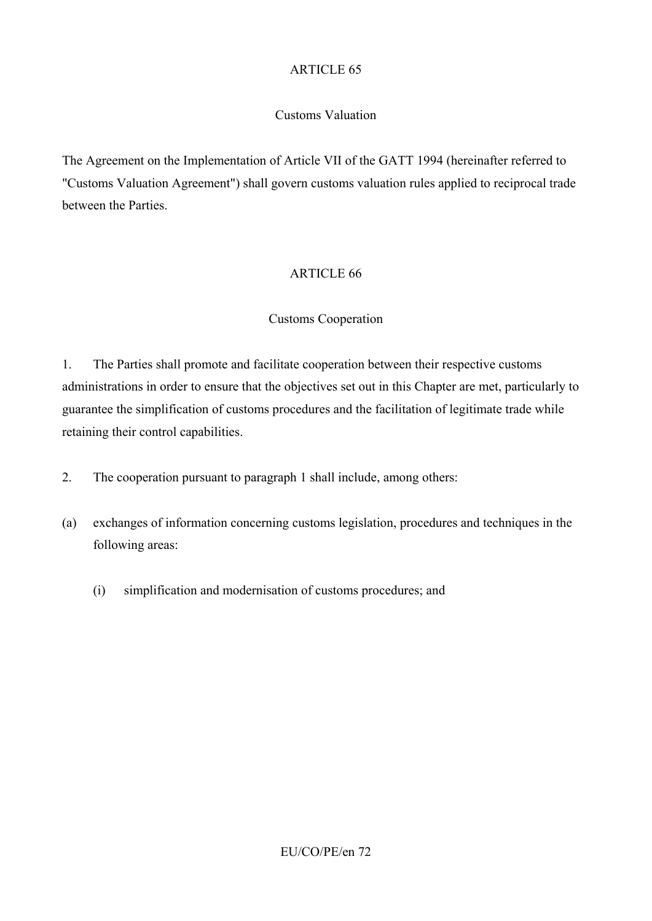## ARTICLE 65

### Customs Valuation

The Agreement on the Implementation of Article VII of the GATT 1994 (hereinafter referred to "Customs Valuation Agreement") shall govern customs valuation rules applied to reciprocal trade between the Parties.

## ARTICLE 66

### Customs Cooperation

1. The Parties shall promote and facilitate cooperation between their respective customs administrations in order to ensure that the objectives set out in this Chapter are met, particularly to guarantee the simplification of customs procedures and the facilitation of legitimate trade while retaining their control capabilities.

2. The cooperation pursuant to paragraph 1 shall include, among others:

(a) exchanges of information concerning customs legislation, procedures and techniques in the following areas:

 (i) simplification and modernisation of customs procedures; and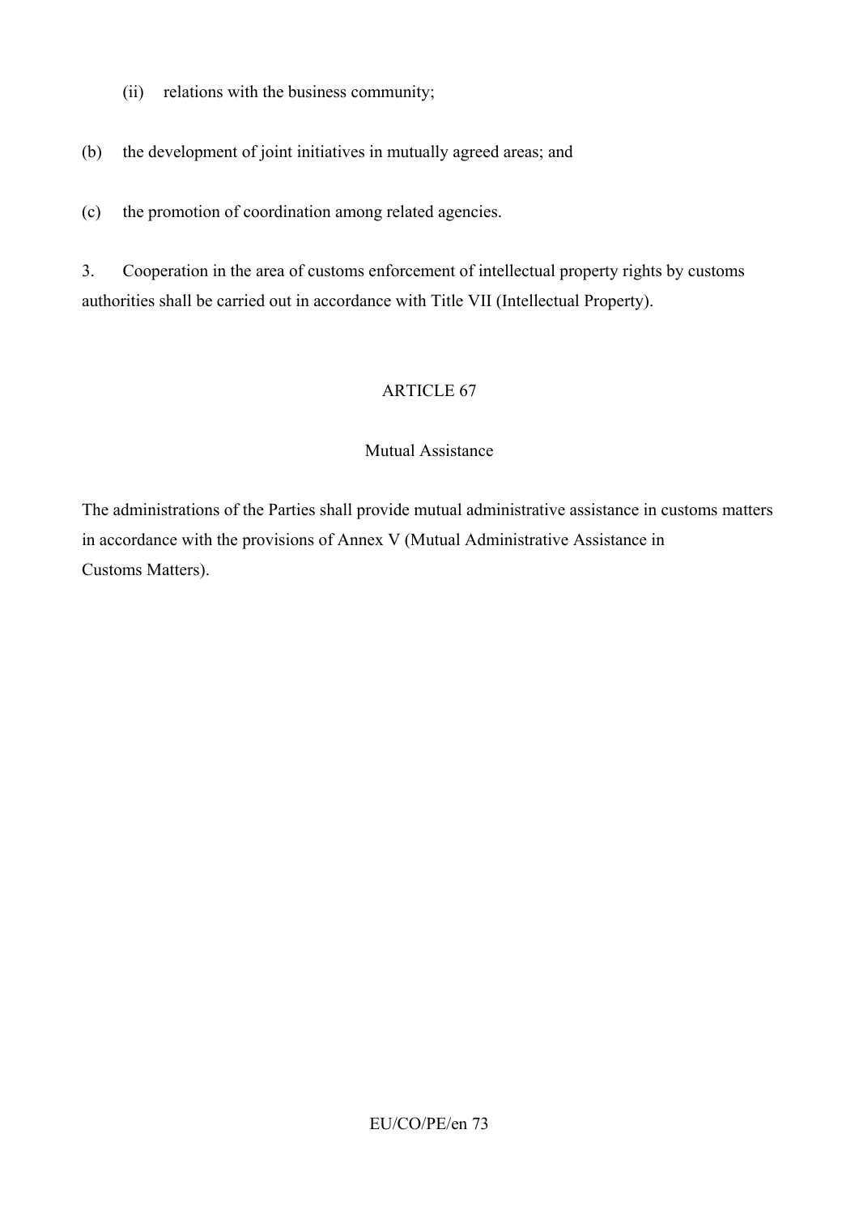(ii) relations with the business community;

(b) the development of joint initiatives in mutually agreed areas; and

(c) the promotion of coordination among related agencies.

3. Cooperation in the area of customs enforcement of intellectual property rights by customs authorities shall be carried out in accordance with Title VII (Intellectual Property).

ARTICLE 67

Mutual Assistance

The administrations of the Parties shall provide mutual administrative assistance in customs matters in accordance with the provisions of Annex V (Mutual Administrative Assistance in Customs Matters).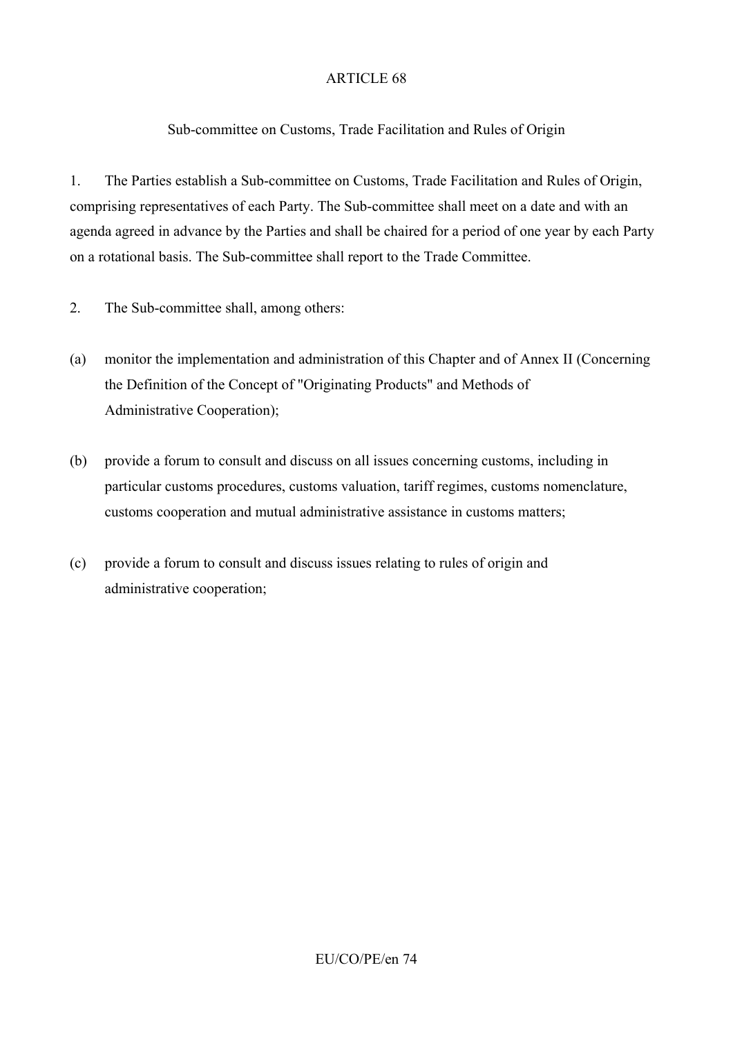ARTICLE 68

Sub-committee on Customs, Trade Facilitation and Rules of Origin

1. The Parties establish a Sub-committee on Customs, Trade Facilitation and Rules of Origin, comprising representatives of each Party. The Sub-committee shall meet on a date and with an agenda agreed in advance by the Parties and shall be chaired for a period of one year by each Party on a rotational basis. The Sub-committee shall report to the Trade Committee.

2. The Sub-committee shall, among others:

(a) monitor the implementation and administration of this Chapter and of Annex II (Concerning the Definition of the Concept of "Originating Products" and Methods of Administrative Cooperation);

(b) provide a forum to consult and discuss on all issues concerning customs, including in particular customs procedures, customs valuation, tariff regimes, customs nomenclature, customs cooperation and mutual administrative assistance in customs matters;

(c) provide a forum to consult and discuss issues relating to rules of origin and administrative cooperation;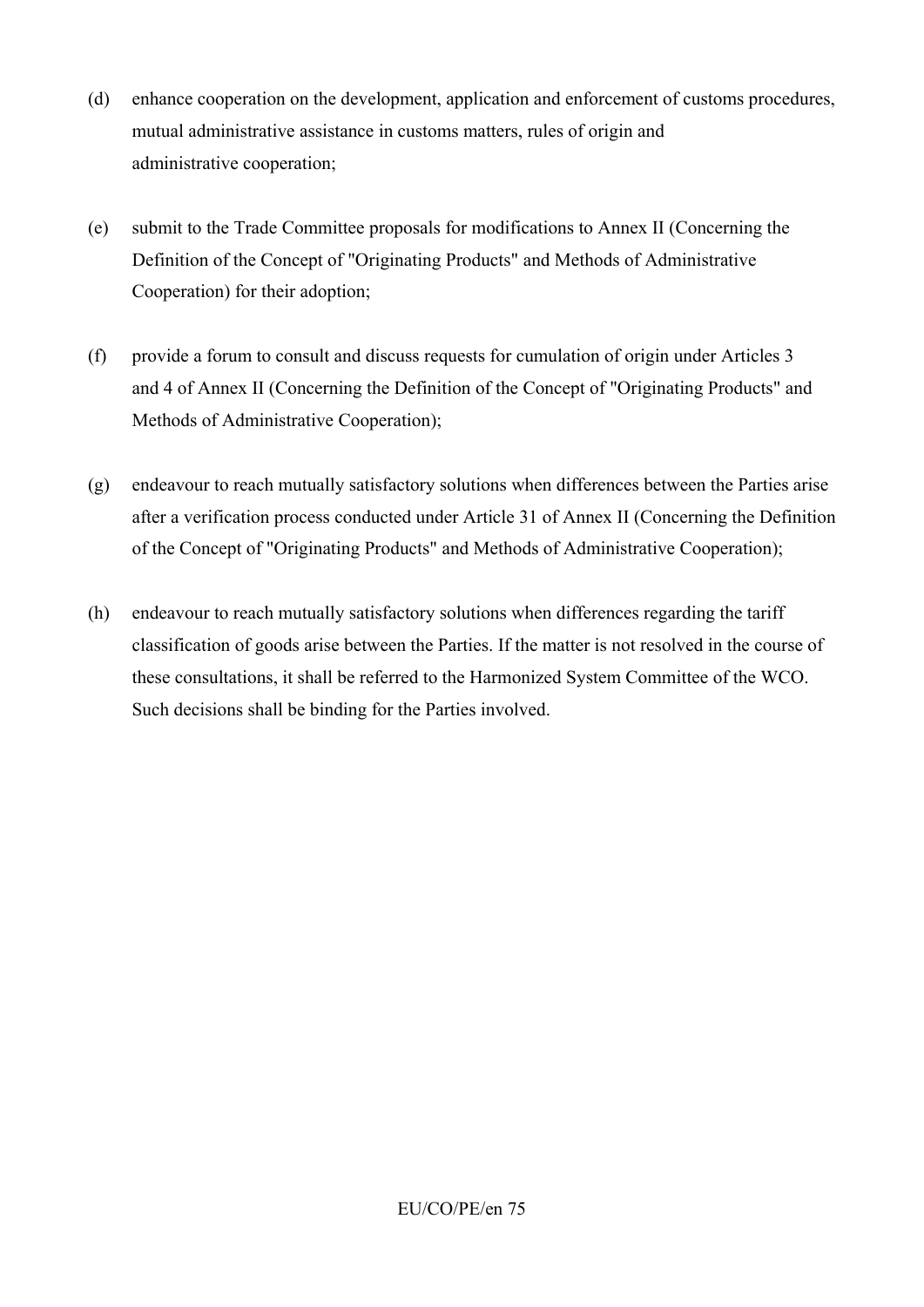(d) enhance cooperation on the development, application and enforcement of customs procedures, mutual administrative assistance in customs matters, rules of origin and administrative cooperation;

(e) submit to the Trade Committee proposals for modifications to Annex II (Concerning the Definition of the Concept of "Originating Products" and Methods of Administrative Cooperation) for their adoption;

(f) provide a forum to consult and discuss requests for cumulation of origin under Articles 3 and 4 of Annex II (Concerning the Definition of the Concept of "Originating Products" and Methods of Administrative Cooperation);

(g) endeavour to reach mutually satisfactory solutions when differences between the Parties arise after a verification process conducted under Article 31 of Annex II (Concerning the Definition of the Concept of "Originating Products" and Methods of Administrative Cooperation);

(h) endeavour to reach mutually satisfactory solutions when differences regarding the tariff classification of goods arise between the Parties. If the matter is not resolved in the course of these consultations, it shall be referred to the Harmonized System Committee of the WCO. Such decisions shall be binding for the Parties involved.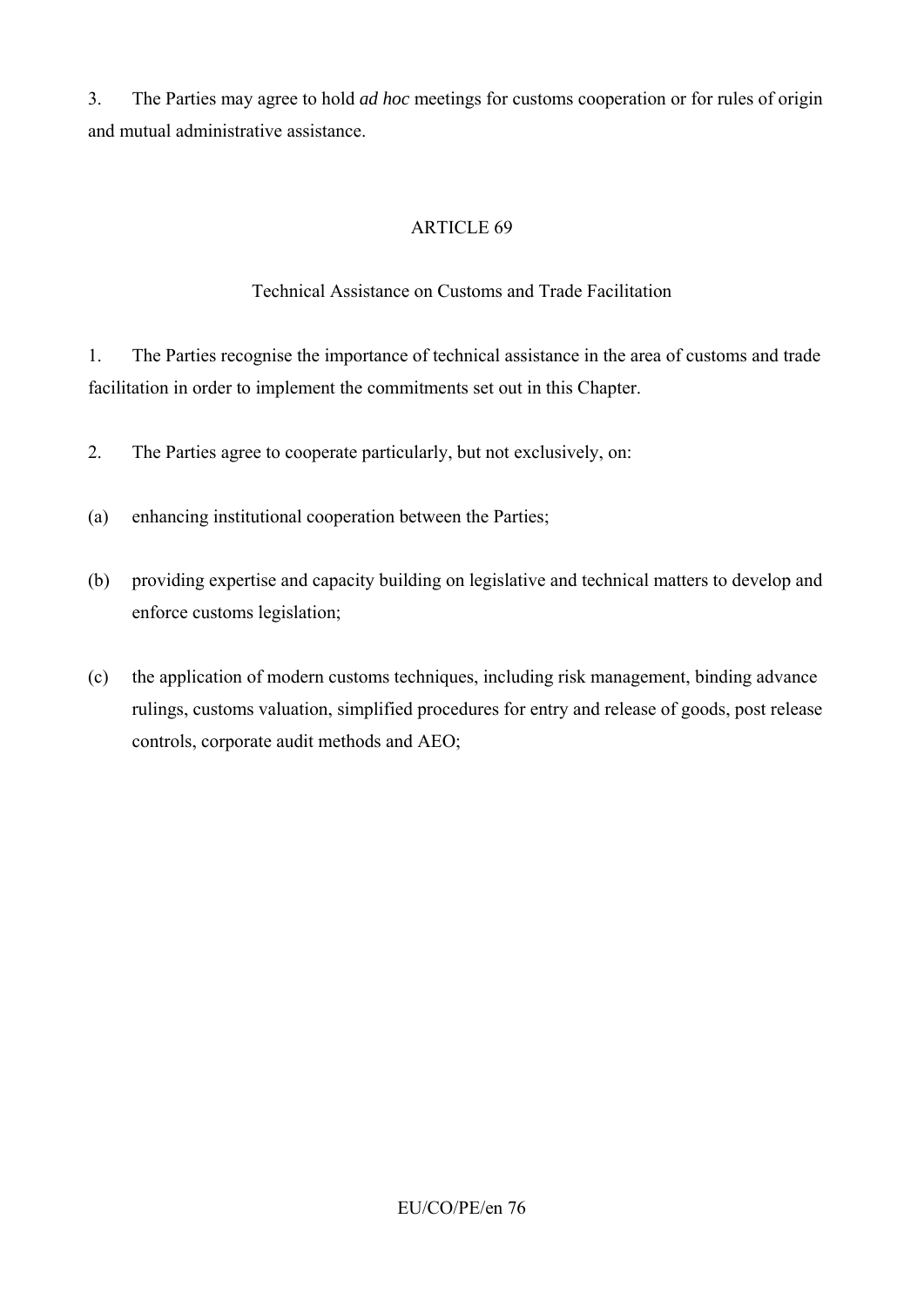3. The Parties may agree to hold *ad hoc* meetings for customs cooperation or for rules of origin and mutual administrative assistance.

ARTICLE 69

Technical Assistance on Customs and Trade Facilitation

1. The Parties recognise the importance of technical assistance in the area of customs and trade facilitation in order to implement the commitments set out in this Chapter.

2. The Parties agree to cooperate particularly, but not exclusively, on:

(a) enhancing institutional cooperation between the Parties;

(b) providing expertise and capacity building on legislative and technical matters to develop and enforce customs legislation;

(c) the application of modern customs techniques, including risk management, binding advance rulings, customs valuation, simplified procedures for entry and release of goods, post release controls, corporate audit methods and AEO;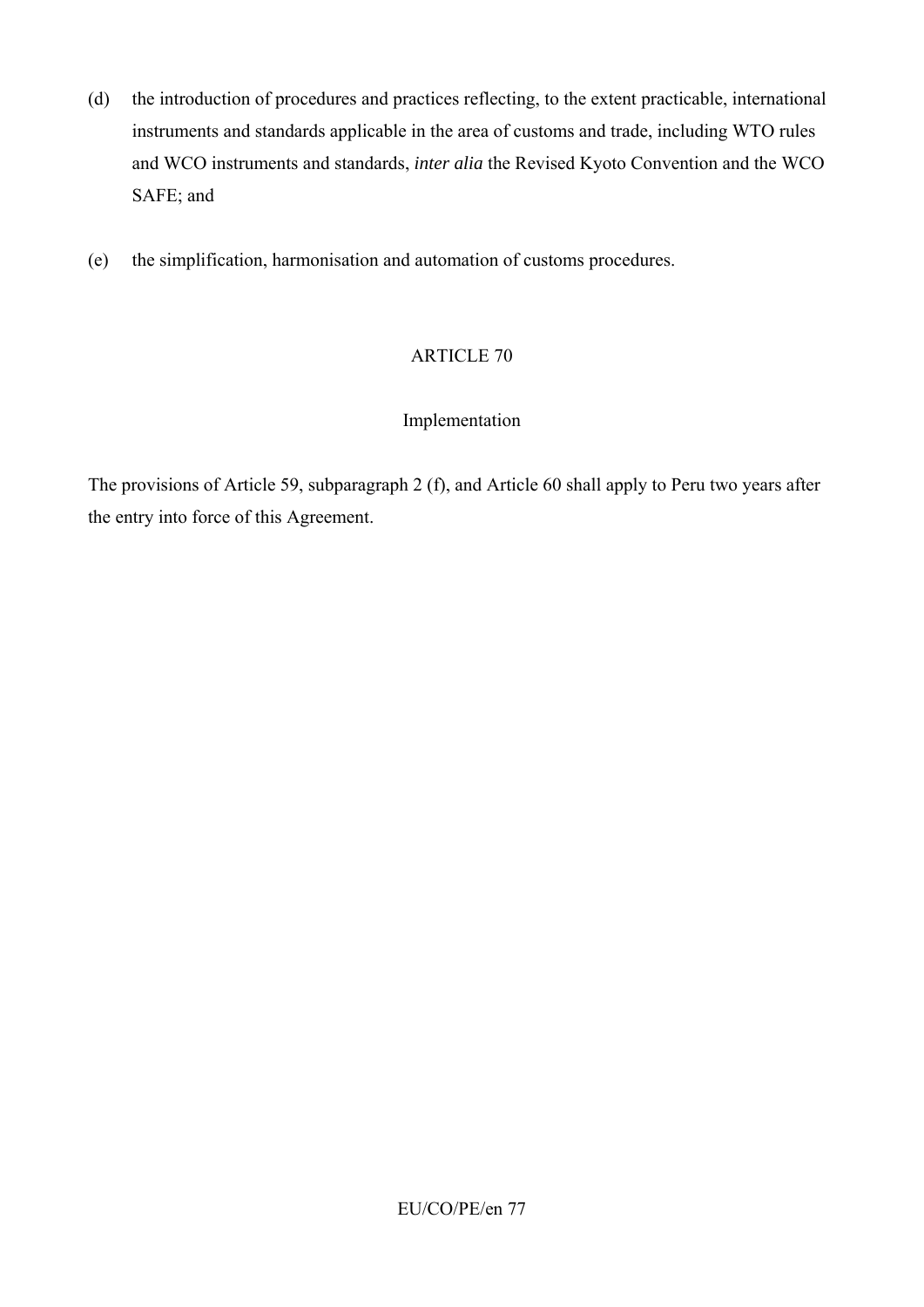(d) the introduction of procedures and practices reflecting, to the extent practicable, international instruments and standards applicable in the area of customs and trade, including WTO rules and WCO instruments and standards, *inter alia* the Revised Kyoto Convention and the WCO SAFE; and

(e) the simplification, harmonisation and automation of customs procedures.

ARTICLE 70

Implementation

The provisions of Article 59, subparagraph 2 (f), and Article 60 shall apply to Peru two years after the entry into force of this Agreement.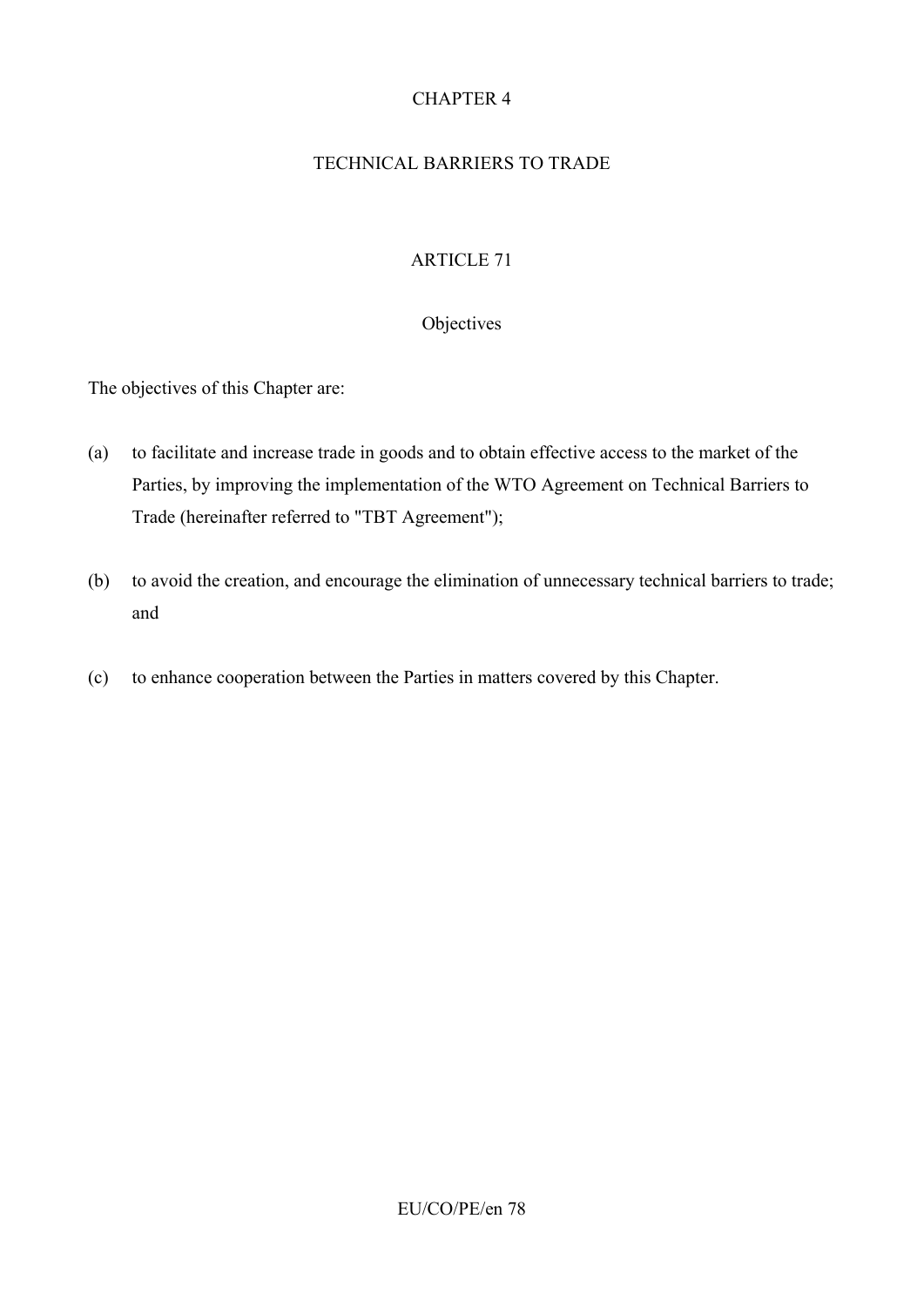# CHAPTER 4

# TECHNICAL BARRIERS TO TRADE

## ARTICLE 71

### Objectives

The objectives of this Chapter are:

(a) to facilitate and increase trade in goods and to obtain effective access to the market of the Parties, by improving the implementation of the WTO Agreement on Technical Barriers to Trade (hereinafter referred to "TBT Agreement");

(b) to avoid the creation, and encourage the elimination of unnecessary technical barriers to trade; and

(c) to enhance cooperation between the Parties in matters covered by this Chapter.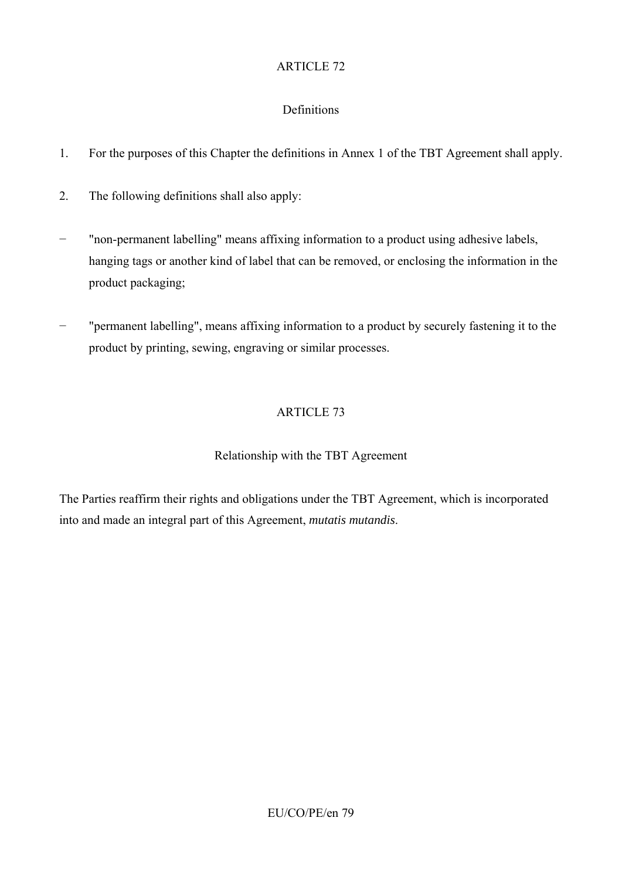## ARTICLE 72

### Definitions

1. For the purposes of this Chapter the definitions in Annex 1 of the TBT Agreement shall apply.

2. The following definitions shall also apply:

− "non-permanent labelling" means affixing information to a product using adhesive labels, hanging tags or another kind of label that can be removed, or enclosing the information in the product packaging;

− "permanent labelling", means affixing information to a product by securely fastening it to the product by printing, sewing, engraving or similar processes.

## ARTICLE 73

### Relationship with the TBT Agreement

The Parties reaffirm their rights and obligations under the TBT Agreement, which is incorporated into and made an integral part of this Agreement, *mutatis mutandis*.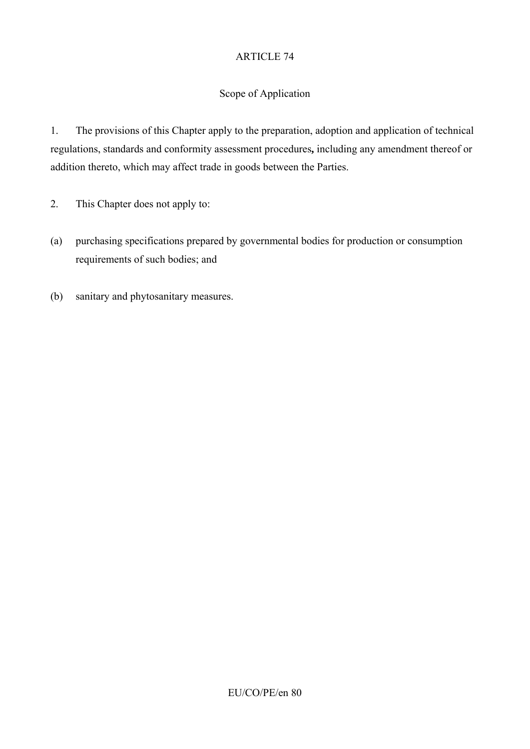## ARTICLE 74

### Scope of Application

1. The provisions of this Chapter apply to the preparation, adoption and application of technical regulations, standards and conformity assessment procedures**,** including any amendment thereof or addition thereto, which may affect trade in goods between the Parties.

2. This Chapter does not apply to:

(a) purchasing specifications prepared by governmental bodies for production or consumption requirements of such bodies; and

(b) sanitary and phytosanitary measures.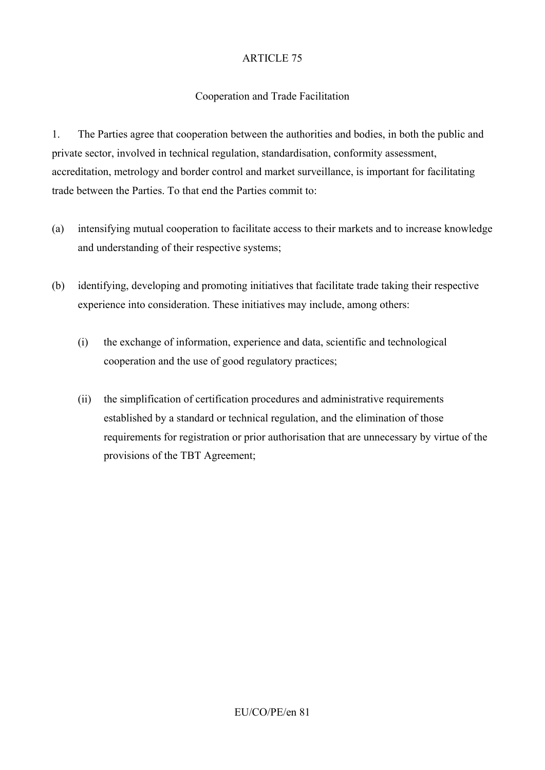## ARTICLE 75

### Cooperation and Trade Facilitation

1. The Parties agree that cooperation between the authorities and bodies, in both the public and private sector, involved in technical regulation, standardisation, conformity assessment, accreditation, metrology and border control and market surveillance, is important for facilitating trade between the Parties. To that end the Parties commit to:

(a) intensifying mutual cooperation to facilitate access to their markets and to increase knowledge and understanding of their respective systems;

(b) identifying, developing and promoting initiatives that facilitate trade taking their respective experience into consideration. These initiatives may include, among others:

   (i) the exchange of information, experience and data, scientific and technological cooperation and the use of good regulatory practices;

   (ii) the simplification of certification procedures and administrative requirements established by a standard or technical regulation, and the elimination of those requirements for registration or prior authorisation that are unnecessary by virtue of the provisions of the TBT Agreement;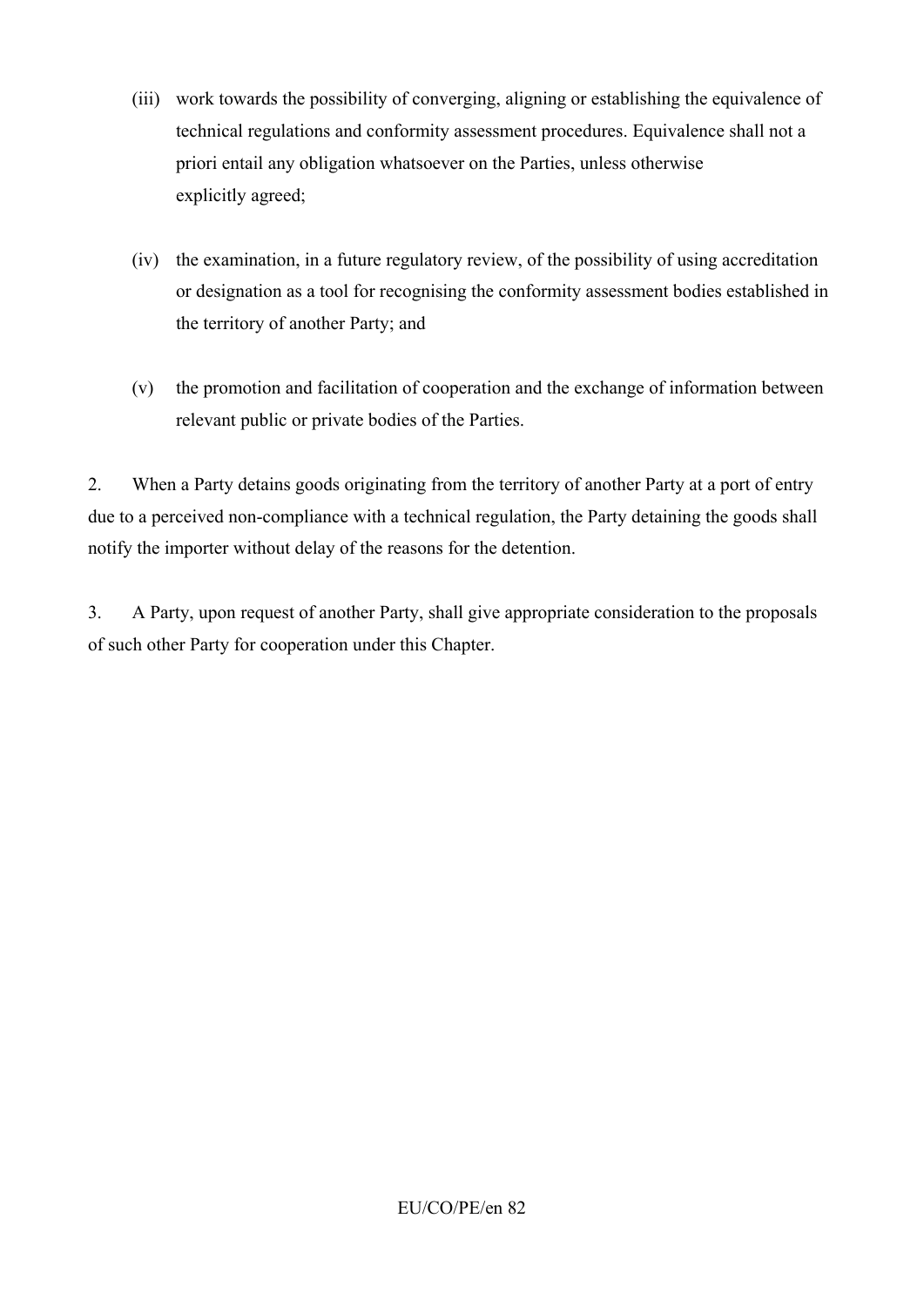(iii) work towards the possibility of converging, aligning or establishing the equivalence of technical regulations and conformity assessment procedures. Equivalence shall not a priori entail any obligation whatsoever on the Parties, unless otherwise explicitly agreed;

(iv) the examination, in a future regulatory review, of the possibility of using accreditation or designation as a tool for recognising the conformity assessment bodies established in the territory of another Party; and

(v) the promotion and facilitation of cooperation and the exchange of information between relevant public or private bodies of the Parties.

2. When a Party detains goods originating from the territory of another Party at a port of entry due to a perceived non-compliance with a technical regulation, the Party detaining the goods shall notify the importer without delay of the reasons for the detention.

3. A Party, upon request of another Party, shall give appropriate consideration to the proposals of such other Party for cooperation under this Chapter.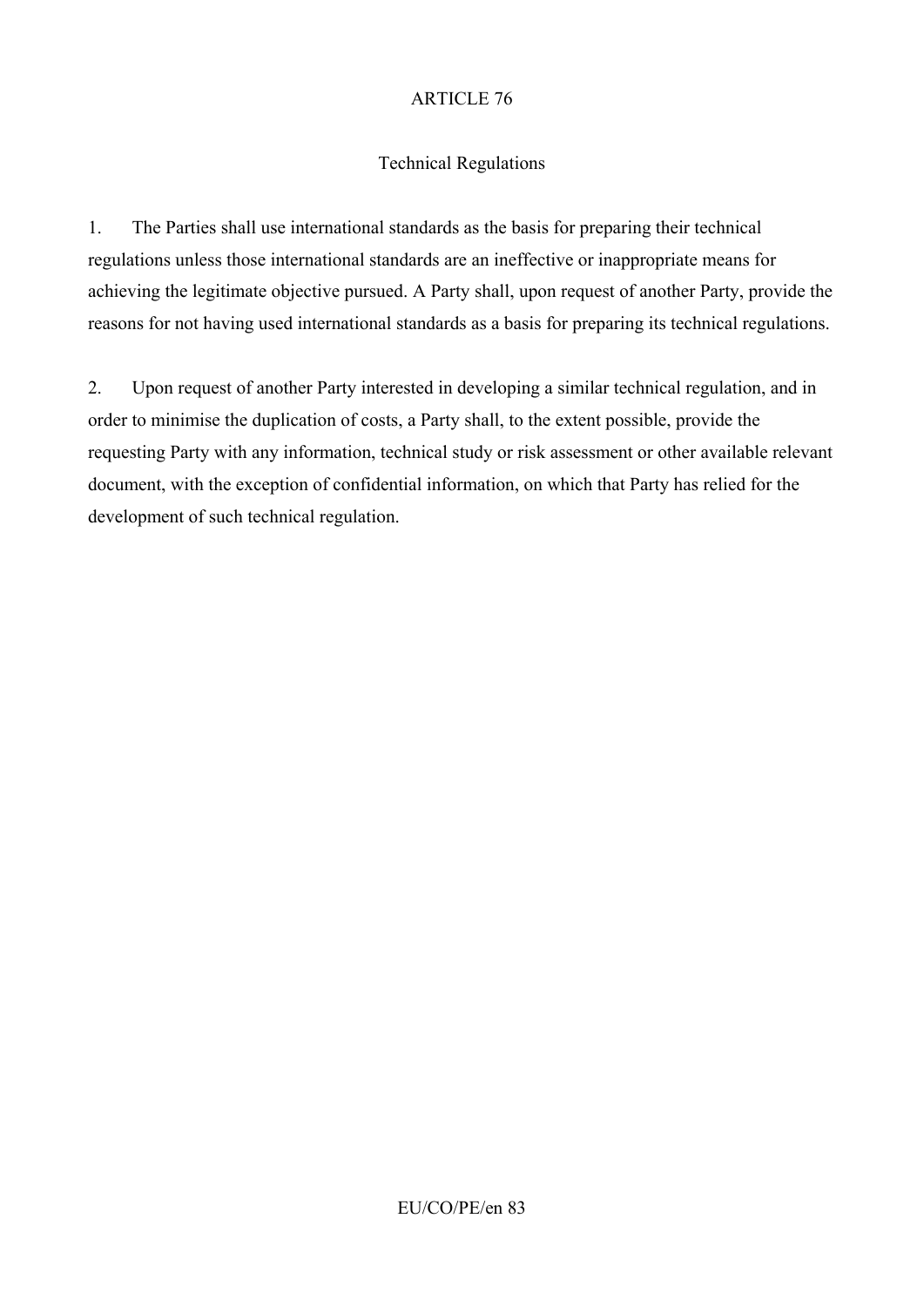## ARTICLE 76

### Technical Regulations

1. The Parties shall use international standards as the basis for preparing their technical regulations unless those international standards are an ineffective or inappropriate means for achieving the legitimate objective pursued. A Party shall, upon request of another Party, provide the reasons for not having used international standards as a basis for preparing its technical regulations.

2. Upon request of another Party interested in developing a similar technical regulation, and in order to minimise the duplication of costs, a Party shall, to the extent possible, provide the requesting Party with any information, technical study or risk assessment or other available relevant document, with the exception of confidential information, on which that Party has relied for the development of such technical regulation.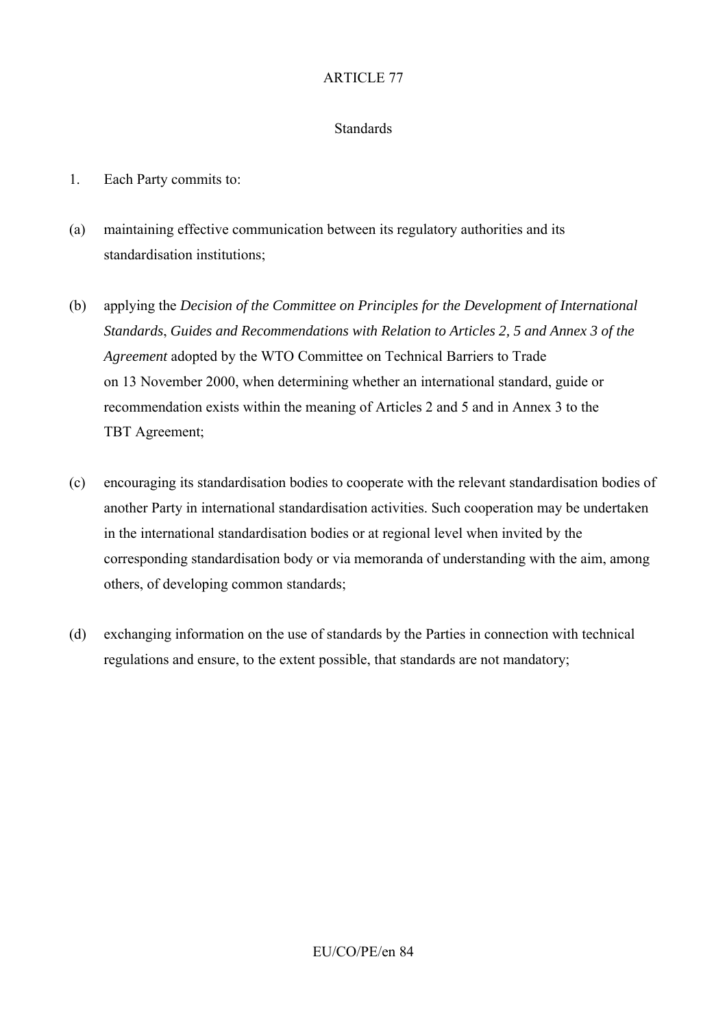ARTICLE 77

Standards

1. Each Party commits to:

(a) maintaining effective communication between its regulatory authorities and its standardisation institutions;

(b) applying the *Decision of the Committee on Principles for the Development of International Standards*, *Guides and Recommendations with Relation to Articles 2, 5 and Annex 3 of the Agreement* adopted by the WTO Committee on Technical Barriers to Trade on 13 November 2000, when determining whether an international standard, guide or recommendation exists within the meaning of Articles 2 and 5 and in Annex 3 to the TBT Agreement;

(c) encouraging its standardisation bodies to cooperate with the relevant standardisation bodies of another Party in international standardisation activities. Such cooperation may be undertaken in the international standardisation bodies or at regional level when invited by the corresponding standardisation body or via memoranda of understanding with the aim, among others, of developing common standards;

(d) exchanging information on the use of standards by the Parties in connection with technical regulations and ensure, to the extent possible, that standards are not mandatory;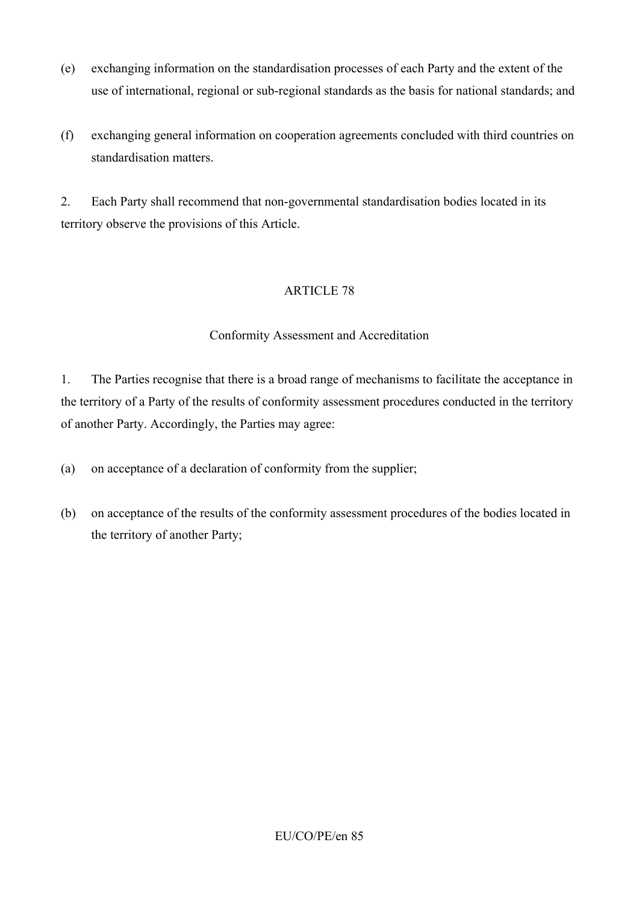(e) exchanging information on the standardisation processes of each Party and the extent of the use of international, regional or sub-regional standards as the basis for national standards; and

(f) exchanging general information on cooperation agreements concluded with third countries on standardisation matters.

2. Each Party shall recommend that non-governmental standardisation bodies located in its territory observe the provisions of this Article.

## ARTICLE 78

### Conformity Assessment and Accreditation

1. The Parties recognise that there is a broad range of mechanisms to facilitate the acceptance in the territory of a Party of the results of conformity assessment procedures conducted in the territory of another Party. Accordingly, the Parties may agree:

(a) on acceptance of a declaration of conformity from the supplier;

(b) on acceptance of the results of the conformity assessment procedures of the bodies located in the territory of another Party;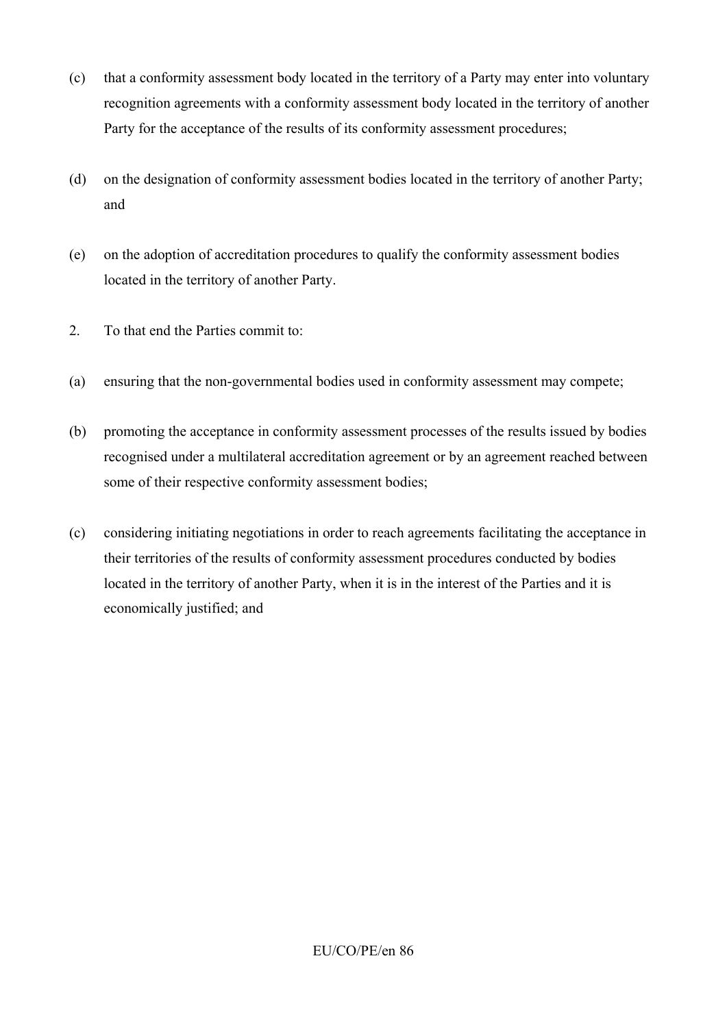(c) that a conformity assessment body located in the territory of a Party may enter into voluntary recognition agreements with a conformity assessment body located in the territory of another Party for the acceptance of the results of its conformity assessment procedures;

(d) on the designation of conformity assessment bodies located in the territory of another Party; and

(e) on the adoption of accreditation procedures to qualify the conformity assessment bodies located in the territory of another Party.

2. To that end the Parties commit to:

(a) ensuring that the non-governmental bodies used in conformity assessment may compete;

(b) promoting the acceptance in conformity assessment processes of the results issued by bodies recognised under a multilateral accreditation agreement or by an agreement reached between some of their respective conformity assessment bodies;

(c) considering initiating negotiations in order to reach agreements facilitating the acceptance in their territories of the results of conformity assessment procedures conducted by bodies located in the territory of another Party, when it is in the interest of the Parties and it is economically justified; and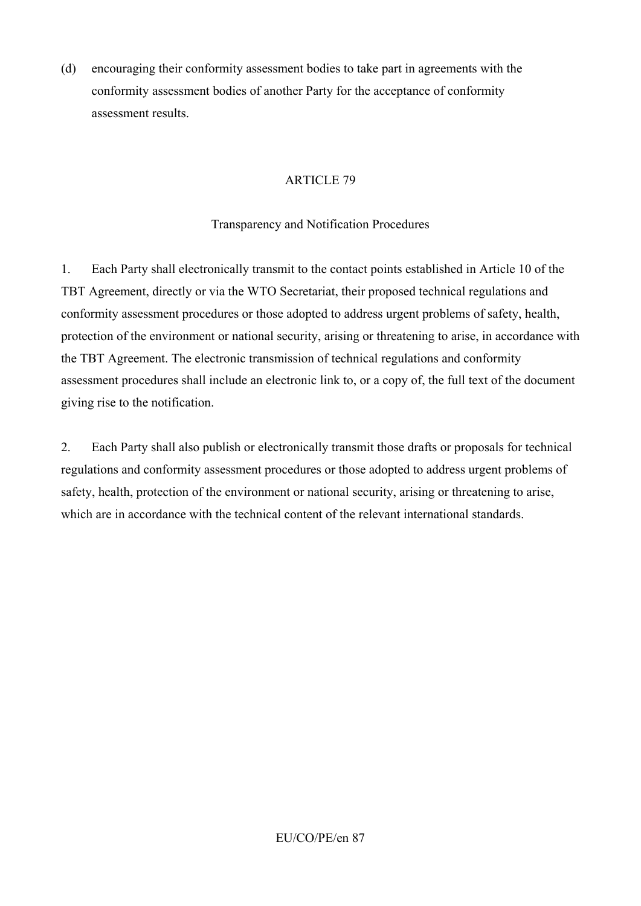(d) encouraging their conformity assessment bodies to take part in agreements with the conformity assessment bodies of another Party for the acceptance of conformity assessment results.

## ARTICLE 79

### Transparency and Notification Procedures

1. Each Party shall electronically transmit to the contact points established in Article 10 of the TBT Agreement, directly or via the WTO Secretariat, their proposed technical regulations and conformity assessment procedures or those adopted to address urgent problems of safety, health, protection of the environment or national security, arising or threatening to arise, in accordance with the TBT Agreement. The electronic transmission of technical regulations and conformity assessment procedures shall include an electronic link to, or a copy of, the full text of the document giving rise to the notification.

2. Each Party shall also publish or electronically transmit those drafts or proposals for technical regulations and conformity assessment procedures or those adopted to address urgent problems of safety, health, protection of the environment or national security, arising or threatening to arise, which are in accordance with the technical content of the relevant international standards.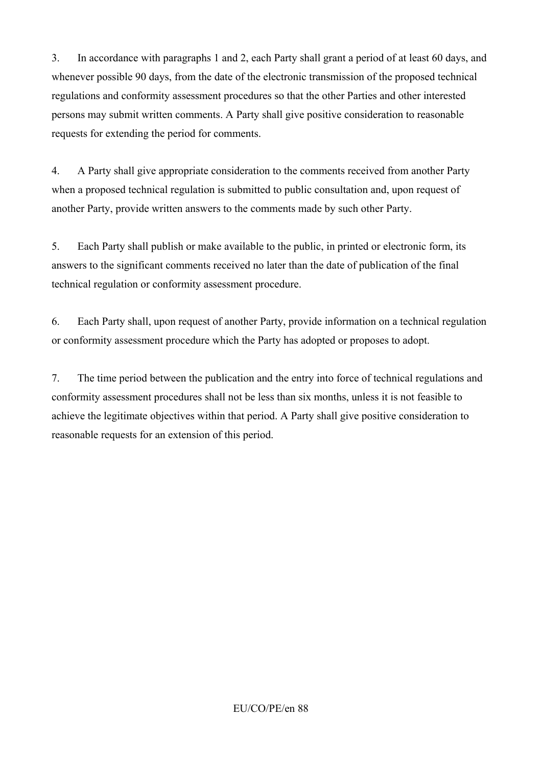3. In accordance with paragraphs 1 and 2, each Party shall grant a period of at least 60 days, and whenever possible 90 days, from the date of the electronic transmission of the proposed technical regulations and conformity assessment procedures so that the other Parties and other interested persons may submit written comments. A Party shall give positive consideration to reasonable requests for extending the period for comments.

4. A Party shall give appropriate consideration to the comments received from another Party when a proposed technical regulation is submitted to public consultation and, upon request of another Party, provide written answers to the comments made by such other Party.

5. Each Party shall publish or make available to the public, in printed or electronic form, its answers to the significant comments received no later than the date of publication of the final technical regulation or conformity assessment procedure.

6. Each Party shall, upon request of another Party, provide information on a technical regulation or conformity assessment procedure which the Party has adopted or proposes to adopt.

7. The time period between the publication and the entry into force of technical regulations and conformity assessment procedures shall not be less than six months, unless it is not feasible to achieve the legitimate objectives within that period. A Party shall give positive consideration to reasonable requests for an extension of this period.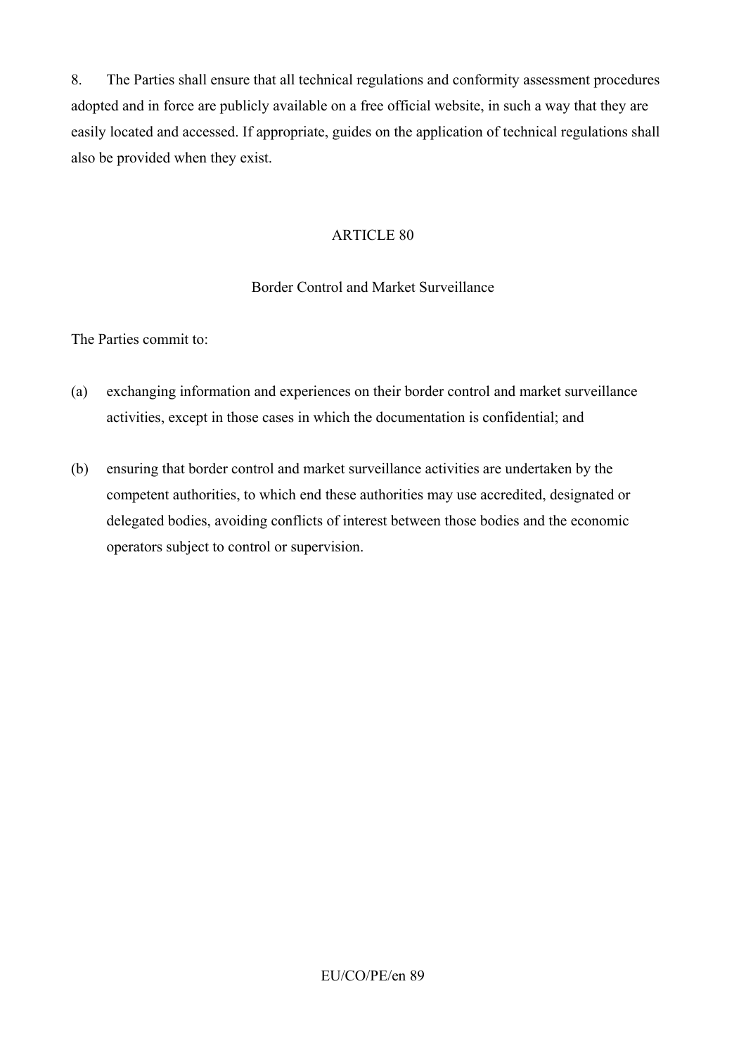8. The Parties shall ensure that all technical regulations and conformity assessment procedures adopted and in force are publicly available on a free official website, in such a way that they are easily located and accessed. If appropriate, guides on the application of technical regulations shall also be provided when they exist.

## ARTICLE 80

### Border Control and Market Surveillance

The Parties commit to:

(a) exchanging information and experiences on their border control and market surveillance activities, except in those cases in which the documentation is confidential; and

(b) ensuring that border control and market surveillance activities are undertaken by the competent authorities, to which end these authorities may use accredited, designated or delegated bodies, avoiding conflicts of interest between those bodies and the economic operators subject to control or supervision.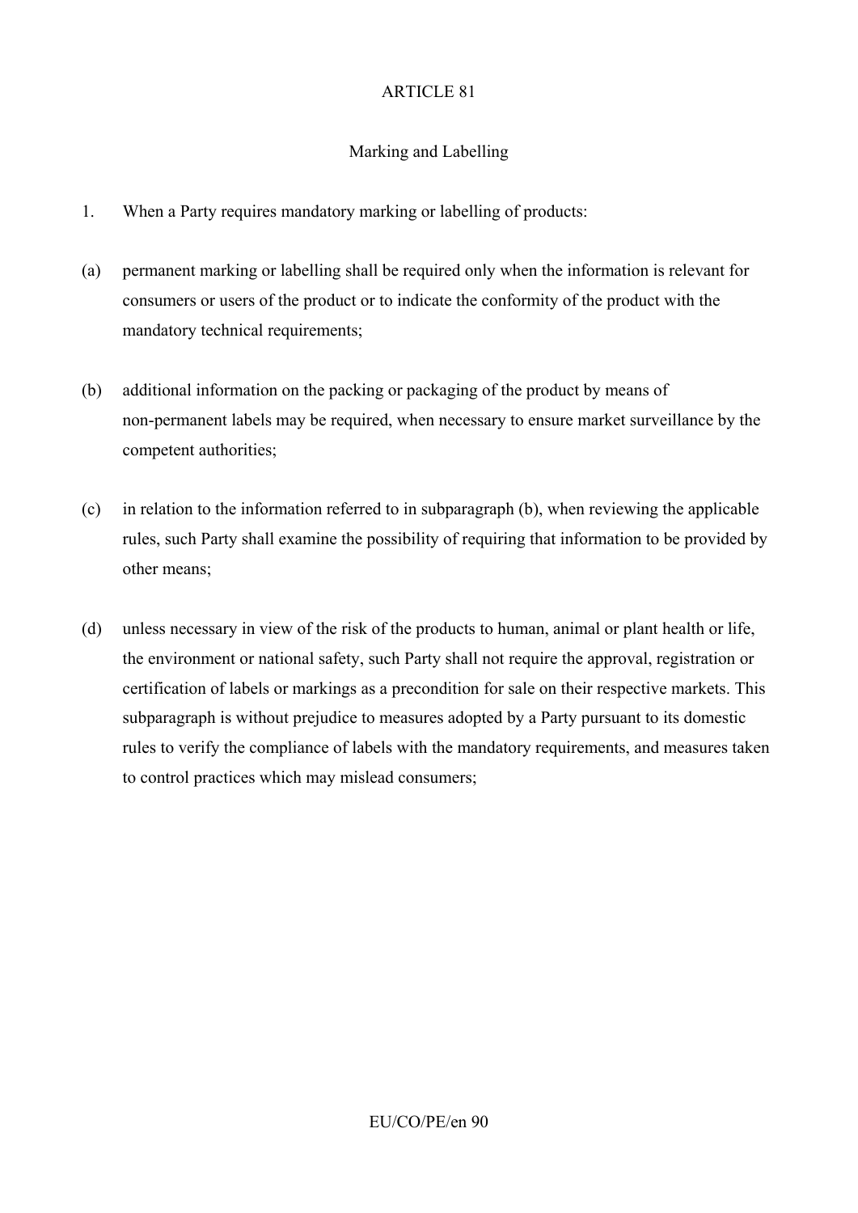## ARTICLE 81

### Marking and Labelling

1. When a Party requires mandatory marking or labelling of products:

(a) permanent marking or labelling shall be required only when the information is relevant for consumers or users of the product or to indicate the conformity of the product with the mandatory technical requirements;

(b) additional information on the packing or packaging of the product by means of non-permanent labels may be required, when necessary to ensure market surveillance by the competent authorities;

(c) in relation to the information referred to in subparagraph (b), when reviewing the applicable rules, such Party shall examine the possibility of requiring that information to be provided by other means;

(d) unless necessary in view of the risk of the products to human, animal or plant health or life, the environment or national safety, such Party shall not require the approval, registration or certification of labels or markings as a precondition for sale on their respective markets. This subparagraph is without prejudice to measures adopted by a Party pursuant to its domestic rules to verify the compliance of labels with the mandatory requirements, and measures taken to control practices which may mislead consumers;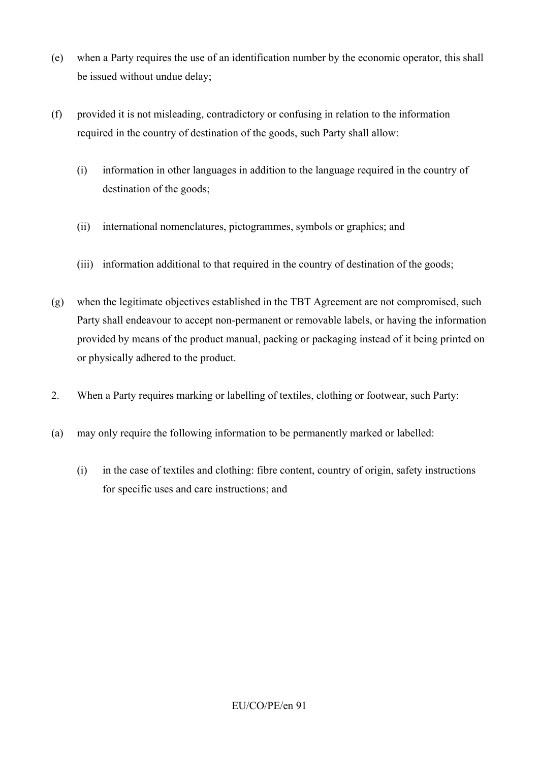(e) when a Party requires the use of an identification number by the economic operator, this shall be issued without undue delay;

(f) provided it is not misleading, contradictory or confusing in relation to the information required in the country of destination of the goods, such Party shall allow:

   (i) information in other languages in addition to the language required in the country of destination of the goods;

   (ii) international nomenclatures, pictogrammes, symbols or graphics; and

   (iii) information additional to that required in the country of destination of the goods;

(g) when the legitimate objectives established in the TBT Agreement are not compromised, such Party shall endeavour to accept non-permanent or removable labels, or having the information provided by means of the product manual, packing or packaging instead of it being printed on or physically adhered to the product.

2. When a Party requires marking or labelling of textiles, clothing or footwear, such Party:

(a) may only require the following information to be permanently marked or labelled:

   (i) in the case of textiles and clothing: fibre content, country of origin, safety instructions for specific uses and care instructions; and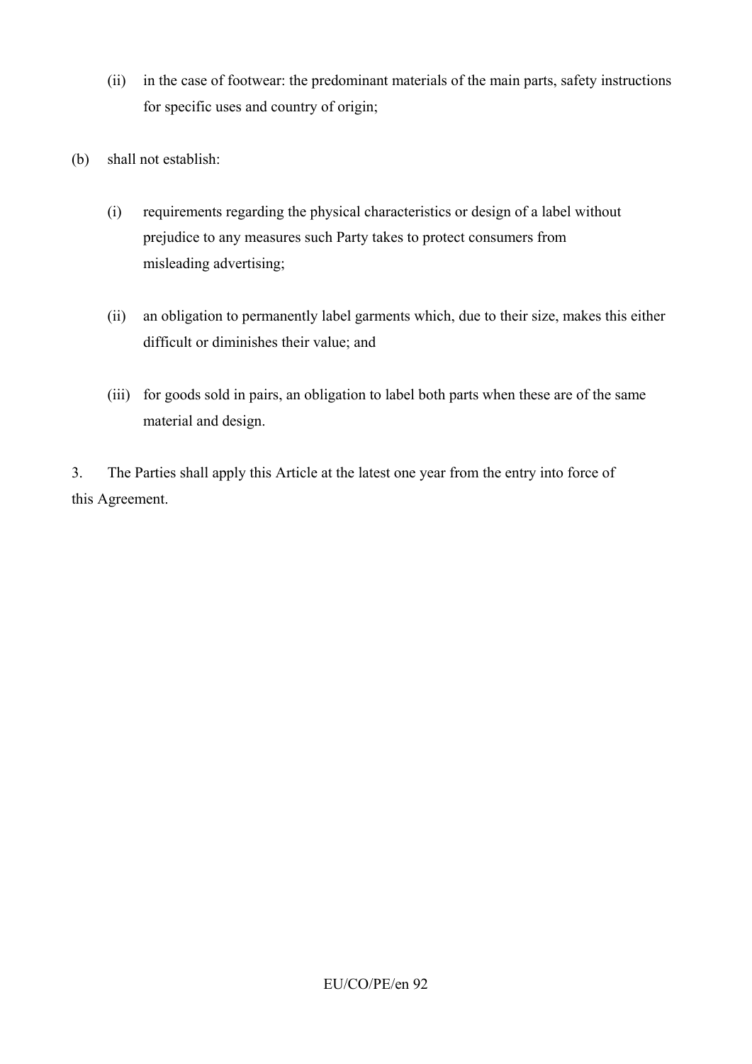(ii) in the case of footwear: the predominant materials of the main parts, safety instructions for specific uses and country of origin;

(b) shall not establish:

(i) requirements regarding the physical characteristics or design of a label without prejudice to any measures such Party takes to protect consumers from misleading advertising;

(ii) an obligation to permanently label garments which, due to their size, makes this either difficult or diminishes their value; and

(iii) for goods sold in pairs, an obligation to label both parts when these are of the same material and design.

3. The Parties shall apply this Article at the latest one year from the entry into force of this Agreement.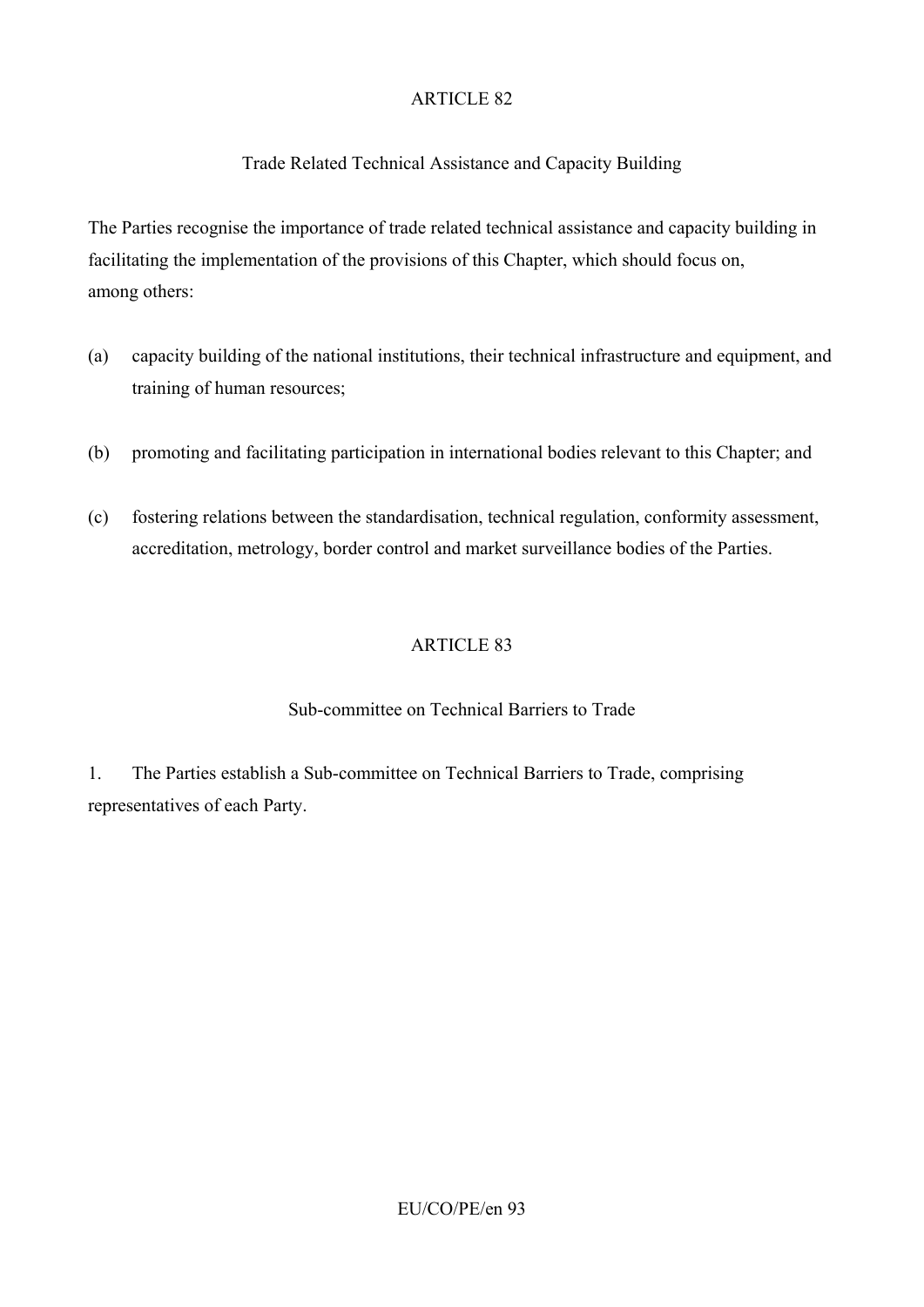## ARTICLE 82

### Trade Related Technical Assistance and Capacity Building

The Parties recognise the importance of trade related technical assistance and capacity building in facilitating the implementation of the provisions of this Chapter, which should focus on, among others:

(a) capacity building of the national institutions, their technical infrastructure and equipment, and training of human resources;

(b) promoting and facilitating participation in international bodies relevant to this Chapter; and

(c) fostering relations between the standardisation, technical regulation, conformity assessment, accreditation, metrology, border control and market surveillance bodies of the Parties.

## ARTICLE 83

### Sub-committee on Technical Barriers to Trade

1. The Parties establish a Sub-committee on Technical Barriers to Trade, comprising representatives of each Party.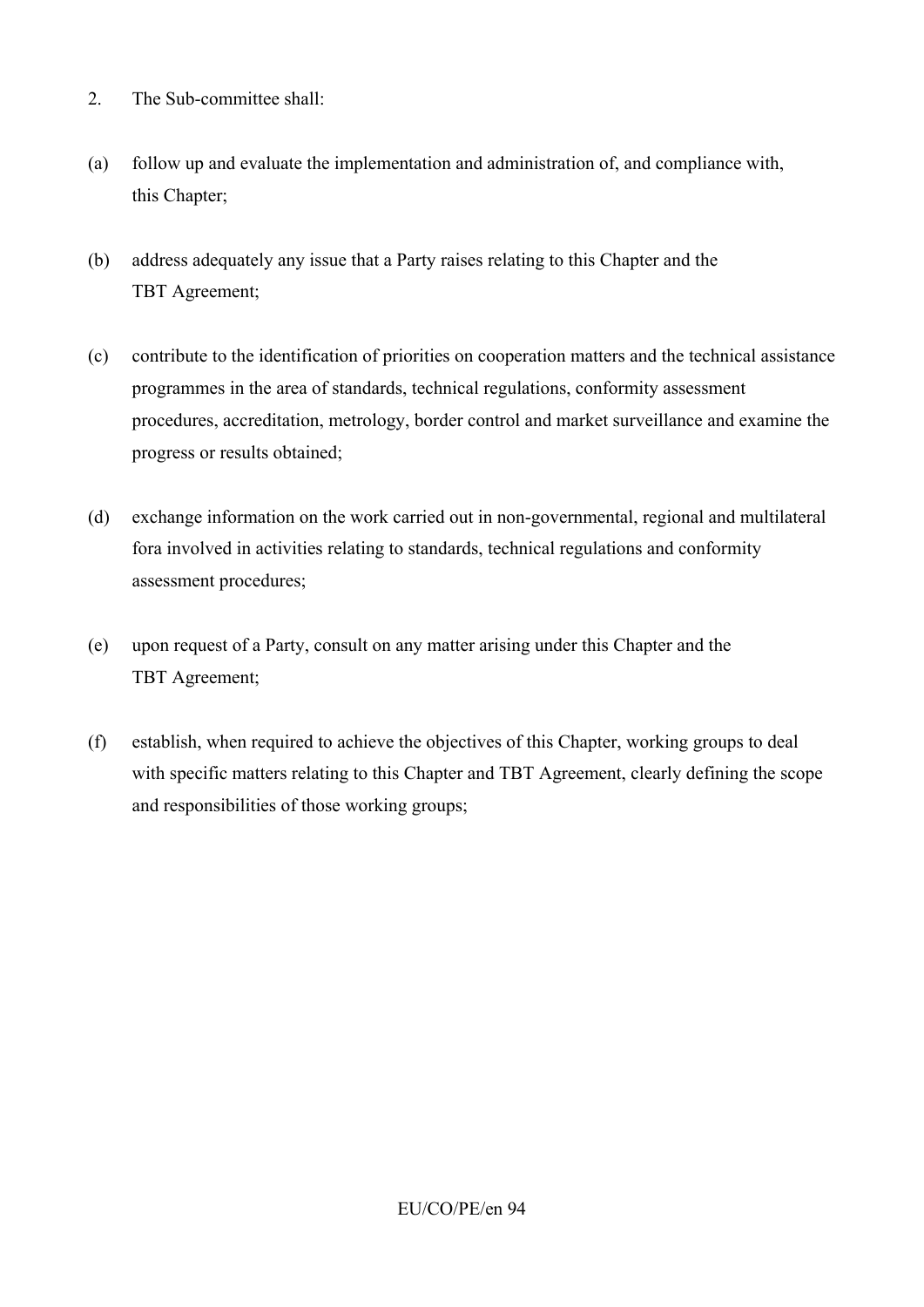2. The Sub-committee shall:

(a) follow up and evaluate the implementation and administration of, and compliance with, this Chapter;

(b) address adequately any issue that a Party raises relating to this Chapter and the TBT Agreement;

(c) contribute to the identification of priorities on cooperation matters and the technical assistance programmes in the area of standards, technical regulations, conformity assessment procedures, accreditation, metrology, border control and market surveillance and examine the progress or results obtained;

(d) exchange information on the work carried out in non-governmental, regional and multilateral fora involved in activities relating to standards, technical regulations and conformity assessment procedures;

(e) upon request of a Party, consult on any matter arising under this Chapter and the TBT Agreement;

(f) establish, when required to achieve the objectives of this Chapter, working groups to deal with specific matters relating to this Chapter and TBT Agreement, clearly defining the scope and responsibilities of those working groups;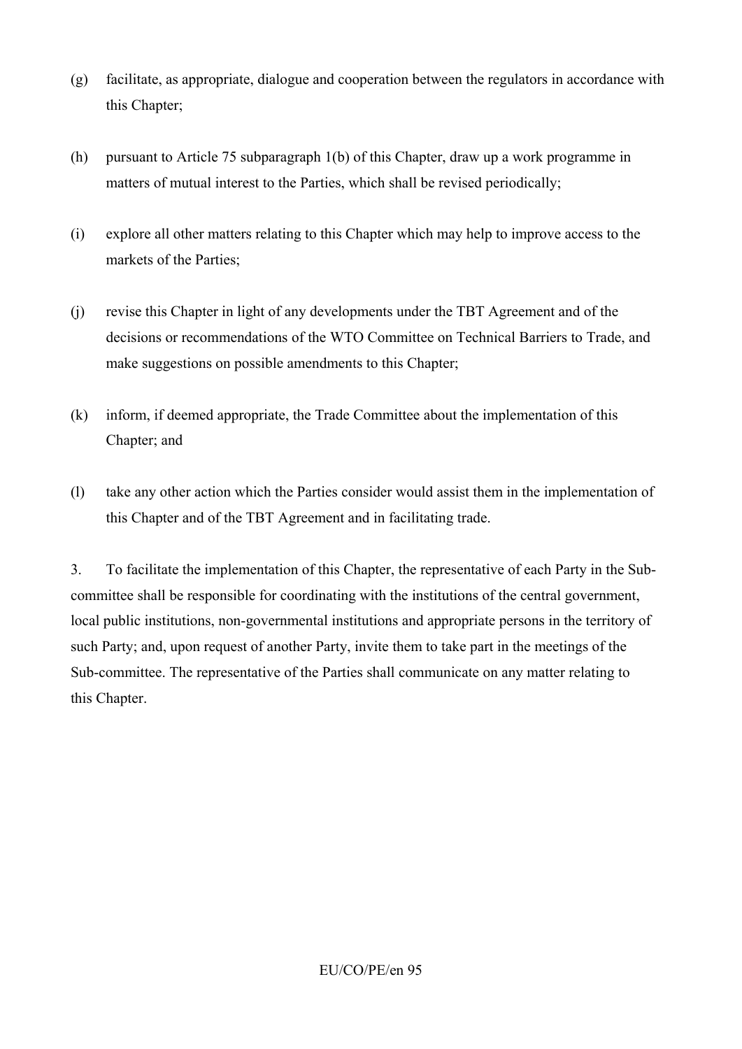(g) facilitate, as appropriate, dialogue and cooperation between the regulators in accordance with this Chapter;

(h) pursuant to Article 75 subparagraph 1(b) of this Chapter, draw up a work programme in matters of mutual interest to the Parties, which shall be revised periodically;

(i) explore all other matters relating to this Chapter which may help to improve access to the markets of the Parties;

(j) revise this Chapter in light of any developments under the TBT Agreement and of the decisions or recommendations of the WTO Committee on Technical Barriers to Trade, and make suggestions on possible amendments to this Chapter;

(k) inform, if deemed appropriate, the Trade Committee about the implementation of this Chapter; and

(l) take any other action which the Parties consider would assist them in the implementation of this Chapter and of the TBT Agreement and in facilitating trade.

3. To facilitate the implementation of this Chapter, the representative of each Party in the Sub-committee shall be responsible for coordinating with the institutions of the central government, local public institutions, non-governmental institutions and appropriate persons in the territory of such Party; and, upon request of another Party, invite them to take part in the meetings of the Sub-committee. The representative of the Parties shall communicate on any matter relating to this Chapter.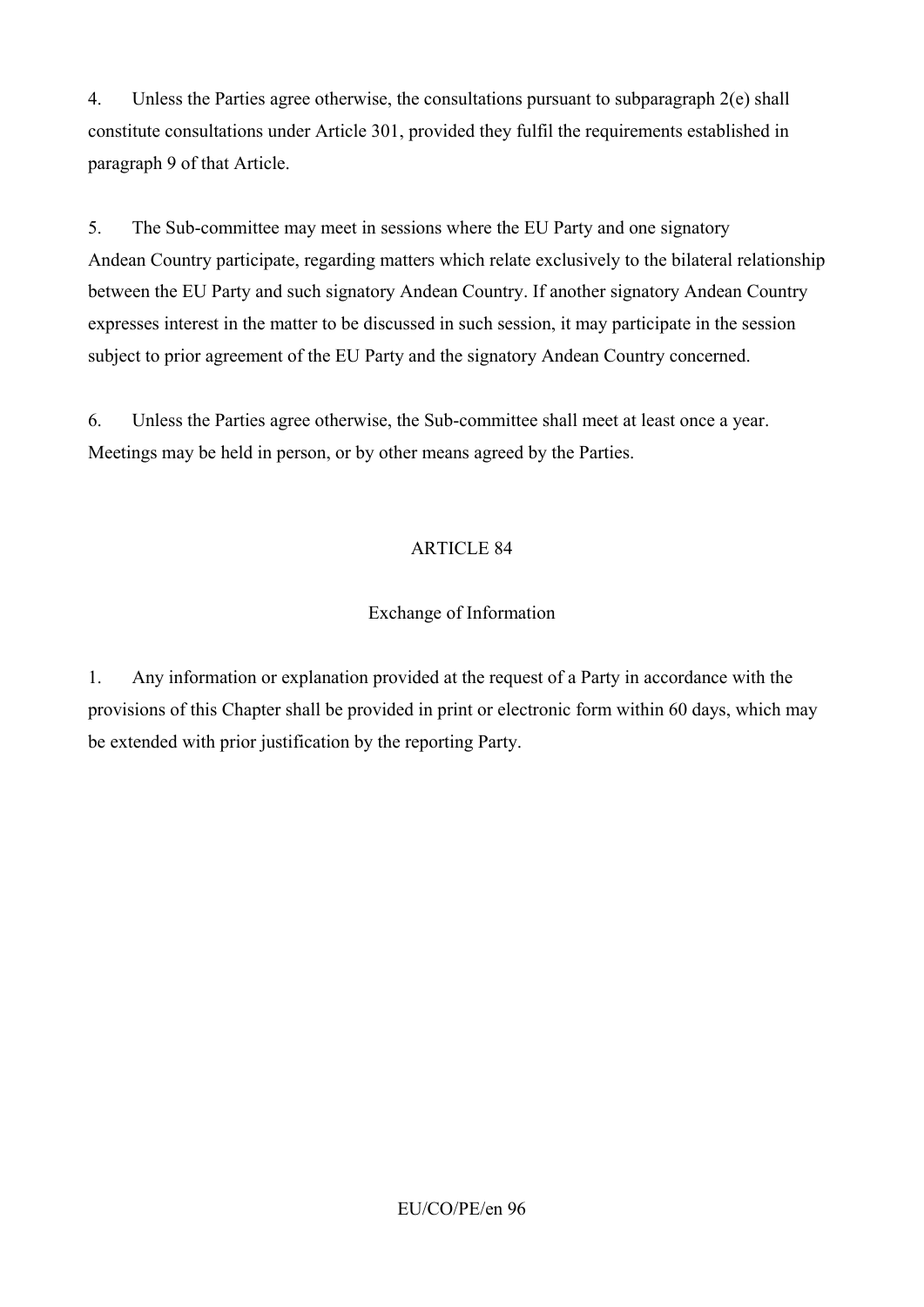4. Unless the Parties agree otherwise, the consultations pursuant to subparagraph 2(e) shall constitute consultations under Article 301, provided they fulfil the requirements established in paragraph 9 of that Article.

5. The Sub-committee may meet in sessions where the EU Party and one signatory Andean Country participate, regarding matters which relate exclusively to the bilateral relationship between the EU Party and such signatory Andean Country. If another signatory Andean Country expresses interest in the matter to be discussed in such session, it may participate in the session subject to prior agreement of the EU Party and the signatory Andean Country concerned.

6. Unless the Parties agree otherwise, the Sub-committee shall meet at least once a year. Meetings may be held in person, or by other means agreed by the Parties.

## ARTICLE 84

### Exchange of Information

1. Any information or explanation provided at the request of a Party in accordance with the provisions of this Chapter shall be provided in print or electronic form within 60 days, which may be extended with prior justification by the reporting Party.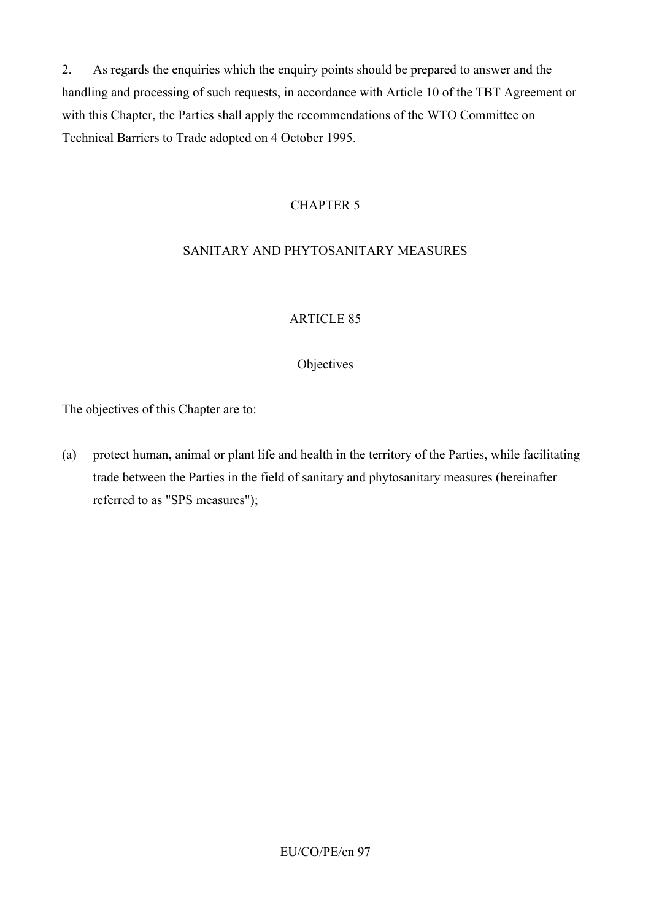2. As regards the enquiries which the enquiry points should be prepared to answer and the handling and processing of such requests, in accordance with Article 10 of the TBT Agreement or with this Chapter, the Parties shall apply the recommendations of the WTO Committee on Technical Barriers to Trade adopted on 4 October 1995.

## CHAPTER 5

## SANITARY AND PHYTOSANITARY MEASURES

### ARTICLE 85

### Objectives

The objectives of this Chapter are to:

(a) protect human, animal or plant life and health in the territory of the Parties, while facilitating trade between the Parties in the field of sanitary and phytosanitary measures (hereinafter referred to as "SPS measures");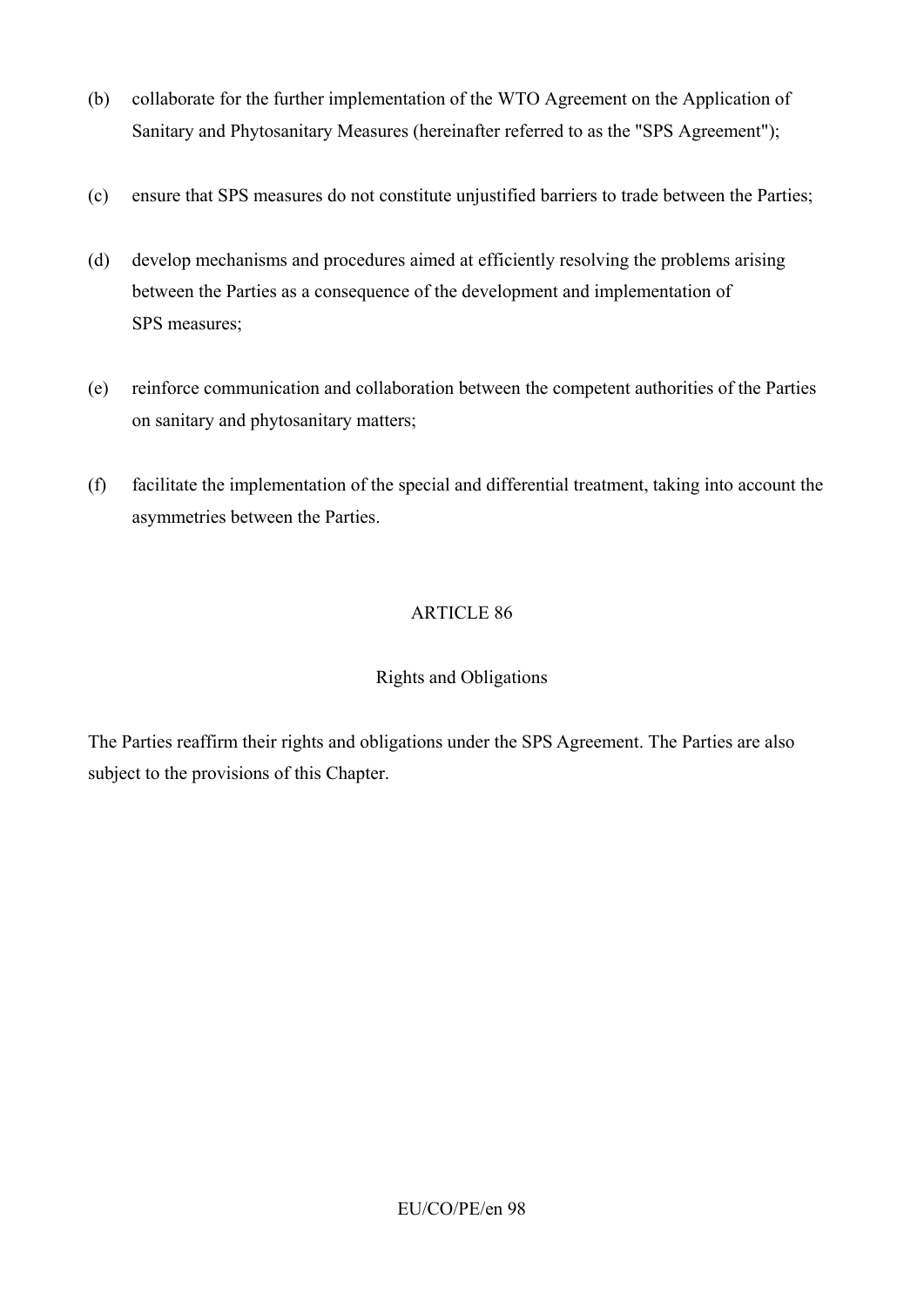(b) collaborate for the further implementation of the WTO Agreement on the Application of Sanitary and Phytosanitary Measures (hereinafter referred to as the "SPS Agreement");

(c) ensure that SPS measures do not constitute unjustified barriers to trade between the Parties;

(d) develop mechanisms and procedures aimed at efficiently resolving the problems arising between the Parties as a consequence of the development and implementation of SPS measures;

(e) reinforce communication and collaboration between the competent authorities of the Parties on sanitary and phytosanitary matters;

(f) facilitate the implementation of the special and differential treatment, taking into account the asymmetries between the Parties.

ARTICLE 86

Rights and Obligations

The Parties reaffirm their rights and obligations under the SPS Agreement. The Parties are also subject to the provisions of this Chapter.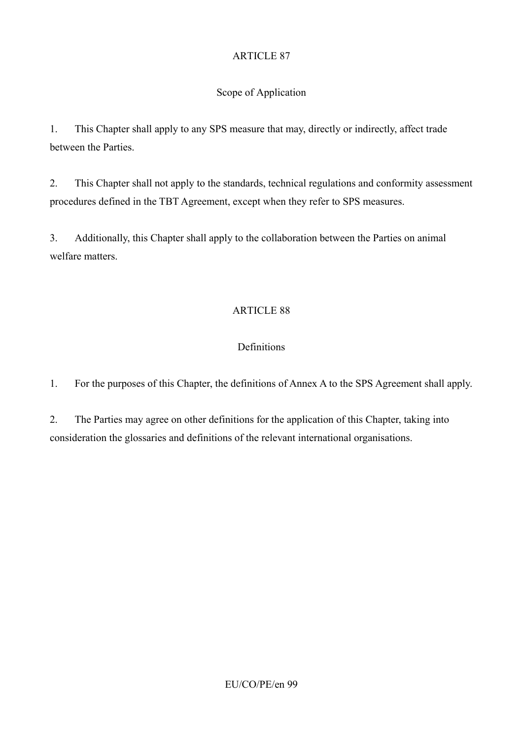## ARTICLE 87

### Scope of Application

1. This Chapter shall apply to any SPS measure that may, directly or indirectly, affect trade between the Parties.

2. This Chapter shall not apply to the standards, technical regulations and conformity assessment procedures defined in the TBT Agreement, except when they refer to SPS measures.

3. Additionally, this Chapter shall apply to the collaboration between the Parties on animal welfare matters.

## ARTICLE 88

### Definitions

1. For the purposes of this Chapter, the definitions of Annex A to the SPS Agreement shall apply.

2. The Parties may agree on other definitions for the application of this Chapter, taking into consideration the glossaries and definitions of the relevant international organisations.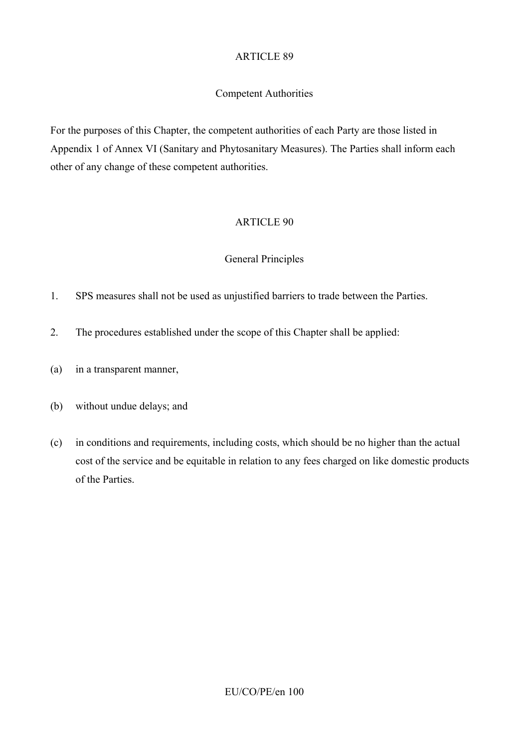## ARTICLE 89

### Competent Authorities

For the purposes of this Chapter, the competent authorities of each Party are those listed in Appendix 1 of Annex VI (Sanitary and Phytosanitary Measures). The Parties shall inform each other of any change of these competent authorities.

## ARTICLE 90

### General Principles

1. SPS measures shall not be used as unjustified barriers to trade between the Parties.

2. The procedures established under the scope of this Chapter shall be applied:

(a) in a transparent manner,

(b) without undue delays; and

(c) in conditions and requirements, including costs, which should be no higher than the actual cost of the service and be equitable in relation to any fees charged on like domestic products of the Parties.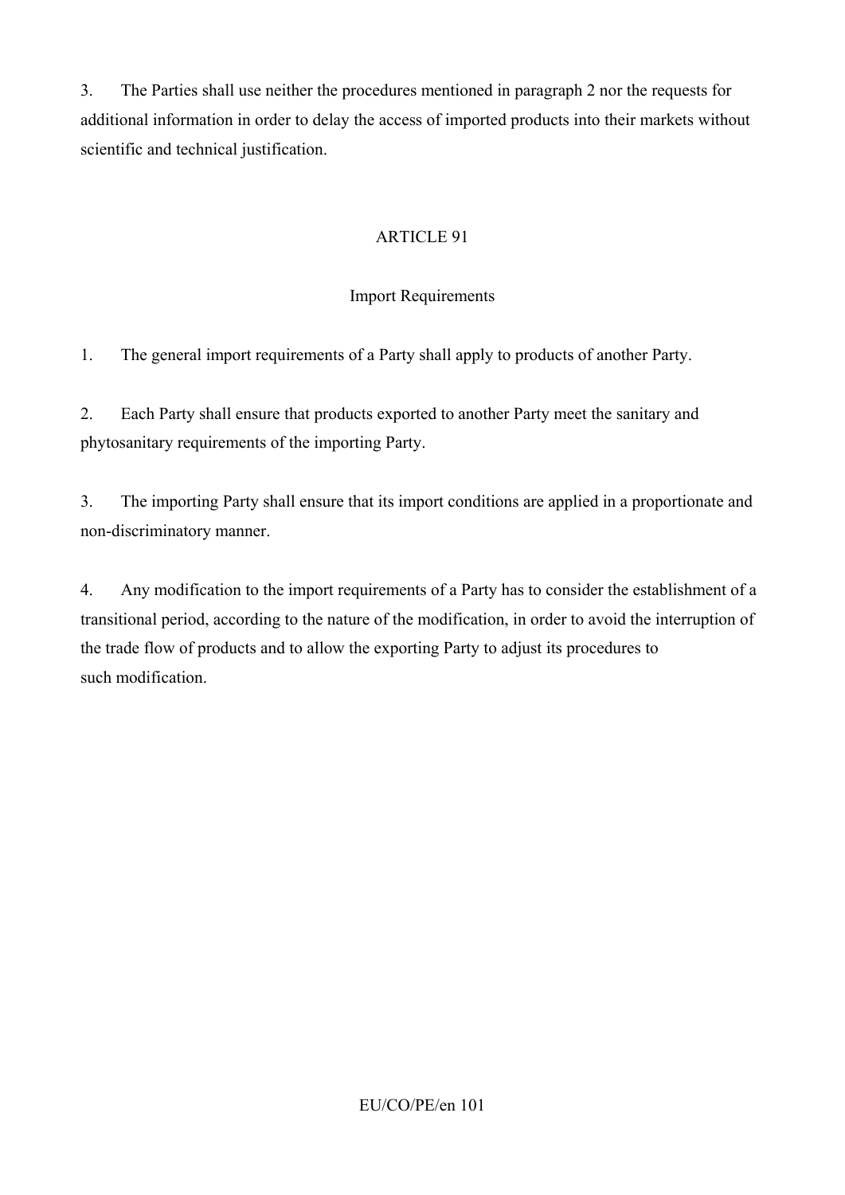3. The Parties shall use neither the procedures mentioned in paragraph 2 nor the requests for additional information in order to delay the access of imported products into their markets without scientific and technical justification.

## ARTICLE 91

### Import Requirements

1. The general import requirements of a Party shall apply to products of another Party.

2. Each Party shall ensure that products exported to another Party meet the sanitary and phytosanitary requirements of the importing Party.

3. The importing Party shall ensure that its import conditions are applied in a proportionate and non-discriminatory manner.

4. Any modification to the import requirements of a Party has to consider the establishment of a transitional period, according to the nature of the modification, in order to avoid the interruption of the trade flow of products and to allow the exporting Party to adjust its procedures to such modification.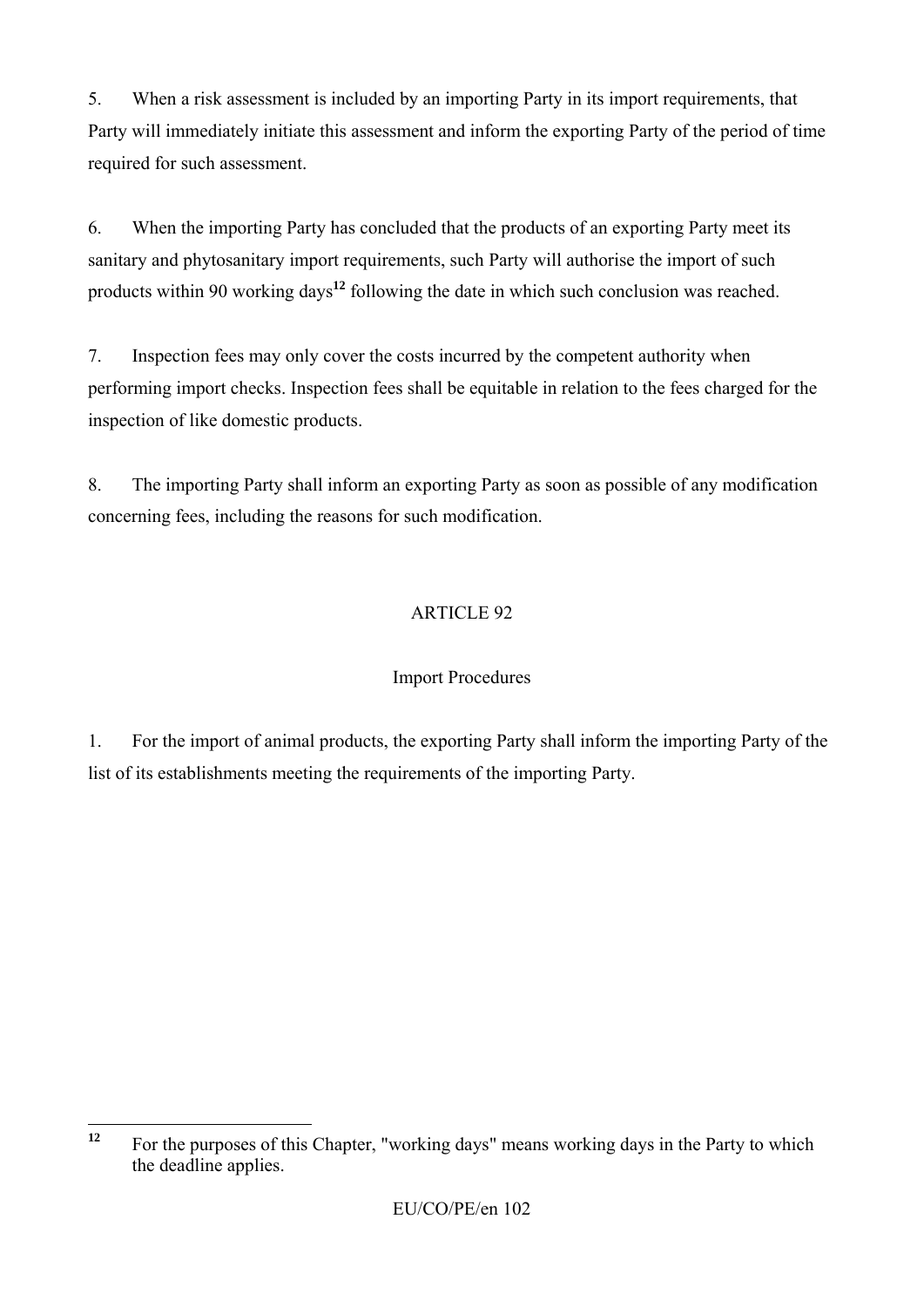5. When a risk assessment is included by an importing Party in its import requirements, that Party will immediately initiate this assessment and inform the exporting Party of the period of time required for such assessment.

6. When the importing Party has concluded that the products of an exporting Party meet its sanitary and phytosanitary import requirements, such Party will authorise the import of such products within 90 working days[12] following the date in which such conclusion was reached.

7. Inspection fees may only cover the costs incurred by the competent authority when performing import checks. Inspection fees shall be equitable in relation to the fees charged for the inspection of like domestic products.

8. The importing Party shall inform an exporting Party as soon as possible of any modification concerning fees, including the reasons for such modification.

ARTICLE 92

Import Procedures

1. For the import of animal products, the exporting Party shall inform the importing Party of the list of its establishments meeting the requirements of the importing Party.

---

[12] For the purposes of this Chapter, "working days" means working days in the Party to which the deadline applies.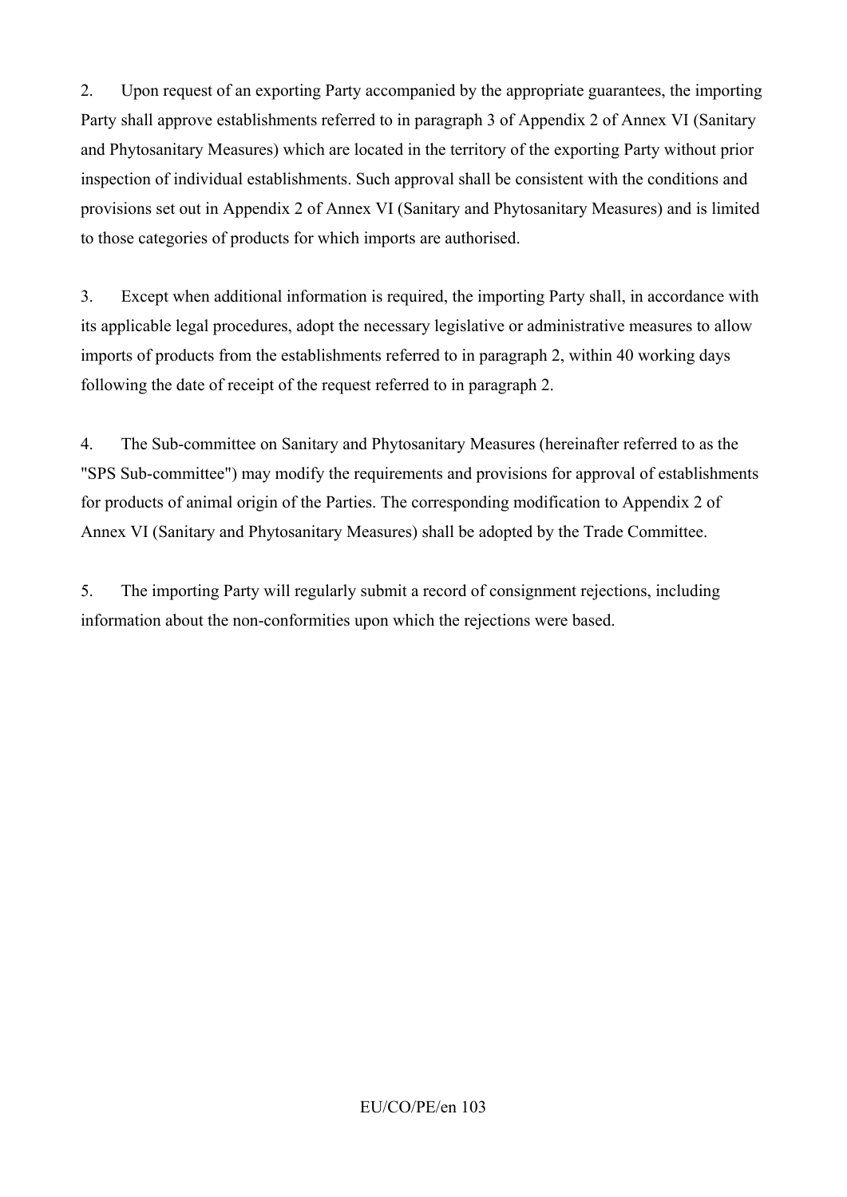2. Upon request of an exporting Party accompanied by the appropriate guarantees, the importing Party shall approve establishments referred to in paragraph 3 of Appendix 2 of Annex VI (Sanitary and Phytosanitary Measures) which are located in the territory of the exporting Party without prior inspection of individual establishments. Such approval shall be consistent with the conditions and provisions set out in Appendix 2 of Annex VI (Sanitary and Phytosanitary Measures) and is limited to those categories of products for which imports are authorised.

3. Except when additional information is required, the importing Party shall, in accordance with its applicable legal procedures, adopt the necessary legislative or administrative measures to allow imports of products from the establishments referred to in paragraph 2, within 40 working days following the date of receipt of the request referred to in paragraph 2.

4. The Sub-committee on Sanitary and Phytosanitary Measures (hereinafter referred to as the "SPS Sub-committee") may modify the requirements and provisions for approval of establishments for products of animal origin of the Parties. The corresponding modification to Appendix 2 of Annex VI (Sanitary and Phytosanitary Measures) shall be adopted by the Trade Committee.

5. The importing Party will regularly submit a record of consignment rejections, including information about the non-conformities upon which the rejections were based.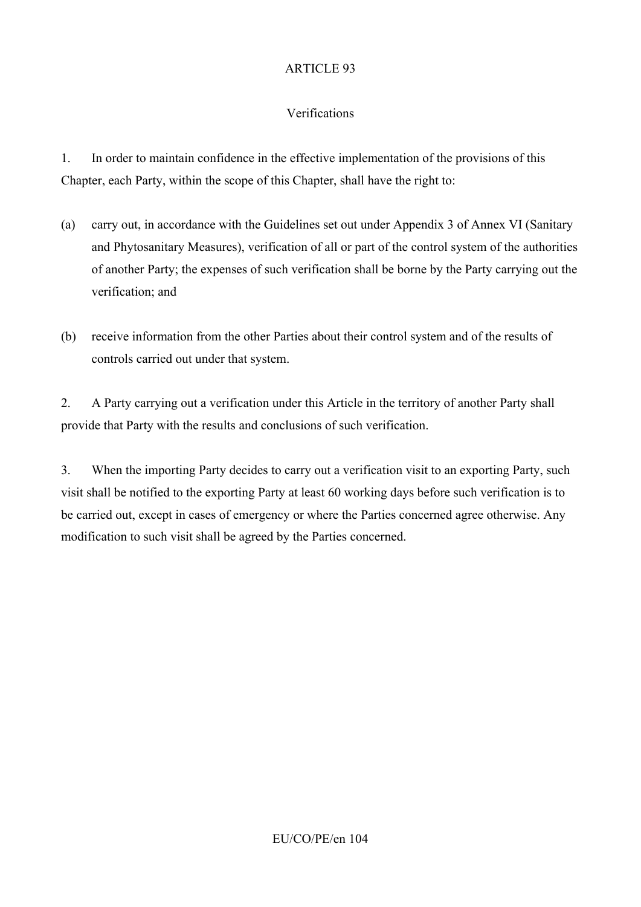## ARTICLE 93

### Verifications

1. In order to maintain confidence in the effective implementation of the provisions of this Chapter, each Party, within the scope of this Chapter, shall have the right to:

(a) carry out, in accordance with the Guidelines set out under Appendix 3 of Annex VI (Sanitary and Phytosanitary Measures), verification of all or part of the control system of the authorities of another Party; the expenses of such verification shall be borne by the Party carrying out the verification; and

(b) receive information from the other Parties about their control system and of the results of controls carried out under that system.

2. A Party carrying out a verification under this Article in the territory of another Party shall provide that Party with the results and conclusions of such verification.

3. When the importing Party decides to carry out a verification visit to an exporting Party, such visit shall be notified to the exporting Party at least 60 working days before such verification is to be carried out, except in cases of emergency or where the Parties concerned agree otherwise. Any modification to such visit shall be agreed by the Parties concerned.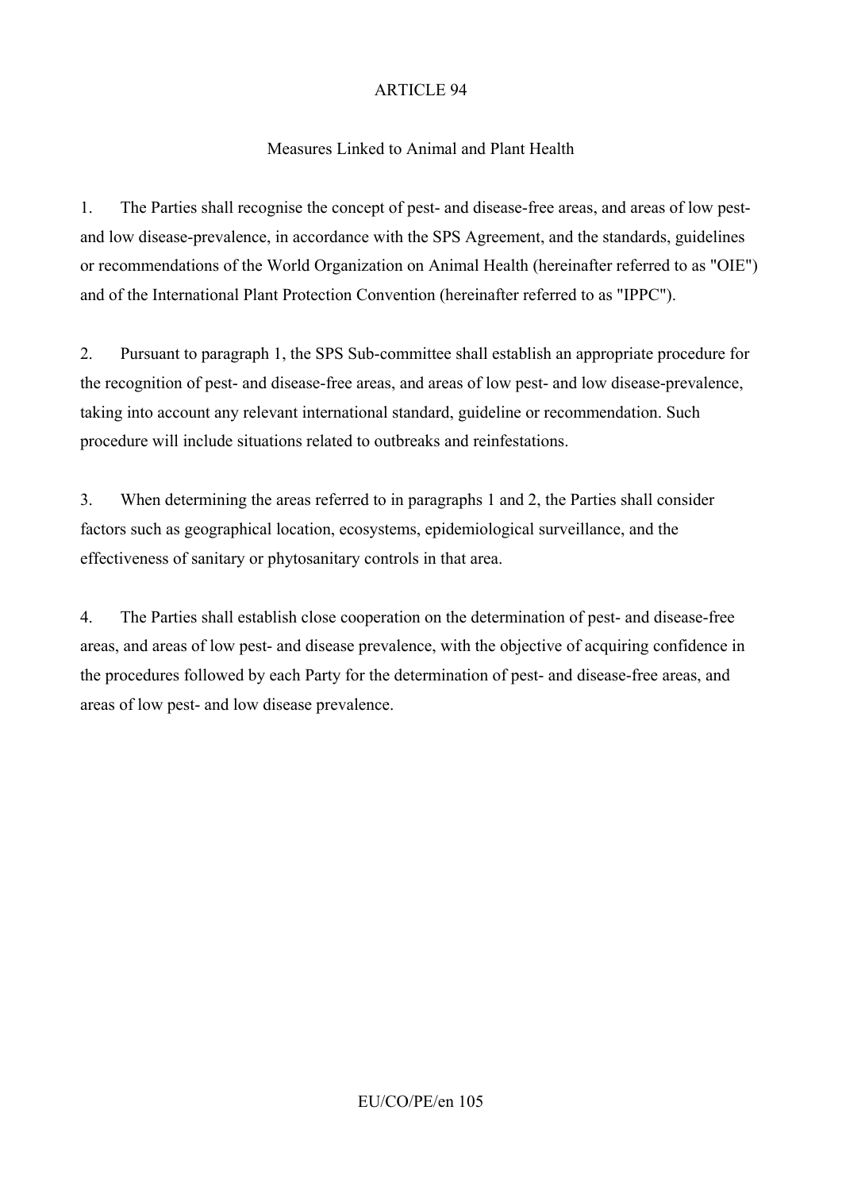## ARTICLE 94

### Measures Linked to Animal and Plant Health

1. The Parties shall recognise the concept of pest- and disease-free areas, and areas of low pest- and low disease-prevalence, in accordance with the SPS Agreement, and the standards, guidelines or recommendations of the World Organization on Animal Health (hereinafter referred to as "OIE") and of the International Plant Protection Convention (hereinafter referred to as "IPPC").

2. Pursuant to paragraph 1, the SPS Sub-committee shall establish an appropriate procedure for the recognition of pest- and disease-free areas, and areas of low pest- and low disease-prevalence, taking into account any relevant international standard, guideline or recommendation. Such procedure will include situations related to outbreaks and reinfestations.

3. When determining the areas referred to in paragraphs 1 and 2, the Parties shall consider factors such as geographical location, ecosystems, epidemiological surveillance, and the effectiveness of sanitary or phytosanitary controls in that area.

4. The Parties shall establish close cooperation on the determination of pest- and disease-free areas, and areas of low pest- and disease prevalence, with the objective of acquiring confidence in the procedures followed by each Party for the determination of pest- and disease-free areas, and areas of low pest- and low disease prevalence.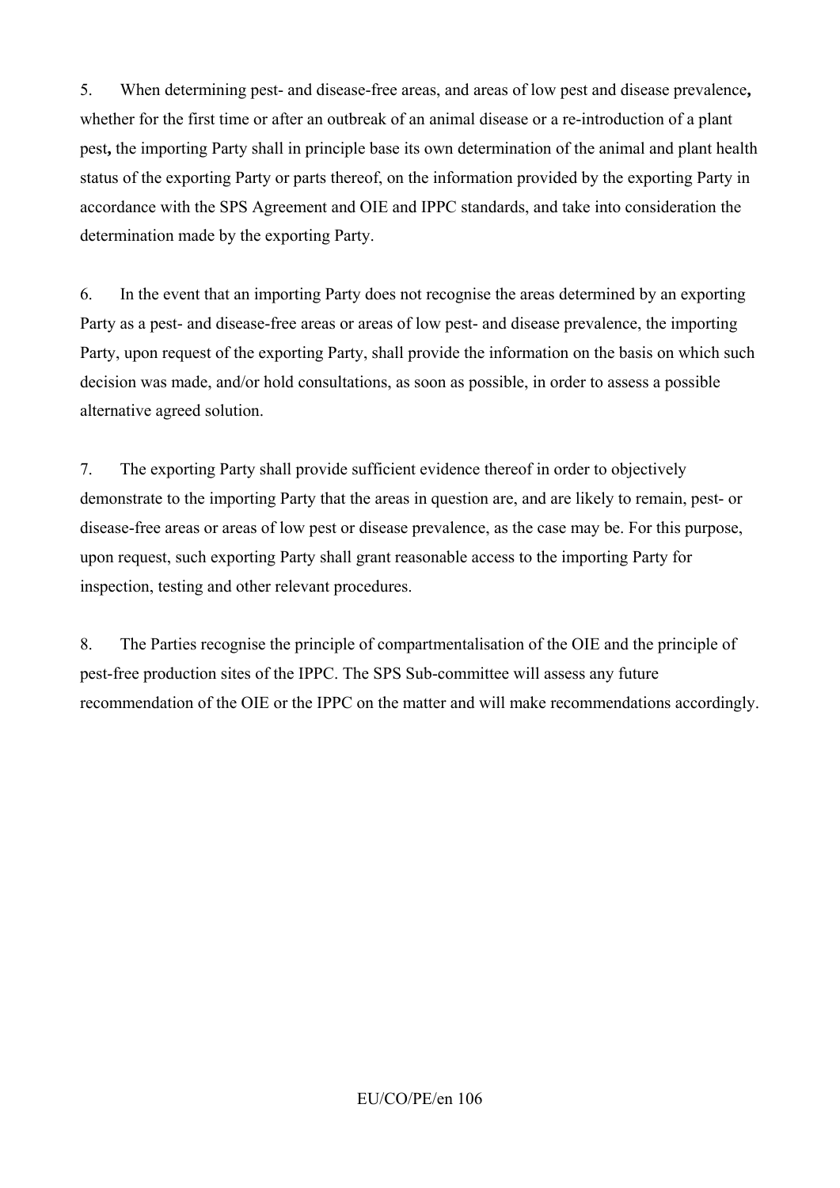5. When determining pest- and disease-free areas, and areas of low pest and disease prevalence**,** whether for the first time or after an outbreak of an animal disease or a re-introduction of a plant pest**,** the importing Party shall in principle base its own determination of the animal and plant health status of the exporting Party or parts thereof, on the information provided by the exporting Party in accordance with the SPS Agreement and OIE and IPPC standards, and take into consideration the determination made by the exporting Party.

6. In the event that an importing Party does not recognise the areas determined by an exporting Party as a pest- and disease-free areas or areas of low pest- and disease prevalence, the importing Party, upon request of the exporting Party, shall provide the information on the basis on which such decision was made, and/or hold consultations, as soon as possible, in order to assess a possible alternative agreed solution.

7. The exporting Party shall provide sufficient evidence thereof in order to objectively demonstrate to the importing Party that the areas in question are, and are likely to remain, pest- or disease-free areas or areas of low pest or disease prevalence, as the case may be. For this purpose, upon request, such exporting Party shall grant reasonable access to the importing Party for inspection, testing and other relevant procedures.

8. The Parties recognise the principle of compartmentalisation of the OIE and the principle of pest-free production sites of the IPPC. The SPS Sub-committee will assess any future recommendation of the OIE or the IPPC on the matter and will make recommendations accordingly.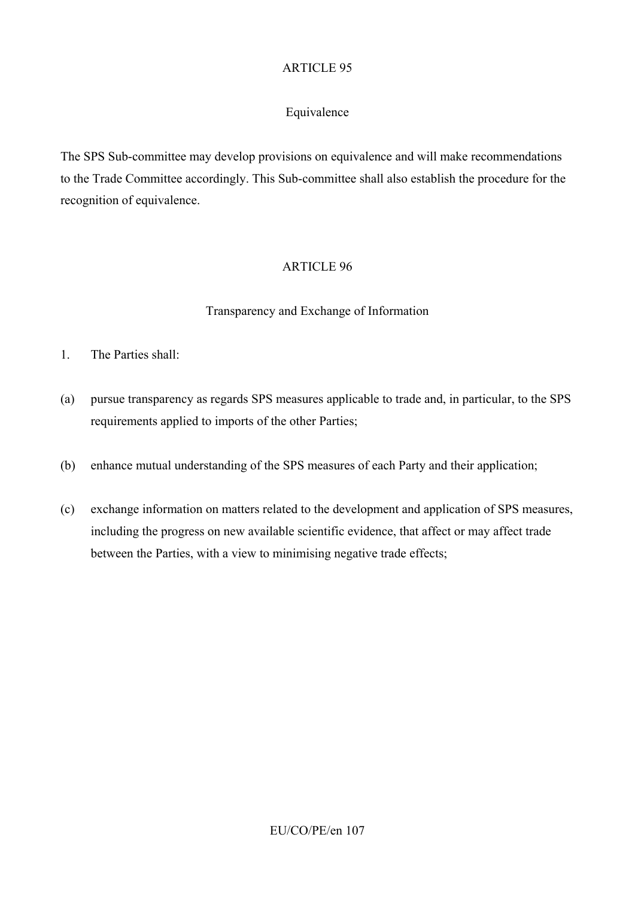## ARTICLE 95

### Equivalence

The SPS Sub-committee may develop provisions on equivalence and will make recommendations to the Trade Committee accordingly. This Sub-committee shall also establish the procedure for the recognition of equivalence.

## ARTICLE 96

### Transparency and Exchange of Information

1. The Parties shall:

(a) pursue transparency as regards SPS measures applicable to trade and, in particular, to the SPS requirements applied to imports of the other Parties;

(b) enhance mutual understanding of the SPS measures of each Party and their application;

(c) exchange information on matters related to the development and application of SPS measures, including the progress on new available scientific evidence, that affect or may affect trade between the Parties, with a view to minimising negative trade effects;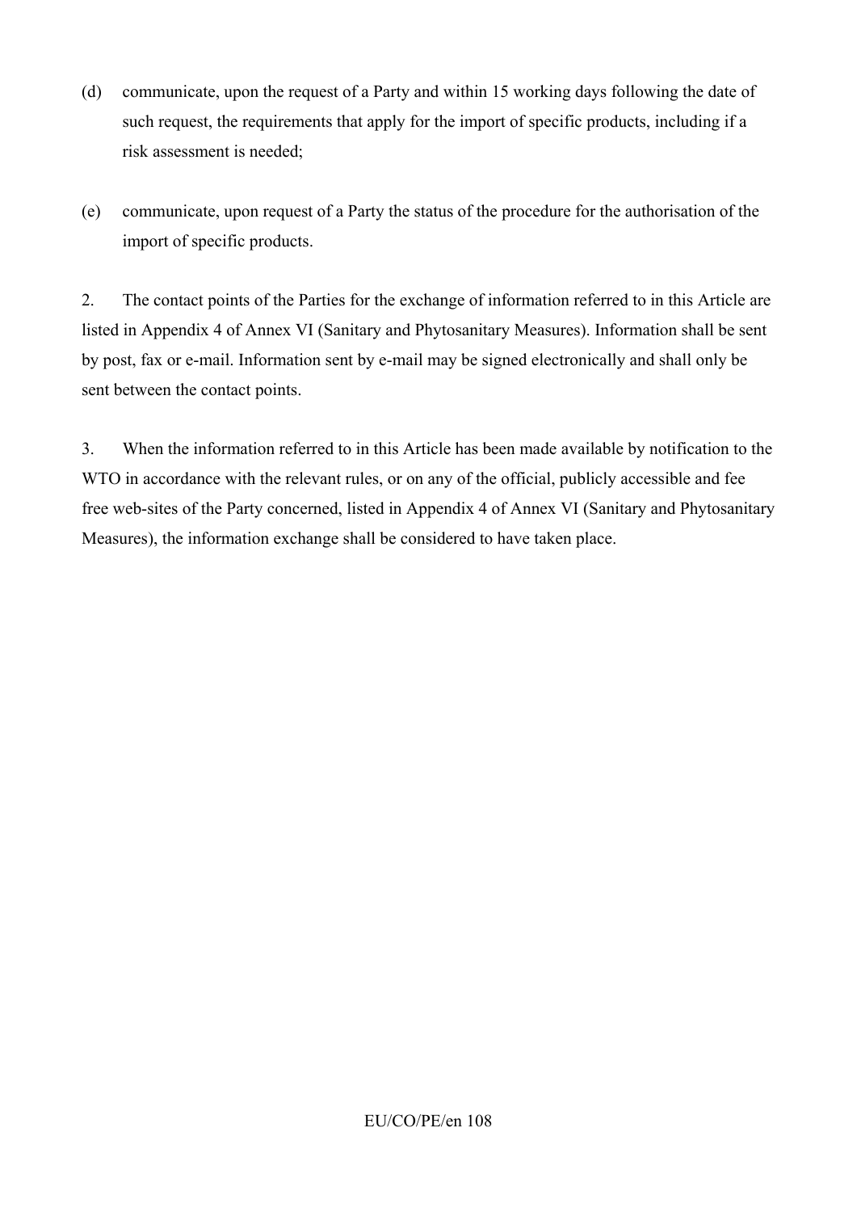(d) communicate, upon the request of a Party and within 15 working days following the date of such request, the requirements that apply for the import of specific products, including if a risk assessment is needed;

(e) communicate, upon request of a Party the status of the procedure for the authorisation of the import of specific products.

2. The contact points of the Parties for the exchange of information referred to in this Article are listed in Appendix 4 of Annex VI (Sanitary and Phytosanitary Measures). Information shall be sent by post, fax or e-mail. Information sent by e-mail may be signed electronically and shall only be sent between the contact points.

3. When the information referred to in this Article has been made available by notification to the WTO in accordance with the relevant rules, or on any of the official, publicly accessible and fee free web-sites of the Party concerned, listed in Appendix 4 of Annex VI (Sanitary and Phytosanitary Measures), the information exchange shall be considered to have taken place.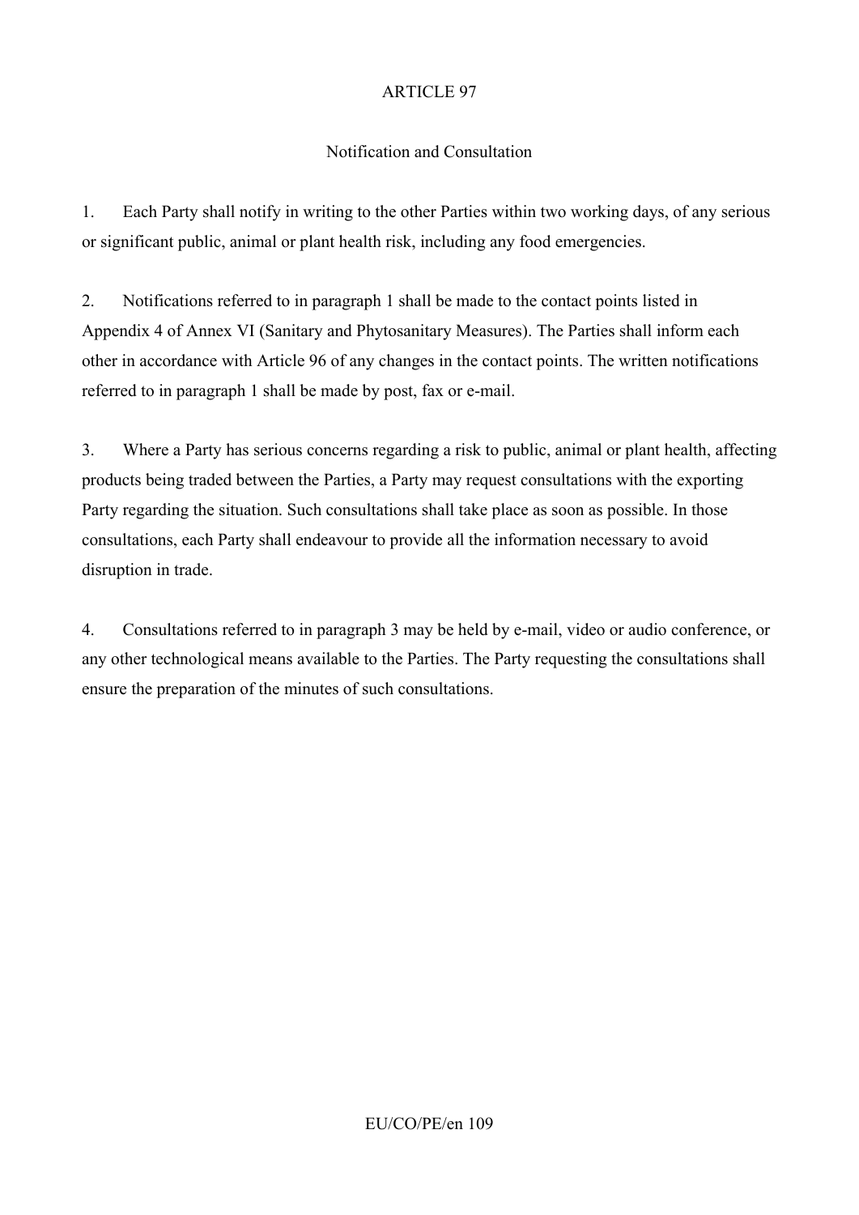## ARTICLE 97

### Notification and Consultation

1. Each Party shall notify in writing to the other Parties within two working days, of any serious or significant public, animal or plant health risk, including any food emergencies.

2. Notifications referred to in paragraph 1 shall be made to the contact points listed in Appendix 4 of Annex VI (Sanitary and Phytosanitary Measures). The Parties shall inform each other in accordance with Article 96 of any changes in the contact points. The written notifications referred to in paragraph 1 shall be made by post, fax or e-mail.

3. Where a Party has serious concerns regarding a risk to public, animal or plant health, affecting products being traded between the Parties, a Party may request consultations with the exporting Party regarding the situation. Such consultations shall take place as soon as possible. In those consultations, each Party shall endeavour to provide all the information necessary to avoid disruption in trade.

4. Consultations referred to in paragraph 3 may be held by e-mail, video or audio conference, or any other technological means available to the Parties. The Party requesting the consultations shall ensure the preparation of the minutes of such consultations.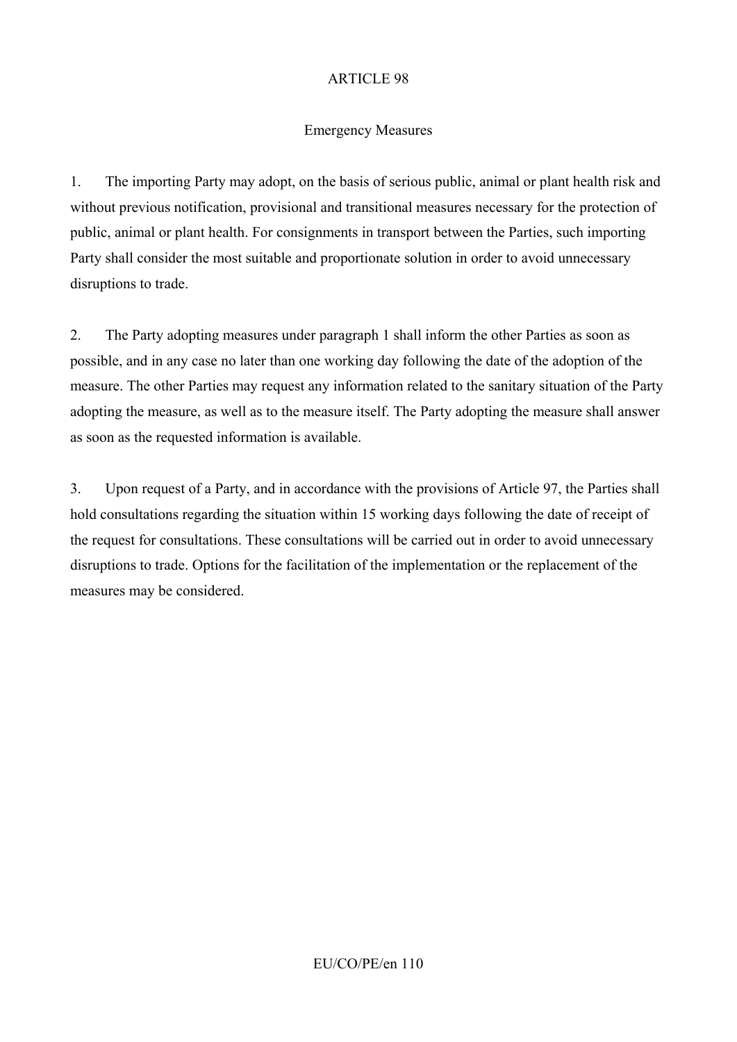## ARTICLE 98

### Emergency Measures

1. The importing Party may adopt, on the basis of serious public, animal or plant health risk and without previous notification, provisional and transitional measures necessary for the protection of public, animal or plant health. For consignments in transport between the Parties, such importing Party shall consider the most suitable and proportionate solution in order to avoid unnecessary disruptions to trade.

2. The Party adopting measures under paragraph 1 shall inform the other Parties as soon as possible, and in any case no later than one working day following the date of the adoption of the measure. The other Parties may request any information related to the sanitary situation of the Party adopting the measure, as well as to the measure itself. The Party adopting the measure shall answer as soon as the requested information is available.

3. Upon request of a Party, and in accordance with the provisions of Article 97, the Parties shall hold consultations regarding the situation within 15 working days following the date of receipt of the request for consultations. These consultations will be carried out in order to avoid unnecessary disruptions to trade. Options for the facilitation of the implementation or the replacement of the measures may be considered.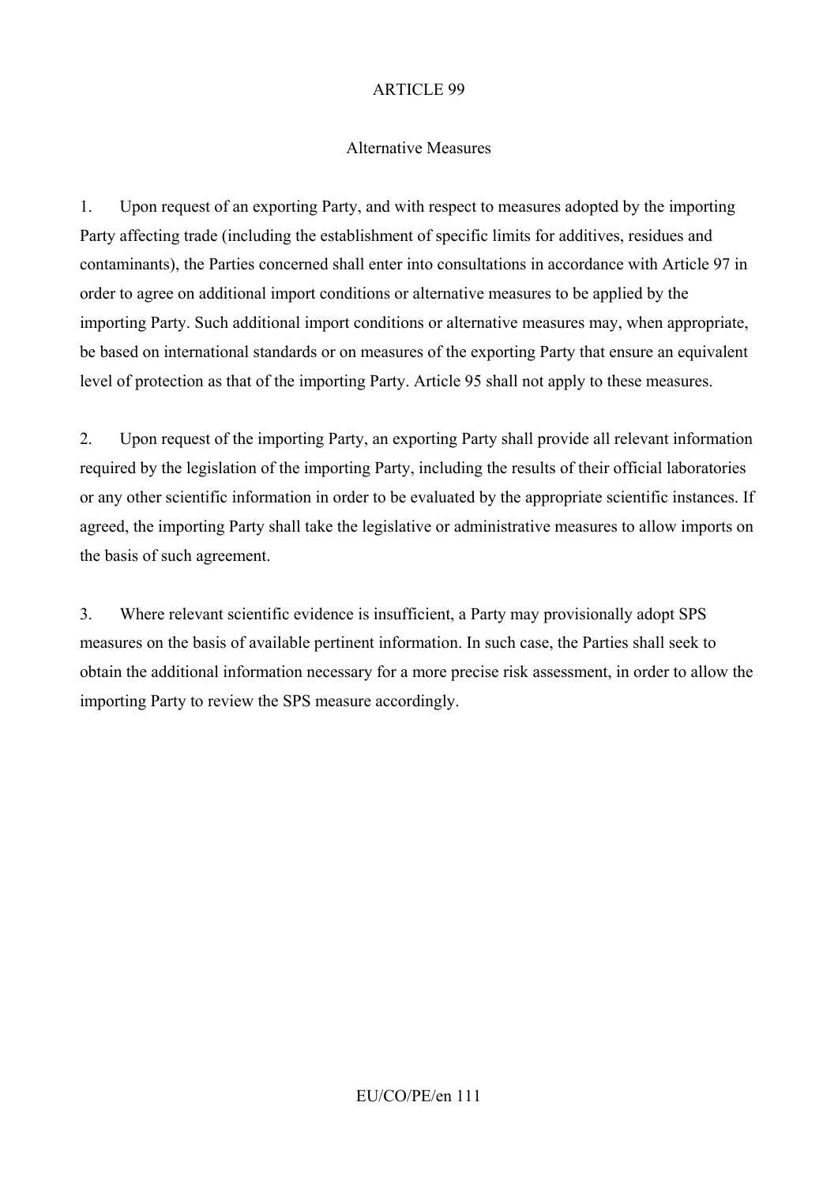## ARTICLE 99

### Alternative Measures

1. Upon request of an exporting Party, and with respect to measures adopted by the importing Party affecting trade (including the establishment of specific limits for additives, residues and contaminants), the Parties concerned shall enter into consultations in accordance with Article 97 in order to agree on additional import conditions or alternative measures to be applied by the importing Party. Such additional import conditions or alternative measures may, when appropriate, be based on international standards or on measures of the exporting Party that ensure an equivalent level of protection as that of the importing Party. Article 95 shall not apply to these measures.

2. Upon request of the importing Party, an exporting Party shall provide all relevant information required by the legislation of the importing Party, including the results of their official laboratories or any other scientific information in order to be evaluated by the appropriate scientific instances. If agreed, the importing Party shall take the legislative or administrative measures to allow imports on the basis of such agreement.

3. Where relevant scientific evidence is insufficient, a Party may provisionally adopt SPS measures on the basis of available pertinent information. In such case, the Parties shall seek to obtain the additional information necessary for a more precise risk assessment, in order to allow the importing Party to review the SPS measure accordingly.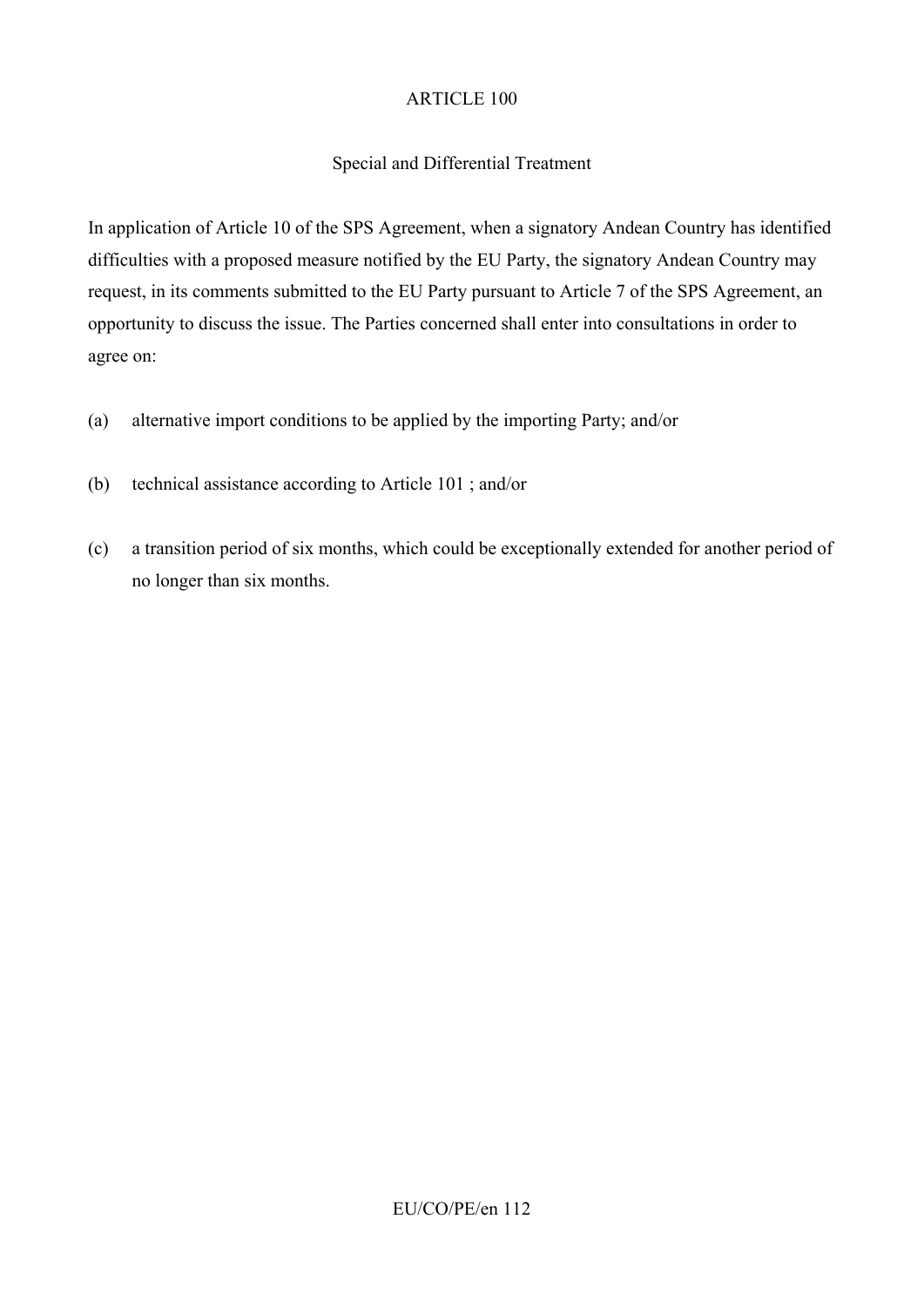## ARTICLE 100

### Special and Differential Treatment

In application of Article 10 of the SPS Agreement, when a signatory Andean Country has identified difficulties with a proposed measure notified by the EU Party, the signatory Andean Country may request, in its comments submitted to the EU Party pursuant to Article 7 of the SPS Agreement, an opportunity to discuss the issue. The Parties concerned shall enter into consultations in order to agree on:

(a) alternative import conditions to be applied by the importing Party; and/or

(b) technical assistance according to Article 101 ; and/or

(c) a transition period of six months, which could be exceptionally extended for another period of no longer than six months.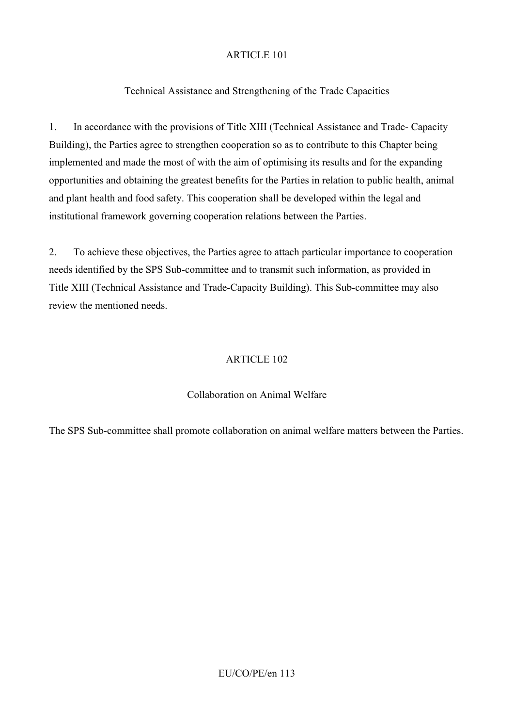## ARTICLE 101

### Technical Assistance and Strengthening of the Trade Capacities

1. In accordance with the provisions of Title XIII (Technical Assistance and Trade- Capacity Building), the Parties agree to strengthen cooperation so as to contribute to this Chapter being implemented and made the most of with the aim of optimising its results and for the expanding opportunities and obtaining the greatest benefits for the Parties in relation to public health, animal and plant health and food safety. This cooperation shall be developed within the legal and institutional framework governing cooperation relations between the Parties.

2. To achieve these objectives, the Parties agree to attach particular importance to cooperation needs identified by the SPS Sub-committee and to transmit such information, as provided in Title XIII (Technical Assistance and Trade-Capacity Building). This Sub-committee may also review the mentioned needs.

## ARTICLE 102

### Collaboration on Animal Welfare

The SPS Sub-committee shall promote collaboration on animal welfare matters between the Parties.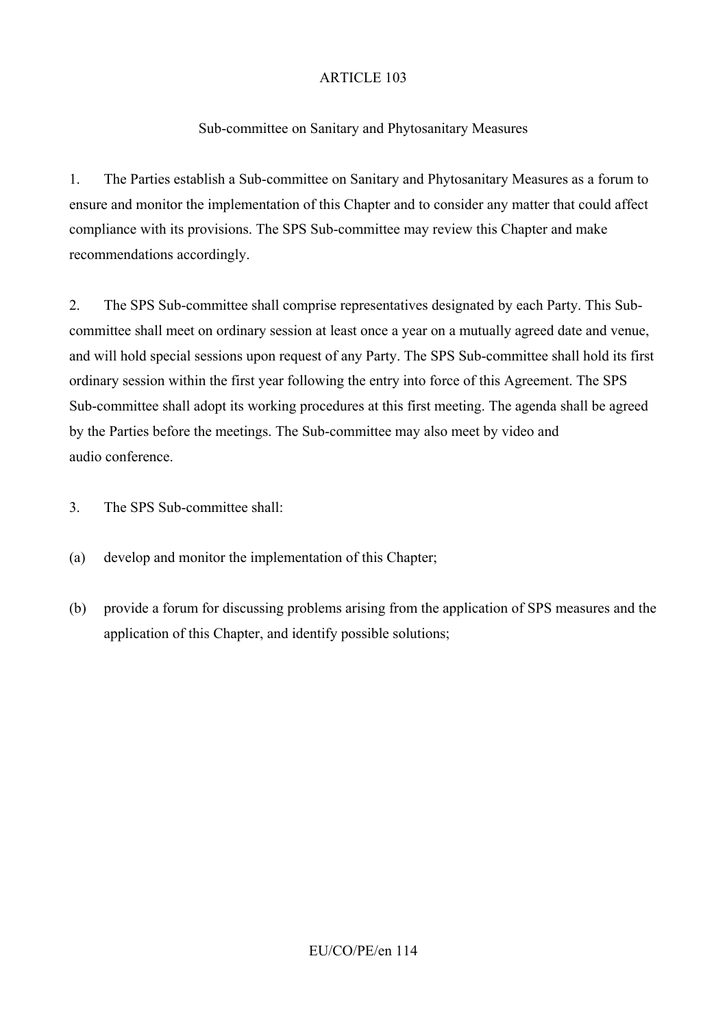ARTICLE 103

Sub-committee on Sanitary and Phytosanitary Measures

1. The Parties establish a Sub-committee on Sanitary and Phytosanitary Measures as a forum to ensure and monitor the implementation of this Chapter and to consider any matter that could affect compliance with its provisions. The SPS Sub-committee may review this Chapter and make recommendations accordingly.

2. The SPS Sub-committee shall comprise representatives designated by each Party. This Sub-committee shall meet on ordinary session at least once a year on a mutually agreed date and venue, and will hold special sessions upon request of any Party. The SPS Sub-committee shall hold its first ordinary session within the first year following the entry into force of this Agreement. The SPS Sub-committee shall adopt its working procedures at this first meeting. The agenda shall be agreed by the Parties before the meetings. The Sub-committee may also meet by video and audio conference.

3. The SPS Sub-committee shall:

(a) develop and monitor the implementation of this Chapter;

(b) provide a forum for discussing problems arising from the application of SPS measures and the application of this Chapter, and identify possible solutions;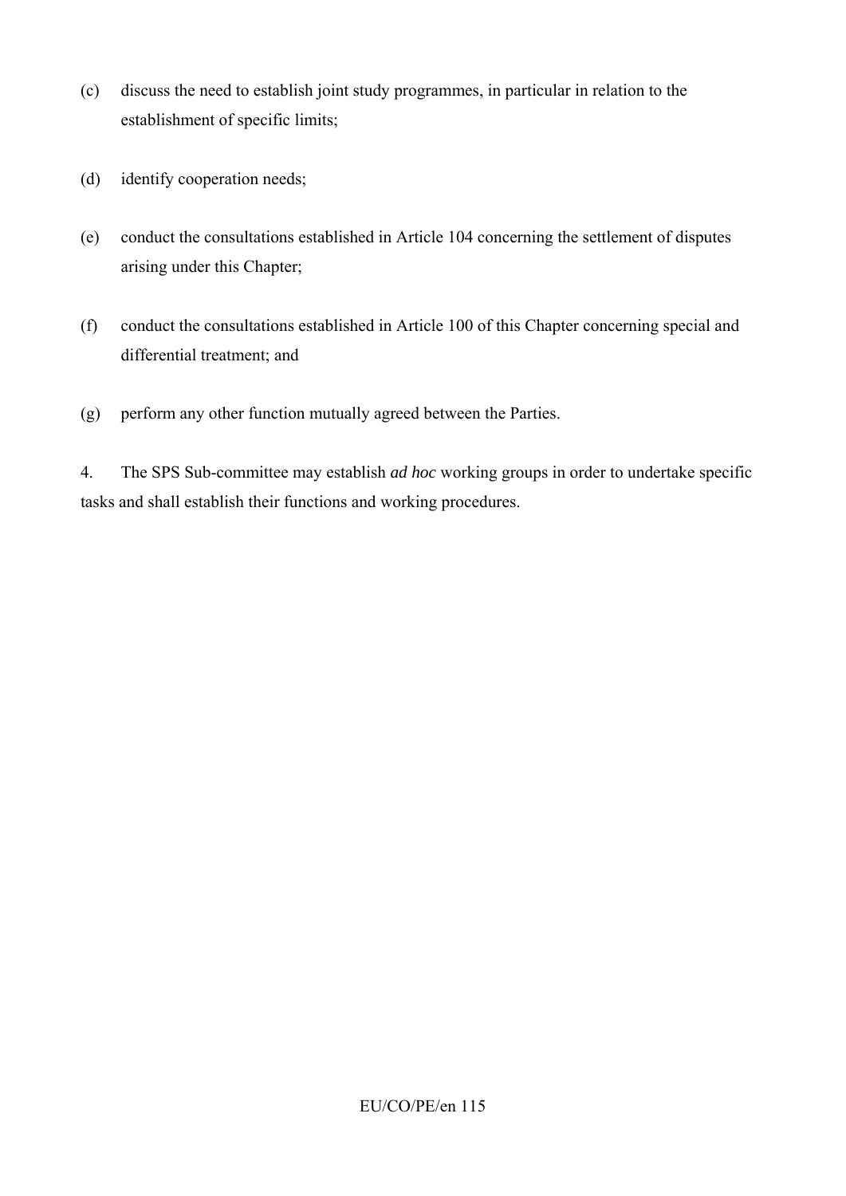(c) discuss the need to establish joint study programmes, in particular in relation to the establishment of specific limits;

(d) identify cooperation needs;

(e) conduct the consultations established in Article 104 concerning the settlement of disputes arising under this Chapter;

(f) conduct the consultations established in Article 100 of this Chapter concerning special and differential treatment; and

(g) perform any other function mutually agreed between the Parties.

4. The SPS Sub-committee may establish *ad hoc* working groups in order to undertake specific tasks and shall establish their functions and working procedures.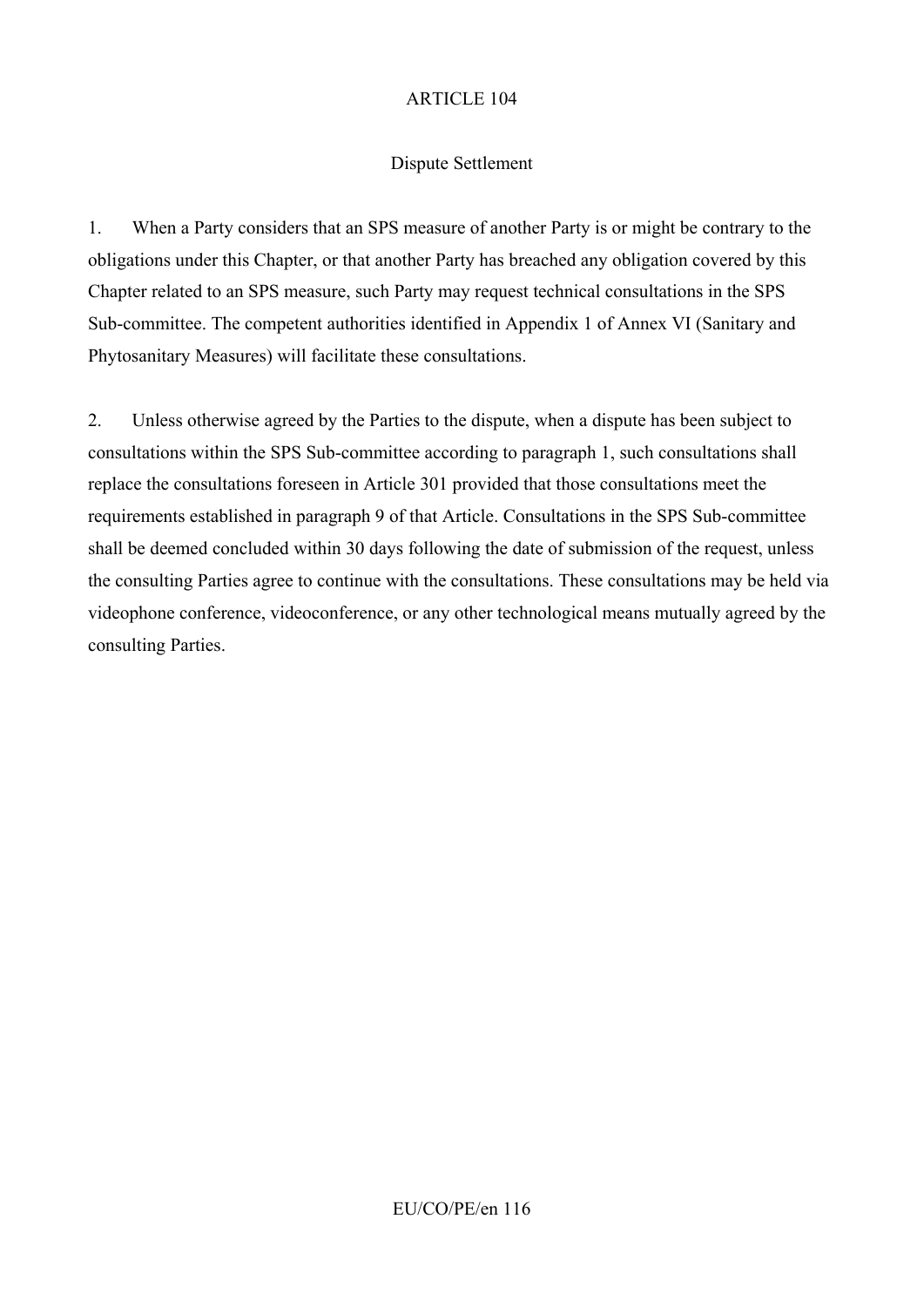## ARTICLE 104

### Dispute Settlement

1. When a Party considers that an SPS measure of another Party is or might be contrary to the obligations under this Chapter, or that another Party has breached any obligation covered by this Chapter related to an SPS measure, such Party may request technical consultations in the SPS Sub-committee. The competent authorities identified in Appendix 1 of Annex VI (Sanitary and Phytosanitary Measures) will facilitate these consultations.

2. Unless otherwise agreed by the Parties to the dispute, when a dispute has been subject to consultations within the SPS Sub-committee according to paragraph 1, such consultations shall replace the consultations foreseen in Article 301 provided that those consultations meet the requirements established in paragraph 9 of that Article. Consultations in the SPS Sub-committee shall be deemed concluded within 30 days following the date of submission of the request, unless the consulting Parties agree to continue with the consultations. These consultations may be held via videophone conference, videoconference, or any other technological means mutually agreed by the consulting Parties.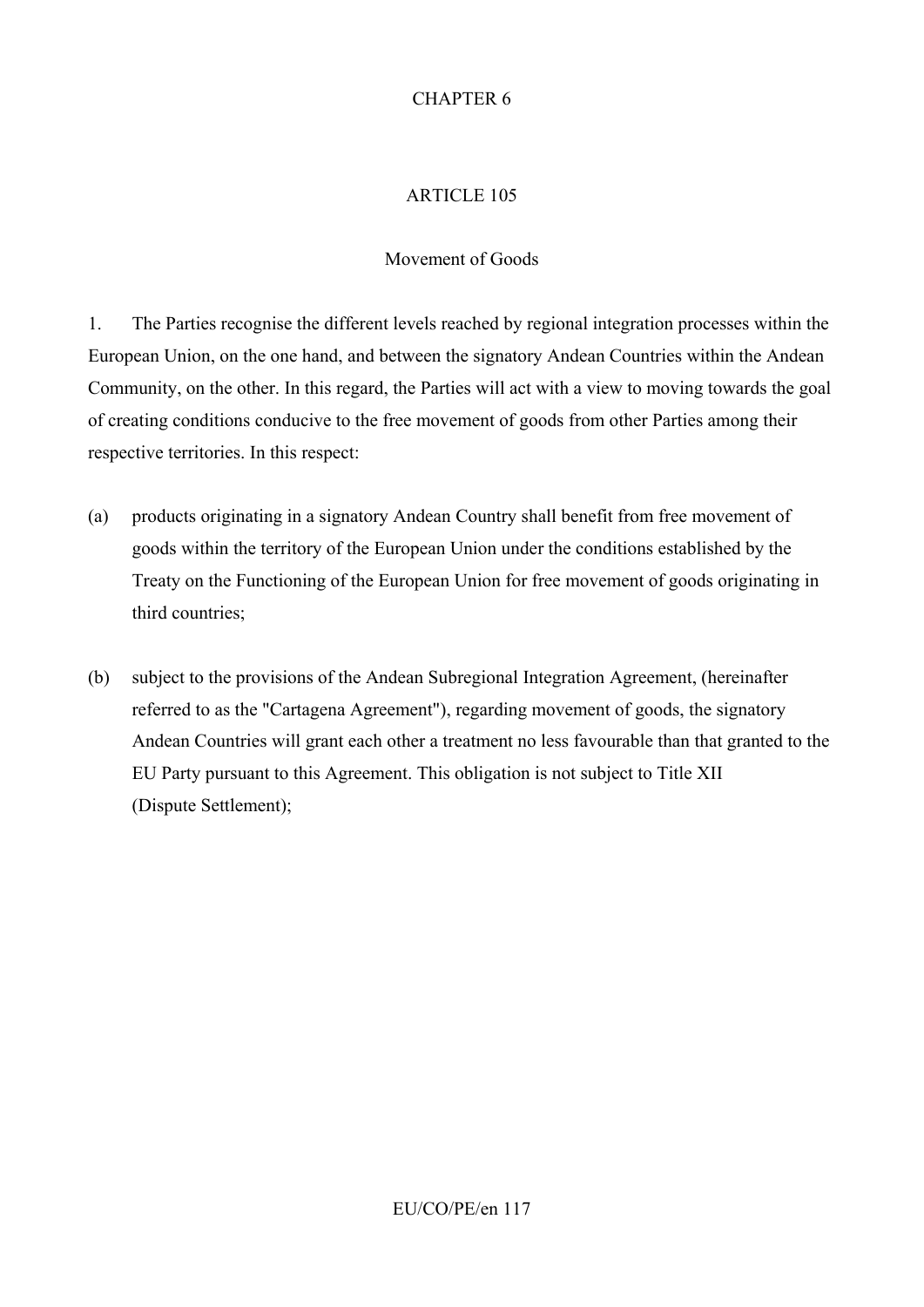# CHAPTER 6

## ARTICLE 105

### Movement of Goods

1. The Parties recognise the different levels reached by regional integration processes within the European Union, on the one hand, and between the signatory Andean Countries within the Andean Community, on the other. In this regard, the Parties will act with a view to moving towards the goal of creating conditions conducive to the free movement of goods from other Parties among their respective territories. In this respect:

(a) products originating in a signatory Andean Country shall benefit from free movement of goods within the territory of the European Union under the conditions established by the Treaty on the Functioning of the European Union for free movement of goods originating in third countries;

(b) subject to the provisions of the Andean Subregional Integration Agreement, (hereinafter referred to as the "Cartagena Agreement"), regarding movement of goods, the signatory Andean Countries will grant each other a treatment no less favourable than that granted to the EU Party pursuant to this Agreement. This obligation is not subject to Title XII (Dispute Settlement);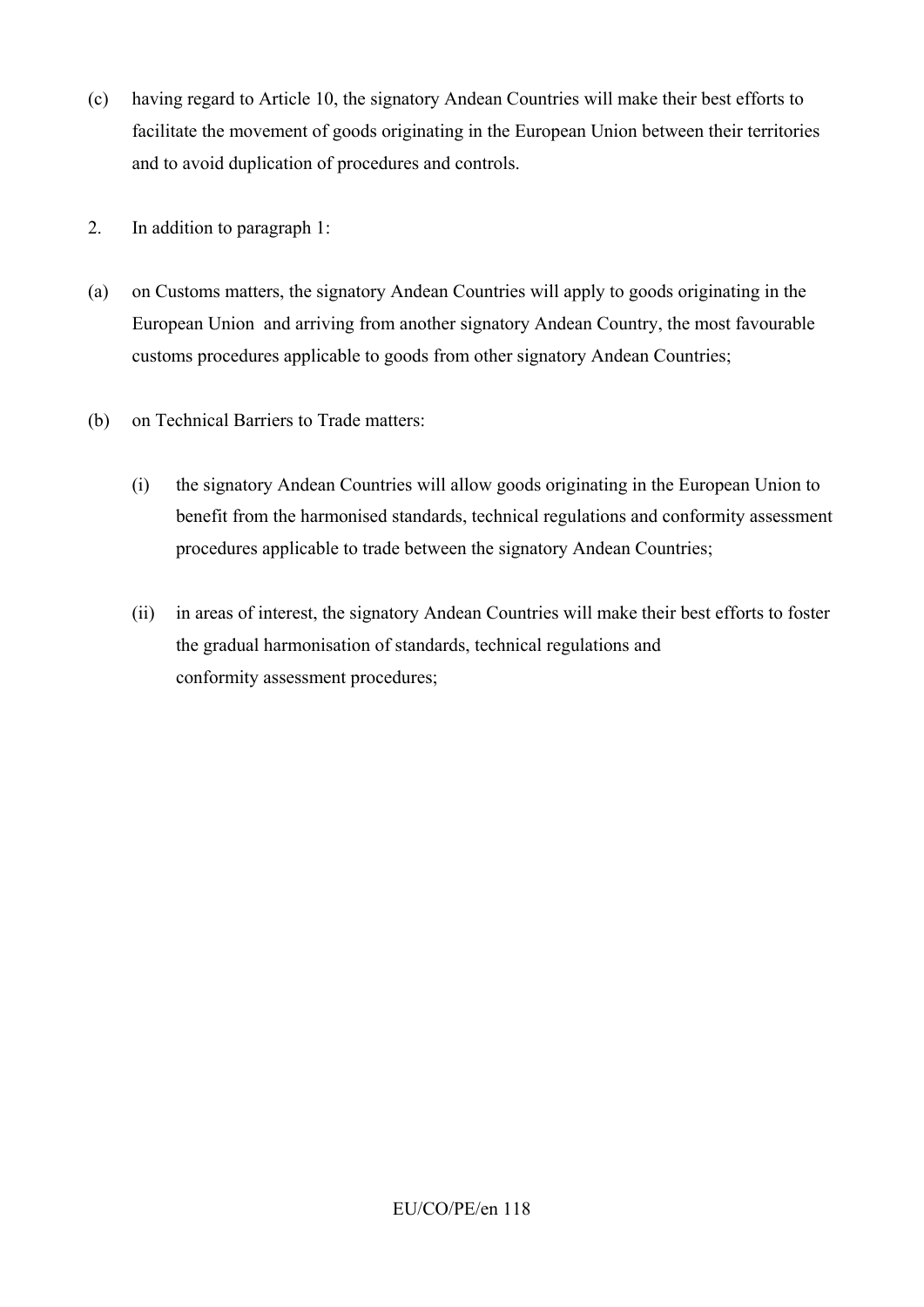(c) having regard to Article 10, the signatory Andean Countries will make their best efforts to facilitate the movement of goods originating in the European Union between their territories and to avoid duplication of procedures and controls.

2. In addition to paragraph 1:

(a) on Customs matters, the signatory Andean Countries will apply to goods originating in the European Union and arriving from another signatory Andean Country, the most favourable customs procedures applicable to goods from other signatory Andean Countries;

(b) on Technical Barriers to Trade matters:

  (i) the signatory Andean Countries will allow goods originating in the European Union to benefit from the harmonised standards, technical regulations and conformity assessment procedures applicable to trade between the signatory Andean Countries;

  (ii) in areas of interest, the signatory Andean Countries will make their best efforts to foster the gradual harmonisation of standards, technical regulations and conformity assessment procedures;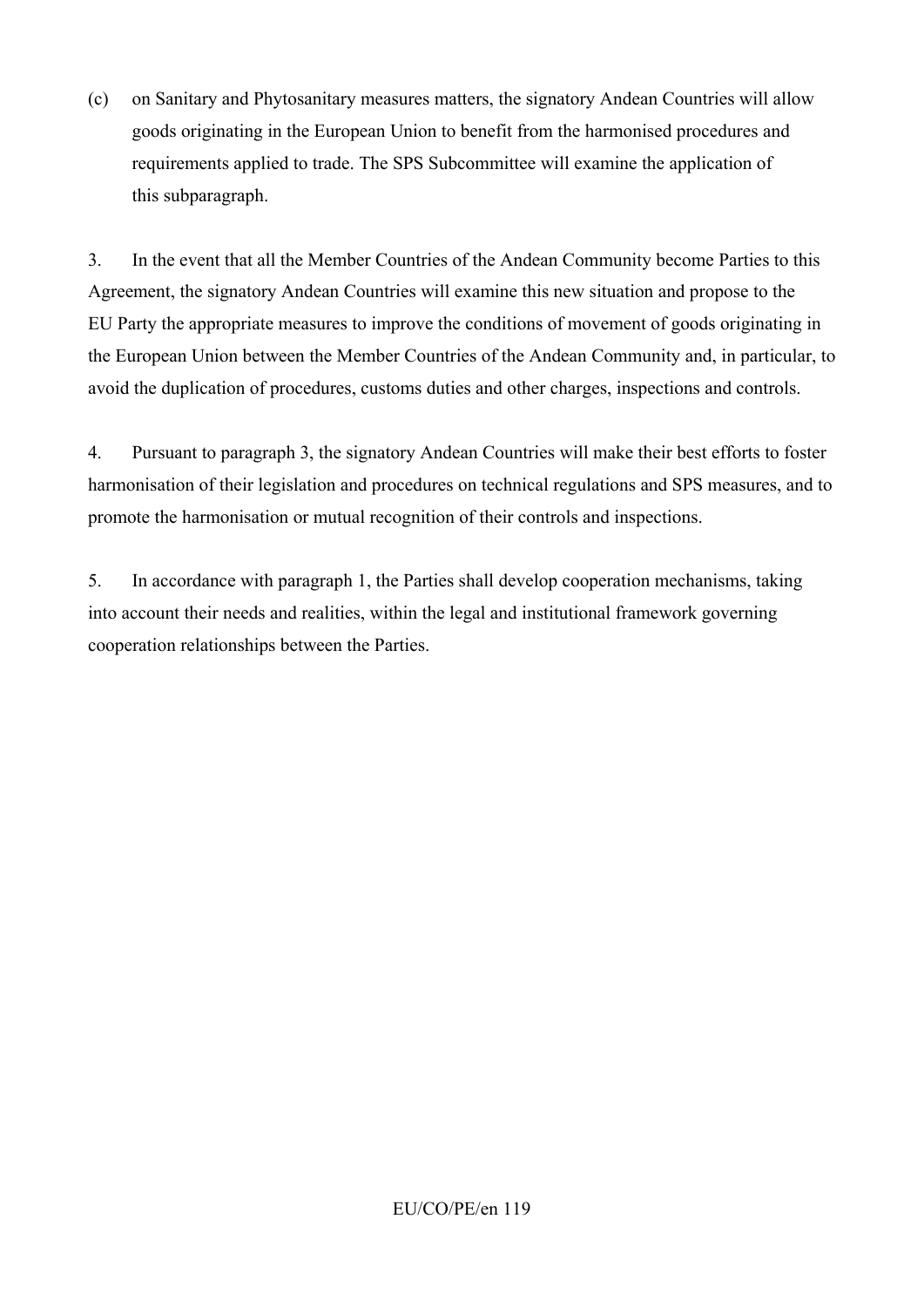(c) on Sanitary and Phytosanitary measures matters, the signatory Andean Countries will allow goods originating in the European Union to benefit from the harmonised procedures and requirements applied to trade. The SPS Subcommittee will examine the application of this subparagraph.

3. In the event that all the Member Countries of the Andean Community become Parties to this Agreement, the signatory Andean Countries will examine this new situation and propose to the EU Party the appropriate measures to improve the conditions of movement of goods originating in the European Union between the Member Countries of the Andean Community and, in particular, to avoid the duplication of procedures, customs duties and other charges, inspections and controls.

4. Pursuant to paragraph 3, the signatory Andean Countries will make their best efforts to foster harmonisation of their legislation and procedures on technical regulations and SPS measures, and to promote the harmonisation or mutual recognition of their controls and inspections.

5. In accordance with paragraph 1, the Parties shall develop cooperation mechanisms, taking into account their needs and realities, within the legal and institutional framework governing cooperation relationships between the Parties.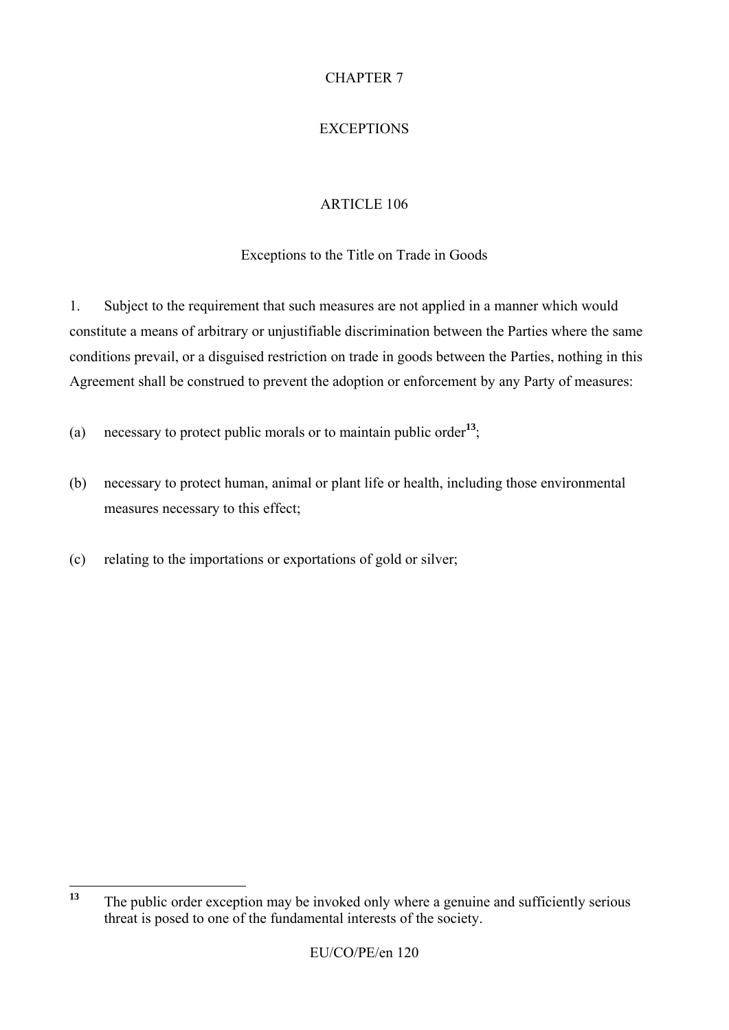# CHAPTER 7

# EXCEPTIONS

## ARTICLE 106

### Exceptions to the Title on Trade in Goods

1. Subject to the requirement that such measures are not applied in a manner which would constitute a means of arbitrary or unjustifiable discrimination between the Parties where the same conditions prevail, or a disguised restriction on trade in goods between the Parties, nothing in this Agreement shall be construed to prevent the adoption or enforcement by any Party of measures:

(a) necessary to protect public morals or to maintain public order[13];

(b) necessary to protect human, animal or plant life or health, including those environmental measures necessary to this effect;

(c) relating to the importations or exportations of gold or silver;

---

[13] The public order exception may be invoked only where a genuine and sufficiently serious threat is posed to one of the fundamental interests of the society.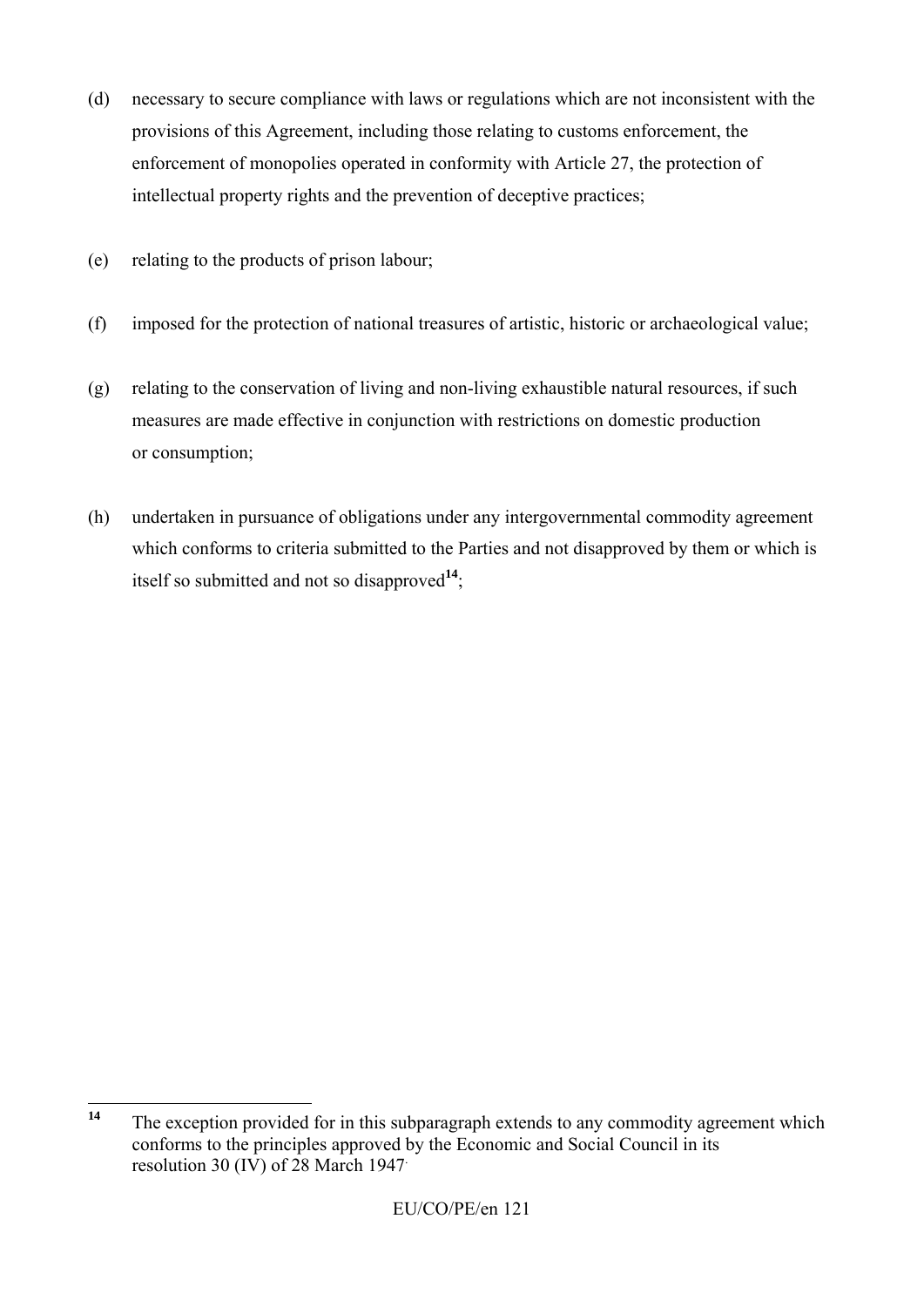(d) necessary to secure compliance with laws or regulations which are not inconsistent with the provisions of this Agreement, including those relating to customs enforcement, the enforcement of monopolies operated in conformity with Article 27, the protection of intellectual property rights and the prevention of deceptive practices;

(e) relating to the products of prison labour;

(f) imposed for the protection of national treasures of artistic, historic or archaeological value;

(g) relating to the conservation of living and non-living exhaustible natural resources, if such measures are made effective in conjunction with restrictions on domestic production or consumption;

(h) undertaken in pursuance of obligations under any intergovernmental commodity agreement which conforms to criteria submitted to the Parties and not disapproved by them or which is itself so submitted and not so disapproved[14];

---

[14] The exception provided for in this subparagraph extends to any commodity agreement which conforms to the principles approved by the Economic and Social Council in its resolution 30 (IV) of 28 March 1947.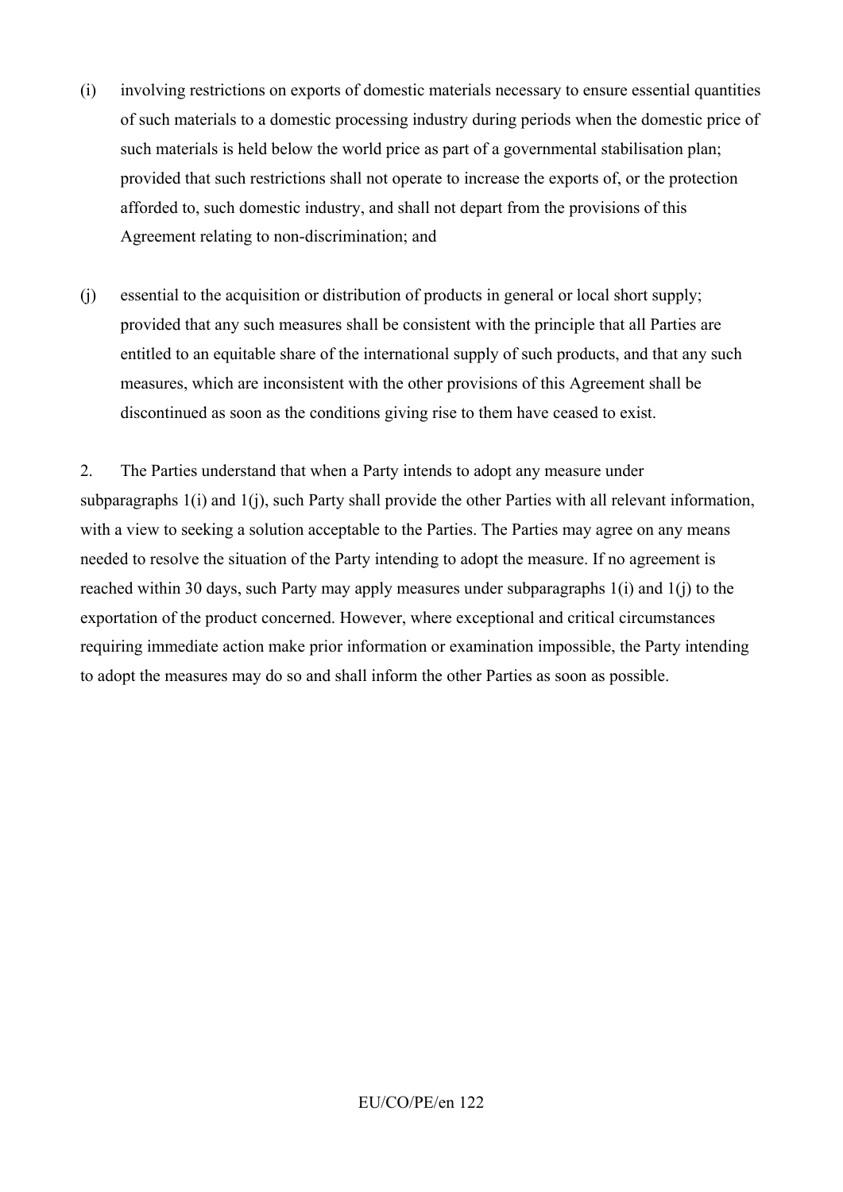(i) involving restrictions on exports of domestic materials necessary to ensure essential quantities of such materials to a domestic processing industry during periods when the domestic price of such materials is held below the world price as part of a governmental stabilisation plan; provided that such restrictions shall not operate to increase the exports of, or the protection afforded to, such domestic industry, and shall not depart from the provisions of this Agreement relating to non-discrimination; and

(j) essential to the acquisition or distribution of products in general or local short supply; provided that any such measures shall be consistent with the principle that all Parties are entitled to an equitable share of the international supply of such products, and that any such measures, which are inconsistent with the other provisions of this Agreement shall be discontinued as soon as the conditions giving rise to them have ceased to exist.

2. The Parties understand that when a Party intends to adopt any measure under subparagraphs 1(i) and 1(j), such Party shall provide the other Parties with all relevant information, with a view to seeking a solution acceptable to the Parties. The Parties may agree on any means needed to resolve the situation of the Party intending to adopt the measure. If no agreement is reached within 30 days, such Party may apply measures under subparagraphs 1(i) and 1(j) to the exportation of the product concerned. However, where exceptional and critical circumstances requiring immediate action make prior information or examination impossible, the Party intending to adopt the measures may do so and shall inform the other Parties as soon as possible.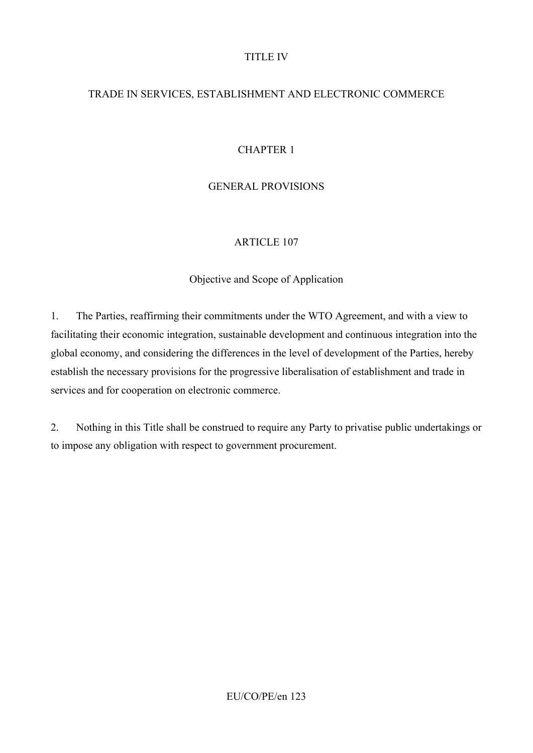# TITLE IV

# TRADE IN SERVICES, ESTABLISHMENT AND ELECTRONIC COMMERCE

## CHAPTER 1

## GENERAL PROVISIONS

### ARTICLE 107

### Objective and Scope of Application

1. The Parties, reaffirming their commitments under the WTO Agreement, and with a view to facilitating their economic integration, sustainable development and continuous integration into the global economy, and considering the differences in the level of development of the Parties, hereby establish the necessary provisions for the progressive liberalisation of establishment and trade in services and for cooperation on electronic commerce.

2. Nothing in this Title shall be construed to require any Party to privatise public undertakings or to impose any obligation with respect to government procurement.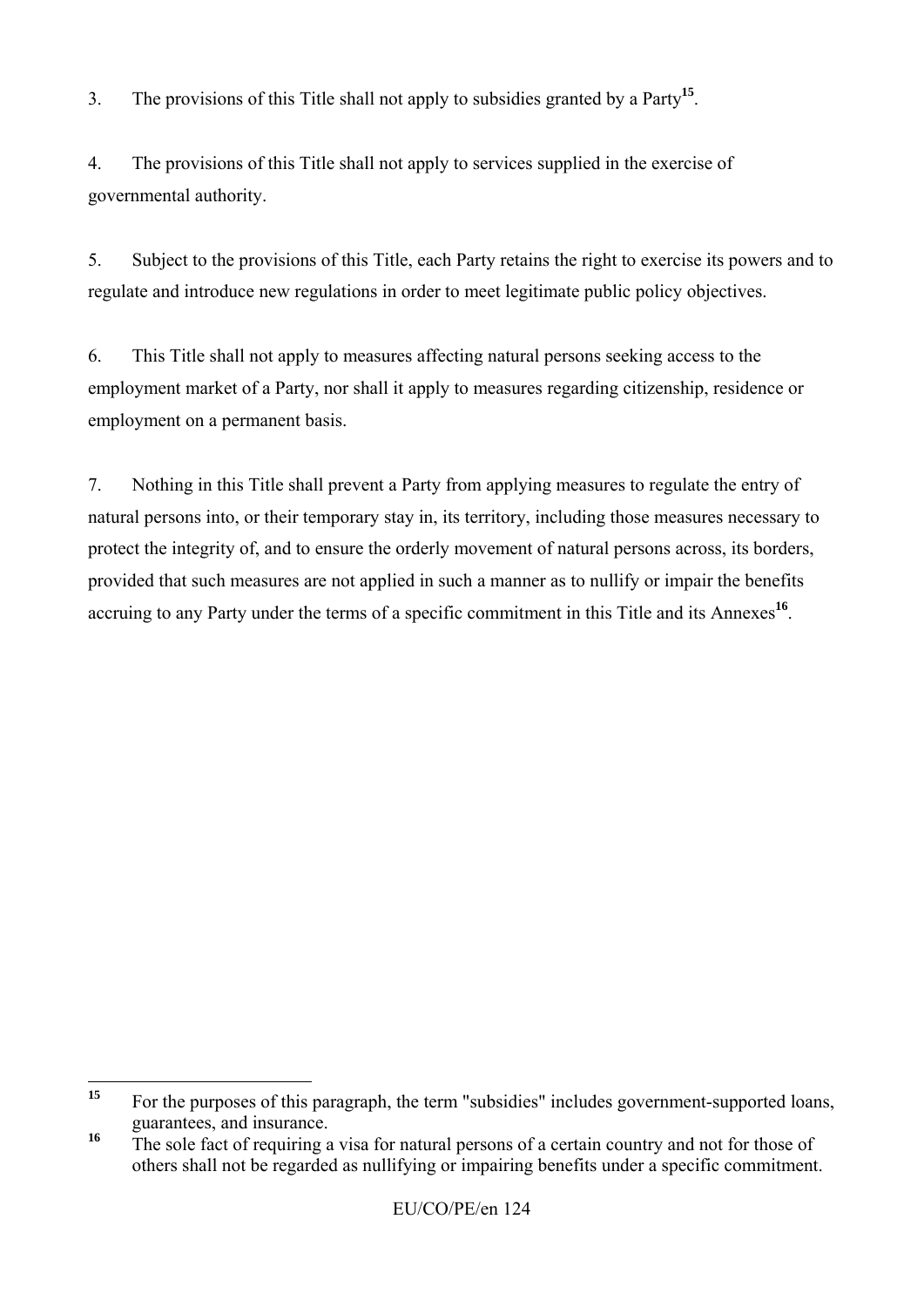3. The provisions of this Title shall not apply to subsidies granted by a Party[15].

4. The provisions of this Title shall not apply to services supplied in the exercise of governmental authority.

5. Subject to the provisions of this Title, each Party retains the right to exercise its powers and to regulate and introduce new regulations in order to meet legitimate public policy objectives.

6. This Title shall not apply to measures affecting natural persons seeking access to the employment market of a Party, nor shall it apply to measures regarding citizenship, residence or employment on a permanent basis.

7. Nothing in this Title shall prevent a Party from applying measures to regulate the entry of natural persons into, or their temporary stay in, its territory, including those measures necessary to protect the integrity of, and to ensure the orderly movement of natural persons across, its borders, provided that such measures are not applied in such a manner as to nullify or impair the benefits accruing to any Party under the terms of a specific commitment in this Title and its Annexes[16].

---

[15] For the purposes of this paragraph, the term "subsidies" includes government-supported loans, guarantees, and insurance.

[16] The sole fact of requiring a visa for natural persons of a certain country and not for those of others shall not be regarded as nullifying or impairing benefits under a specific commitment.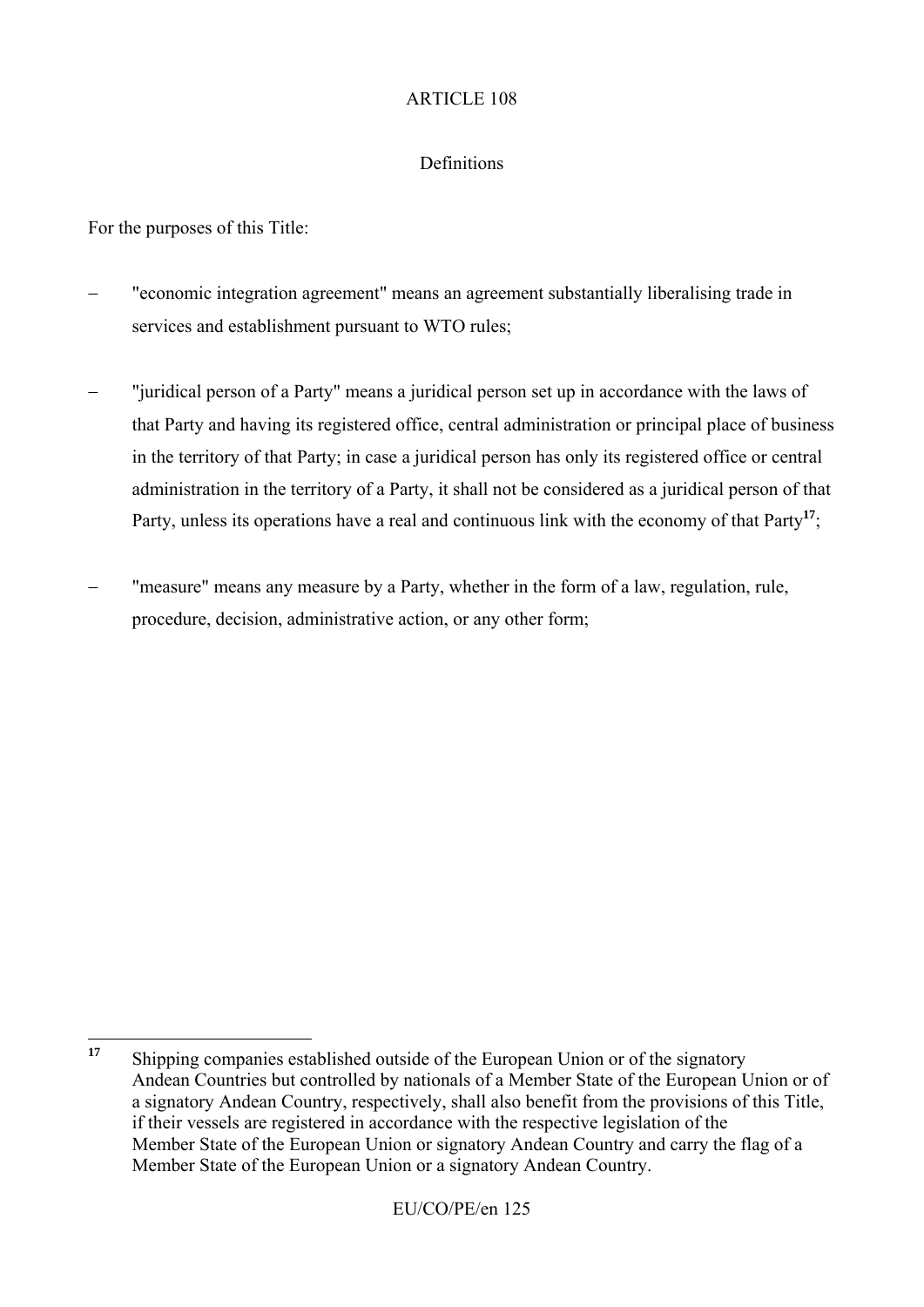## ARTICLE 108

### Definitions

For the purposes of this Title:

– "economic integration agreement" means an agreement substantially liberalising trade in services and establishment pursuant to WTO rules;

– "juridical person of a Party" means a juridical person set up in accordance with the laws of that Party and having its registered office, central administration or principal place of business in the territory of that Party; in case a juridical person has only its registered office or central administration in the territory of a Party, it shall not be considered as a juridical person of that Party, unless its operations have a real and continuous link with the economy of that Party[17];

– "measure" means any measure by a Party, whether in the form of a law, regulation, rule, procedure, decision, administrative action, or any other form;

---

[17] Shipping companies established outside of the European Union or of the signatory Andean Countries but controlled by nationals of a Member State of the European Union or of a signatory Andean Country, respectively, shall also benefit from the provisions of this Title, if their vessels are registered in accordance with the respective legislation of the Member State of the European Union or signatory Andean Country and carry the flag of a Member State of the European Union or a signatory Andean Country.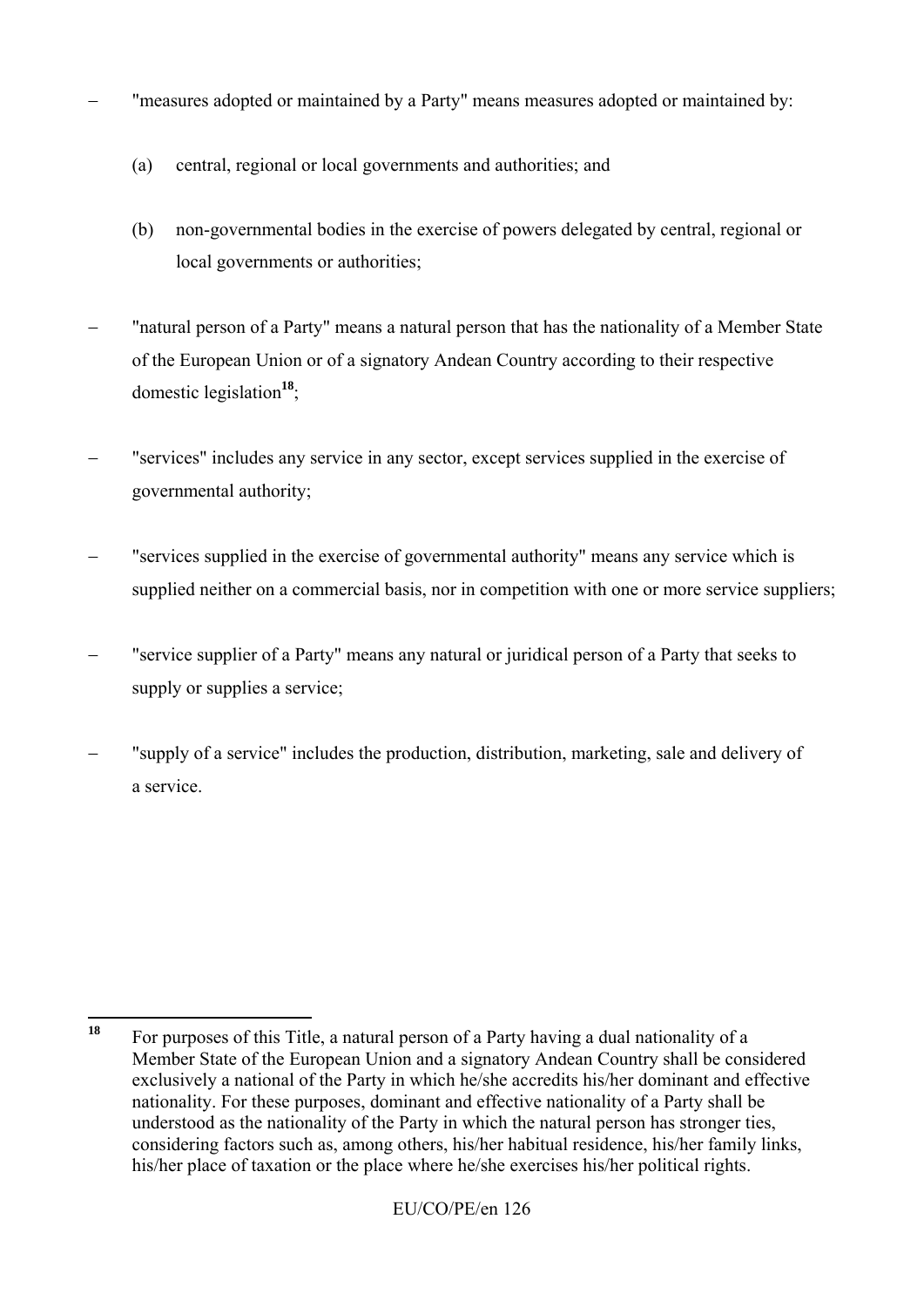– "measures adopted or maintained by a Party" means measures adopted or maintained by:

  (a) central, regional or local governments and authorities; and

  (b) non-governmental bodies in the exercise of powers delegated by central, regional or local governments or authorities;

– "natural person of a Party" means a natural person that has the nationality of a Member State of the European Union or of a signatory Andean Country according to their respective domestic legislation[18];

– "services" includes any service in any sector, except services supplied in the exercise of governmental authority;

– "services supplied in the exercise of governmental authority" means any service which is supplied neither on a commercial basis, nor in competition with one or more service suppliers;

– "service supplier of a Party" means any natural or juridical person of a Party that seeks to supply or supplies a service;

– "supply of a service" includes the production, distribution, marketing, sale and delivery of a service.

---

[18] For purposes of this Title, a natural person of a Party having a dual nationality of a Member State of the European Union and a signatory Andean Country shall be considered exclusively a national of the Party in which he/she accredits his/her dominant and effective nationality. For these purposes, dominant and effective nationality of a Party shall be understood as the nationality of the Party in which the natural person has stronger ties, considering factors such as, among others, his/her habitual residence, his/her family links, his/her place of taxation or the place where he/she exercises his/her political rights.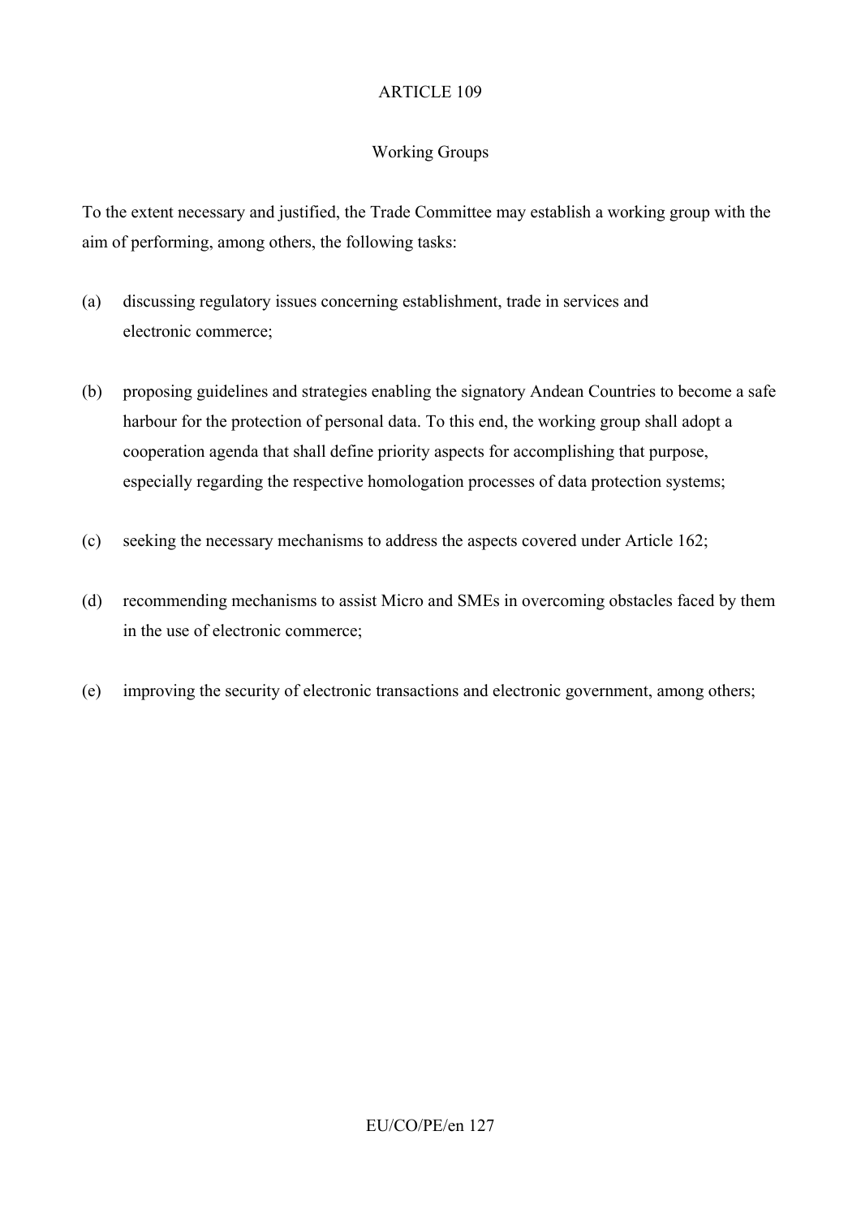ARTICLE 109

Working Groups

To the extent necessary and justified, the Trade Committee may establish a working group with the aim of performing, among others, the following tasks:

(a) discussing regulatory issues concerning establishment, trade in services and electronic commerce;

(b) proposing guidelines and strategies enabling the signatory Andean Countries to become a safe harbour for the protection of personal data. To this end, the working group shall adopt a cooperation agenda that shall define priority aspects for accomplishing that purpose, especially regarding the respective homologation processes of data protection systems;

(c) seeking the necessary mechanisms to address the aspects covered under Article 162;

(d) recommending mechanisms to assist Micro and SMEs in overcoming obstacles faced by them in the use of electronic commerce;

(e) improving the security of electronic transactions and electronic government, among others;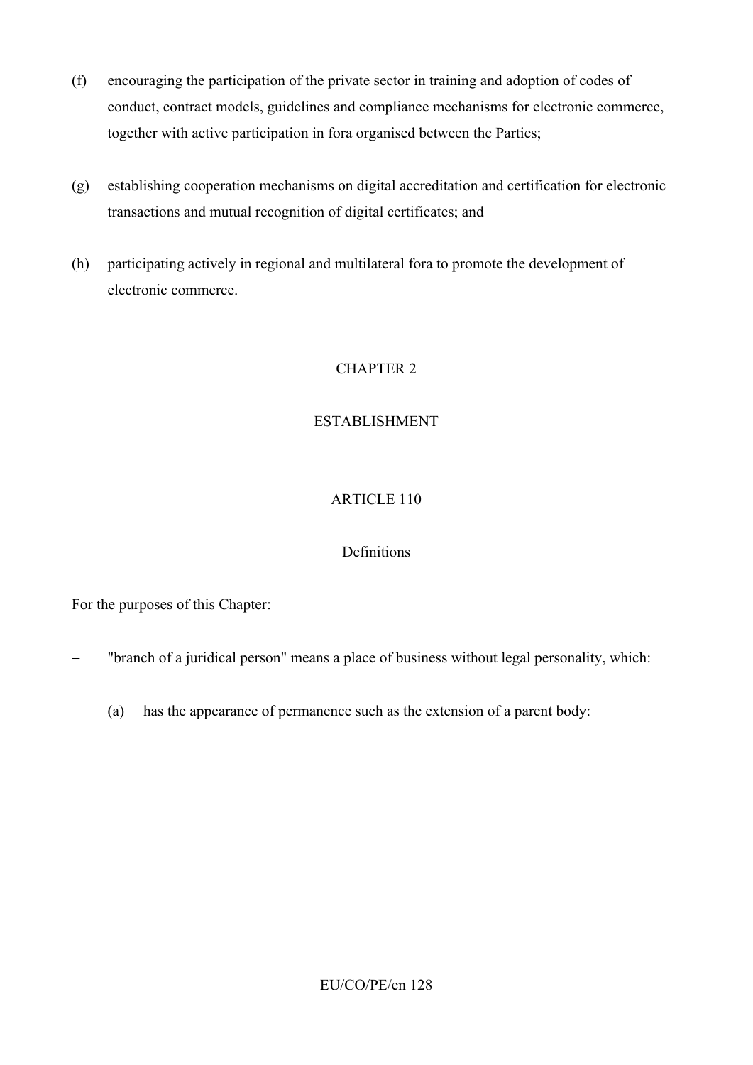(f) encouraging the participation of the private sector in training and adoption of codes of conduct, contract models, guidelines and compliance mechanisms for electronic commerce, together with active participation in fora organised between the Parties;

(g) establishing cooperation mechanisms on digital accreditation and certification for electronic transactions and mutual recognition of digital certificates; and

(h) participating actively in regional and multilateral fora to promote the development of electronic commerce.

## CHAPTER 2

## ESTABLISHMENT

### ARTICLE 110

### Definitions

For the purposes of this Chapter:

– "branch of a juridical person" means a place of business without legal personality, which:

  (a) has the appearance of permanence such as the extension of a parent body: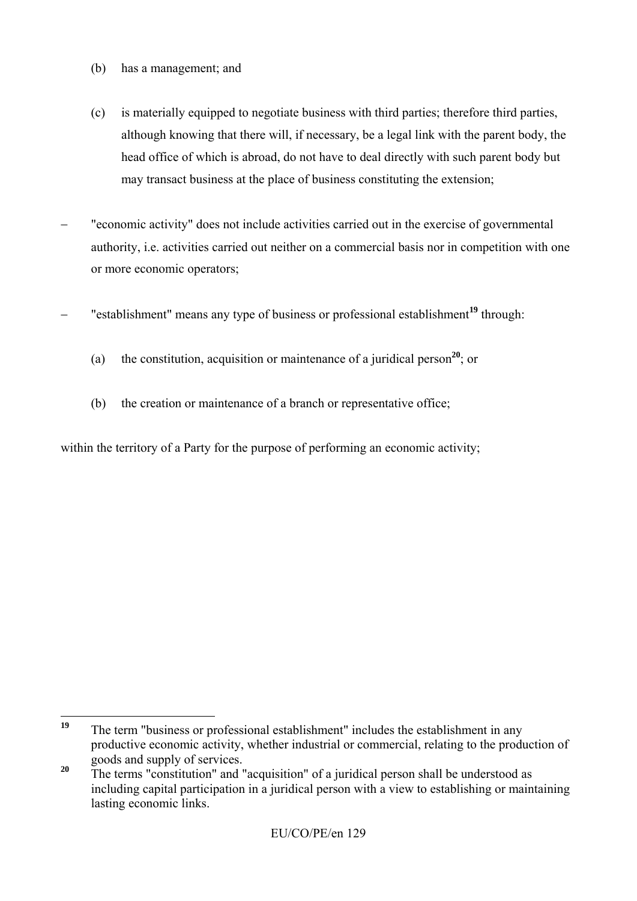(b) has a management; and

(c) is materially equipped to negotiate business with third parties; therefore third parties, although knowing that there will, if necessary, be a legal link with the parent body, the head office of which is abroad, do not have to deal directly with such parent body but may transact business at the place of business constituting the extension;

– "economic activity" does not include activities carried out in the exercise of governmental authority, i.e. activities carried out neither on a commercial basis nor in competition with one or more economic operators;

– "establishment" means any type of business or professional establishment[19] through:

(a) the constitution, acquisition or maintenance of a juridical person[20]; or

(b) the creation or maintenance of a branch or representative office;

within the territory of a Party for the purpose of performing an economic activity;

---

[19] The term "business or professional establishment" includes the establishment in any productive economic activity, whether industrial or commercial, relating to the production of goods and supply of services.

[20] The terms "constitution" and "acquisition" of a juridical person shall be understood as including capital participation in a juridical person with a view to establishing or maintaining lasting economic links.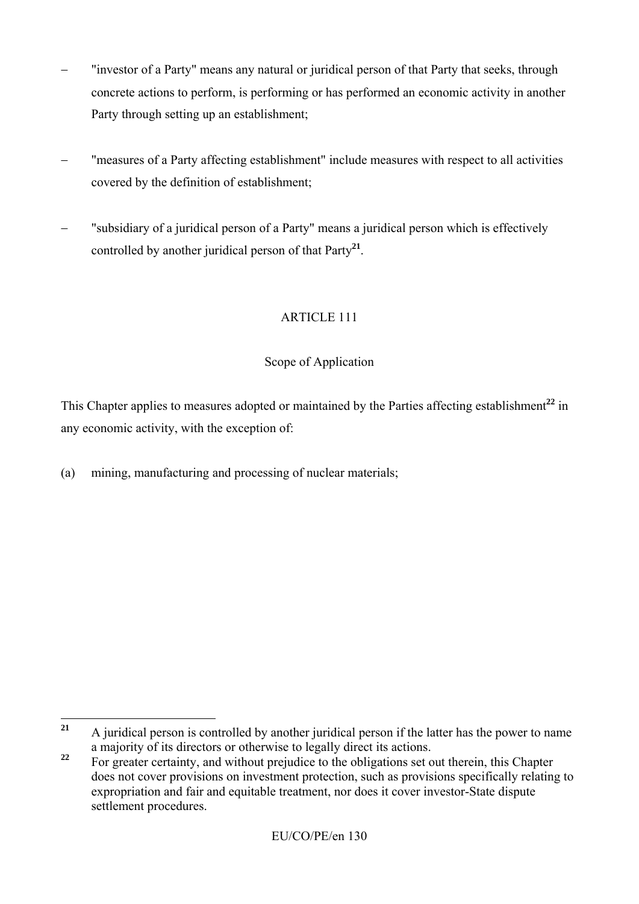– "investor of a Party" means any natural or juridical person of that Party that seeks, through concrete actions to perform, is performing or has performed an economic activity in another Party through setting up an establishment;

– "measures of a Party affecting establishment" include measures with respect to all activities covered by the definition of establishment;

– "subsidiary of a juridical person of a Party" means a juridical person which is effectively controlled by another juridical person of that Party[21].

ARTICLE 111

Scope of Application

This Chapter applies to measures adopted or maintained by the Parties affecting establishment[22] in any economic activity, with the exception of:

(a) mining, manufacturing and processing of nuclear materials;

---

[21] A juridical person is controlled by another juridical person if the latter has the power to name a majority of its directors or otherwise to legally direct its actions.

[22] For greater certainty, and without prejudice to the obligations set out therein, this Chapter does not cover provisions on investment protection, such as provisions specifically relating to expropriation and fair and equitable treatment, nor does it cover investor-State dispute settlement procedures.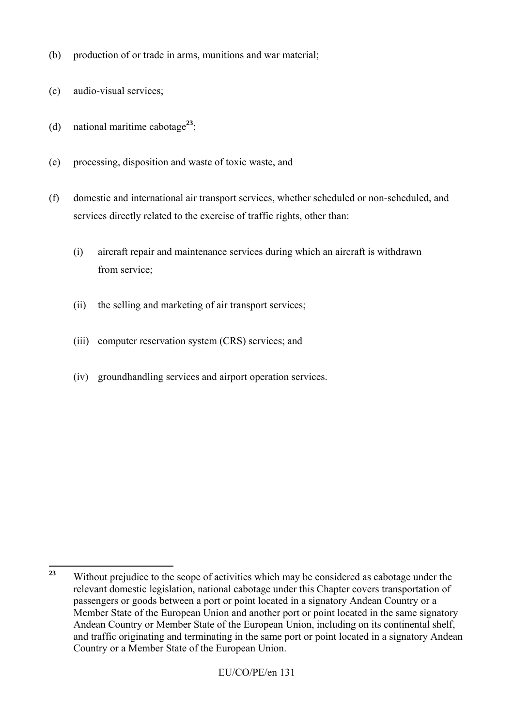(b) production of or trade in arms, munitions and war material;

(c) audio-visual services;

(d) national maritime cabotage[23];

(e) processing, disposition and waste of toxic waste, and

(f) domestic and international air transport services, whether scheduled or non-scheduled, and services directly related to the exercise of traffic rights, other than:

   (i) aircraft repair and maintenance services during which an aircraft is withdrawn from service;

   (ii) the selling and marketing of air transport services;

   (iii) computer reservation system (CRS) services; and

   (iv) groundhandling services and airport operation services.

---

[23] Without prejudice to the scope of activities which may be considered as cabotage under the relevant domestic legislation, national cabotage under this Chapter covers transportation of passengers or goods between a port or point located in a signatory Andean Country or a Member State of the European Union and another port or point located in the same signatory Andean Country or Member State of the European Union, including on its continental shelf, and traffic originating and terminating in the same port or point located in a signatory Andean Country or a Member State of the European Union.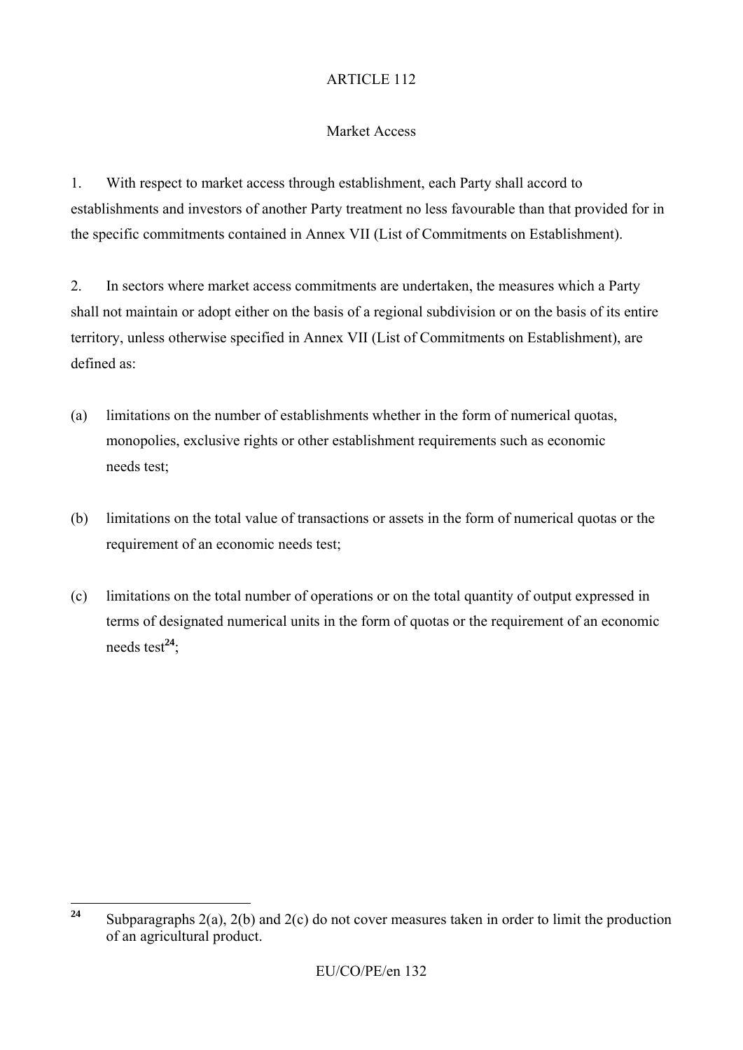ARTICLE 112

Market Access

1. With respect to market access through establishment, each Party shall accord to establishments and investors of another Party treatment no less favourable than that provided for in the specific commitments contained in Annex VII (List of Commitments on Establishment).

2. In sectors where market access commitments are undertaken, the measures which a Party shall not maintain or adopt either on the basis of a regional subdivision or on the basis of its entire territory, unless otherwise specified in Annex VII (List of Commitments on Establishment), are defined as:

(a) limitations on the number of establishments whether in the form of numerical quotas, monopolies, exclusive rights or other establishment requirements such as economic needs test;

(b) limitations on the total value of transactions or assets in the form of numerical quotas or the requirement of an economic needs test;

(c) limitations on the total number of operations or on the total quantity of output expressed in terms of designated numerical units in the form of quotas or the requirement of an economic needs test[24];

---

[24] Subparagraphs 2(a), 2(b) and 2(c) do not cover measures taken in order to limit the production of an agricultural product.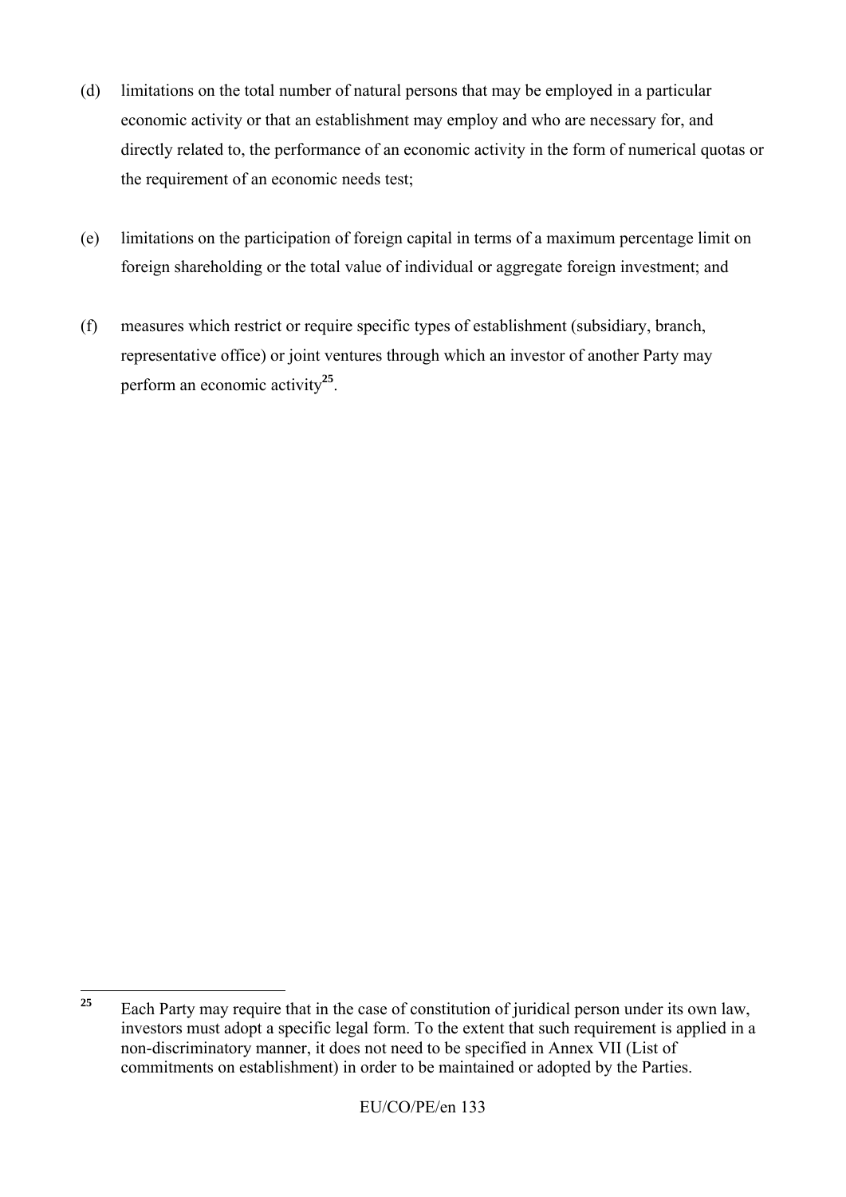(d) limitations on the total number of natural persons that may be employed in a particular economic activity or that an establishment may employ and who are necessary for, and directly related to, the performance of an economic activity in the form of numerical quotas or the requirement of an economic needs test;

(e) limitations on the participation of foreign capital in terms of a maximum percentage limit on foreign shareholding or the total value of individual or aggregate foreign investment; and

(f) measures which restrict or require specific types of establishment (subsidiary, branch, representative office) or joint ventures through which an investor of another Party may perform an economic activity[25].

---

[25] Each Party may require that in the case of constitution of juridical person under its own law, investors must adopt a specific legal form. To the extent that such requirement is applied in a non-discriminatory manner, it does not need to be specified in Annex VII (List of commitments on establishment) in order to be maintained or adopted by the Parties.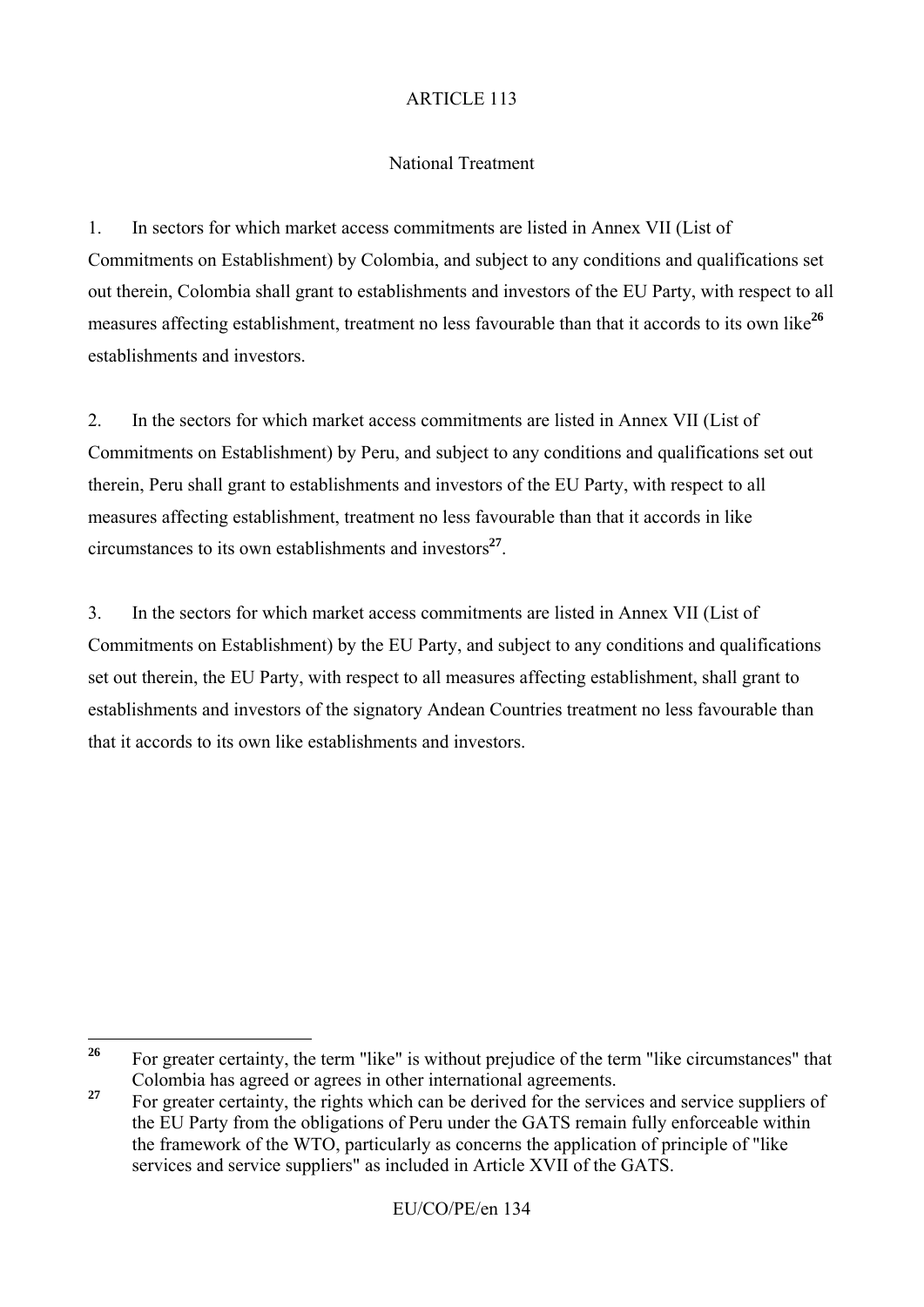ARTICLE 113

National Treatment

1. In sectors for which market access commitments are listed in Annex VII (List of Commitments on Establishment) by Colombia, and subject to any conditions and qualifications set out therein, Colombia shall grant to establishments and investors of the EU Party, with respect to all measures affecting establishment, treatment no less favourable than that it accords to its own like[26] establishments and investors.

2. In the sectors for which market access commitments are listed in Annex VII (List of Commitments on Establishment) by Peru, and subject to any conditions and qualifications set out therein, Peru shall grant to establishments and investors of the EU Party, with respect to all measures affecting establishment, treatment no less favourable than that it accords in like circumstances to its own establishments and investors[27].

3. In the sectors for which market access commitments are listed in Annex VII (List of Commitments on Establishment) by the EU Party, and subject to any conditions and qualifications set out therein, the EU Party, with respect to all measures affecting establishment, shall grant to establishments and investors of the signatory Andean Countries treatment no less favourable than that it accords to its own like establishments and investors.

---

[26] For greater certainty, the term "like" is without prejudice of the term "like circumstances" that Colombia has agreed or agrees in other international agreements.

[27] For greater certainty, the rights which can be derived for the services and service suppliers of the EU Party from the obligations of Peru under the GATS remain fully enforceable within the framework of the WTO, particularly as concerns the application of principle of "like services and service suppliers" as included in Article XVII of the GATS.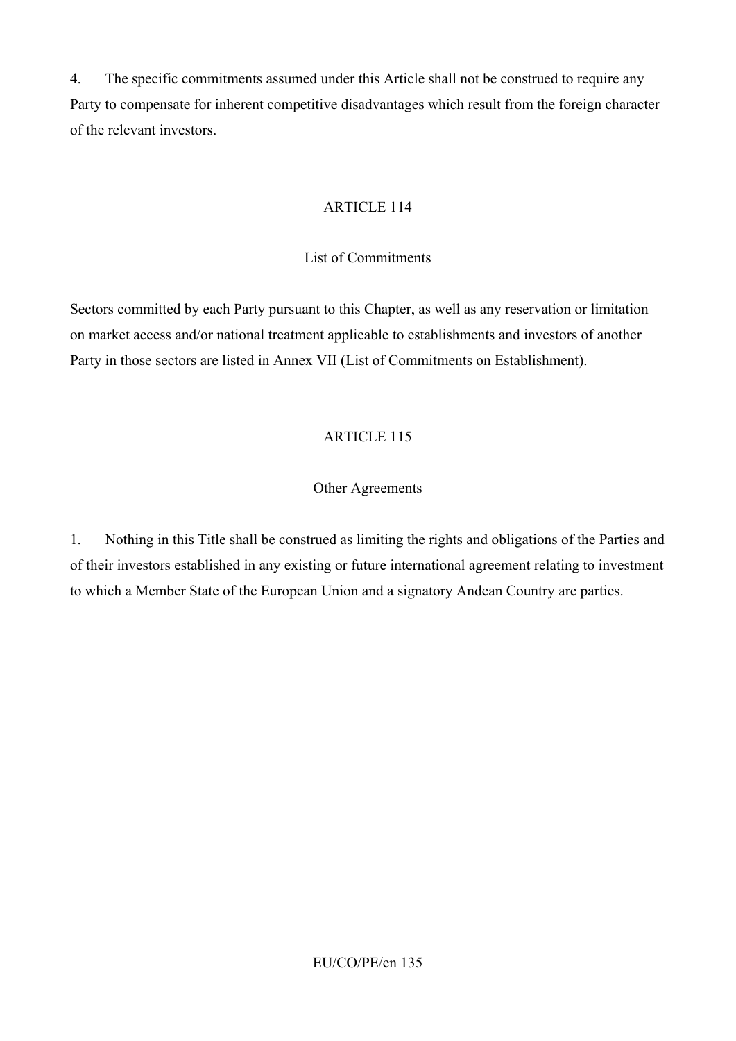4. The specific commitments assumed under this Article shall not be construed to require any Party to compensate for inherent competitive disadvantages which result from the foreign character of the relevant investors.

## ARTICLE 114

### List of Commitments

Sectors committed by each Party pursuant to this Chapter, as well as any reservation or limitation on market access and/or national treatment applicable to establishments and investors of another Party in those sectors are listed in Annex VII (List of Commitments on Establishment).

## ARTICLE 115

### Other Agreements

1. Nothing in this Title shall be construed as limiting the rights and obligations of the Parties and of their investors established in any existing or future international agreement relating to investment to which a Member State of the European Union and a signatory Andean Country are parties.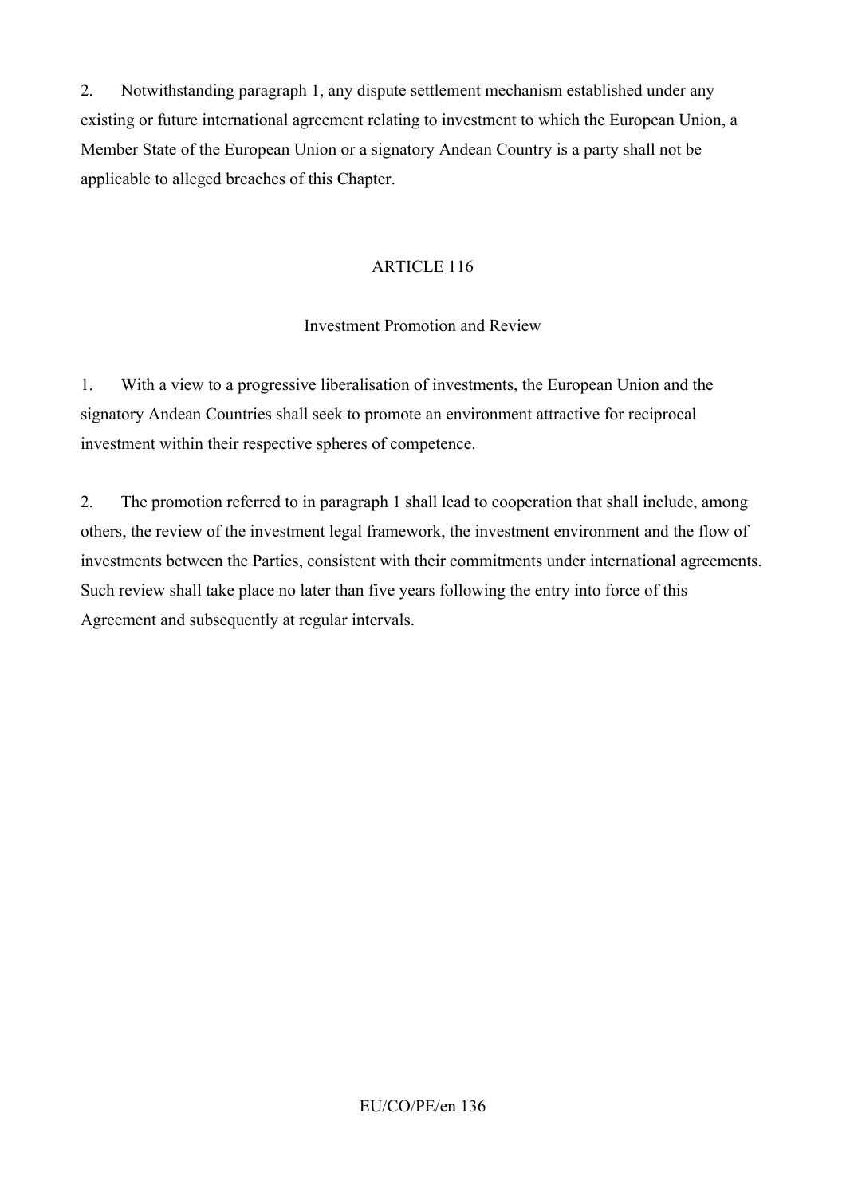2. Notwithstanding paragraph 1, any dispute settlement mechanism established under any existing or future international agreement relating to investment to which the European Union, a Member State of the European Union or a signatory Andean Country is a party shall not be applicable to alleged breaches of this Chapter.

ARTICLE 116

Investment Promotion and Review

1. With a view to a progressive liberalisation of investments, the European Union and the signatory Andean Countries shall seek to promote an environment attractive for reciprocal investment within their respective spheres of competence.

2. The promotion referred to in paragraph 1 shall lead to cooperation that shall include, among others, the review of the investment legal framework, the investment environment and the flow of investments between the Parties, consistent with their commitments under international agreements. Such review shall take place no later than five years following the entry into force of this Agreement and subsequently at regular intervals.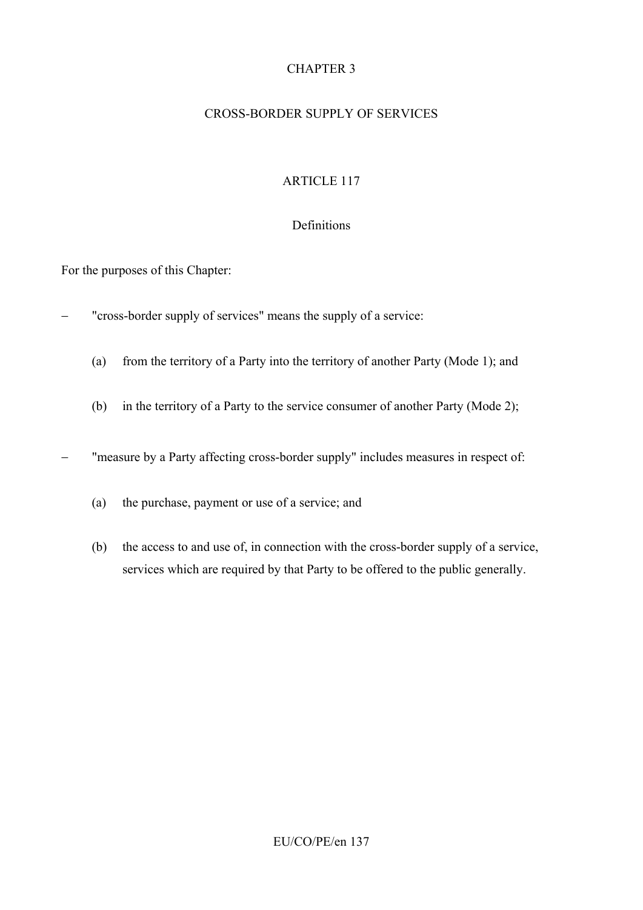# CHAPTER 3

## CROSS-BORDER SUPPLY OF SERVICES

### ARTICLE 117

### Definitions

For the purposes of this Chapter:

– "cross-border supply of services" means the supply of a service:

  (a) from the territory of a Party into the territory of another Party (Mode 1); and

  (b) in the territory of a Party to the service consumer of another Party (Mode 2);

– "measure by a Party affecting cross-border supply" includes measures in respect of:

  (a) the purchase, payment or use of a service; and

  (b) the access to and use of, in connection with the cross-border supply of a service, services which are required by that Party to be offered to the public generally.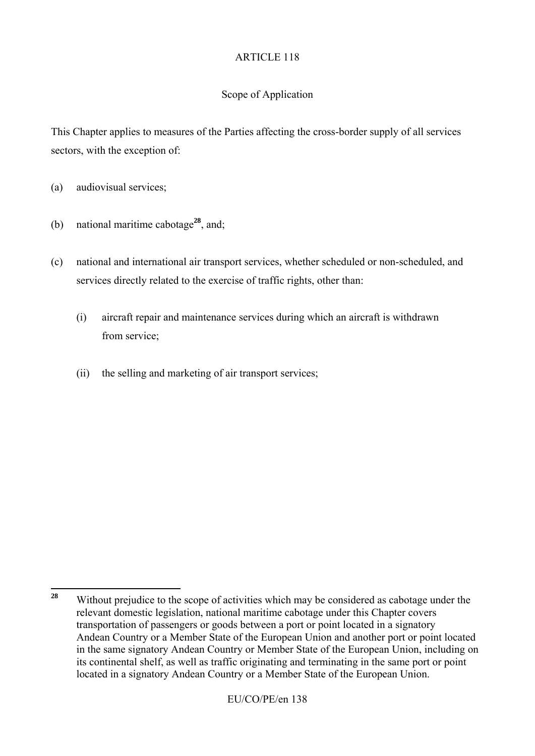ARTICLE 118

Scope of Application

This Chapter applies to measures of the Parties affecting the cross-border supply of all services sectors, with the exception of:

(a) audiovisual services;

(b) national maritime cabotage[28], and;

(c) national and international air transport services, whether scheduled or non-scheduled, and services directly related to the exercise of traffic rights, other than:

(i) aircraft repair and maintenance services during which an aircraft is withdrawn from service;

(ii) the selling and marketing of air transport services;

---

[28] Without prejudice to the scope of activities which may be considered as cabotage under the relevant domestic legislation, national maritime cabotage under this Chapter covers transportation of passengers or goods between a port or point located in a signatory Andean Country or a Member State of the European Union and another port or point located in the same signatory Andean Country or Member State of the European Union, including on its continental shelf, as well as traffic originating and terminating in the same port or point located in a signatory Andean Country or a Member State of the European Union.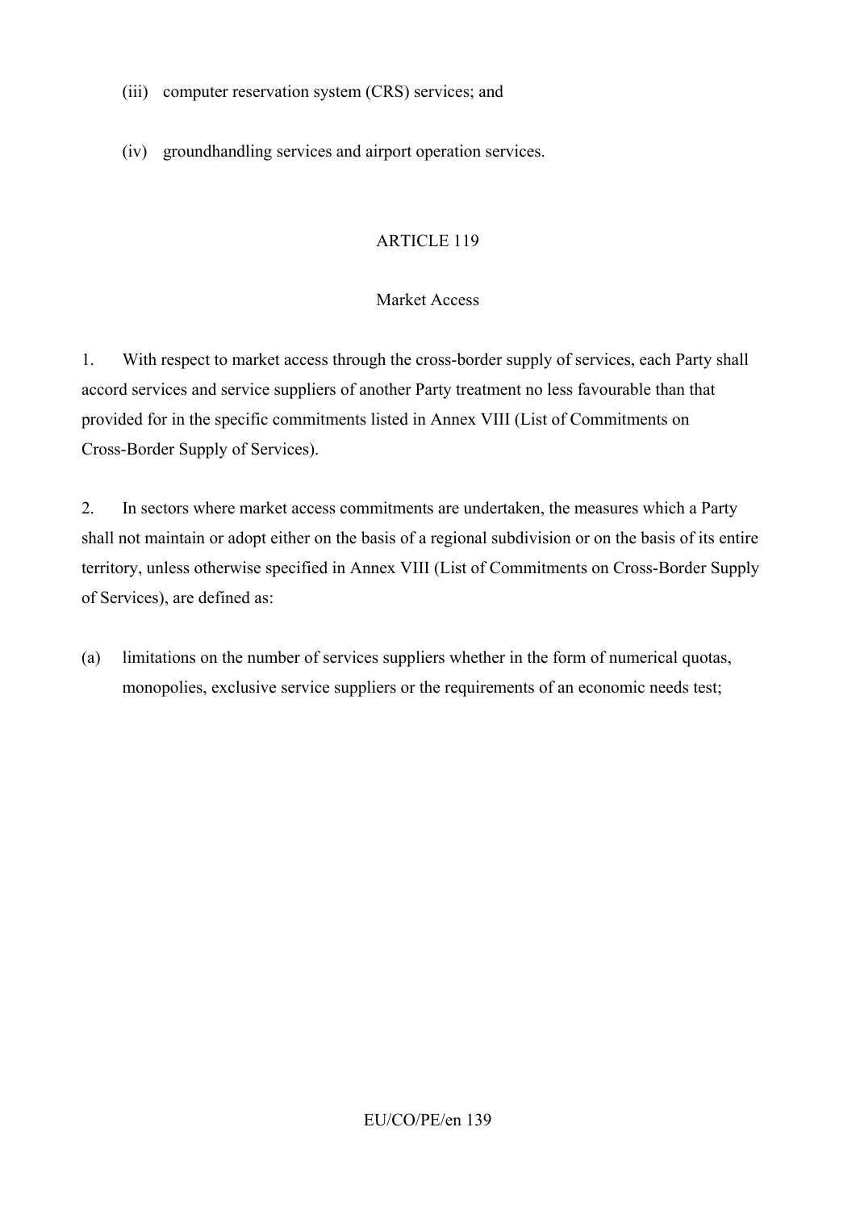(iii) computer reservation system (CRS) services; and

(iv) groundhandling services and airport operation services.

ARTICLE 119

Market Access

1. With respect to market access through the cross-border supply of services, each Party shall accord services and service suppliers of another Party treatment no less favourable than that provided for in the specific commitments listed in Annex VIII (List of Commitments on Cross-Border Supply of Services).

2. In sectors where market access commitments are undertaken, the measures which a Party shall not maintain or adopt either on the basis of a regional subdivision or on the basis of its entire territory, unless otherwise specified in Annex VIII (List of Commitments on Cross-Border Supply of Services), are defined as:

(a) limitations on the number of services suppliers whether in the form of numerical quotas, monopolies, exclusive service suppliers or the requirements of an economic needs test;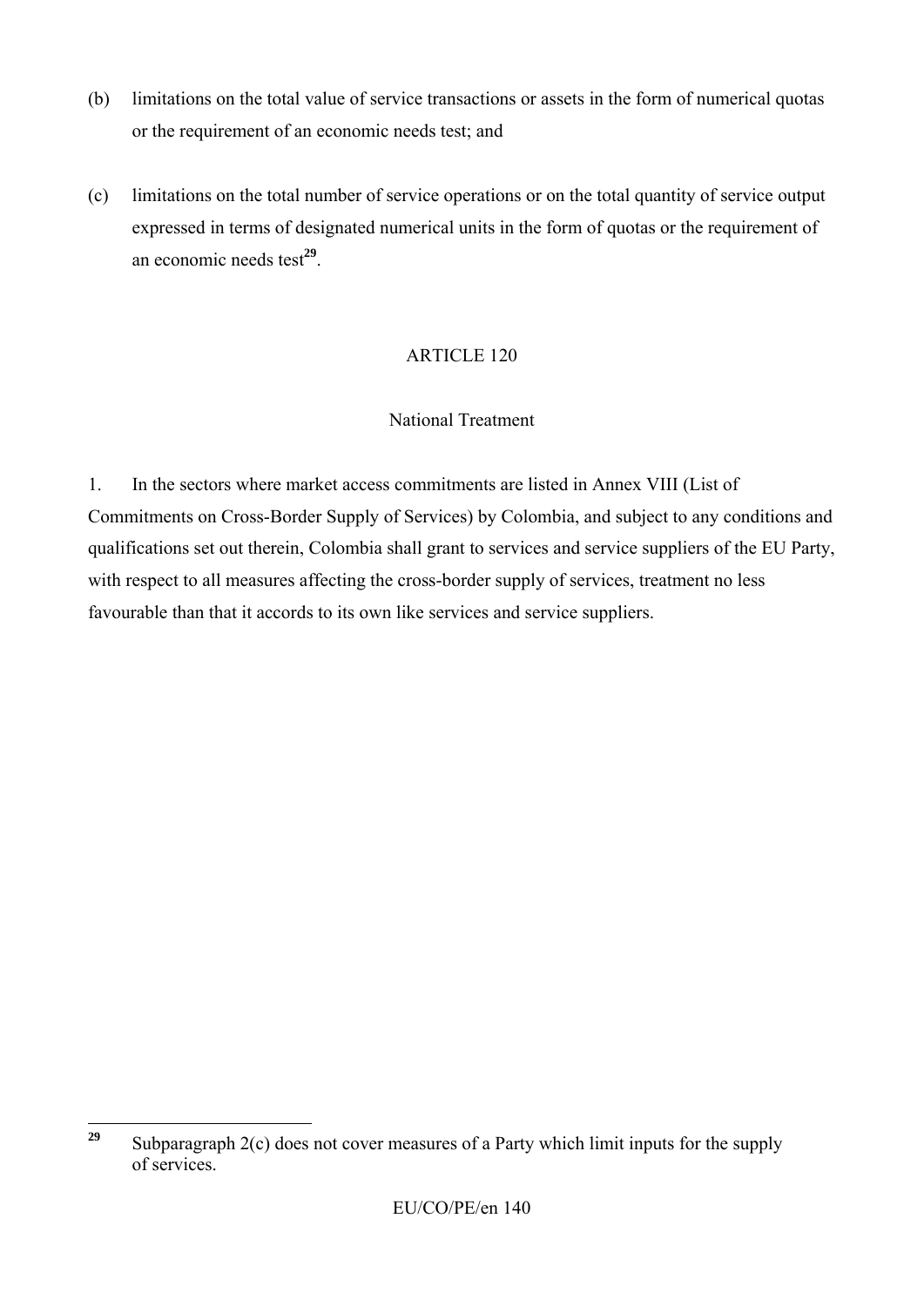(b) limitations on the total value of service transactions or assets in the form of numerical quotas or the requirement of an economic needs test; and

(c) limitations on the total number of service operations or on the total quantity of service output expressed in terms of designated numerical units in the form of quotas or the requirement of an economic needs test[29].

ARTICLE 120

National Treatment

1. In the sectors where market access commitments are listed in Annex VIII (List of Commitments on Cross-Border Supply of Services) by Colombia, and subject to any conditions and qualifications set out therein, Colombia shall grant to services and service suppliers of the EU Party, with respect to all measures affecting the cross-border supply of services, treatment no less favourable than that it accords to its own like services and service suppliers.

[29] Subparagraph 2(c) does not cover measures of a Party which limit inputs for the supply of services.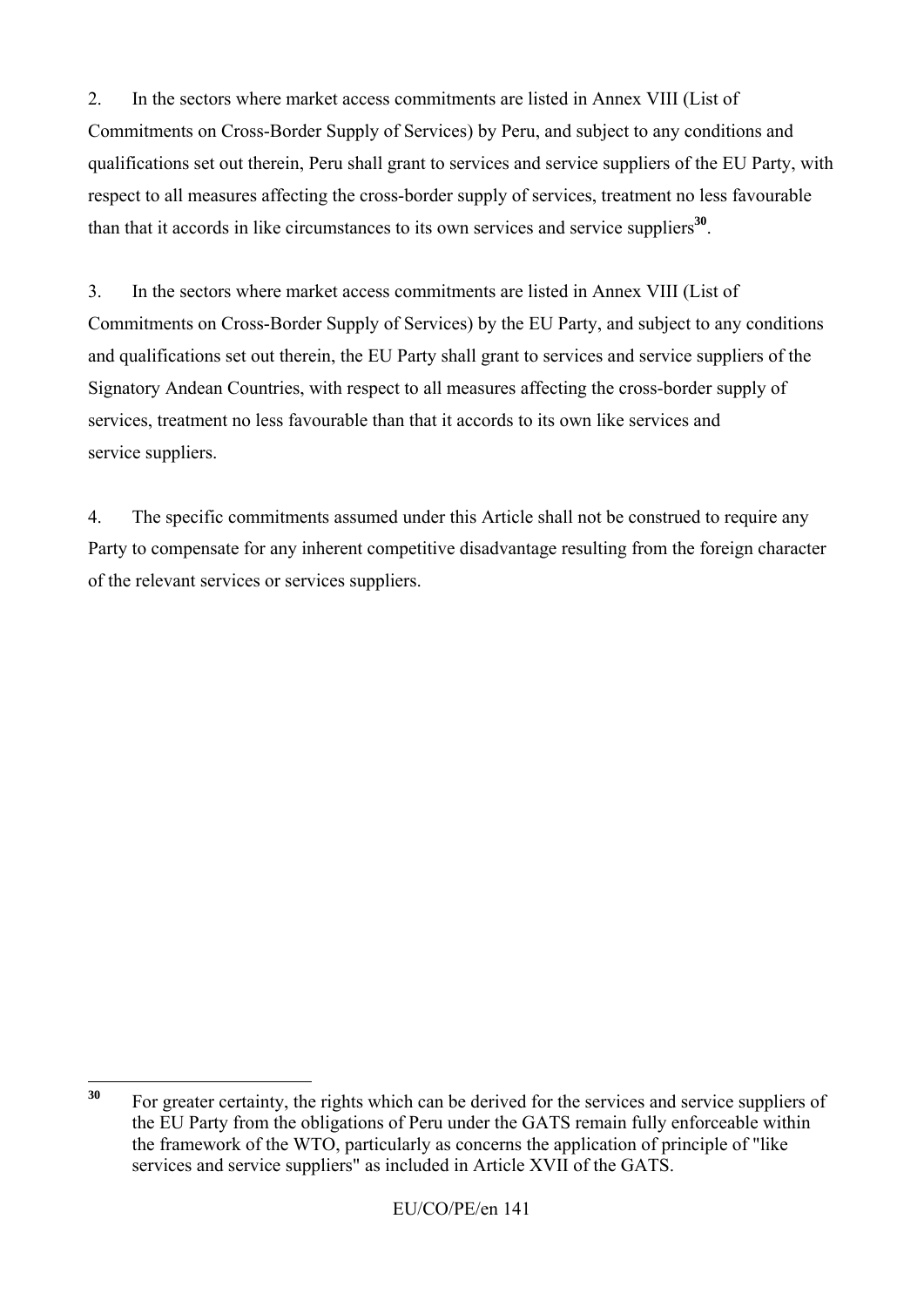2. In the sectors where market access commitments are listed in Annex VIII (List of Commitments on Cross-Border Supply of Services) by Peru, and subject to any conditions and qualifications set out therein, Peru shall grant to services and service suppliers of the EU Party, with respect to all measures affecting the cross-border supply of services, treatment no less favourable than that it accords in like circumstances to its own services and service suppliers[30].

3. In the sectors where market access commitments are listed in Annex VIII (List of Commitments on Cross-Border Supply of Services) by the EU Party, and subject to any conditions and qualifications set out therein, the EU Party shall grant to services and service suppliers of the Signatory Andean Countries, with respect to all measures affecting the cross-border supply of services, treatment no less favourable than that it accords to its own like services and service suppliers.

4. The specific commitments assumed under this Article shall not be construed to require any Party to compensate for any inherent competitive disadvantage resulting from the foreign character of the relevant services or services suppliers.

---

[30] For greater certainty, the rights which can be derived for the services and service suppliers of the EU Party from the obligations of Peru under the GATS remain fully enforceable within the framework of the WTO, particularly as concerns the application of principle of "like services and service suppliers" as included in Article XVII of the GATS.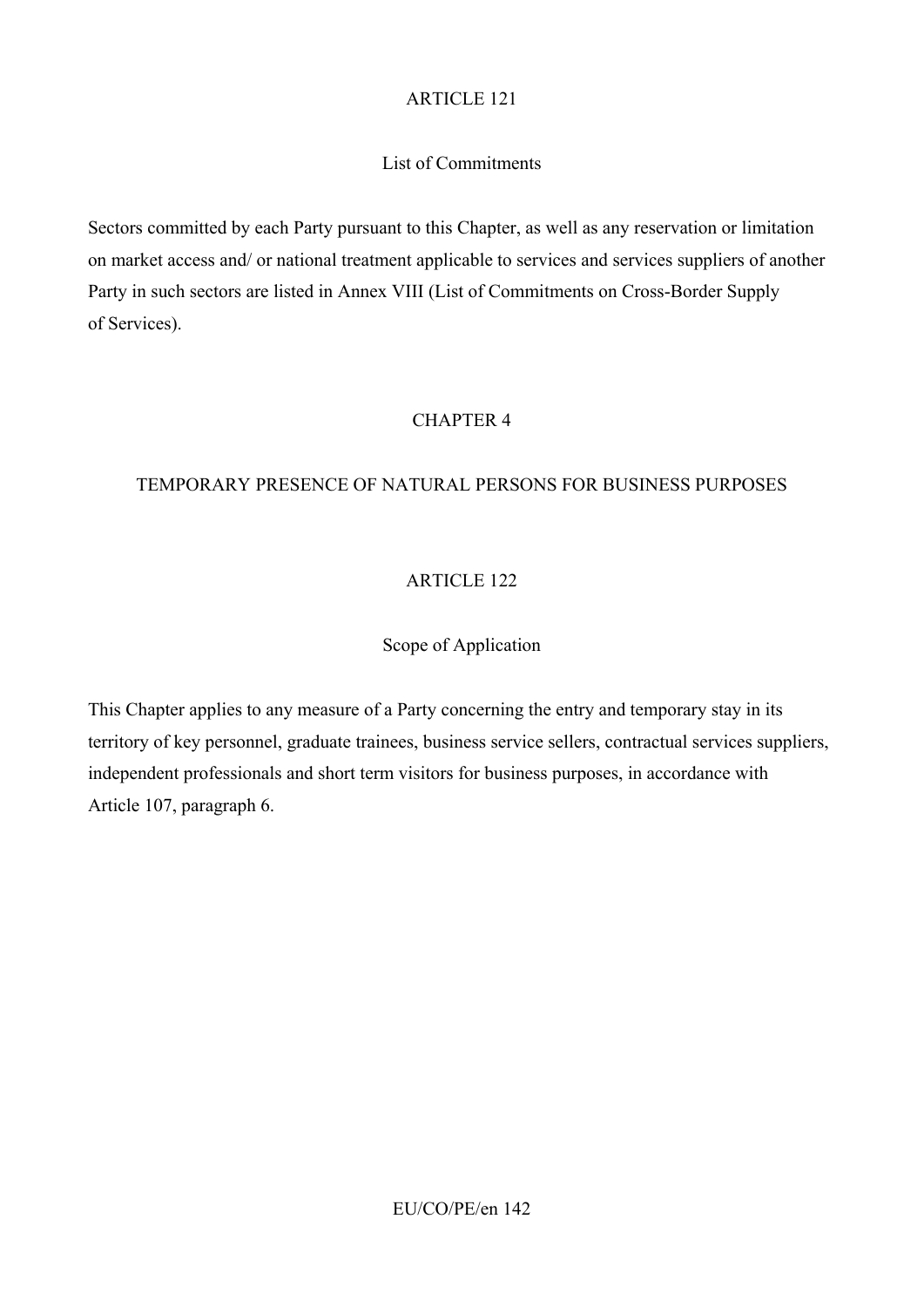## ARTICLE 121

### List of Commitments

Sectors committed by each Party pursuant to this Chapter, as well as any reservation or limitation on market access and/ or national treatment applicable to services and services suppliers of another Party in such sectors are listed in Annex VIII (List of Commitments on Cross-Border Supply of Services).

# CHAPTER 4

# TEMPORARY PRESENCE OF NATURAL PERSONS FOR BUSINESS PURPOSES

## ARTICLE 122

### Scope of Application

This Chapter applies to any measure of a Party concerning the entry and temporary stay in its territory of key personnel, graduate trainees, business service sellers, contractual services suppliers, independent professionals and short term visitors for business purposes, in accordance with Article 107, paragraph 6.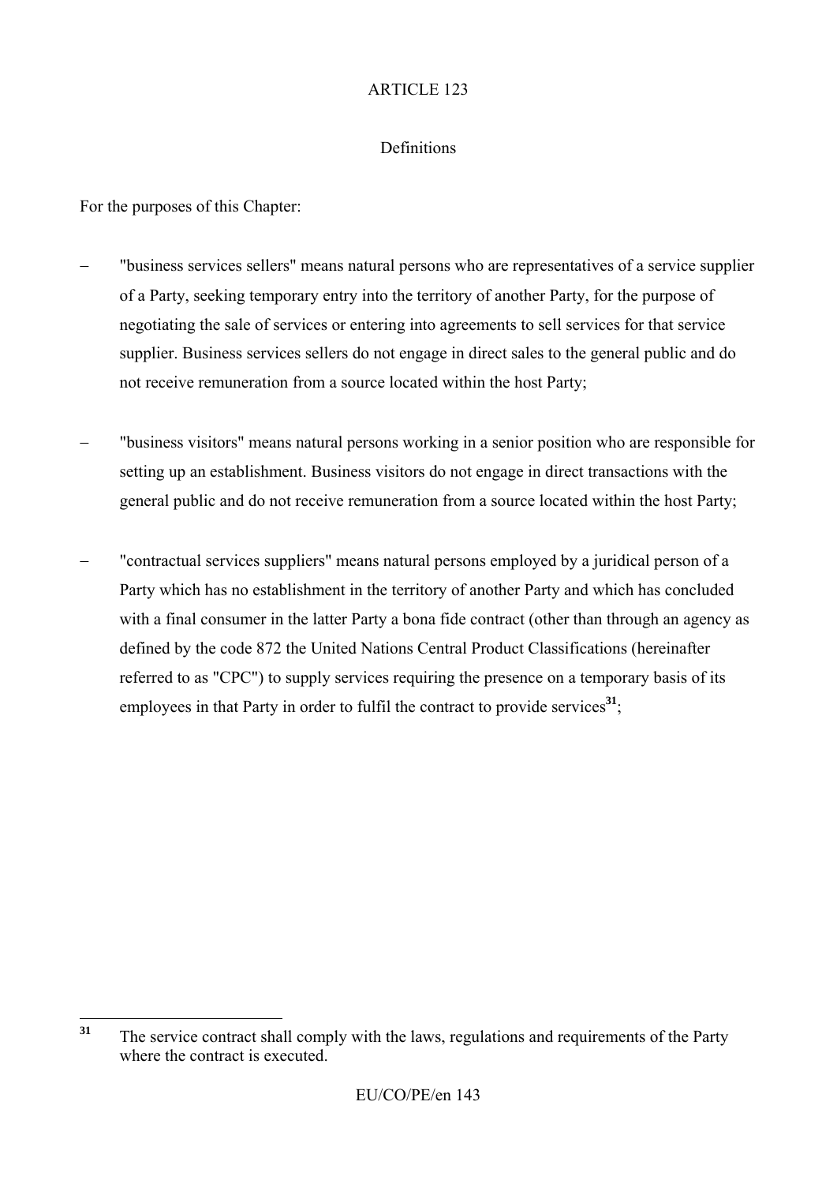## ARTICLE 123

### Definitions

For the purposes of this Chapter:

- "business services sellers" means natural persons who are representatives of a service supplier of a Party, seeking temporary entry into the territory of another Party, for the purpose of negotiating the sale of services or entering into agreements to sell services for that service supplier. Business services sellers do not engage in direct sales to the general public and do not receive remuneration from a source located within the host Party;

- "business visitors" means natural persons working in a senior position who are responsible for setting up an establishment. Business visitors do not engage in direct transactions with the general public and do not receive remuneration from a source located within the host Party;

- "contractual services suppliers" means natural persons employed by a juridical person of a Party which has no establishment in the territory of another Party and which has concluded with a final consumer in the latter Party a bona fide contract (other than through an agency as defined by the code 872 the United Nations Central Product Classifications (hereinafter referred to as "CPC") to supply services requiring the presence on a temporary basis of its employees in that Party in order to fulfil the contract to provide services[31];

---

[31] The service contract shall comply with the laws, regulations and requirements of the Party where the contract is executed.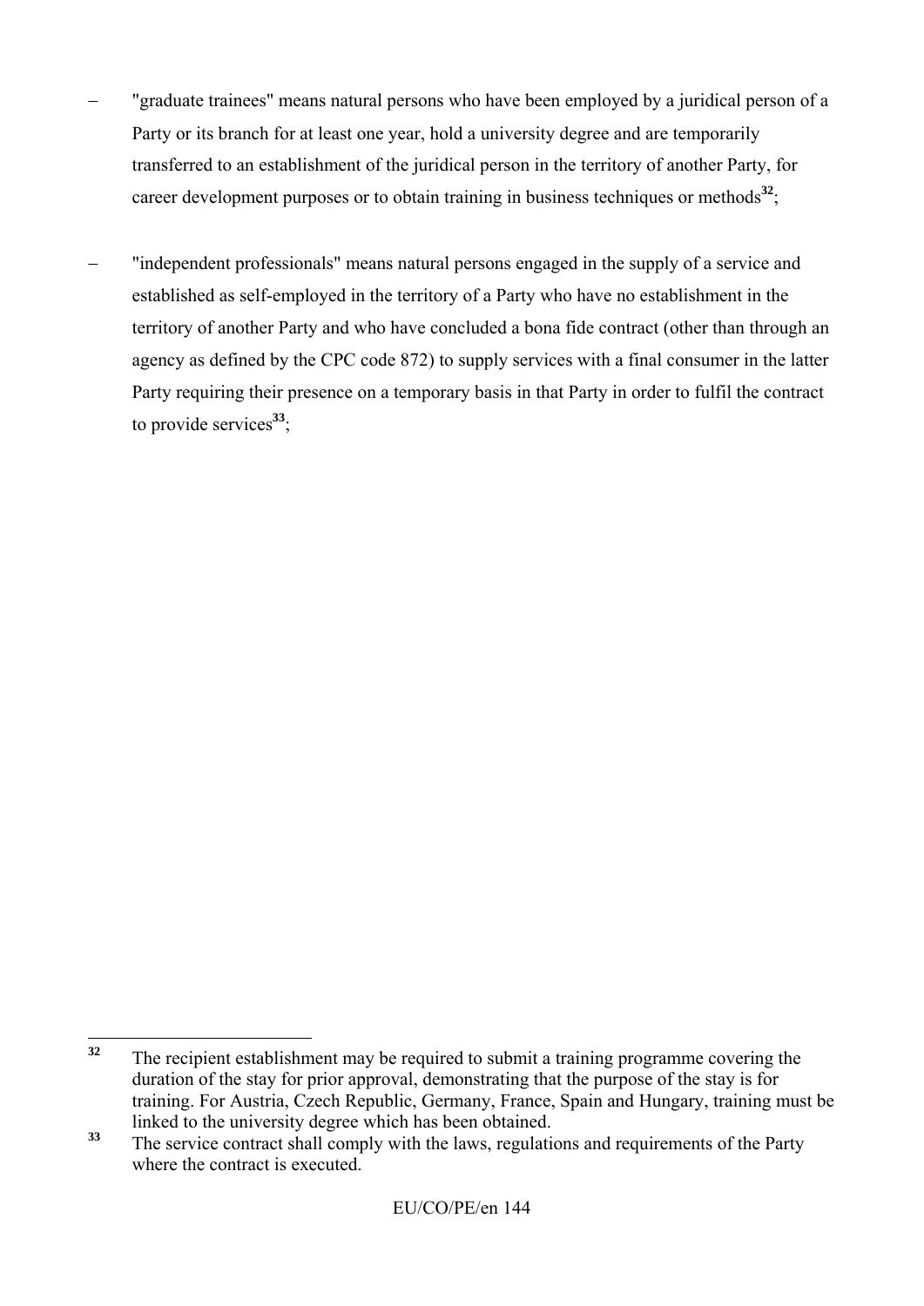– "graduate trainees" means natural persons who have been employed by a juridical person of a Party or its branch for at least one year, hold a university degree and are temporarily transferred to an establishment of the juridical person in the territory of another Party, for career development purposes or to obtain training in business techniques or methods[32];

– "independent professionals" means natural persons engaged in the supply of a service and established as self-employed in the territory of a Party who have no establishment in the territory of another Party and who have concluded a bona fide contract (other than through an agency as defined by the CPC code 872) to supply services with a final consumer in the latter Party requiring their presence on a temporary basis in that Party in order to fulfil the contract to provide services[33];

---

[32] The recipient establishment may be required to submit a training programme covering the duration of the stay for prior approval, demonstrating that the purpose of the stay is for training. For Austria, Czech Republic, Germany, France, Spain and Hungary, training must be linked to the university degree which has been obtained.

[33] The service contract shall comply with the laws, regulations and requirements of the Party where the contract is executed.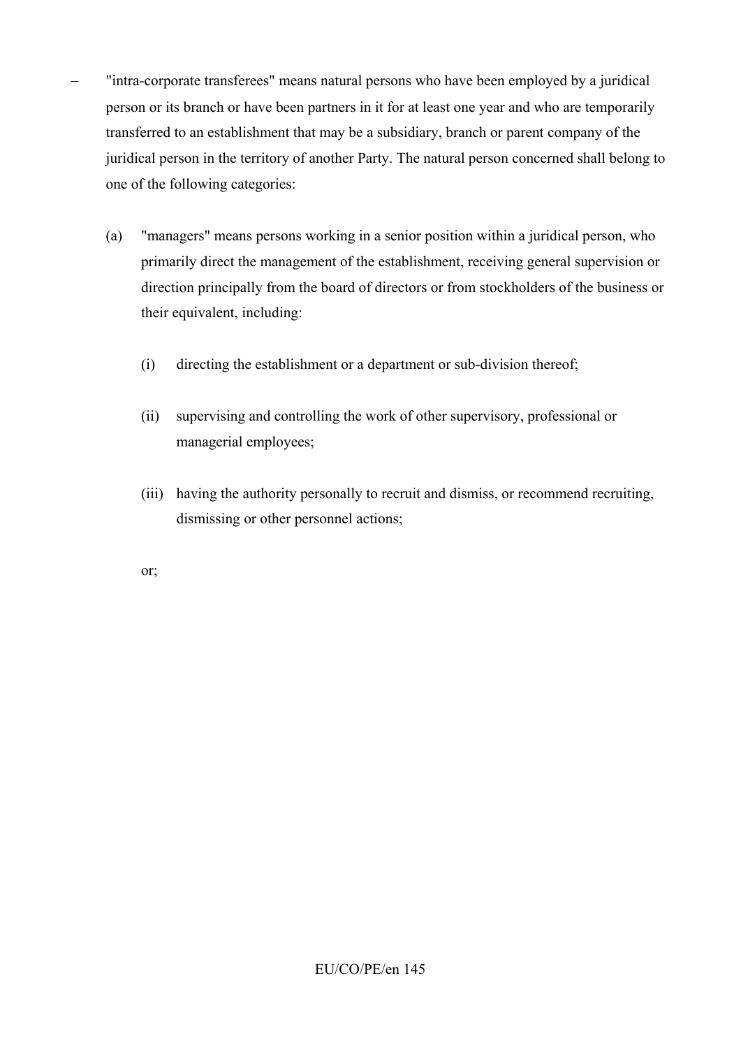– "intra-corporate transferees" means natural persons who have been employed by a juridical person or its branch or have been partners in it for at least one year and who are temporarily transferred to an establishment that may be a subsidiary, branch or parent company of the juridical person in the territory of another Party. The natural person concerned shall belong to one of the following categories:

  (a) "managers" means persons working in a senior position within a juridical person, who primarily direct the management of the establishment, receiving general supervision or direction principally from the board of directors or from stockholders of the business or their equivalent, including:

    (i) directing the establishment or a department or sub-division thereof;

    (ii) supervising and controlling the work of other supervisory, professional or managerial employees;

    (iii) having the authority personally to recruit and dismiss, or recommend recruiting, dismissing or other personnel actions;

  or;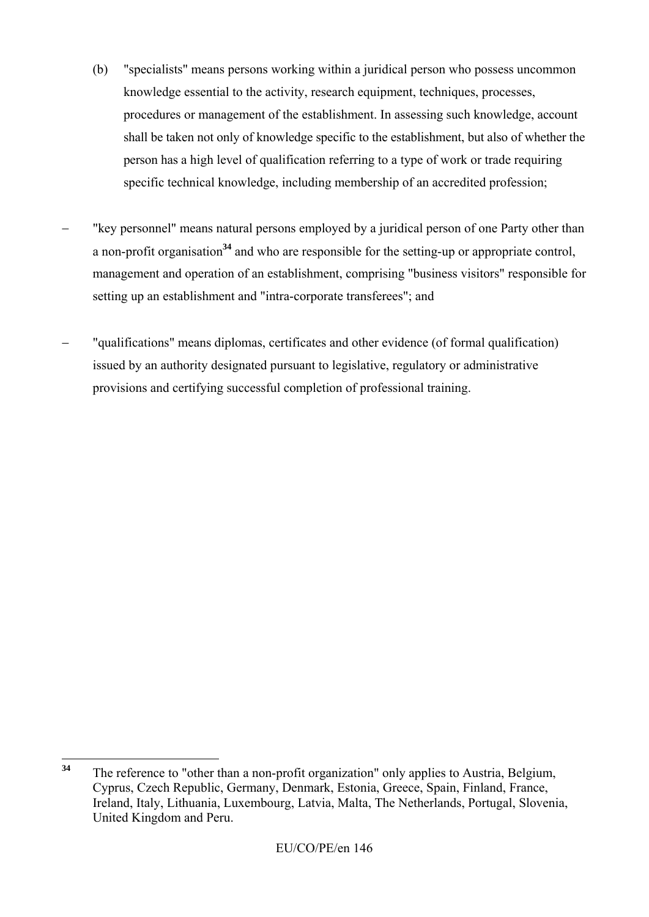(b) "specialists" means persons working within a juridical person who possess uncommon knowledge essential to the activity, research equipment, techniques, processes, procedures or management of the establishment. In assessing such knowledge, account shall be taken not only of knowledge specific to the establishment, but also of whether the person has a high level of qualification referring to a type of work or trade requiring specific technical knowledge, including membership of an accredited profession;

– "key personnel" means natural persons employed by a juridical person of one Party other than a non-profit organisation[34] and who are responsible for the setting-up or appropriate control, management and operation of an establishment, comprising "business visitors" responsible for setting up an establishment and "intra-corporate transferees"; and

– "qualifications" means diplomas, certificates and other evidence (of formal qualification) issued by an authority designated pursuant to legislative, regulatory or administrative provisions and certifying successful completion of professional training.

---

[34] The reference to "other than a non-profit organization" only applies to Austria, Belgium, Cyprus, Czech Republic, Germany, Denmark, Estonia, Greece, Spain, Finland, France, Ireland, Italy, Lithuania, Luxembourg, Latvia, Malta, The Netherlands, Portugal, Slovenia, United Kingdom and Peru.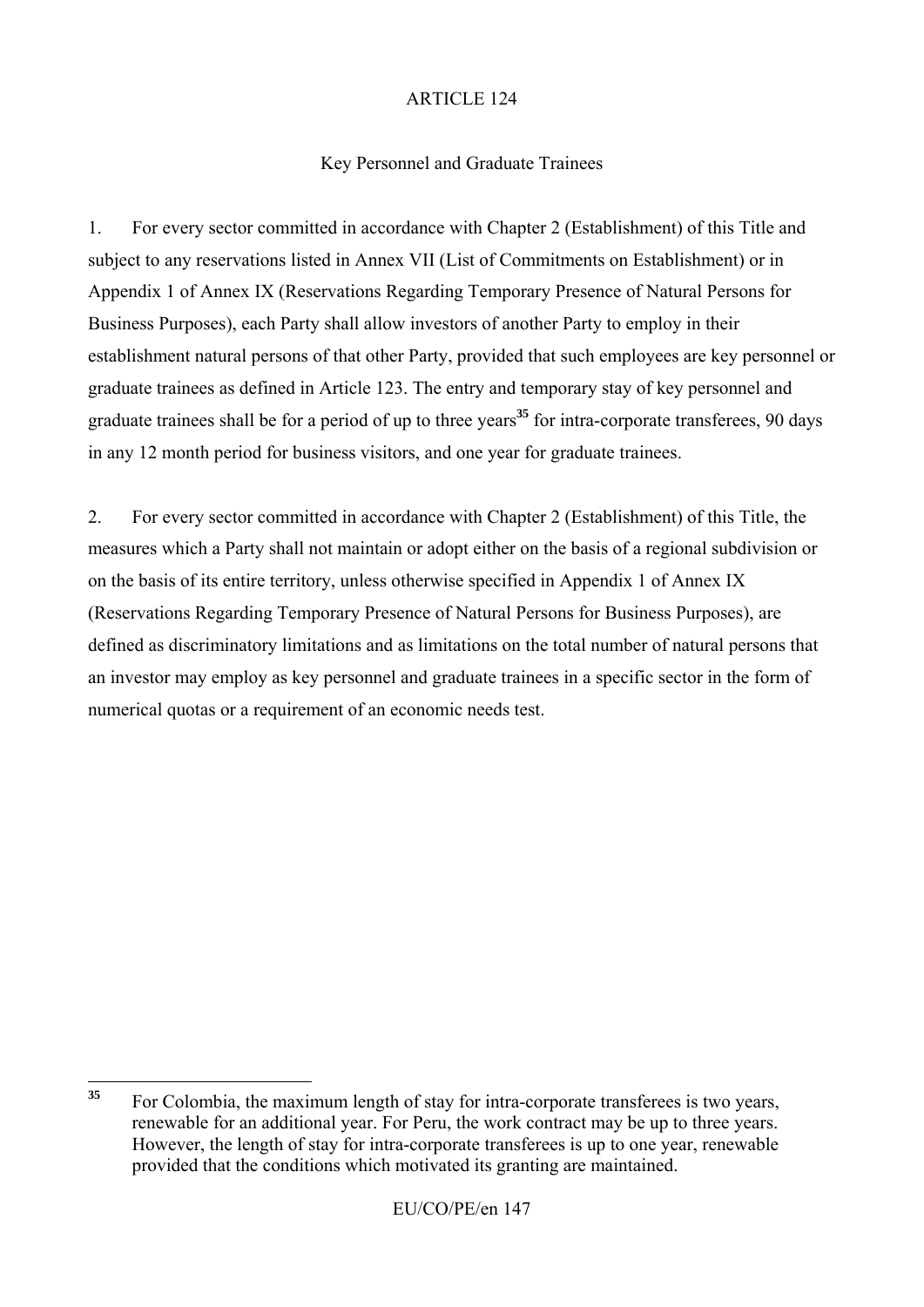ARTICLE 124

Key Personnel and Graduate Trainees

1. For every sector committed in accordance with Chapter 2 (Establishment) of this Title and subject to any reservations listed in Annex VII (List of Commitments on Establishment) or in Appendix 1 of Annex IX (Reservations Regarding Temporary Presence of Natural Persons for Business Purposes), each Party shall allow investors of another Party to employ in their establishment natural persons of that other Party, provided that such employees are key personnel or graduate trainees as defined in Article 123. The entry and temporary stay of key personnel and graduate trainees shall be for a period of up to three years[35] for intra-corporate transferees, 90 days in any 12 month period for business visitors, and one year for graduate trainees.

2. For every sector committed in accordance with Chapter 2 (Establishment) of this Title, the measures which a Party shall not maintain or adopt either on the basis of a regional subdivision or on the basis of its entire territory, unless otherwise specified in Appendix 1 of Annex IX (Reservations Regarding Temporary Presence of Natural Persons for Business Purposes), are defined as discriminatory limitations and as limitations on the total number of natural persons that an investor may employ as key personnel and graduate trainees in a specific sector in the form of numerical quotas or a requirement of an economic needs test.

---

[35] For Colombia, the maximum length of stay for intra-corporate transferees is two years, renewable for an additional year. For Peru, the work contract may be up to three years. However, the length of stay for intra-corporate transferees is up to one year, renewable provided that the conditions which motivated its granting are maintained.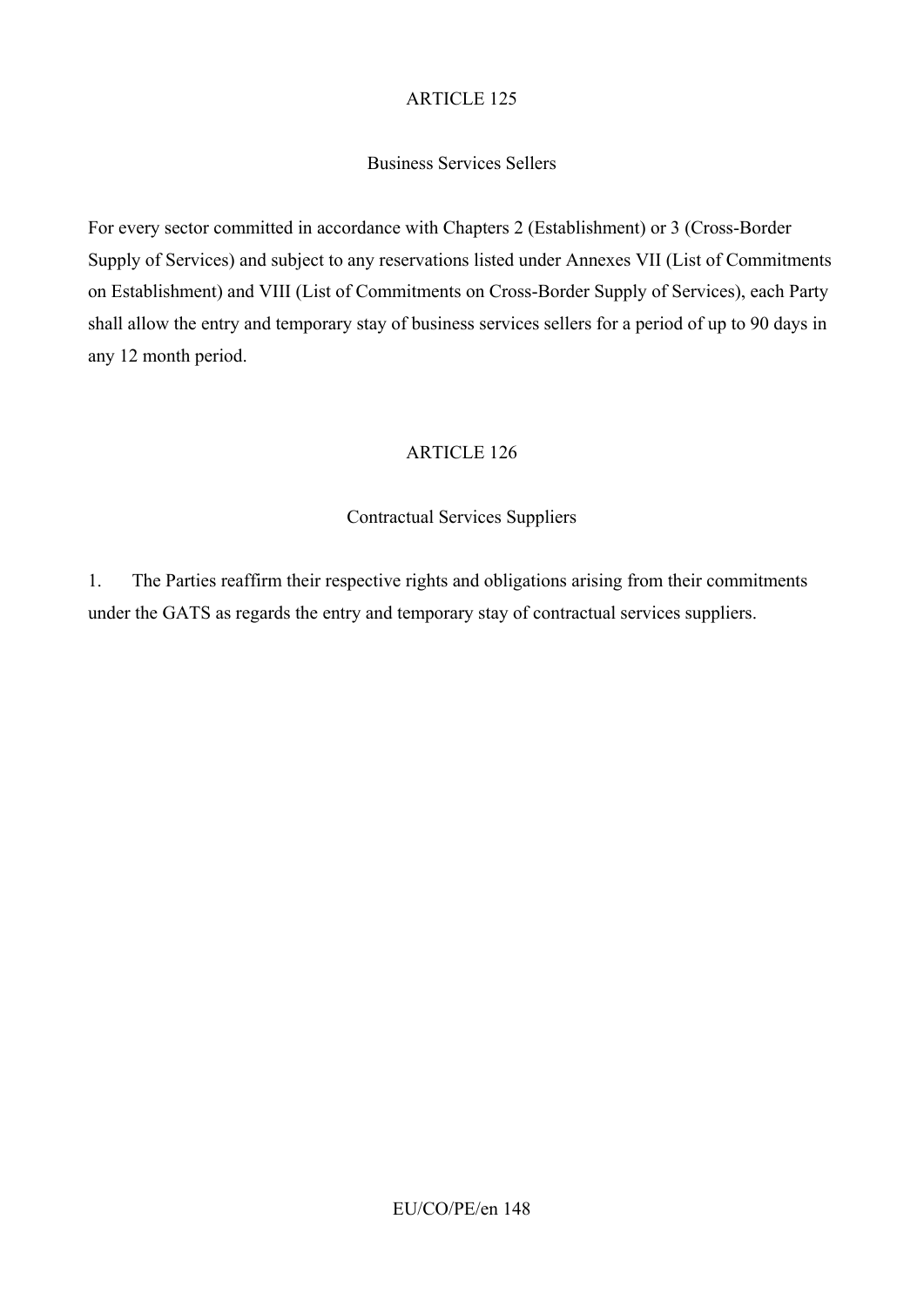ARTICLE 125

Business Services Sellers

For every sector committed in accordance with Chapters 2 (Establishment) or 3 (Cross-Border Supply of Services) and subject to any reservations listed under Annexes VII (List of Commitments on Establishment) and VIII (List of Commitments on Cross-Border Supply of Services), each Party shall allow the entry and temporary stay of business services sellers for a period of up to 90 days in any 12 month period.

ARTICLE 126

Contractual Services Suppliers

1. The Parties reaffirm their respective rights and obligations arising from their commitments under the GATS as regards the entry and temporary stay of contractual services suppliers.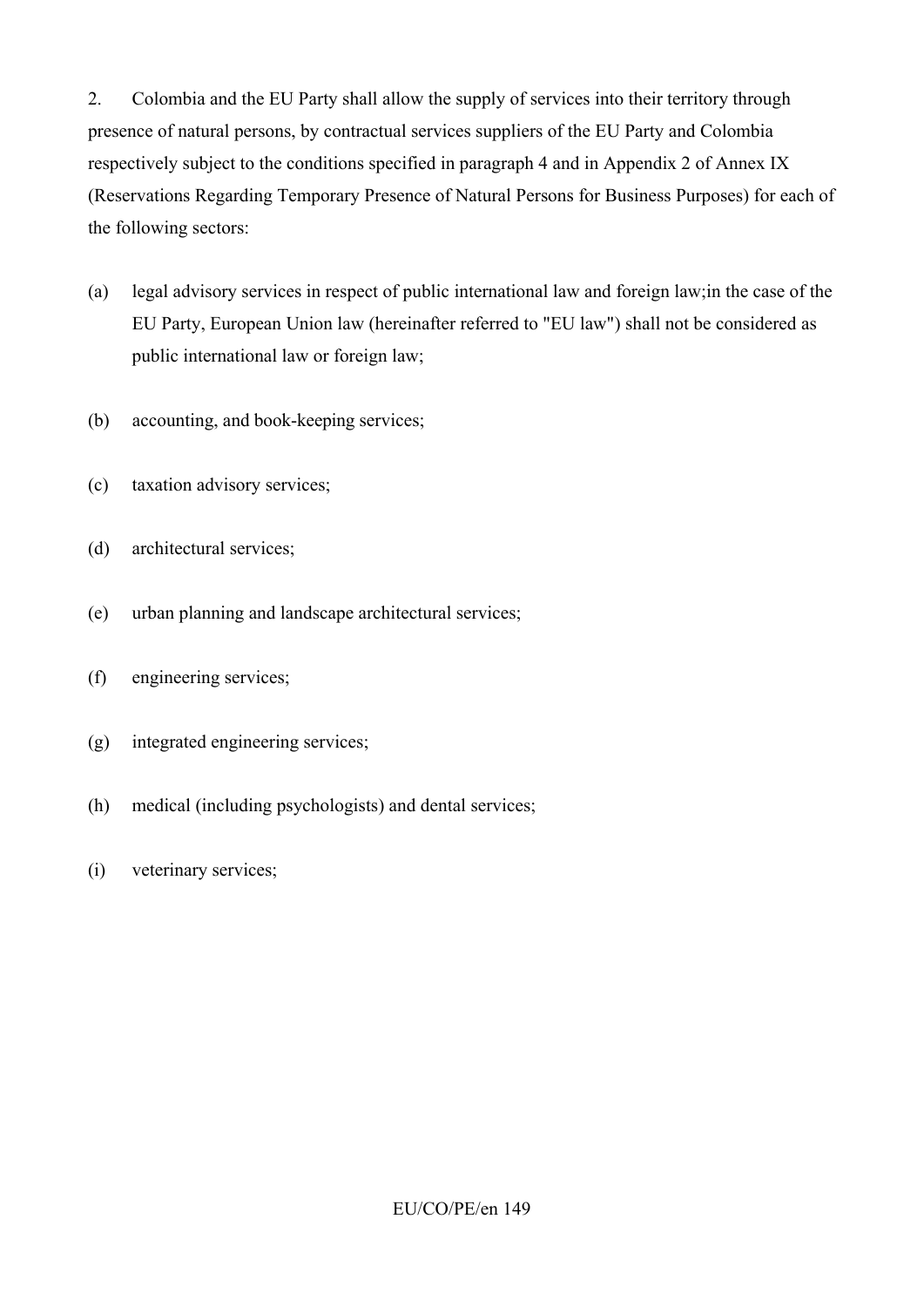2. Colombia and the EU Party shall allow the supply of services into their territory through presence of natural persons, by contractual services suppliers of the EU Party and Colombia respectively subject to the conditions specified in paragraph 4 and in Appendix 2 of Annex IX (Reservations Regarding Temporary Presence of Natural Persons for Business Purposes) for each of the following sectors:

(a) legal advisory services in respect of public international law and foreign law;in the case of the EU Party, European Union law (hereinafter referred to "EU law") shall not be considered as public international law or foreign law;

(b) accounting, and book-keeping services;

(c) taxation advisory services;

(d) architectural services;

(e) urban planning and landscape architectural services;

(f) engineering services;

(g) integrated engineering services;

(h) medical (including psychologists) and dental services;

(i) veterinary services;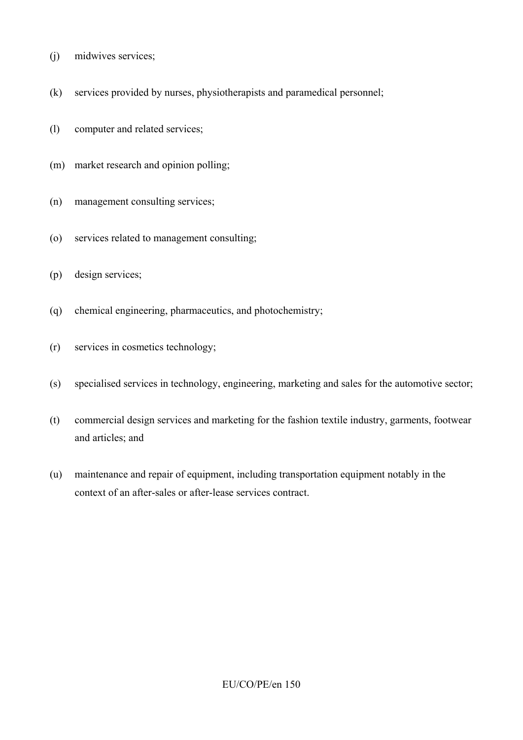(j) midwives services;

(k) services provided by nurses, physiotherapists and paramedical personnel;

(l) computer and related services;

(m) market research and opinion polling;

(n) management consulting services;

(o) services related to management consulting;

(p) design services;

(q) chemical engineering, pharmaceutics, and photochemistry;

(r) services in cosmetics technology;

(s) specialised services in technology, engineering, marketing and sales for the automotive sector;

(t) commercial design services and marketing for the fashion textile industry, garments, footwear and articles; and

(u) maintenance and repair of equipment, including transportation equipment notably in the context of an after-sales or after-lease services contract.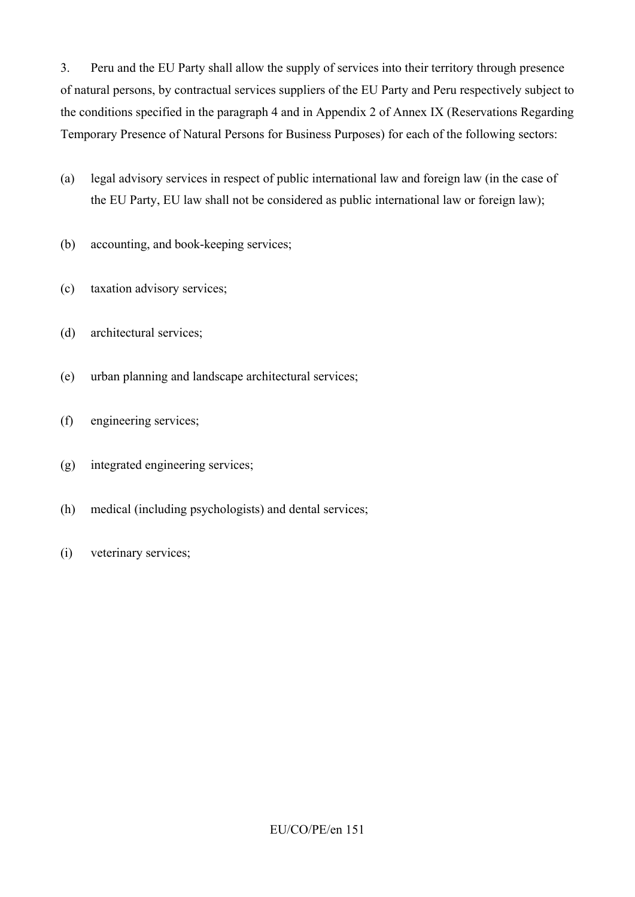3. Peru and the EU Party shall allow the supply of services into their territory through presence of natural persons, by contractual services suppliers of the EU Party and Peru respectively subject to the conditions specified in the paragraph 4 and in Appendix 2 of Annex IX (Reservations Regarding Temporary Presence of Natural Persons for Business Purposes) for each of the following sectors:

(a) legal advisory services in respect of public international law and foreign law (in the case of the EU Party, EU law shall not be considered as public international law or foreign law);

(b) accounting, and book-keeping services;

(c) taxation advisory services;

(d) architectural services;

(e) urban planning and landscape architectural services;

(f) engineering services;

(g) integrated engineering services;

(h) medical (including psychologists) and dental services;

(i) veterinary services;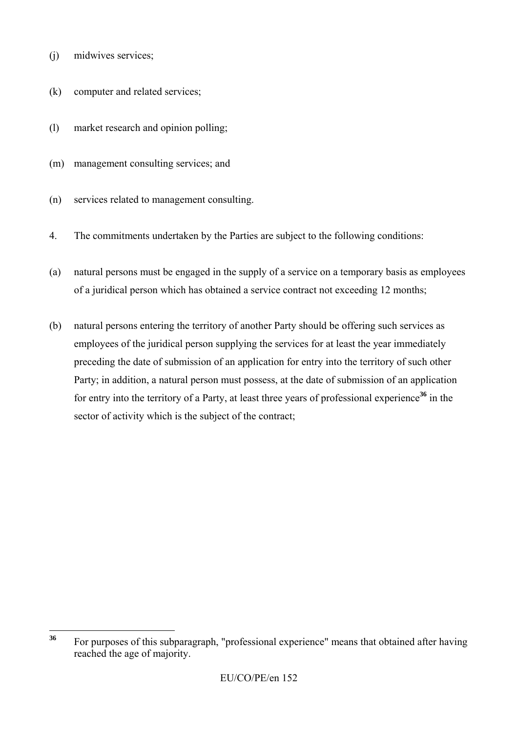(j) midwives services;

(k) computer and related services;

(l) market research and opinion polling;

(m) management consulting services; and

(n) services related to management consulting.

4. The commitments undertaken by the Parties are subject to the following conditions:

(a) natural persons must be engaged in the supply of a service on a temporary basis as employees of a juridical person which has obtained a service contract not exceeding 12 months;

(b) natural persons entering the territory of another Party should be offering such services as employees of the juridical person supplying the services for at least the year immediately preceding the date of submission of an application for entry into the territory of such other Party; in addition, a natural person must possess, at the date of submission of an application for entry into the territory of a Party, at least three years of professional experience[36] in the sector of activity which is the subject of the contract;

---

[36] For purposes of this subparagraph, "professional experience" means that obtained after having reached the age of majority.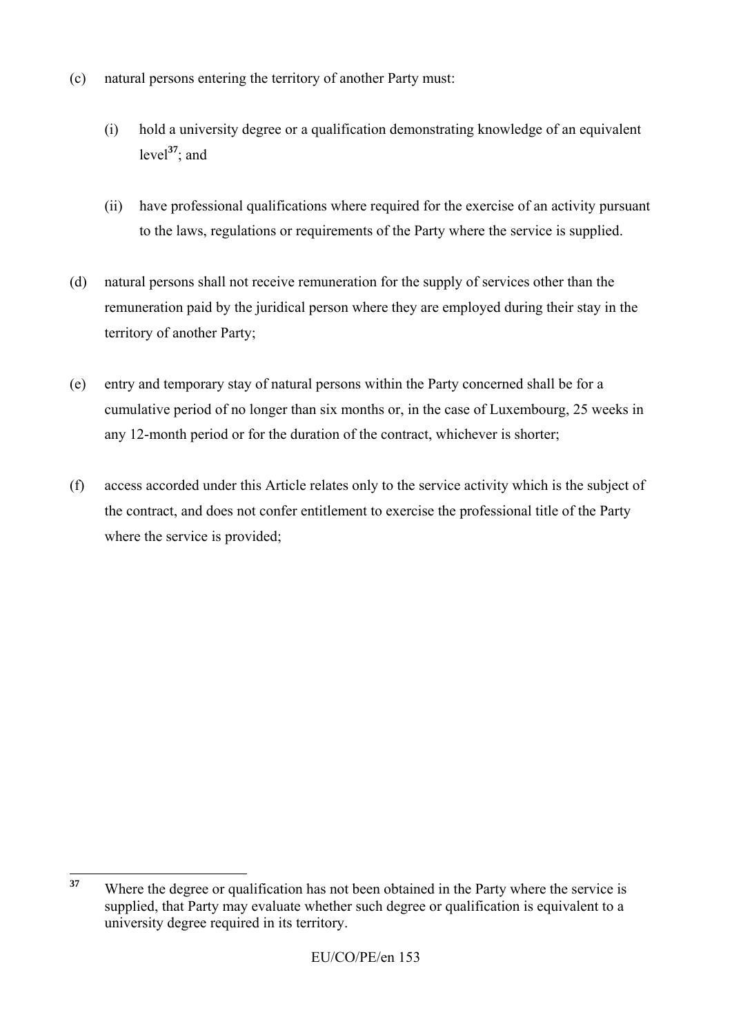(c) natural persons entering the territory of another Party must:

(i) hold a university degree or a qualification demonstrating knowledge of an equivalent level[37]; and

(ii) have professional qualifications where required for the exercise of an activity pursuant to the laws, regulations or requirements of the Party where the service is supplied.

(d) natural persons shall not receive remuneration for the supply of services other than the remuneration paid by the juridical person where they are employed during their stay in the territory of another Party;

(e) entry and temporary stay of natural persons within the Party concerned shall be for a cumulative period of no longer than six months or, in the case of Luxembourg, 25 weeks in any 12-month period or for the duration of the contract, whichever is shorter;

(f) access accorded under this Article relates only to the service activity which is the subject of the contract, and does not confer entitlement to exercise the professional title of the Party where the service is provided;

---

[37] Where the degree or qualification has not been obtained in the Party where the service is supplied, that Party may evaluate whether such degree or qualification is equivalent to a university degree required in its territory.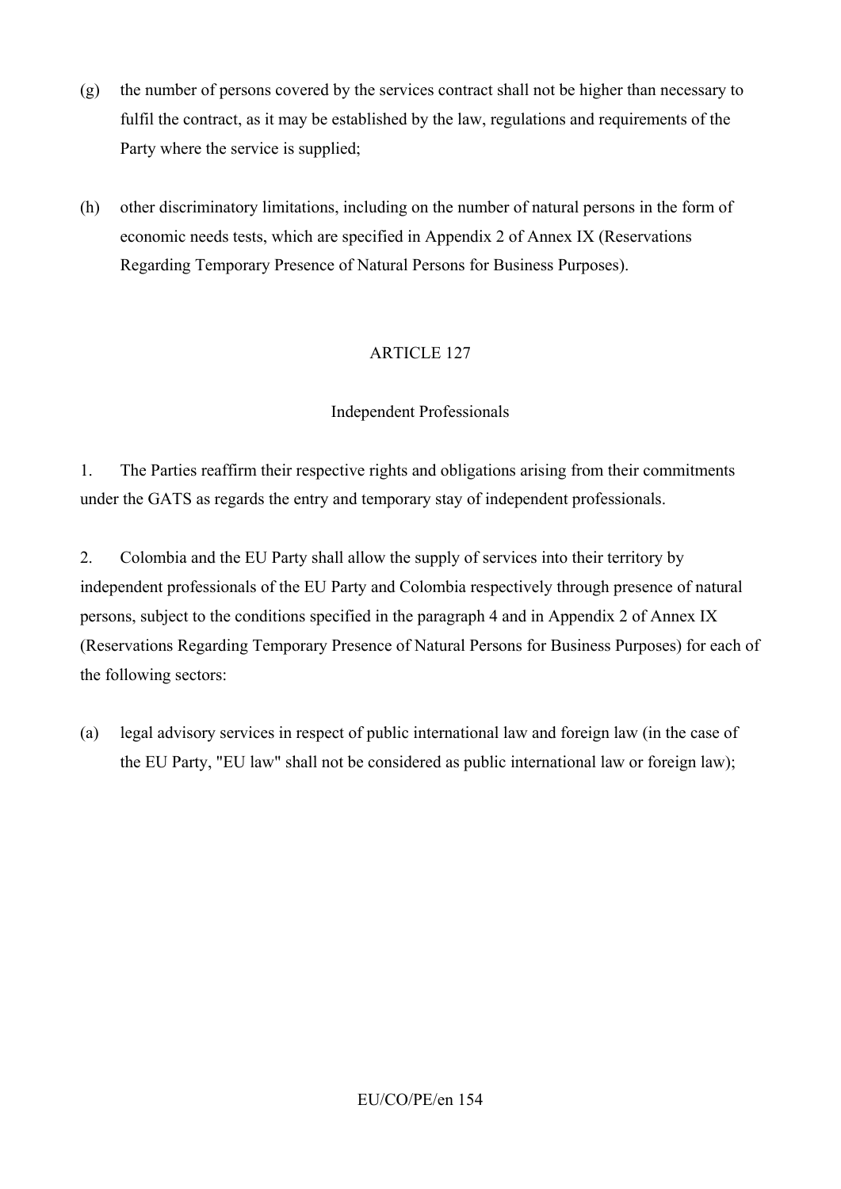(g) the number of persons covered by the services contract shall not be higher than necessary to fulfil the contract, as it may be established by the law, regulations and requirements of the Party where the service is supplied;

(h) other discriminatory limitations, including on the number of natural persons in the form of economic needs tests, which are specified in Appendix 2 of Annex IX (Reservations Regarding Temporary Presence of Natural Persons for Business Purposes).

## ARTICLE 127

### Independent Professionals

1. The Parties reaffirm their respective rights and obligations arising from their commitments under the GATS as regards the entry and temporary stay of independent professionals.

2. Colombia and the EU Party shall allow the supply of services into their territory by independent professionals of the EU Party and Colombia respectively through presence of natural persons, subject to the conditions specified in the paragraph 4 and in Appendix 2 of Annex IX (Reservations Regarding Temporary Presence of Natural Persons for Business Purposes) for each of the following sectors:

(a) legal advisory services in respect of public international law and foreign law (in the case of the EU Party, "EU law" shall not be considered as public international law or foreign law);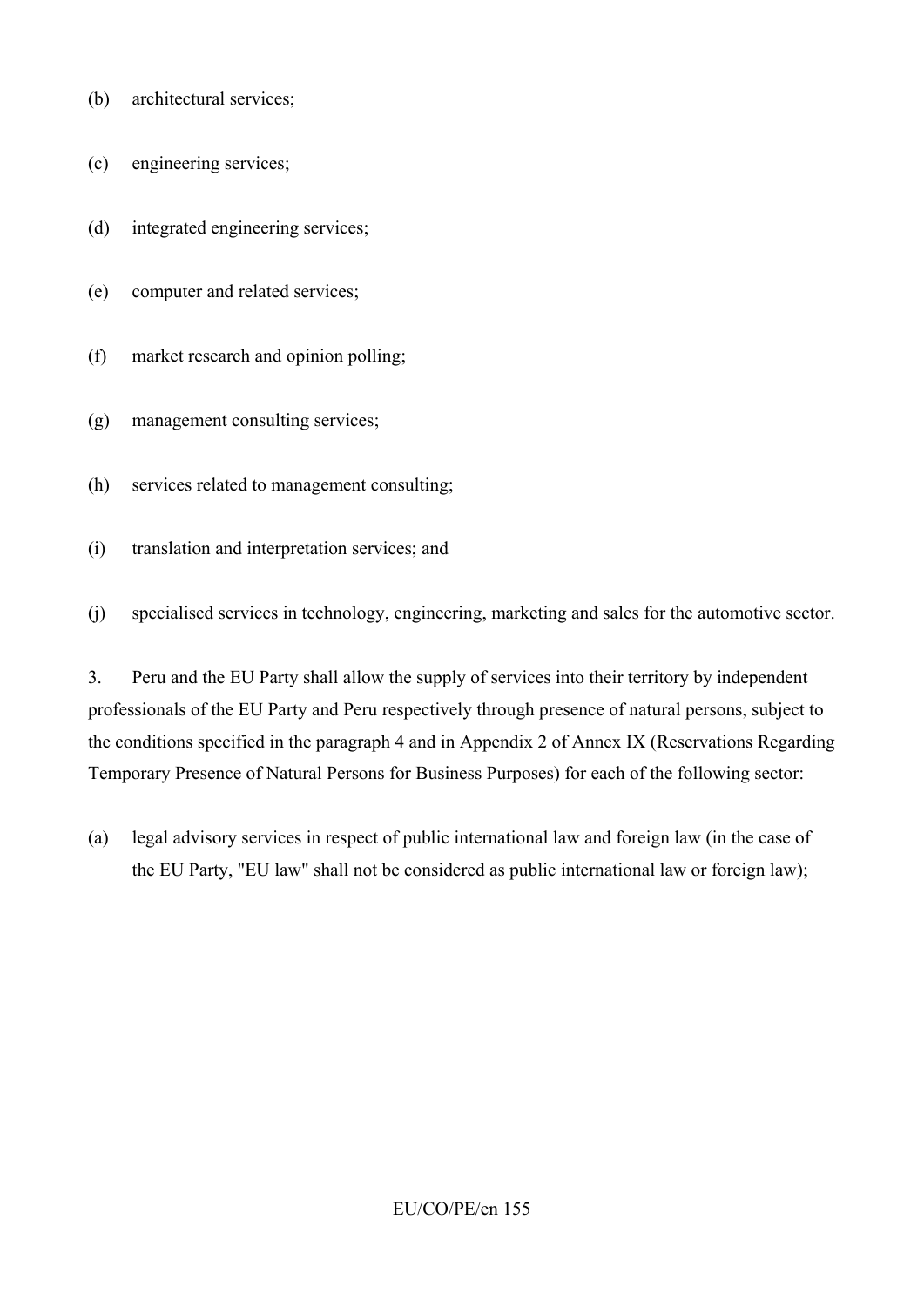(b) architectural services;

(c) engineering services;

(d) integrated engineering services;

(e) computer and related services;

(f) market research and opinion polling;

(g) management consulting services;

(h) services related to management consulting;

(i) translation and interpretation services; and

(j) specialised services in technology, engineering, marketing and sales for the automotive sector.

3. Peru and the EU Party shall allow the supply of services into their territory by independent professionals of the EU Party and Peru respectively through presence of natural persons, subject to the conditions specified in the paragraph 4 and in Appendix 2 of Annex IX (Reservations Regarding Temporary Presence of Natural Persons for Business Purposes) for each of the following sector:

(a) legal advisory services in respect of public international law and foreign law (in the case of the EU Party, "EU law" shall not be considered as public international law or foreign law);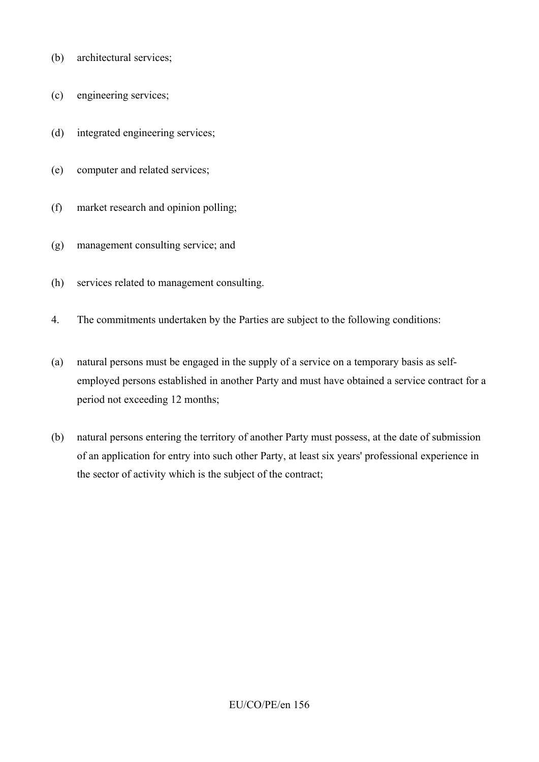(b) architectural services;

(c) engineering services;

(d) integrated engineering services;

(e) computer and related services;

(f) market research and opinion polling;

(g) management consulting service; and

(h) services related to management consulting.

4. The commitments undertaken by the Parties are subject to the following conditions:

(a) natural persons must be engaged in the supply of a service on a temporary basis as self-employed persons established in another Party and must have obtained a service contract for a period not exceeding 12 months;

(b) natural persons entering the territory of another Party must possess, at the date of submission of an application for entry into such other Party, at least six years' professional experience in the sector of activity which is the subject of the contract;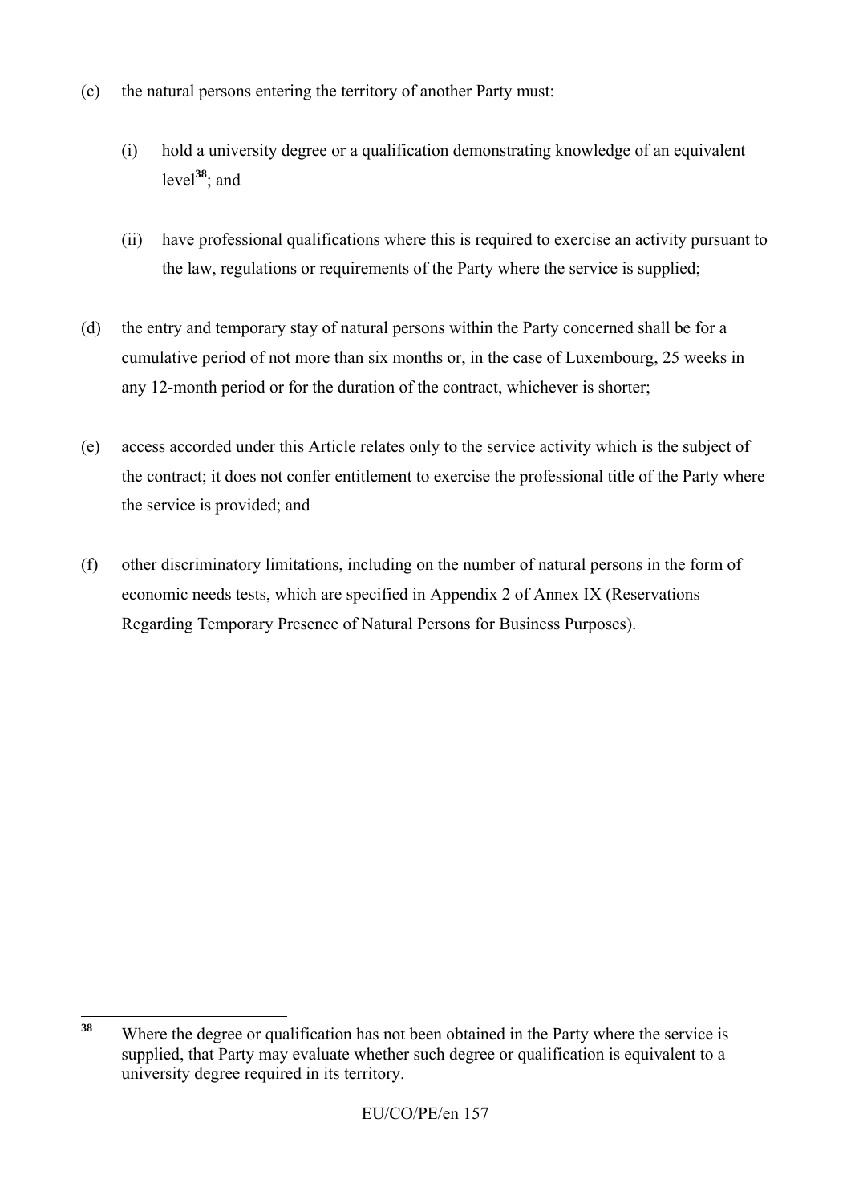(c) the natural persons entering the territory of another Party must:

  (i) hold a university degree or a qualification demonstrating knowledge of an equivalent level[38]; and

  (ii) have professional qualifications where this is required to exercise an activity pursuant to the law, regulations or requirements of the Party where the service is supplied;

(d) the entry and temporary stay of natural persons within the Party concerned shall be for a cumulative period of not more than six months or, in the case of Luxembourg, 25 weeks in any 12-month period or for the duration of the contract, whichever is shorter;

(e) access accorded under this Article relates only to the service activity which is the subject of the contract; it does not confer entitlement to exercise the professional title of the Party where the service is provided; and

(f) other discriminatory limitations, including on the number of natural persons in the form of economic needs tests, which are specified in Appendix 2 of Annex IX (Reservations Regarding Temporary Presence of Natural Persons for Business Purposes).

---

[38] Where the degree or qualification has not been obtained in the Party where the service is supplied, that Party may evaluate whether such degree or qualification is equivalent to a university degree required in its territory.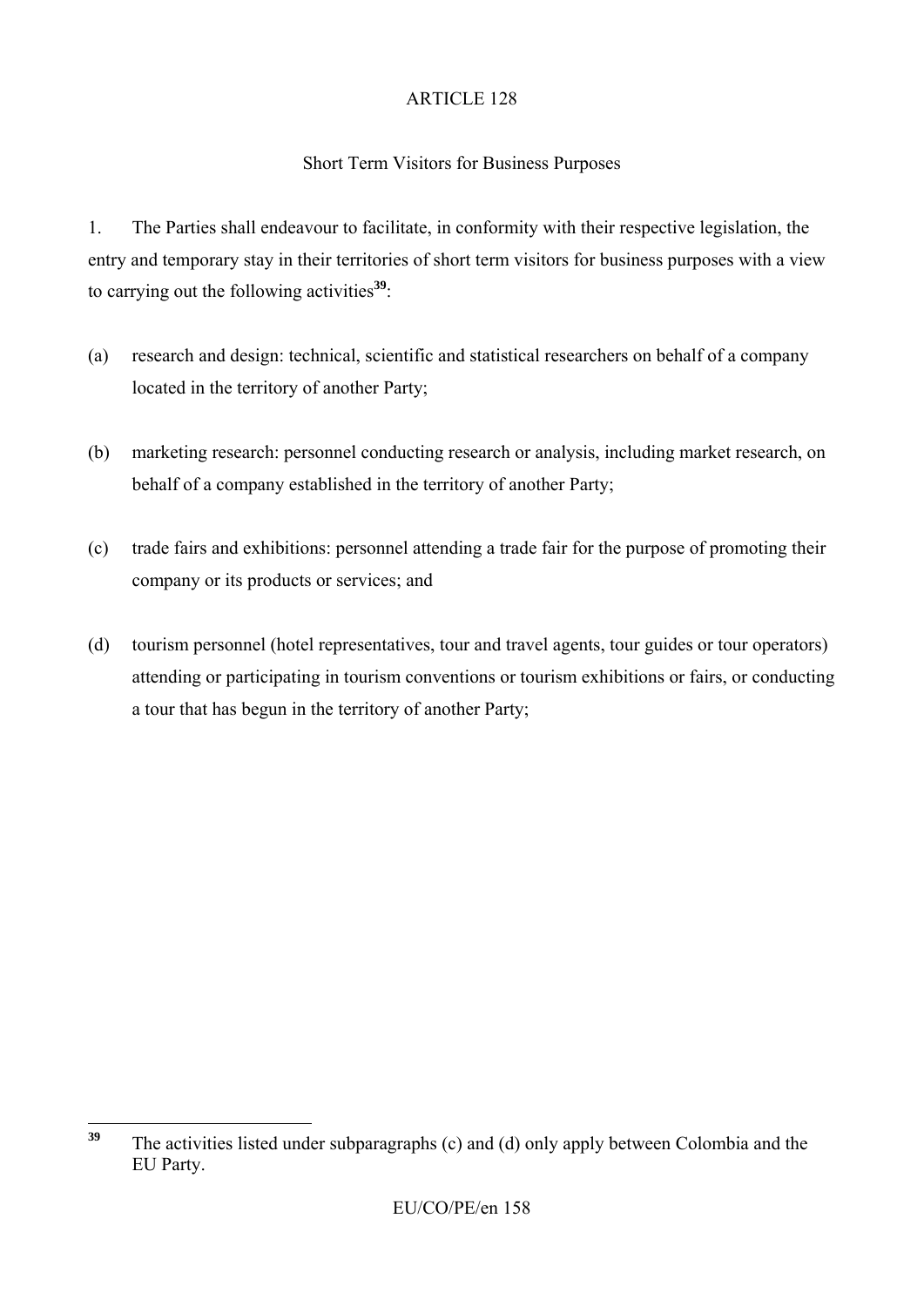ARTICLE 128

Short Term Visitors for Business Purposes

1. The Parties shall endeavour to facilitate, in conformity with their respective legislation, the entry and temporary stay in their territories of short term visitors for business purposes with a view to carrying out the following activities[39]:

(a) research and design: technical, scientific and statistical researchers on behalf of a company located in the territory of another Party;

(b) marketing research: personnel conducting research or analysis, including market research, on behalf of a company established in the territory of another Party;

(c) trade fairs and exhibitions: personnel attending a trade fair for the purpose of promoting their company or its products or services; and

(d) tourism personnel (hotel representatives, tour and travel agents, tour guides or tour operators) attending or participating in tourism conventions or tourism exhibitions or fairs, or conducting a tour that has begun in the territory of another Party;

---

[39] The activities listed under subparagraphs (c) and (d) only apply between Colombia and the EU Party.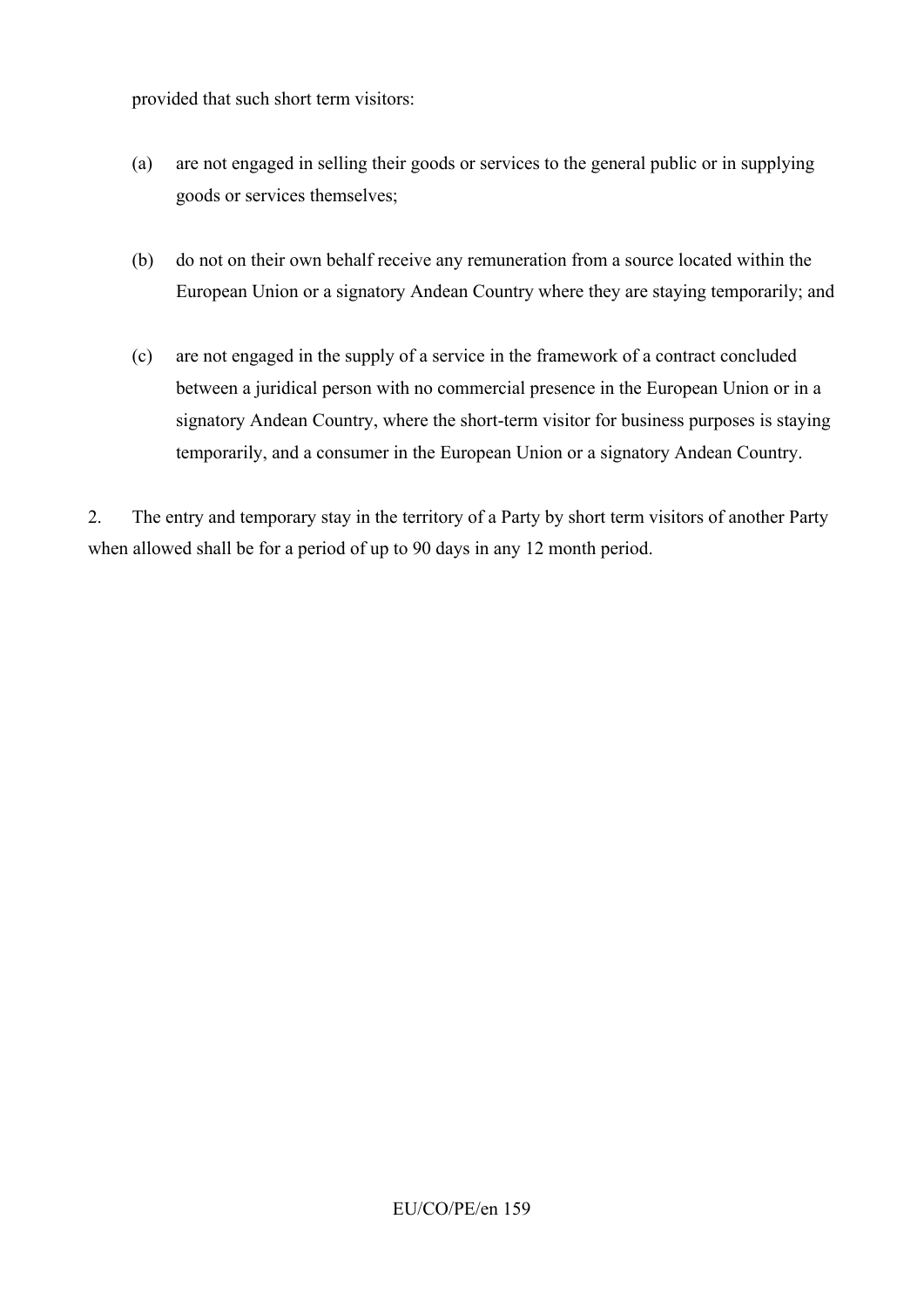provided that such short term visitors:

(a) are not engaged in selling their goods or services to the general public or in supplying goods or services themselves;

(b) do not on their own behalf receive any remuneration from a source located within the European Union or a signatory Andean Country where they are staying temporarily; and

(c) are not engaged in the supply of a service in the framework of a contract concluded between a juridical person with no commercial presence in the European Union or in a signatory Andean Country, where the short-term visitor for business purposes is staying temporarily, and a consumer in the European Union or a signatory Andean Country.

2. The entry and temporary stay in the territory of a Party by short term visitors of another Party when allowed shall be for a period of up to 90 days in any 12 month period.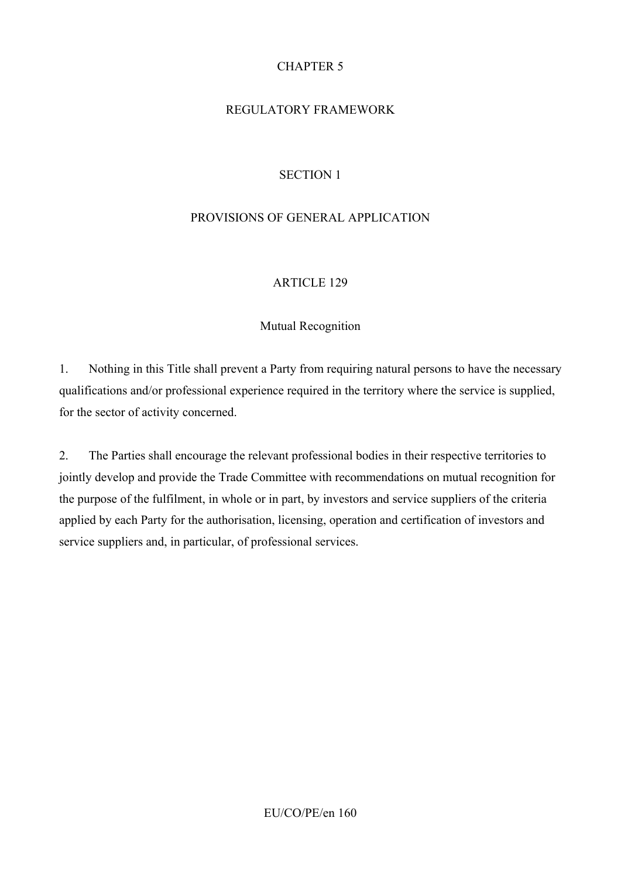# CHAPTER 5

# REGULATORY FRAMEWORK

## SECTION 1

## PROVISIONS OF GENERAL APPLICATION

### ARTICLE 129

### Mutual Recognition

1. Nothing in this Title shall prevent a Party from requiring natural persons to have the necessary qualifications and/or professional experience required in the territory where the service is supplied, for the sector of activity concerned.

2. The Parties shall encourage the relevant professional bodies in their respective territories to jointly develop and provide the Trade Committee with recommendations on mutual recognition for the purpose of the fulfilment, in whole or in part, by investors and service suppliers of the criteria applied by each Party for the authorisation, licensing, operation and certification of investors and service suppliers and, in particular, of professional services.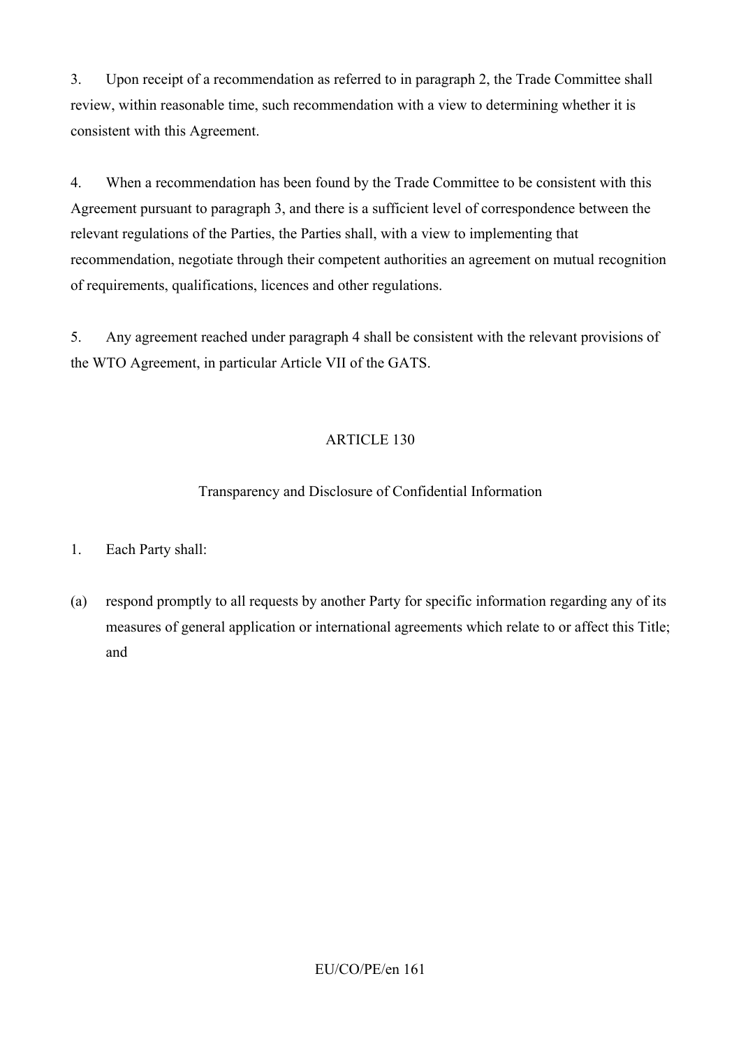3. Upon receipt of a recommendation as referred to in paragraph 2, the Trade Committee shall review, within reasonable time, such recommendation with a view to determining whether it is consistent with this Agreement.

4. When a recommendation has been found by the Trade Committee to be consistent with this Agreement pursuant to paragraph 3, and there is a sufficient level of correspondence between the relevant regulations of the Parties, the Parties shall, with a view to implementing that recommendation, negotiate through their competent authorities an agreement on mutual recognition of requirements, qualifications, licences and other regulations.

5. Any agreement reached under paragraph 4 shall be consistent with the relevant provisions of the WTO Agreement, in particular Article VII of the GATS.

## ARTICLE 130

### Transparency and Disclosure of Confidential Information

1. Each Party shall:

(a) respond promptly to all requests by another Party for specific information regarding any of its measures of general application or international agreements which relate to or affect this Title; and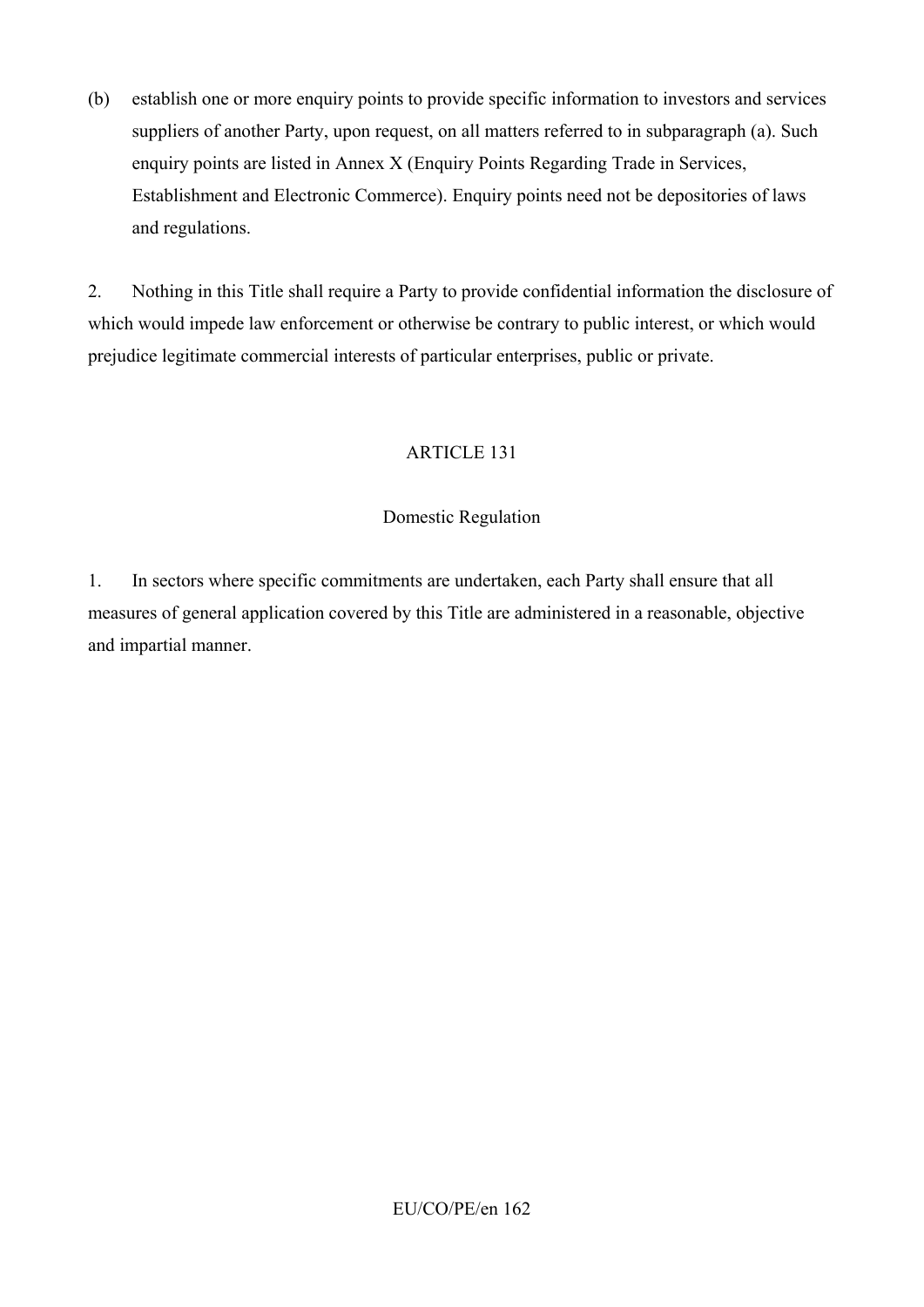(b) establish one or more enquiry points to provide specific information to investors and services suppliers of another Party, upon request, on all matters referred to in subparagraph (a). Such enquiry points are listed in Annex X (Enquiry Points Regarding Trade in Services, Establishment and Electronic Commerce). Enquiry points need not be depositories of laws and regulations.

2. Nothing in this Title shall require a Party to provide confidential information the disclosure of which would impede law enforcement or otherwise be contrary to public interest, or which would prejudice legitimate commercial interests of particular enterprises, public or private.

## ARTICLE 131

### Domestic Regulation

1. In sectors where specific commitments are undertaken, each Party shall ensure that all measures of general application covered by this Title are administered in a reasonable, objective and impartial manner.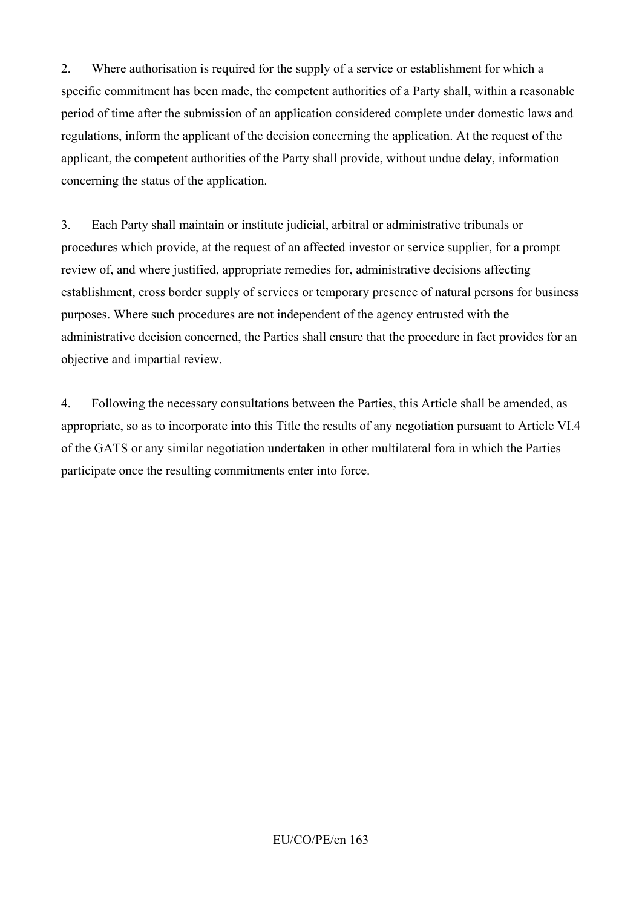2. Where authorisation is required for the supply of a service or establishment for which a specific commitment has been made, the competent authorities of a Party shall, within a reasonable period of time after the submission of an application considered complete under domestic laws and regulations, inform the applicant of the decision concerning the application. At the request of the applicant, the competent authorities of the Party shall provide, without undue delay, information concerning the status of the application.

3. Each Party shall maintain or institute judicial, arbitral or administrative tribunals or procedures which provide, at the request of an affected investor or service supplier, for a prompt review of, and where justified, appropriate remedies for, administrative decisions affecting establishment, cross border supply of services or temporary presence of natural persons for business purposes. Where such procedures are not independent of the agency entrusted with the administrative decision concerned, the Parties shall ensure that the procedure in fact provides for an objective and impartial review.

4. Following the necessary consultations between the Parties, this Article shall be amended, as appropriate, so as to incorporate into this Title the results of any negotiation pursuant to Article VI.4 of the GATS or any similar negotiation undertaken in other multilateral fora in which the Parties participate once the resulting commitments enter into force.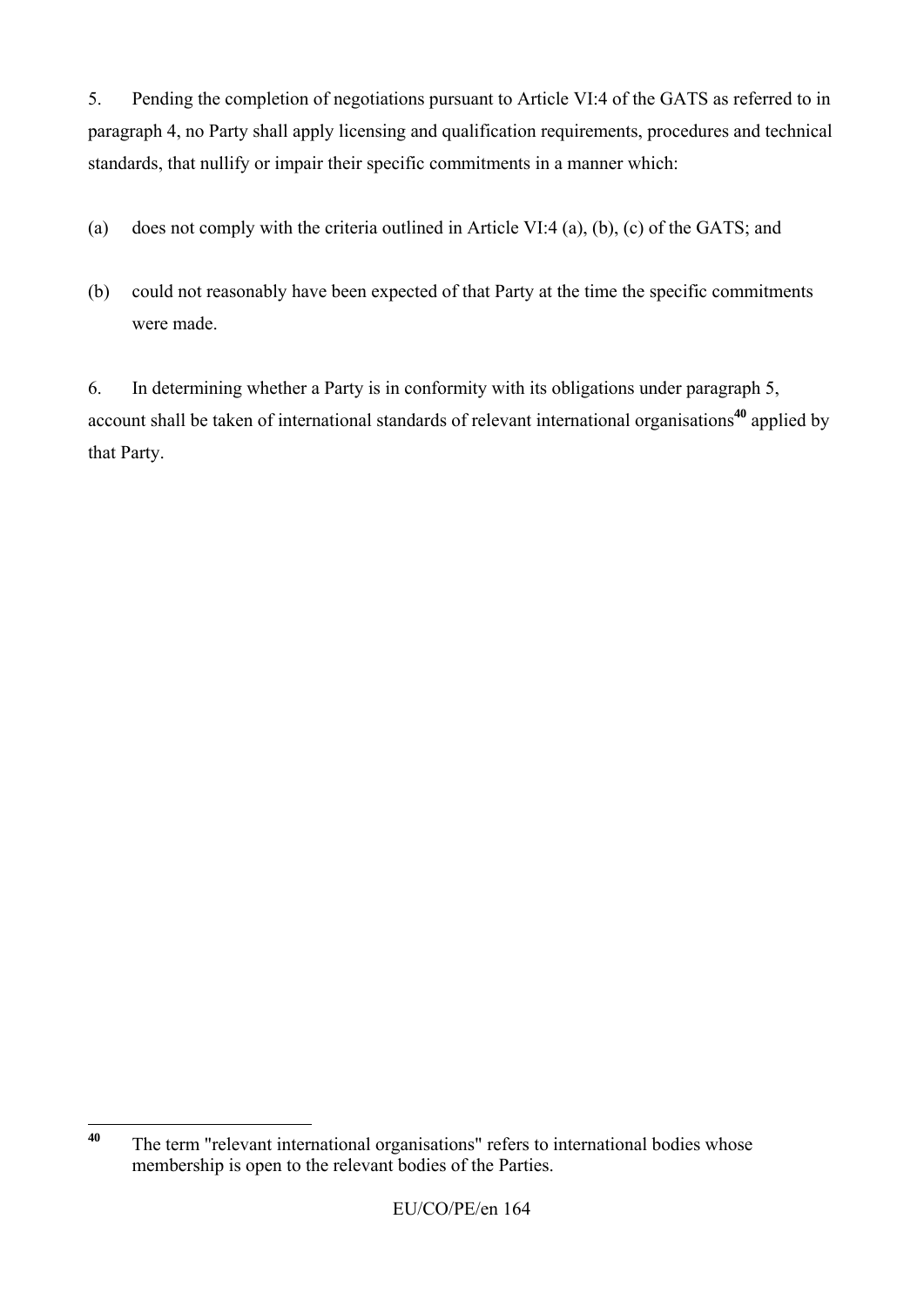5. Pending the completion of negotiations pursuant to Article VI:4 of the GATS as referred to in paragraph 4, no Party shall apply licensing and qualification requirements, procedures and technical standards, that nullify or impair their specific commitments in a manner which:

(a) does not comply with the criteria outlined in Article VI:4 (a), (b), (c) of the GATS; and

(b) could not reasonably have been expected of that Party at the time the specific commitments were made.

6. In determining whether a Party is in conformity with its obligations under paragraph 5, account shall be taken of international standards of relevant international organisations[40] applied by that Party.

---

[40] The term "relevant international organisations" refers to international bodies whose membership is open to the relevant bodies of the Parties.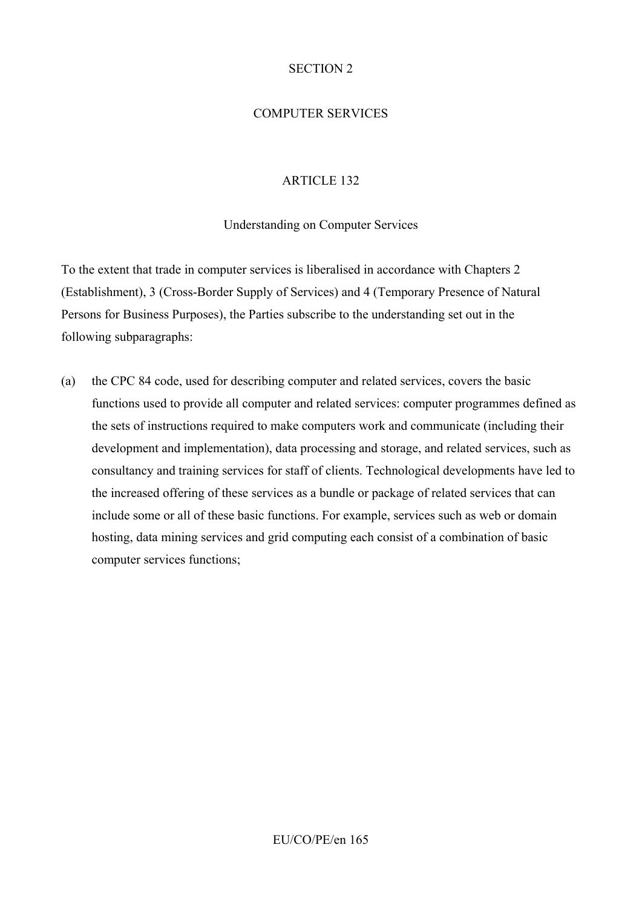## SECTION 2

## COMPUTER SERVICES

### ARTICLE 132

#### Understanding on Computer Services

To the extent that trade in computer services is liberalised in accordance with Chapters 2 (Establishment), 3 (Cross-Border Supply of Services) and 4 (Temporary Presence of Natural Persons for Business Purposes), the Parties subscribe to the understanding set out in the following subparagraphs:

(a) the CPC 84 code, used for describing computer and related services, covers the basic functions used to provide all computer and related services: computer programmes defined as the sets of instructions required to make computers work and communicate (including their development and implementation), data processing and storage, and related services, such as consultancy and training services for staff of clients. Technological developments have led to the increased offering of these services as a bundle or package of related services that can include some or all of these basic functions. For example, services such as web or domain hosting, data mining services and grid computing each consist of a combination of basic computer services functions;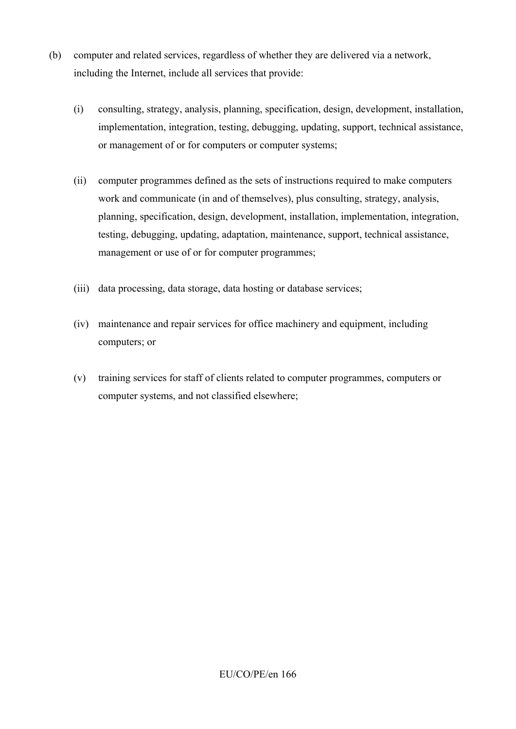(b) computer and related services, regardless of whether they are delivered via a network, including the Internet, include all services that provide:

   (i) consulting, strategy, analysis, planning, specification, design, development, installation, implementation, integration, testing, debugging, updating, support, technical assistance, or management of or for computers or computer systems;

   (ii) computer programmes defined as the sets of instructions required to make computers work and communicate (in and of themselves), plus consulting, strategy, analysis, planning, specification, design, development, installation, implementation, integration, testing, debugging, updating, adaptation, maintenance, support, technical assistance, management or use of or for computer programmes;

   (iii) data processing, data storage, data hosting or database services;

   (iv) maintenance and repair services for office machinery and equipment, including computers; or

   (v) training services for staff of clients related to computer programmes, computers or computer systems, and not classified elsewhere;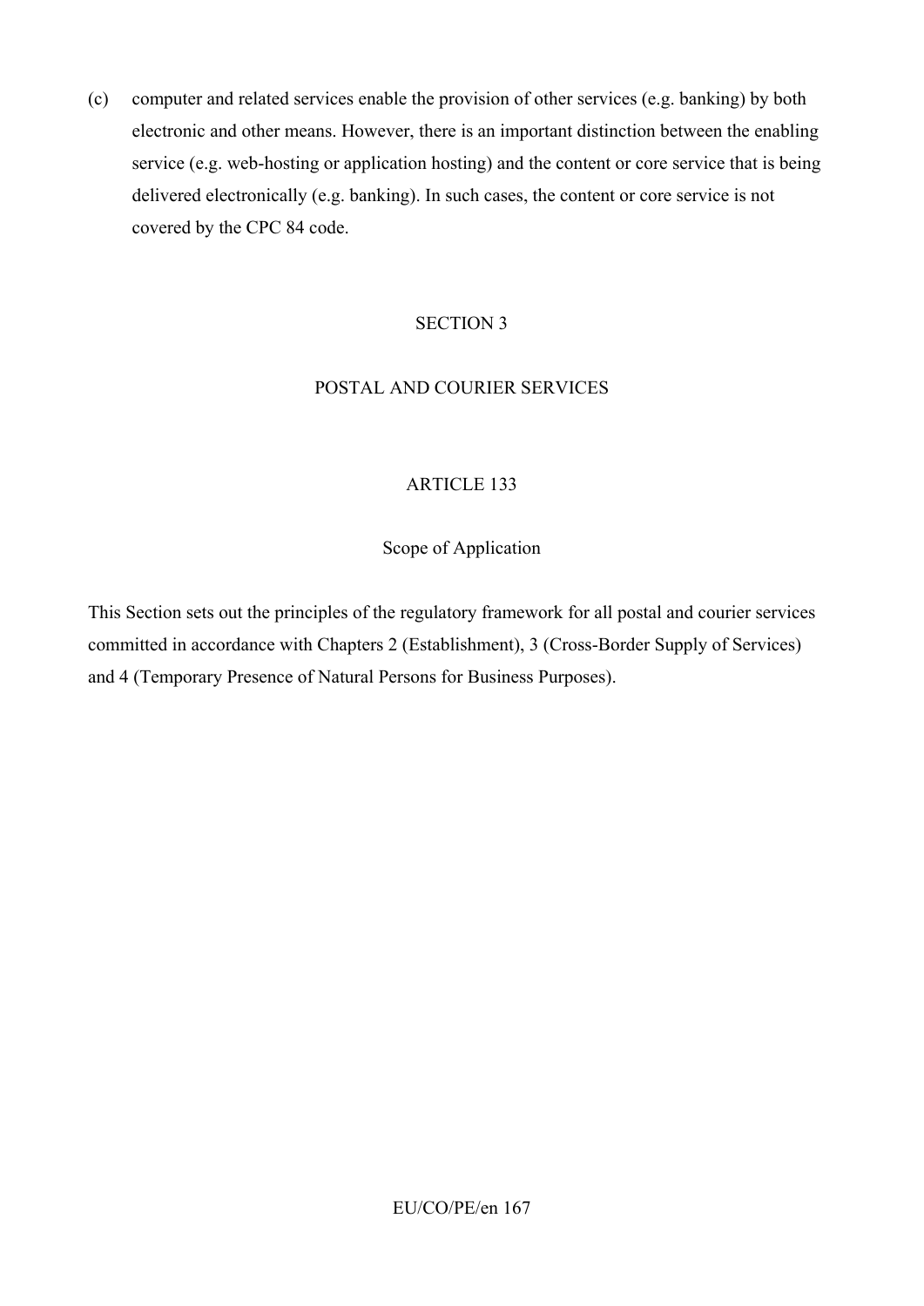(c) computer and related services enable the provision of other services (e.g. banking) by both electronic and other means. However, there is an important distinction between the enabling service (e.g. web-hosting or application hosting) and the content or core service that is being delivered electronically (e.g. banking). In such cases, the content or core service is not covered by the CPC 84 code.

## SECTION 3

## POSTAL AND COURIER SERVICES

### ARTICLE 133

### Scope of Application

This Section sets out the principles of the regulatory framework for all postal and courier services committed in accordance with Chapters 2 (Establishment), 3 (Cross-Border Supply of Services) and 4 (Temporary Presence of Natural Persons for Business Purposes).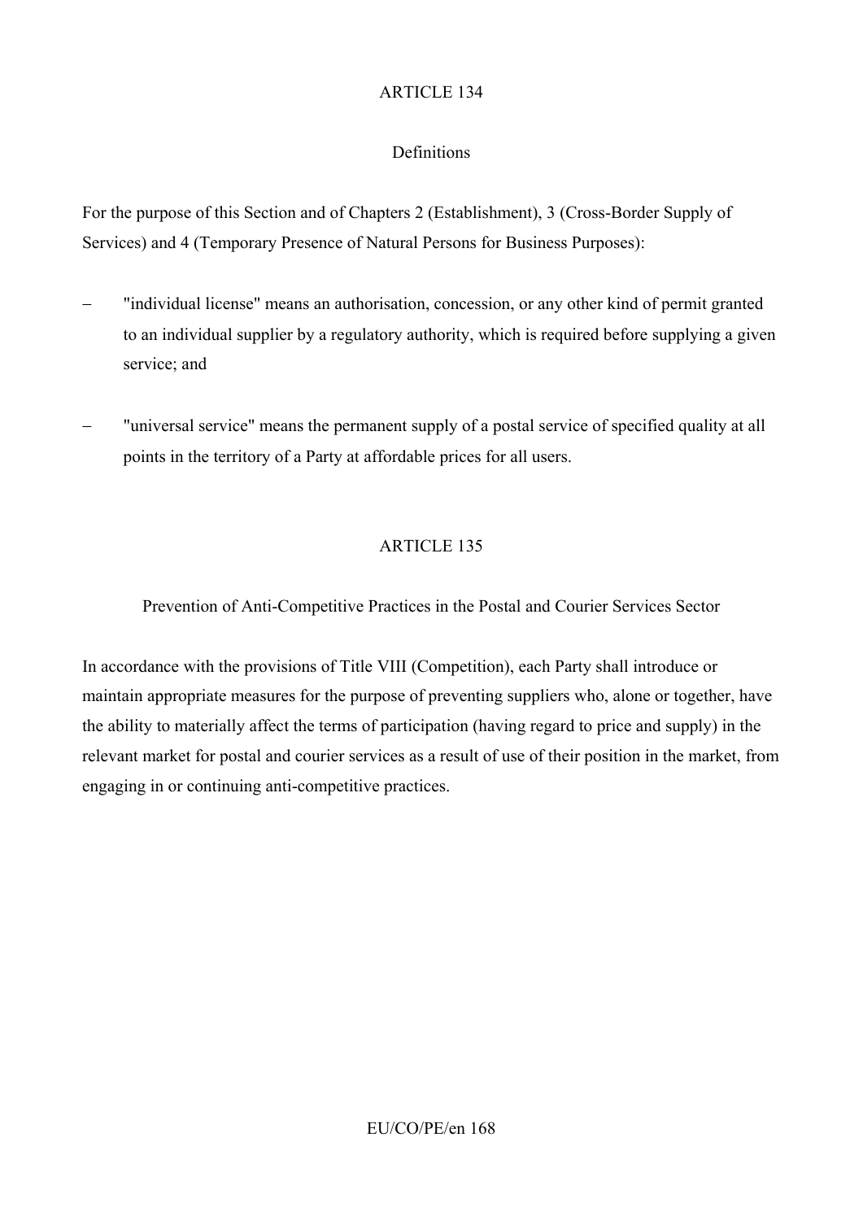## ARTICLE 134

### Definitions

For the purpose of this Section and of Chapters 2 (Establishment), 3 (Cross-Border Supply of Services) and 4 (Temporary Presence of Natural Persons for Business Purposes):

– "individual license" means an authorisation, concession, or any other kind of permit granted to an individual supplier by a regulatory authority, which is required before supplying a given service; and

– "universal service" means the permanent supply of a postal service of specified quality at all points in the territory of a Party at affordable prices for all users.

## ARTICLE 135

### Prevention of Anti-Competitive Practices in the Postal and Courier Services Sector

In accordance with the provisions of Title VIII (Competition), each Party shall introduce or maintain appropriate measures for the purpose of preventing suppliers who, alone or together, have the ability to materially affect the terms of participation (having regard to price and supply) in the relevant market for postal and courier services as a result of use of their position in the market, from engaging in or continuing anti-competitive practices.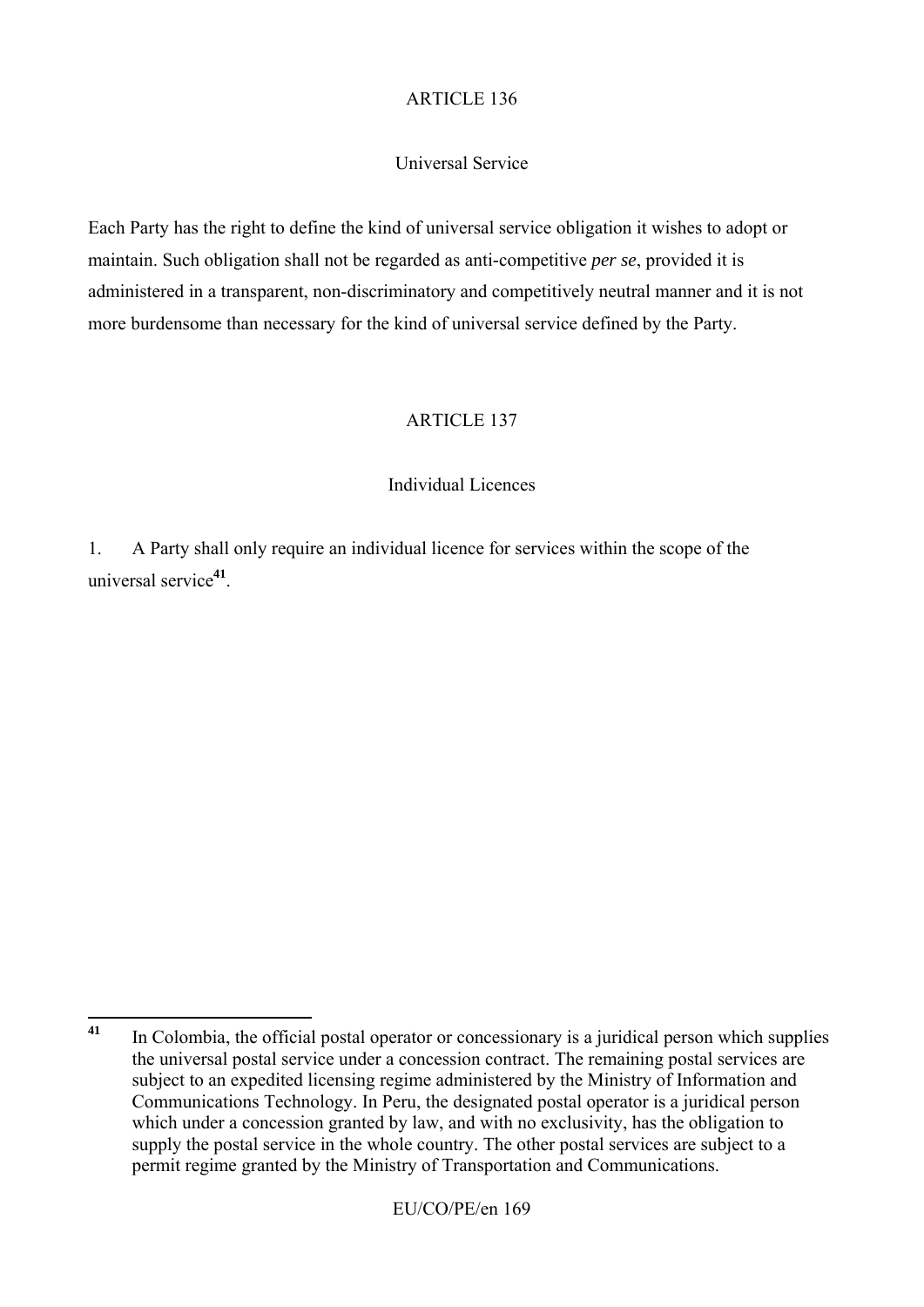ARTICLE 136

Universal Service

Each Party has the right to define the kind of universal service obligation it wishes to adopt or maintain. Such obligation shall not be regarded as anti-competitive *per se*, provided it is administered in a transparent, non-discriminatory and competitively neutral manner and it is not more burdensome than necessary for the kind of universal service defined by the Party.

ARTICLE 137

Individual Licences

1. A Party shall only require an individual licence for services within the scope of the universal service[41].

---

[41] In Colombia, the official postal operator or concessionary is a juridical person which supplies the universal postal service under a concession contract. The remaining postal services are subject to an expedited licensing regime administered by the Ministry of Information and Communications Technology. In Peru, the designated postal operator is a juridical person which under a concession granted by law, and with no exclusivity, has the obligation to supply the postal service in the whole country. The other postal services are subject to a permit regime granted by the Ministry of Transportation and Communications.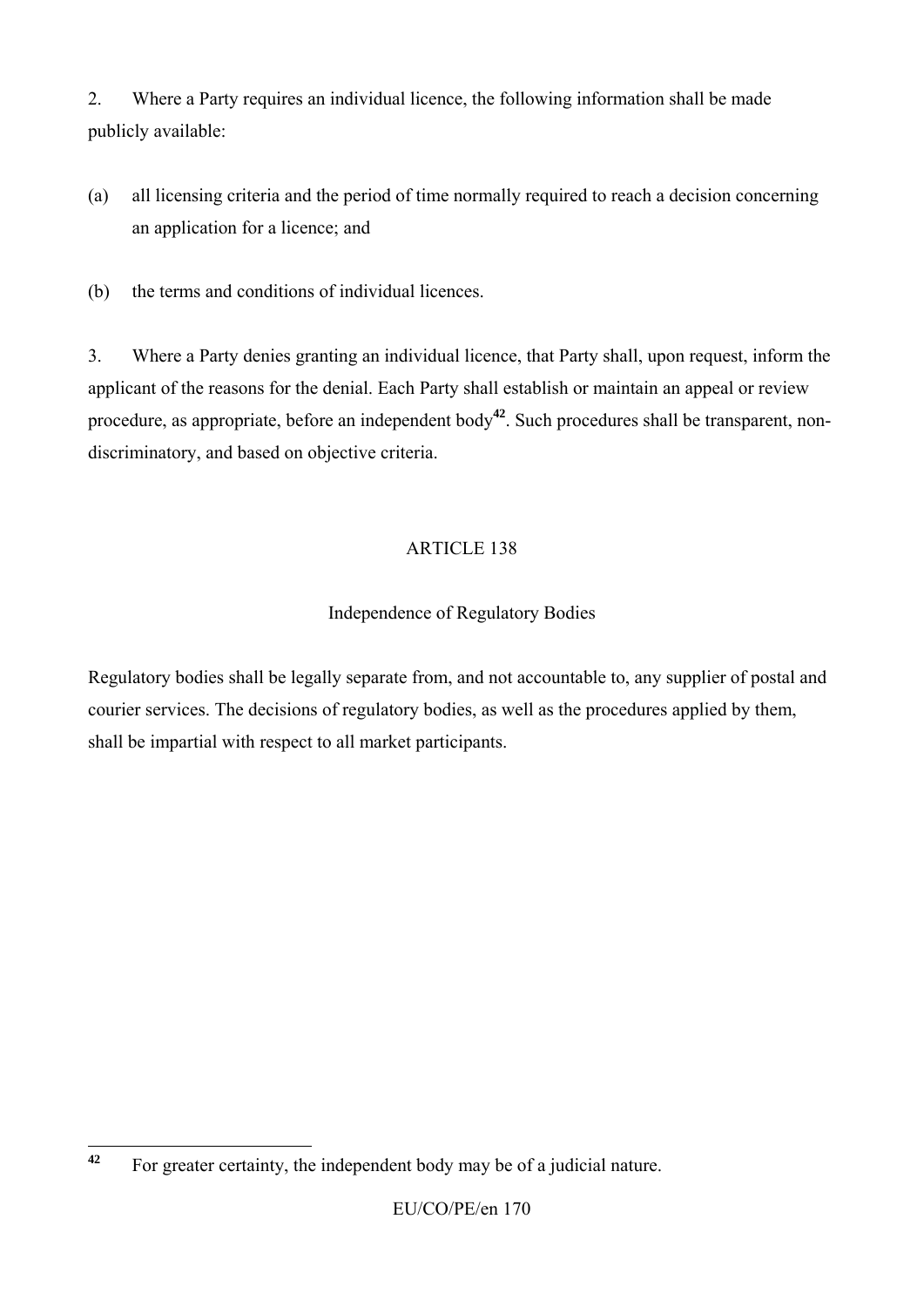2. Where a Party requires an individual licence, the following information shall be made publicly available:

(a) all licensing criteria and the period of time normally required to reach a decision concerning an application for a licence; and

(b) the terms and conditions of individual licences.

3. Where a Party denies granting an individual licence, that Party shall, upon request, inform the applicant of the reasons for the denial. Each Party shall establish or maintain an appeal or review procedure, as appropriate, before an independent body[42]. Such procedures shall be transparent, non-discriminatory, and based on objective criteria.

ARTICLE 138

Independence of Regulatory Bodies

Regulatory bodies shall be legally separate from, and not accountable to, any supplier of postal and courier services. The decisions of regulatory bodies, as well as the procedures applied by them, shall be impartial with respect to all market participants.

---

[42] For greater certainty, the independent body may be of a judicial nature.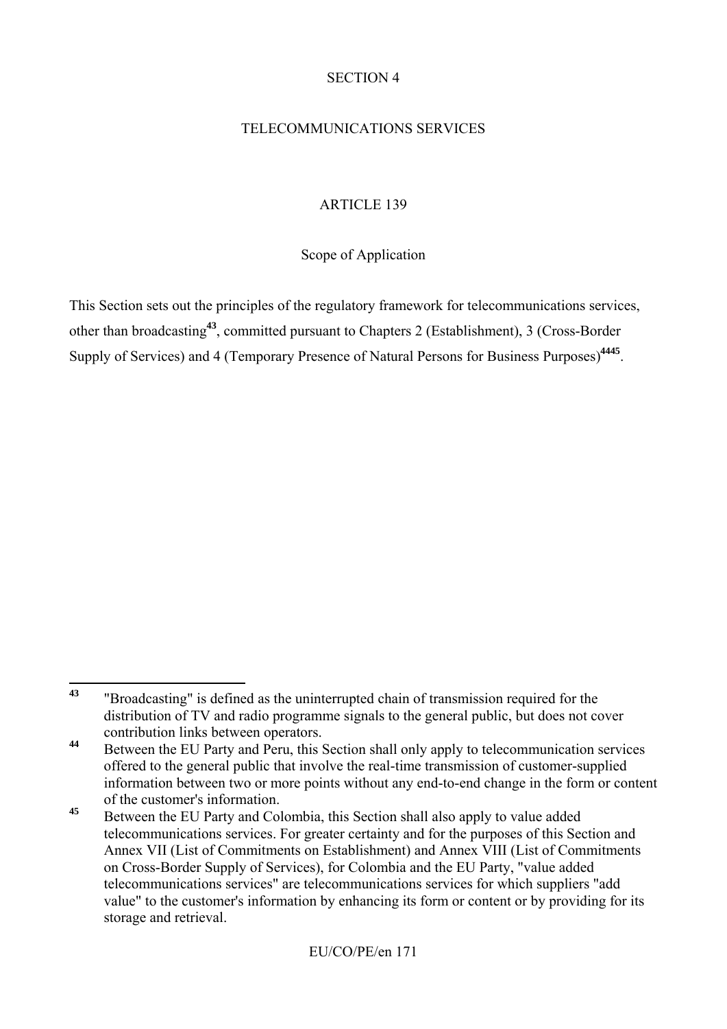SECTION 4

TELECOMMUNICATIONS SERVICES

ARTICLE 139

Scope of Application

This Section sets out the principles of the regulatory framework for telecommunications services, other than broadcasting[43], committed pursuant to Chapters 2 (Establishment), 3 (Cross-Border Supply of Services) and 4 (Temporary Presence of Natural Persons for Business Purposes)[44][45].

---

[43] "Broadcasting" is defined as the uninterrupted chain of transmission required for the distribution of TV and radio programme signals to the general public, but does not cover contribution links between operators.

[44] Between the EU Party and Peru, this Section shall only apply to telecommunication services offered to the general public that involve the real-time transmission of customer-supplied information between two or more points without any end-to-end change in the form or content of the customer's information.

[45] Between the EU Party and Colombia, this Section shall also apply to value added telecommunications services. For greater certainty and for the purposes of this Section and Annex VII (List of Commitments on Establishment) and Annex VIII (List of Commitments on Cross-Border Supply of Services), for Colombia and the EU Party, "value added telecommunications services" are telecommunications services for which suppliers "add value" to the customer's information by enhancing its form or content or by providing for its storage and retrieval.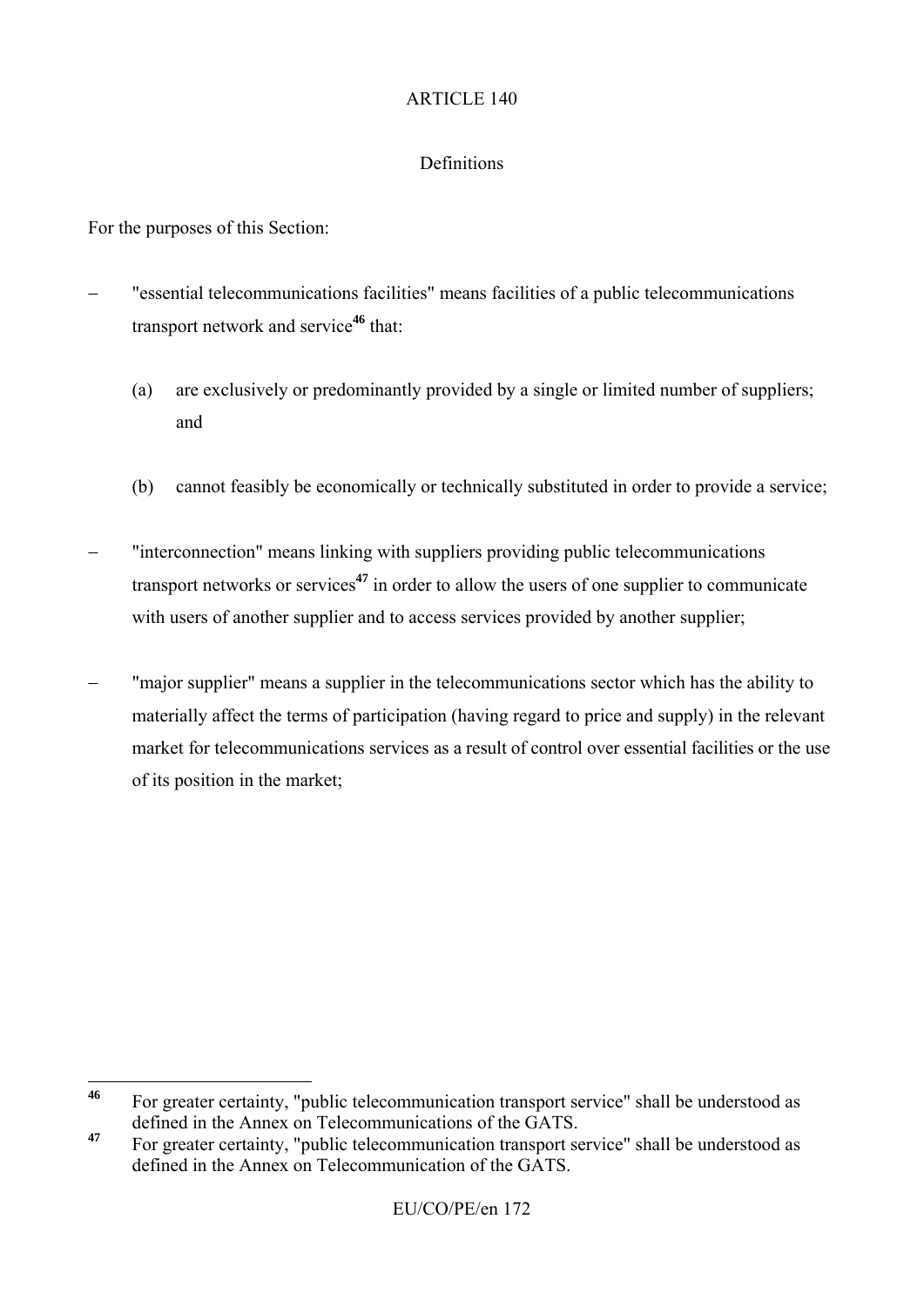ARTICLE 140

Definitions

For the purposes of this Section:

- "essential telecommunications facilities" means facilities of a public telecommunications transport network and service[46] that:

  (a) are exclusively or predominantly provided by a single or limited number of suppliers; and

  (b) cannot feasibly be economically or technically substituted in order to provide a service;

- "interconnection" means linking with suppliers providing public telecommunications transport networks or services[47] in order to allow the users of one supplier to communicate with users of another supplier and to access services provided by another supplier;

- "major supplier" means a supplier in the telecommunications sector which has the ability to materially affect the terms of participation (having regard to price and supply) in the relevant market for telecommunications services as a result of control over essential facilities or the use of its position in the market;

---

[46] For greater certainty, "public telecommunication transport service" shall be understood as defined in the Annex on Telecommunications of the GATS.

[47] For greater certainty, "public telecommunication transport service" shall be understood as defined in the Annex on Telecommunication of the GATS.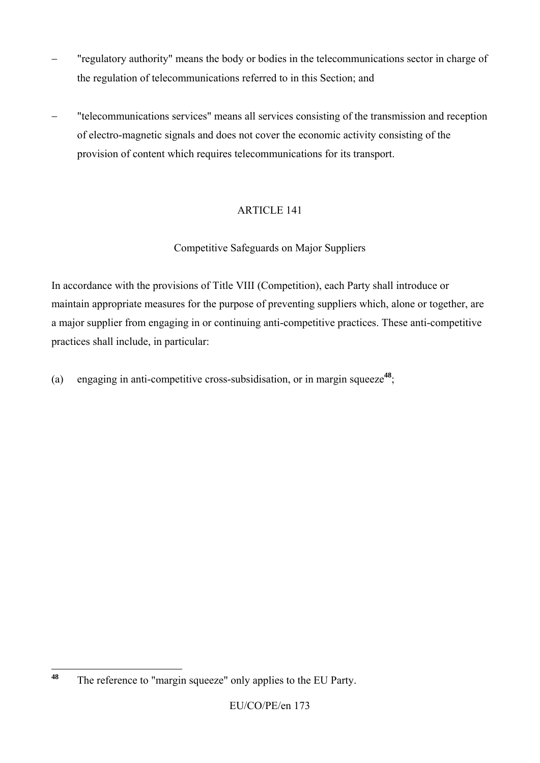– "regulatory authority" means the body or bodies in the telecommunications sector in charge of the regulation of telecommunications referred to in this Section; and

– "telecommunications services" means all services consisting of the transmission and reception of electro-magnetic signals and does not cover the economic activity consisting of the provision of content which requires telecommunications for its transport.

ARTICLE 141

Competitive Safeguards on Major Suppliers

In accordance with the provisions of Title VIII (Competition), each Party shall introduce or maintain appropriate measures for the purpose of preventing suppliers which, alone or together, are a major supplier from engaging in or continuing anti-competitive practices. These anti-competitive practices shall include, in particular:

(a) engaging in anti-competitive cross-subsidisation, or in margin squeeze[48];

---

[48] The reference to "margin squeeze" only applies to the EU Party.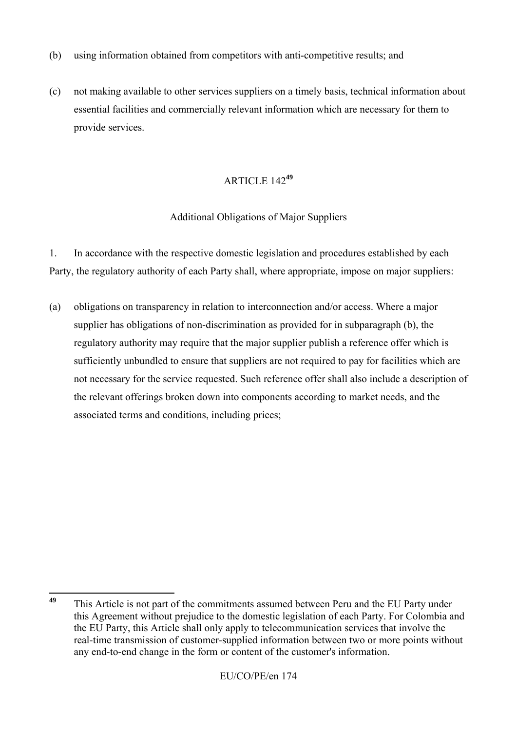(b) using information obtained from competitors with anti-competitive results; and

(c) not making available to other services suppliers on a timely basis, technical information about essential facilities and commercially relevant information which are necessary for them to provide services.

ARTICLE 142[49]

Additional Obligations of Major Suppliers

1. In accordance with the respective domestic legislation and procedures established by each Party, the regulatory authority of each Party shall, where appropriate, impose on major suppliers:

(a) obligations on transparency in relation to interconnection and/or access. Where a major supplier has obligations of non-discrimination as provided for in subparagraph (b), the regulatory authority may require that the major supplier publish a reference offer which is sufficiently unbundled to ensure that suppliers are not required to pay for facilities which are not necessary for the service requested. Such reference offer shall also include a description of the relevant offerings broken down into components according to market needs, and the associated terms and conditions, including prices;

---

[49] This Article is not part of the commitments assumed between Peru and the EU Party under this Agreement without prejudice to the domestic legislation of each Party. For Colombia and the EU Party, this Article shall only apply to telecommunication services that involve the real-time transmission of customer-supplied information between two or more points without any end-to-end change in the form or content of the customer's information.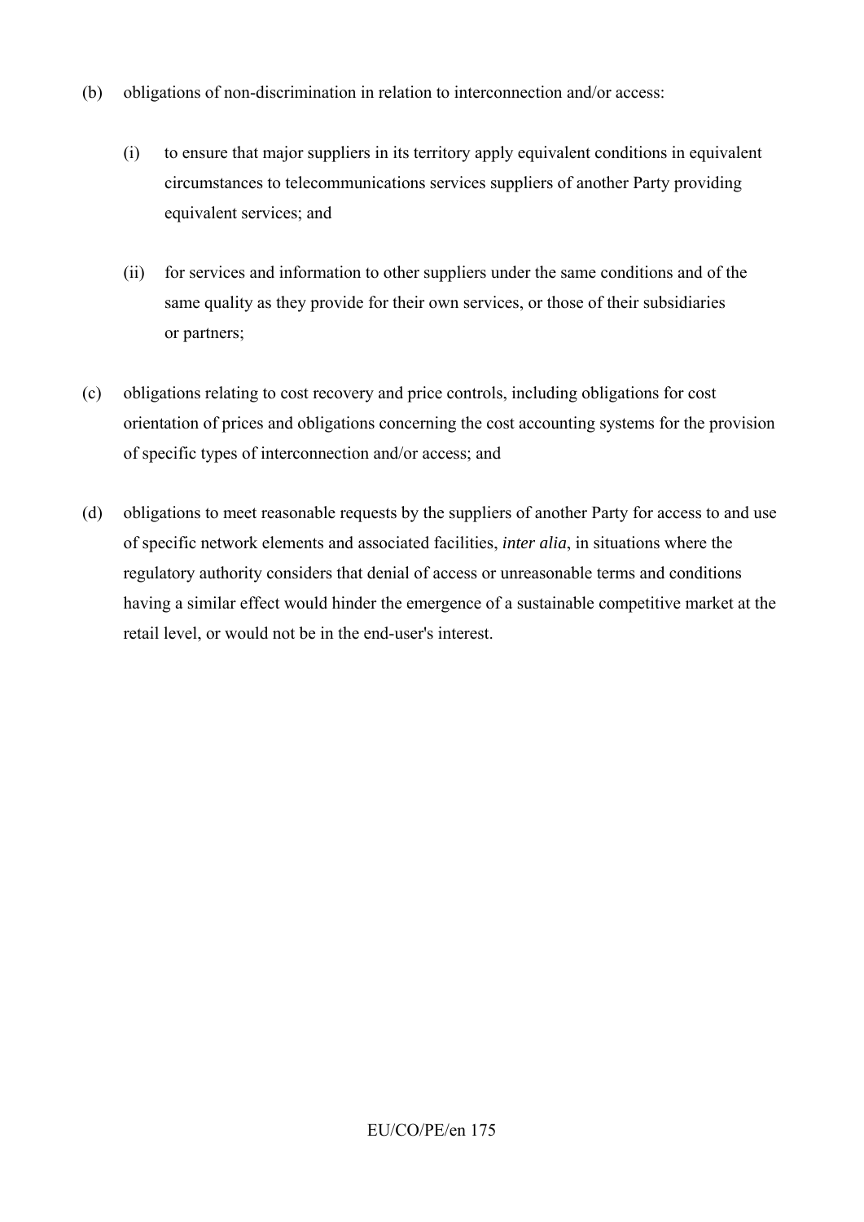(b) obligations of non-discrimination in relation to interconnection and/or access:

  (i) to ensure that major suppliers in its territory apply equivalent conditions in equivalent circumstances to telecommunications services suppliers of another Party providing equivalent services; and

  (ii) for services and information to other suppliers under the same conditions and of the same quality as they provide for their own services, or those of their subsidiaries or partners;

(c) obligations relating to cost recovery and price controls, including obligations for cost orientation of prices and obligations concerning the cost accounting systems for the provision of specific types of interconnection and/or access; and

(d) obligations to meet reasonable requests by the suppliers of another Party for access to and use of specific network elements and associated facilities, *inter alia*, in situations where the regulatory authority considers that denial of access or unreasonable terms and conditions having a similar effect would hinder the emergence of a sustainable competitive market at the retail level, or would not be in the end-user's interest.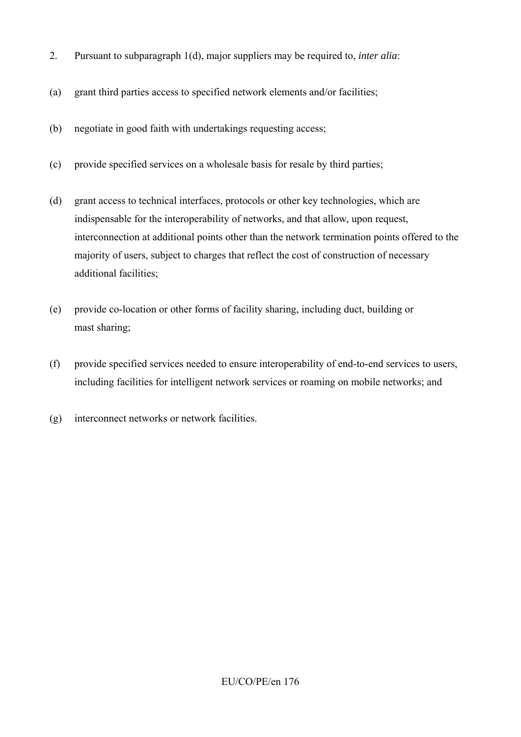2. Pursuant to subparagraph 1(d), major suppliers may be required to, *inter alia*:

(a) grant third parties access to specified network elements and/or facilities;

(b) negotiate in good faith with undertakings requesting access;

(c) provide specified services on a wholesale basis for resale by third parties;

(d) grant access to technical interfaces, protocols or other key technologies, which are indispensable for the interoperability of networks, and that allow, upon request, interconnection at additional points other than the network termination points offered to the majority of users, subject to charges that reflect the cost of construction of necessary additional facilities;

(e) provide co-location or other forms of facility sharing, including duct, building or mast sharing;

(f) provide specified services needed to ensure interoperability of end-to-end services to users, including facilities for intelligent network services or roaming on mobile networks; and

(g) interconnect networks or network facilities.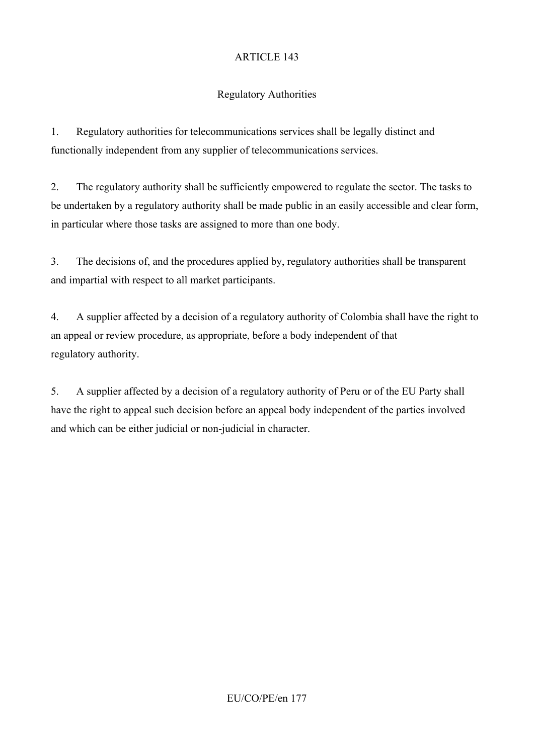## ARTICLE 143

### Regulatory Authorities

1. Regulatory authorities for telecommunications services shall be legally distinct and functionally independent from any supplier of telecommunications services.

2. The regulatory authority shall be sufficiently empowered to regulate the sector. The tasks to be undertaken by a regulatory authority shall be made public in an easily accessible and clear form, in particular where those tasks are assigned to more than one body.

3. The decisions of, and the procedures applied by, regulatory authorities shall be transparent and impartial with respect to all market participants.

4. A supplier affected by a decision of a regulatory authority of Colombia shall have the right to an appeal or review procedure, as appropriate, before a body independent of that regulatory authority.

5. A supplier affected by a decision of a regulatory authority of Peru or of the EU Party shall have the right to appeal such decision before an appeal body independent of the parties involved and which can be either judicial or non-judicial in character.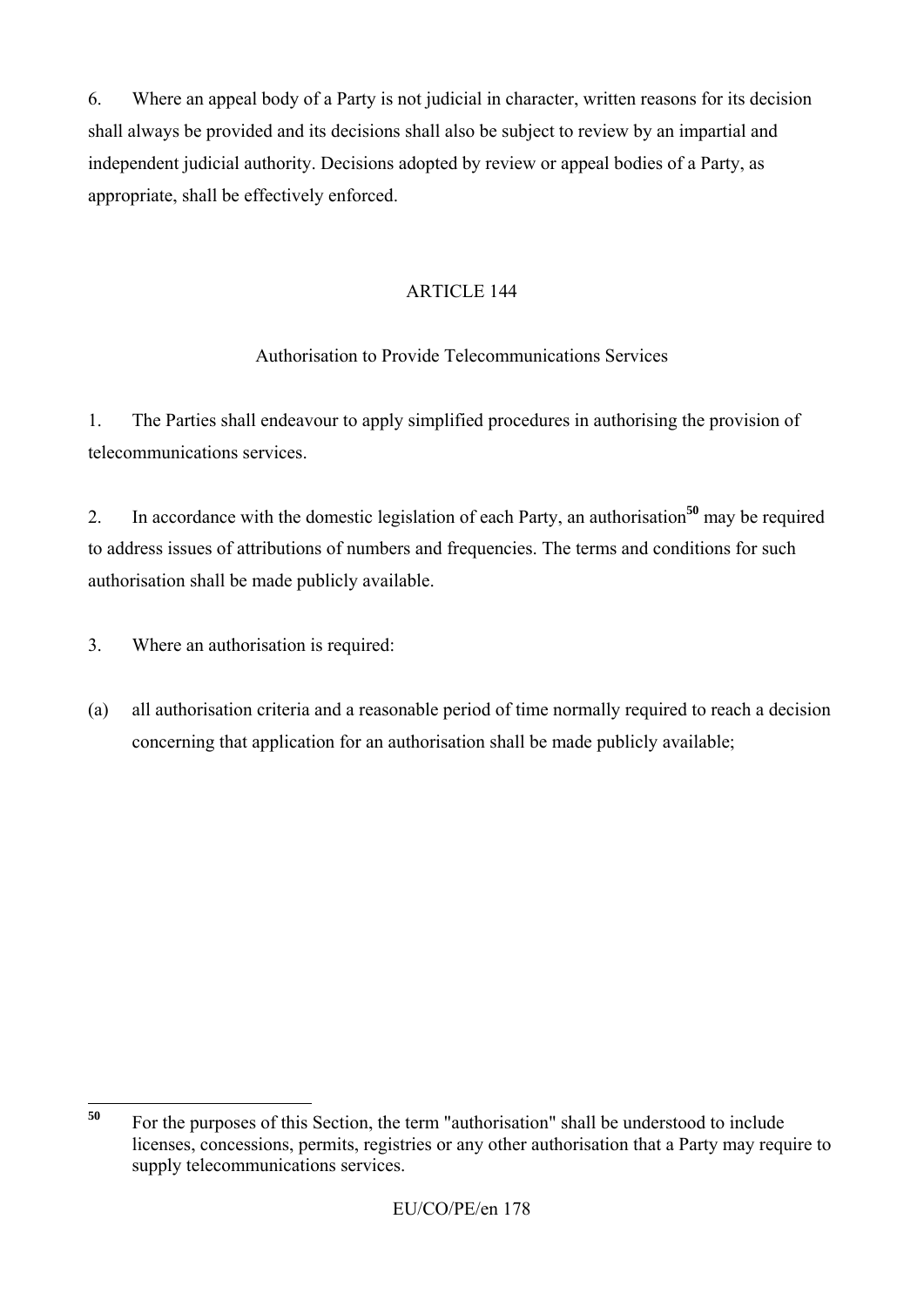6. Where an appeal body of a Party is not judicial in character, written reasons for its decision shall always be provided and its decisions shall also be subject to review by an impartial and independent judicial authority. Decisions adopted by review or appeal bodies of a Party, as appropriate, shall be effectively enforced.

## ARTICLE 144

### Authorisation to Provide Telecommunications Services

1. The Parties shall endeavour to apply simplified procedures in authorising the provision of telecommunications services.

2. In accordance with the domestic legislation of each Party, an authorisation[50] may be required to address issues of attributions of numbers and frequencies. The terms and conditions for such authorisation shall be made publicly available.

3. Where an authorisation is required:

(a) all authorisation criteria and a reasonable period of time normally required to reach a decision concerning that application for an authorisation shall be made publicly available;

---

[50] For the purposes of this Section, the term "authorisation" shall be understood to include licenses, concessions, permits, registries or any other authorisation that a Party may require to supply telecommunications services.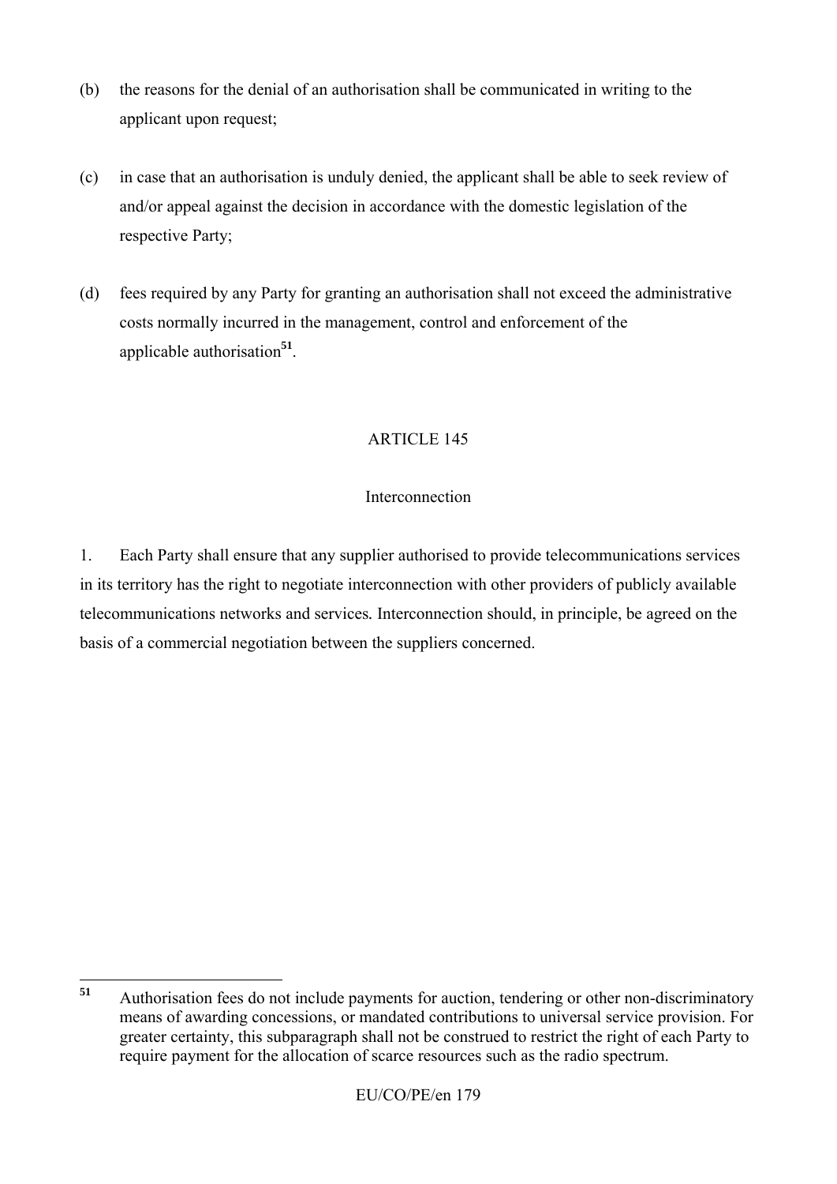(b) the reasons for the denial of an authorisation shall be communicated in writing to the applicant upon request;

(c) in case that an authorisation is unduly denied, the applicant shall be able to seek review of and/or appeal against the decision in accordance with the domestic legislation of the respective Party;

(d) fees required by any Party for granting an authorisation shall not exceed the administrative costs normally incurred in the management, control and enforcement of the applicable authorisation[51].

## ARTICLE 145

### Interconnection

1. Each Party shall ensure that any supplier authorised to provide telecommunications services in its territory has the right to negotiate interconnection with other providers of publicly available telecommunications networks and services. Interconnection should, in principle, be agreed on the basis of a commercial negotiation between the suppliers concerned.

---

[51] Authorisation fees do not include payments for auction, tendering or other non-discriminatory means of awarding concessions, or mandated contributions to universal service provision. For greater certainty, this subparagraph shall not be construed to restrict the right of each Party to require payment for the allocation of scarce resources such as the radio spectrum.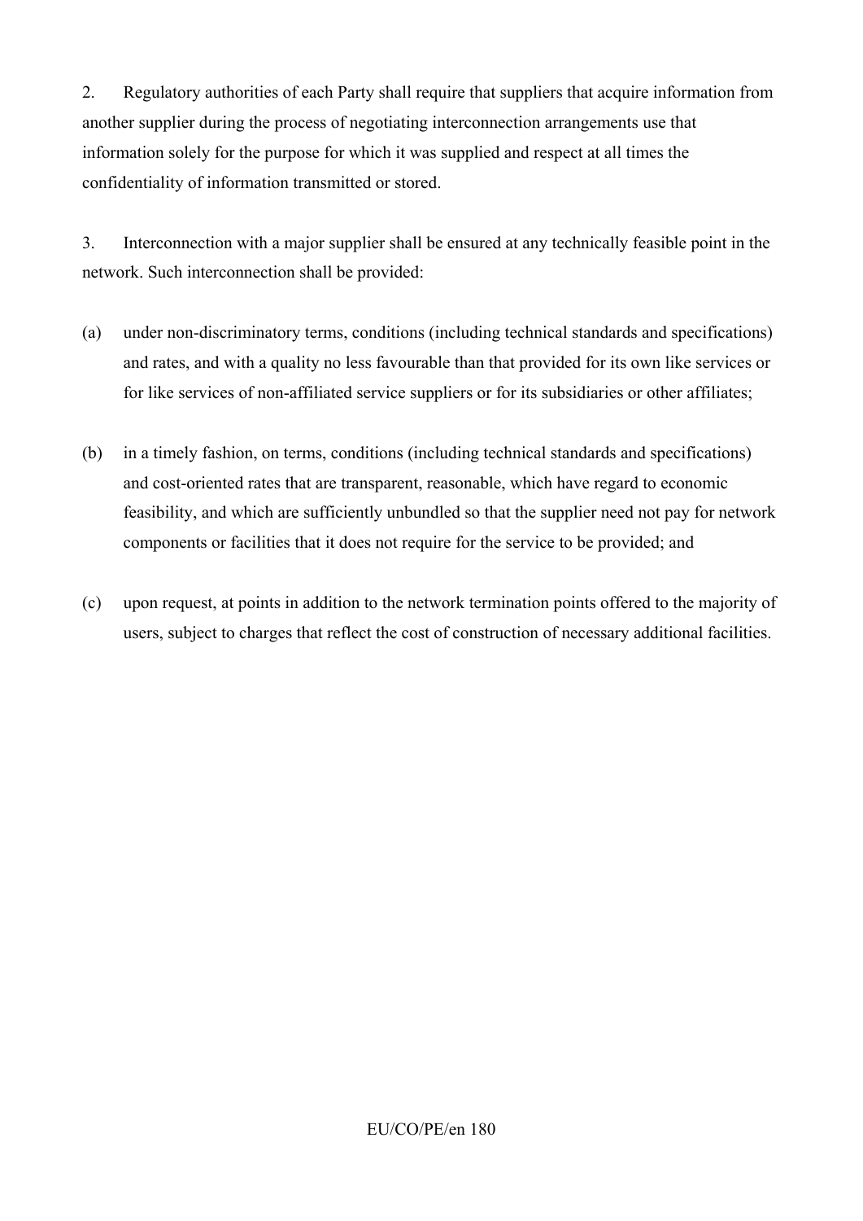2. Regulatory authorities of each Party shall require that suppliers that acquire information from another supplier during the process of negotiating interconnection arrangements use that information solely for the purpose for which it was supplied and respect at all times the confidentiality of information transmitted or stored.

3. Interconnection with a major supplier shall be ensured at any technically feasible point in the network. Such interconnection shall be provided:

(a) under non-discriminatory terms, conditions (including technical standards and specifications) and rates, and with a quality no less favourable than that provided for its own like services or for like services of non-affiliated service suppliers or for its subsidiaries or other affiliates;

(b) in a timely fashion, on terms, conditions (including technical standards and specifications) and cost-oriented rates that are transparent, reasonable, which have regard to economic feasibility, and which are sufficiently unbundled so that the supplier need not pay for network components or facilities that it does not require for the service to be provided; and

(c) upon request, at points in addition to the network termination points offered to the majority of users, subject to charges that reflect the cost of construction of necessary additional facilities.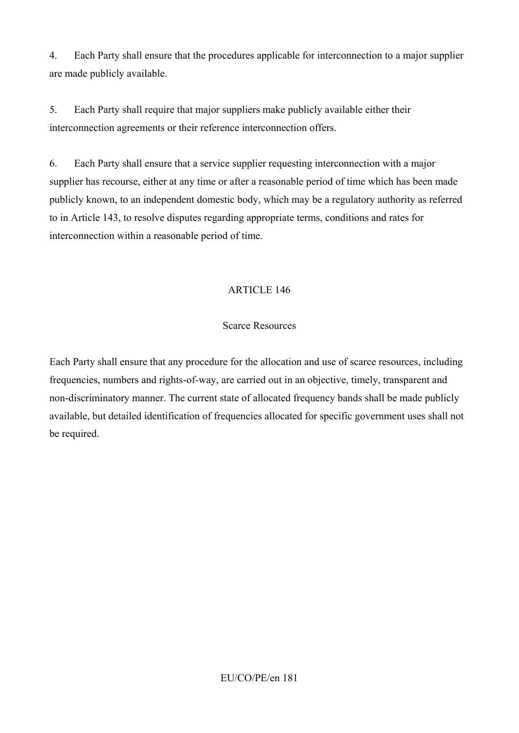4. Each Party shall ensure that the procedures applicable for interconnection to a major supplier are made publicly available.

5. Each Party shall require that major suppliers make publicly available either their interconnection agreements or their reference interconnection offers.

6. Each Party shall ensure that a service supplier requesting interconnection with a major supplier has recourse, either at any time or after a reasonable period of time which has been made publicly known, to an independent domestic body, which may be a regulatory authority as referred to in Article 143, to resolve disputes regarding appropriate terms, conditions and rates for interconnection within a reasonable period of time.

## ARTICLE 146

### Scarce Resources

Each Party shall ensure that any procedure for the allocation and use of scarce resources, including frequencies, numbers and rights-of-way, are carried out in an objective, timely, transparent and non-discriminatory manner. The current state of allocated frequency bands shall be made publicly available, but detailed identification of frequencies allocated for specific government uses shall not be required.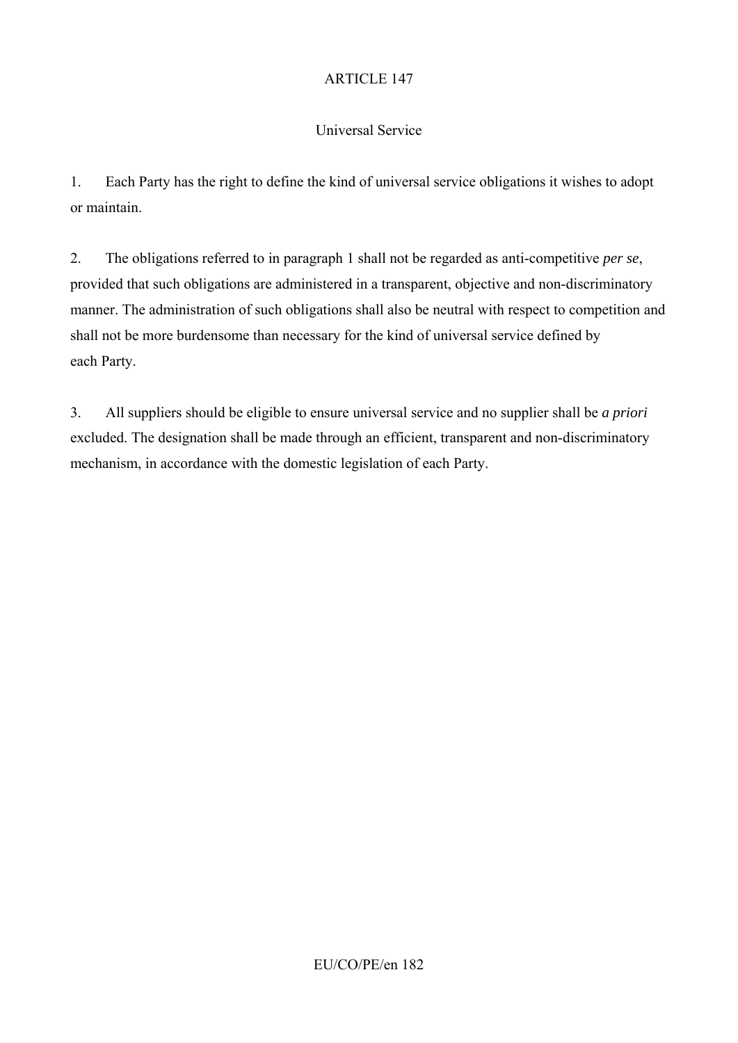## ARTICLE 147

### Universal Service

1. Each Party has the right to define the kind of universal service obligations it wishes to adopt or maintain.

2. The obligations referred to in paragraph 1 shall not be regarded as anti-competitive *per se*, provided that such obligations are administered in a transparent, objective and non-discriminatory manner. The administration of such obligations shall also be neutral with respect to competition and shall not be more burdensome than necessary for the kind of universal service defined by each Party.

3. All suppliers should be eligible to ensure universal service and no supplier shall be *a priori* excluded. The designation shall be made through an efficient, transparent and non-discriminatory mechanism, in accordance with the domestic legislation of each Party.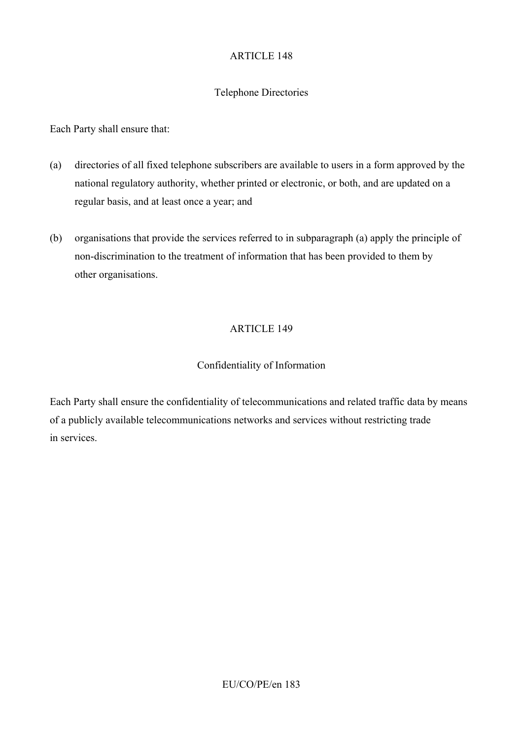## ARTICLE 148

### Telephone Directories

Each Party shall ensure that:

(a) directories of all fixed telephone subscribers are available to users in a form approved by the national regulatory authority, whether printed or electronic, or both, and are updated on a regular basis, and at least once a year; and

(b) organisations that provide the services referred to in subparagraph (a) apply the principle of non-discrimination to the treatment of information that has been provided to them by other organisations.

## ARTICLE 149

### Confidentiality of Information

Each Party shall ensure the confidentiality of telecommunications and related traffic data by means of a publicly available telecommunications networks and services without restricting trade in services.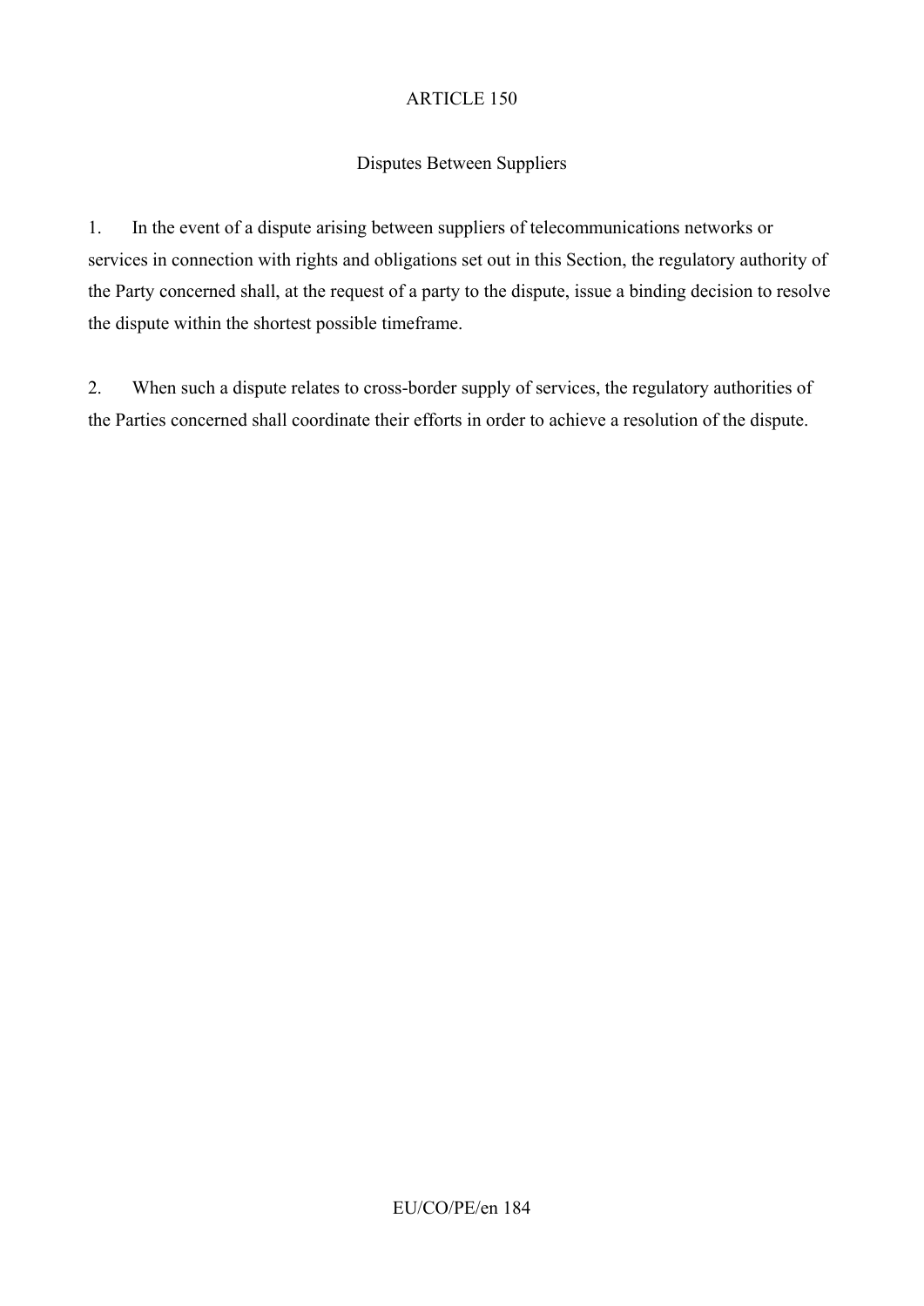## ARTICLE 150

### Disputes Between Suppliers

1. In the event of a dispute arising between suppliers of telecommunications networks or services in connection with rights and obligations set out in this Section, the regulatory authority of the Party concerned shall, at the request of a party to the dispute, issue a binding decision to resolve the dispute within the shortest possible timeframe.

2. When such a dispute relates to cross-border supply of services, the regulatory authorities of the Parties concerned shall coordinate their efforts in order to achieve a resolution of the dispute.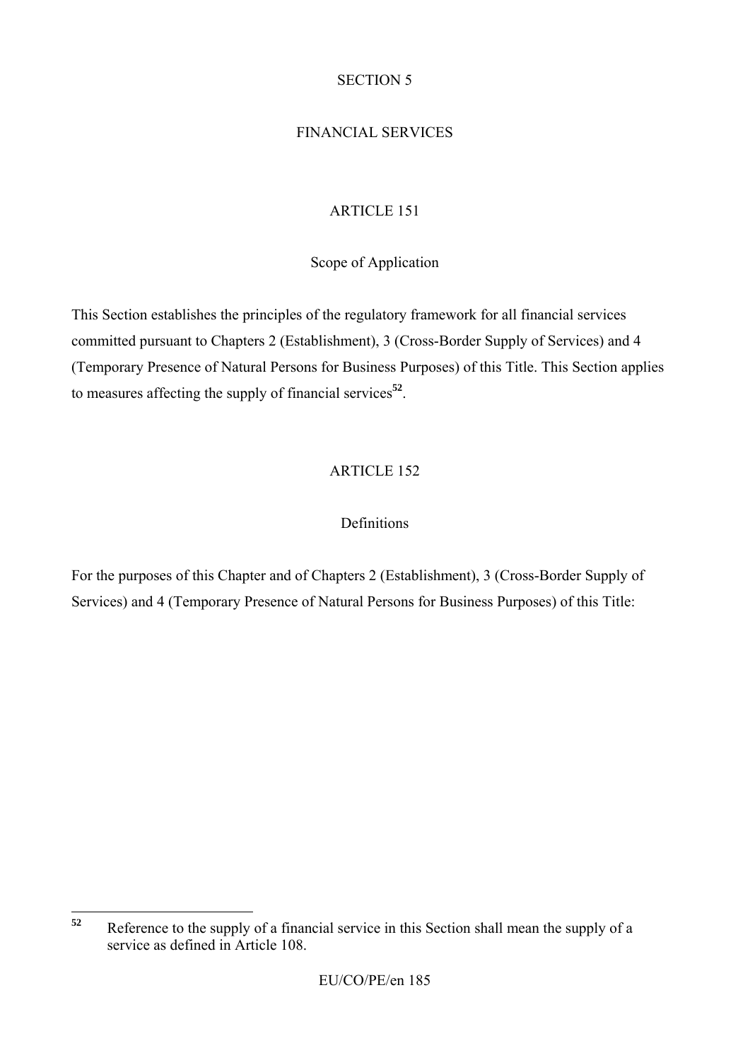## SECTION 5

## FINANCIAL SERVICES

### ARTICLE 151

### Scope of Application

This Section establishes the principles of the regulatory framework for all financial services committed pursuant to Chapters 2 (Establishment), 3 (Cross-Border Supply of Services) and 4 (Temporary Presence of Natural Persons for Business Purposes) of this Title. This Section applies to measures affecting the supply of financial services[52].

### ARTICLE 152

### Definitions

For the purposes of this Chapter and of Chapters 2 (Establishment), 3 (Cross-Border Supply of Services) and 4 (Temporary Presence of Natural Persons for Business Purposes) of this Title:

---

[52] Reference to the supply of a financial service in this Section shall mean the supply of a service as defined in Article 108.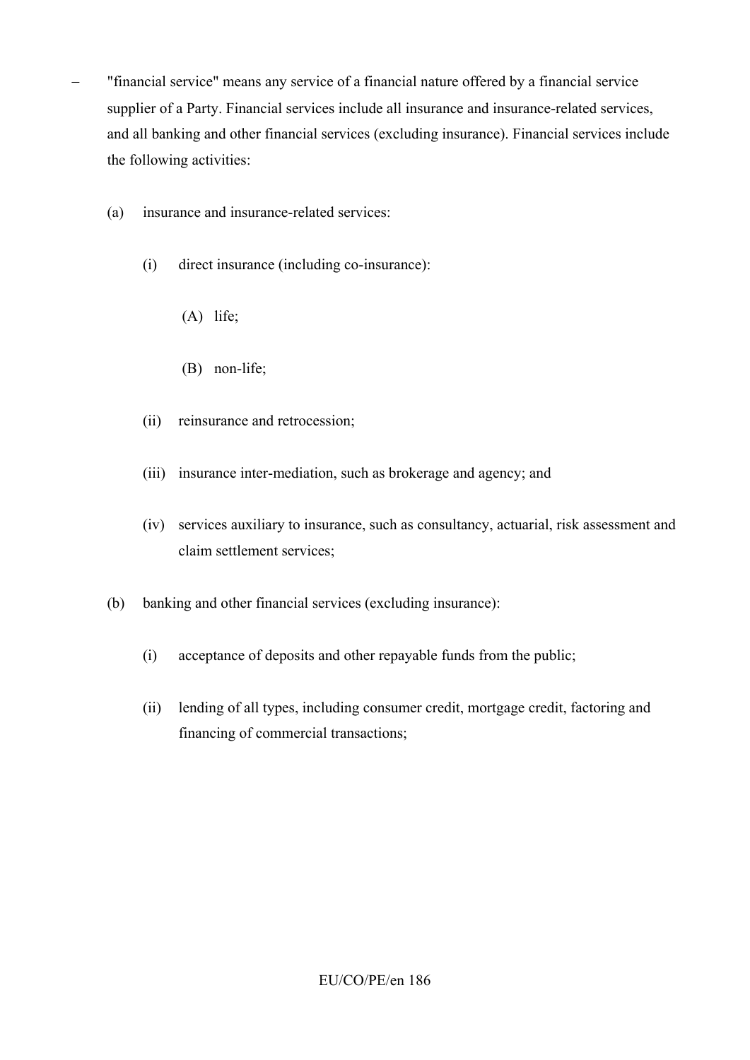– "financial service" means any service of a financial nature offered by a financial service supplier of a Party. Financial services include all insurance and insurance-related services, and all banking and other financial services (excluding insurance). Financial services include the following activities:

  (a) insurance and insurance-related services:

    (i) direct insurance (including co-insurance):

      (A) life;

      (B) non-life;

    (ii) reinsurance and retrocession;

    (iii) insurance inter-mediation, such as brokerage and agency; and

    (iv) services auxiliary to insurance, such as consultancy, actuarial, risk assessment and claim settlement services;

  (b) banking and other financial services (excluding insurance):

    (i) acceptance of deposits and other repayable funds from the public;

    (ii) lending of all types, including consumer credit, mortgage credit, factoring and financing of commercial transactions;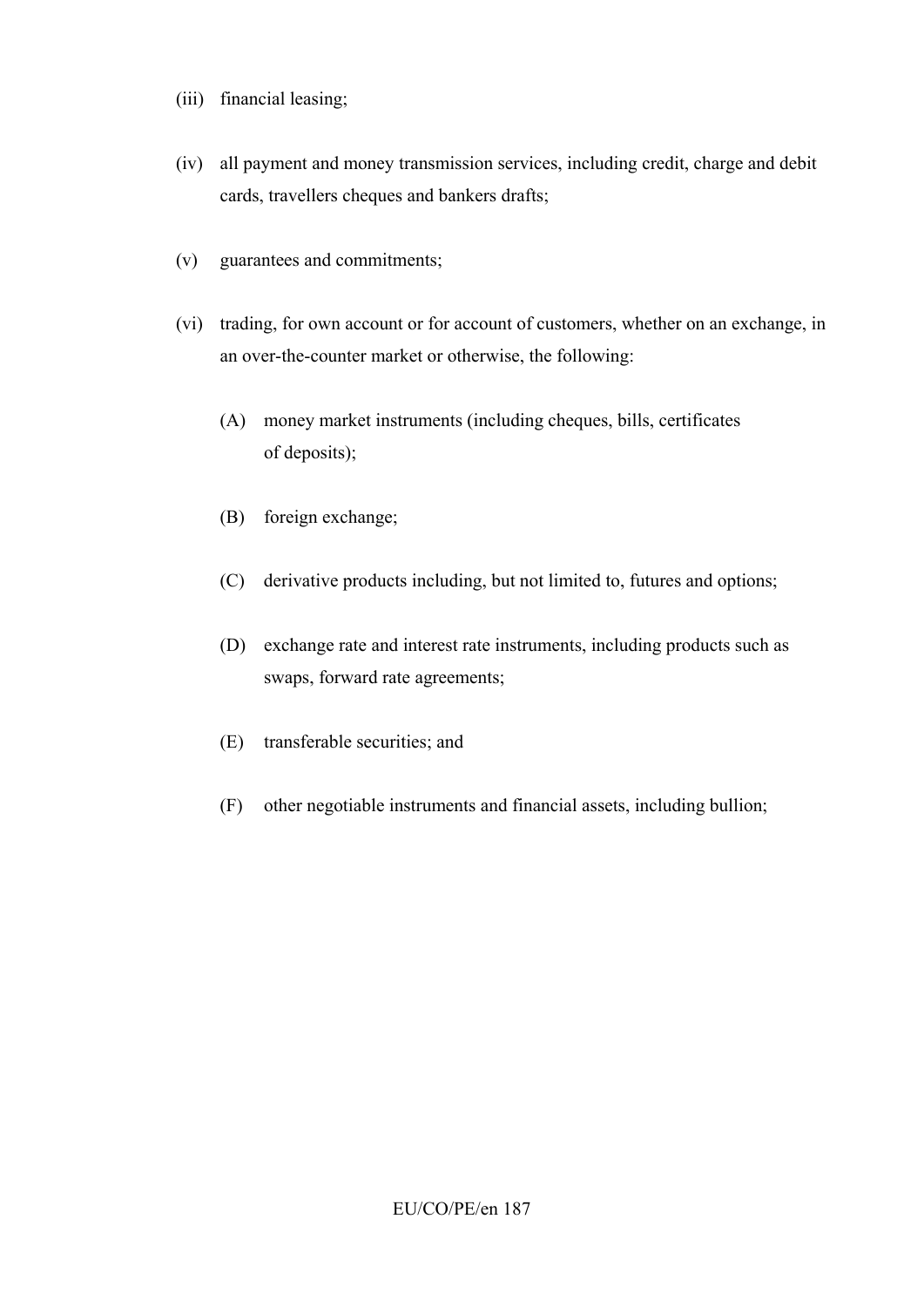(iii) financial leasing;

(iv) all payment and money transmission services, including credit, charge and debit cards, travellers cheques and bankers drafts;

(v) guarantees and commitments;

(vi) trading, for own account or for account of customers, whether on an exchange, in an over-the-counter market or otherwise, the following:

   (A) money market instruments (including cheques, bills, certificates of deposits);

   (B) foreign exchange;

   (C) derivative products including, but not limited to, futures and options;

   (D) exchange rate and interest rate instruments, including products such as swaps, forward rate agreements;

   (E) transferable securities; and

   (F) other negotiable instruments and financial assets, including bullion;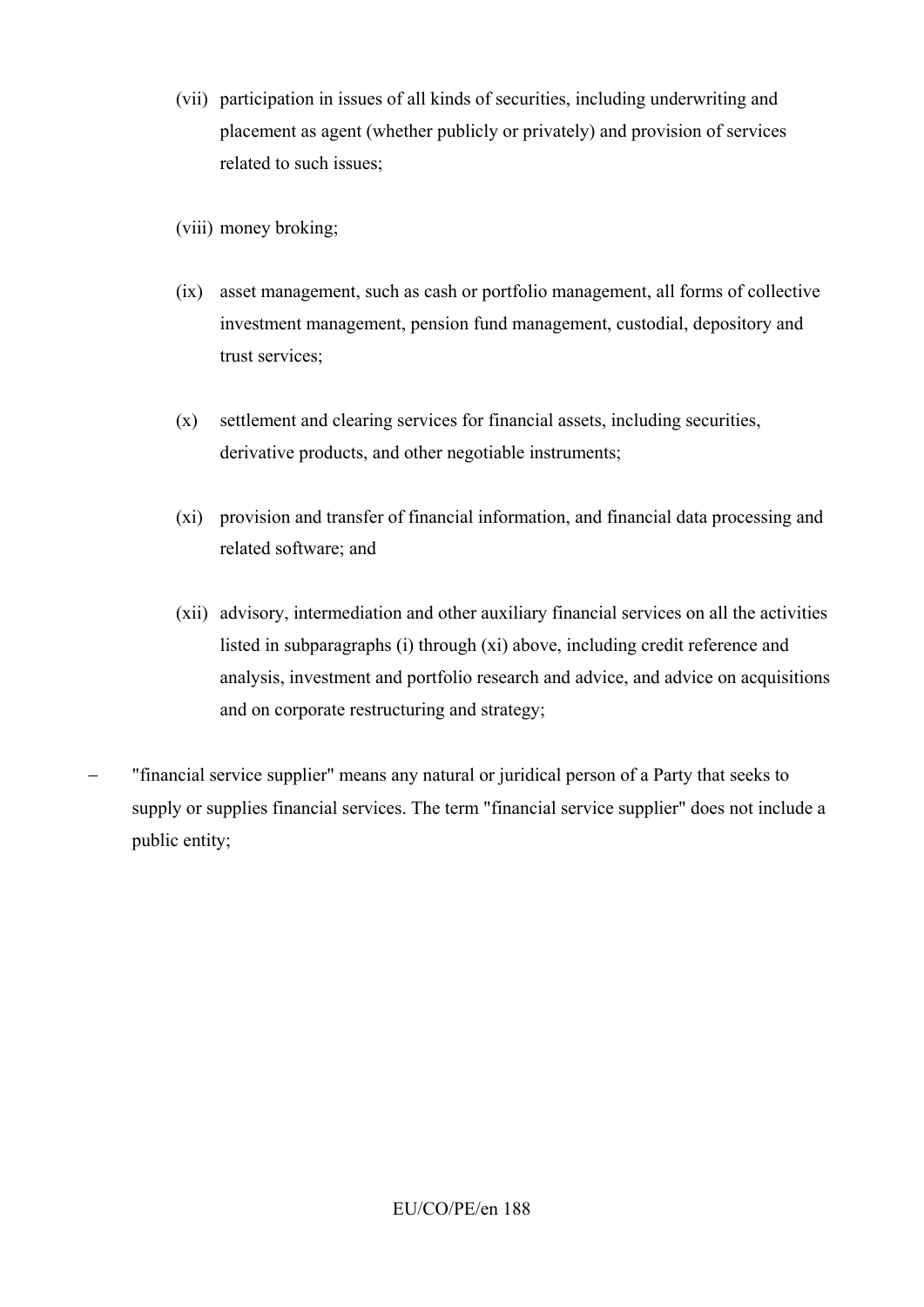(vii) participation in issues of all kinds of securities, including underwriting and placement as agent (whether publicly or privately) and provision of services related to such issues;

(viii) money broking;

(ix) asset management, such as cash or portfolio management, all forms of collective investment management, pension fund management, custodial, depository and trust services;

(x) settlement and clearing services for financial assets, including securities, derivative products, and other negotiable instruments;

(xi) provision and transfer of financial information, and financial data processing and related software; and

(xii) advisory, intermediation and other auxiliary financial services on all the activities listed in subparagraphs (i) through (xi) above, including credit reference and analysis, investment and portfolio research and advice, and advice on acquisitions and on corporate restructuring and strategy;

– "financial service supplier" means any natural or juridical person of a Party that seeks to supply or supplies financial services. The term "financial service supplier" does not include a public entity;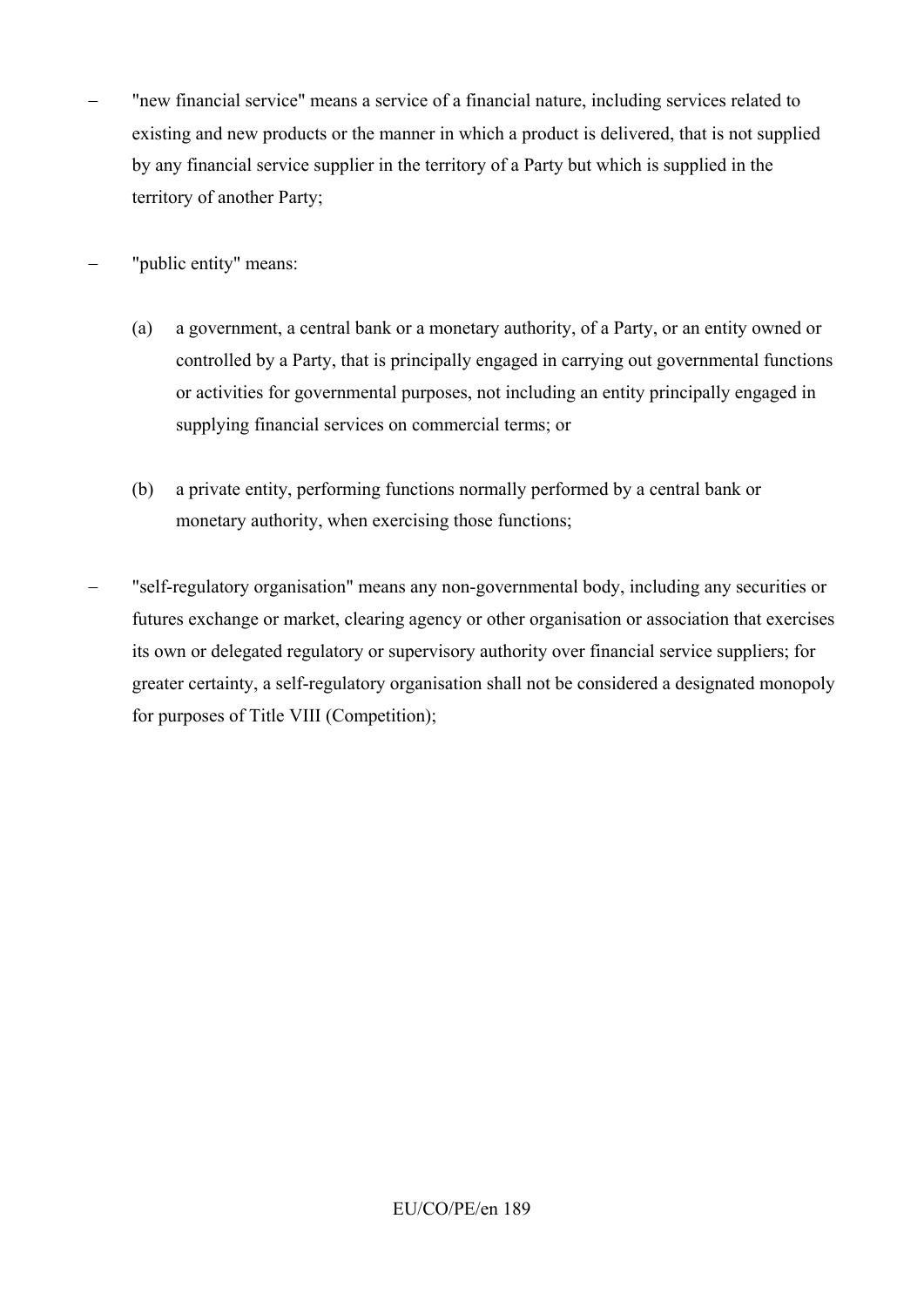- "new financial service" means a service of a financial nature, including services related to existing and new products or the manner in which a product is delivered, that is not supplied by any financial service supplier in the territory of a Party but which is supplied in the territory of another Party;

- "public entity" means:

  (a) a government, a central bank or a monetary authority, of a Party, or an entity owned or controlled by a Party, that is principally engaged in carrying out governmental functions or activities for governmental purposes, not including an entity principally engaged in supplying financial services on commercial terms; or

  (b) a private entity, performing functions normally performed by a central bank or monetary authority, when exercising those functions;

- "self-regulatory organisation" means any non-governmental body, including any securities or futures exchange or market, clearing agency or other organisation or association that exercises its own or delegated regulatory or supervisory authority over financial service suppliers; for greater certainty, a self-regulatory organisation shall not be considered a designated monopoly for purposes of Title VIII (Competition);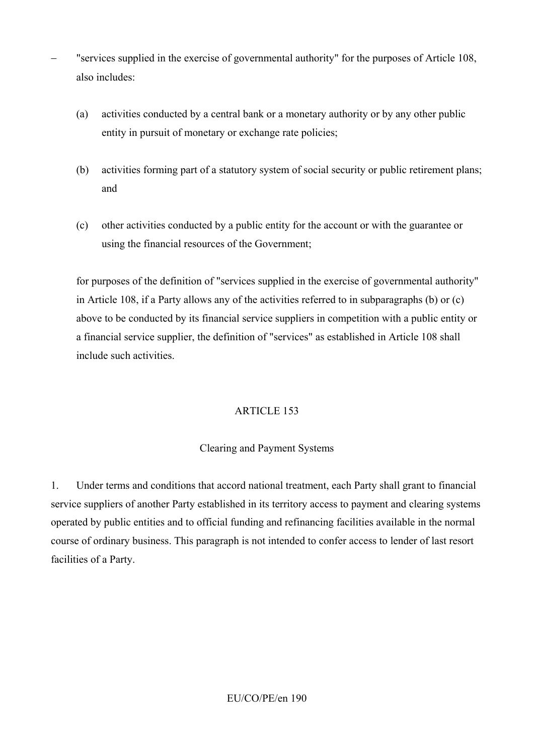– "services supplied in the exercise of governmental authority" for the purposes of Article 108, also includes:

  (a) activities conducted by a central bank or a monetary authority or by any other public entity in pursuit of monetary or exchange rate policies;

  (b) activities forming part of a statutory system of social security or public retirement plans; and

  (c) other activities conducted by a public entity for the account or with the guarantee or using the financial resources of the Government;

  for purposes of the definition of "services supplied in the exercise of governmental authority" in Article 108, if a Party allows any of the activities referred to in subparagraphs (b) or (c) above to be conducted by its financial service suppliers in competition with a public entity or a financial service supplier, the definition of "services" as established in Article 108 shall include such activities.

ARTICLE 153

Clearing and Payment Systems

1. Under terms and conditions that accord national treatment, each Party shall grant to financial service suppliers of another Party established in its territory access to payment and clearing systems operated by public entities and to official funding and refinancing facilities available in the normal course of ordinary business. This paragraph is not intended to confer access to lender of last resort facilities of a Party.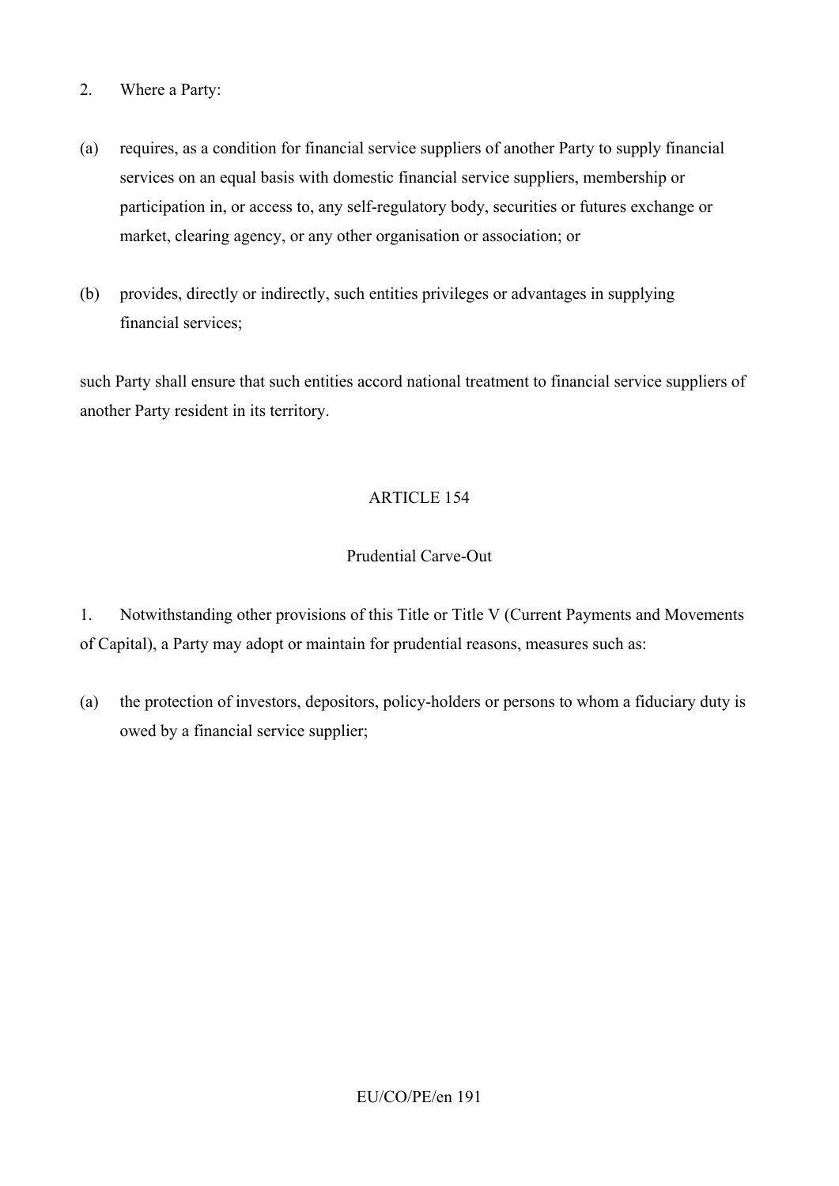2. Where a Party:

(a) requires, as a condition for financial service suppliers of another Party to supply financial services on an equal basis with domestic financial service suppliers, membership or participation in, or access to, any self-regulatory body, securities or futures exchange or market, clearing agency, or any other organisation or association; or

(b) provides, directly or indirectly, such entities privileges or advantages in supplying financial services;

such Party shall ensure that such entities accord national treatment to financial service suppliers of another Party resident in its territory.

## ARTICLE 154

### Prudential Carve-Out

1. Notwithstanding other provisions of this Title or Title V (Current Payments and Movements of Capital), a Party may adopt or maintain for prudential reasons, measures such as:

(a) the protection of investors, depositors, policy-holders or persons to whom a fiduciary duty is owed by a financial service supplier;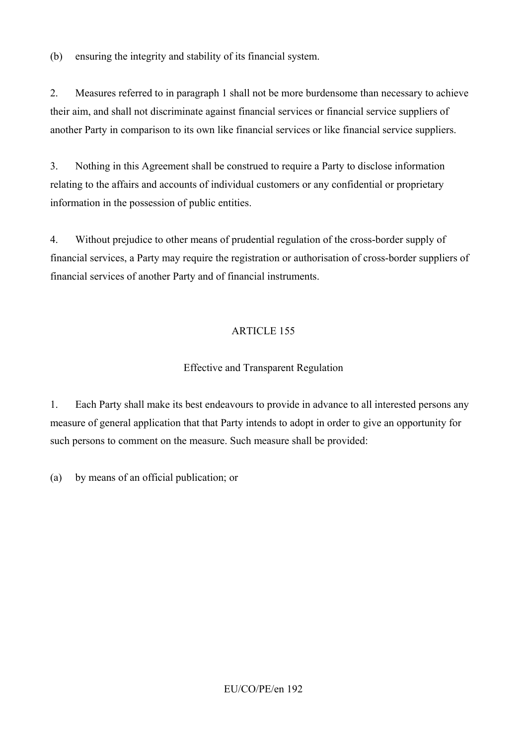(b) ensuring the integrity and stability of its financial system.

2. Measures referred to in paragraph 1 shall not be more burdensome than necessary to achieve their aim, and shall not discriminate against financial services or financial service suppliers of another Party in comparison to its own like financial services or like financial service suppliers.

3. Nothing in this Agreement shall be construed to require a Party to disclose information relating to the affairs and accounts of individual customers or any confidential or proprietary information in the possession of public entities.

4. Without prejudice to other means of prudential regulation of the cross-border supply of financial services, a Party may require the registration or authorisation of cross-border suppliers of financial services of another Party and of financial instruments.

## ARTICLE 155

### Effective and Transparent Regulation

1. Each Party shall make its best endeavours to provide in advance to all interested persons any measure of general application that that Party intends to adopt in order to give an opportunity for such persons to comment on the measure. Such measure shall be provided:

(a) by means of an official publication; or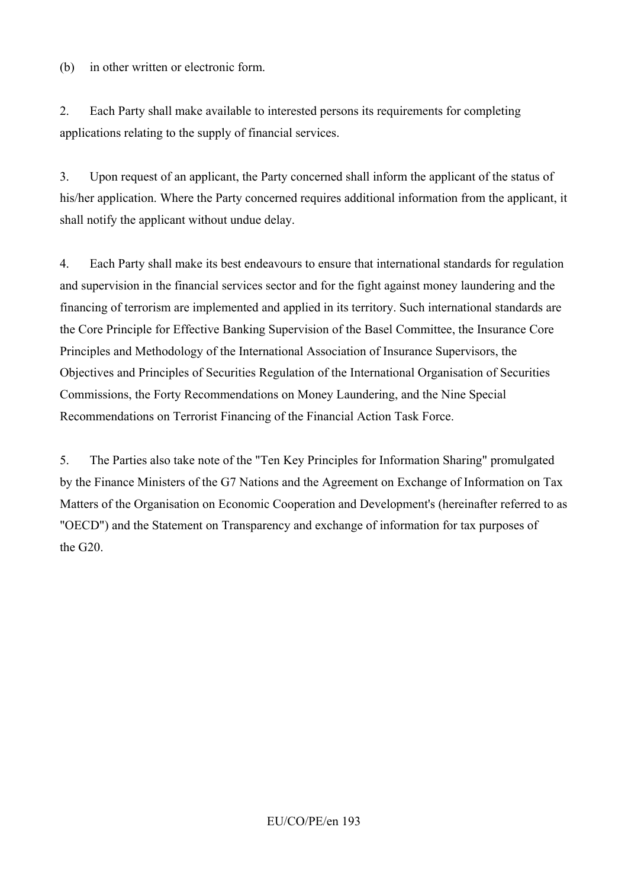(b) in other written or electronic form.

2. Each Party shall make available to interested persons its requirements for completing applications relating to the supply of financial services.

3. Upon request of an applicant, the Party concerned shall inform the applicant of the status of his/her application. Where the Party concerned requires additional information from the applicant, it shall notify the applicant without undue delay.

4. Each Party shall make its best endeavours to ensure that international standards for regulation and supervision in the financial services sector and for the fight against money laundering and the financing of terrorism are implemented and applied in its territory. Such international standards are the Core Principle for Effective Banking Supervision of the Basel Committee, the Insurance Core Principles and Methodology of the International Association of Insurance Supervisors, the Objectives and Principles of Securities Regulation of the International Organisation of Securities Commissions, the Forty Recommendations on Money Laundering, and the Nine Special Recommendations on Terrorist Financing of the Financial Action Task Force.

5. The Parties also take note of the "Ten Key Principles for Information Sharing" promulgated by the Finance Ministers of the G7 Nations and the Agreement on Exchange of Information on Tax Matters of the Organisation on Economic Cooperation and Development's (hereinafter referred to as "OECD") and the Statement on Transparency and exchange of information for tax purposes of the G20.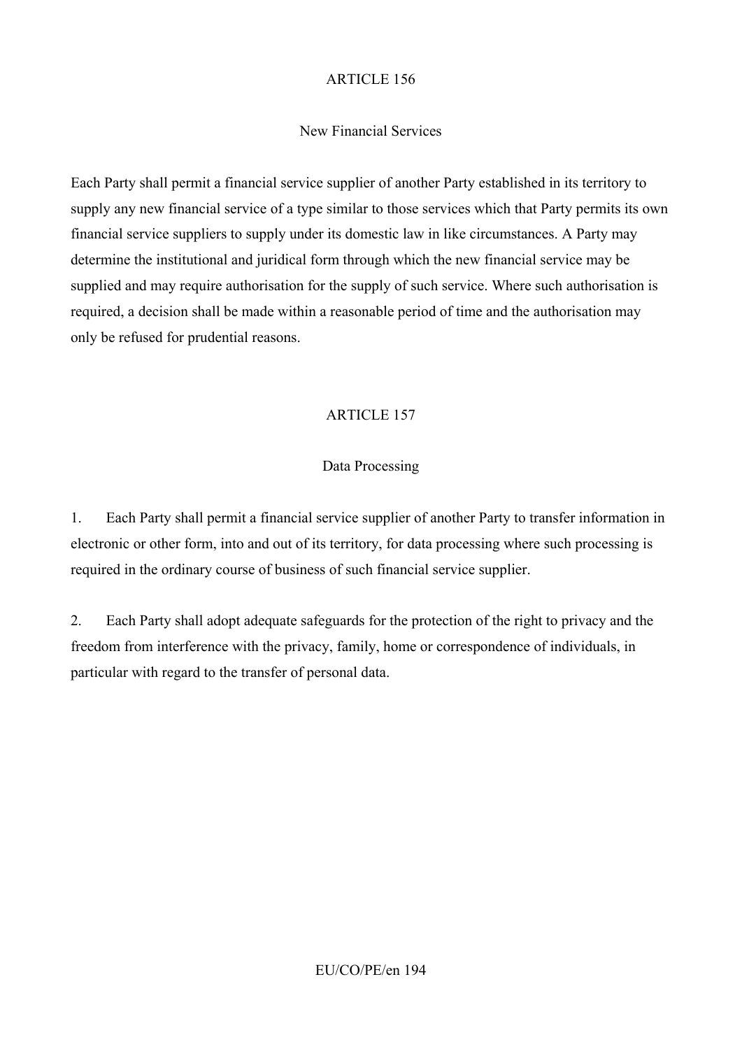ARTICLE 156

New Financial Services

Each Party shall permit a financial service supplier of another Party established in its territory to supply any new financial service of a type similar to those services which that Party permits its own financial service suppliers to supply under its domestic law in like circumstances. A Party may determine the institutional and juridical form through which the new financial service may be supplied and may require authorisation for the supply of such service. Where such authorisation is required, a decision shall be made within a reasonable period of time and the authorisation may only be refused for prudential reasons.

ARTICLE 157

Data Processing

1. Each Party shall permit a financial service supplier of another Party to transfer information in electronic or other form, into and out of its territory, for data processing where such processing is required in the ordinary course of business of such financial service supplier.

2. Each Party shall adopt adequate safeguards for the protection of the right to privacy and the freedom from interference with the privacy, family, home or correspondence of individuals, in particular with regard to the transfer of personal data.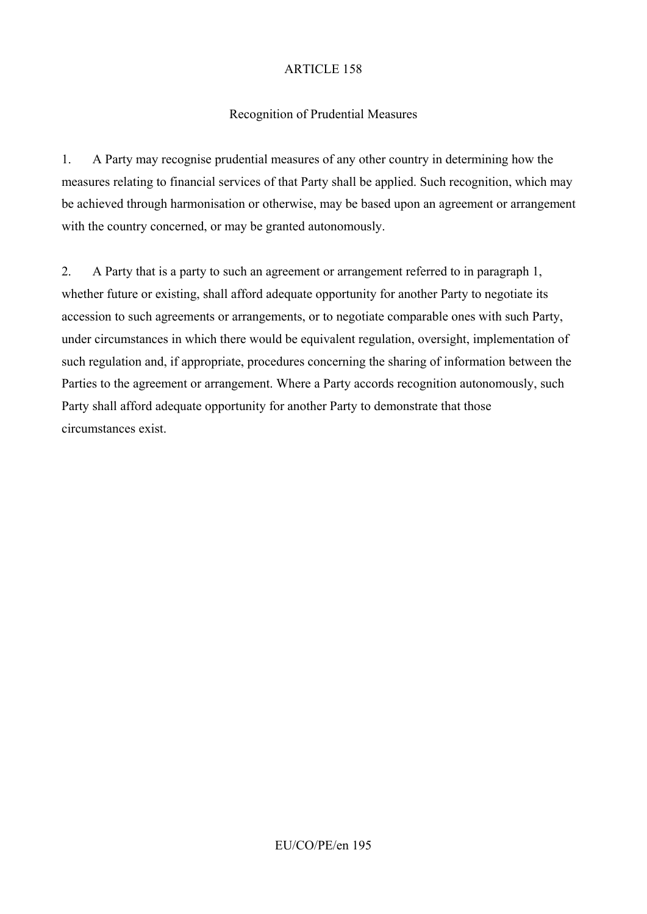## ARTICLE 158

### Recognition of Prudential Measures

1. A Party may recognise prudential measures of any other country in determining how the measures relating to financial services of that Party shall be applied. Such recognition, which may be achieved through harmonisation or otherwise, may be based upon an agreement or arrangement with the country concerned, or may be granted autonomously.

2. A Party that is a party to such an agreement or arrangement referred to in paragraph 1, whether future or existing, shall afford adequate opportunity for another Party to negotiate its accession to such agreements or arrangements, or to negotiate comparable ones with such Party, under circumstances in which there would be equivalent regulation, oversight, implementation of such regulation and, if appropriate, procedures concerning the sharing of information between the Parties to the agreement or arrangement. Where a Party accords recognition autonomously, such Party shall afford adequate opportunity for another Party to demonstrate that those circumstances exist.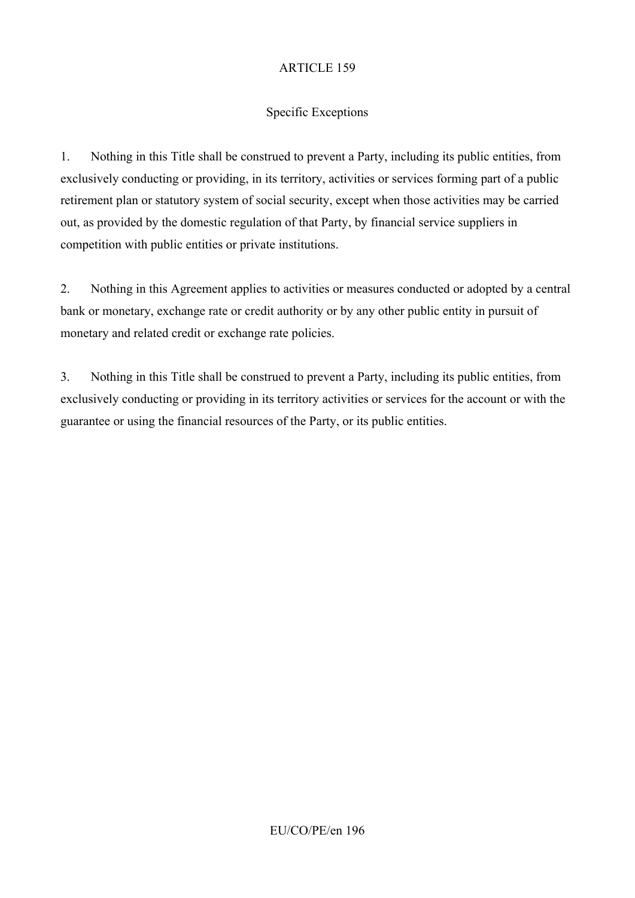## ARTICLE 159

### Specific Exceptions

1. Nothing in this Title shall be construed to prevent a Party, including its public entities, from exclusively conducting or providing, in its territory, activities or services forming part of a public retirement plan or statutory system of social security, except when those activities may be carried out, as provided by the domestic regulation of that Party, by financial service suppliers in competition with public entities or private institutions.

2. Nothing in this Agreement applies to activities or measures conducted or adopted by a central bank or monetary, exchange rate or credit authority or by any other public entity in pursuit of monetary and related credit or exchange rate policies.

3. Nothing in this Title shall be construed to prevent a Party, including its public entities, from exclusively conducting or providing in its territory activities or services for the account or with the guarantee or using the financial resources of the Party, or its public entities.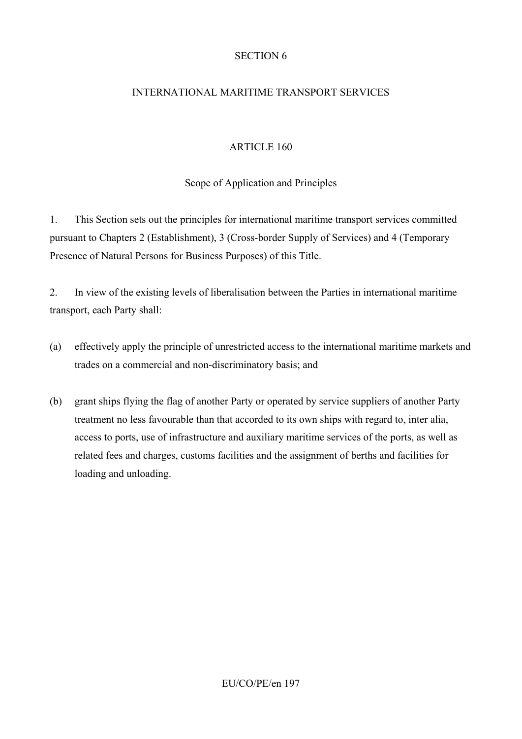# SECTION 6

## INTERNATIONAL MARITIME TRANSPORT SERVICES

### ARTICLE 160

### Scope of Application and Principles

1. This Section sets out the principles for international maritime transport services committed pursuant to Chapters 2 (Establishment), 3 (Cross-border Supply of Services) and 4 (Temporary Presence of Natural Persons for Business Purposes) of this Title.

2. In view of the existing levels of liberalisation between the Parties in international maritime transport, each Party shall:

(a) effectively apply the principle of unrestricted access to the international maritime markets and trades on a commercial and non-discriminatory basis; and

(b) grant ships flying the flag of another Party or operated by service suppliers of another Party treatment no less favourable than that accorded to its own ships with regard to, inter alia, access to ports, use of infrastructure and auxiliary maritime services of the ports, as well as related fees and charges, customs facilities and the assignment of berths and facilities for loading and unloading.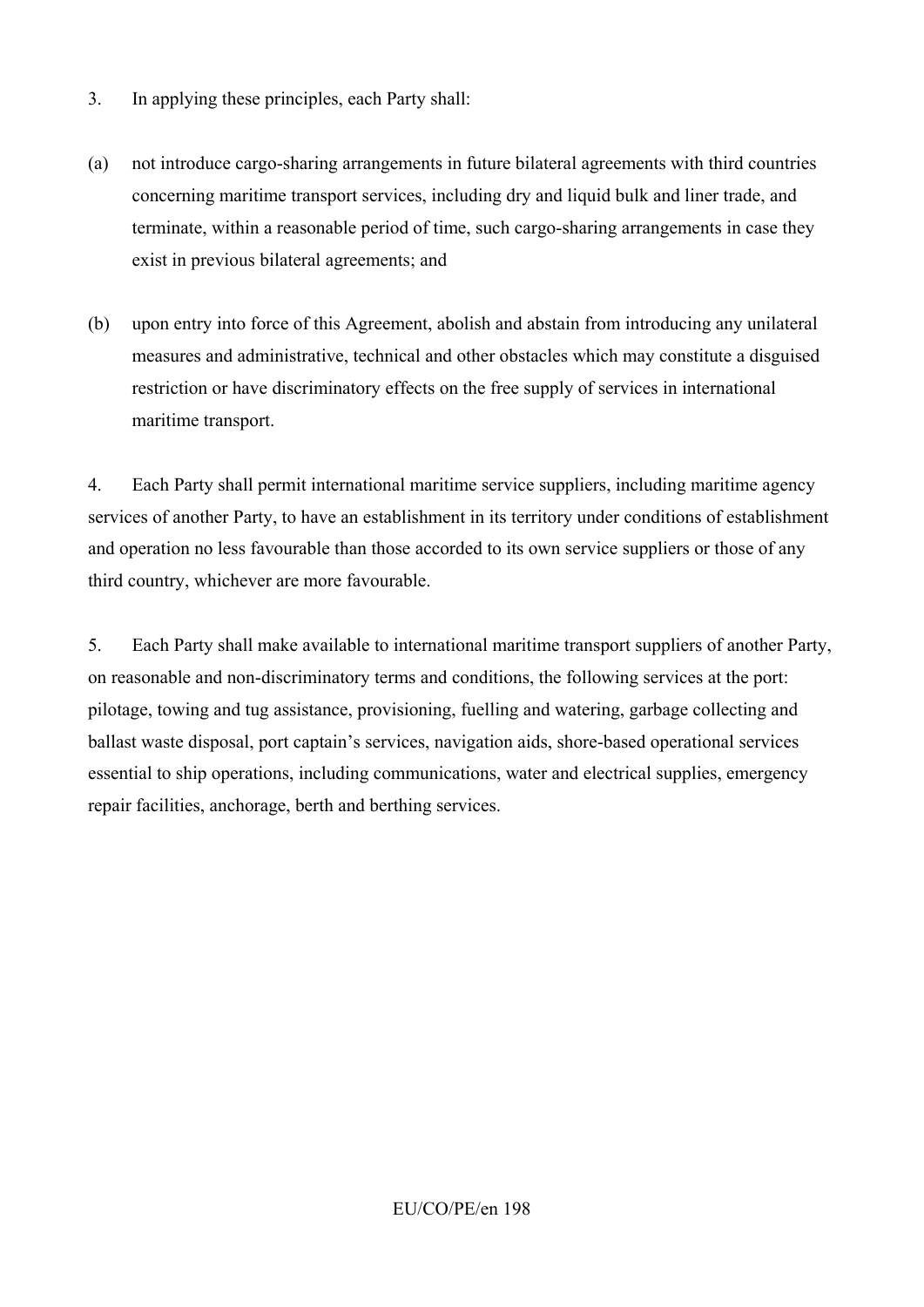3. In applying these principles, each Party shall:

(a) not introduce cargo-sharing arrangements in future bilateral agreements with third countries concerning maritime transport services, including dry and liquid bulk and liner trade, and terminate, within a reasonable period of time, such cargo-sharing arrangements in case they exist in previous bilateral agreements; and

(b) upon entry into force of this Agreement, abolish and abstain from introducing any unilateral measures and administrative, technical and other obstacles which may constitute a disguised restriction or have discriminatory effects on the free supply of services in international maritime transport.

4. Each Party shall permit international maritime service suppliers, including maritime agency services of another Party, to have an establishment in its territory under conditions of establishment and operation no less favourable than those accorded to its own service suppliers or those of any third country, whichever are more favourable.

5. Each Party shall make available to international maritime transport suppliers of another Party, on reasonable and non-discriminatory terms and conditions, the following services at the port: pilotage, towing and tug assistance, provisioning, fuelling and watering, garbage collecting and ballast waste disposal, port captain's services, navigation aids, shore-based operational services essential to ship operations, including communications, water and electrical supplies, emergency repair facilities, anchorage, berth and berthing services.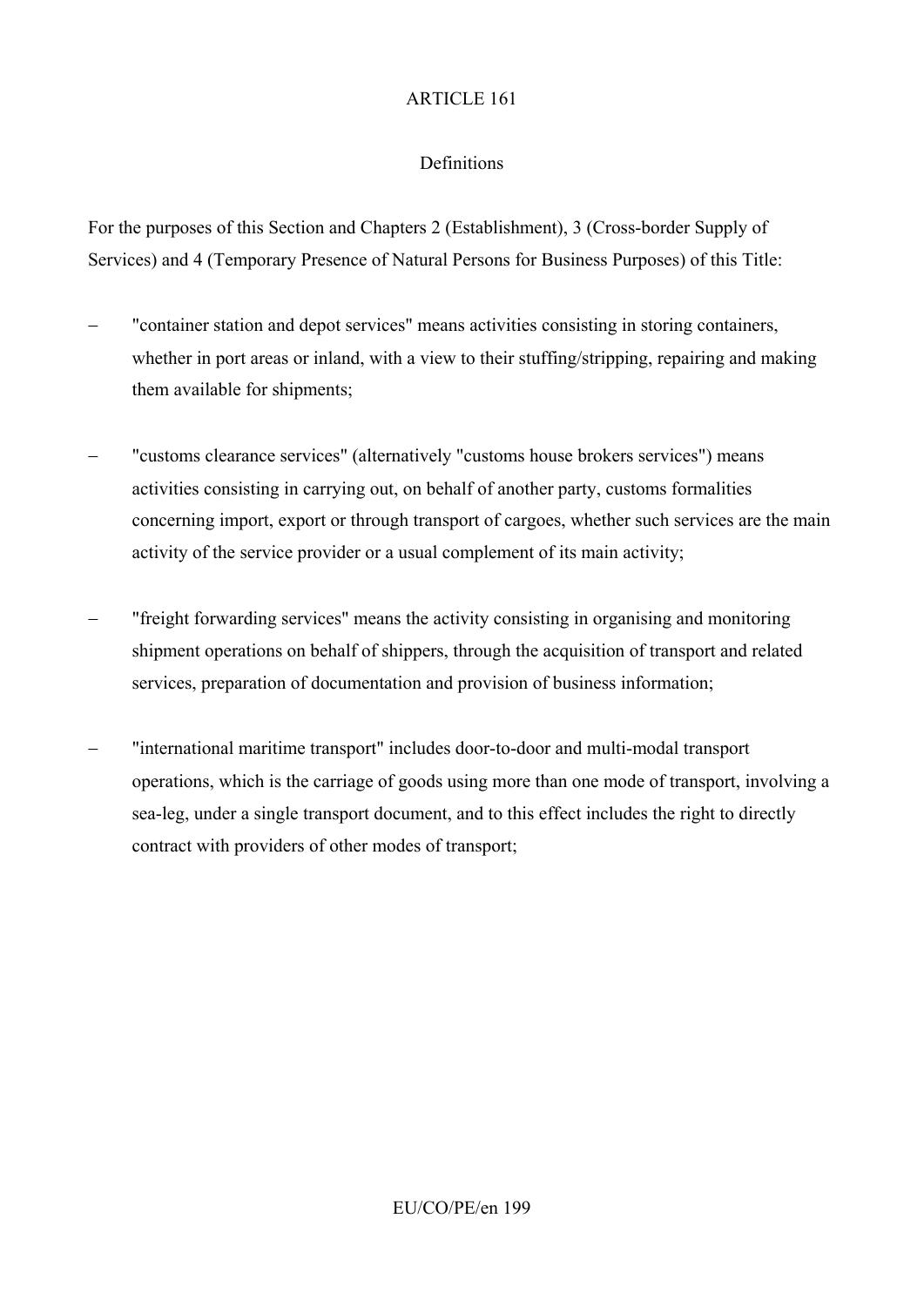ARTICLE 161

Definitions

For the purposes of this Section and Chapters 2 (Establishment), 3 (Cross-border Supply of Services) and 4 (Temporary Presence of Natural Persons for Business Purposes) of this Title:

– "container station and depot services" means activities consisting in storing containers, whether in port areas or inland, with a view to their stuffing/stripping, repairing and making them available for shipments;

– "customs clearance services" (alternatively "customs house brokers services") means activities consisting in carrying out, on behalf of another party, customs formalities concerning import, export or through transport of cargoes, whether such services are the main activity of the service provider or a usual complement of its main activity;

– "freight forwarding services" means the activity consisting in organising and monitoring shipment operations on behalf of shippers, through the acquisition of transport and related services, preparation of documentation and provision of business information;

– "international maritime transport" includes door-to-door and multi-modal transport operations, which is the carriage of goods using more than one mode of transport, involving a sea-leg, under a single transport document, and to this effect includes the right to directly contract with providers of other modes of transport;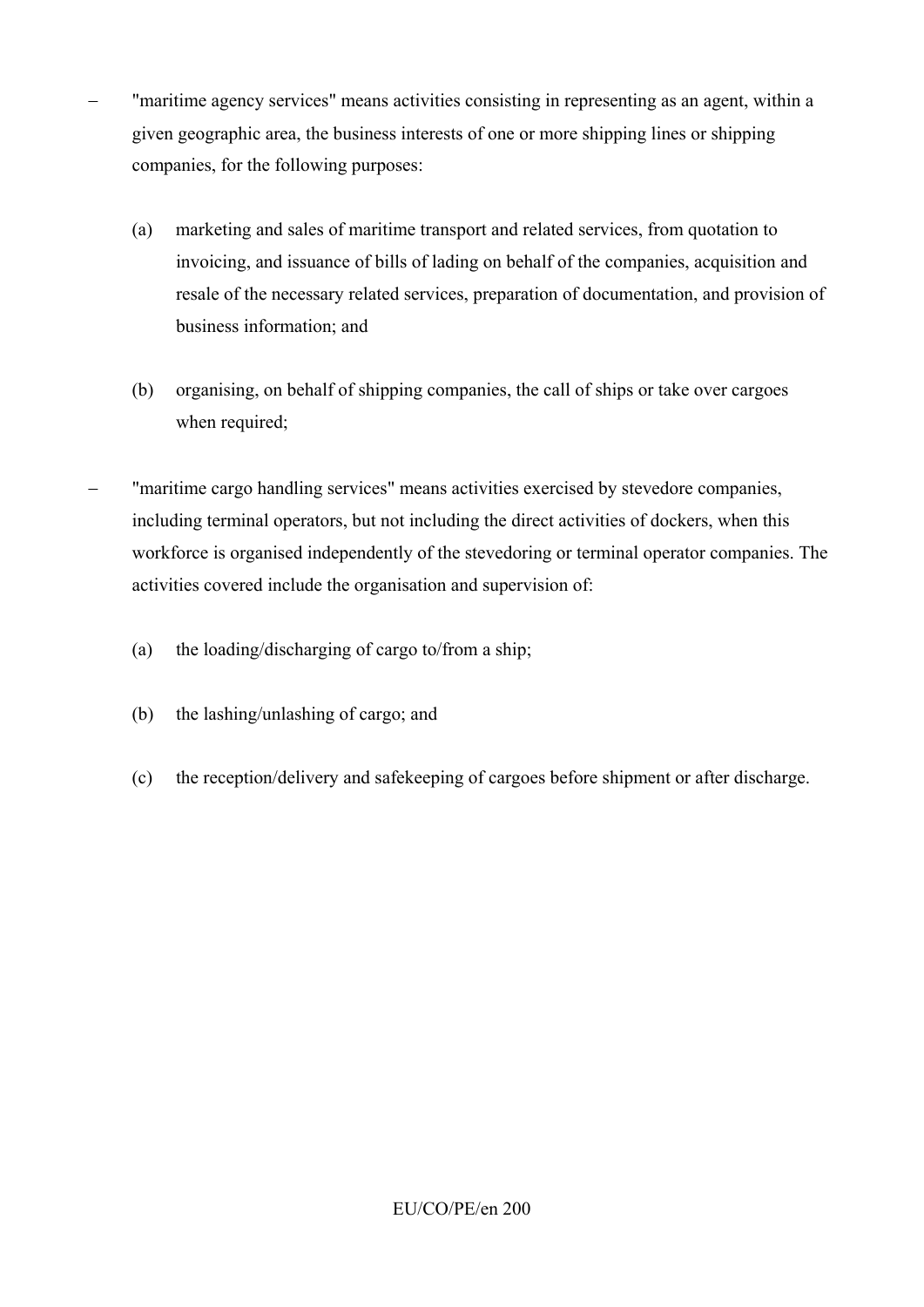– "maritime agency services" means activities consisting in representing as an agent, within a given geographic area, the business interests of one or more shipping lines or shipping companies, for the following purposes:

  (a) marketing and sales of maritime transport and related services, from quotation to invoicing, and issuance of bills of lading on behalf of the companies, acquisition and resale of the necessary related services, preparation of documentation, and provision of business information; and

  (b) organising, on behalf of shipping companies, the call of ships or take over cargoes when required;

– "maritime cargo handling services" means activities exercised by stevedore companies, including terminal operators, but not including the direct activities of dockers, when this workforce is organised independently of the stevedoring or terminal operator companies. The activities covered include the organisation and supervision of:

  (a) the loading/discharging of cargo to/from a ship;

  (b) the lashing/unlashing of cargo; and

  (c) the reception/delivery and safekeeping of cargoes before shipment or after discharge.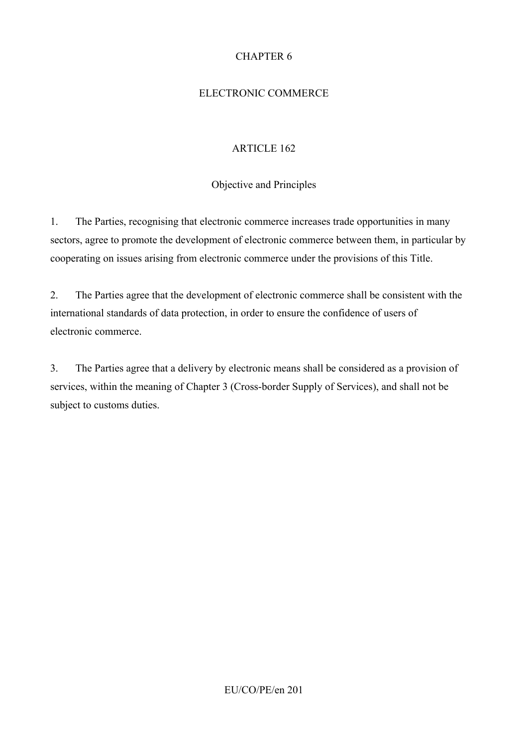# CHAPTER 6

# ELECTRONIC COMMERCE

## ARTICLE 162

### Objective and Principles

1. The Parties, recognising that electronic commerce increases trade opportunities in many sectors, agree to promote the development of electronic commerce between them, in particular by cooperating on issues arising from electronic commerce under the provisions of this Title.

2. The Parties agree that the development of electronic commerce shall be consistent with the international standards of data protection, in order to ensure the confidence of users of electronic commerce.

3. The Parties agree that a delivery by electronic means shall be considered as a provision of services, within the meaning of Chapter 3 (Cross-border Supply of Services), and shall not be subject to customs duties.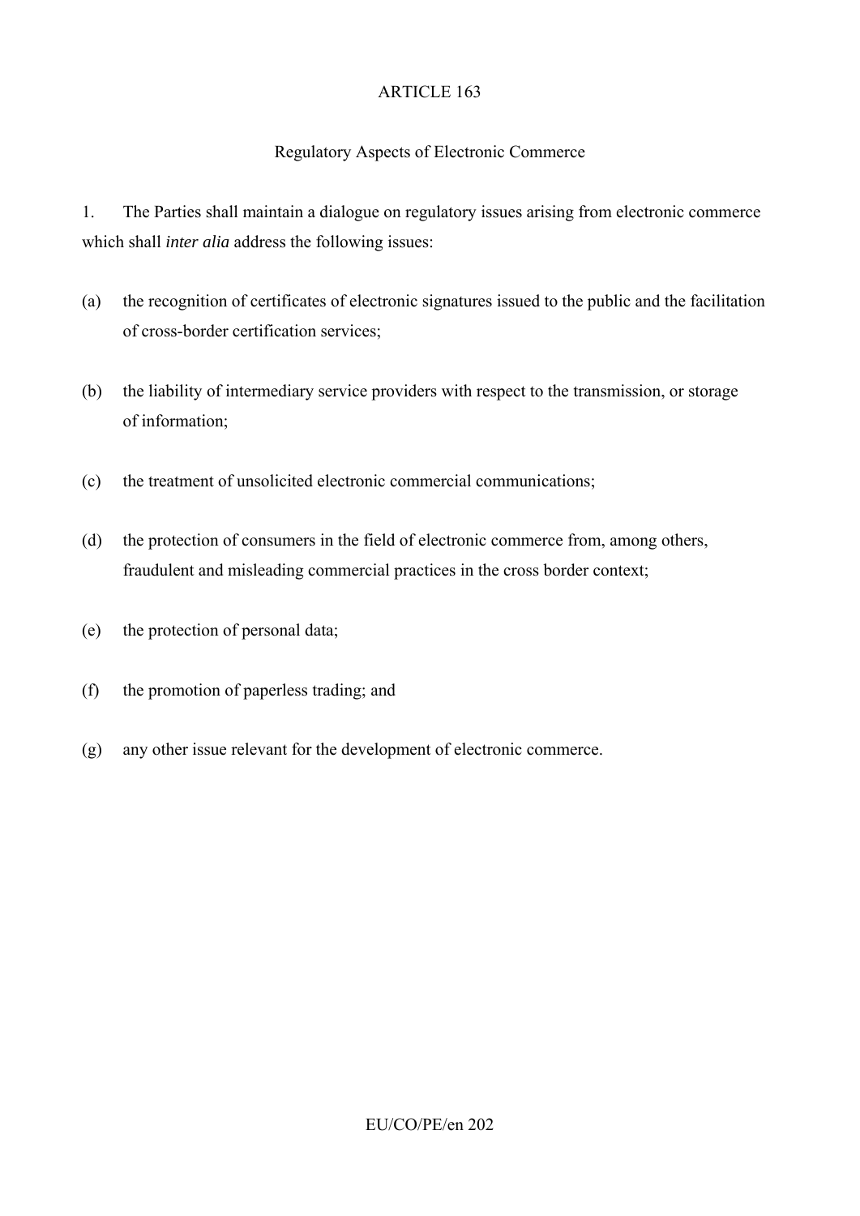## ARTICLE 163

### Regulatory Aspects of Electronic Commerce

1. The Parties shall maintain a dialogue on regulatory issues arising from electronic commerce which shall *inter alia* address the following issues:

(a) the recognition of certificates of electronic signatures issued to the public and the facilitation of cross-border certification services;

(b) the liability of intermediary service providers with respect to the transmission, or storage of information;

(c) the treatment of unsolicited electronic commercial communications;

(d) the protection of consumers in the field of electronic commerce from, among others, fraudulent and misleading commercial practices in the cross border context;

(e) the protection of personal data;

(f) the promotion of paperless trading; and

(g) any other issue relevant for the development of electronic commerce.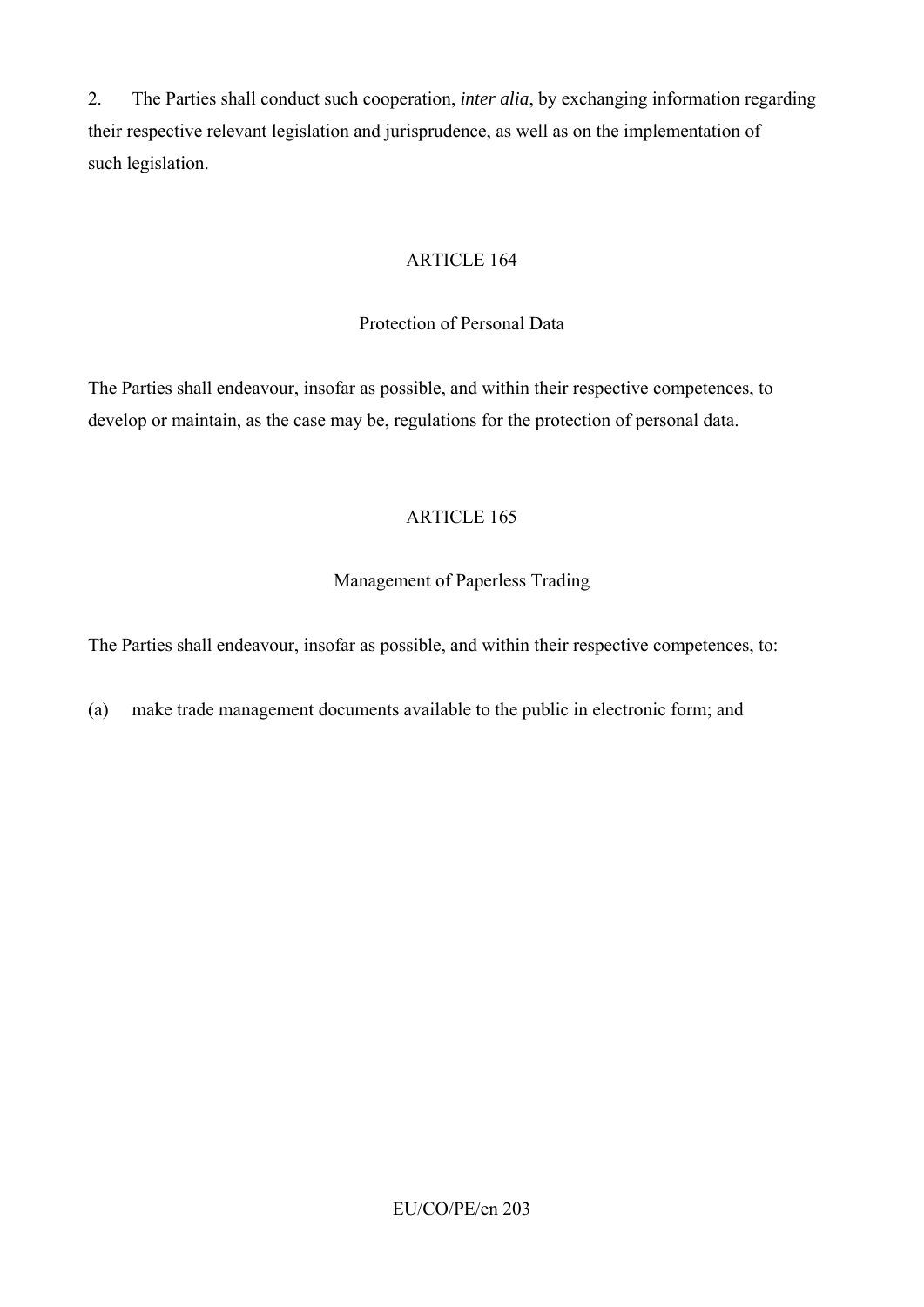2. The Parties shall conduct such cooperation, *inter alia*, by exchanging information regarding their respective relevant legislation and jurisprudence, as well as on the implementation of such legislation.

ARTICLE 164

Protection of Personal Data

The Parties shall endeavour, insofar as possible, and within their respective competences, to develop or maintain, as the case may be, regulations for the protection of personal data.

ARTICLE 165

Management of Paperless Trading

The Parties shall endeavour, insofar as possible, and within their respective competences, to:

(a) make trade management documents available to the public in electronic form; and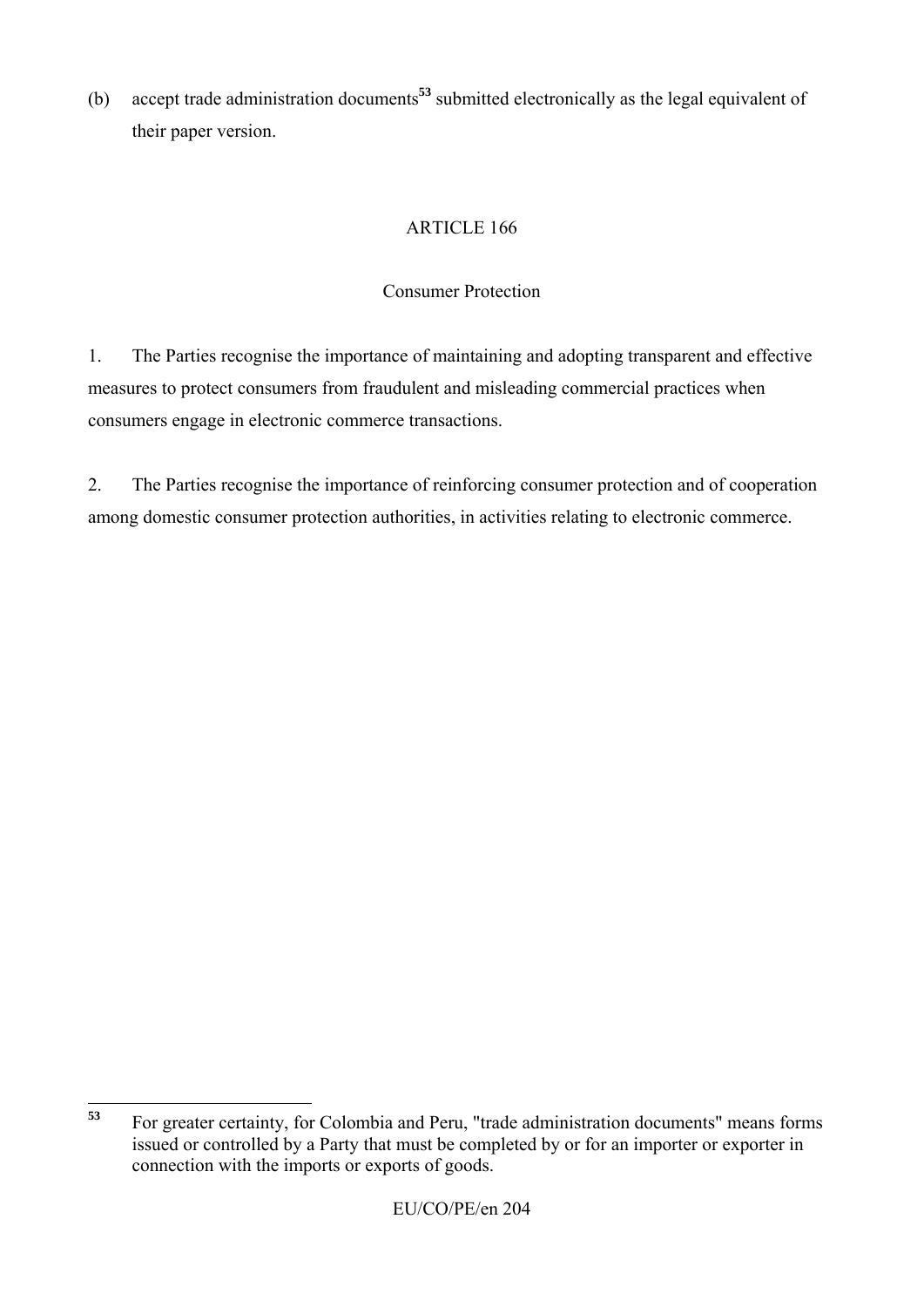(b) accept trade administration documents[53] submitted electronically as the legal equivalent of their paper version.

ARTICLE 166

Consumer Protection

1. The Parties recognise the importance of maintaining and adopting transparent and effective measures to protect consumers from fraudulent and misleading commercial practices when consumers engage in electronic commerce transactions.

2. The Parties recognise the importance of reinforcing consumer protection and of cooperation among domestic consumer protection authorities, in activities relating to electronic commerce.

---

[53] For greater certainty, for Colombia and Peru, "trade administration documents" means forms issued or controlled by a Party that must be completed by or for an importer or exporter in connection with the imports or exports of goods.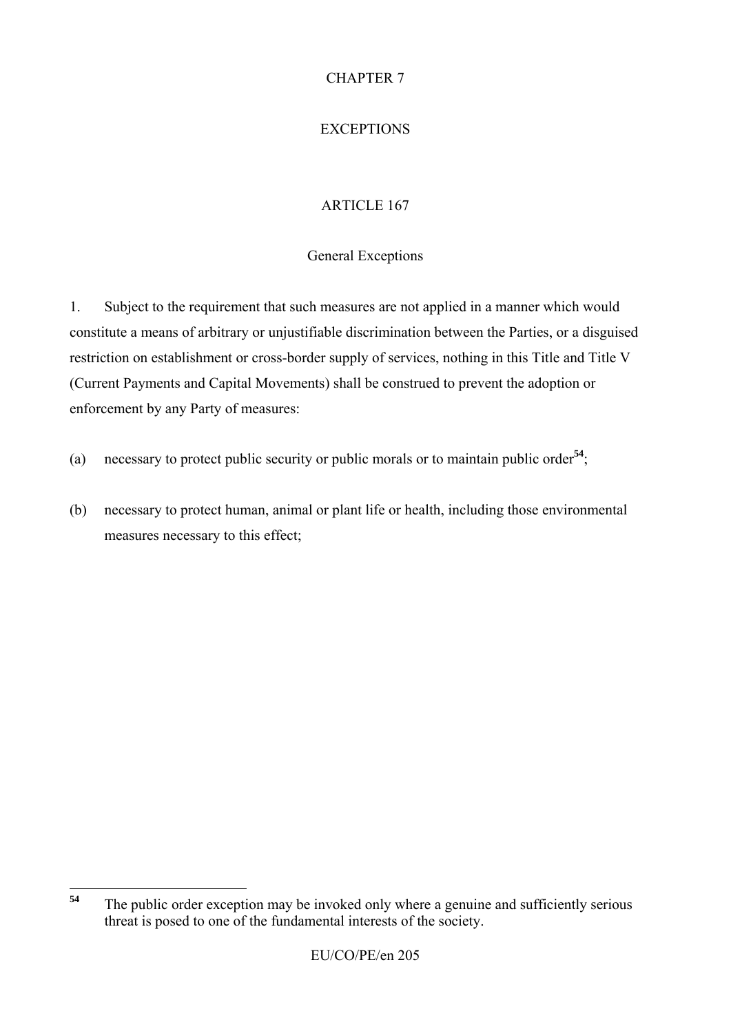# CHAPTER 7

# EXCEPTIONS

## ARTICLE 167

### General Exceptions

1. Subject to the requirement that such measures are not applied in a manner which would constitute a means of arbitrary or unjustifiable discrimination between the Parties, or a disguised restriction on establishment or cross-border supply of services, nothing in this Title and Title V (Current Payments and Capital Movements) shall be construed to prevent the adoption or enforcement by any Party of measures:

(a) necessary to protect public security or public morals or to maintain public order[54];

(b) necessary to protect human, animal or plant life or health, including those environmental measures necessary to this effect;

---

[54] The public order exception may be invoked only where a genuine and sufficiently serious threat is posed to one of the fundamental interests of the society.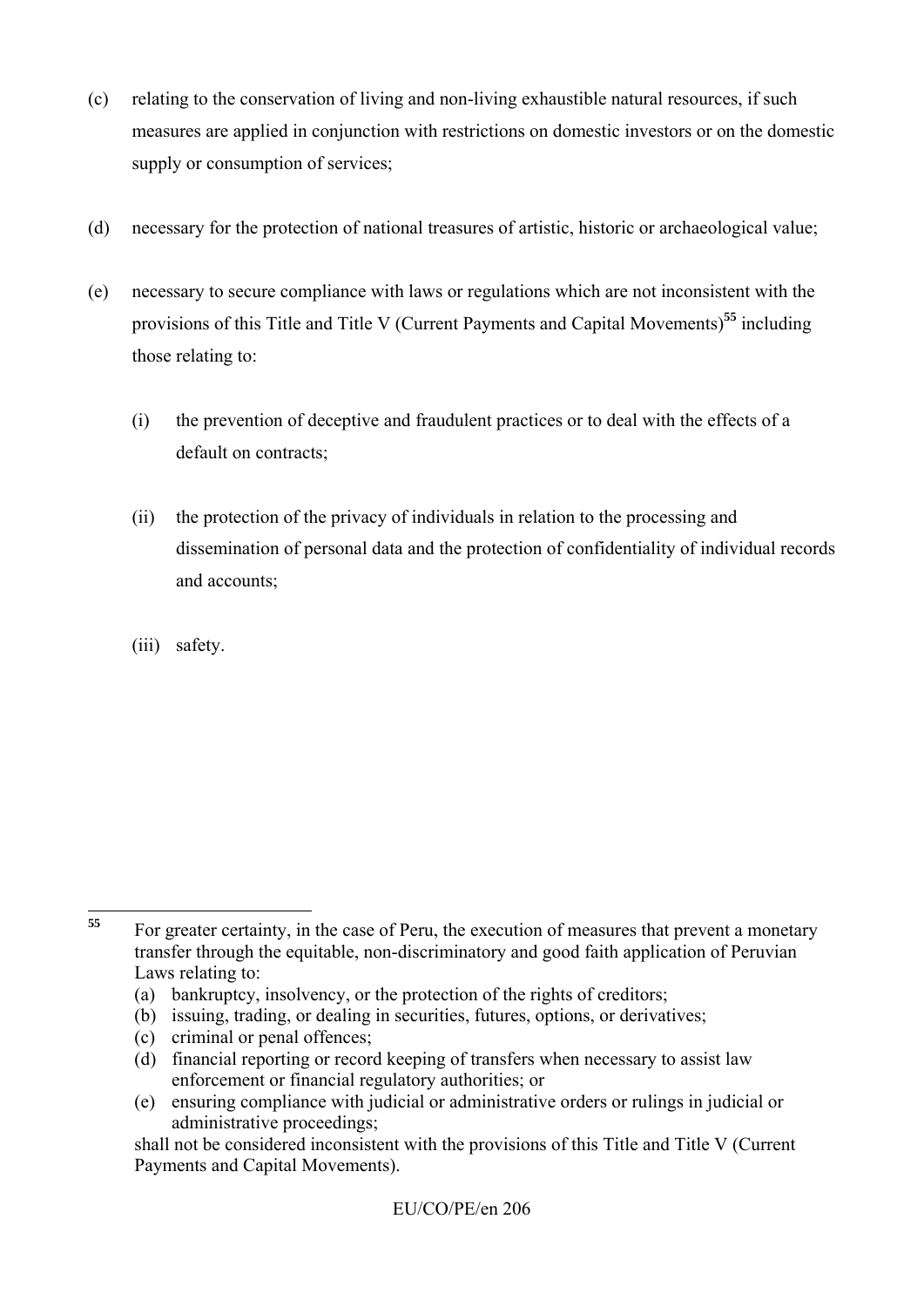(c) relating to the conservation of living and non-living exhaustible natural resources, if such measures are applied in conjunction with restrictions on domestic investors or on the domestic supply or consumption of services;

(d) necessary for the protection of national treasures of artistic, historic or archaeological value;

(e) necessary to secure compliance with laws or regulations which are not inconsistent with the provisions of this Title and Title V (Current Payments and Capital Movements)[55] including those relating to:

  (i) the prevention of deceptive and fraudulent practices or to deal with the effects of a default on contracts;

  (ii) the protection of the privacy of individuals in relation to the processing and dissemination of personal data and the protection of confidentiality of individual records and accounts;

  (iii) safety.

---

[55] For greater certainty, in the case of Peru, the execution of measures that prevent a monetary transfer through the equitable, non-discriminatory and good faith application of Peruvian Laws relating to:

(a) bankruptcy, insolvency, or the protection of the rights of creditors;
(b) issuing, trading, or dealing in securities, futures, options, or derivatives;
(c) criminal or penal offences;
(d) financial reporting or record keeping of transfers when necessary to assist law enforcement or financial regulatory authorities; or
(e) ensuring compliance with judicial or administrative orders or rulings in judicial or administrative proceedings;

shall not be considered inconsistent with the provisions of this Title and Title V (Current Payments and Capital Movements).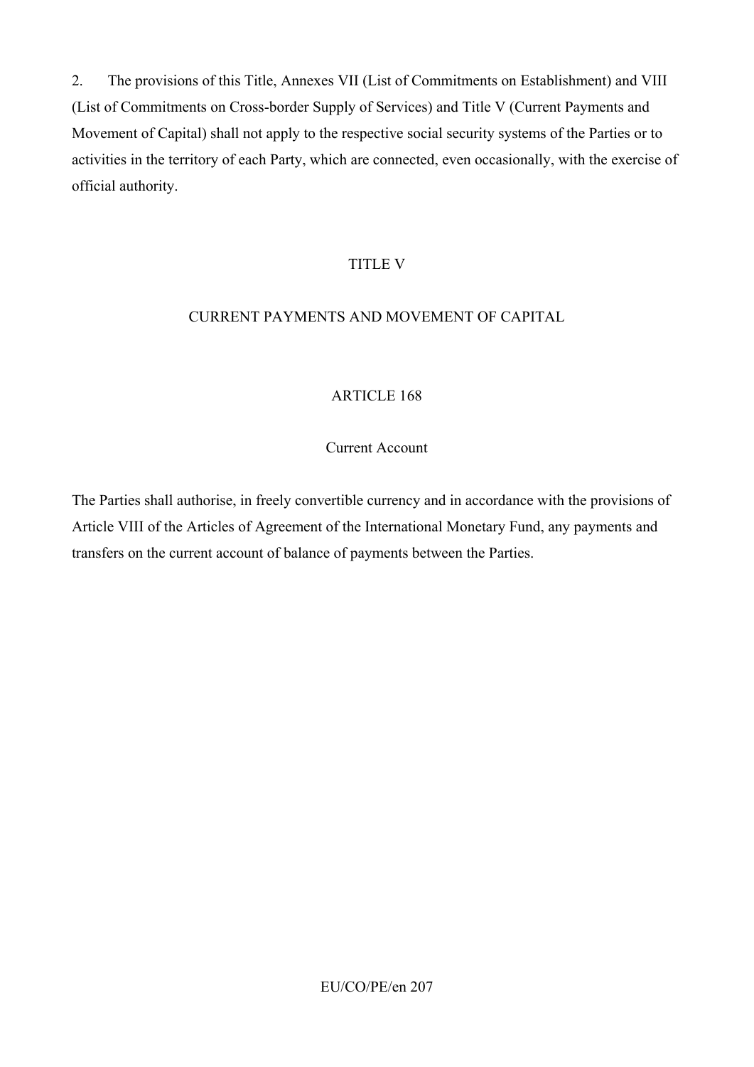2. The provisions of this Title, Annexes VII (List of Commitments on Establishment) and VIII (List of Commitments on Cross-border Supply of Services) and Title V (Current Payments and Movement of Capital) shall not apply to the respective social security systems of the Parties or to activities in the territory of each Party, which are connected, even occasionally, with the exercise of official authority.

# TITLE V

# CURRENT PAYMENTS AND MOVEMENT OF CAPITAL

## ARTICLE 168

### Current Account

The Parties shall authorise, in freely convertible currency and in accordance with the provisions of Article VIII of the Articles of Agreement of the International Monetary Fund, any payments and transfers on the current account of balance of payments between the Parties.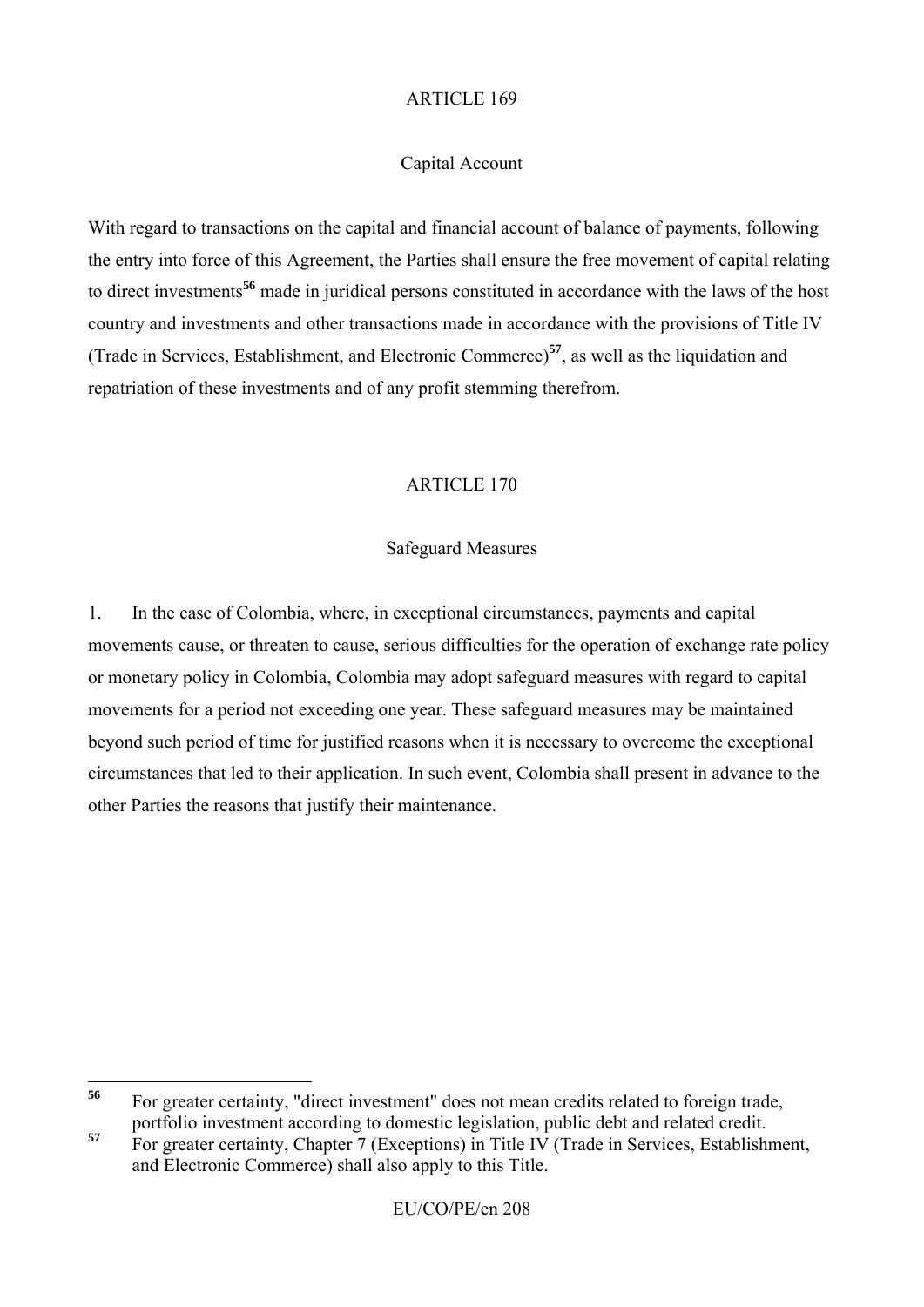ARTICLE 169

Capital Account

With regard to transactions on the capital and financial account of balance of payments, following the entry into force of this Agreement, the Parties shall ensure the free movement of capital relating to direct investments[56] made in juridical persons constituted in accordance with the laws of the host country and investments and other transactions made in accordance with the provisions of Title IV (Trade in Services, Establishment, and Electronic Commerce)[57], as well as the liquidation and repatriation of these investments and of any profit stemming therefrom.

ARTICLE 170

Safeguard Measures

1. In the case of Colombia, where, in exceptional circumstances, payments and capital movements cause, or threaten to cause, serious difficulties for the operation of exchange rate policy or monetary policy in Colombia, Colombia may adopt safeguard measures with regard to capital movements for a period not exceeding one year. These safeguard measures may be maintained beyond such period of time for justified reasons when it is necessary to overcome the exceptional circumstances that led to their application. In such event, Colombia shall present in advance to the other Parties the reasons that justify their maintenance.

---

[56] For greater certainty, "direct investment" does not mean credits related to foreign trade, portfolio investment according to domestic legislation, public debt and related credit.

[57] For greater certainty, Chapter 7 (Exceptions) in Title IV (Trade in Services, Establishment, and Electronic Commerce) shall also apply to this Title.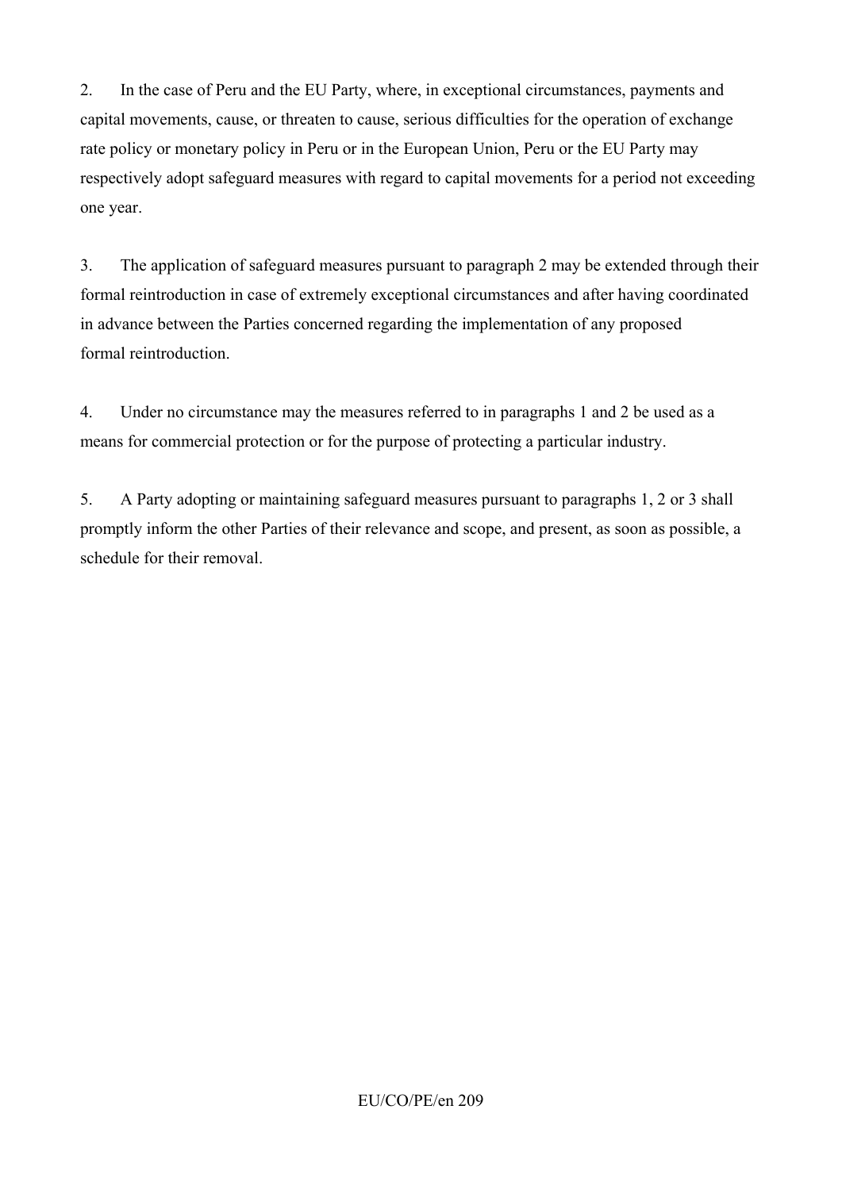2. In the case of Peru and the EU Party, where, in exceptional circumstances, payments and capital movements, cause, or threaten to cause, serious difficulties for the operation of exchange rate policy or monetary policy in Peru or in the European Union, Peru or the EU Party may respectively adopt safeguard measures with regard to capital movements for a period not exceeding one year.

3. The application of safeguard measures pursuant to paragraph 2 may be extended through their formal reintroduction in case of extremely exceptional circumstances and after having coordinated in advance between the Parties concerned regarding the implementation of any proposed formal reintroduction.

4. Under no circumstance may the measures referred to in paragraphs 1 and 2 be used as a means for commercial protection or for the purpose of protecting a particular industry.

5. A Party adopting or maintaining safeguard measures pursuant to paragraphs 1, 2 or 3 shall promptly inform the other Parties of their relevance and scope, and present, as soon as possible, a schedule for their removal.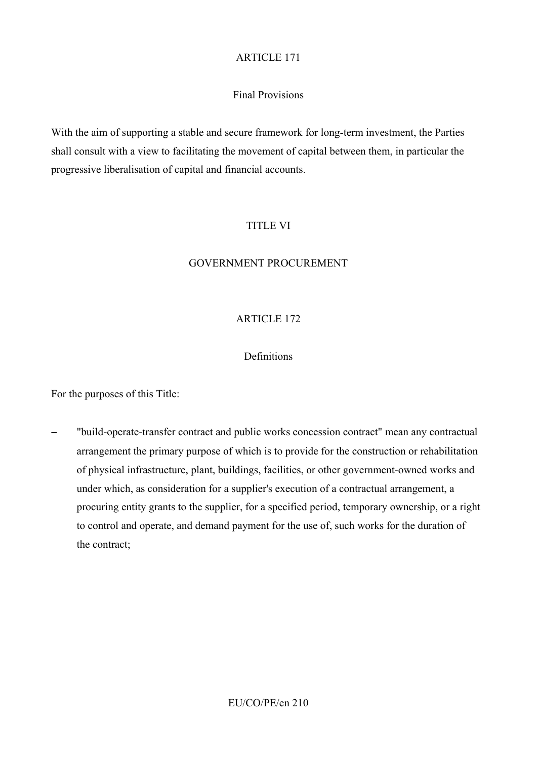## ARTICLE 171

### Final Provisions

With the aim of supporting a stable and secure framework for long-term investment, the Parties shall consult with a view to facilitating the movement of capital between them, in particular the progressive liberalisation of capital and financial accounts.

# TITLE VI

# GOVERNMENT PROCUREMENT

## ARTICLE 172

### Definitions

For the purposes of this Title:

– "build-operate-transfer contract and public works concession contract" mean any contractual arrangement the primary purpose of which is to provide for the construction or rehabilitation of physical infrastructure, plant, buildings, facilities, or other government-owned works and under which, as consideration for a supplier's execution of a contractual arrangement, a procuring entity grants to the supplier, for a specified period, temporary ownership, or a right to control and operate, and demand payment for the use of, such works for the duration of the contract;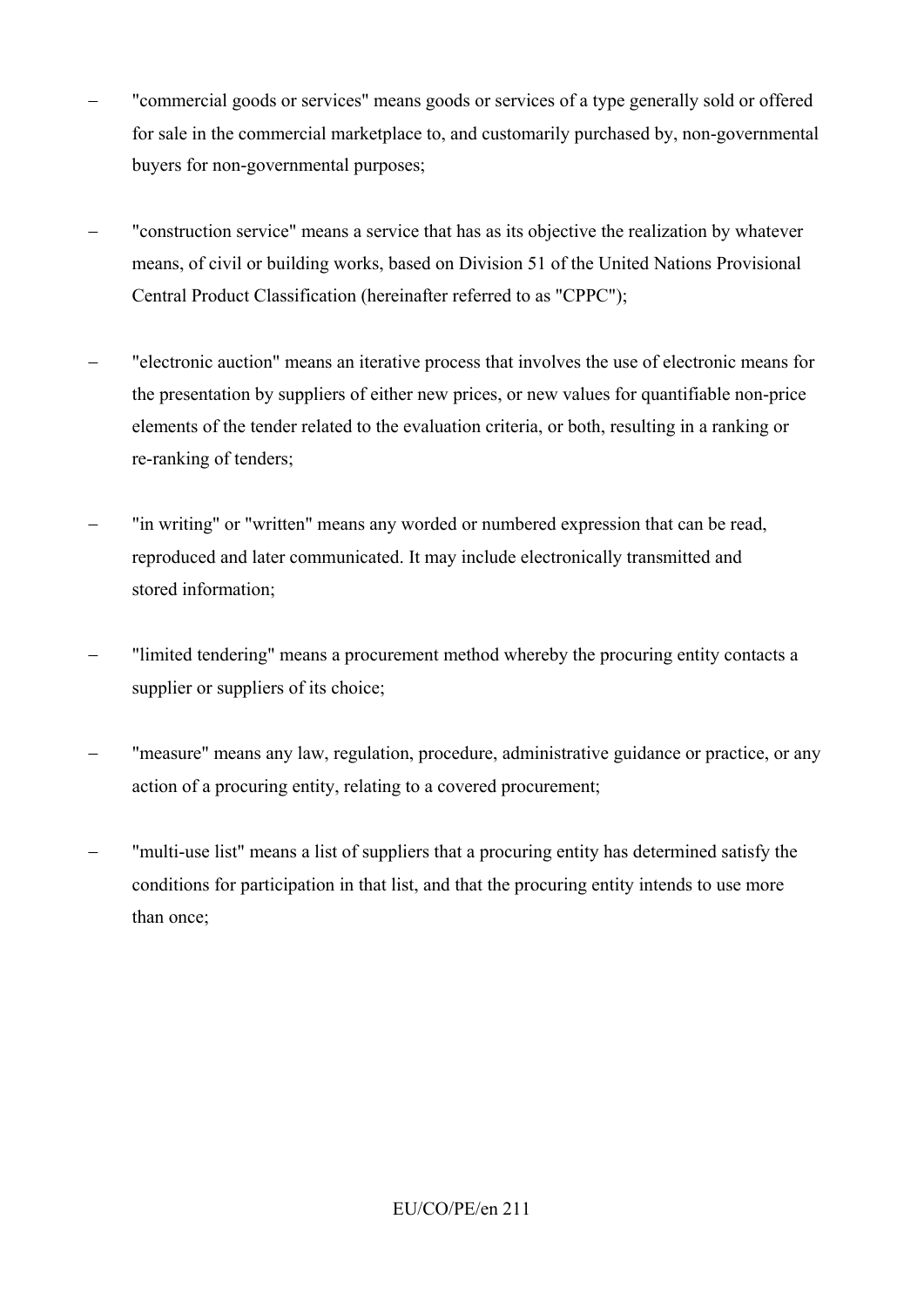- "commercial goods or services" means goods or services of a type generally sold or offered for sale in the commercial marketplace to, and customarily purchased by, non-governmental buyers for non-governmental purposes;

- "construction service" means a service that has as its objective the realization by whatever means, of civil or building works, based on Division 51 of the United Nations Provisional Central Product Classification (hereinafter referred to as "CPPC");

- "electronic auction" means an iterative process that involves the use of electronic means for the presentation by suppliers of either new prices, or new values for quantifiable non-price elements of the tender related to the evaluation criteria, or both, resulting in a ranking or re-ranking of tenders;

- "in writing" or "written" means any worded or numbered expression that can be read, reproduced and later communicated. It may include electronically transmitted and stored information;

- "limited tendering" means a procurement method whereby the procuring entity contacts a supplier or suppliers of its choice;

- "measure" means any law, regulation, procedure, administrative guidance or practice, or any action of a procuring entity, relating to a covered procurement;

- "multi-use list" means a list of suppliers that a procuring entity has determined satisfy the conditions for participation in that list, and that the procuring entity intends to use more than once;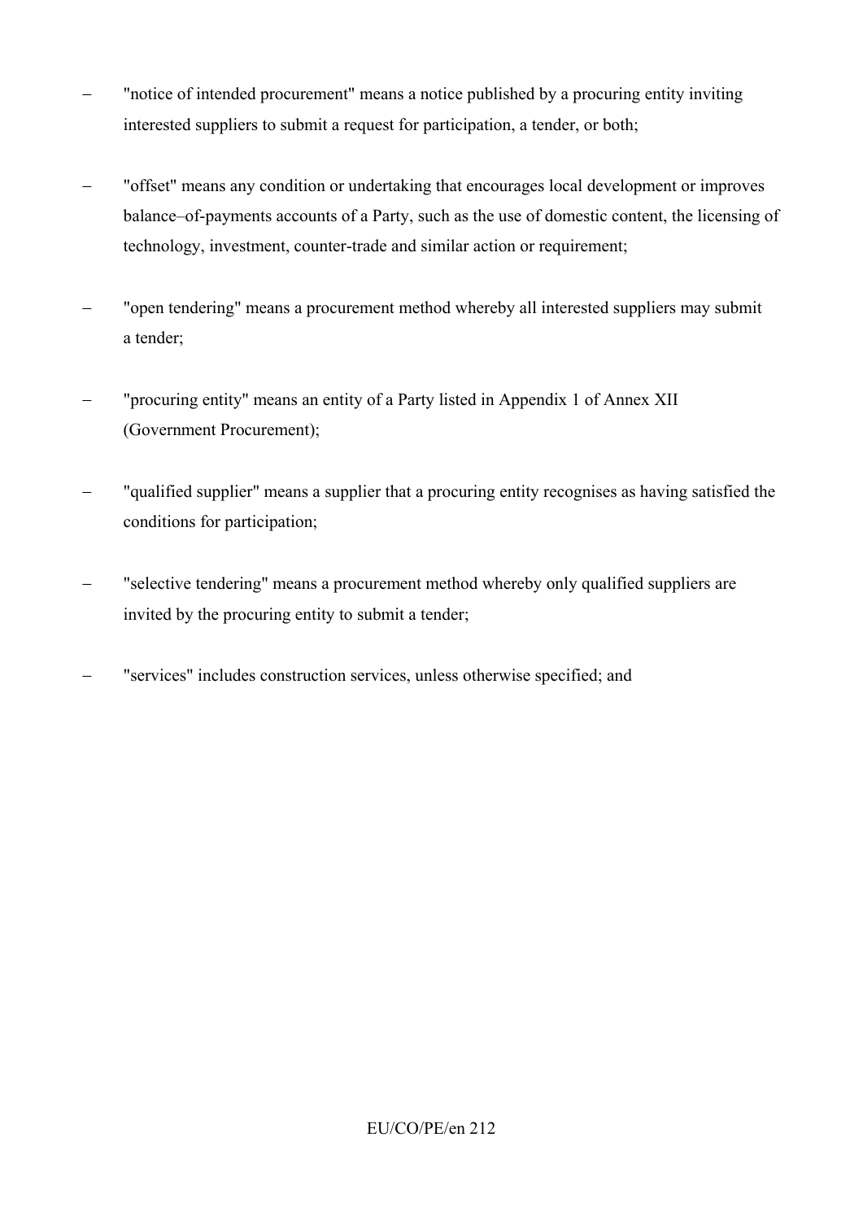- "notice of intended procurement" means a notice published by a procuring entity inviting interested suppliers to submit a request for participation, a tender, or both;

- "offset" means any condition or undertaking that encourages local development or improves balance–of-payments accounts of a Party, such as the use of domestic content, the licensing of technology, investment, counter-trade and similar action or requirement;

- "open tendering" means a procurement method whereby all interested suppliers may submit a tender;

- "procuring entity" means an entity of a Party listed in Appendix 1 of Annex XII (Government Procurement);

- "qualified supplier" means a supplier that a procuring entity recognises as having satisfied the conditions for participation;

- "selective tendering" means a procurement method whereby only qualified suppliers are invited by the procuring entity to submit a tender;

- "services" includes construction services, unless otherwise specified; and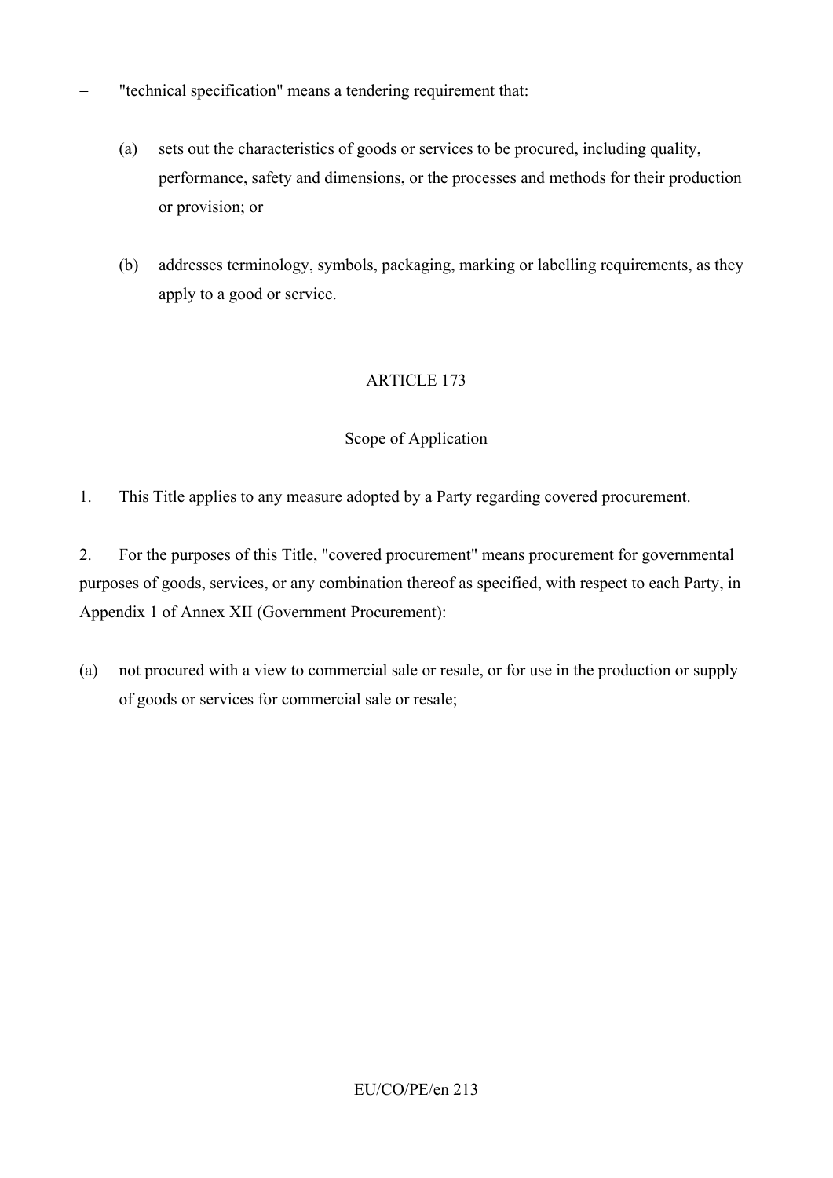– "technical specification" means a tendering requirement that:

  (a) sets out the characteristics of goods or services to be procured, including quality, performance, safety and dimensions, or the processes and methods for their production or provision; or

  (b) addresses terminology, symbols, packaging, marking or labelling requirements, as they apply to a good or service.

## ARTICLE 173

## Scope of Application

1. This Title applies to any measure adopted by a Party regarding covered procurement.

2. For the purposes of this Title, "covered procurement" means procurement for governmental purposes of goods, services, or any combination thereof as specified, with respect to each Party, in Appendix 1 of Annex XII (Government Procurement):

(a) not procured with a view to commercial sale or resale, or for use in the production or supply of goods or services for commercial sale or resale;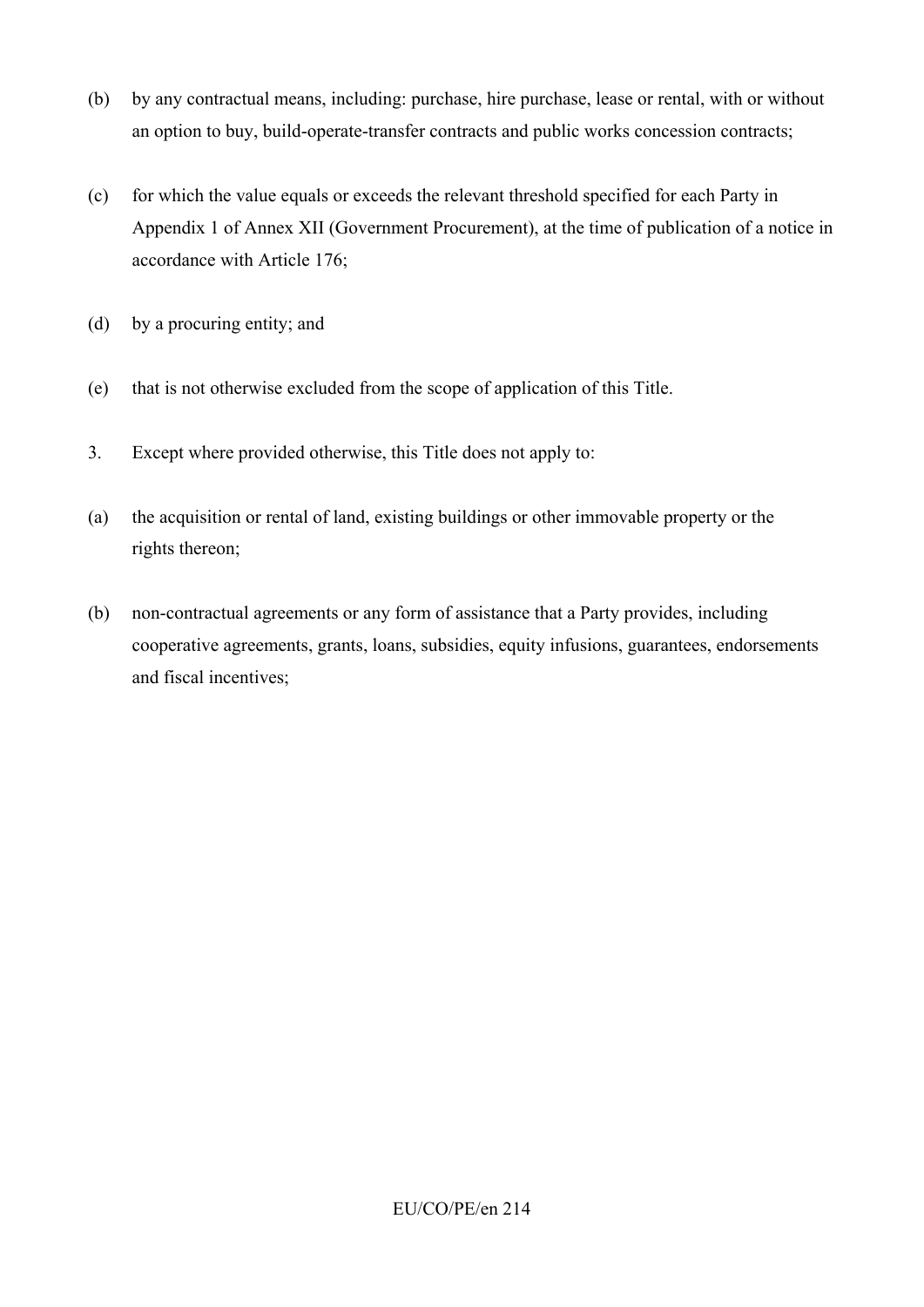(b) by any contractual means, including: purchase, hire purchase, lease or rental, with or without an option to buy, build-operate-transfer contracts and public works concession contracts;

(c) for which the value equals or exceeds the relevant threshold specified for each Party in Appendix 1 of Annex XII (Government Procurement), at the time of publication of a notice in accordance with Article 176;

(d) by a procuring entity; and

(e) that is not otherwise excluded from the scope of application of this Title.

3. Except where provided otherwise, this Title does not apply to:

(a) the acquisition or rental of land, existing buildings or other immovable property or the rights thereon;

(b) non-contractual agreements or any form of assistance that a Party provides, including cooperative agreements, grants, loans, subsidies, equity infusions, guarantees, endorsements and fiscal incentives;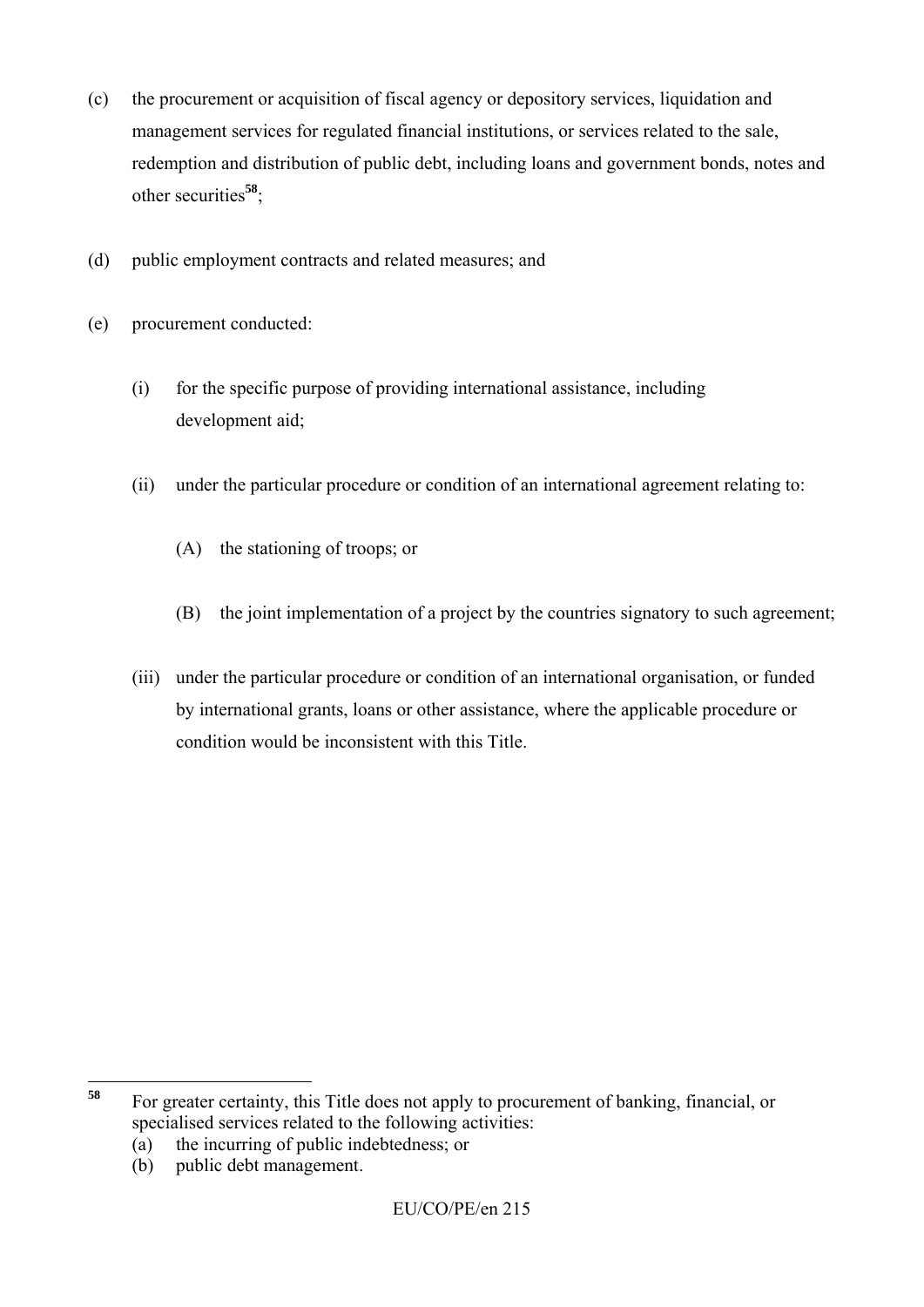(c) the procurement or acquisition of fiscal agency or depository services, liquidation and management services for regulated financial institutions, or services related to the sale, redemption and distribution of public debt, including loans and government bonds, notes and other securities[58];

(d) public employment contracts and related measures; and

(e) procurement conducted:

  (i) for the specific purpose of providing international assistance, including development aid;

  (ii) under the particular procedure or condition of an international agreement relating to:

    (A) the stationing of troops; or

    (B) the joint implementation of a project by the countries signatory to such agreement;

  (iii) under the particular procedure or condition of an international organisation, or funded by international grants, loans or other assistance, where the applicable procedure or condition would be inconsistent with this Title.

---

[58] For greater certainty, this Title does not apply to procurement of banking, financial, or specialised services related to the following activities:
(a) the incurring of public indebtedness; or
(b) public debt management.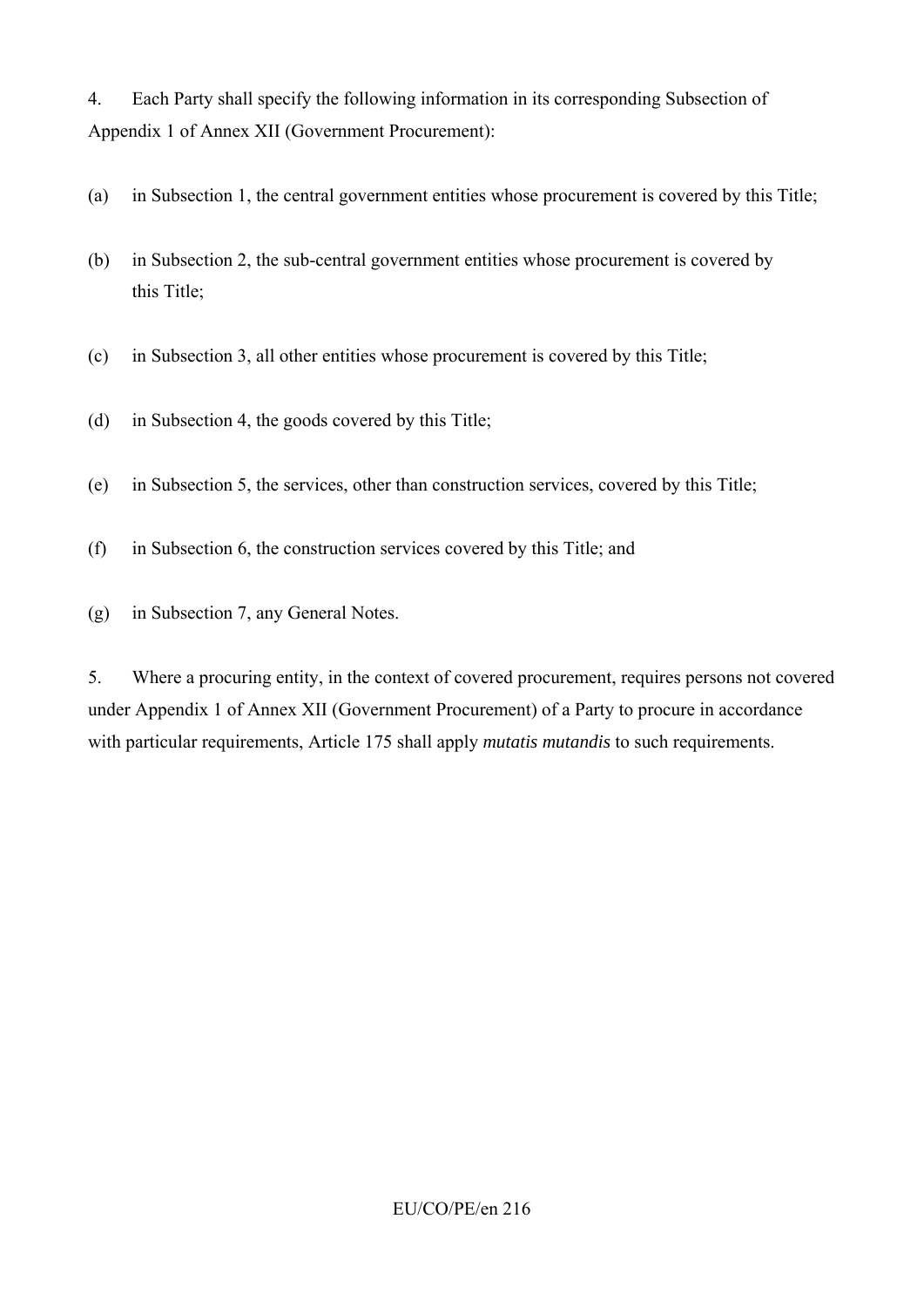4. Each Party shall specify the following information in its corresponding Subsection of Appendix 1 of Annex XII (Government Procurement):

(a) in Subsection 1, the central government entities whose procurement is covered by this Title;

(b) in Subsection 2, the sub-central government entities whose procurement is covered by this Title;

(c) in Subsection 3, all other entities whose procurement is covered by this Title;

(d) in Subsection 4, the goods covered by this Title;

(e) in Subsection 5, the services, other than construction services, covered by this Title;

(f) in Subsection 6, the construction services covered by this Title; and

(g) in Subsection 7, any General Notes.

5. Where a procuring entity, in the context of covered procurement, requires persons not covered under Appendix 1 of Annex XII (Government Procurement) of a Party to procure in accordance with particular requirements, Article 175 shall apply *mutatis mutandis* to such requirements.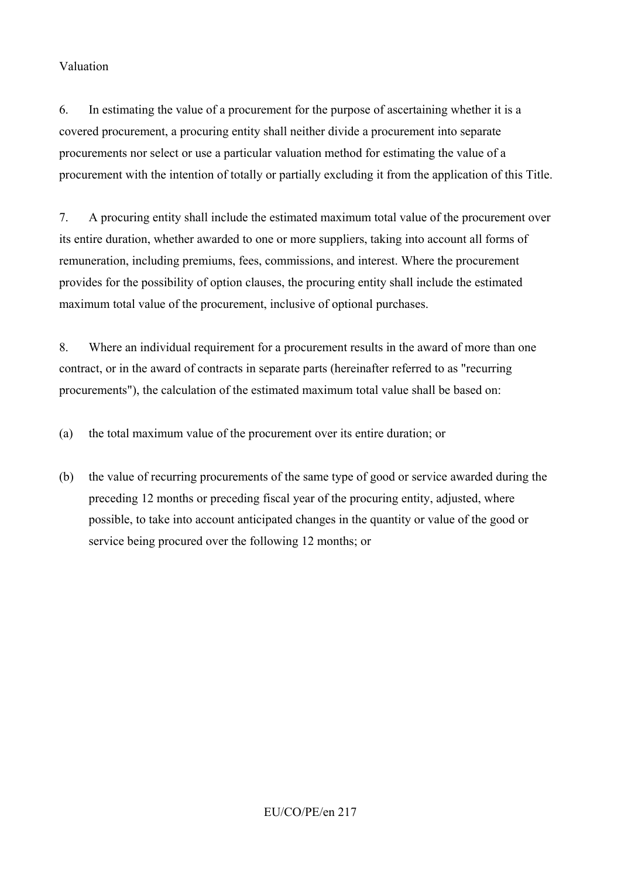Valuation

6. In estimating the value of a procurement for the purpose of ascertaining whether it is a covered procurement, a procuring entity shall neither divide a procurement into separate procurements nor select or use a particular valuation method for estimating the value of a procurement with the intention of totally or partially excluding it from the application of this Title.

7. A procuring entity shall include the estimated maximum total value of the procurement over its entire duration, whether awarded to one or more suppliers, taking into account all forms of remuneration, including premiums, fees, commissions, and interest. Where the procurement provides for the possibility of option clauses, the procuring entity shall include the estimated maximum total value of the procurement, inclusive of optional purchases.

8. Where an individual requirement for a procurement results in the award of more than one contract, or in the award of contracts in separate parts (hereinafter referred to as "recurring procurements"), the calculation of the estimated maximum total value shall be based on:

(a) the total maximum value of the procurement over its entire duration; or

(b) the value of recurring procurements of the same type of good or service awarded during the preceding 12 months or preceding fiscal year of the procuring entity, adjusted, where possible, to take into account anticipated changes in the quantity or value of the good or service being procured over the following 12 months; or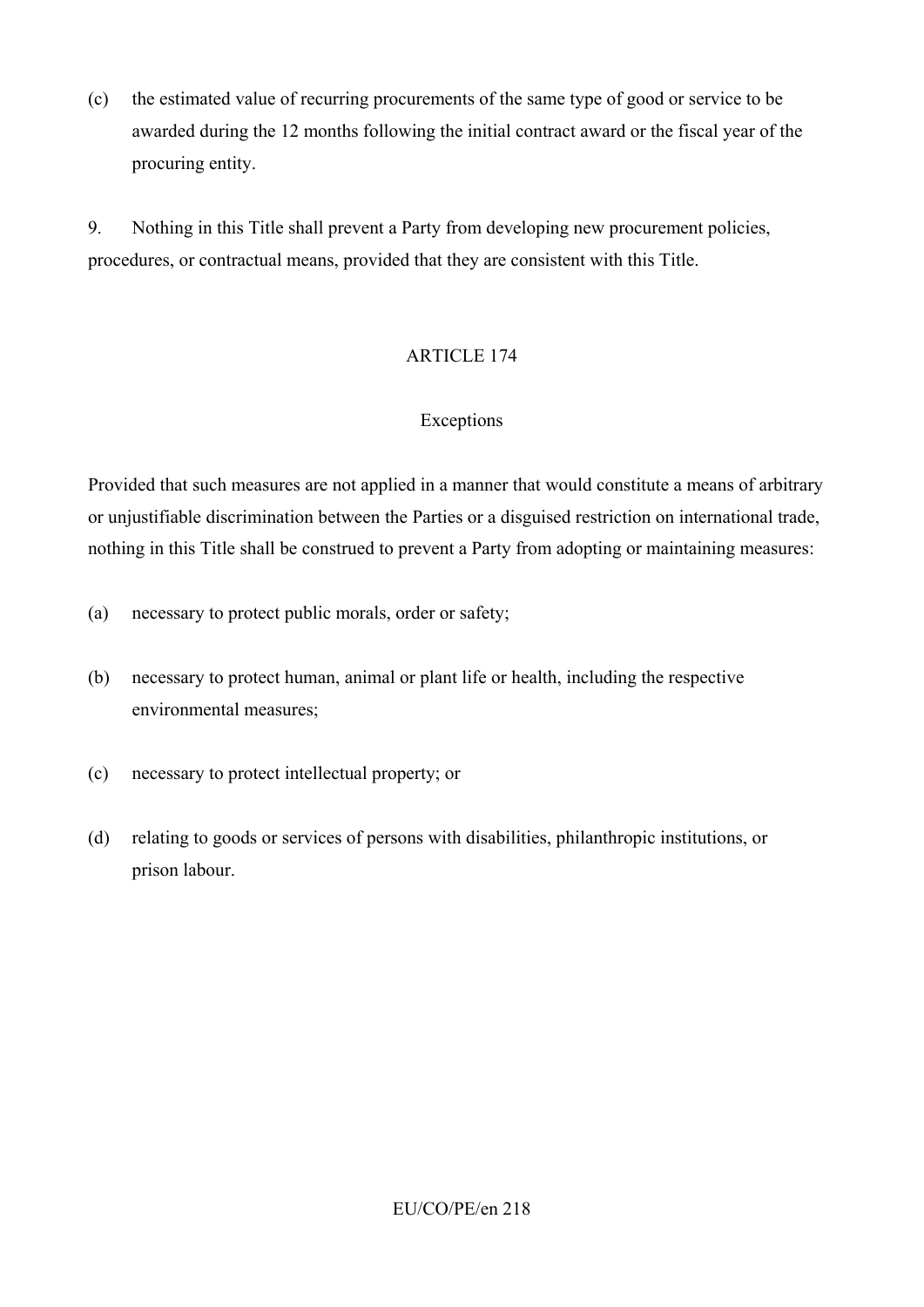(c) the estimated value of recurring procurements of the same type of good or service to be awarded during the 12 months following the initial contract award or the fiscal year of the procuring entity.

9. Nothing in this Title shall prevent a Party from developing new procurement policies, procedures, or contractual means, provided that they are consistent with this Title.

ARTICLE 174

Exceptions

Provided that such measures are not applied in a manner that would constitute a means of arbitrary or unjustifiable discrimination between the Parties or a disguised restriction on international trade, nothing in this Title shall be construed to prevent a Party from adopting or maintaining measures:

(a) necessary to protect public morals, order or safety;

(b) necessary to protect human, animal or plant life or health, including the respective environmental measures;

(c) necessary to protect intellectual property; or

(d) relating to goods or services of persons with disabilities, philanthropic institutions, or prison labour.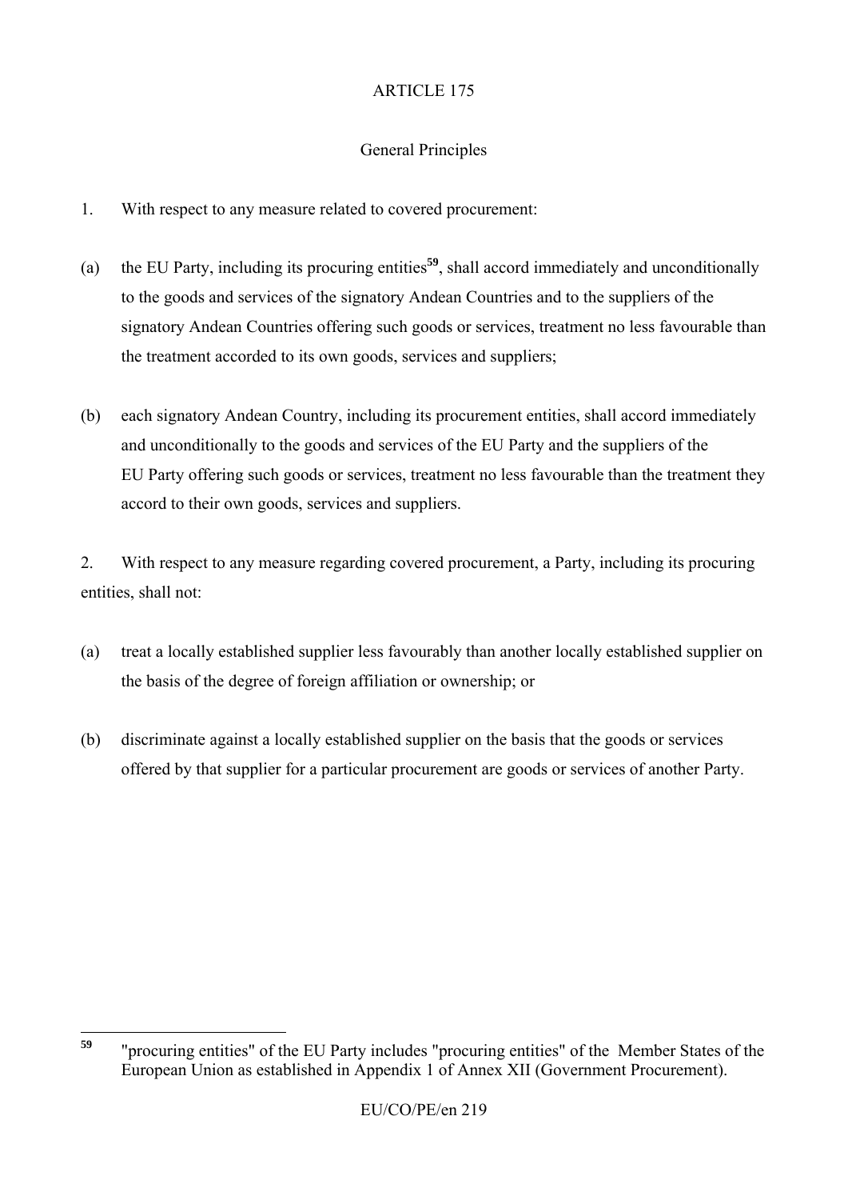ARTICLE 175

General Principles

1. With respect to any measure related to covered procurement:

(a) the EU Party, including its procuring entities[59], shall accord immediately and unconditionally to the goods and services of the signatory Andean Countries and to the suppliers of the signatory Andean Countries offering such goods or services, treatment no less favourable than the treatment accorded to its own goods, services and suppliers;

(b) each signatory Andean Country, including its procurement entities, shall accord immediately and unconditionally to the goods and services of the EU Party and the suppliers of the EU Party offering such goods or services, treatment no less favourable than the treatment they accord to their own goods, services and suppliers.

2. With respect to any measure regarding covered procurement, a Party, including its procuring entities, shall not:

(a) treat a locally established supplier less favourably than another locally established supplier on the basis of the degree of foreign affiliation or ownership; or

(b) discriminate against a locally established supplier on the basis that the goods or services offered by that supplier for a particular procurement are goods or services of another Party.

---

[59] "procuring entities" of the EU Party includes "procuring entities" of the Member States of the European Union as established in Appendix 1 of Annex XII (Government Procurement).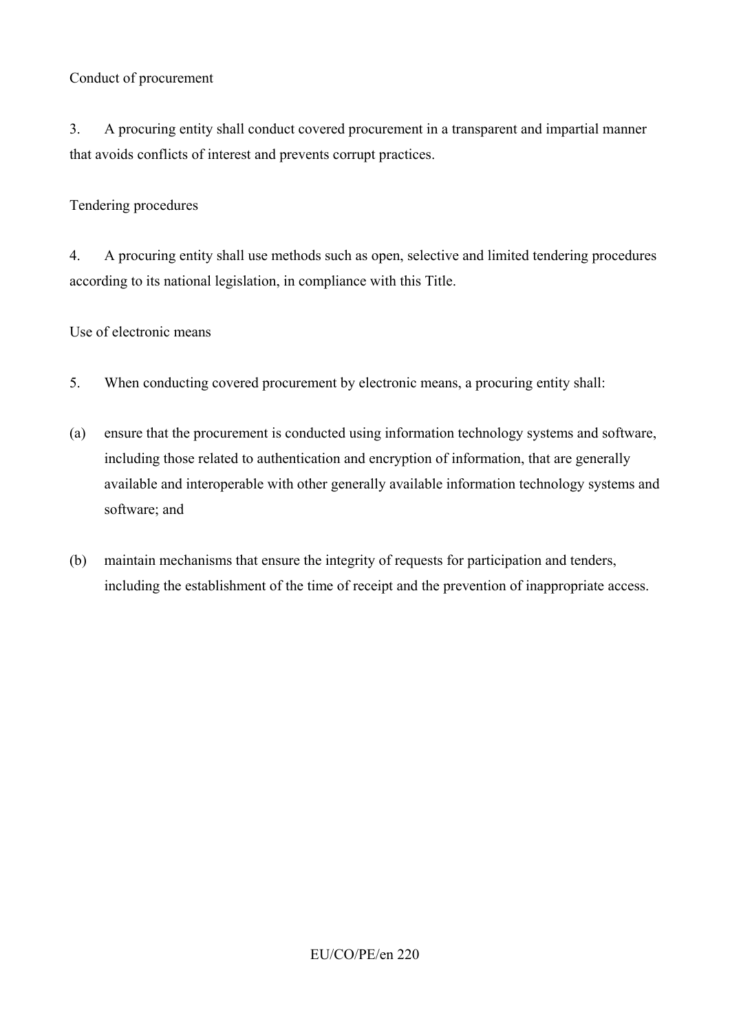Conduct of procurement

3. A procuring entity shall conduct covered procurement in a transparent and impartial manner that avoids conflicts of interest and prevents corrupt practices.

Tendering procedures

4. A procuring entity shall use methods such as open, selective and limited tendering procedures according to its national legislation, in compliance with this Title.

Use of electronic means

5. When conducting covered procurement by electronic means, a procuring entity shall:

(a) ensure that the procurement is conducted using information technology systems and software, including those related to authentication and encryption of information, that are generally available and interoperable with other generally available information technology systems and software; and

(b) maintain mechanisms that ensure the integrity of requests for participation and tenders, including the establishment of the time of receipt and the prevention of inappropriate access.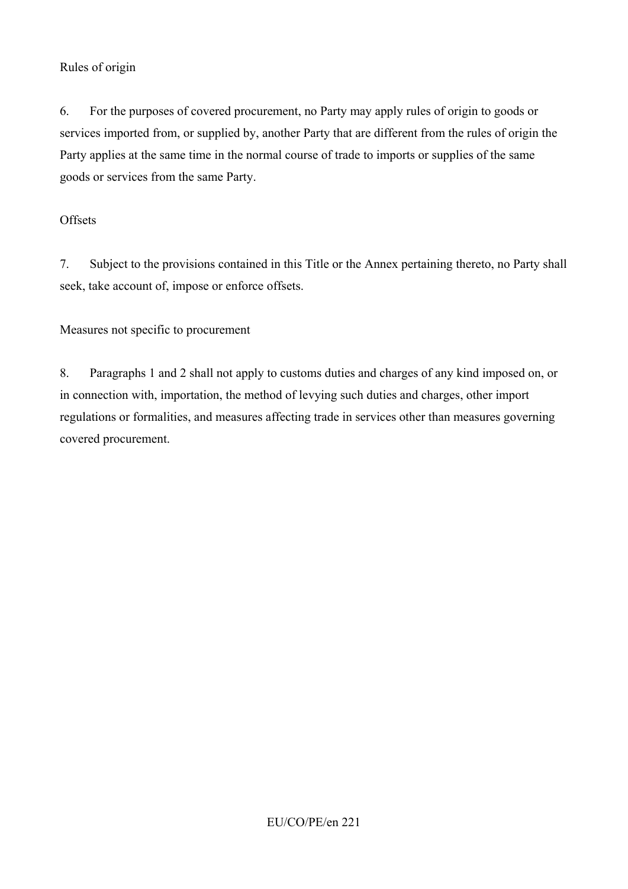Rules of origin

6. For the purposes of covered procurement, no Party may apply rules of origin to goods or services imported from, or supplied by, another Party that are different from the rules of origin the Party applies at the same time in the normal course of trade to imports or supplies of the same goods or services from the same Party.

Offsets

7. Subject to the provisions contained in this Title or the Annex pertaining thereto, no Party shall seek, take account of, impose or enforce offsets.

Measures not specific to procurement

8. Paragraphs 1 and 2 shall not apply to customs duties and charges of any kind imposed on, or in connection with, importation, the method of levying such duties and charges, other import regulations or formalities, and measures affecting trade in services other than measures governing covered procurement.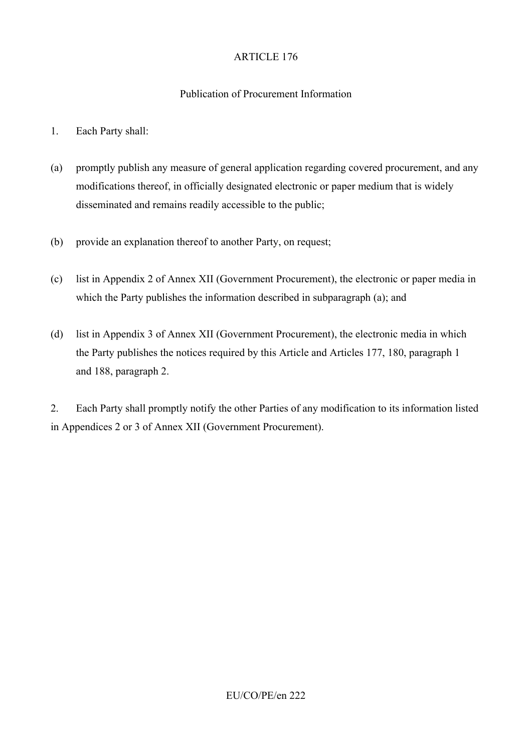## ARTICLE 176

### Publication of Procurement Information

1. Each Party shall:

(a) promptly publish any measure of general application regarding covered procurement, and any modifications thereof, in officially designated electronic or paper medium that is widely disseminated and remains readily accessible to the public;

(b) provide an explanation thereof to another Party, on request;

(c) list in Appendix 2 of Annex XII (Government Procurement), the electronic or paper media in which the Party publishes the information described in subparagraph (a); and

(d) list in Appendix 3 of Annex XII (Government Procurement), the electronic media in which the Party publishes the notices required by this Article and Articles 177, 180, paragraph 1 and 188, paragraph 2.

2. Each Party shall promptly notify the other Parties of any modification to its information listed in Appendices 2 or 3 of Annex XII (Government Procurement).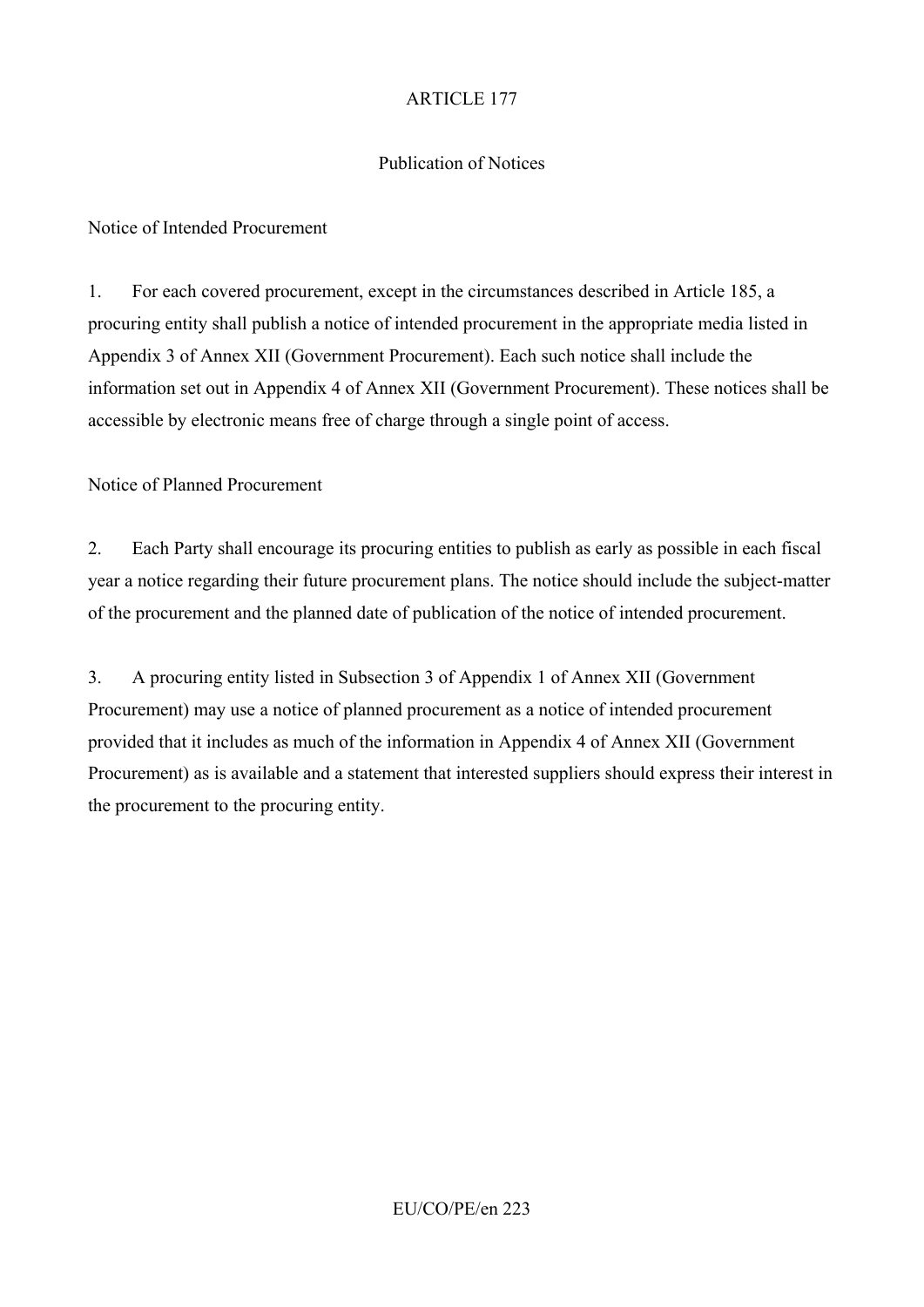## ARTICLE 177

### Publication of Notices

Notice of Intended Procurement

1. For each covered procurement, except in the circumstances described in Article 185, a procuring entity shall publish a notice of intended procurement in the appropriate media listed in Appendix 3 of Annex XII (Government Procurement). Each such notice shall include the information set out in Appendix 4 of Annex XII (Government Procurement). These notices shall be accessible by electronic means free of charge through a single point of access.

Notice of Planned Procurement

2. Each Party shall encourage its procuring entities to publish as early as possible in each fiscal year a notice regarding their future procurement plans. The notice should include the subject-matter of the procurement and the planned date of publication of the notice of intended procurement.

3. A procuring entity listed in Subsection 3 of Appendix 1 of Annex XII (Government Procurement) may use a notice of planned procurement as a notice of intended procurement provided that it includes as much of the information in Appendix 4 of Annex XII (Government Procurement) as is available and a statement that interested suppliers should express their interest in the procurement to the procuring entity.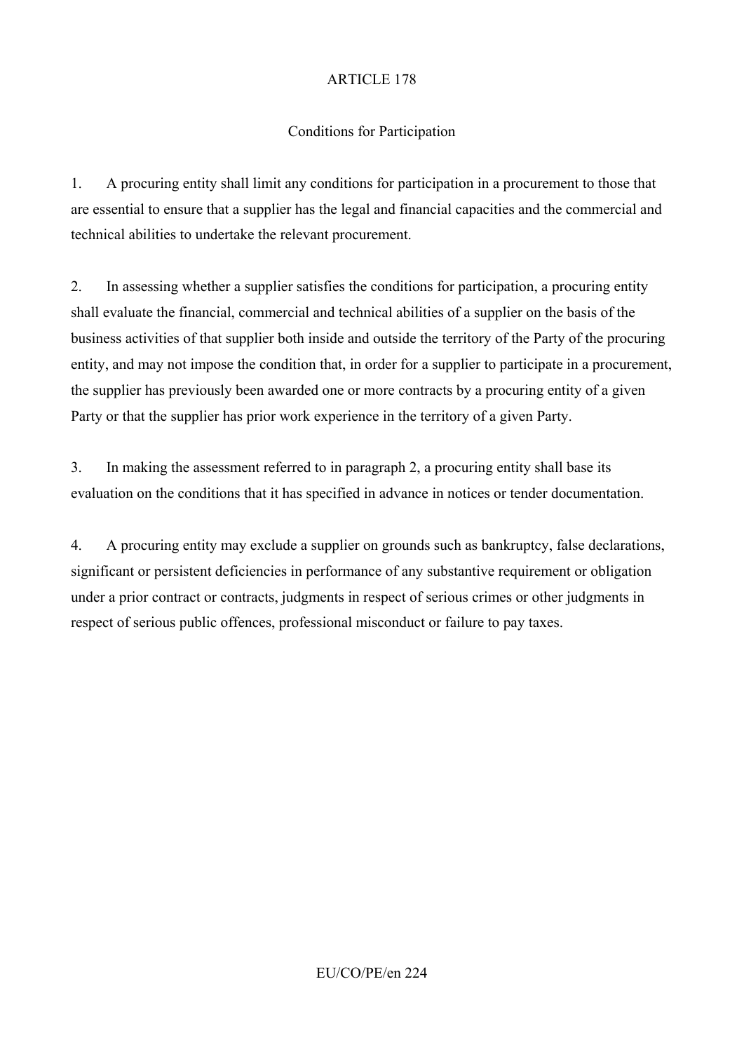## ARTICLE 178

### Conditions for Participation

1. A procuring entity shall limit any conditions for participation in a procurement to those that are essential to ensure that a supplier has the legal and financial capacities and the commercial and technical abilities to undertake the relevant procurement.

2. In assessing whether a supplier satisfies the conditions for participation, a procuring entity shall evaluate the financial, commercial and technical abilities of a supplier on the basis of the business activities of that supplier both inside and outside the territory of the Party of the procuring entity, and may not impose the condition that, in order for a supplier to participate in a procurement, the supplier has previously been awarded one or more contracts by a procuring entity of a given Party or that the supplier has prior work experience in the territory of a given Party.

3. In making the assessment referred to in paragraph 2, a procuring entity shall base its evaluation on the conditions that it has specified in advance in notices or tender documentation.

4. A procuring entity may exclude a supplier on grounds such as bankruptcy, false declarations, significant or persistent deficiencies in performance of any substantive requirement or obligation under a prior contract or contracts, judgments in respect of serious crimes or other judgments in respect of serious public offences, professional misconduct or failure to pay taxes.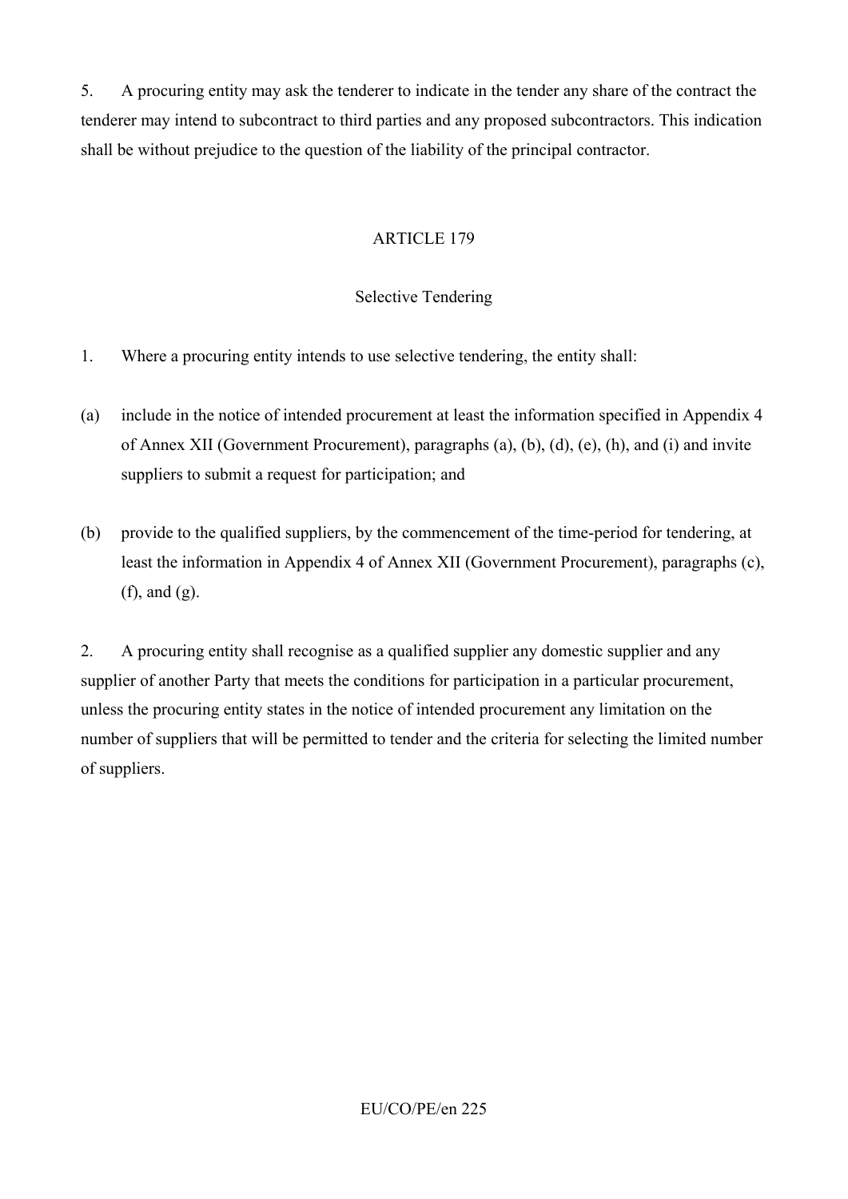5. A procuring entity may ask the tenderer to indicate in the tender any share of the contract the tenderer may intend to subcontract to third parties and any proposed subcontractors. This indication shall be without prejudice to the question of the liability of the principal contractor.

## ARTICLE 179

### Selective Tendering

1. Where a procuring entity intends to use selective tendering, the entity shall:

(a) include in the notice of intended procurement at least the information specified in Appendix 4 of Annex XII (Government Procurement), paragraphs (a), (b), (d), (e), (h), and (i) and invite suppliers to submit a request for participation; and

(b) provide to the qualified suppliers, by the commencement of the time-period for tendering, at least the information in Appendix 4 of Annex XII (Government Procurement), paragraphs (c), (f), and (g).

2. A procuring entity shall recognise as a qualified supplier any domestic supplier and any supplier of another Party that meets the conditions for participation in a particular procurement, unless the procuring entity states in the notice of intended procurement any limitation on the number of suppliers that will be permitted to tender and the criteria for selecting the limited number of suppliers.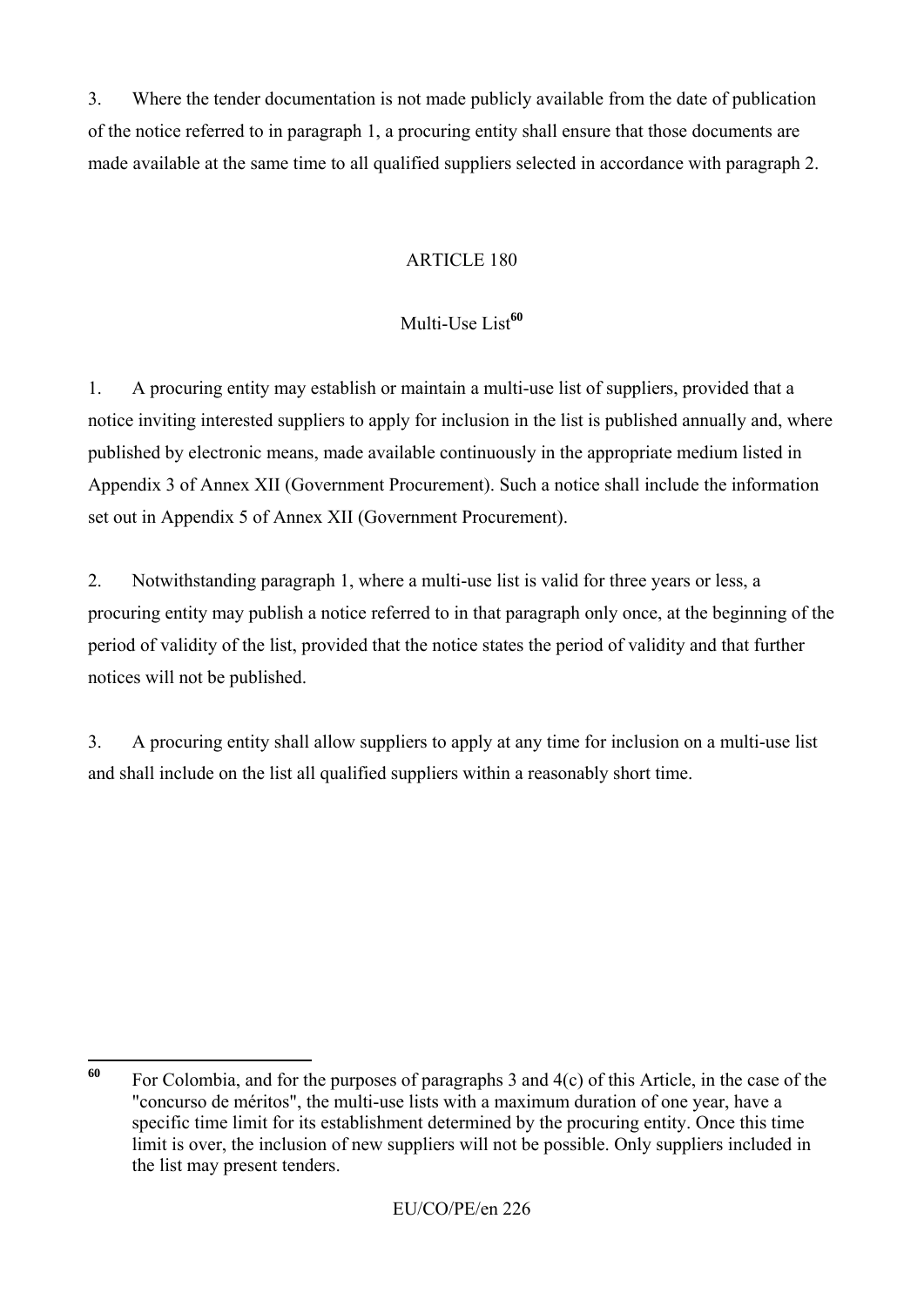3. Where the tender documentation is not made publicly available from the date of publication of the notice referred to in paragraph 1, a procuring entity shall ensure that those documents are made available at the same time to all qualified suppliers selected in accordance with paragraph 2.

## ARTICLE 180

### Multi-Use List[60]

1. A procuring entity may establish or maintain a multi-use list of suppliers, provided that a notice inviting interested suppliers to apply for inclusion in the list is published annually and, where published by electronic means, made available continuously in the appropriate medium listed in Appendix 3 of Annex XII (Government Procurement). Such a notice shall include the information set out in Appendix 5 of Annex XII (Government Procurement).

2. Notwithstanding paragraph 1, where a multi-use list is valid for three years or less, a procuring entity may publish a notice referred to in that paragraph only once, at the beginning of the period of validity of the list, provided that the notice states the period of validity and that further notices will not be published.

3. A procuring entity shall allow suppliers to apply at any time for inclusion on a multi-use list and shall include on the list all qualified suppliers within a reasonably short time.

---

[60] For Colombia, and for the purposes of paragraphs 3 and 4(c) of this Article, in the case of the "concurso de méritos", the multi-use lists with a maximum duration of one year, have a specific time limit for its establishment determined by the procuring entity. Once this time limit is over, the inclusion of new suppliers will not be possible. Only suppliers included in the list may present tenders.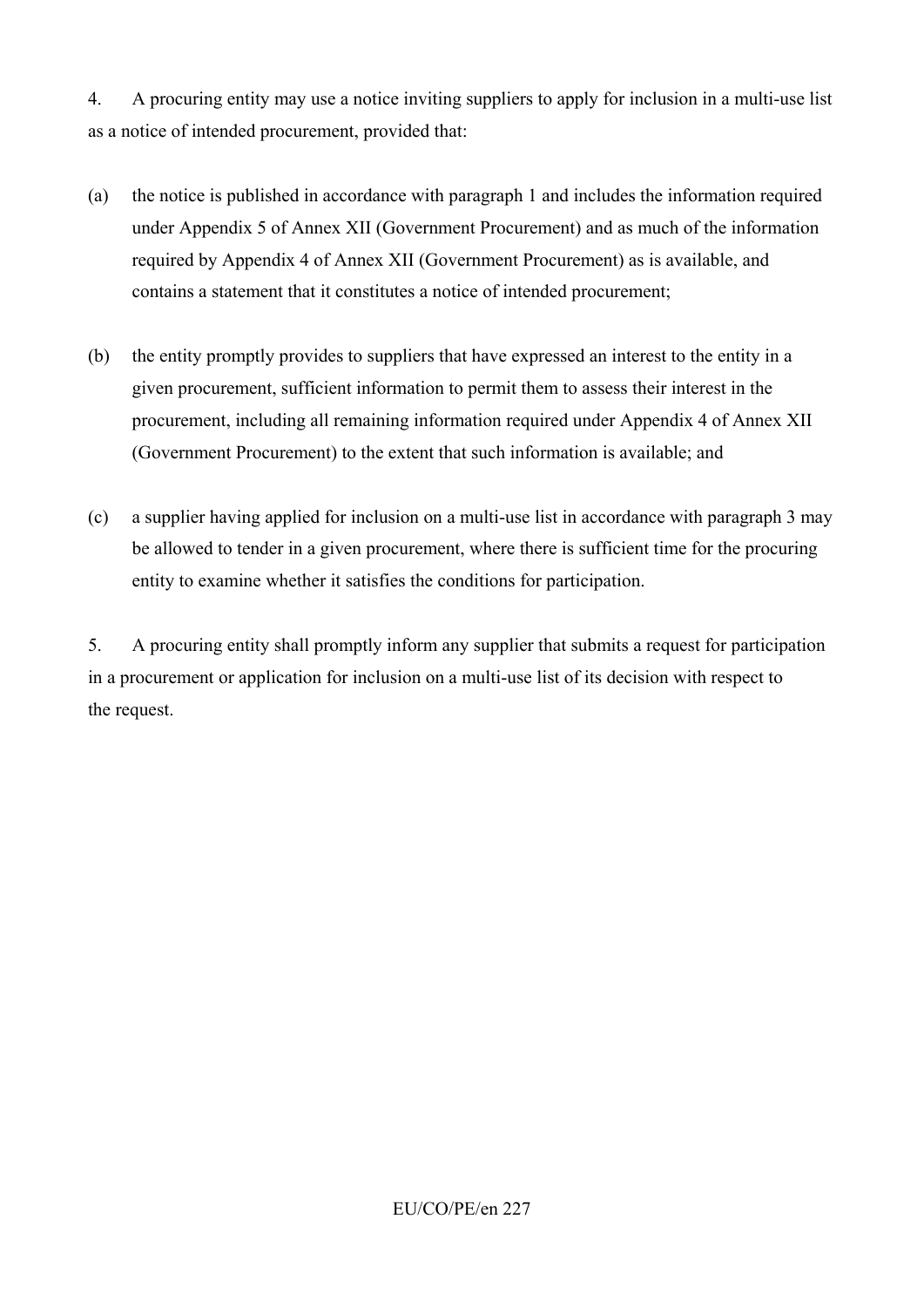4. A procuring entity may use a notice inviting suppliers to apply for inclusion in a multi-use list as a notice of intended procurement, provided that:

(a) the notice is published in accordance with paragraph 1 and includes the information required under Appendix 5 of Annex XII (Government Procurement) and as much of the information required by Appendix 4 of Annex XII (Government Procurement) as is available, and contains a statement that it constitutes a notice of intended procurement;

(b) the entity promptly provides to suppliers that have expressed an interest to the entity in a given procurement, sufficient information to permit them to assess their interest in the procurement, including all remaining information required under Appendix 4 of Annex XII (Government Procurement) to the extent that such information is available; and

(c) a supplier having applied for inclusion on a multi-use list in accordance with paragraph 3 may be allowed to tender in a given procurement, where there is sufficient time for the procuring entity to examine whether it satisfies the conditions for participation.

5. A procuring entity shall promptly inform any supplier that submits a request for participation in a procurement or application for inclusion on a multi-use list of its decision with respect to the request.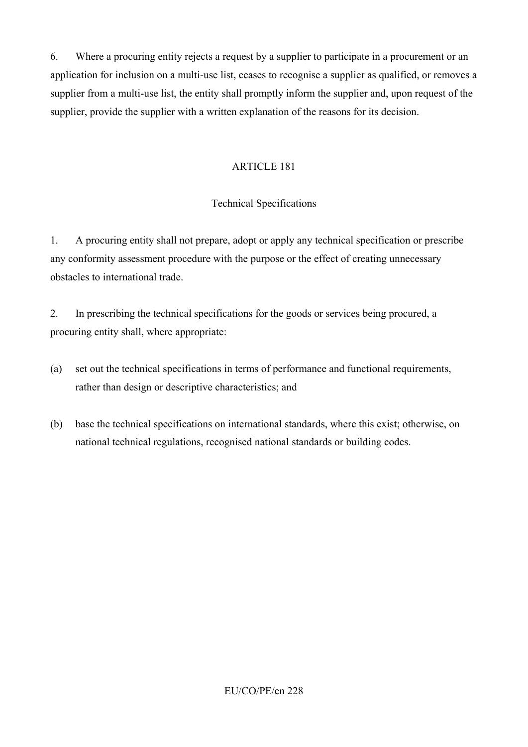6. Where a procuring entity rejects a request by a supplier to participate in a procurement or an application for inclusion on a multi-use list, ceases to recognise a supplier as qualified, or removes a supplier from a multi-use list, the entity shall promptly inform the supplier and, upon request of the supplier, provide the supplier with a written explanation of the reasons for its decision.

## ARTICLE 181

### Technical Specifications

1. A procuring entity shall not prepare, adopt or apply any technical specification or prescribe any conformity assessment procedure with the purpose or the effect of creating unnecessary obstacles to international trade.

2. In prescribing the technical specifications for the goods or services being procured, a procuring entity shall, where appropriate:

(a) set out the technical specifications in terms of performance and functional requirements, rather than design or descriptive characteristics; and

(b) base the technical specifications on international standards, where this exist; otherwise, on national technical regulations, recognised national standards or building codes.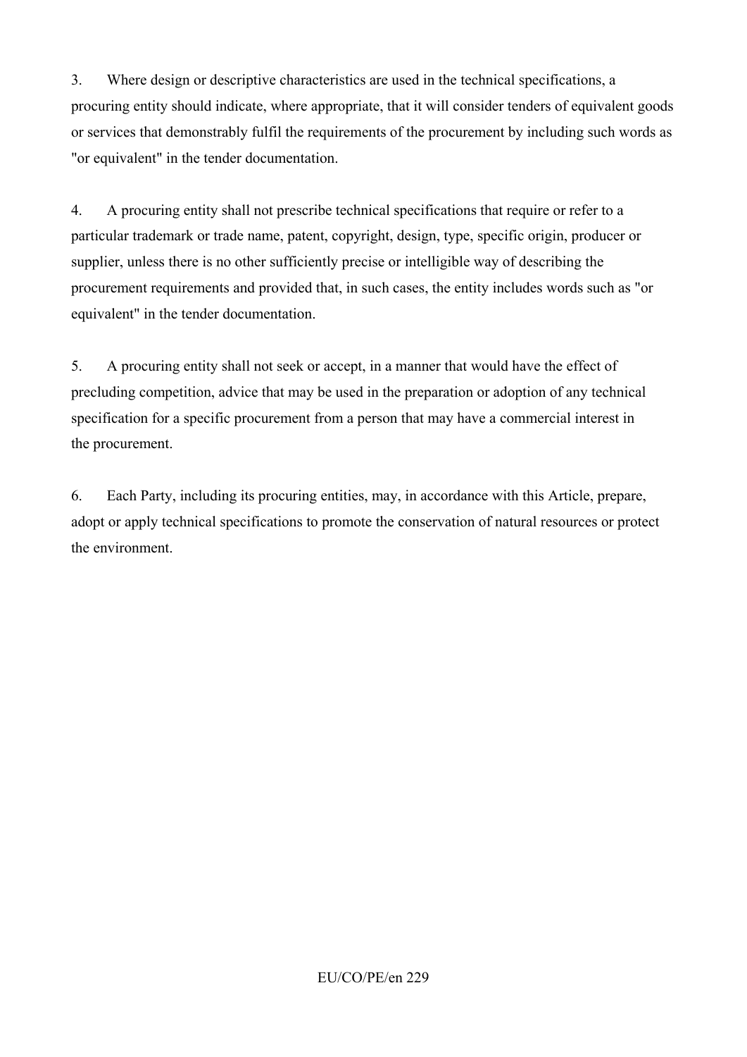3. Where design or descriptive characteristics are used in the technical specifications, a procuring entity should indicate, where appropriate, that it will consider tenders of equivalent goods or services that demonstrably fulfil the requirements of the procurement by including such words as "or equivalent" in the tender documentation.

4. A procuring entity shall not prescribe technical specifications that require or refer to a particular trademark or trade name, patent, copyright, design, type, specific origin, producer or supplier, unless there is no other sufficiently precise or intelligible way of describing the procurement requirements and provided that, in such cases, the entity includes words such as "or equivalent" in the tender documentation.

5. A procuring entity shall not seek or accept, in a manner that would have the effect of precluding competition, advice that may be used in the preparation or adoption of any technical specification for a specific procurement from a person that may have a commercial interest in the procurement.

6. Each Party, including its procuring entities, may, in accordance with this Article, prepare, adopt or apply technical specifications to promote the conservation of natural resources or protect the environment.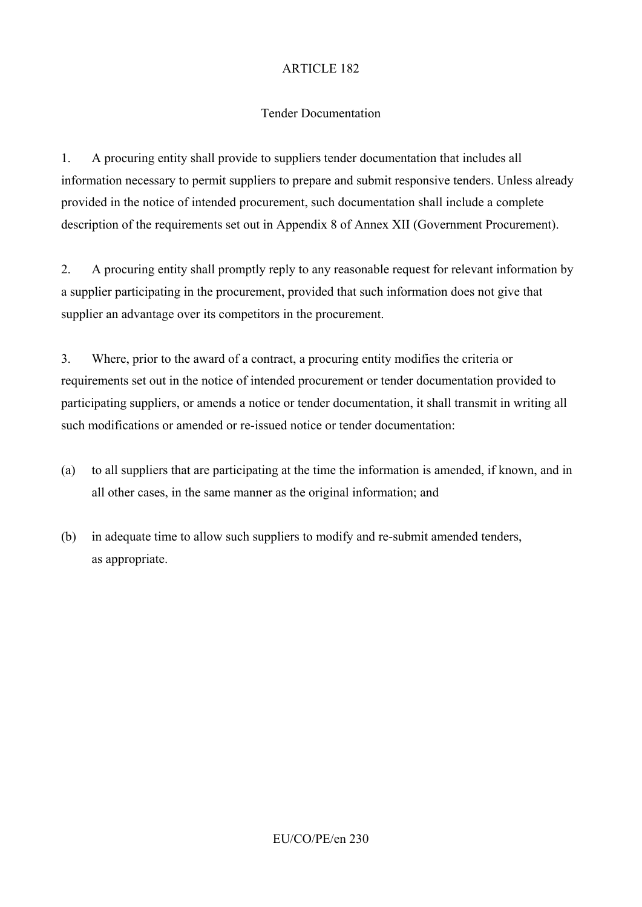## ARTICLE 182

### Tender Documentation

1. A procuring entity shall provide to suppliers tender documentation that includes all information necessary to permit suppliers to prepare and submit responsive tenders. Unless already provided in the notice of intended procurement, such documentation shall include a complete description of the requirements set out in Appendix 8 of Annex XII (Government Procurement).

2. A procuring entity shall promptly reply to any reasonable request for relevant information by a supplier participating in the procurement, provided that such information does not give that supplier an advantage over its competitors in the procurement.

3. Where, prior to the award of a contract, a procuring entity modifies the criteria or requirements set out in the notice of intended procurement or tender documentation provided to participating suppliers, or amends a notice or tender documentation, it shall transmit in writing all such modifications or amended or re-issued notice or tender documentation:

(a) to all suppliers that are participating at the time the information is amended, if known, and in all other cases, in the same manner as the original information; and

(b) in adequate time to allow such suppliers to modify and re-submit amended tenders, as appropriate.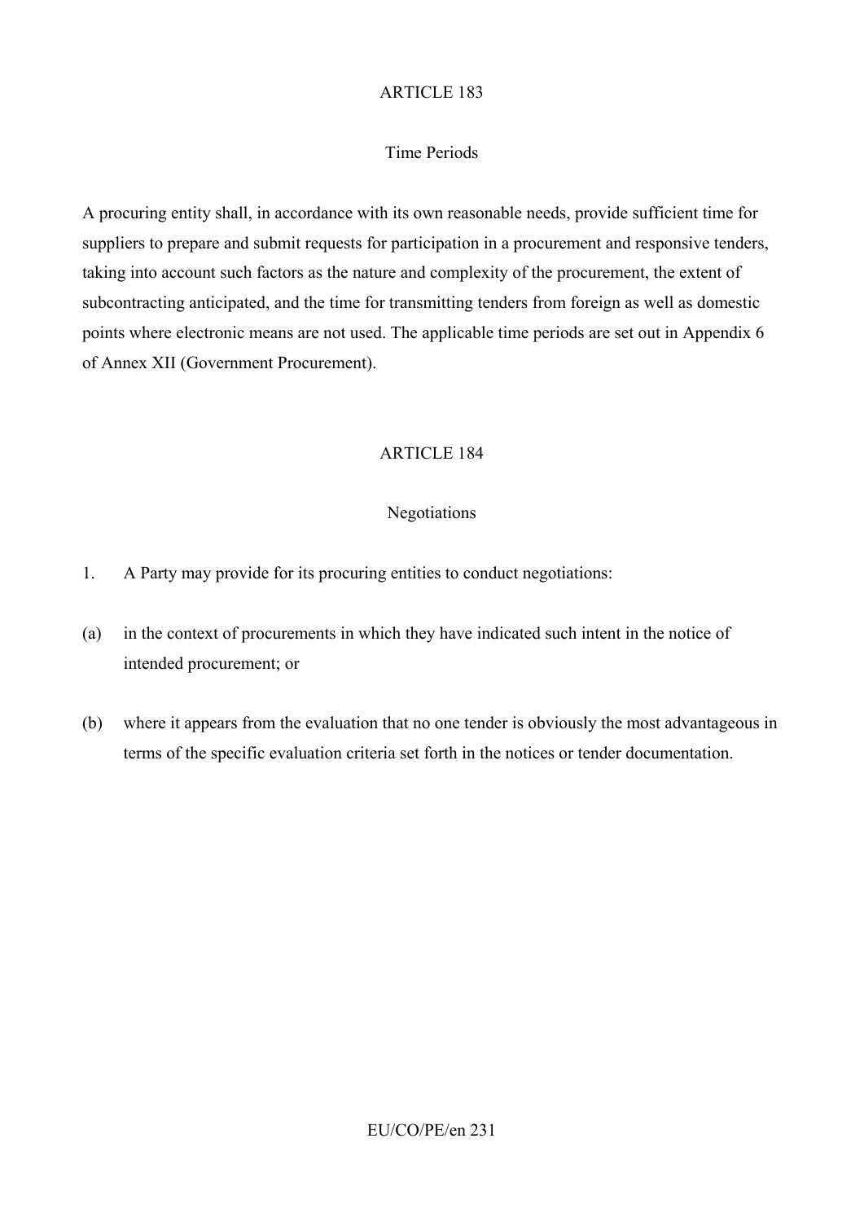## ARTICLE 183

### Time Periods

A procuring entity shall, in accordance with its own reasonable needs, provide sufficient time for suppliers to prepare and submit requests for participation in a procurement and responsive tenders, taking into account such factors as the nature and complexity of the procurement, the extent of subcontracting anticipated, and the time for transmitting tenders from foreign as well as domestic points where electronic means are not used. The applicable time periods are set out in Appendix 6 of Annex XII (Government Procurement).

## ARTICLE 184

### Negotiations

1. A Party may provide for its procuring entities to conduct negotiations:

(a) in the context of procurements in which they have indicated such intent in the notice of intended procurement; or

(b) where it appears from the evaluation that no one tender is obviously the most advantageous in terms of the specific evaluation criteria set forth in the notices or tender documentation.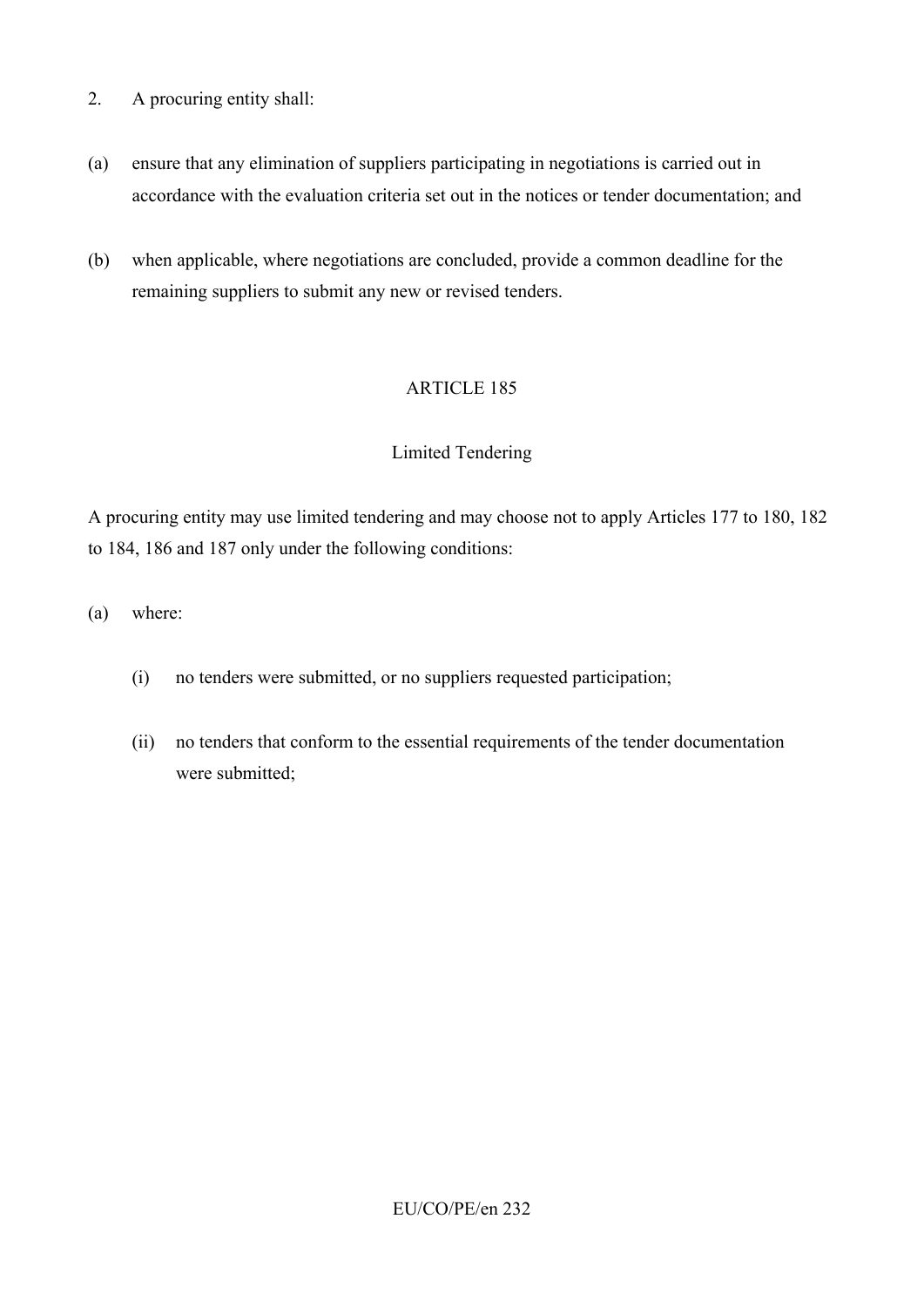2. A procuring entity shall:

(a) ensure that any elimination of suppliers participating in negotiations is carried out in accordance with the evaluation criteria set out in the notices or tender documentation; and

(b) when applicable, where negotiations are concluded, provide a common deadline for the remaining suppliers to submit any new or revised tenders.

## ARTICLE 185

### Limited Tendering

A procuring entity may use limited tendering and may choose not to apply Articles 177 to 180, 182 to 184, 186 and 187 only under the following conditions:

(a) where:

   (i) no tenders were submitted, or no suppliers requested participation;

   (ii) no tenders that conform to the essential requirements of the tender documentation were submitted;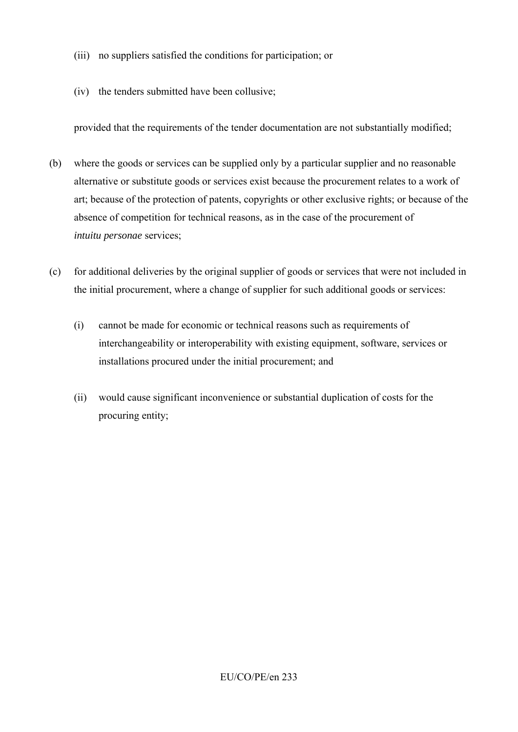(iii) no suppliers satisfied the conditions for participation; or

(iv) the tenders submitted have been collusive;

provided that the requirements of the tender documentation are not substantially modified;

(b) where the goods or services can be supplied only by a particular supplier and no reasonable alternative or substitute goods or services exist because the procurement relates to a work of art; because of the protection of patents, copyrights or other exclusive rights; or because of the absence of competition for technical reasons, as in the case of the procurement of *intuitu personae* services;

(c) for additional deliveries by the original supplier of goods or services that were not included in the initial procurement, where a change of supplier for such additional goods or services:

(i) cannot be made for economic or technical reasons such as requirements of interchangeability or interoperability with existing equipment, software, services or installations procured under the initial procurement; and

(ii) would cause significant inconvenience or substantial duplication of costs for the procuring entity;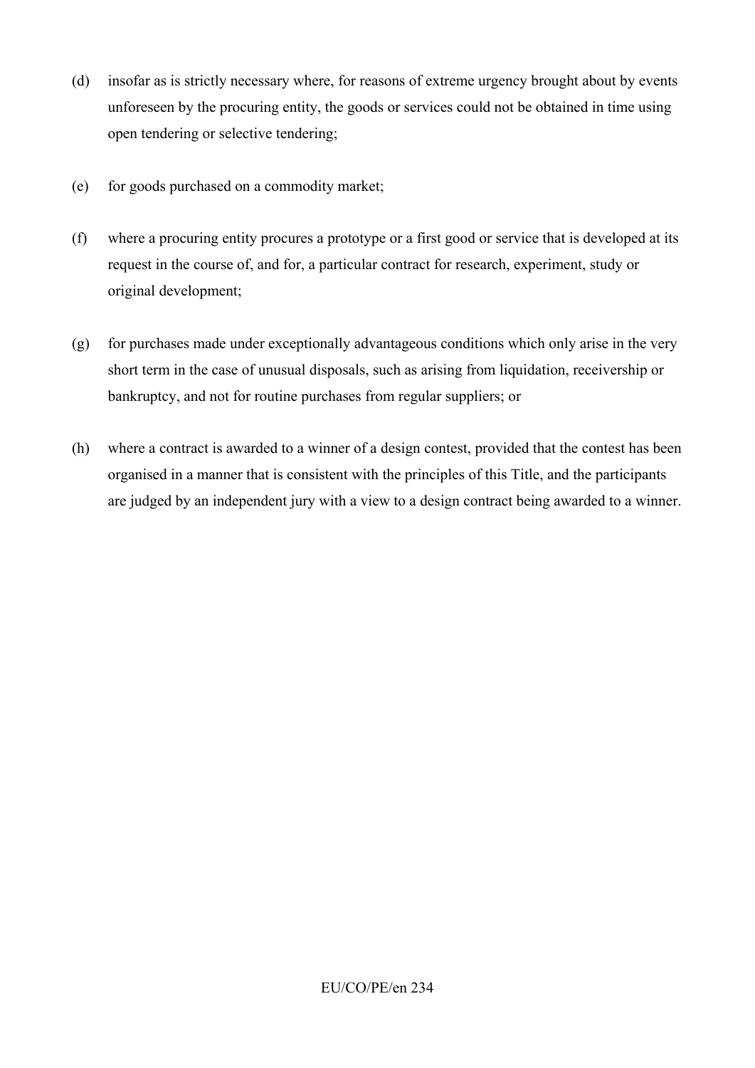(d) insofar as is strictly necessary where, for reasons of extreme urgency brought about by events unforeseen by the procuring entity, the goods or services could not be obtained in time using open tendering or selective tendering;

(e) for goods purchased on a commodity market;

(f) where a procuring entity procures a prototype or a first good or service that is developed at its request in the course of, and for, a particular contract for research, experiment, study or original development;

(g) for purchases made under exceptionally advantageous conditions which only arise in the very short term in the case of unusual disposals, such as arising from liquidation, receivership or bankruptcy, and not for routine purchases from regular suppliers; or

(h) where a contract is awarded to a winner of a design contest, provided that the contest has been organised in a manner that is consistent with the principles of this Title, and the participants are judged by an independent jury with a view to a design contract being awarded to a winner.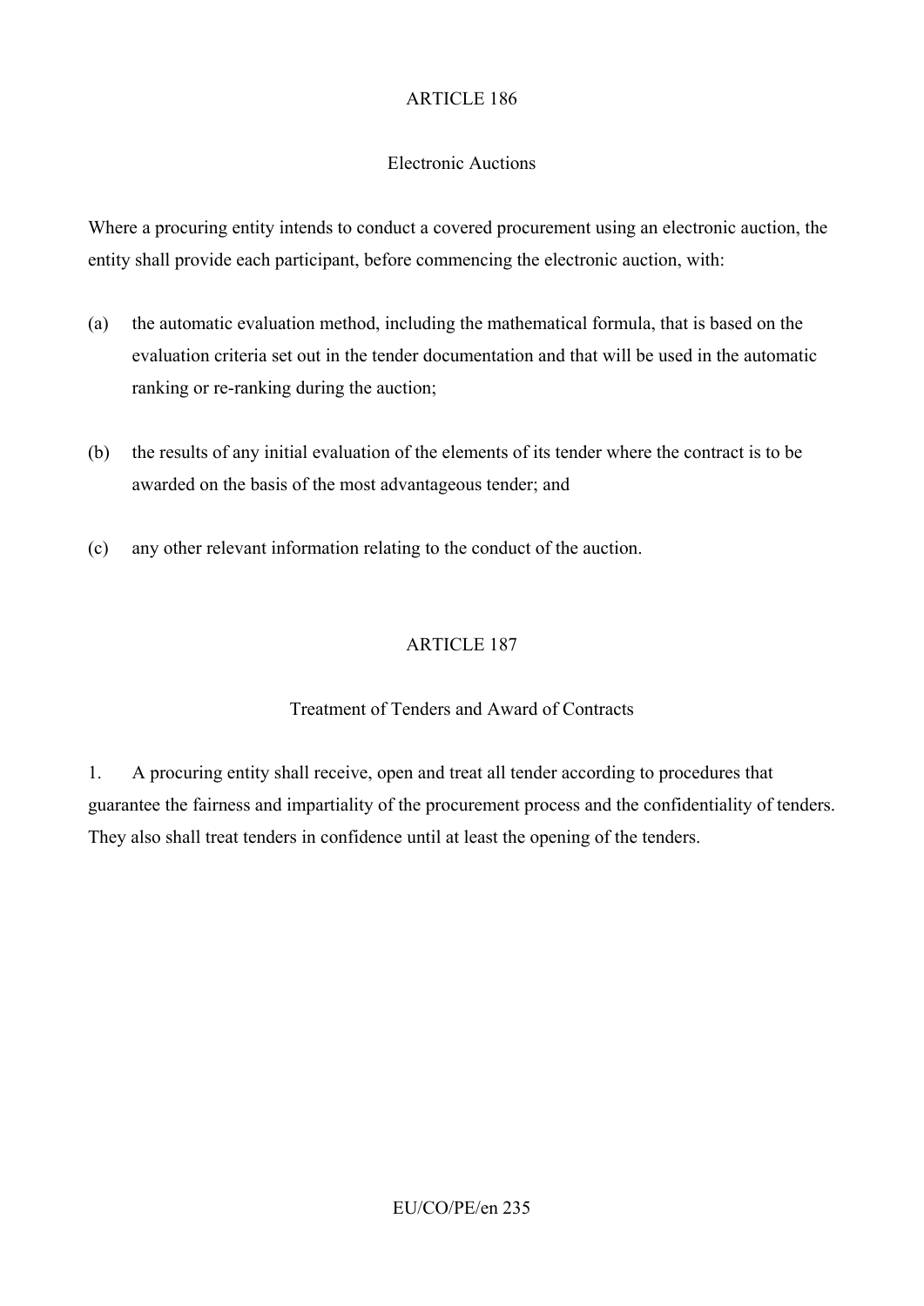## ARTICLE 186

### Electronic Auctions

Where a procuring entity intends to conduct a covered procurement using an electronic auction, the entity shall provide each participant, before commencing the electronic auction, with:

(a) the automatic evaluation method, including the mathematical formula, that is based on the evaluation criteria set out in the tender documentation and that will be used in the automatic ranking or re-ranking during the auction;

(b) the results of any initial evaluation of the elements of its tender where the contract is to be awarded on the basis of the most advantageous tender; and

(c) any other relevant information relating to the conduct of the auction.

## ARTICLE 187

### Treatment of Tenders and Award of Contracts

1. A procuring entity shall receive, open and treat all tender according to procedures that guarantee the fairness and impartiality of the procurement process and the confidentiality of tenders. They also shall treat tenders in confidence until at least the opening of the tenders.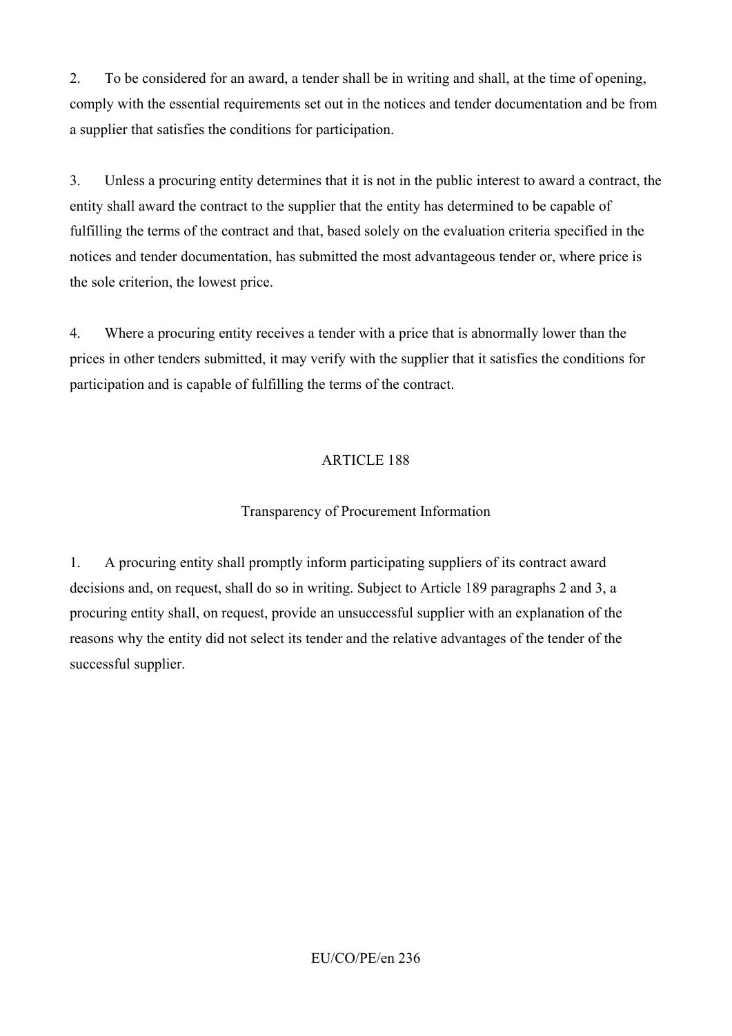2. To be considered for an award, a tender shall be in writing and shall, at the time of opening, comply with the essential requirements set out in the notices and tender documentation and be from a supplier that satisfies the conditions for participation.

3. Unless a procuring entity determines that it is not in the public interest to award a contract, the entity shall award the contract to the supplier that the entity has determined to be capable of fulfilling the terms of the contract and that, based solely on the evaluation criteria specified in the notices and tender documentation, has submitted the most advantageous tender or, where price is the sole criterion, the lowest price.

4. Where a procuring entity receives a tender with a price that is abnormally lower than the prices in other tenders submitted, it may verify with the supplier that it satisfies the conditions for participation and is capable of fulfilling the terms of the contract.

## ARTICLE 188

### Transparency of Procurement Information

1. A procuring entity shall promptly inform participating suppliers of its contract award decisions and, on request, shall do so in writing. Subject to Article 189 paragraphs 2 and 3, a procuring entity shall, on request, provide an unsuccessful supplier with an explanation of the reasons why the entity did not select its tender and the relative advantages of the tender of the successful supplier.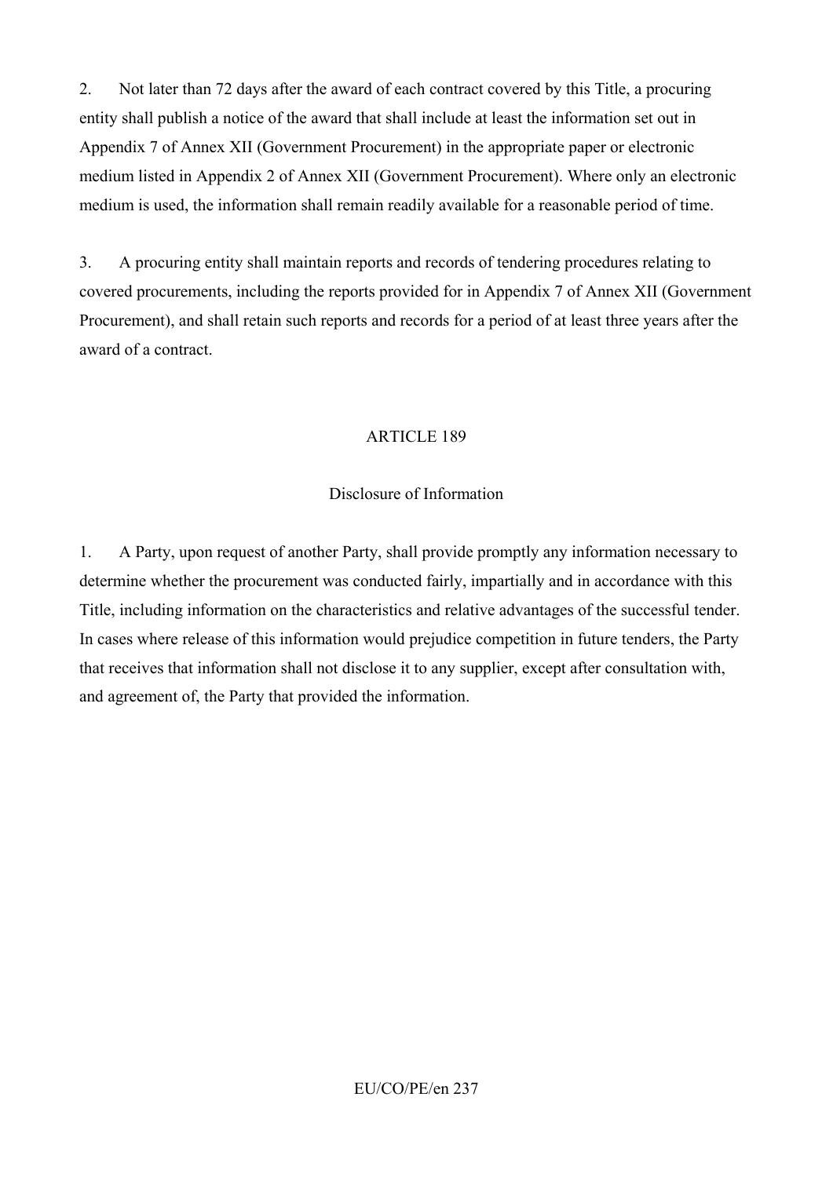2. Not later than 72 days after the award of each contract covered by this Title, a procuring entity shall publish a notice of the award that shall include at least the information set out in Appendix 7 of Annex XII (Government Procurement) in the appropriate paper or electronic medium listed in Appendix 2 of Annex XII (Government Procurement). Where only an electronic medium is used, the information shall remain readily available for a reasonable period of time.

3. A procuring entity shall maintain reports and records of tendering procedures relating to covered procurements, including the reports provided for in Appendix 7 of Annex XII (Government Procurement), and shall retain such reports and records for a period of at least three years after the award of a contract.

## ARTICLE 189

### Disclosure of Information

1. A Party, upon request of another Party, shall provide promptly any information necessary to determine whether the procurement was conducted fairly, impartially and in accordance with this Title, including information on the characteristics and relative advantages of the successful tender. In cases where release of this information would prejudice competition in future tenders, the Party that receives that information shall not disclose it to any supplier, except after consultation with, and agreement of, the Party that provided the information.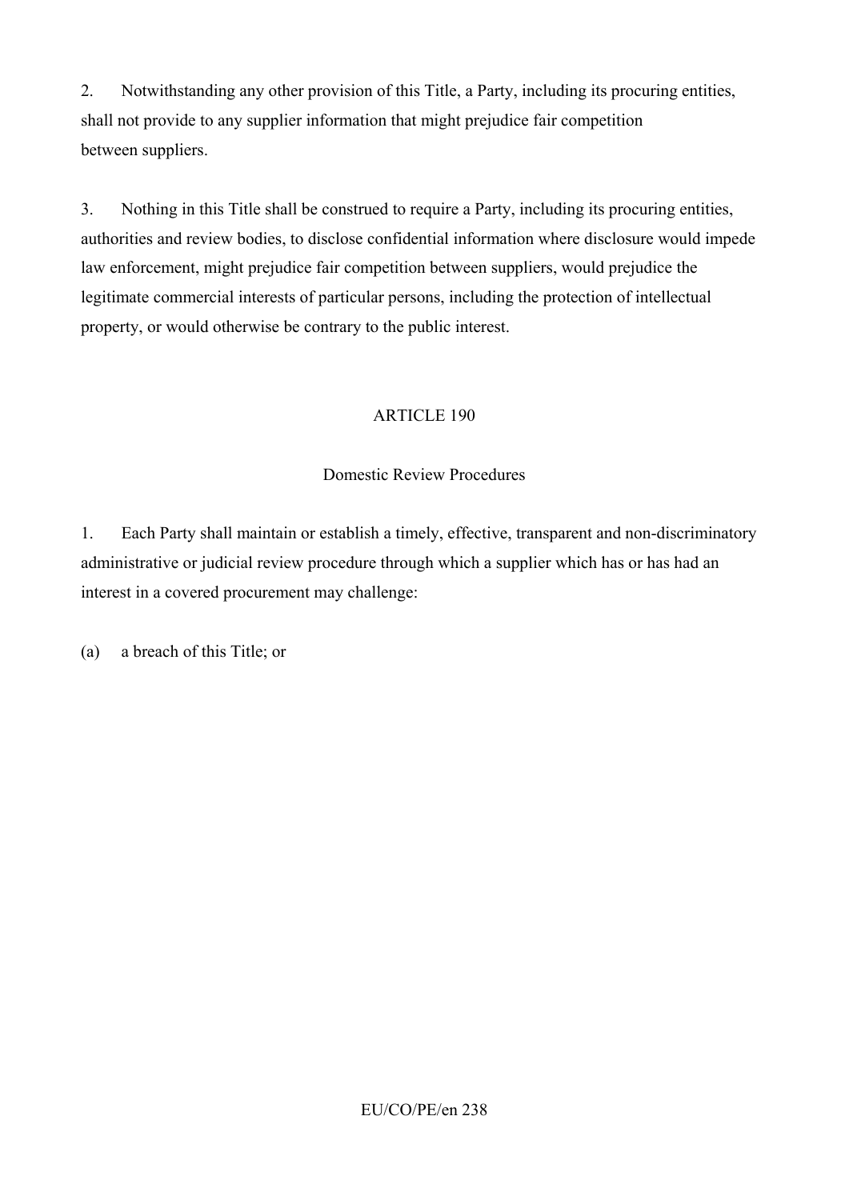2. Notwithstanding any other provision of this Title, a Party, including its procuring entities, shall not provide to any supplier information that might prejudice fair competition between suppliers.

3. Nothing in this Title shall be construed to require a Party, including its procuring entities, authorities and review bodies, to disclose confidential information where disclosure would impede law enforcement, might prejudice fair competition between suppliers, would prejudice the legitimate commercial interests of particular persons, including the protection of intellectual property, or would otherwise be contrary to the public interest.

## ARTICLE 190

### Domestic Review Procedures

1. Each Party shall maintain or establish a timely, effective, transparent and non-discriminatory administrative or judicial review procedure through which a supplier which has or has had an interest in a covered procurement may challenge:

(a) a breach of this Title; or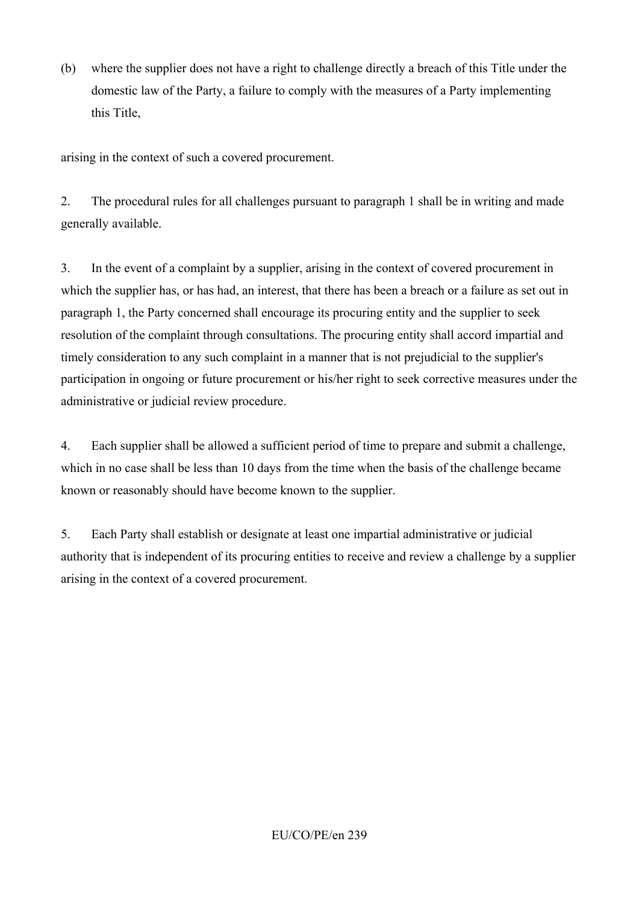(b) where the supplier does not have a right to challenge directly a breach of this Title under the domestic law of the Party, a failure to comply with the measures of a Party implementing this Title,

arising in the context of such a covered procurement.

2. The procedural rules for all challenges pursuant to paragraph 1 shall be in writing and made generally available.

3. In the event of a complaint by a supplier, arising in the context of covered procurement in which the supplier has, or has had, an interest, that there has been a breach or a failure as set out in paragraph 1, the Party concerned shall encourage its procuring entity and the supplier to seek resolution of the complaint through consultations. The procuring entity shall accord impartial and timely consideration to any such complaint in a manner that is not prejudicial to the supplier's participation in ongoing or future procurement or his/her right to seek corrective measures under the administrative or judicial review procedure.

4. Each supplier shall be allowed a sufficient period of time to prepare and submit a challenge, which in no case shall be less than 10 days from the time when the basis of the challenge became known or reasonably should have become known to the supplier.

5. Each Party shall establish or designate at least one impartial administrative or judicial authority that is independent of its procuring entities to receive and review a challenge by a supplier arising in the context of a covered procurement.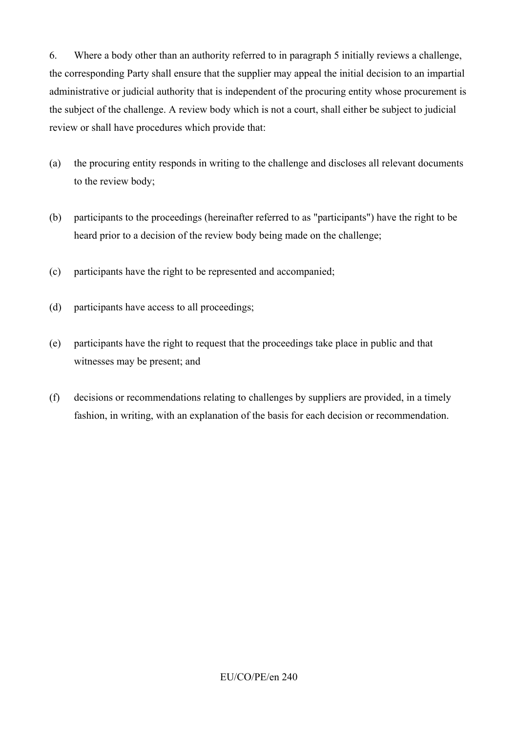6. Where a body other than an authority referred to in paragraph 5 initially reviews a challenge, the corresponding Party shall ensure that the supplier may appeal the initial decision to an impartial administrative or judicial authority that is independent of the procuring entity whose procurement is the subject of the challenge. A review body which is not a court, shall either be subject to judicial review or shall have procedures which provide that:

(a) the procuring entity responds in writing to the challenge and discloses all relevant documents to the review body;

(b) participants to the proceedings (hereinafter referred to as "participants") have the right to be heard prior to a decision of the review body being made on the challenge;

(c) participants have the right to be represented and accompanied;

(d) participants have access to all proceedings;

(e) participants have the right to request that the proceedings take place in public and that witnesses may be present; and

(f) decisions or recommendations relating to challenges by suppliers are provided, in a timely fashion, in writing, with an explanation of the basis for each decision or recommendation.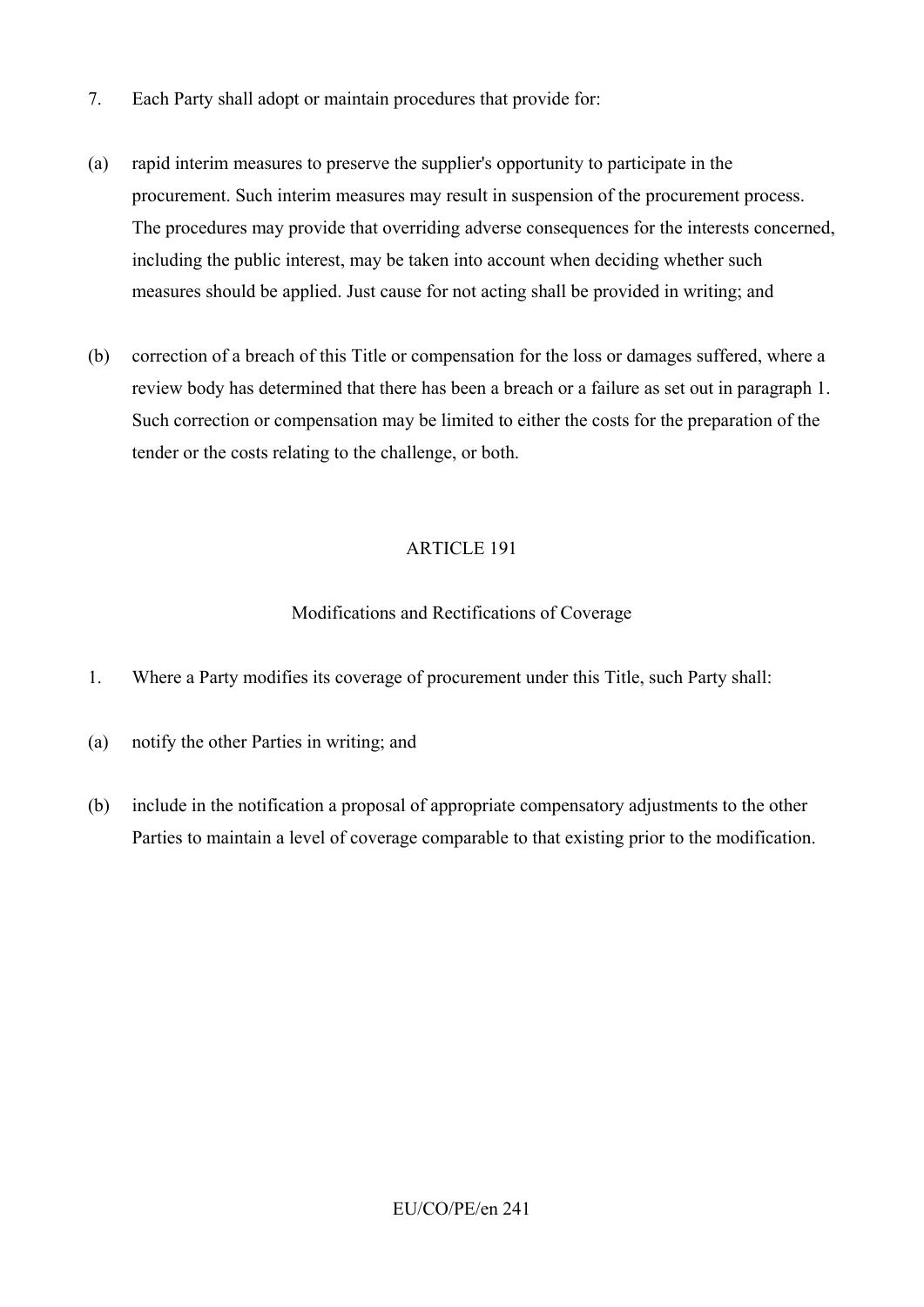7. Each Party shall adopt or maintain procedures that provide for:

(a) rapid interim measures to preserve the supplier's opportunity to participate in the procurement. Such interim measures may result in suspension of the procurement process. The procedures may provide that overriding adverse consequences for the interests concerned, including the public interest, may be taken into account when deciding whether such measures should be applied. Just cause for not acting shall be provided in writing; and

(b) correction of a breach of this Title or compensation for the loss or damages suffered, where a review body has determined that there has been a breach or a failure as set out in paragraph 1. Such correction or compensation may be limited to either the costs for the preparation of the tender or the costs relating to the challenge, or both.

ARTICLE 191

Modifications and Rectifications of Coverage

1. Where a Party modifies its coverage of procurement under this Title, such Party shall:

(a) notify the other Parties in writing; and

(b) include in the notification a proposal of appropriate compensatory adjustments to the other Parties to maintain a level of coverage comparable to that existing prior to the modification.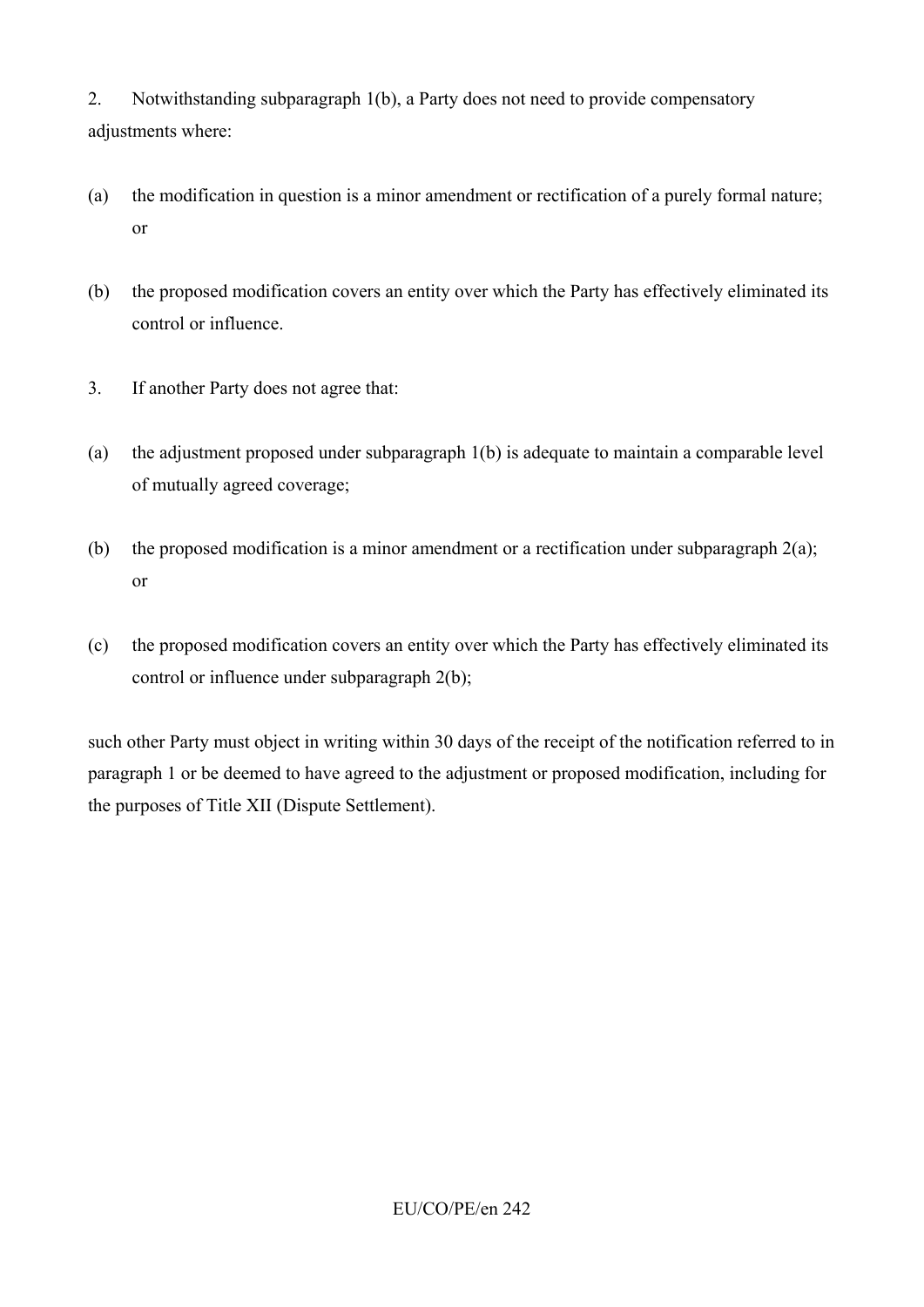2. Notwithstanding subparagraph 1(b), a Party does not need to provide compensatory adjustments where:

(a) the modification in question is a minor amendment or rectification of a purely formal nature; or

(b) the proposed modification covers an entity over which the Party has effectively eliminated its control or influence.

3. If another Party does not agree that:

(a) the adjustment proposed under subparagraph 1(b) is adequate to maintain a comparable level of mutually agreed coverage;

(b) the proposed modification is a minor amendment or a rectification under subparagraph 2(a); or

(c) the proposed modification covers an entity over which the Party has effectively eliminated its control or influence under subparagraph 2(b);

such other Party must object in writing within 30 days of the receipt of the notification referred to in paragraph 1 or be deemed to have agreed to the adjustment or proposed modification, including for the purposes of Title XII (Dispute Settlement).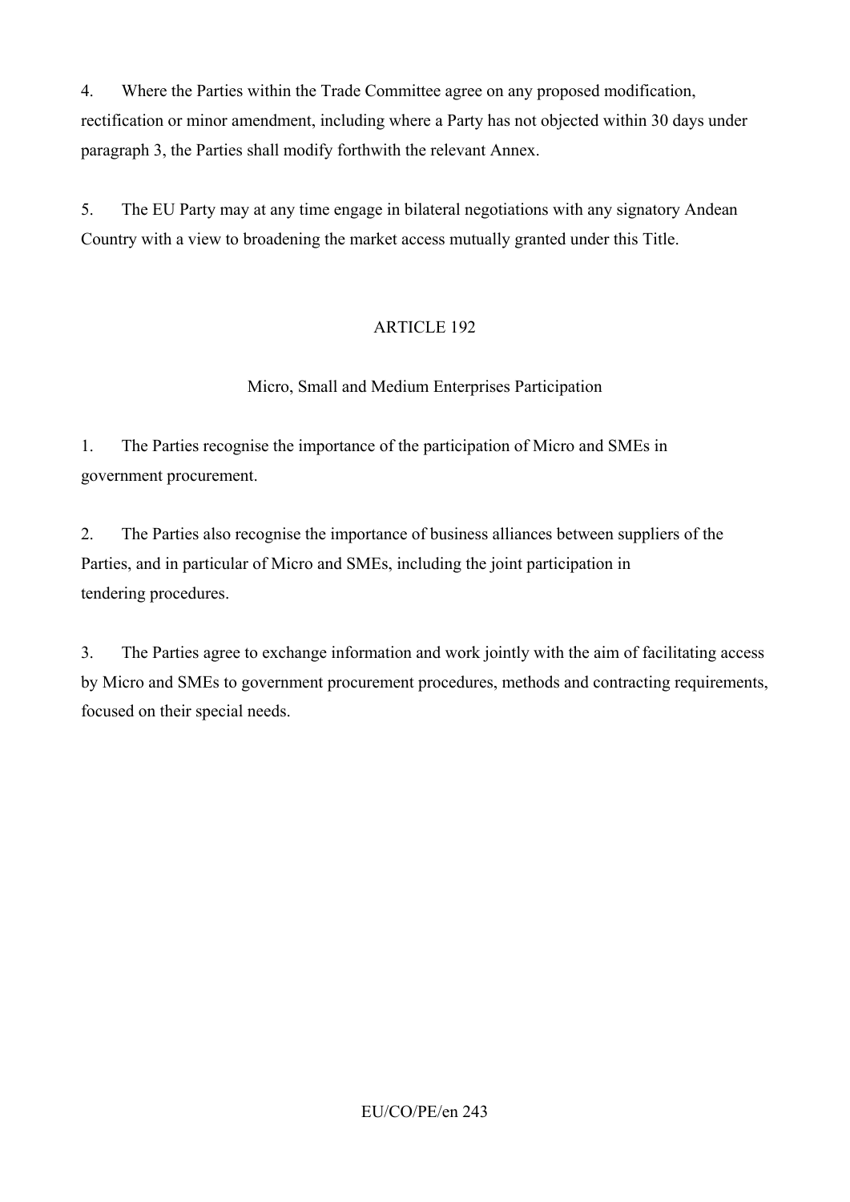4. Where the Parties within the Trade Committee agree on any proposed modification, rectification or minor amendment, including where a Party has not objected within 30 days under paragraph 3, the Parties shall modify forthwith the relevant Annex.

5. The EU Party may at any time engage in bilateral negotiations with any signatory Andean Country with a view to broadening the market access mutually granted under this Title.

## ARTICLE 192

### Micro, Small and Medium Enterprises Participation

1. The Parties recognise the importance of the participation of Micro and SMEs in government procurement.

2. The Parties also recognise the importance of business alliances between suppliers of the Parties, and in particular of Micro and SMEs, including the joint participation in tendering procedures.

3. The Parties agree to exchange information and work jointly with the aim of facilitating access by Micro and SMEs to government procurement procedures, methods and contracting requirements, focused on their special needs.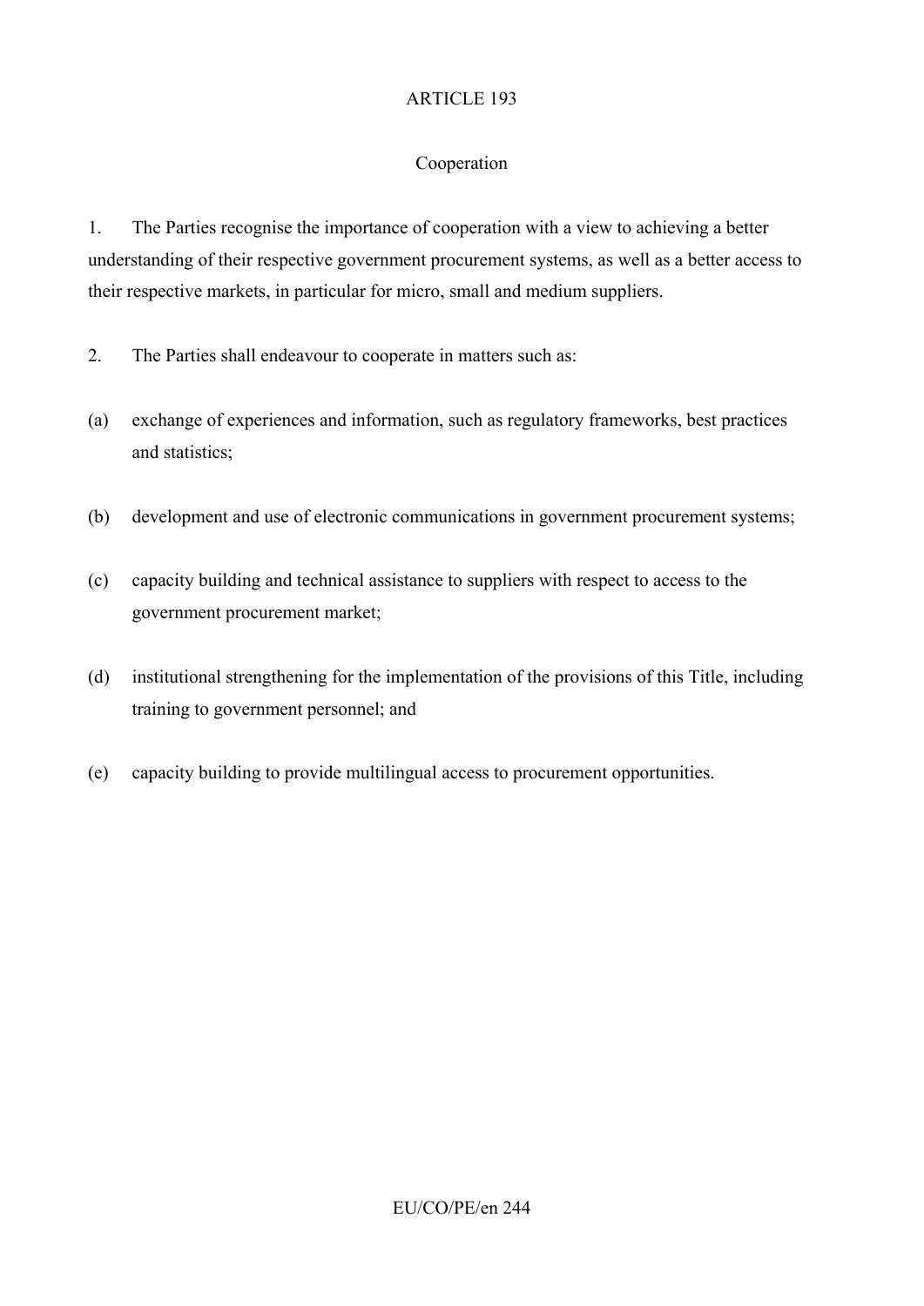## ARTICLE 193

### Cooperation

1. The Parties recognise the importance of cooperation with a view to achieving a better understanding of their respective government procurement systems, as well as a better access to their respective markets, in particular for micro, small and medium suppliers.

2. The Parties shall endeavour to cooperate in matters such as:

(a) exchange of experiences and information, such as regulatory frameworks, best practices and statistics;

(b) development and use of electronic communications in government procurement systems;

(c) capacity building and technical assistance to suppliers with respect to access to the government procurement market;

(d) institutional strengthening for the implementation of the provisions of this Title, including training to government personnel; and

(e) capacity building to provide multilingual access to procurement opportunities.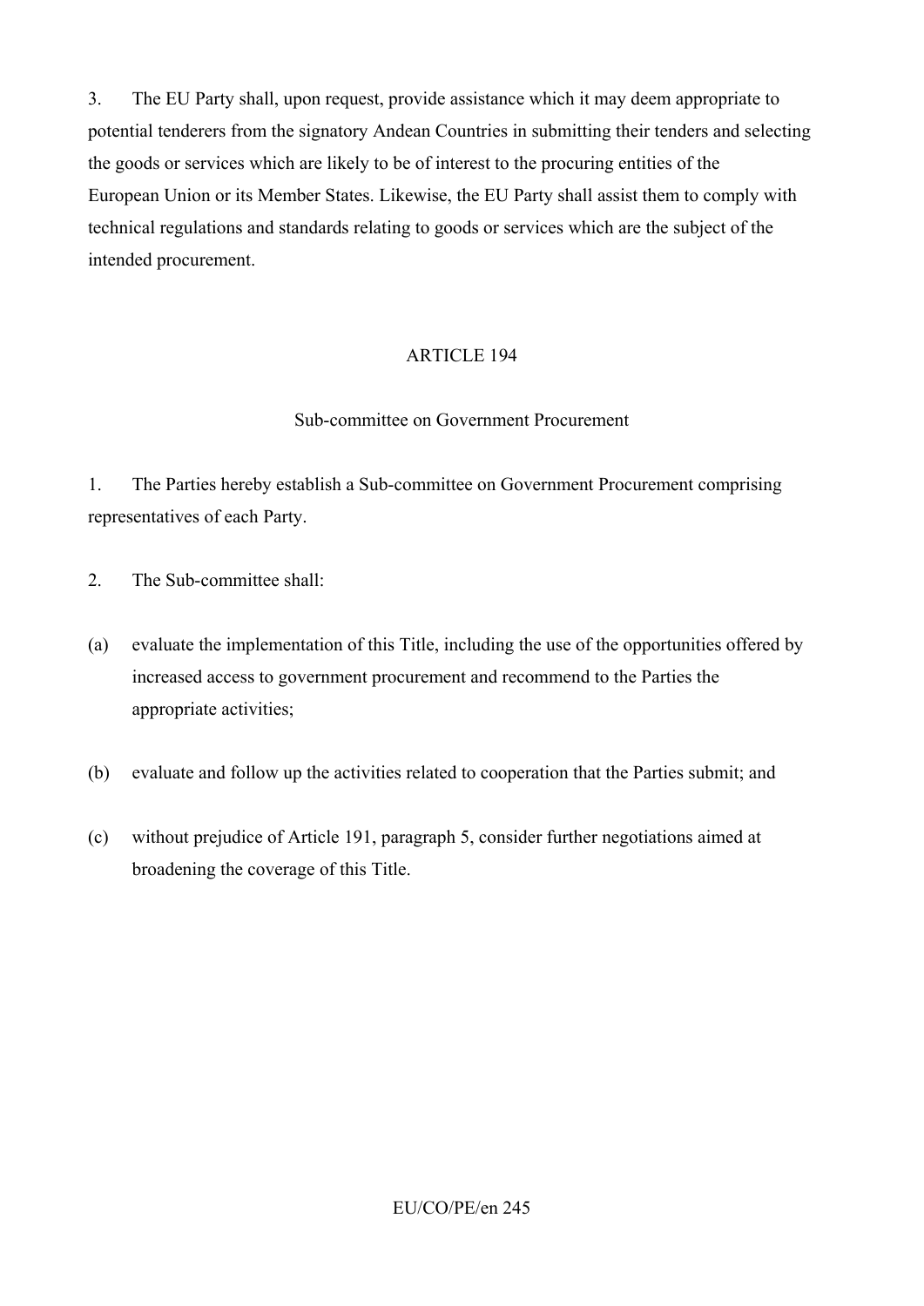3. The EU Party shall, upon request, provide assistance which it may deem appropriate to potential tenderers from the signatory Andean Countries in submitting their tenders and selecting the goods or services which are likely to be of interest to the procuring entities of the European Union or its Member States. Likewise, the EU Party shall assist them to comply with technical regulations and standards relating to goods or services which are the subject of the intended procurement.

## ARTICLE 194

### Sub-committee on Government Procurement

1. The Parties hereby establish a Sub-committee on Government Procurement comprising representatives of each Party.

2. The Sub-committee shall:

(a) evaluate the implementation of this Title, including the use of the opportunities offered by increased access to government procurement and recommend to the Parties the appropriate activities;

(b) evaluate and follow up the activities related to cooperation that the Parties submit; and

(c) without prejudice of Article 191, paragraph 5, consider further negotiations aimed at broadening the coverage of this Title.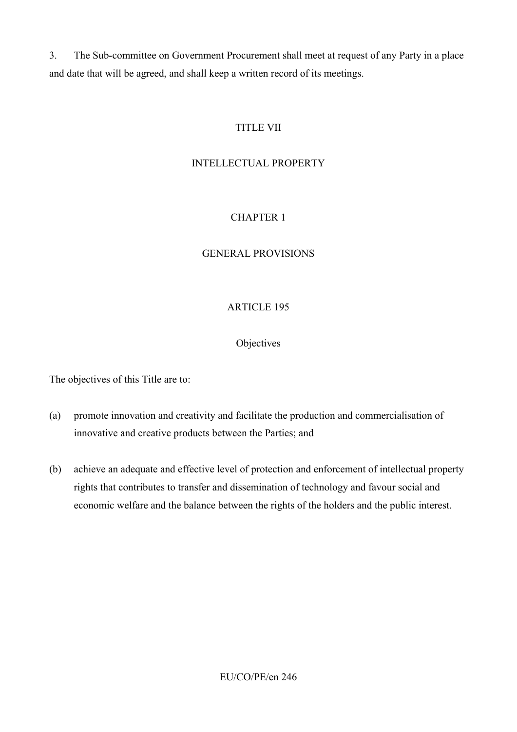3. The Sub-committee on Government Procurement shall meet at request of any Party in a place and date that will be agreed, and shall keep a written record of its meetings.

# TITLE VII

# INTELLECTUAL PROPERTY

## CHAPTER 1

## GENERAL PROVISIONS

### ARTICLE 195

### Objectives

The objectives of this Title are to:

(a) promote innovation and creativity and facilitate the production and commercialisation of innovative and creative products between the Parties; and

(b) achieve an adequate and effective level of protection and enforcement of intellectual property rights that contributes to transfer and dissemination of technology and favour social and economic welfare and the balance between the rights of the holders and the public interest.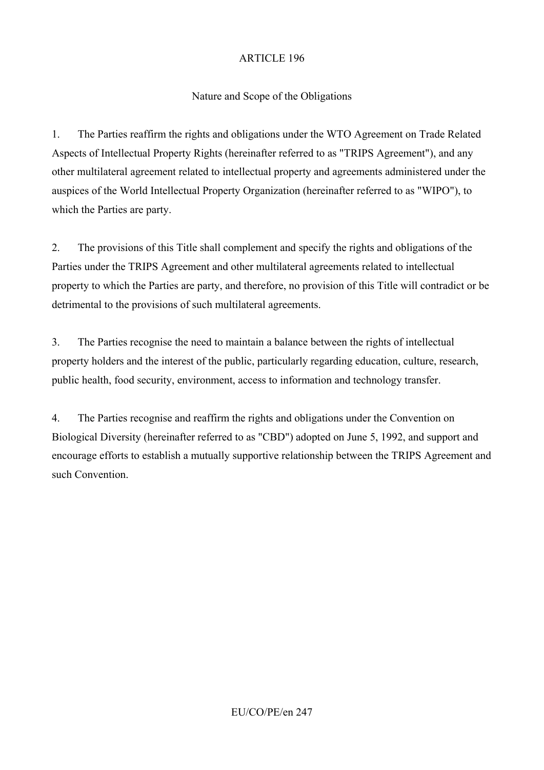## ARTICLE 196

### Nature and Scope of the Obligations

1. The Parties reaffirm the rights and obligations under the WTO Agreement on Trade Related Aspects of Intellectual Property Rights (hereinafter referred to as "TRIPS Agreement"), and any other multilateral agreement related to intellectual property and agreements administered under the auspices of the World Intellectual Property Organization (hereinafter referred to as "WIPO"), to which the Parties are party.

2. The provisions of this Title shall complement and specify the rights and obligations of the Parties under the TRIPS Agreement and other multilateral agreements related to intellectual property to which the Parties are party, and therefore, no provision of this Title will contradict or be detrimental to the provisions of such multilateral agreements.

3. The Parties recognise the need to maintain a balance between the rights of intellectual property holders and the interest of the public, particularly regarding education, culture, research, public health, food security, environment, access to information and technology transfer.

4. The Parties recognise and reaffirm the rights and obligations under the Convention on Biological Diversity (hereinafter referred to as "CBD") adopted on June 5, 1992, and support and encourage efforts to establish a mutually supportive relationship between the TRIPS Agreement and such Convention.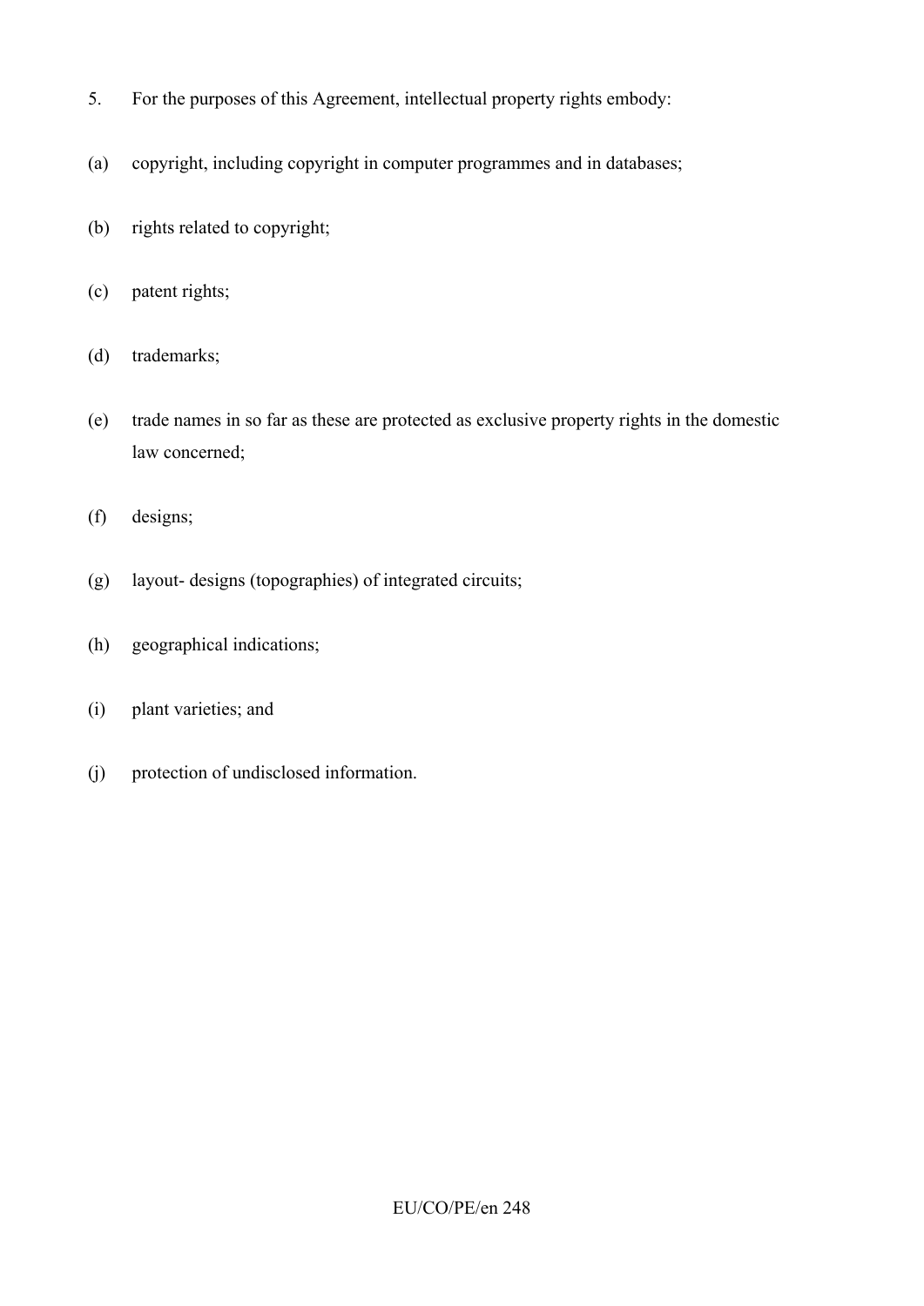5. For the purposes of this Agreement, intellectual property rights embody:

(a) copyright, including copyright in computer programmes and in databases;

(b) rights related to copyright;

(c) patent rights;

(d) trademarks;

(e) trade names in so far as these are protected as exclusive property rights in the domestic law concerned;

(f) designs;

(g) layout- designs (topographies) of integrated circuits;

(h) geographical indications;

(i) plant varieties; and

(j) protection of undisclosed information.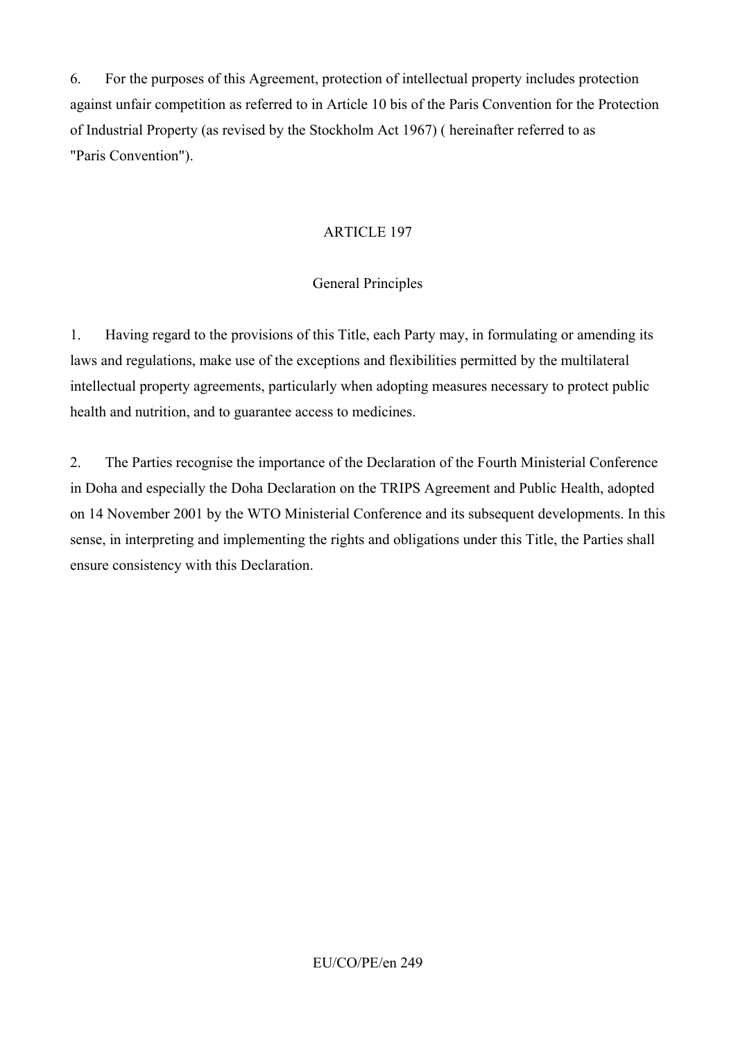6. For the purposes of this Agreement, protection of intellectual property includes protection against unfair competition as referred to in Article 10 bis of the Paris Convention for the Protection of Industrial Property (as revised by the Stockholm Act 1967) ( hereinafter referred to as "Paris Convention").

## ARTICLE 197

### General Principles

1. Having regard to the provisions of this Title, each Party may, in formulating or amending its laws and regulations, make use of the exceptions and flexibilities permitted by the multilateral intellectual property agreements, particularly when adopting measures necessary to protect public health and nutrition, and to guarantee access to medicines.

2. The Parties recognise the importance of the Declaration of the Fourth Ministerial Conference in Doha and especially the Doha Declaration on the TRIPS Agreement and Public Health, adopted on 14 November 2001 by the WTO Ministerial Conference and its subsequent developments. In this sense, in interpreting and implementing the rights and obligations under this Title, the Parties shall ensure consistency with this Declaration.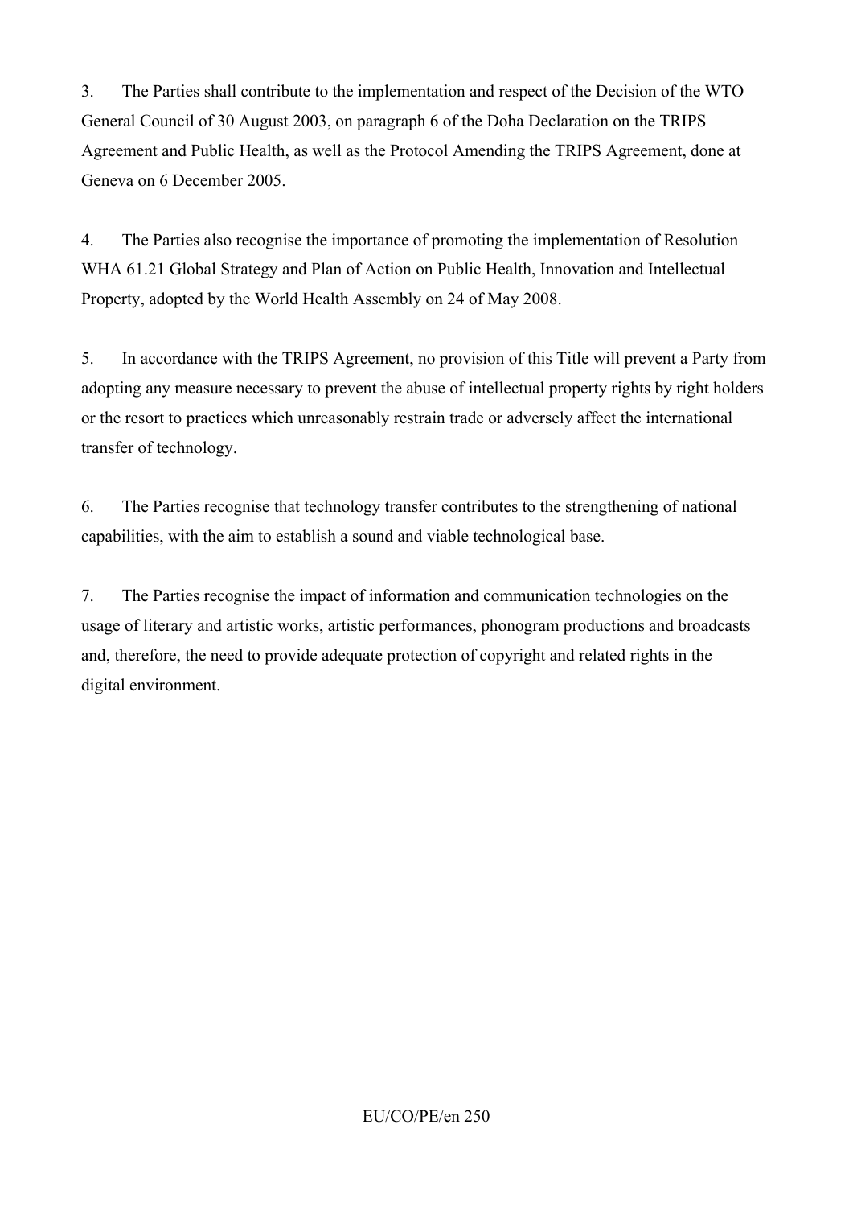3. The Parties shall contribute to the implementation and respect of the Decision of the WTO General Council of 30 August 2003, on paragraph 6 of the Doha Declaration on the TRIPS Agreement and Public Health, as well as the Protocol Amending the TRIPS Agreement, done at Geneva on 6 December 2005.

4. The Parties also recognise the importance of promoting the implementation of Resolution WHA 61.21 Global Strategy and Plan of Action on Public Health, Innovation and Intellectual Property, adopted by the World Health Assembly on 24 of May 2008.

5. In accordance with the TRIPS Agreement, no provision of this Title will prevent a Party from adopting any measure necessary to prevent the abuse of intellectual property rights by right holders or the resort to practices which unreasonably restrain trade or adversely affect the international transfer of technology.

6. The Parties recognise that technology transfer contributes to the strengthening of national capabilities, with the aim to establish a sound and viable technological base.

7. The Parties recognise the impact of information and communication technologies on the usage of literary and artistic works, artistic performances, phonogram productions and broadcasts and, therefore, the need to provide adequate protection of copyright and related rights in the digital environment.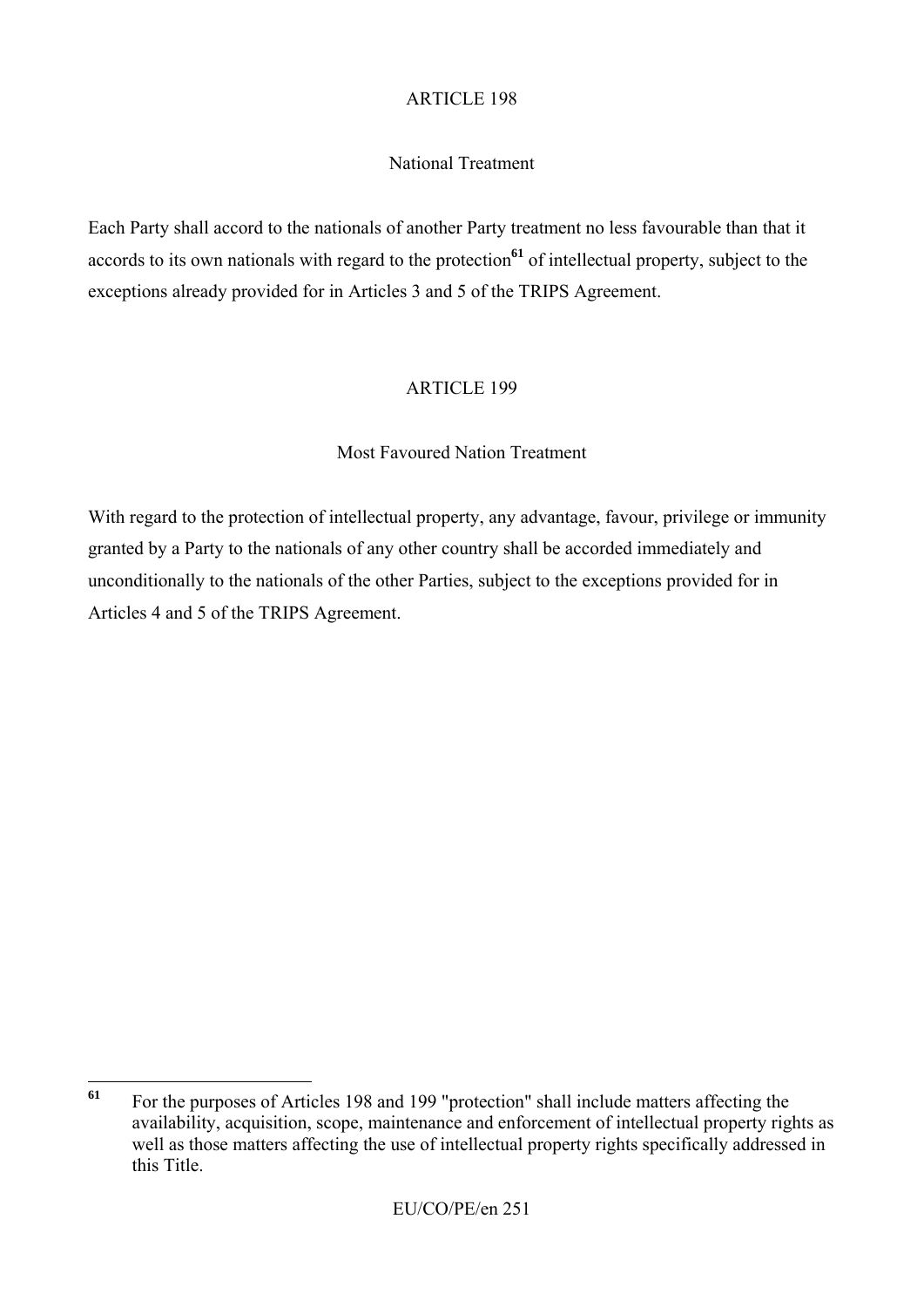ARTICLE 198

National Treatment

Each Party shall accord to the nationals of another Party treatment no less favourable than that it accords to its own nationals with regard to the protection[61] of intellectual property, subject to the exceptions already provided for in Articles 3 and 5 of the TRIPS Agreement.

ARTICLE 199

Most Favoured Nation Treatment

With regard to the protection of intellectual property, any advantage, favour, privilege or immunity granted by a Party to the nationals of any other country shall be accorded immediately and unconditionally to the nationals of the other Parties, subject to the exceptions provided for in Articles 4 and 5 of the TRIPS Agreement.

---

[61] For the purposes of Articles 198 and 199 "protection" shall include matters affecting the availability, acquisition, scope, maintenance and enforcement of intellectual property rights as well as those matters affecting the use of intellectual property rights specifically addressed in this Title.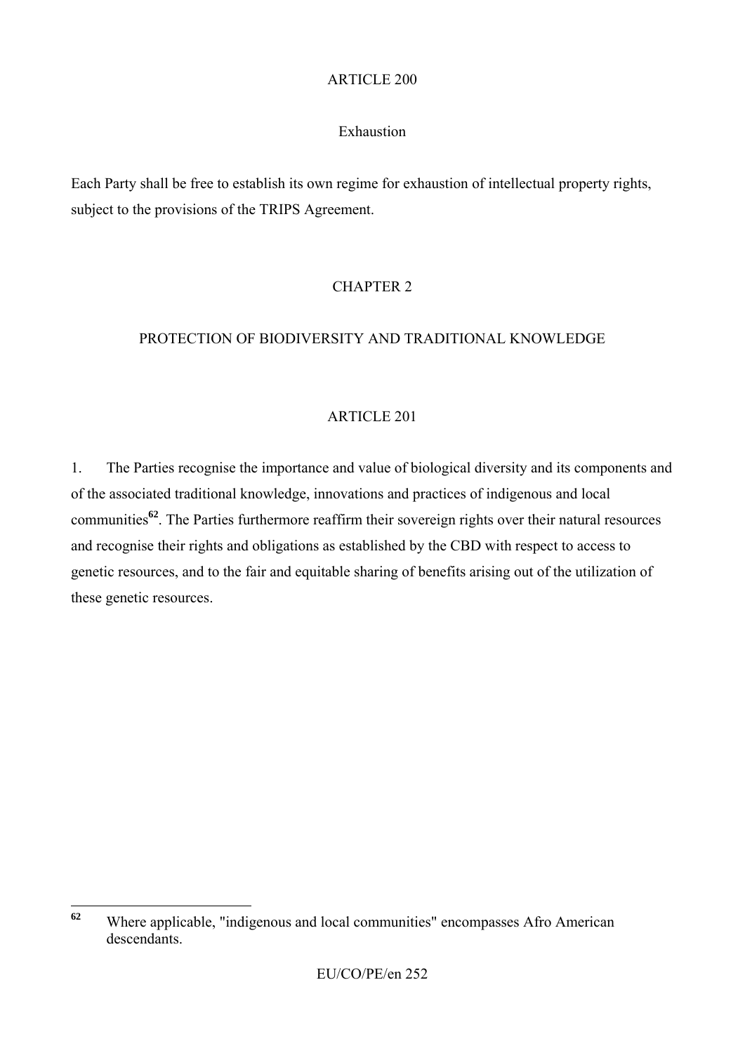## ARTICLE 200

### Exhaustion

Each Party shall be free to establish its own regime for exhaustion of intellectual property rights, subject to the provisions of the TRIPS Agreement.

# CHAPTER 2

# PROTECTION OF BIODIVERSITY AND TRADITIONAL KNOWLEDGE

## ARTICLE 201

1. The Parties recognise the importance and value of biological diversity and its components and of the associated traditional knowledge, innovations and practices of indigenous and local communities[62]. The Parties furthermore reaffirm their sovereign rights over their natural resources and recognise their rights and obligations as established by the CBD with respect to access to genetic resources, and to the fair and equitable sharing of benefits arising out of the utilization of these genetic resources.

---

[62] Where applicable, "indigenous and local communities" encompasses Afro American descendants.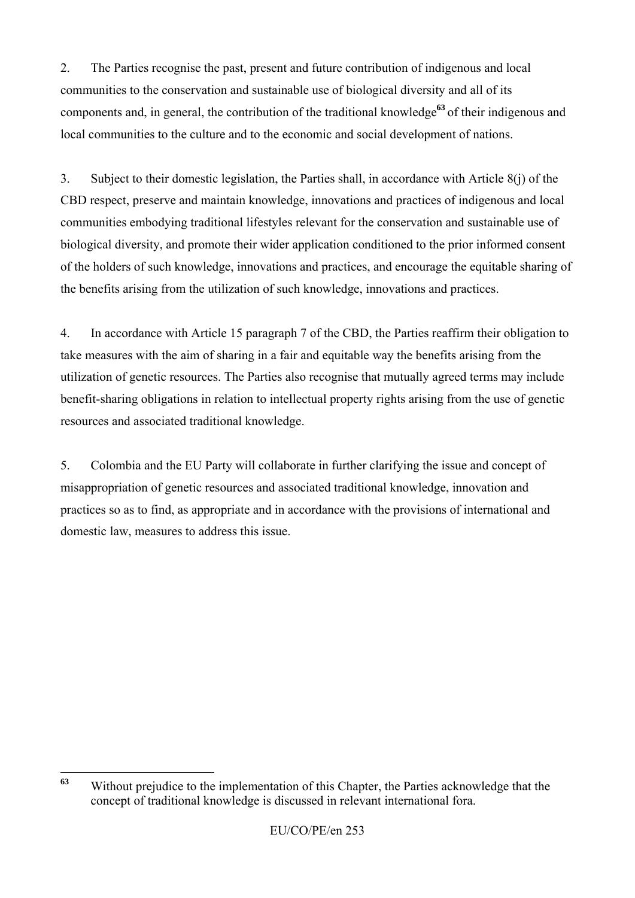2. The Parties recognise the past, present and future contribution of indigenous and local communities to the conservation and sustainable use of biological diversity and all of its components and, in general, the contribution of the traditional knowledge[63] of their indigenous and local communities to the culture and to the economic and social development of nations.

3. Subject to their domestic legislation, the Parties shall, in accordance with Article 8(j) of the CBD respect, preserve and maintain knowledge, innovations and practices of indigenous and local communities embodying traditional lifestyles relevant for the conservation and sustainable use of biological diversity, and promote their wider application conditioned to the prior informed consent of the holders of such knowledge, innovations and practices, and encourage the equitable sharing of the benefits arising from the utilization of such knowledge, innovations and practices.

4. In accordance with Article 15 paragraph 7 of the CBD, the Parties reaffirm their obligation to take measures with the aim of sharing in a fair and equitable way the benefits arising from the utilization of genetic resources. The Parties also recognise that mutually agreed terms may include benefit-sharing obligations in relation to intellectual property rights arising from the use of genetic resources and associated traditional knowledge.

5. Colombia and the EU Party will collaborate in further clarifying the issue and concept of misappropriation of genetic resources and associated traditional knowledge, innovation and practices so as to find, as appropriate and in accordance with the provisions of international and domestic law, measures to address this issue.

---

[63] Without prejudice to the implementation of this Chapter, the Parties acknowledge that the concept of traditional knowledge is discussed in relevant international fora.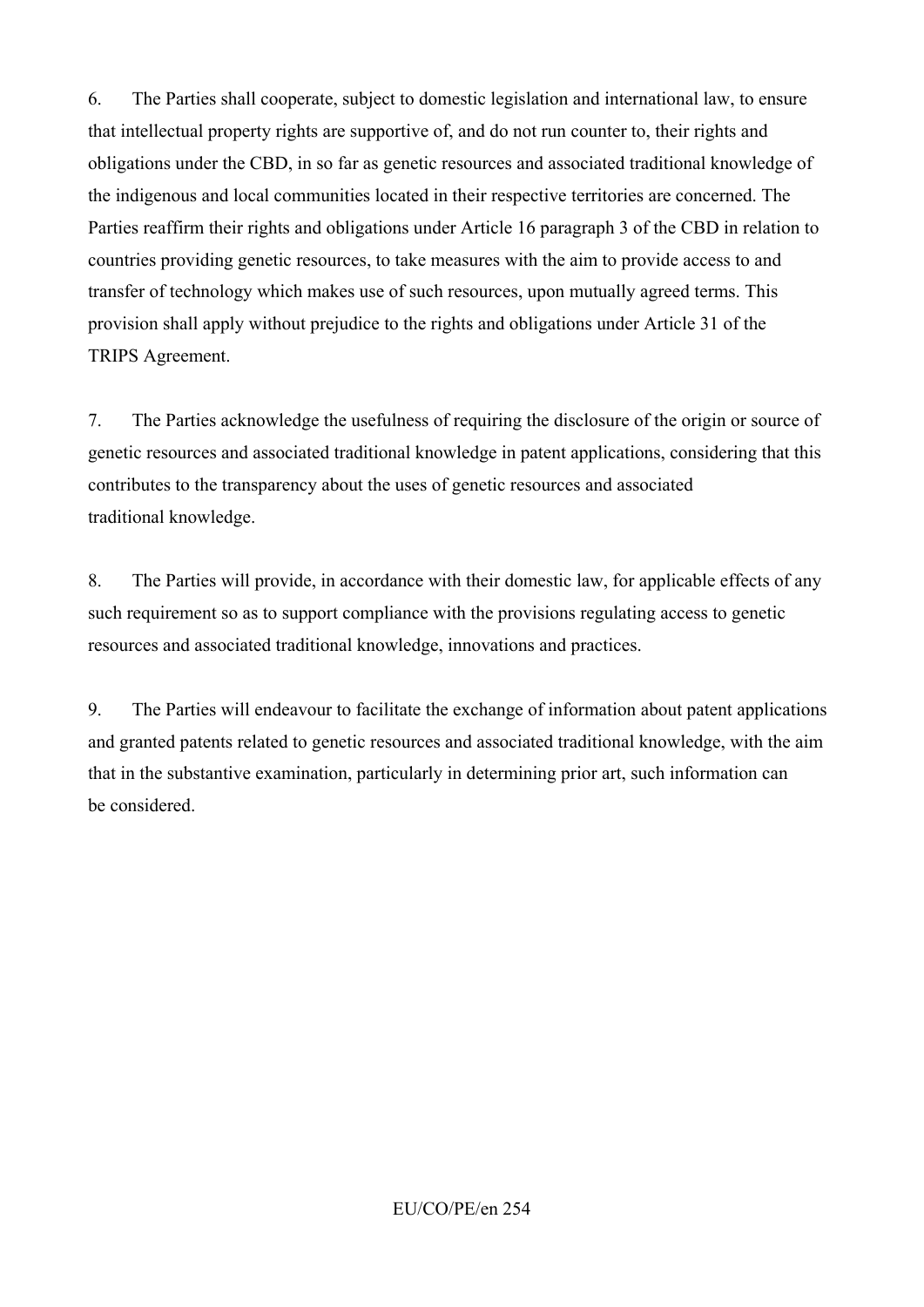6. The Parties shall cooperate, subject to domestic legislation and international law, to ensure that intellectual property rights are supportive of, and do not run counter to, their rights and obligations under the CBD, in so far as genetic resources and associated traditional knowledge of the indigenous and local communities located in their respective territories are concerned. The Parties reaffirm their rights and obligations under Article 16 paragraph 3 of the CBD in relation to countries providing genetic resources, to take measures with the aim to provide access to and transfer of technology which makes use of such resources, upon mutually agreed terms. This provision shall apply without prejudice to the rights and obligations under Article 31 of the TRIPS Agreement.

7. The Parties acknowledge the usefulness of requiring the disclosure of the origin or source of genetic resources and associated traditional knowledge in patent applications, considering that this contributes to the transparency about the uses of genetic resources and associated traditional knowledge.

8. The Parties will provide, in accordance with their domestic law, for applicable effects of any such requirement so as to support compliance with the provisions regulating access to genetic resources and associated traditional knowledge, innovations and practices.

9. The Parties will endeavour to facilitate the exchange of information about patent applications and granted patents related to genetic resources and associated traditional knowledge, with the aim that in the substantive examination, particularly in determining prior art, such information can be considered.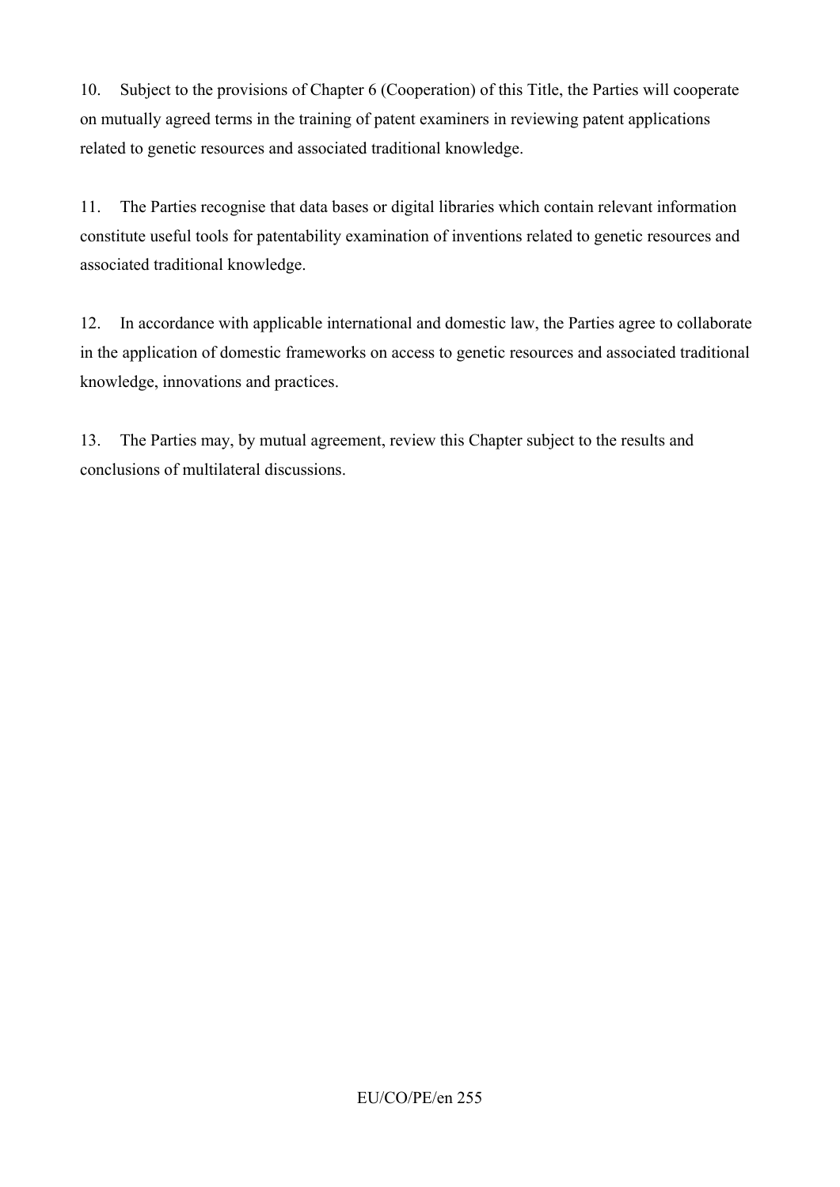10. Subject to the provisions of Chapter 6 (Cooperation) of this Title, the Parties will cooperate on mutually agreed terms in the training of patent examiners in reviewing patent applications related to genetic resources and associated traditional knowledge.

11. The Parties recognise that data bases or digital libraries which contain relevant information constitute useful tools for patentability examination of inventions related to genetic resources and associated traditional knowledge.

12. In accordance with applicable international and domestic law, the Parties agree to collaborate in the application of domestic frameworks on access to genetic resources and associated traditional knowledge, innovations and practices.

13. The Parties may, by mutual agreement, review this Chapter subject to the results and conclusions of multilateral discussions.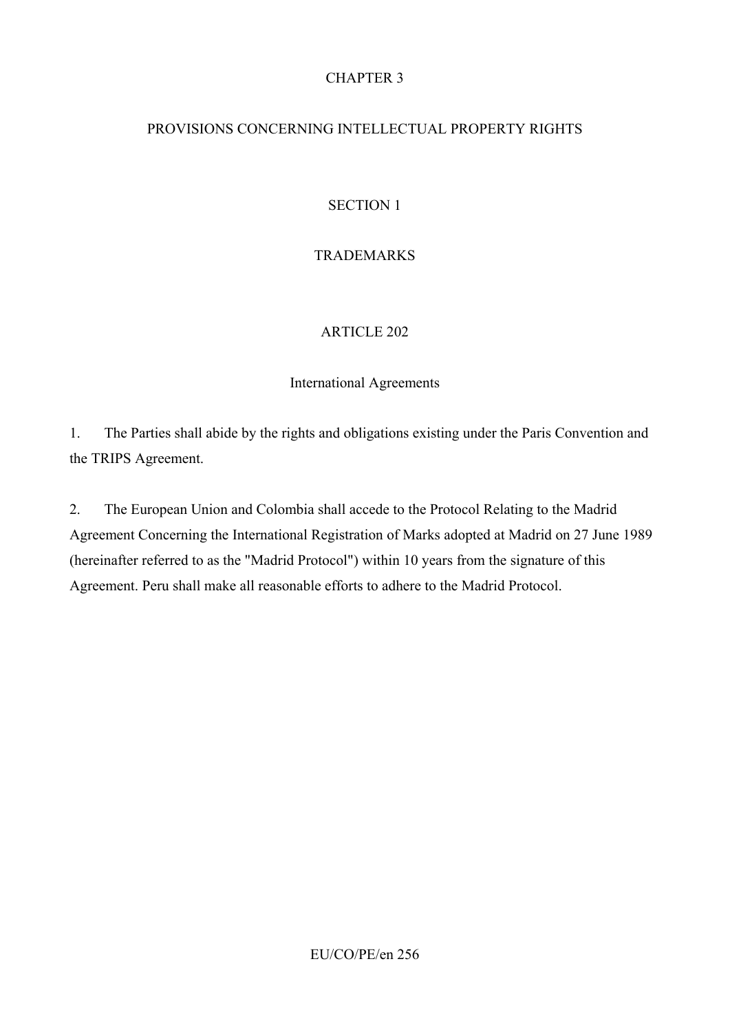# CHAPTER 3

# PROVISIONS CONCERNING INTELLECTUAL PROPERTY RIGHTS

## SECTION 1

## TRADEMARKS

### ARTICLE 202

### International Agreements

1. The Parties shall abide by the rights and obligations existing under the Paris Convention and the TRIPS Agreement.

2. The European Union and Colombia shall accede to the Protocol Relating to the Madrid Agreement Concerning the International Registration of Marks adopted at Madrid on 27 June 1989 (hereinafter referred to as the "Madrid Protocol") within 10 years from the signature of this Agreement. Peru shall make all reasonable efforts to adhere to the Madrid Protocol.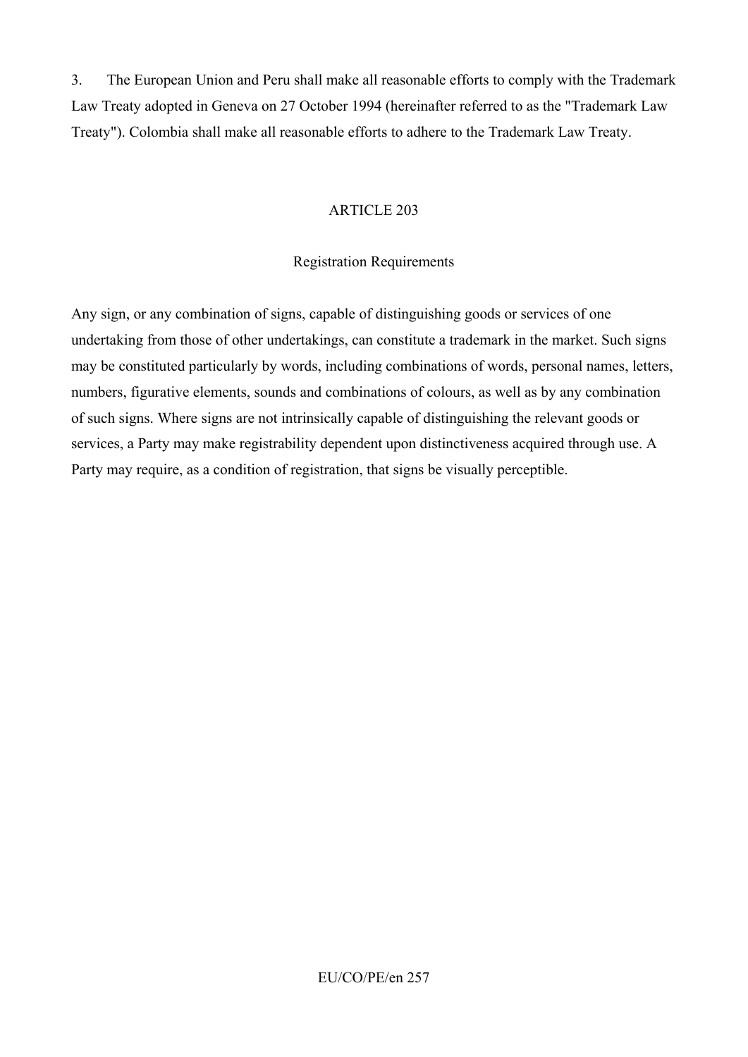3. The European Union and Peru shall make all reasonable efforts to comply with the Trademark Law Treaty adopted in Geneva on 27 October 1994 (hereinafter referred to as the "Trademark Law Treaty"). Colombia shall make all reasonable efforts to adhere to the Trademark Law Treaty.

## ARTICLE 203

### Registration Requirements

Any sign, or any combination of signs, capable of distinguishing goods or services of one undertaking from those of other undertakings, can constitute a trademark in the market. Such signs may be constituted particularly by words, including combinations of words, personal names, letters, numbers, figurative elements, sounds and combinations of colours, as well as by any combination of such signs. Where signs are not intrinsically capable of distinguishing the relevant goods or services, a Party may make registrability dependent upon distinctiveness acquired through use. A Party may require, as a condition of registration, that signs be visually perceptible.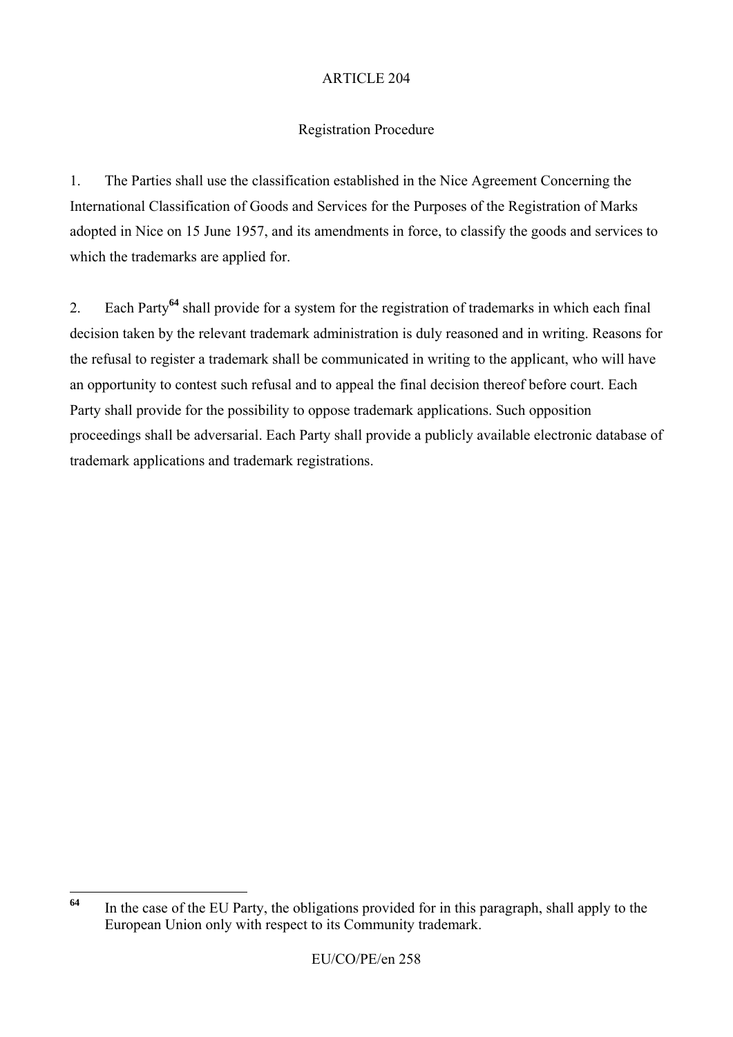ARTICLE 204

Registration Procedure

1. The Parties shall use the classification established in the Nice Agreement Concerning the International Classification of Goods and Services for the Purposes of the Registration of Marks adopted in Nice on 15 June 1957, and its amendments in force, to classify the goods and services to which the trademarks are applied for.

2. Each Party[64] shall provide for a system for the registration of trademarks in which each final decision taken by the relevant trademark administration is duly reasoned and in writing. Reasons for the refusal to register a trademark shall be communicated in writing to the applicant, who will have an opportunity to contest such refusal and to appeal the final decision thereof before court. Each Party shall provide for the possibility to oppose trademark applications. Such opposition proceedings shall be adversarial. Each Party shall provide a publicly available electronic database of trademark applications and trademark registrations.

---

[64] In the case of the EU Party, the obligations provided for in this paragraph, shall apply to the European Union only with respect to its Community trademark.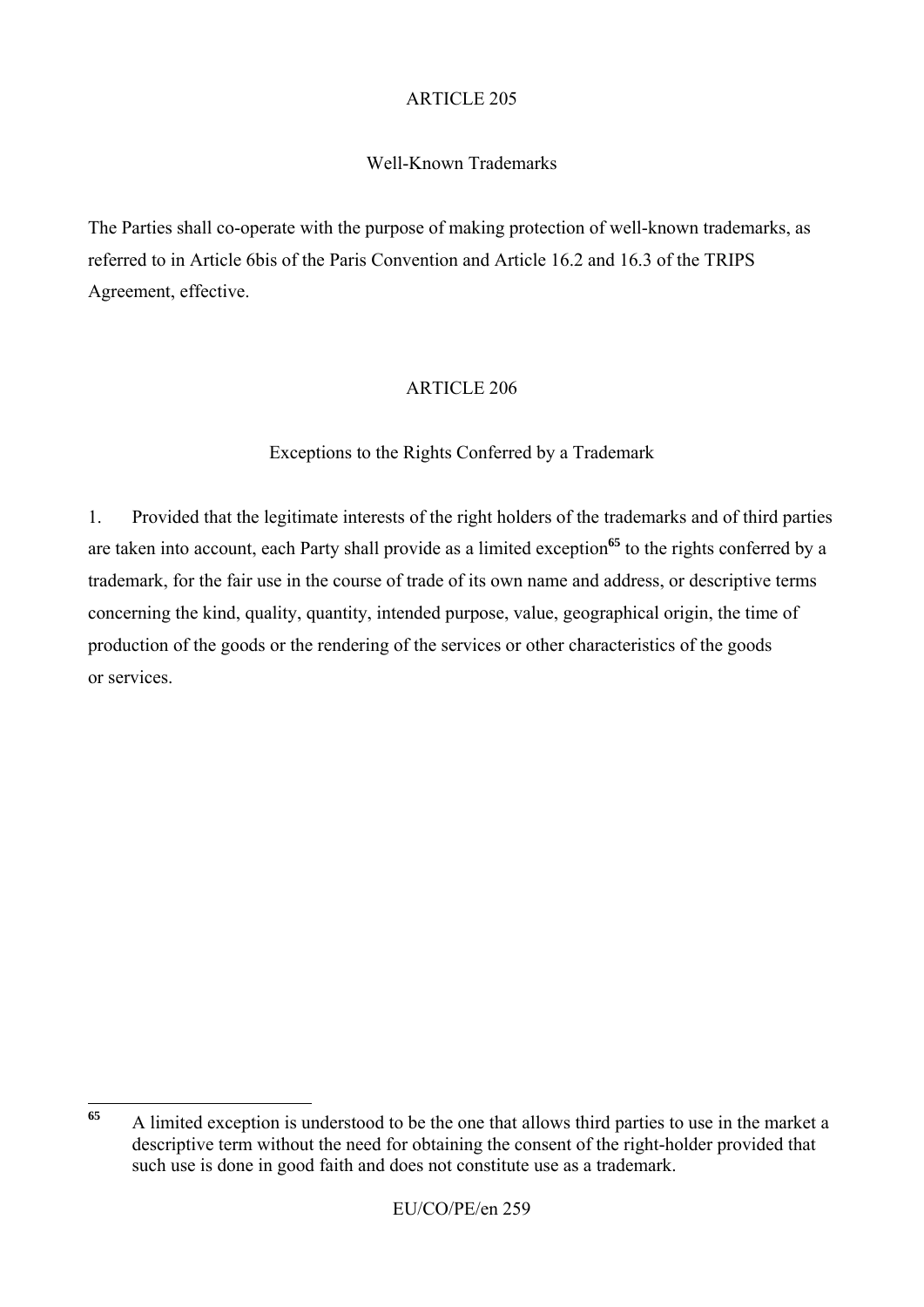## ARTICLE 205

### Well-Known Trademarks

The Parties shall co-operate with the purpose of making protection of well-known trademarks, as referred to in Article 6bis of the Paris Convention and Article 16.2 and 16.3 of the TRIPS Agreement, effective.

## ARTICLE 206

### Exceptions to the Rights Conferred by a Trademark

1. Provided that the legitimate interests of the right holders of the trademarks and of third parties are taken into account, each Party shall provide as a limited exception[65] to the rights conferred by a trademark, for the fair use in the course of trade of its own name and address, or descriptive terms concerning the kind, quality, quantity, intended purpose, value, geographical origin, the time of production of the goods or the rendering of the services or other characteristics of the goods or services.

---

[65] A limited exception is understood to be the one that allows third parties to use in the market a descriptive term without the need for obtaining the consent of the right-holder provided that such use is done in good faith and does not constitute use as a trademark.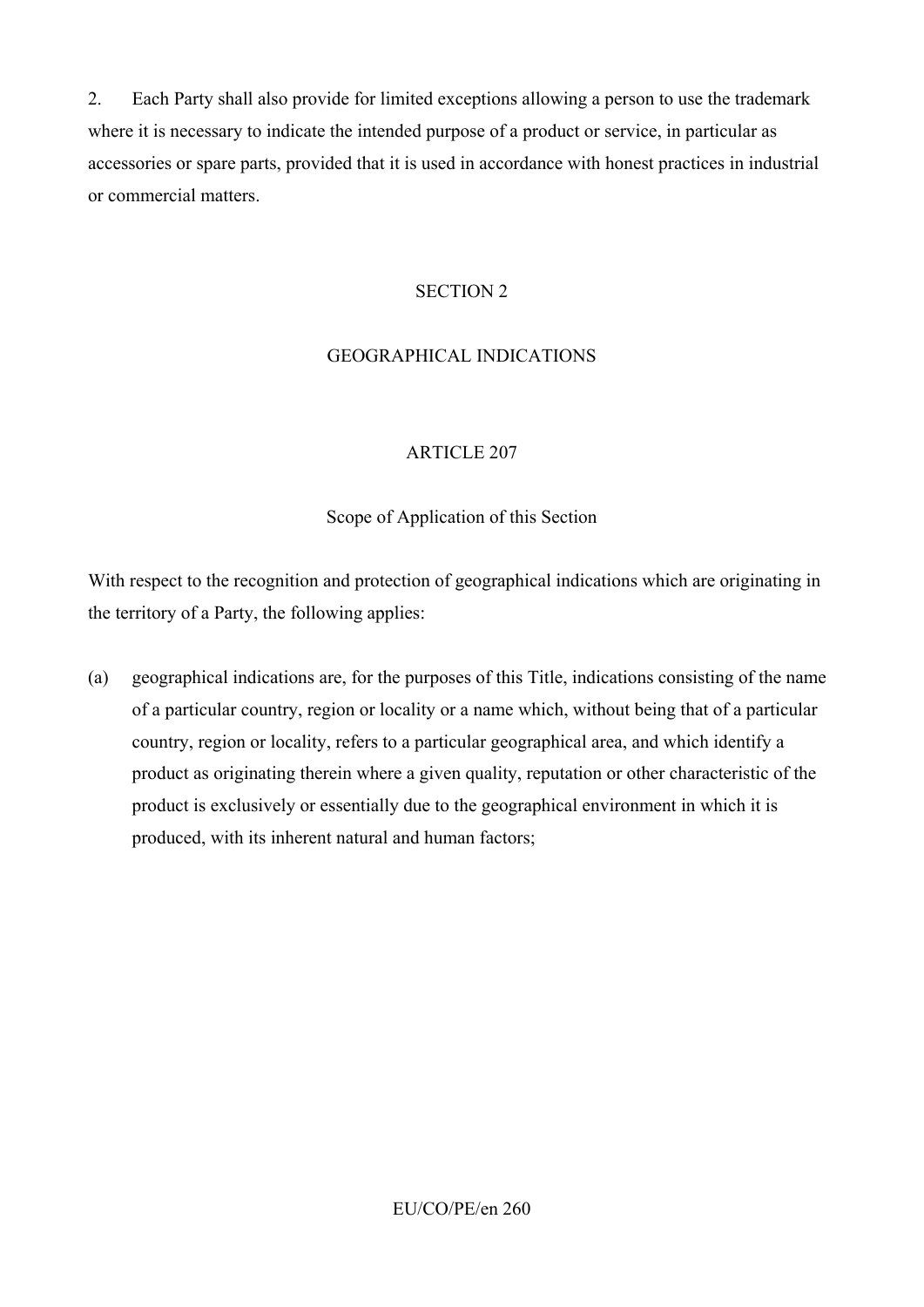2. Each Party shall also provide for limited exceptions allowing a person to use the trademark where it is necessary to indicate the intended purpose of a product or service, in particular as accessories or spare parts, provided that it is used in accordance with honest practices in industrial or commercial matters.

## SECTION 2

## GEOGRAPHICAL INDICATIONS

### ARTICLE 207

### Scope of Application of this Section

With respect to the recognition and protection of geographical indications which are originating in the territory of a Party, the following applies:

(a) geographical indications are, for the purposes of this Title, indications consisting of the name of a particular country, region or locality or a name which, without being that of a particular country, region or locality, refers to a particular geographical area, and which identify a product as originating therein where a given quality, reputation or other characteristic of the product is exclusively or essentially due to the geographical environment in which it is produced, with its inherent natural and human factors;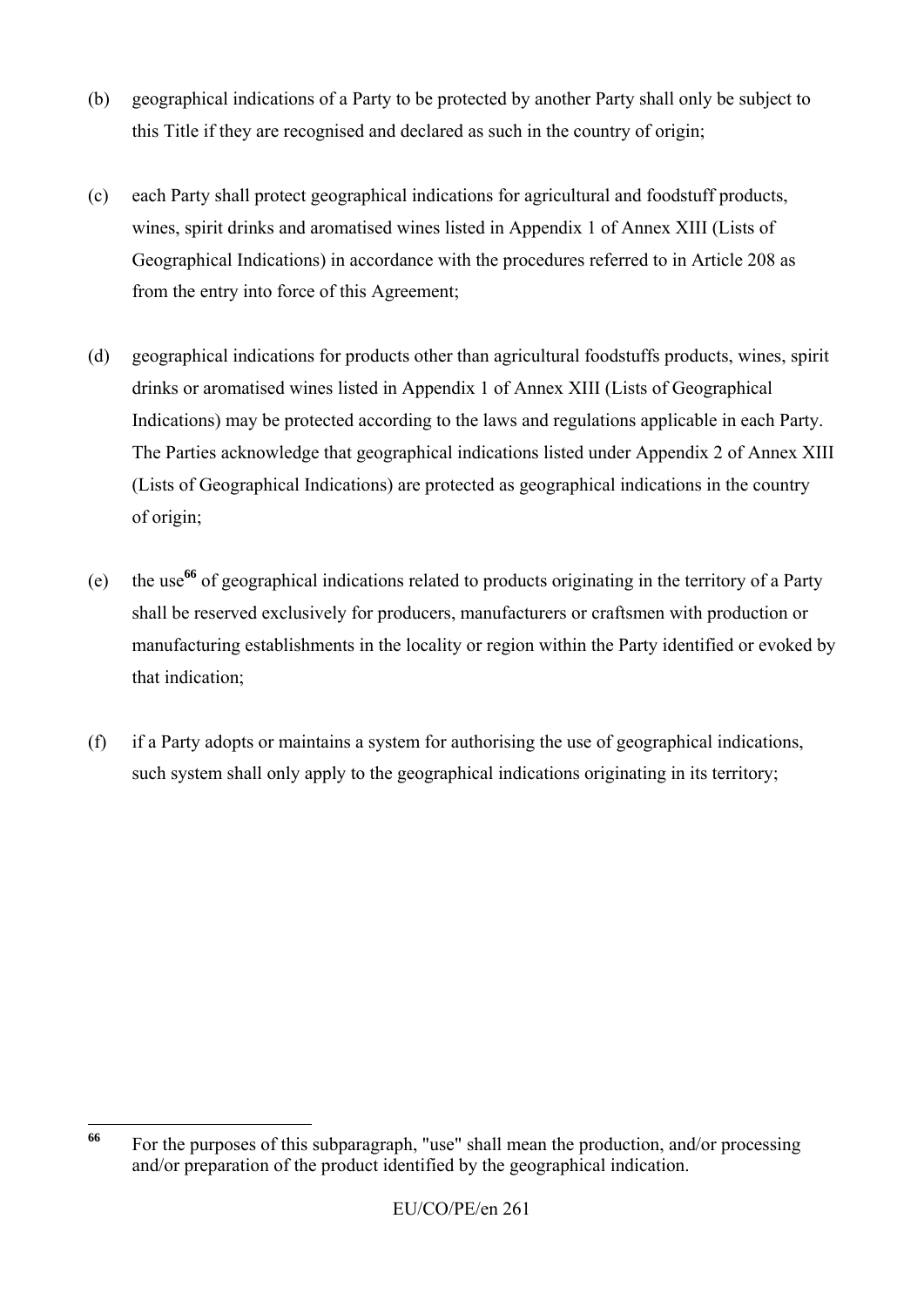(b) geographical indications of a Party to be protected by another Party shall only be subject to this Title if they are recognised and declared as such in the country of origin;

(c) each Party shall protect geographical indications for agricultural and foodstuff products, wines, spirit drinks and aromatised wines listed in Appendix 1 of Annex XIII (Lists of Geographical Indications) in accordance with the procedures referred to in Article 208 as from the entry into force of this Agreement;

(d) geographical indications for products other than agricultural foodstuffs products, wines, spirit drinks or aromatised wines listed in Appendix 1 of Annex XIII (Lists of Geographical Indications) may be protected according to the laws and regulations applicable in each Party. The Parties acknowledge that geographical indications listed under Appendix 2 of Annex XIII (Lists of Geographical Indications) are protected as geographical indications in the country of origin;

(e) the use[66] of geographical indications related to products originating in the territory of a Party shall be reserved exclusively for producers, manufacturers or craftsmen with production or manufacturing establishments in the locality or region within the Party identified or evoked by that indication;

(f) if a Party adopts or maintains a system for authorising the use of geographical indications, such system shall only apply to the geographical indications originating in its territory;

---

[66] For the purposes of this subparagraph, "use" shall mean the production, and/or processing and/or preparation of the product identified by the geographical indication.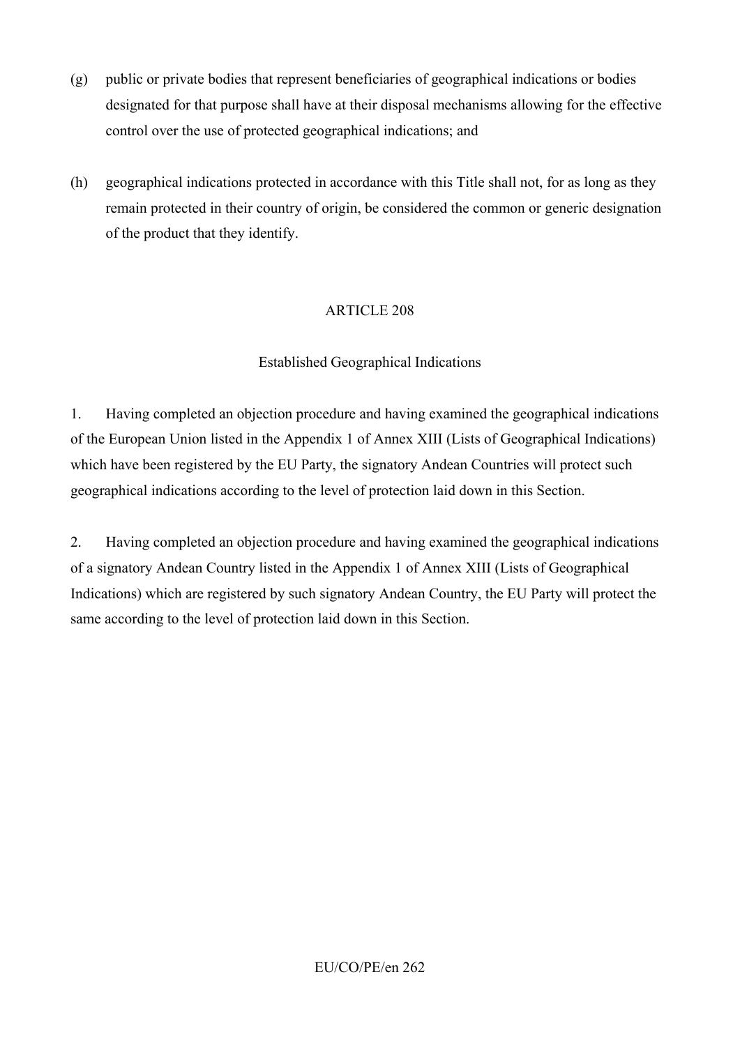(g) public or private bodies that represent beneficiaries of geographical indications or bodies designated for that purpose shall have at their disposal mechanisms allowing for the effective control over the use of protected geographical indications; and

(h) geographical indications protected in accordance with this Title shall not, for as long as they remain protected in their country of origin, be considered the common or generic designation of the product that they identify.

ARTICLE 208

Established Geographical Indications

1. Having completed an objection procedure and having examined the geographical indications of the European Union listed in the Appendix 1 of Annex XIII (Lists of Geographical Indications) which have been registered by the EU Party, the signatory Andean Countries will protect such geographical indications according to the level of protection laid down in this Section.

2. Having completed an objection procedure and having examined the geographical indications of a signatory Andean Country listed in the Appendix 1 of Annex XIII (Lists of Geographical Indications) which are registered by such signatory Andean Country, the EU Party will protect the same according to the level of protection laid down in this Section.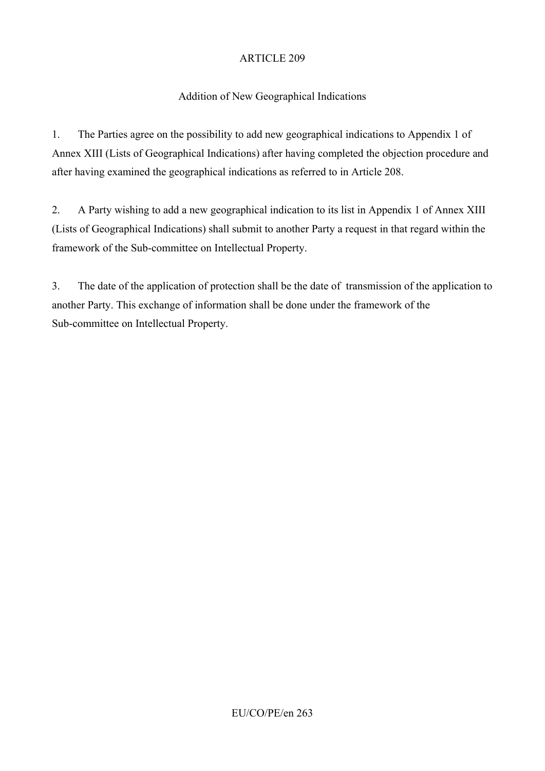## ARTICLE 209

### Addition of New Geographical Indications

1. The Parties agree on the possibility to add new geographical indications to Appendix 1 of Annex XIII (Lists of Geographical Indications) after having completed the objection procedure and after having examined the geographical indications as referred to in Article 208.

2. A Party wishing to add a new geographical indication to its list in Appendix 1 of Annex XIII (Lists of Geographical Indications) shall submit to another Party a request in that regard within the framework of the Sub-committee on Intellectual Property.

3. The date of the application of protection shall be the date of transmission of the application to another Party. This exchange of information shall be done under the framework of the Sub-committee on Intellectual Property.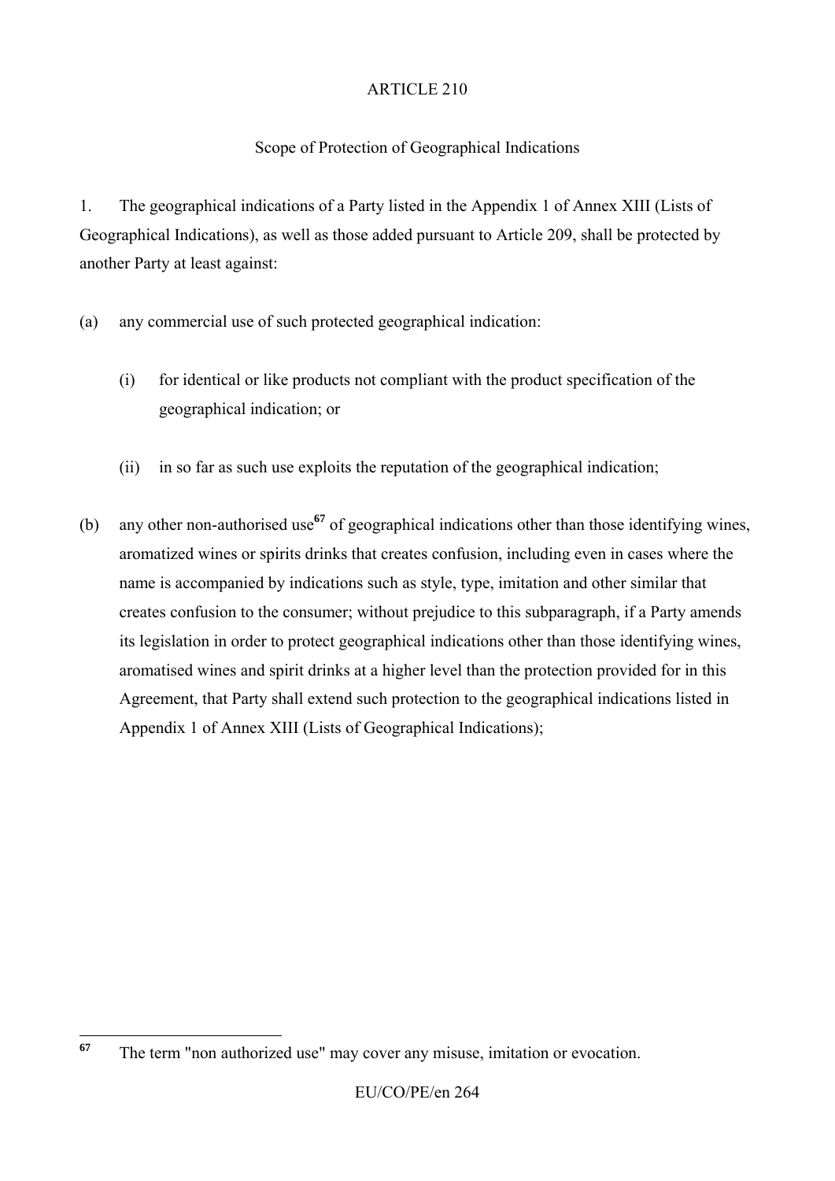ARTICLE 210

Scope of Protection of Geographical Indications

1. The geographical indications of a Party listed in the Appendix 1 of Annex XIII (Lists of Geographical Indications), as well as those added pursuant to Article 209, shall be protected by another Party at least against:

(a) any commercial use of such protected geographical indication:

(i) for identical or like products not compliant with the product specification of the geographical indication; or

(ii) in so far as such use exploits the reputation of the geographical indication;

(b) any other non-authorised use[67] of geographical indications other than those identifying wines, aromatized wines or spirits drinks that creates confusion, including even in cases where the name is accompanied by indications such as style, type, imitation and other similar that creates confusion to the consumer; without prejudice to this subparagraph, if a Party amends its legislation in order to protect geographical indications other than those identifying wines, aromatised wines and spirit drinks at a higher level than the protection provided for in this Agreement, that Party shall extend such protection to the geographical indications listed in Appendix 1 of Annex XIII (Lists of Geographical Indications);

[67] The term "non authorized use" may cover any misuse, imitation or evocation.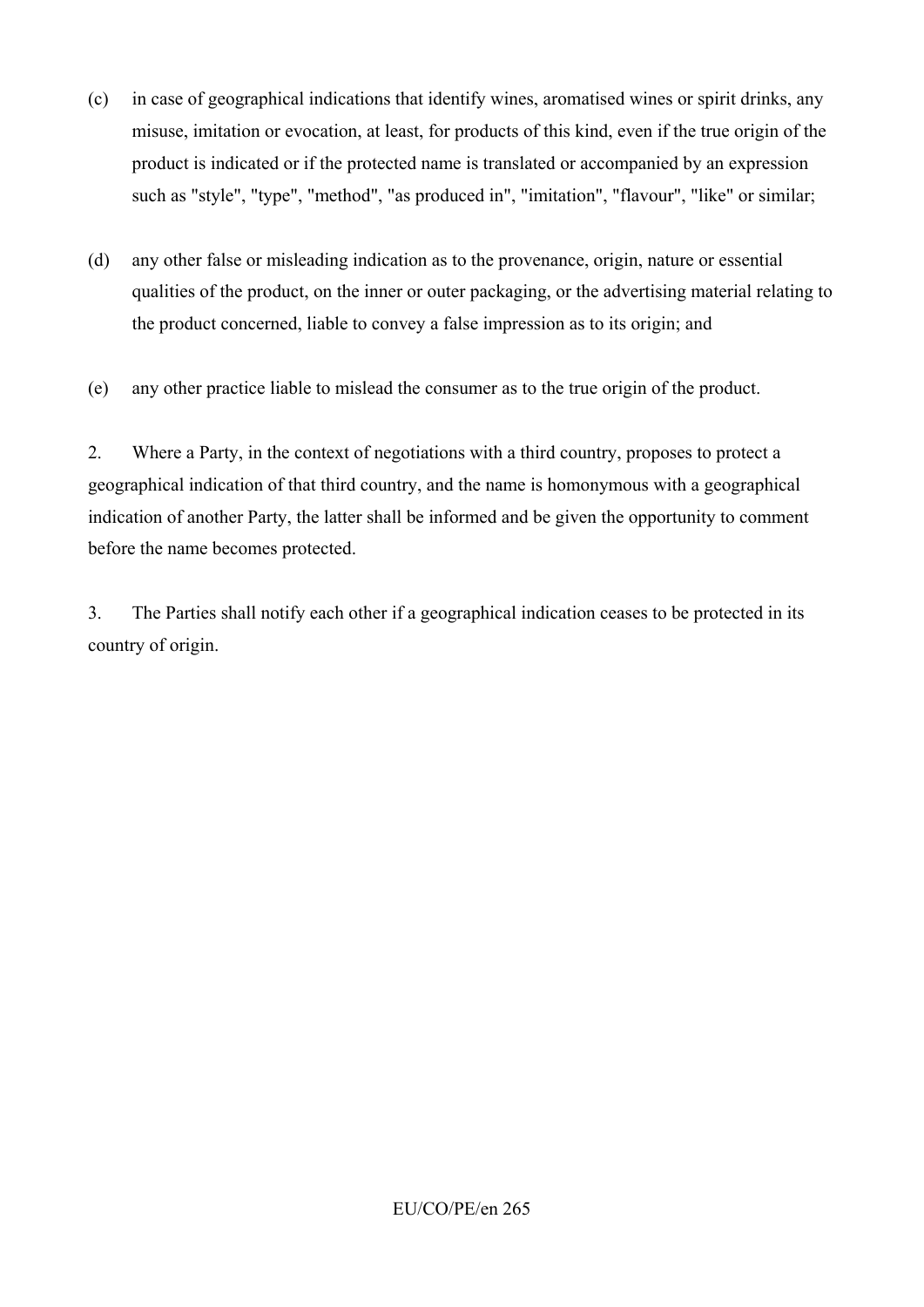(c) in case of geographical indications that identify wines, aromatised wines or spirit drinks, any misuse, imitation or evocation, at least, for products of this kind, even if the true origin of the product is indicated or if the protected name is translated or accompanied by an expression such as "style", "type", "method", "as produced in", "imitation", "flavour", "like" or similar;

(d) any other false or misleading indication as to the provenance, origin, nature or essential qualities of the product, on the inner or outer packaging, or the advertising material relating to the product concerned, liable to convey a false impression as to its origin; and

(e) any other practice liable to mislead the consumer as to the true origin of the product.

2. Where a Party, in the context of negotiations with a third country, proposes to protect a geographical indication of that third country, and the name is homonymous with a geographical indication of another Party, the latter shall be informed and be given the opportunity to comment before the name becomes protected.

3. The Parties shall notify each other if a geographical indication ceases to be protected in its country of origin.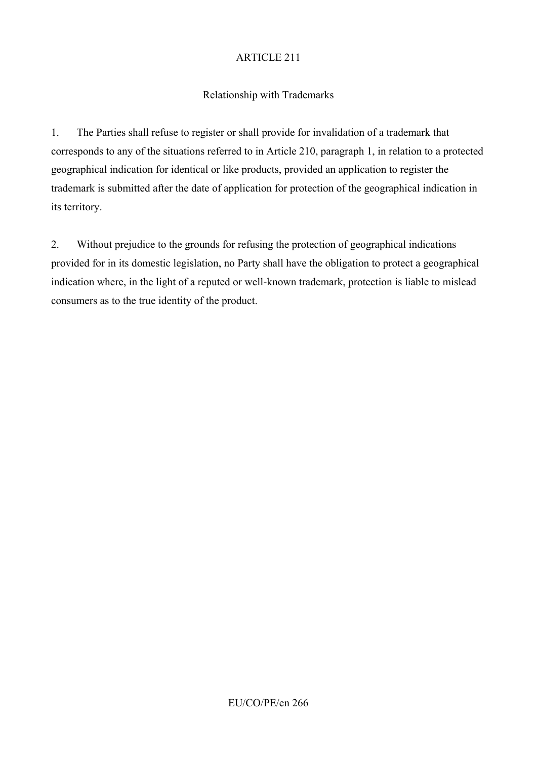## ARTICLE 211

### Relationship with Trademarks

1. The Parties shall refuse to register or shall provide for invalidation of a trademark that corresponds to any of the situations referred to in Article 210, paragraph 1, in relation to a protected geographical indication for identical or like products, provided an application to register the trademark is submitted after the date of application for protection of the geographical indication in its territory.

2. Without prejudice to the grounds for refusing the protection of geographical indications provided for in its domestic legislation, no Party shall have the obligation to protect a geographical indication where, in the light of a reputed or well-known trademark, protection is liable to mislead consumers as to the true identity of the product.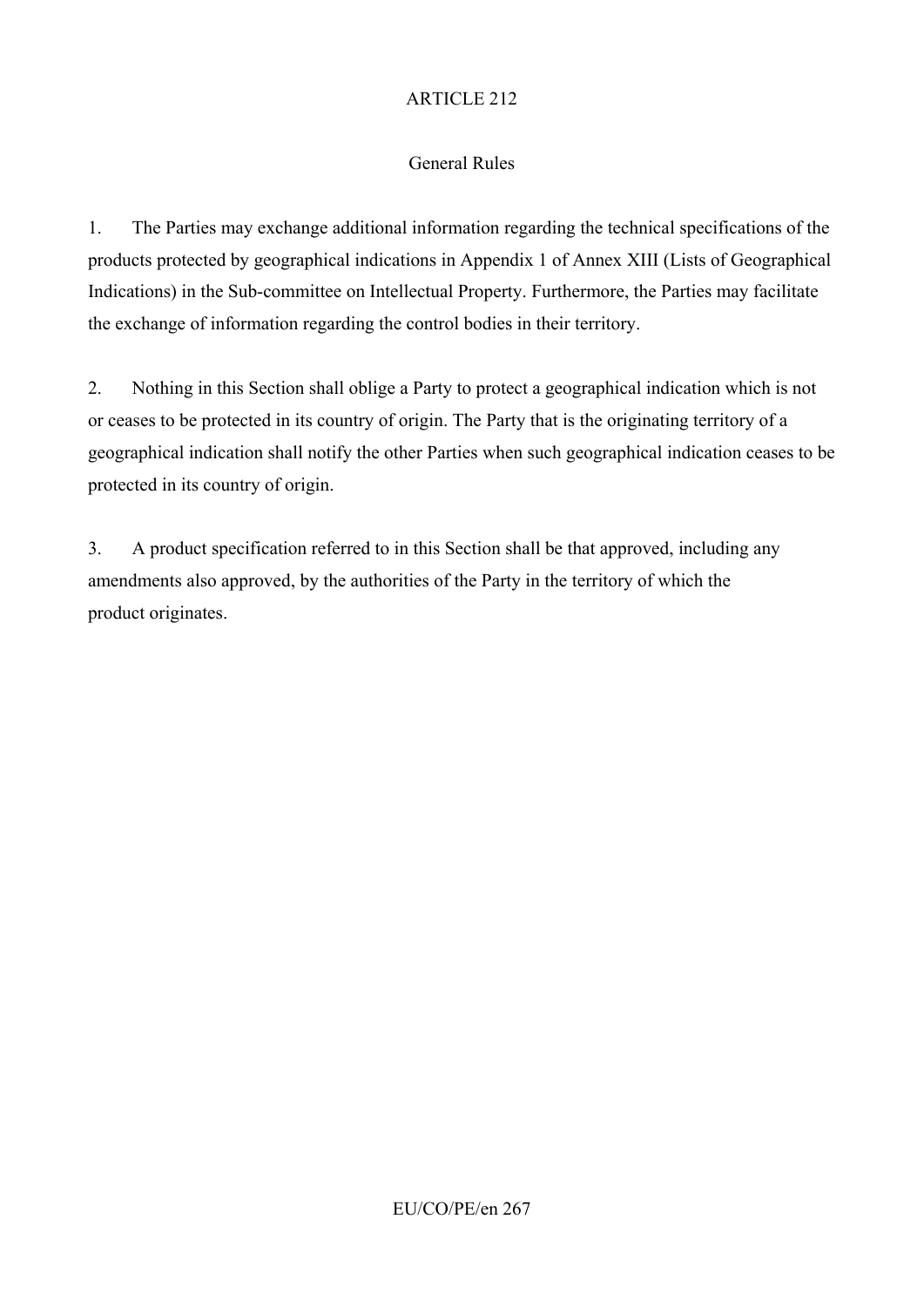## ARTICLE 212

### General Rules

1. The Parties may exchange additional information regarding the technical specifications of the products protected by geographical indications in Appendix 1 of Annex XIII (Lists of Geographical Indications) in the Sub-committee on Intellectual Property. Furthermore, the Parties may facilitate the exchange of information regarding the control bodies in their territory.

2. Nothing in this Section shall oblige a Party to protect a geographical indication which is not or ceases to be protected in its country of origin. The Party that is the originating territory of a geographical indication shall notify the other Parties when such geographical indication ceases to be protected in its country of origin.

3. A product specification referred to in this Section shall be that approved, including any amendments also approved, by the authorities of the Party in the territory of which the product originates.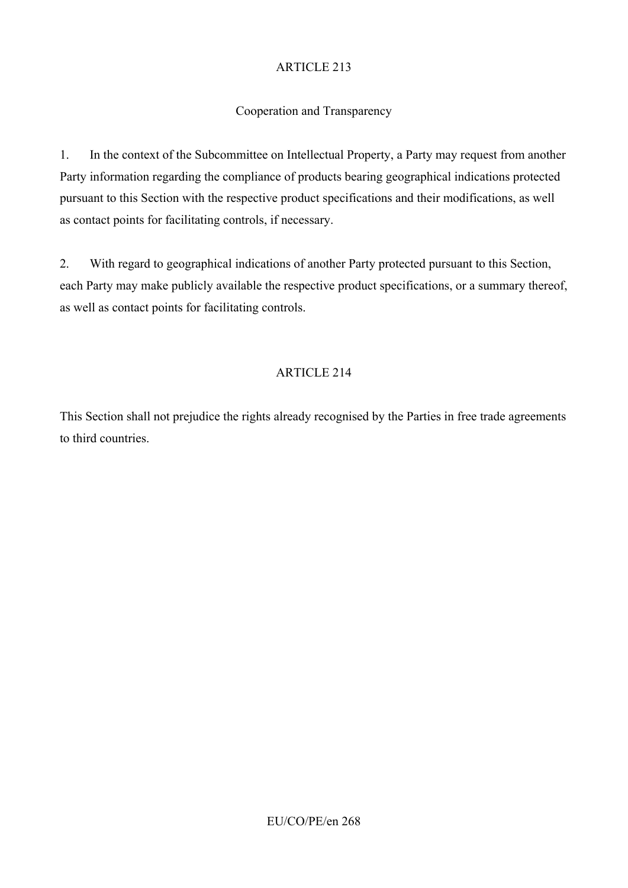## ARTICLE 213

### Cooperation and Transparency

1. In the context of the Subcommittee on Intellectual Property, a Party may request from another Party information regarding the compliance of products bearing geographical indications protected pursuant to this Section with the respective product specifications and their modifications, as well as contact points for facilitating controls, if necessary.

2. With regard to geographical indications of another Party protected pursuant to this Section, each Party may make publicly available the respective product specifications, or a summary thereof, as well as contact points for facilitating controls.

## ARTICLE 214

This Section shall not prejudice the rights already recognised by the Parties in free trade agreements to third countries.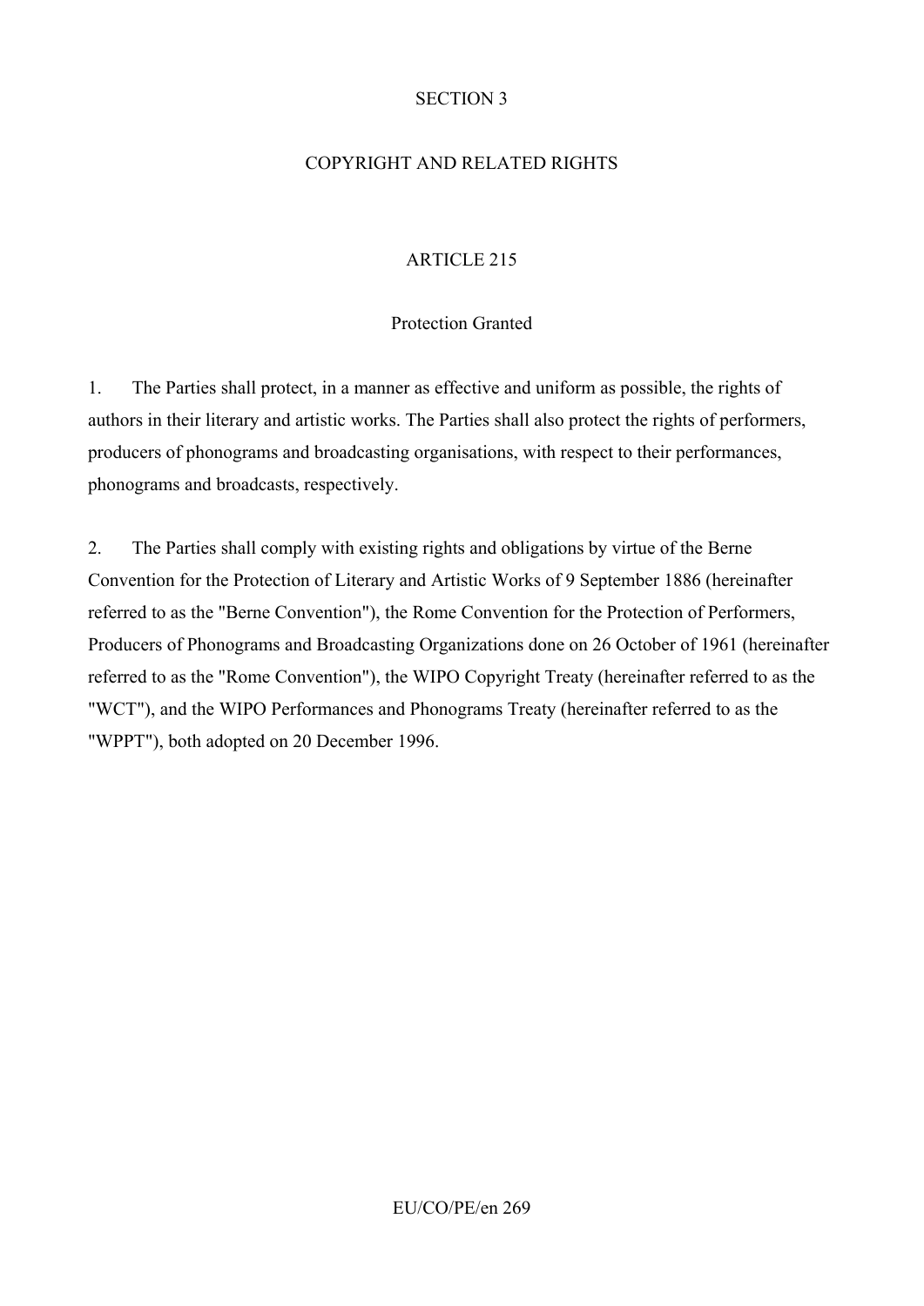## SECTION 3

## COPYRIGHT AND RELATED RIGHTS

### ARTICLE 215

### Protection Granted

1. The Parties shall protect, in a manner as effective and uniform as possible, the rights of authors in their literary and artistic works. The Parties shall also protect the rights of performers, producers of phonograms and broadcasting organisations, with respect to their performances, phonograms and broadcasts, respectively.

2. The Parties shall comply with existing rights and obligations by virtue of the Berne Convention for the Protection of Literary and Artistic Works of 9 September 1886 (hereinafter referred to as the "Berne Convention"), the Rome Convention for the Protection of Performers, Producers of Phonograms and Broadcasting Organizations done on 26 October of 1961 (hereinafter referred to as the "Rome Convention"), the WIPO Copyright Treaty (hereinafter referred to as the "WCT"), and the WIPO Performances and Phonograms Treaty (hereinafter referred to as the "WPPT"), both adopted on 20 December 1996.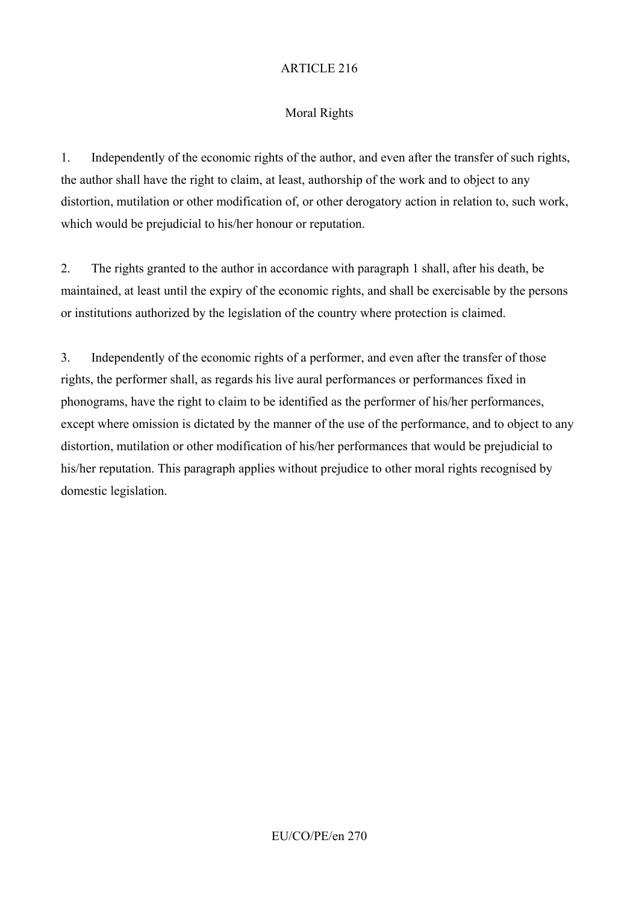## ARTICLE 216

### Moral Rights

1. Independently of the economic rights of the author, and even after the transfer of such rights, the author shall have the right to claim, at least, authorship of the work and to object to any distortion, mutilation or other modification of, or other derogatory action in relation to, such work, which would be prejudicial to his/her honour or reputation.

2. The rights granted to the author in accordance with paragraph 1 shall, after his death, be maintained, at least until the expiry of the economic rights, and shall be exercisable by the persons or institutions authorized by the legislation of the country where protection is claimed.

3. Independently of the economic rights of a performer, and even after the transfer of those rights, the performer shall, as regards his live aural performances or performances fixed in phonograms, have the right to claim to be identified as the performer of his/her performances, except where omission is dictated by the manner of the use of the performance, and to object to any distortion, mutilation or other modification of his/her performances that would be prejudicial to his/her reputation. This paragraph applies without prejudice to other moral rights recognised by domestic legislation.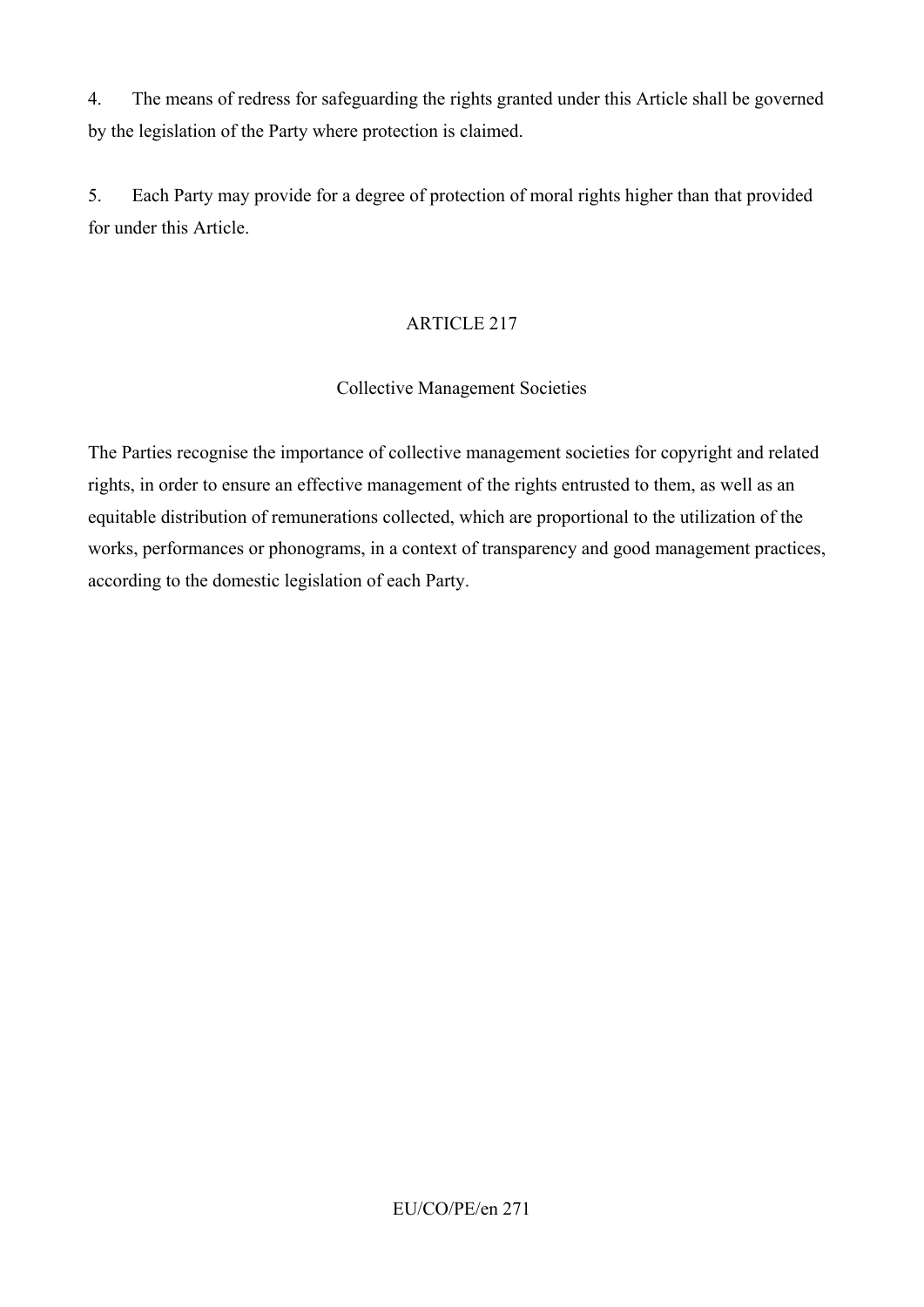4. The means of redress for safeguarding the rights granted under this Article shall be governed by the legislation of the Party where protection is claimed.

5. Each Party may provide for a degree of protection of moral rights higher than that provided for under this Article.

## ARTICLE 217

### Collective Management Societies

The Parties recognise the importance of collective management societies for copyright and related rights, in order to ensure an effective management of the rights entrusted to them, as well as an equitable distribution of remunerations collected, which are proportional to the utilization of the works, performances or phonograms, in a context of transparency and good management practices, according to the domestic legislation of each Party.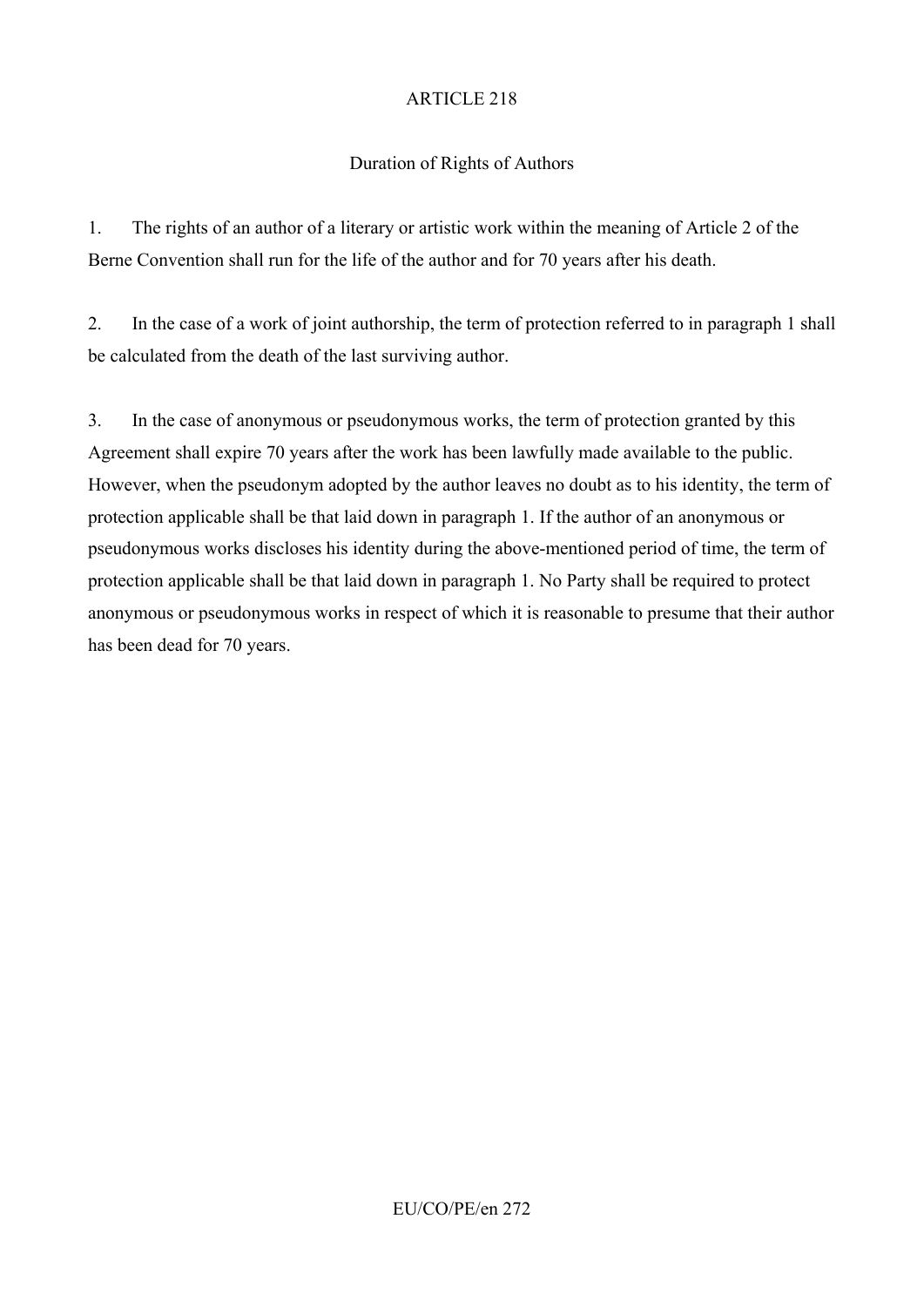ARTICLE 218

Duration of Rights of Authors

1. The rights of an author of a literary or artistic work within the meaning of Article 2 of the Berne Convention shall run for the life of the author and for 70 years after his death.

2. In the case of a work of joint authorship, the term of protection referred to in paragraph 1 shall be calculated from the death of the last surviving author.

3. In the case of anonymous or pseudonymous works, the term of protection granted by this Agreement shall expire 70 years after the work has been lawfully made available to the public. However, when the pseudonym adopted by the author leaves no doubt as to his identity, the term of protection applicable shall be that laid down in paragraph 1. If the author of an anonymous or pseudonymous works discloses his identity during the above-mentioned period of time, the term of protection applicable shall be that laid down in paragraph 1. No Party shall be required to protect anonymous or pseudonymous works in respect of which it is reasonable to presume that their author has been dead for 70 years.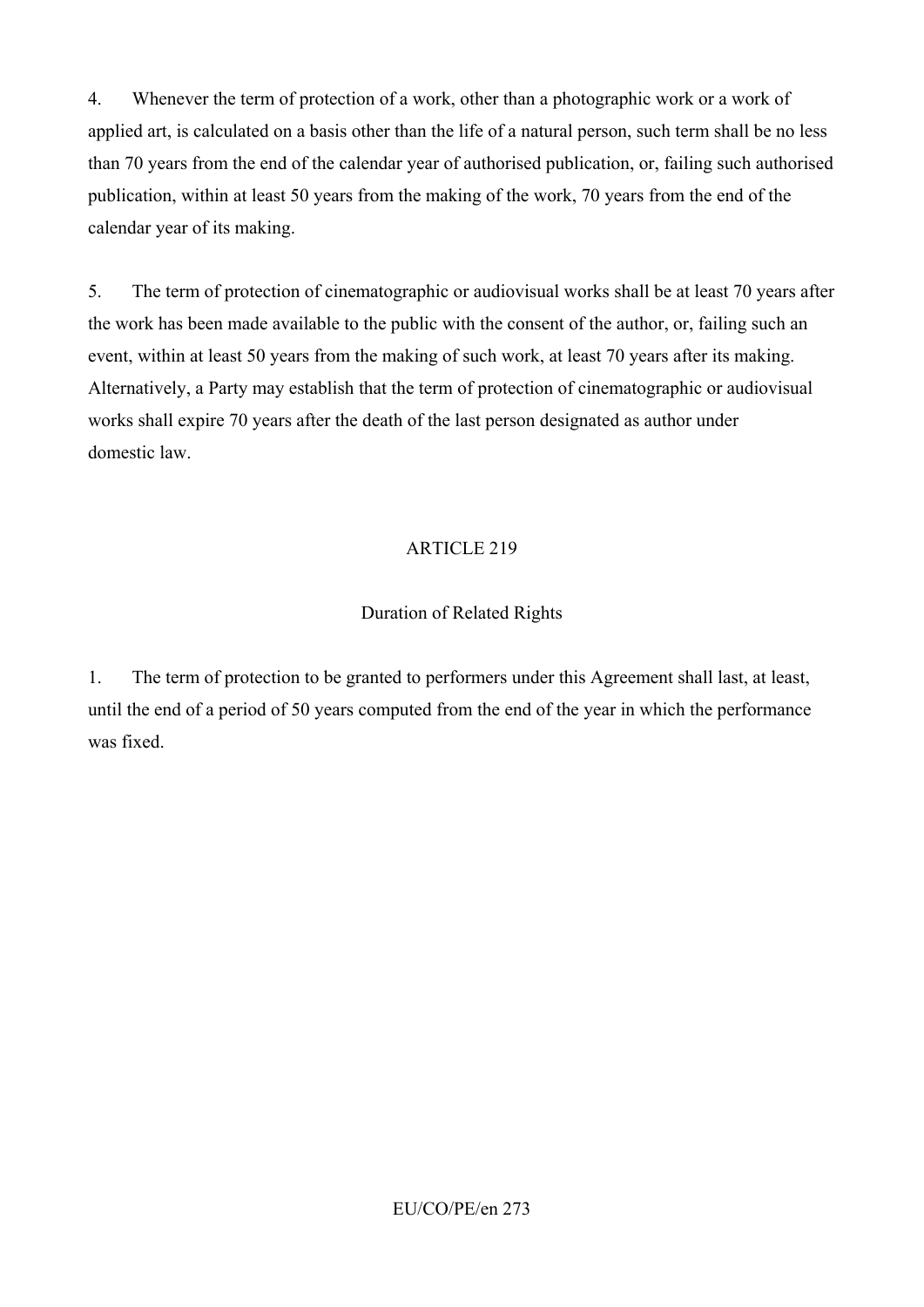4. Whenever the term of protection of a work, other than a photographic work or a work of applied art, is calculated on a basis other than the life of a natural person, such term shall be no less than 70 years from the end of the calendar year of authorised publication, or, failing such authorised publication, within at least 50 years from the making of the work, 70 years from the end of the calendar year of its making.

5. The term of protection of cinematographic or audiovisual works shall be at least 70 years after the work has been made available to the public with the consent of the author, or, failing such an event, within at least 50 years from the making of such work, at least 70 years after its making. Alternatively, a Party may establish that the term of protection of cinematographic or audiovisual works shall expire 70 years after the death of the last person designated as author under domestic law.

## ARTICLE 219

### Duration of Related Rights

1. The term of protection to be granted to performers under this Agreement shall last, at least, until the end of a period of 50 years computed from the end of the year in which the performance was fixed.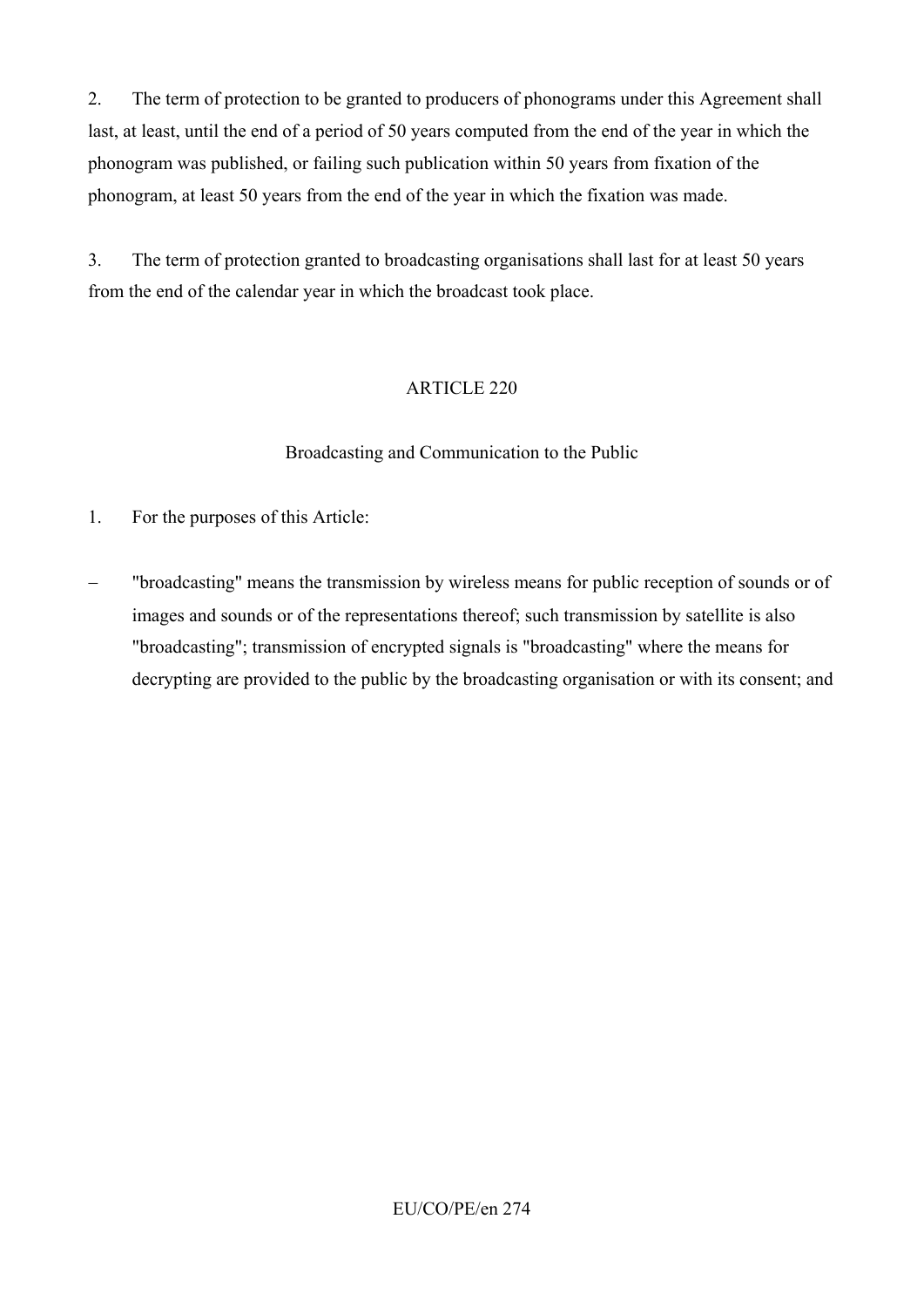2. The term of protection to be granted to producers of phonograms under this Agreement shall last, at least, until the end of a period of 50 years computed from the end of the year in which the phonogram was published, or failing such publication within 50 years from fixation of the phonogram, at least 50 years from the end of the year in which the fixation was made.

3. The term of protection granted to broadcasting organisations shall last for at least 50 years from the end of the calendar year in which the broadcast took place.

## ARTICLE 220

### Broadcasting and Communication to the Public

1. For the purposes of this Article:

– "broadcasting" means the transmission by wireless means for public reception of sounds or of images and sounds or of the representations thereof; such transmission by satellite is also "broadcasting"; transmission of encrypted signals is "broadcasting" where the means for decrypting are provided to the public by the broadcasting organisation or with its consent; and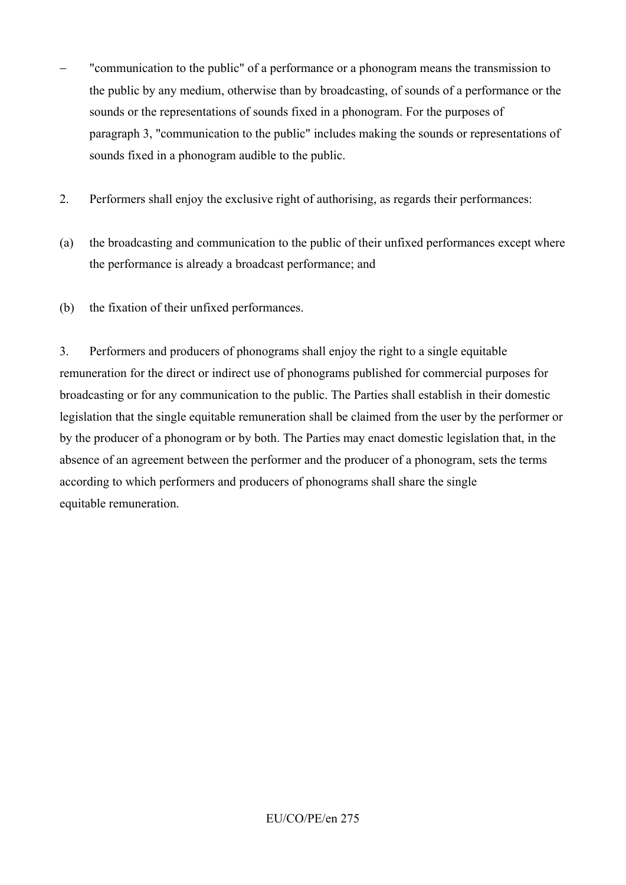– "communication to the public" of a performance or a phonogram means the transmission to the public by any medium, otherwise than by broadcasting, of sounds of a performance or the sounds or the representations of sounds fixed in a phonogram. For the purposes of paragraph 3, "communication to the public" includes making the sounds or representations of sounds fixed in a phonogram audible to the public.

2. Performers shall enjoy the exclusive right of authorising, as regards their performances:

(a) the broadcasting and communication to the public of their unfixed performances except where the performance is already a broadcast performance; and

(b) the fixation of their unfixed performances.

3. Performers and producers of phonograms shall enjoy the right to a single equitable remuneration for the direct or indirect use of phonograms published for commercial purposes for broadcasting or for any communication to the public. The Parties shall establish in their domestic legislation that the single equitable remuneration shall be claimed from the user by the performer or by the producer of a phonogram or by both. The Parties may enact domestic legislation that, in the absence of an agreement between the performer and the producer of a phonogram, sets the terms according to which performers and producers of phonograms shall share the single equitable remuneration.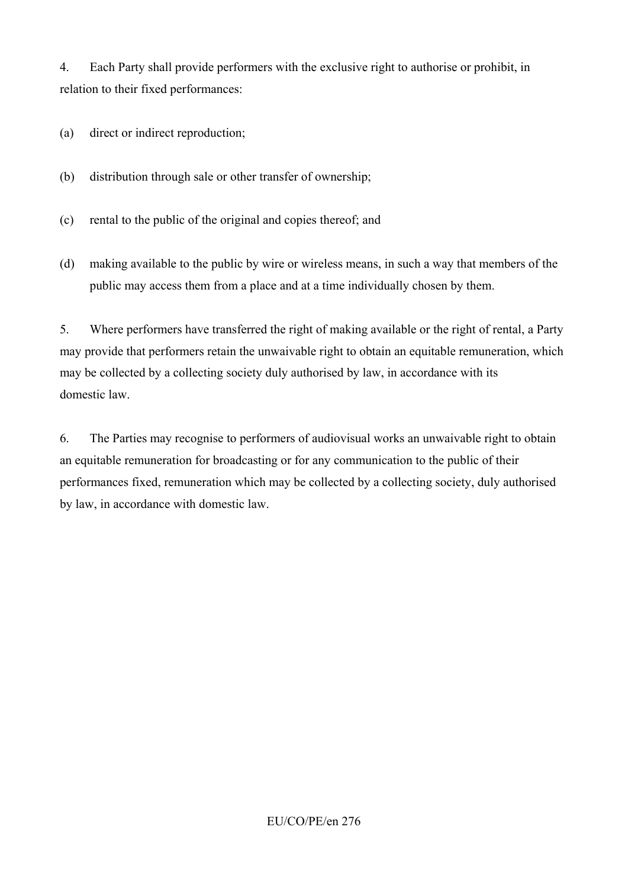4. Each Party shall provide performers with the exclusive right to authorise or prohibit, in relation to their fixed performances:

(a) direct or indirect reproduction;

(b) distribution through sale or other transfer of ownership;

(c) rental to the public of the original and copies thereof; and

(d) making available to the public by wire or wireless means, in such a way that members of the public may access them from a place and at a time individually chosen by them.

5. Where performers have transferred the right of making available or the right of rental, a Party may provide that performers retain the unwaivable right to obtain an equitable remuneration, which may be collected by a collecting society duly authorised by law, in accordance with its domestic law.

6. The Parties may recognise to performers of audiovisual works an unwaivable right to obtain an equitable remuneration for broadcasting or for any communication to the public of their performances fixed, remuneration which may be collected by a collecting society, duly authorised by law, in accordance with domestic law.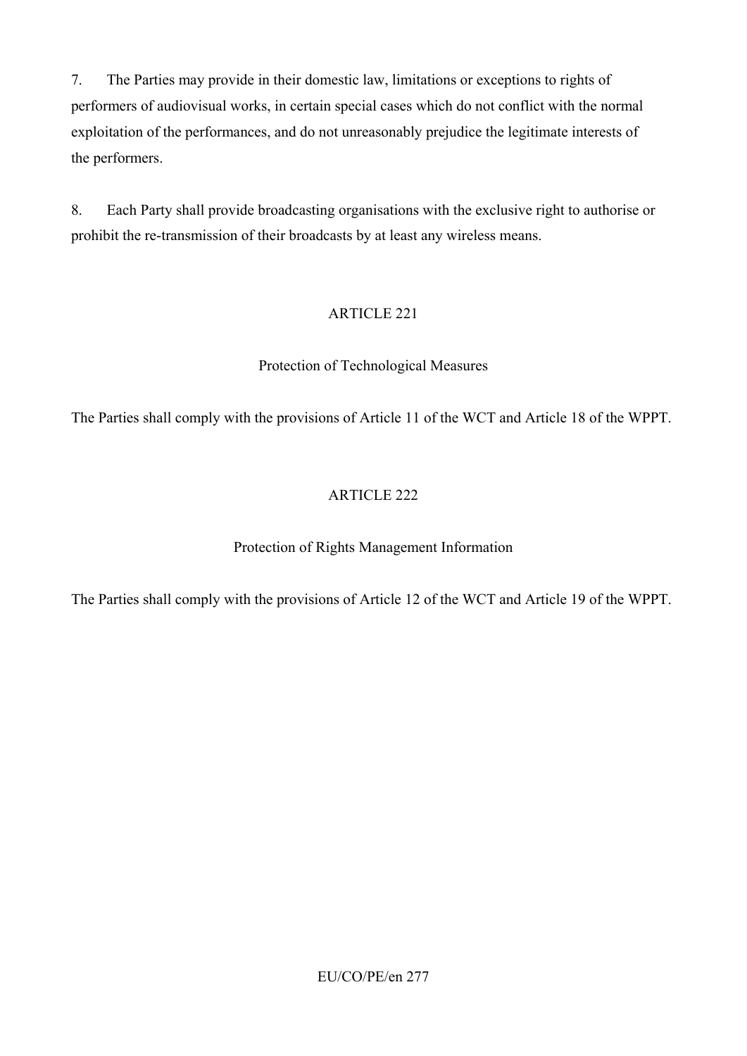7. The Parties may provide in their domestic law, limitations or exceptions to rights of performers of audiovisual works, in certain special cases which do not conflict with the normal exploitation of the performances, and do not unreasonably prejudice the legitimate interests of the performers.

8. Each Party shall provide broadcasting organisations with the exclusive right to authorise or prohibit the re-transmission of their broadcasts by at least any wireless means.

## ARTICLE 221

### Protection of Technological Measures

The Parties shall comply with the provisions of Article 11 of the WCT and Article 18 of the WPPT.

## ARTICLE 222

### Protection of Rights Management Information

The Parties shall comply with the provisions of Article 12 of the WCT and Article 19 of the WPPT.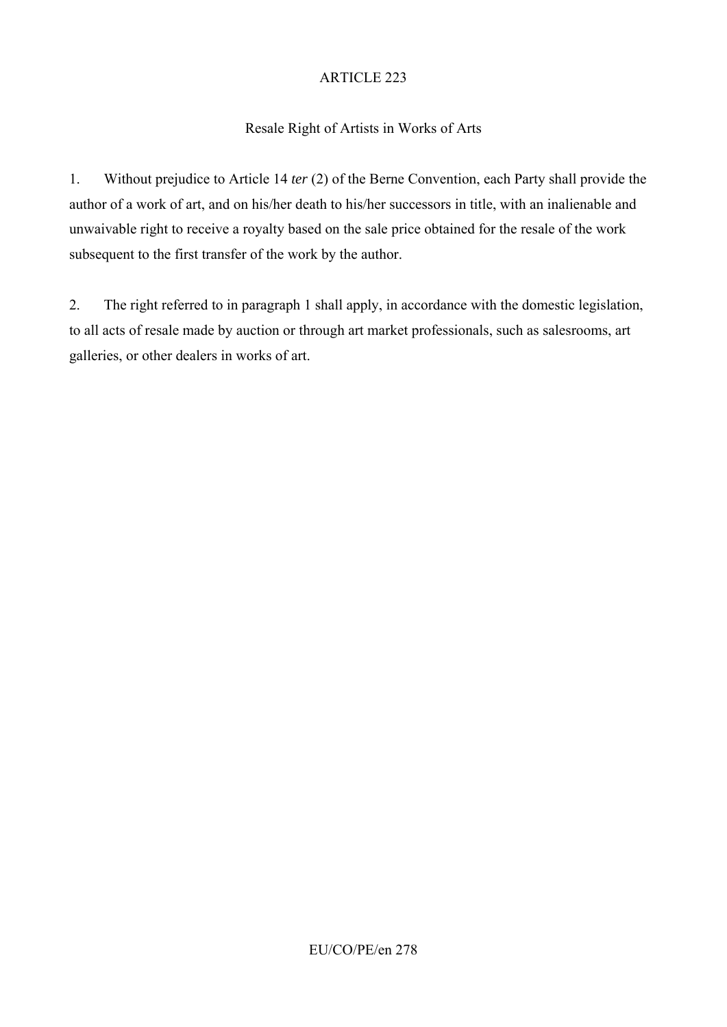ARTICLE 223

Resale Right of Artists in Works of Arts

1. Without prejudice to Article 14 *ter* (2) of the Berne Convention, each Party shall provide the author of a work of art, and on his/her death to his/her successors in title, with an inalienable and unwaivable right to receive a royalty based on the sale price obtained for the resale of the work subsequent to the first transfer of the work by the author.

2. The right referred to in paragraph 1 shall apply, in accordance with the domestic legislation, to all acts of resale made by auction or through art market professionals, such as salesrooms, art galleries, or other dealers in works of art.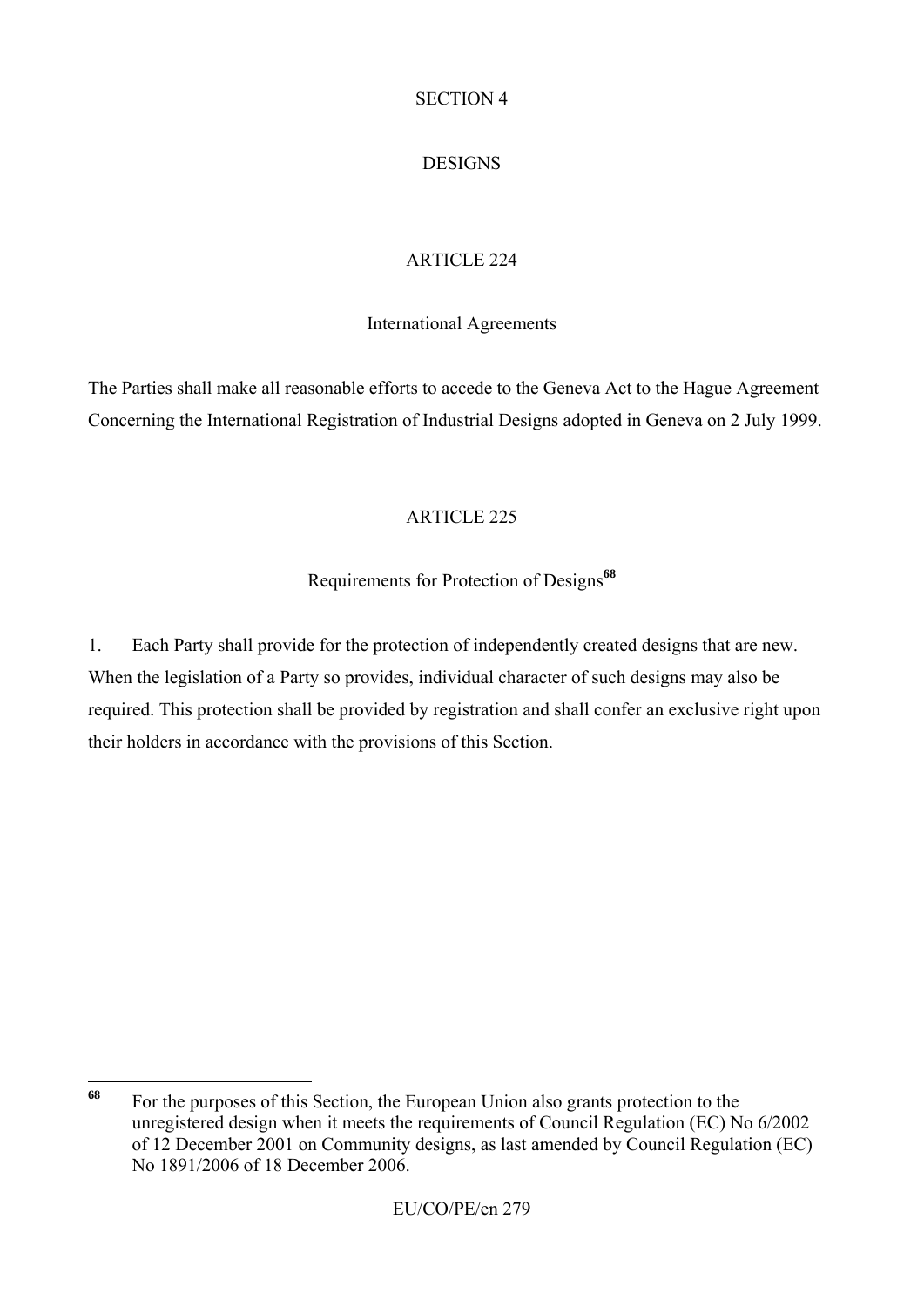SECTION 4

DESIGNS

ARTICLE 224

International Agreements

The Parties shall make all reasonable efforts to accede to the Geneva Act to the Hague Agreement Concerning the International Registration of Industrial Designs adopted in Geneva on 2 July 1999.

ARTICLE 225

Requirements for Protection of Designs[68]

1. Each Party shall provide for the protection of independently created designs that are new. When the legislation of a Party so provides, individual character of such designs may also be required. This protection shall be provided by registration and shall confer an exclusive right upon their holders in accordance with the provisions of this Section.

---

[68] For the purposes of this Section, the European Union also grants protection to the unregistered design when it meets the requirements of Council Regulation (EC) No 6/2002 of 12 December 2001 on Community designs, as last amended by Council Regulation (EC) No 1891/2006 of 18 December 2006.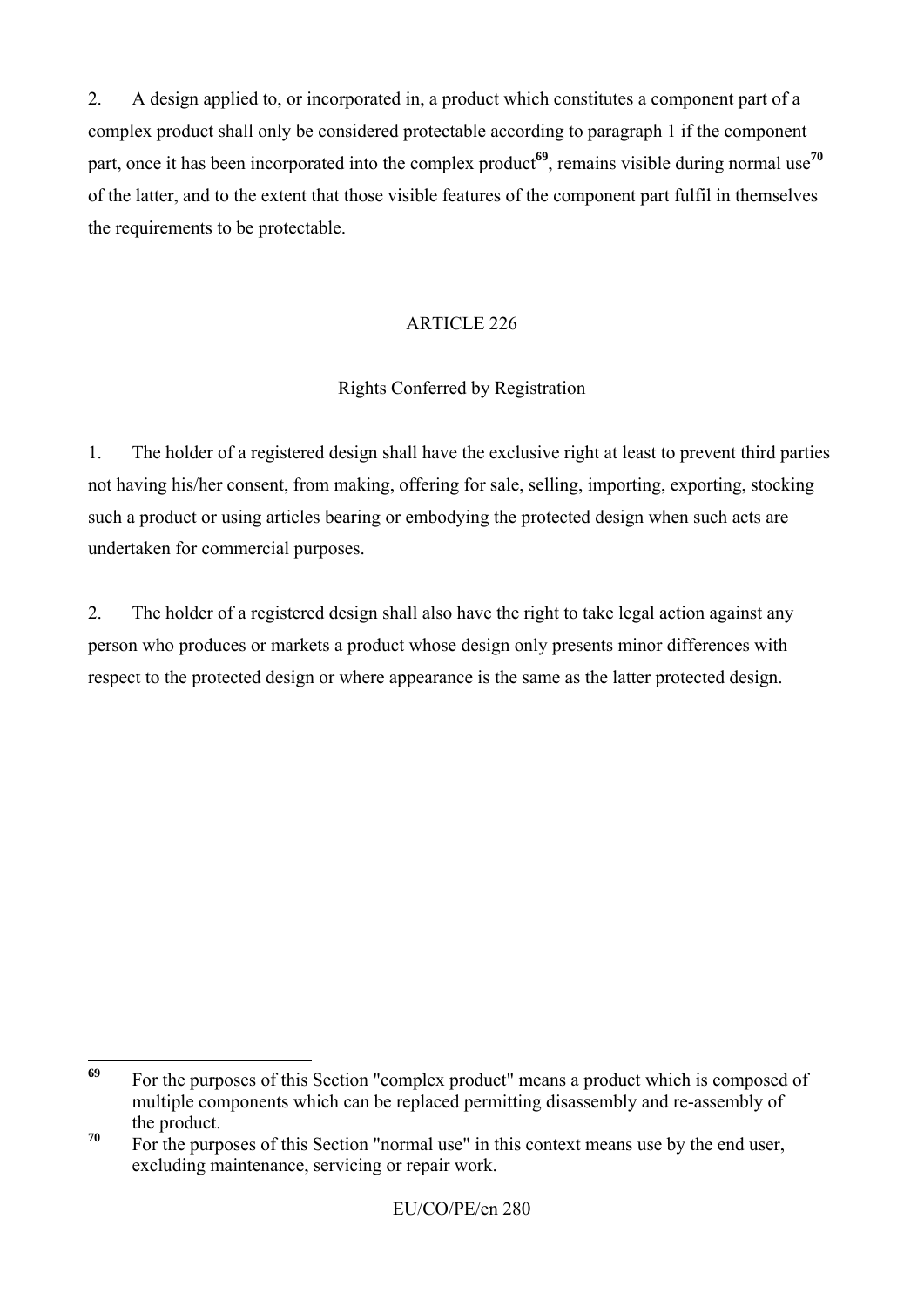2. A design applied to, or incorporated in, a product which constitutes a component part of a complex product shall only be considered protectable according to paragraph 1 if the component part, once it has been incorporated into the complex product[69], remains visible during normal use[70] of the latter, and to the extent that those visible features of the component part fulfil in themselves the requirements to be protectable.

## ARTICLE 226

### Rights Conferred by Registration

1. The holder of a registered design shall have the exclusive right at least to prevent third parties not having his/her consent, from making, offering for sale, selling, importing, exporting, stocking such a product or using articles bearing or embodying the protected design when such acts are undertaken for commercial purposes.

2. The holder of a registered design shall also have the right to take legal action against any person who produces or markets a product whose design only presents minor differences with respect to the protected design or where appearance is the same as the latter protected design.

---

[69] For the purposes of this Section "complex product" means a product which is composed of multiple components which can be replaced permitting disassembly and re-assembly of the product.

[70] For the purposes of this Section "normal use" in this context means use by the end user, excluding maintenance, servicing or repair work.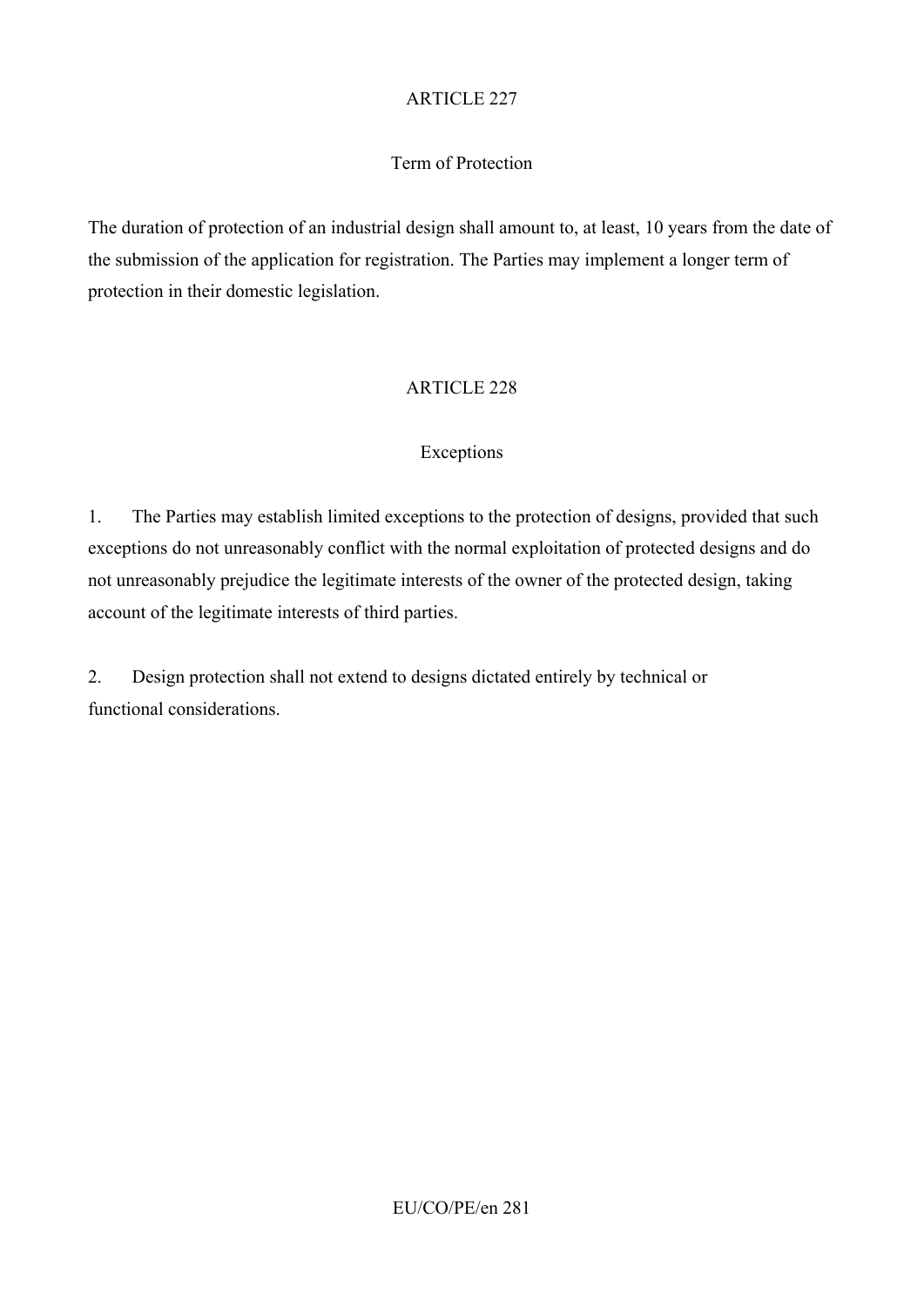ARTICLE 227

Term of Protection

The duration of protection of an industrial design shall amount to, at least, 10 years from the date of the submission of the application for registration. The Parties may implement a longer term of protection in their domestic legislation.

ARTICLE 228

Exceptions

1. The Parties may establish limited exceptions to the protection of designs, provided that such exceptions do not unreasonably conflict with the normal exploitation of protected designs and do not unreasonably prejudice the legitimate interests of the owner of the protected design, taking account of the legitimate interests of third parties.

2. Design protection shall not extend to designs dictated entirely by technical or functional considerations.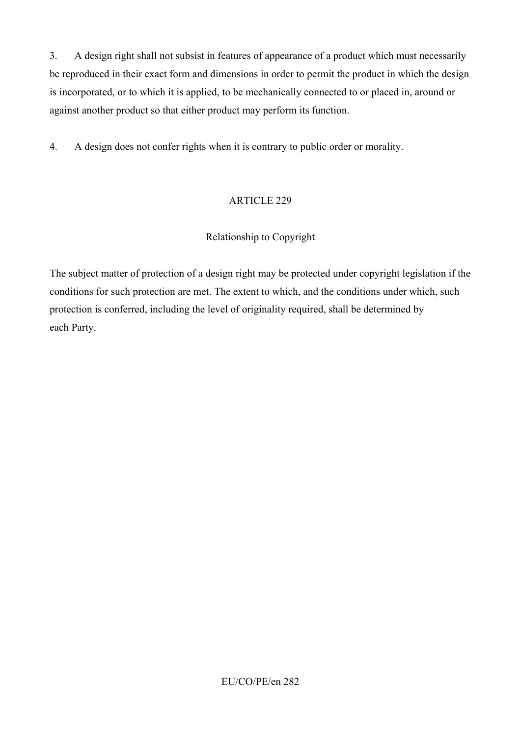3. A design right shall not subsist in features of appearance of a product which must necessarily be reproduced in their exact form and dimensions in order to permit the product in which the design is incorporated, or to which it is applied, to be mechanically connected to or placed in, around or against another product so that either product may perform its function.

4. A design does not confer rights when it is contrary to public order or morality.

## ARTICLE 229

### Relationship to Copyright

The subject matter of protection of a design right may be protected under copyright legislation if the conditions for such protection are met. The extent to which, and the conditions under which, such protection is conferred, including the level of originality required, shall be determined by each Party.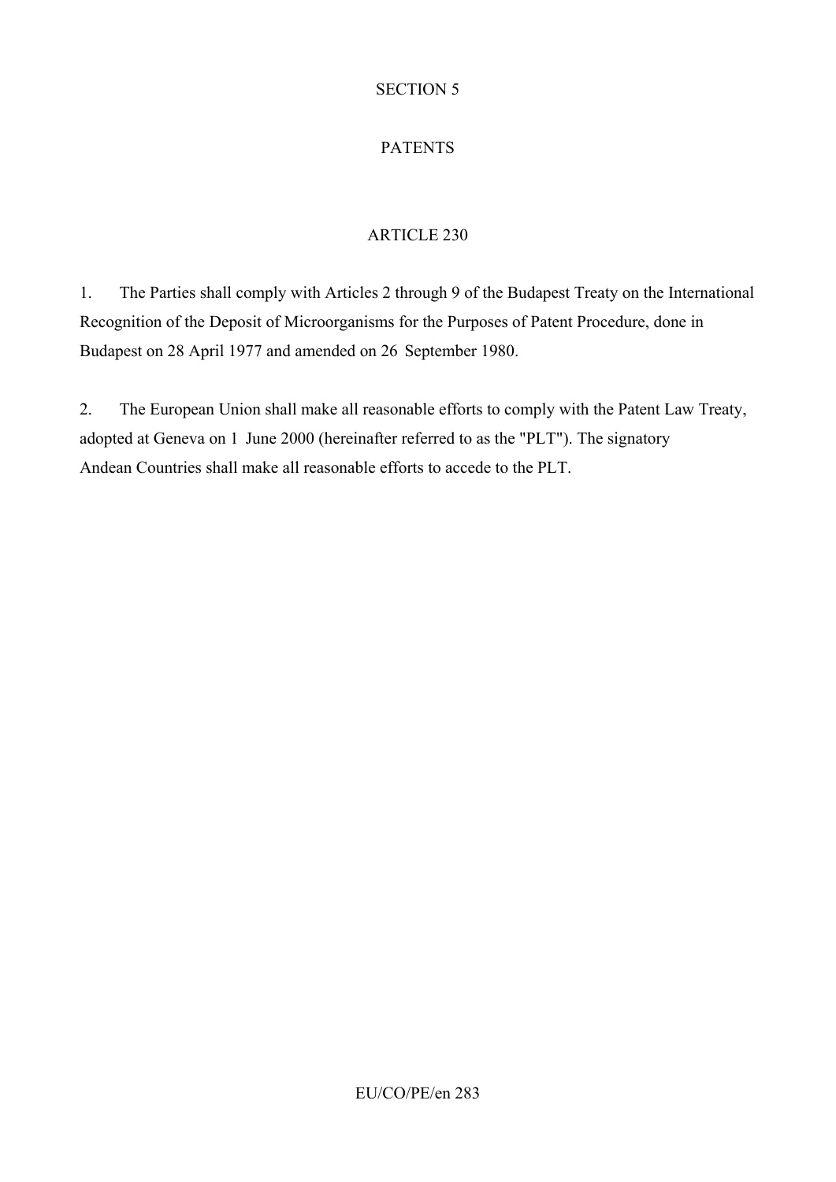## SECTION 5

## PATENTS

### ARTICLE 230

1. The Parties shall comply with Articles 2 through 9 of the Budapest Treaty on the International Recognition of the Deposit of Microorganisms for the Purposes of Patent Procedure, done in Budapest on 28 April 1977 and amended on 26 September 1980.

2. The European Union shall make all reasonable efforts to comply with the Patent Law Treaty, adopted at Geneva on 1 June 2000 (hereinafter referred to as the "PLT"). The signatory Andean Countries shall make all reasonable efforts to accede to the PLT.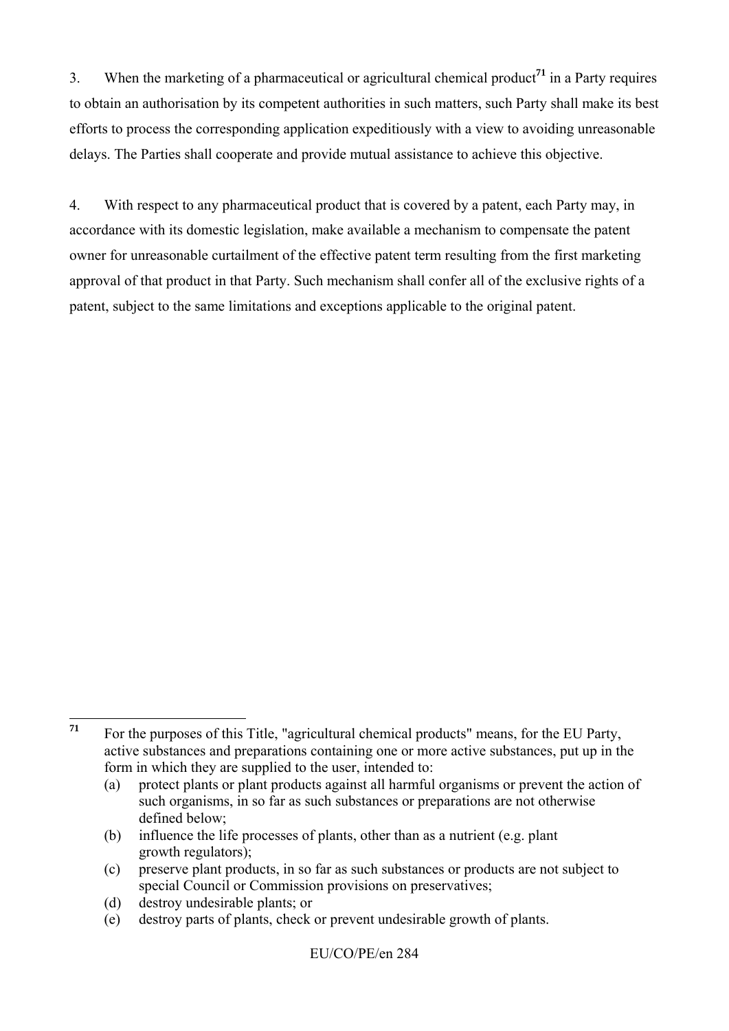3. When the marketing of a pharmaceutical or agricultural chemical product[71] in a Party requires to obtain an authorisation by its competent authorities in such matters, such Party shall make its best efforts to process the corresponding application expeditiously with a view to avoiding unreasonable delays. The Parties shall cooperate and provide mutual assistance to achieve this objective.

4. With respect to any pharmaceutical product that is covered by a patent, each Party may, in accordance with its domestic legislation, make available a mechanism to compensate the patent owner for unreasonable curtailment of the effective patent term resulting from the first marketing approval of that product in that Party. Such mechanism shall confer all of the exclusive rights of a patent, subject to the same limitations and exceptions applicable to the original patent.

---

[71] For the purposes of this Title, "agricultural chemical products" means, for the EU Party, active substances and preparations containing one or more active substances, put up in the form in which they are supplied to the user, intended to:

(a) protect plants or plant products against all harmful organisms or prevent the action of such organisms, in so far as such substances or preparations are not otherwise defined below;

(b) influence the life processes of plants, other than as a nutrient (e.g. plant growth regulators);

(c) preserve plant products, in so far as such substances or products are not subject to special Council or Commission provisions on preservatives;

(d) destroy undesirable plants; or

(e) destroy parts of plants, check or prevent undesirable growth of plants.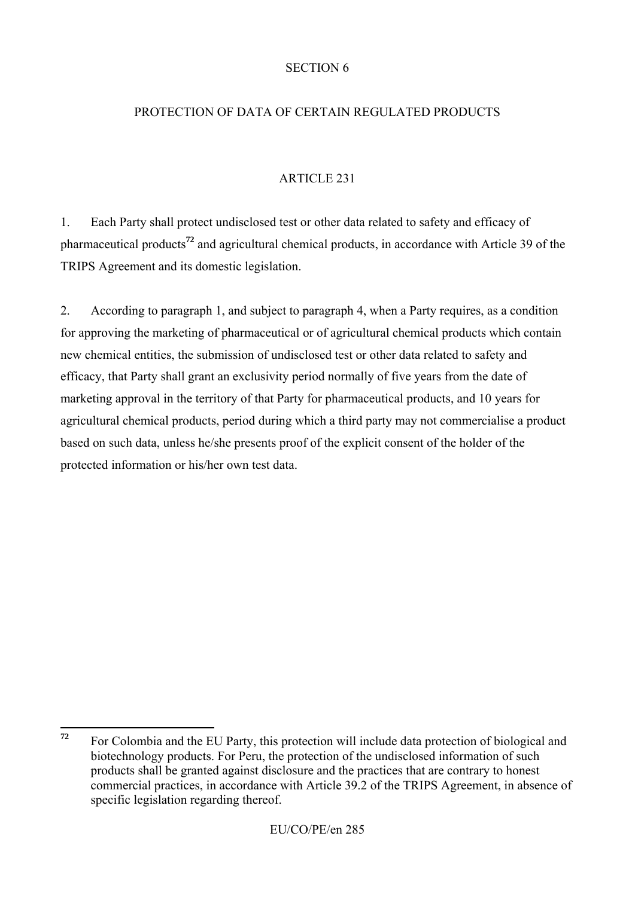SECTION 6

PROTECTION OF DATA OF CERTAIN REGULATED PRODUCTS

ARTICLE 231

1. Each Party shall protect undisclosed test or other data related to safety and efficacy of pharmaceutical products[72] and agricultural chemical products, in accordance with Article 39 of the TRIPS Agreement and its domestic legislation.

2. According to paragraph 1, and subject to paragraph 4, when a Party requires, as a condition for approving the marketing of pharmaceutical or of agricultural chemical products which contain new chemical entities, the submission of undisclosed test or other data related to safety and efficacy, that Party shall grant an exclusivity period normally of five years from the date of marketing approval in the territory of that Party for pharmaceutical products, and 10 years for agricultural chemical products, period during which a third party may not commercialise a product based on such data, unless he/she presents proof of the explicit consent of the holder of the protected information or his/her own test data.

---

[72] For Colombia and the EU Party, this protection will include data protection of biological and biotechnology products. For Peru, the protection of the undisclosed information of such products shall be granted against disclosure and the practices that are contrary to honest commercial practices, in accordance with Article 39.2 of the TRIPS Agreement, in absence of specific legislation regarding thereof.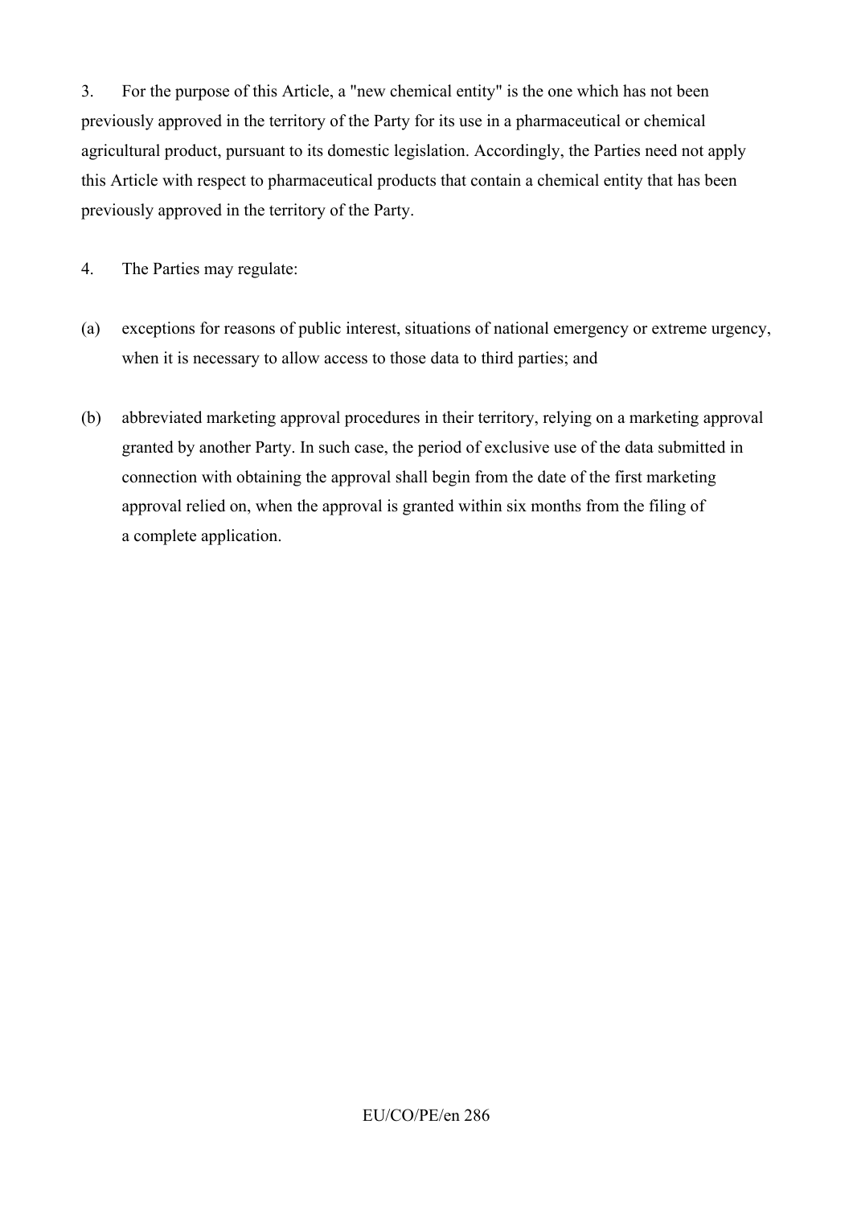3. For the purpose of this Article, a "new chemical entity" is the one which has not been previously approved in the territory of the Party for its use in a pharmaceutical or chemical agricultural product, pursuant to its domestic legislation. Accordingly, the Parties need not apply this Article with respect to pharmaceutical products that contain a chemical entity that has been previously approved in the territory of the Party.

4. The Parties may regulate:

(a) exceptions for reasons of public interest, situations of national emergency or extreme urgency, when it is necessary to allow access to those data to third parties; and

(b) abbreviated marketing approval procedures in their territory, relying on a marketing approval granted by another Party. In such case, the period of exclusive use of the data submitted in connection with obtaining the approval shall begin from the date of the first marketing approval relied on, when the approval is granted within six months from the filing of a complete application.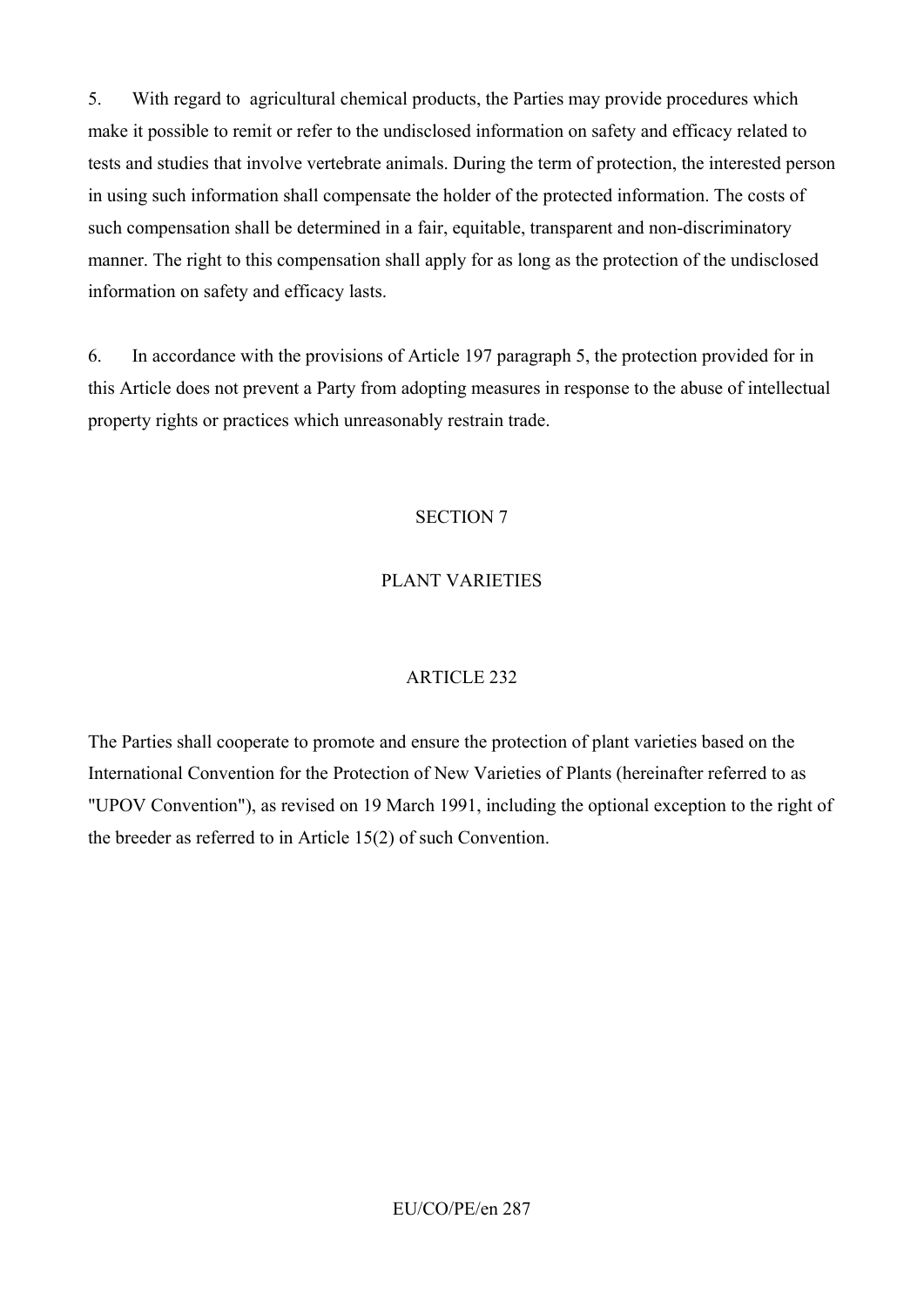5. With regard to agricultural chemical products, the Parties may provide procedures which make it possible to remit or refer to the undisclosed information on safety and efficacy related to tests and studies that involve vertebrate animals. During the term of protection, the interested person in using such information shall compensate the holder of the protected information. The costs of such compensation shall be determined in a fair, equitable, transparent and non-discriminatory manner. The right to this compensation shall apply for as long as the protection of the undisclosed information on safety and efficacy lasts.

6. In accordance with the provisions of Article 197 paragraph 5, the protection provided for in this Article does not prevent a Party from adopting measures in response to the abuse of intellectual property rights or practices which unreasonably restrain trade.

## SECTION 7

## PLANT VARIETIES

### ARTICLE 232

The Parties shall cooperate to promote and ensure the protection of plant varieties based on the International Convention for the Protection of New Varieties of Plants (hereinafter referred to as "UPOV Convention"), as revised on 19 March 1991, including the optional exception to the right of the breeder as referred to in Article 15(2) of such Convention.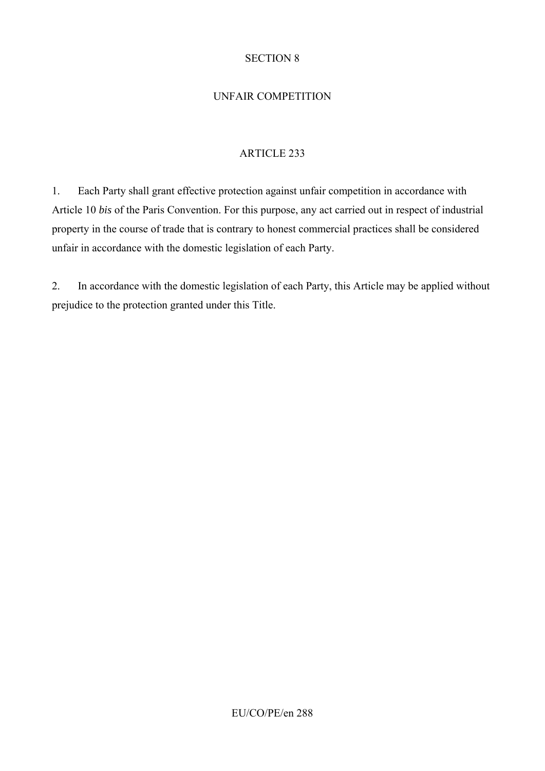## SECTION 8

## UNFAIR COMPETITION

### ARTICLE 233

1. Each Party shall grant effective protection against unfair competition in accordance with Article 10 *bis* of the Paris Convention. For this purpose, any act carried out in respect of industrial property in the course of trade that is contrary to honest commercial practices shall be considered unfair in accordance with the domestic legislation of each Party.

2. In accordance with the domestic legislation of each Party, this Article may be applied without prejudice to the protection granted under this Title.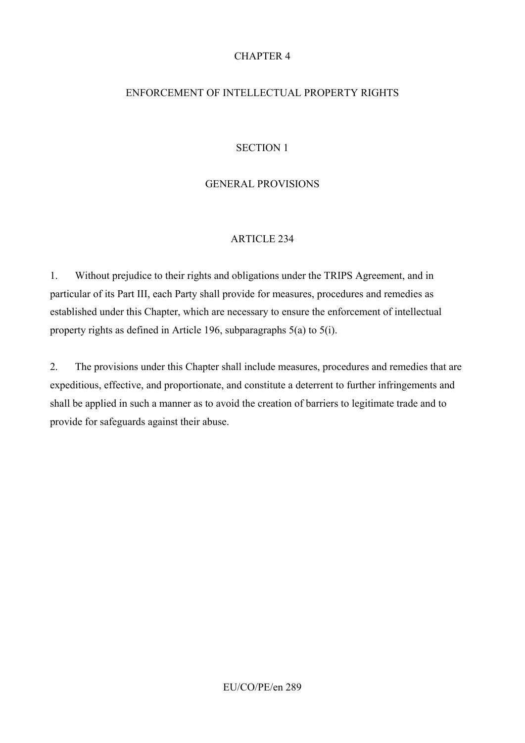# CHAPTER 4

# ENFORCEMENT OF INTELLECTUAL PROPERTY RIGHTS

## SECTION 1

## GENERAL PROVISIONS

### ARTICLE 234

1. Without prejudice to their rights and obligations under the TRIPS Agreement, and in particular of its Part III, each Party shall provide for measures, procedures and remedies as established under this Chapter, which are necessary to ensure the enforcement of intellectual property rights as defined in Article 196, subparagraphs 5(a) to 5(i).

2. The provisions under this Chapter shall include measures, procedures and remedies that are expeditious, effective, and proportionate, and constitute a deterrent to further infringements and shall be applied in such a manner as to avoid the creation of barriers to legitimate trade and to provide for safeguards against their abuse.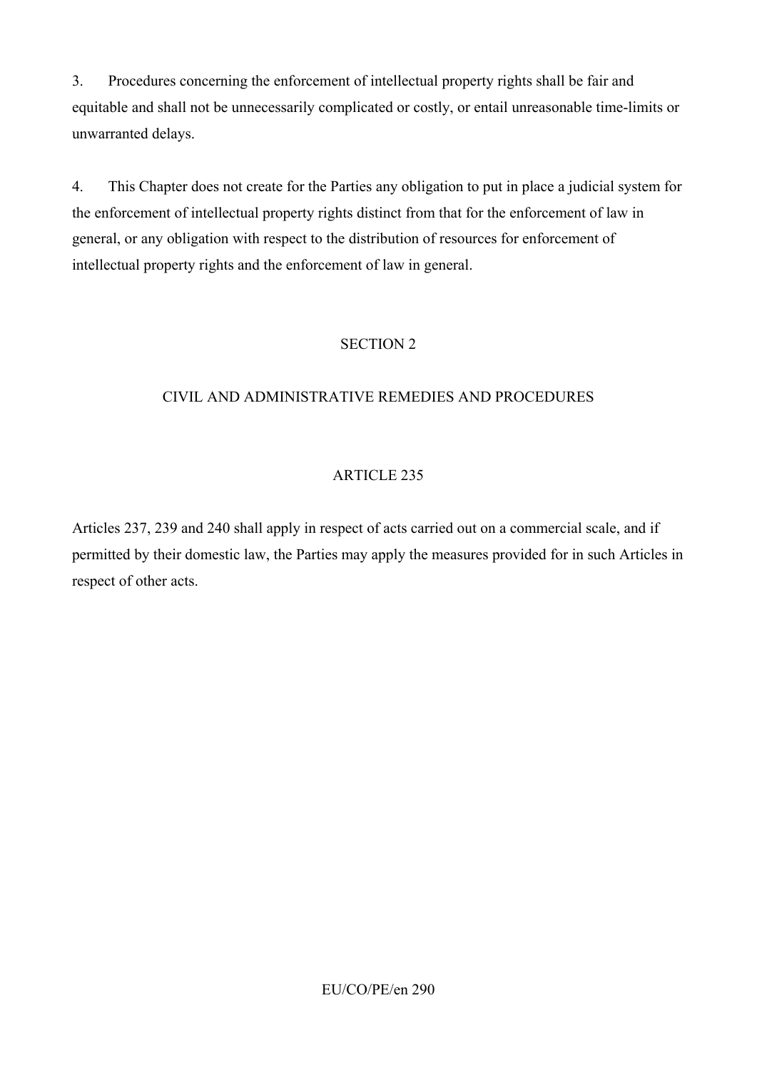3. Procedures concerning the enforcement of intellectual property rights shall be fair and equitable and shall not be unnecessarily complicated or costly, or entail unreasonable time-limits or unwarranted delays.

4. This Chapter does not create for the Parties any obligation to put in place a judicial system for the enforcement of intellectual property rights distinct from that for the enforcement of law in general, or any obligation with respect to the distribution of resources for enforcement of intellectual property rights and the enforcement of law in general.

## SECTION 2

## CIVIL AND ADMINISTRATIVE REMEDIES AND PROCEDURES

### ARTICLE 235

Articles 237, 239 and 240 shall apply in respect of acts carried out on a commercial scale, and if permitted by their domestic law, the Parties may apply the measures provided for in such Articles in respect of other acts.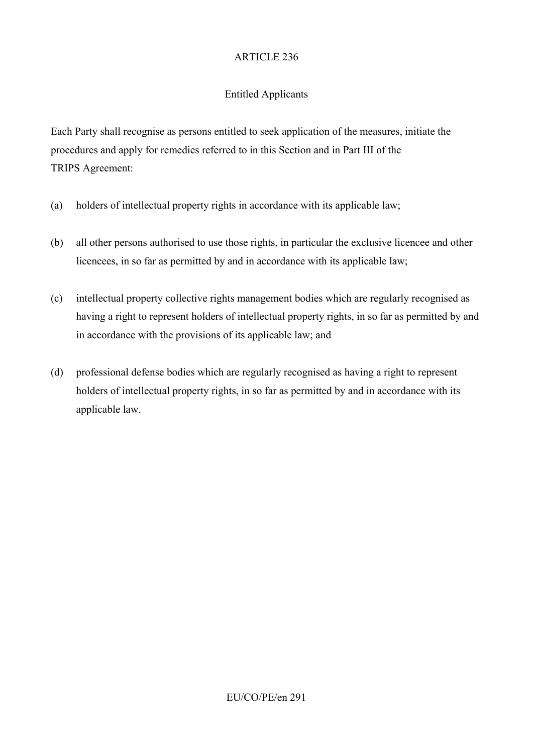## ARTICLE 236

### Entitled Applicants

Each Party shall recognise as persons entitled to seek application of the measures, initiate the procedures and apply for remedies referred to in this Section and in Part III of the TRIPS Agreement:

(a) holders of intellectual property rights in accordance with its applicable law;

(b) all other persons authorised to use those rights, in particular the exclusive licencee and other licencees, in so far as permitted by and in accordance with its applicable law;

(c) intellectual property collective rights management bodies which are regularly recognised as having a right to represent holders of intellectual property rights, in so far as permitted by and in accordance with the provisions of its applicable law; and

(d) professional defense bodies which are regularly recognised as having a right to represent holders of intellectual property rights, in so far as permitted by and in accordance with its applicable law.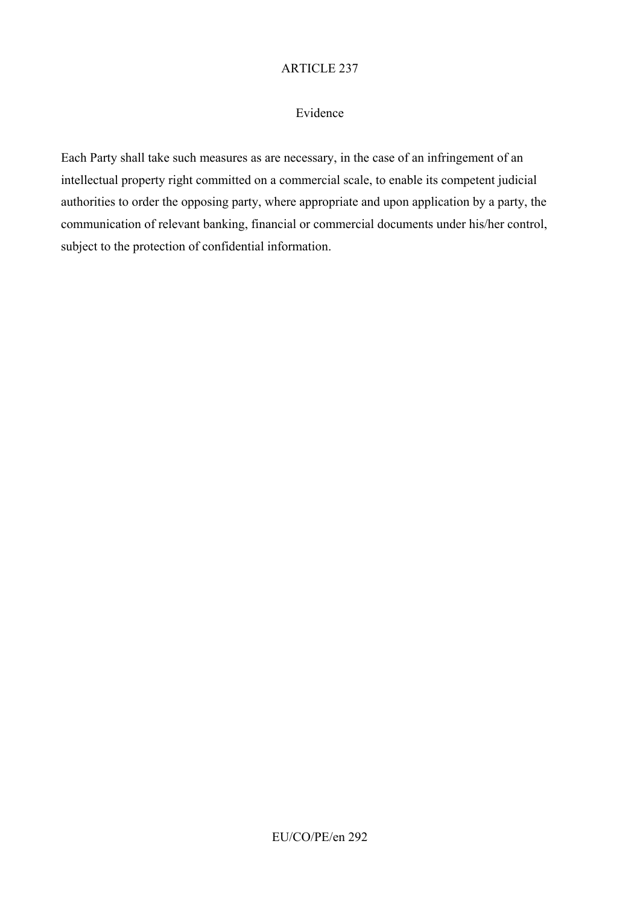## ARTICLE 237

### Evidence

Each Party shall take such measures as are necessary, in the case of an infringement of an intellectual property right committed on a commercial scale, to enable its competent judicial authorities to order the opposing party, where appropriate and upon application by a party, the communication of relevant banking, financial or commercial documents under his/her control, subject to the protection of confidential information.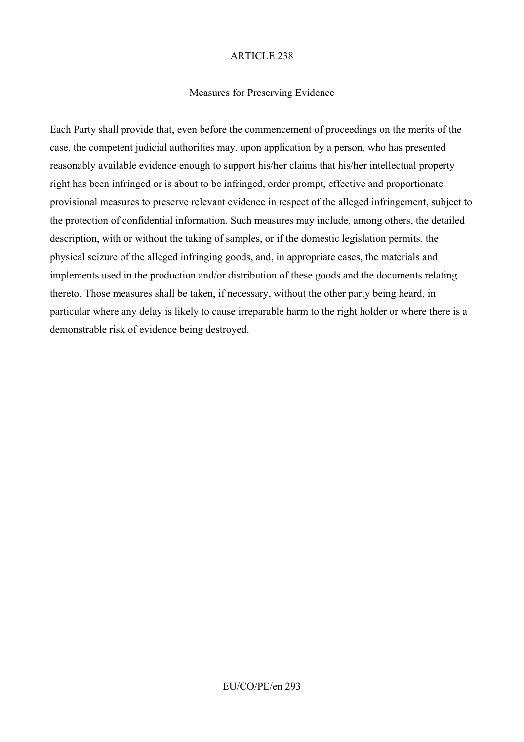## ARTICLE 238

### Measures for Preserving Evidence

Each Party shall provide that, even before the commencement of proceedings on the merits of the case, the competent judicial authorities may, upon application by a person, who has presented reasonably available evidence enough to support his/her claims that his/her intellectual property right has been infringed or is about to be infringed, order prompt, effective and proportionate provisional measures to preserve relevant evidence in respect of the alleged infringement, subject to the protection of confidential information. Such measures may include, among others, the detailed description, with or without the taking of samples, or if the domestic legislation permits, the physical seizure of the alleged infringing goods, and, in appropriate cases, the materials and implements used in the production and/or distribution of these goods and the documents relating thereto. Those measures shall be taken, if necessary, without the other party being heard, in particular where any delay is likely to cause irreparable harm to the right holder or where there is a demonstrable risk of evidence being destroyed.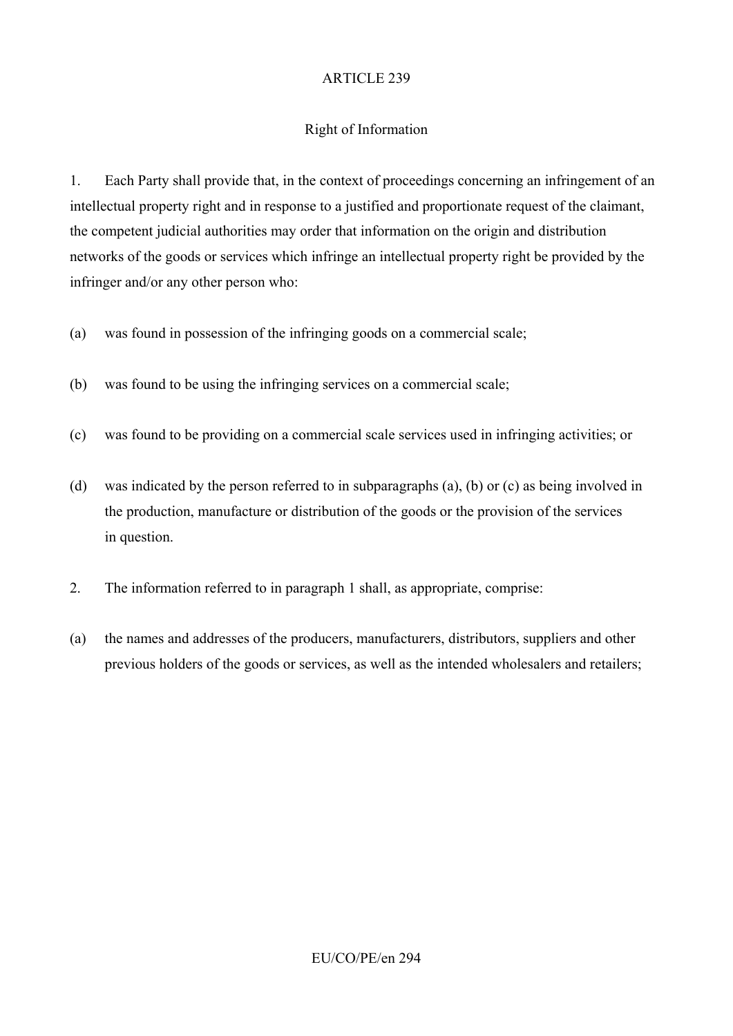ARTICLE 239

Right of Information

1. Each Party shall provide that, in the context of proceedings concerning an infringement of an intellectual property right and in response to a justified and proportionate request of the claimant, the competent judicial authorities may order that information on the origin and distribution networks of the goods or services which infringe an intellectual property right be provided by the infringer and/or any other person who:

(a) was found in possession of the infringing goods on a commercial scale;

(b) was found to be using the infringing services on a commercial scale;

(c) was found to be providing on a commercial scale services used in infringing activities; or

(d) was indicated by the person referred to in subparagraphs (a), (b) or (c) as being involved in the production, manufacture or distribution of the goods or the provision of the services in question.

2. The information referred to in paragraph 1 shall, as appropriate, comprise:

(a) the names and addresses of the producers, manufacturers, distributors, suppliers and other previous holders of the goods or services, as well as the intended wholesalers and retailers;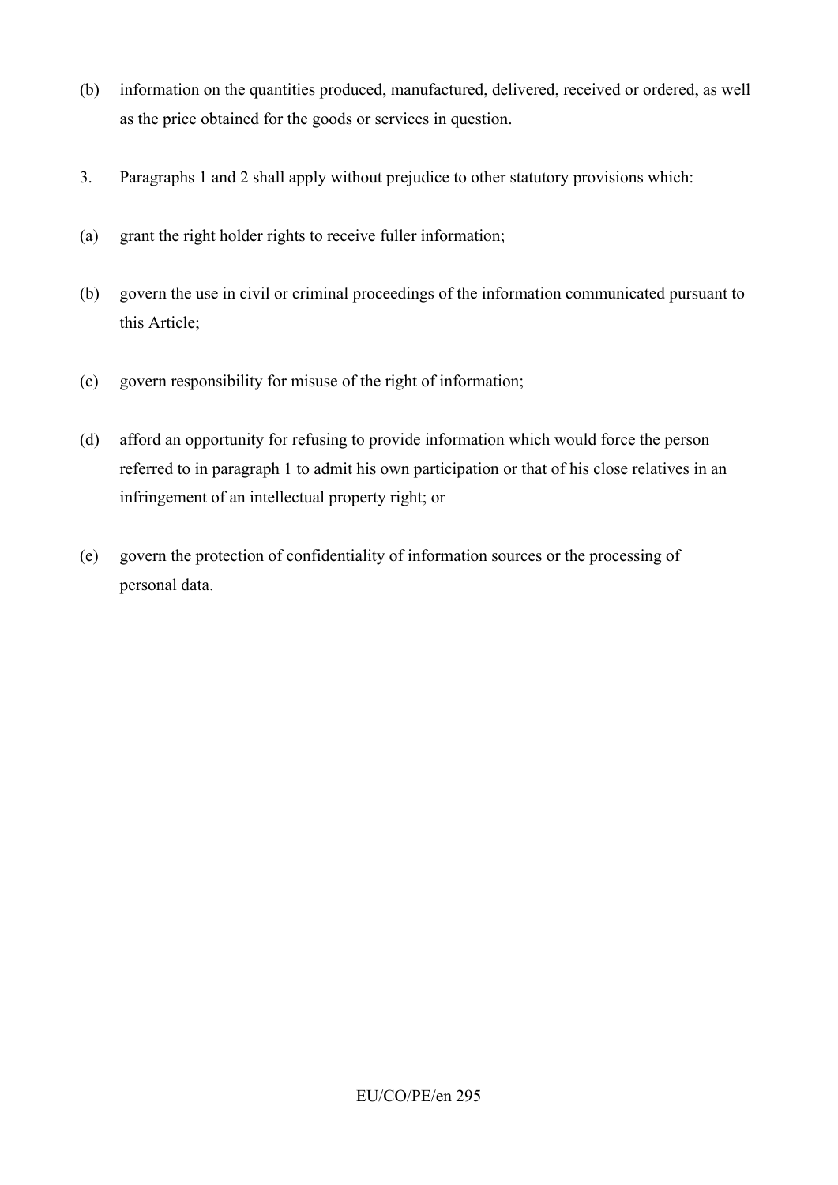(b) information on the quantities produced, manufactured, delivered, received or ordered, as well as the price obtained for the goods or services in question.

3. Paragraphs 1 and 2 shall apply without prejudice to other statutory provisions which:

(a) grant the right holder rights to receive fuller information;

(b) govern the use in civil or criminal proceedings of the information communicated pursuant to this Article;

(c) govern responsibility for misuse of the right of information;

(d) afford an opportunity for refusing to provide information which would force the person referred to in paragraph 1 to admit his own participation or that of his close relatives in an infringement of an intellectual property right; or

(e) govern the protection of confidentiality of information sources or the processing of personal data.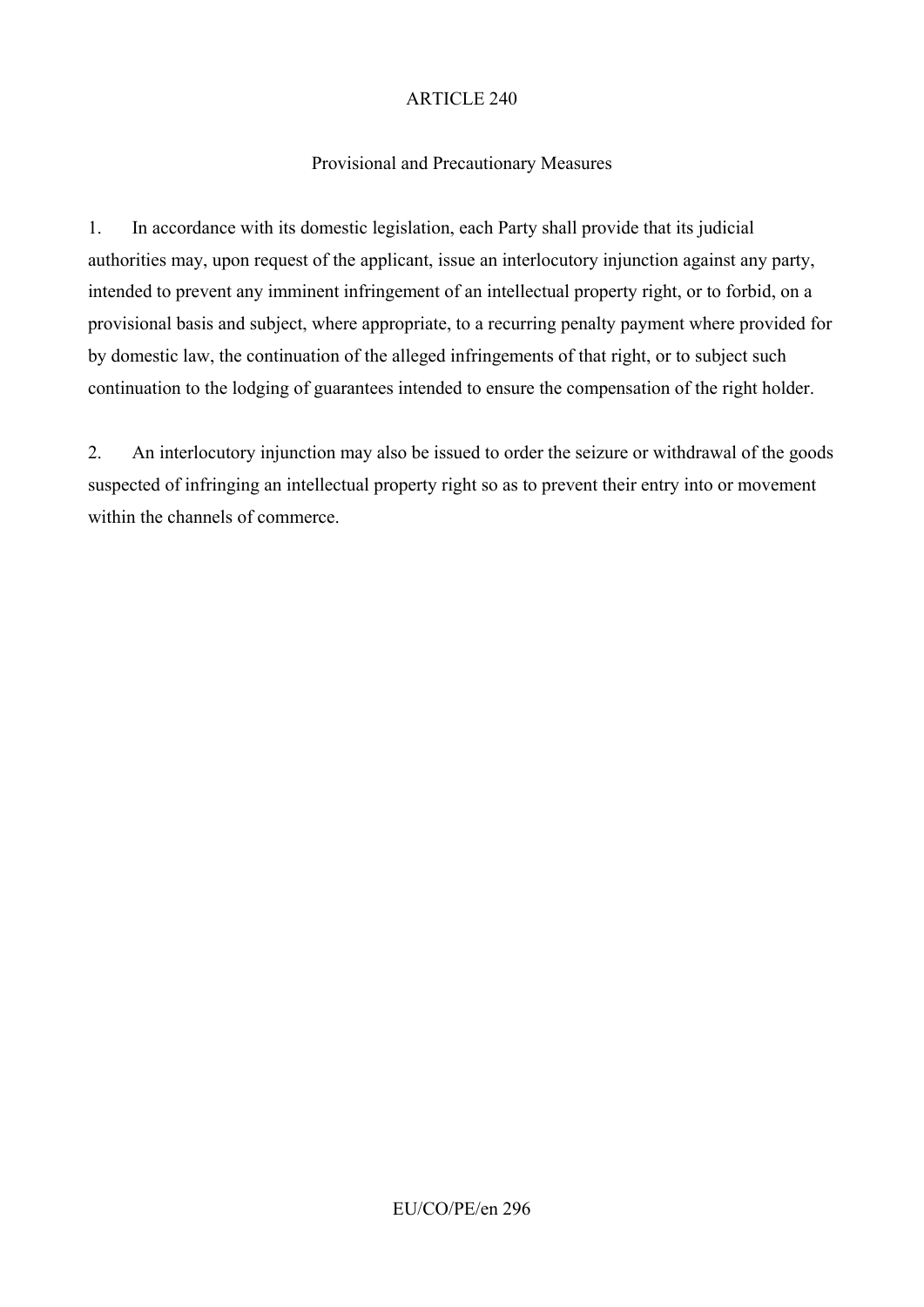ARTICLE 240

Provisional and Precautionary Measures

1. In accordance with its domestic legislation, each Party shall provide that its judicial authorities may, upon request of the applicant, issue an interlocutory injunction against any party, intended to prevent any imminent infringement of an intellectual property right, or to forbid, on a provisional basis and subject, where appropriate, to a recurring penalty payment where provided for by domestic law, the continuation of the alleged infringements of that right, or to subject such continuation to the lodging of guarantees intended to ensure the compensation of the right holder.

2. An interlocutory injunction may also be issued to order the seizure or withdrawal of the goods suspected of infringing an intellectual property right so as to prevent their entry into or movement within the channels of commerce.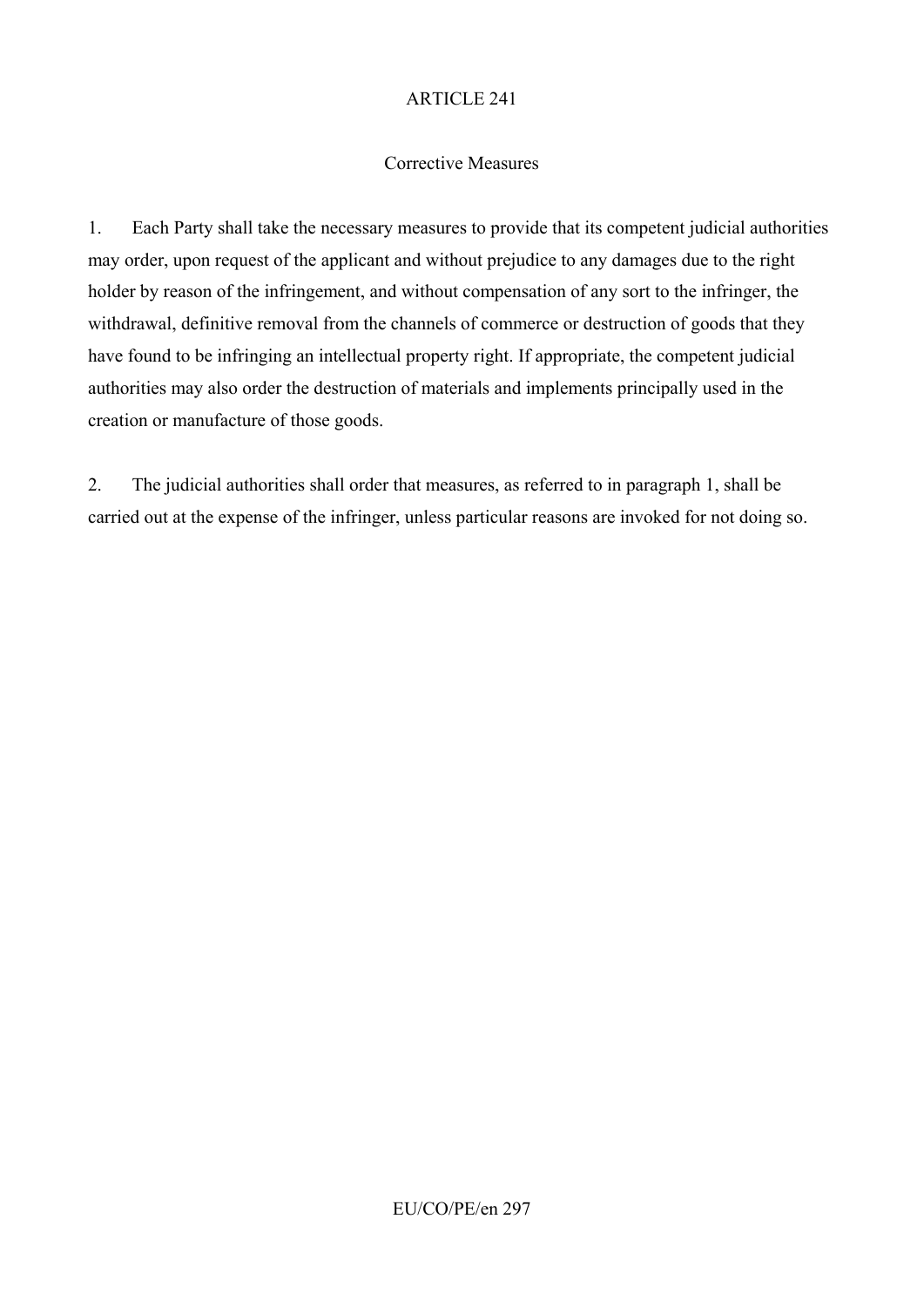ARTICLE 241

Corrective Measures

1. Each Party shall take the necessary measures to provide that its competent judicial authorities may order, upon request of the applicant and without prejudice to any damages due to the right holder by reason of the infringement, and without compensation of any sort to the infringer, the withdrawal, definitive removal from the channels of commerce or destruction of goods that they have found to be infringing an intellectual property right. If appropriate, the competent judicial authorities may also order the destruction of materials and implements principally used in the creation or manufacture of those goods.

2. The judicial authorities shall order that measures, as referred to in paragraph 1, shall be carried out at the expense of the infringer, unless particular reasons are invoked for not doing so.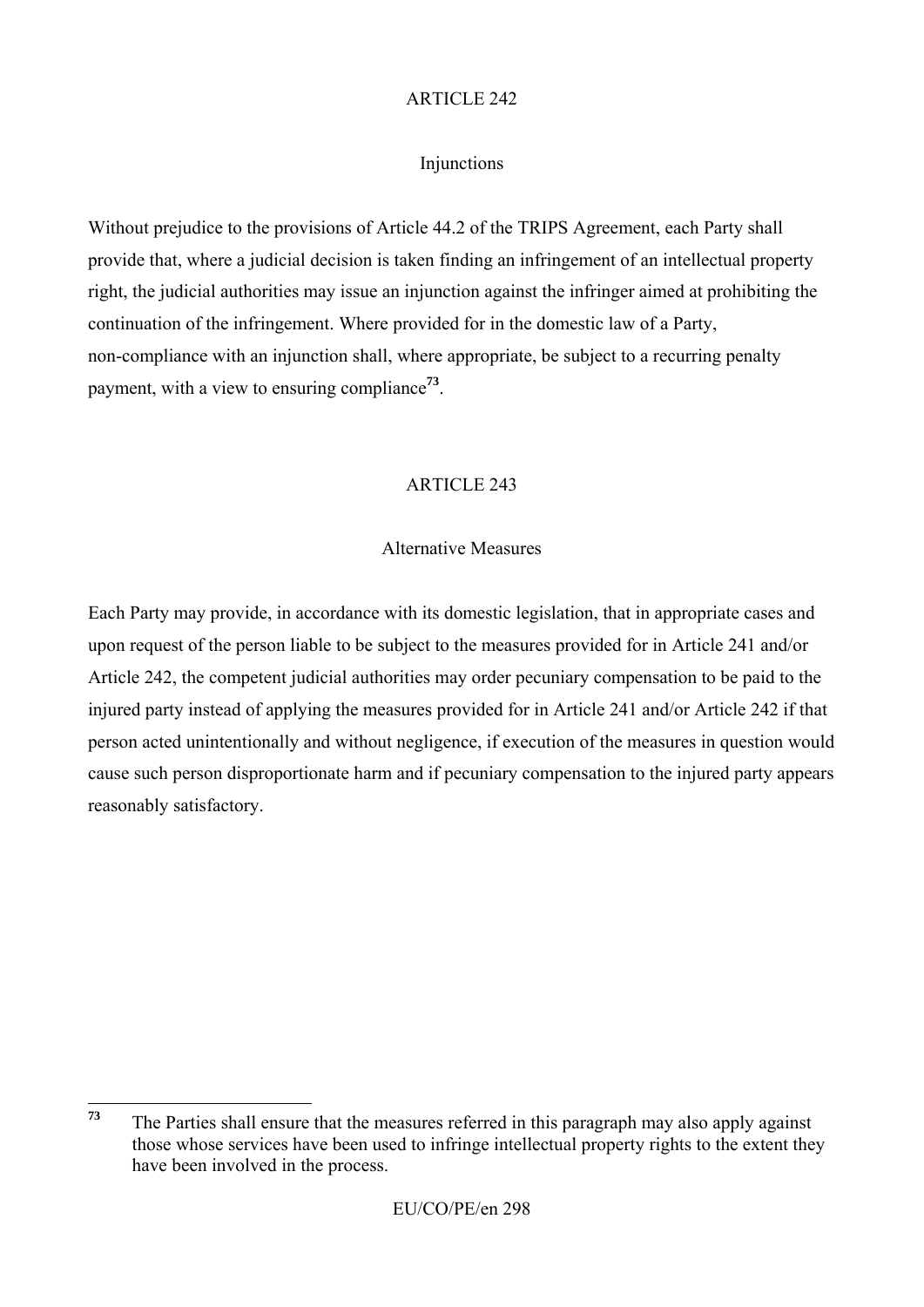ARTICLE 242

Injunctions

Without prejudice to the provisions of Article 44.2 of the TRIPS Agreement, each Party shall provide that, where a judicial decision is taken finding an infringement of an intellectual property right, the judicial authorities may issue an injunction against the infringer aimed at prohibiting the continuation of the infringement. Where provided for in the domestic law of a Party, non-compliance with an injunction shall, where appropriate, be subject to a recurring penalty payment, with a view to ensuring compliance[73].

ARTICLE 243

Alternative Measures

Each Party may provide, in accordance with its domestic legislation, that in appropriate cases and upon request of the person liable to be subject to the measures provided for in Article 241 and/or Article 242, the competent judicial authorities may order pecuniary compensation to be paid to the injured party instead of applying the measures provided for in Article 241 and/or Article 242 if that person acted unintentionally and without negligence, if execution of the measures in question would cause such person disproportionate harm and if pecuniary compensation to the injured party appears reasonably satisfactory.

---

[73] The Parties shall ensure that the measures referred in this paragraph may also apply against those whose services have been used to infringe intellectual property rights to the extent they have been involved in the process.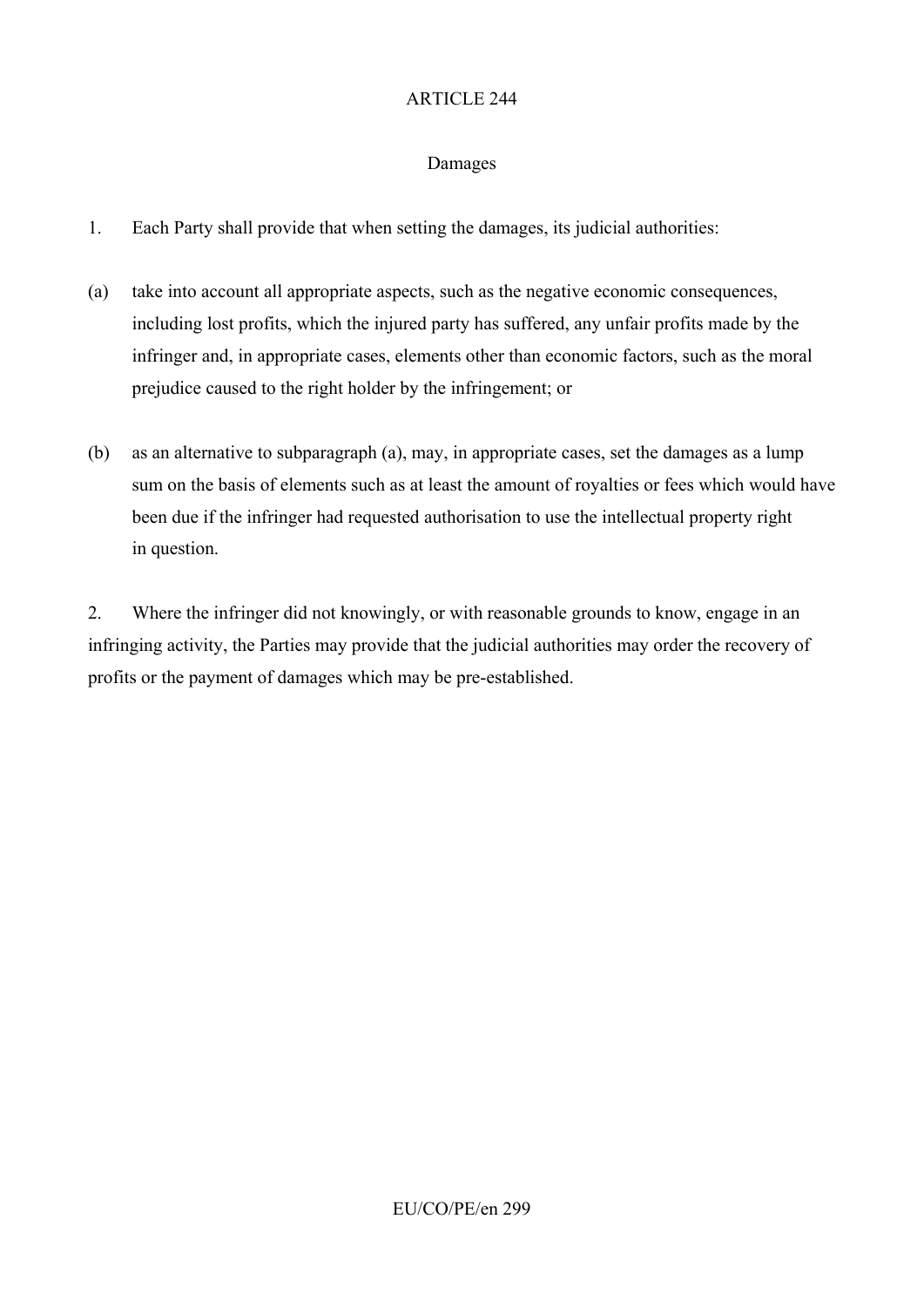ARTICLE 244

Damages

1. Each Party shall provide that when setting the damages, its judicial authorities:

(a) take into account all appropriate aspects, such as the negative economic consequences, including lost profits, which the injured party has suffered, any unfair profits made by the infringer and, in appropriate cases, elements other than economic factors, such as the moral prejudice caused to the right holder by the infringement; or

(b) as an alternative to subparagraph (a), may, in appropriate cases, set the damages as a lump sum on the basis of elements such as at least the amount of royalties or fees which would have been due if the infringer had requested authorisation to use the intellectual property right in question.

2. Where the infringer did not knowingly, or with reasonable grounds to know, engage in an infringing activity, the Parties may provide that the judicial authorities may order the recovery of profits or the payment of damages which may be pre-established.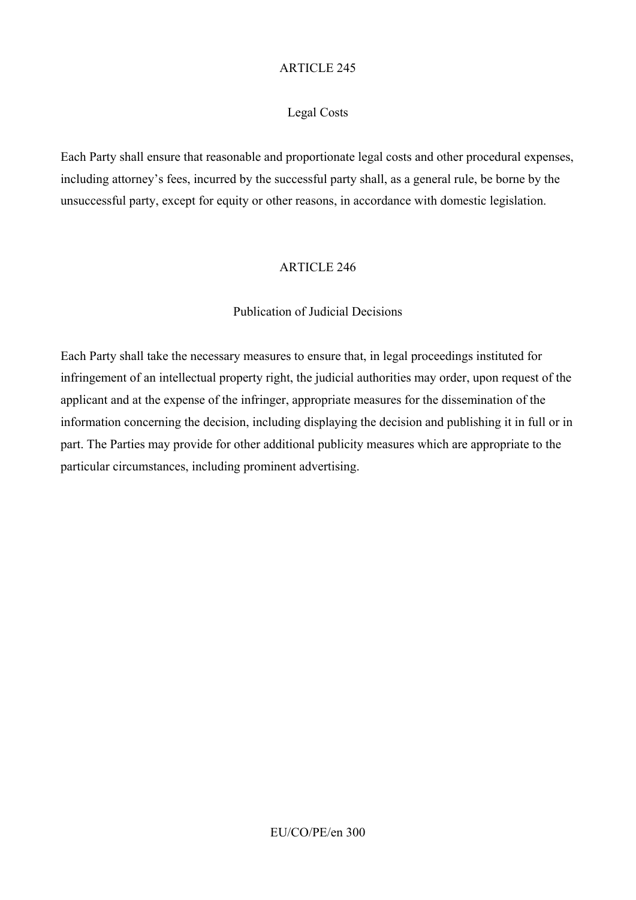ARTICLE 245

Legal Costs

Each Party shall ensure that reasonable and proportionate legal costs and other procedural expenses, including attorney's fees, incurred by the successful party shall, as a general rule, be borne by the unsuccessful party, except for equity or other reasons, in accordance with domestic legislation.

ARTICLE 246

Publication of Judicial Decisions

Each Party shall take the necessary measures to ensure that, in legal proceedings instituted for infringement of an intellectual property right, the judicial authorities may order, upon request of the applicant and at the expense of the infringer, appropriate measures for the dissemination of the information concerning the decision, including displaying the decision and publishing it in full or in part. The Parties may provide for other additional publicity measures which are appropriate to the particular circumstances, including prominent advertising.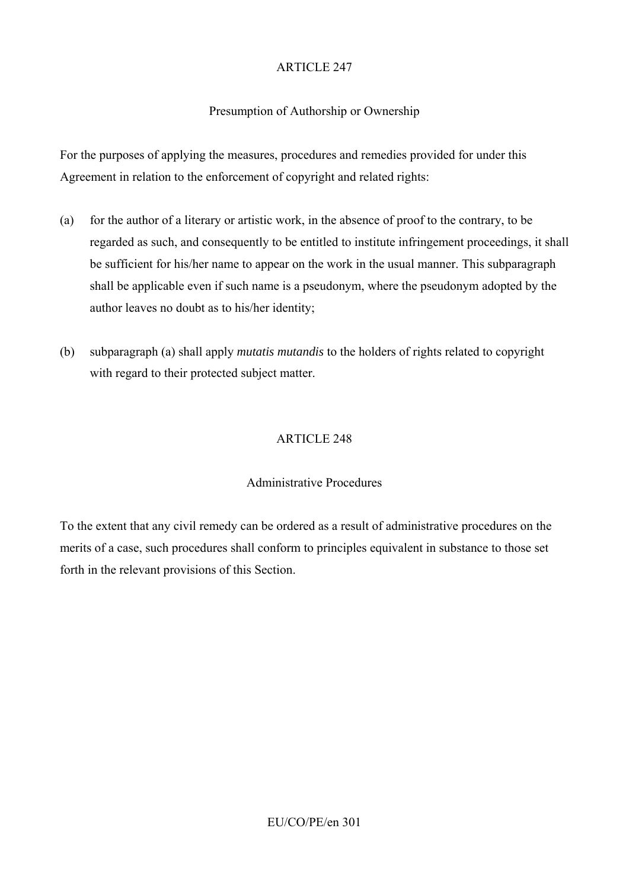## ARTICLE 247

### Presumption of Authorship or Ownership

For the purposes of applying the measures, procedures and remedies provided for under this Agreement in relation to the enforcement of copyright and related rights:

(a) for the author of a literary or artistic work, in the absence of proof to the contrary, to be regarded as such, and consequently to be entitled to institute infringement proceedings, it shall be sufficient for his/her name to appear on the work in the usual manner. This subparagraph shall be applicable even if such name is a pseudonym, where the pseudonym adopted by the author leaves no doubt as to his/her identity;

(b) subparagraph (a) shall apply *mutatis mutandis* to the holders of rights related to copyright with regard to their protected subject matter.

## ARTICLE 248

### Administrative Procedures

To the extent that any civil remedy can be ordered as a result of administrative procedures on the merits of a case, such procedures shall conform to principles equivalent in substance to those set forth in the relevant provisions of this Section.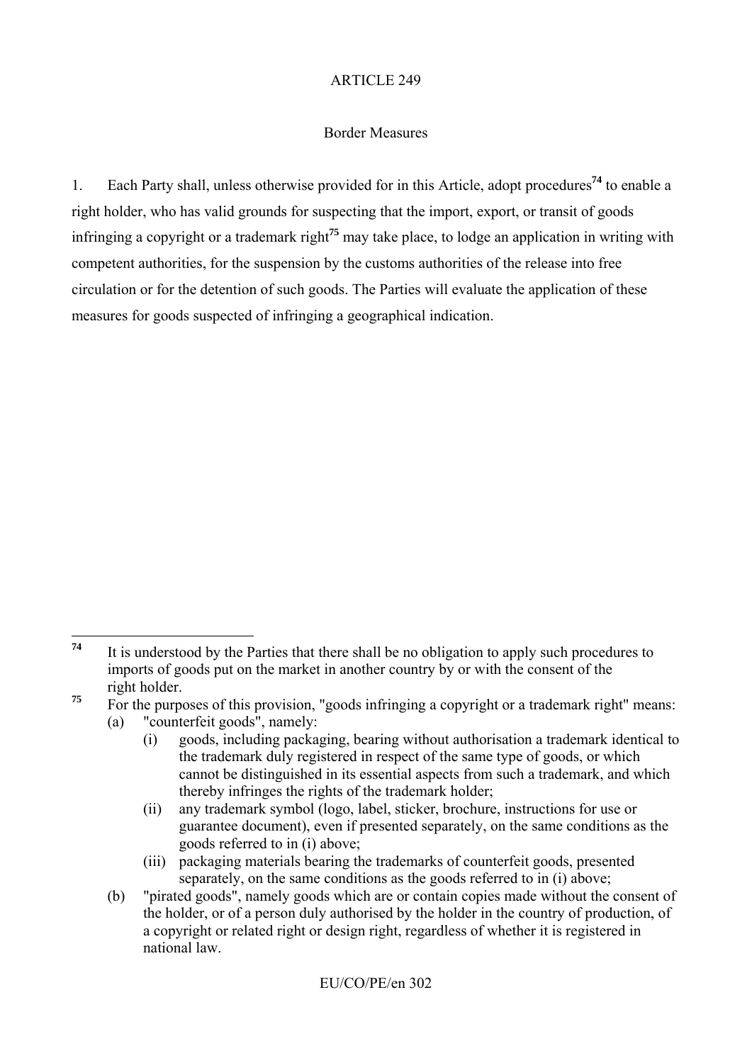ARTICLE 249

Border Measures

1. Each Party shall, unless otherwise provided for in this Article, adopt procedures[74] to enable a right holder, who has valid grounds for suspecting that the import, export, or transit of goods infringing a copyright or a trademark right[75] may take place, to lodge an application in writing with competent authorities, for the suspension by the customs authorities of the release into free circulation or for the detention of such goods. The Parties will evaluate the application of these measures for goods suspected of infringing a geographical indication.

---

[74] It is understood by the Parties that there shall be no obligation to apply such procedures to imports of goods put on the market in another country by or with the consent of the right holder.

[75] For the purposes of this provision, "goods infringing a copyright or a trademark right" means:

(a) "counterfeit goods", namely:

  (i) goods, including packaging, bearing without authorisation a trademark identical to the trademark duly registered in respect of the same type of goods, or which cannot be distinguished in its essential aspects from such a trademark, and which thereby infringes the rights of the trademark holder;

  (ii) any trademark symbol (logo, label, sticker, brochure, instructions for use or guarantee document), even if presented separately, on the same conditions as the goods referred to in (i) above;

  (iii) packaging materials bearing the trademarks of counterfeit goods, presented separately, on the same conditions as the goods referred to in (i) above;

(b) "pirated goods", namely goods which are or contain copies made without the consent of the holder, or of a person duly authorised by the holder in the country of production, of a copyright or related right or design right, regardless of whether it is registered in national law.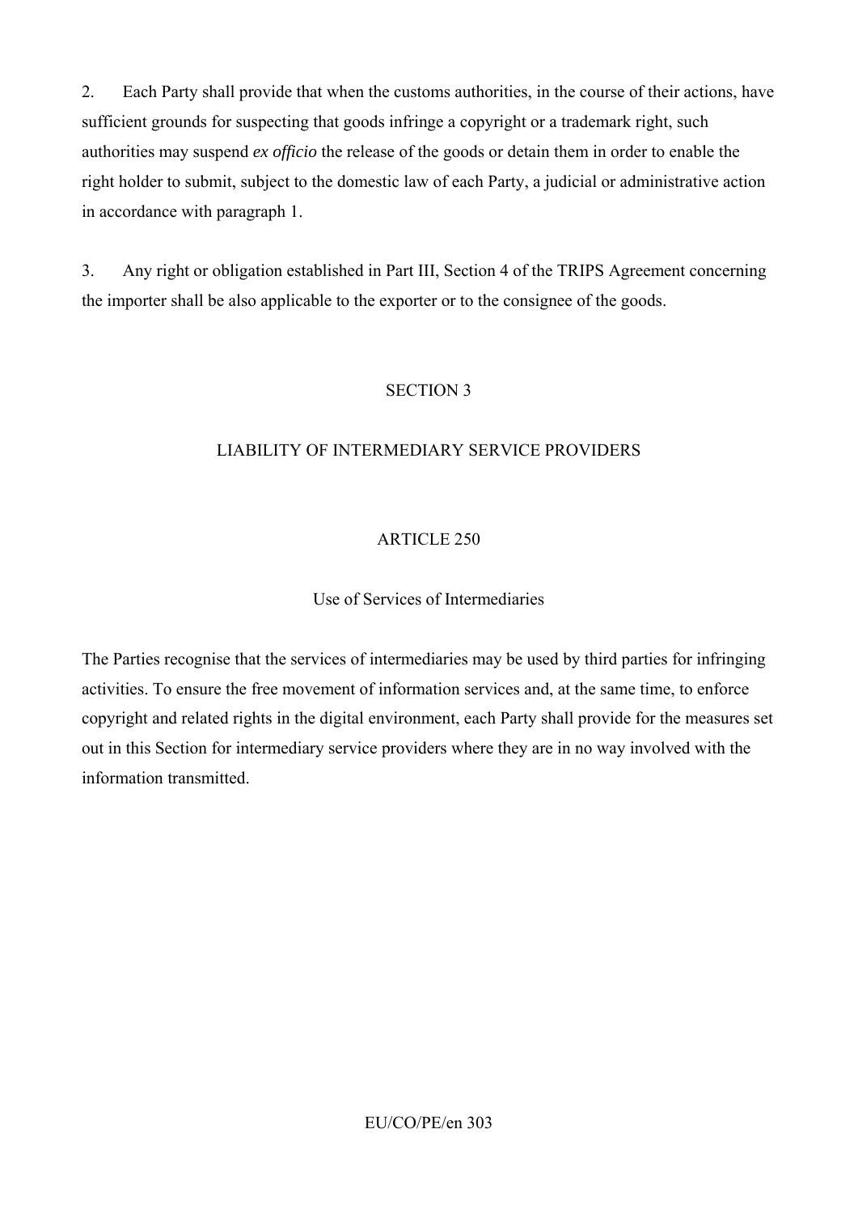2. Each Party shall provide that when the customs authorities, in the course of their actions, have sufficient grounds for suspecting that goods infringe a copyright or a trademark right, such authorities may suspend *ex officio* the release of the goods or detain them in order to enable the right holder to submit, subject to the domestic law of each Party, a judicial or administrative action in accordance with paragraph 1.

3. Any right or obligation established in Part III, Section 4 of the TRIPS Agreement concerning the importer shall be also applicable to the exporter or to the consignee of the goods.

## SECTION 3

## LIABILITY OF INTERMEDIARY SERVICE PROVIDERS

### ARTICLE 250

### Use of Services of Intermediaries

The Parties recognise that the services of intermediaries may be used by third parties for infringing activities. To ensure the free movement of information services and, at the same time, to enforce copyright and related rights in the digital environment, each Party shall provide for the measures set out in this Section for intermediary service providers where they are in no way involved with the information transmitted.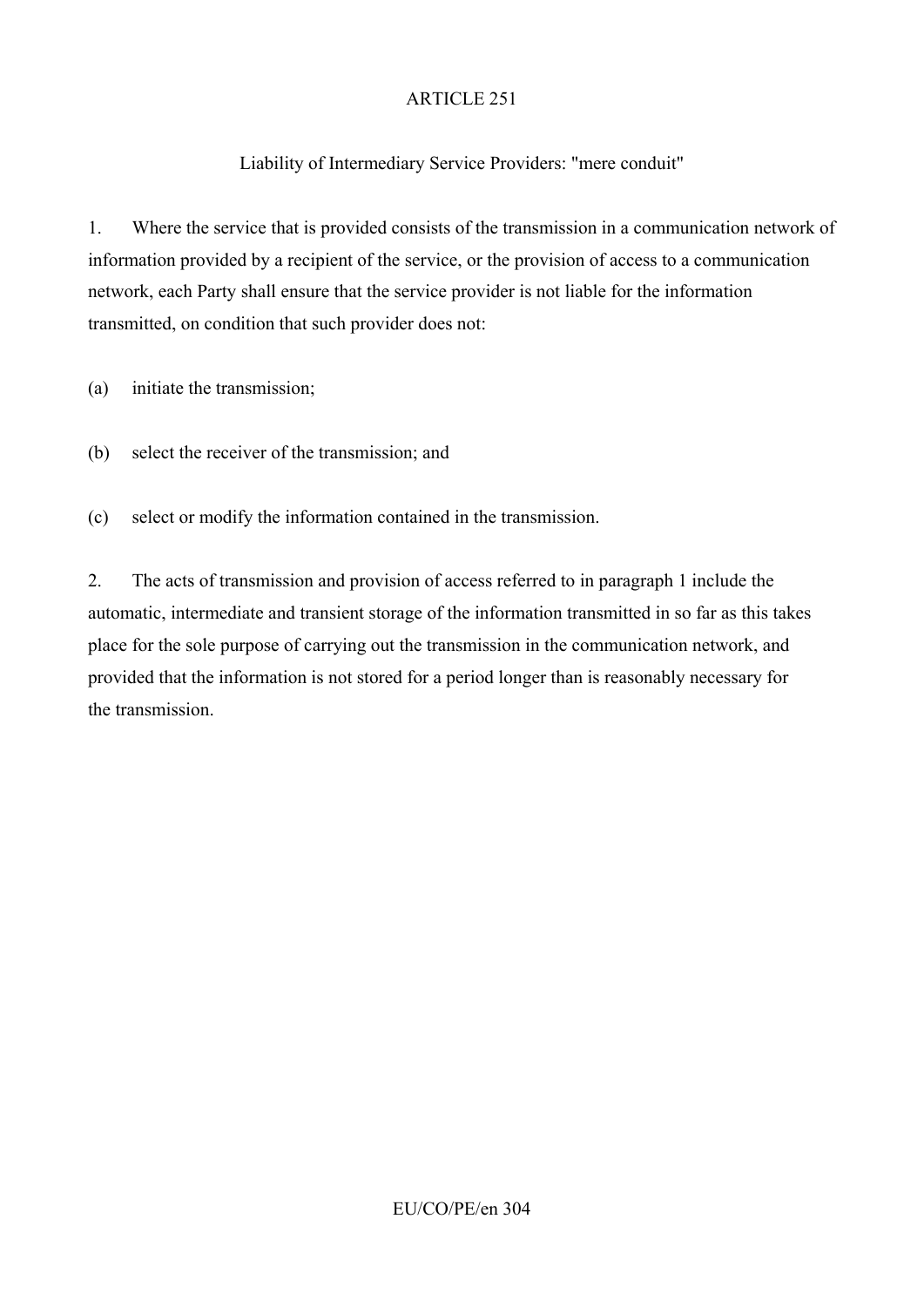## ARTICLE 251

### Liability of Intermediary Service Providers: "mere conduit"

1. Where the service that is provided consists of the transmission in a communication network of information provided by a recipient of the service, or the provision of access to a communication network, each Party shall ensure that the service provider is not liable for the information transmitted, on condition that such provider does not:

(a) initiate the transmission;

(b) select the receiver of the transmission; and

(c) select or modify the information contained in the transmission.

2. The acts of transmission and provision of access referred to in paragraph 1 include the automatic, intermediate and transient storage of the information transmitted in so far as this takes place for the sole purpose of carrying out the transmission in the communication network, and provided that the information is not stored for a period longer than is reasonably necessary for the transmission.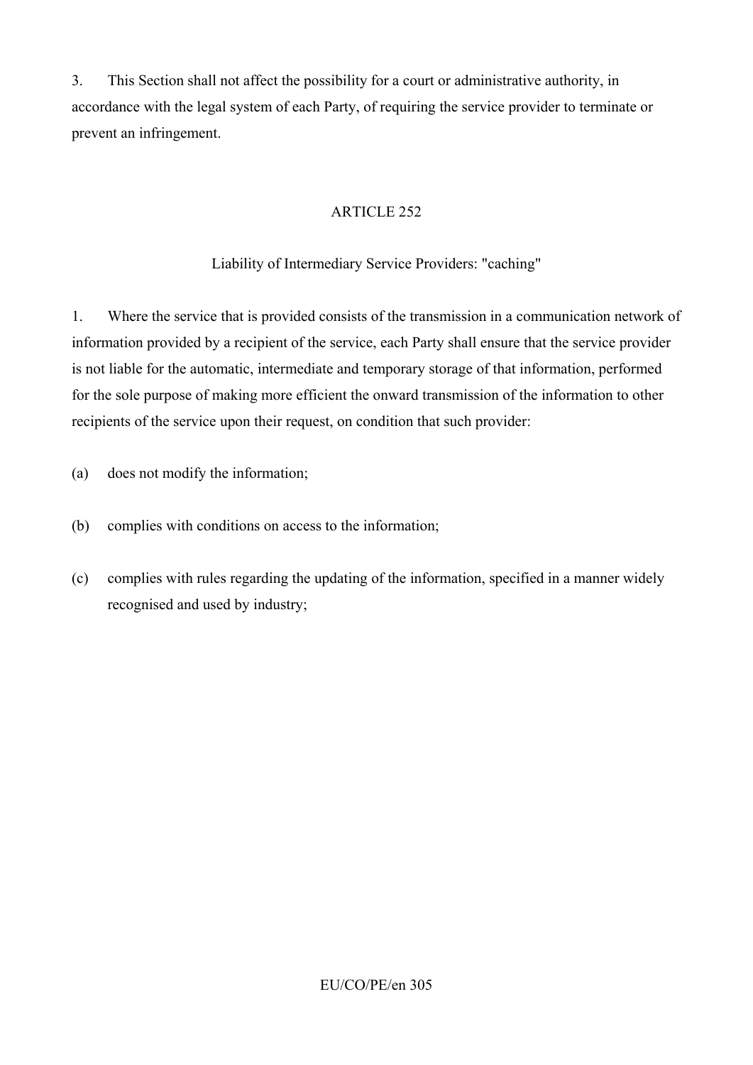3. This Section shall not affect the possibility for a court or administrative authority, in accordance with the legal system of each Party, of requiring the service provider to terminate or prevent an infringement.

ARTICLE 252

Liability of Intermediary Service Providers: "caching"

1. Where the service that is provided consists of the transmission in a communication network of information provided by a recipient of the service, each Party shall ensure that the service provider is not liable for the automatic, intermediate and temporary storage of that information, performed for the sole purpose of making more efficient the onward transmission of the information to other recipients of the service upon their request, on condition that such provider:

(a) does not modify the information;

(b) complies with conditions on access to the information;

(c) complies with rules regarding the updating of the information, specified in a manner widely recognised and used by industry;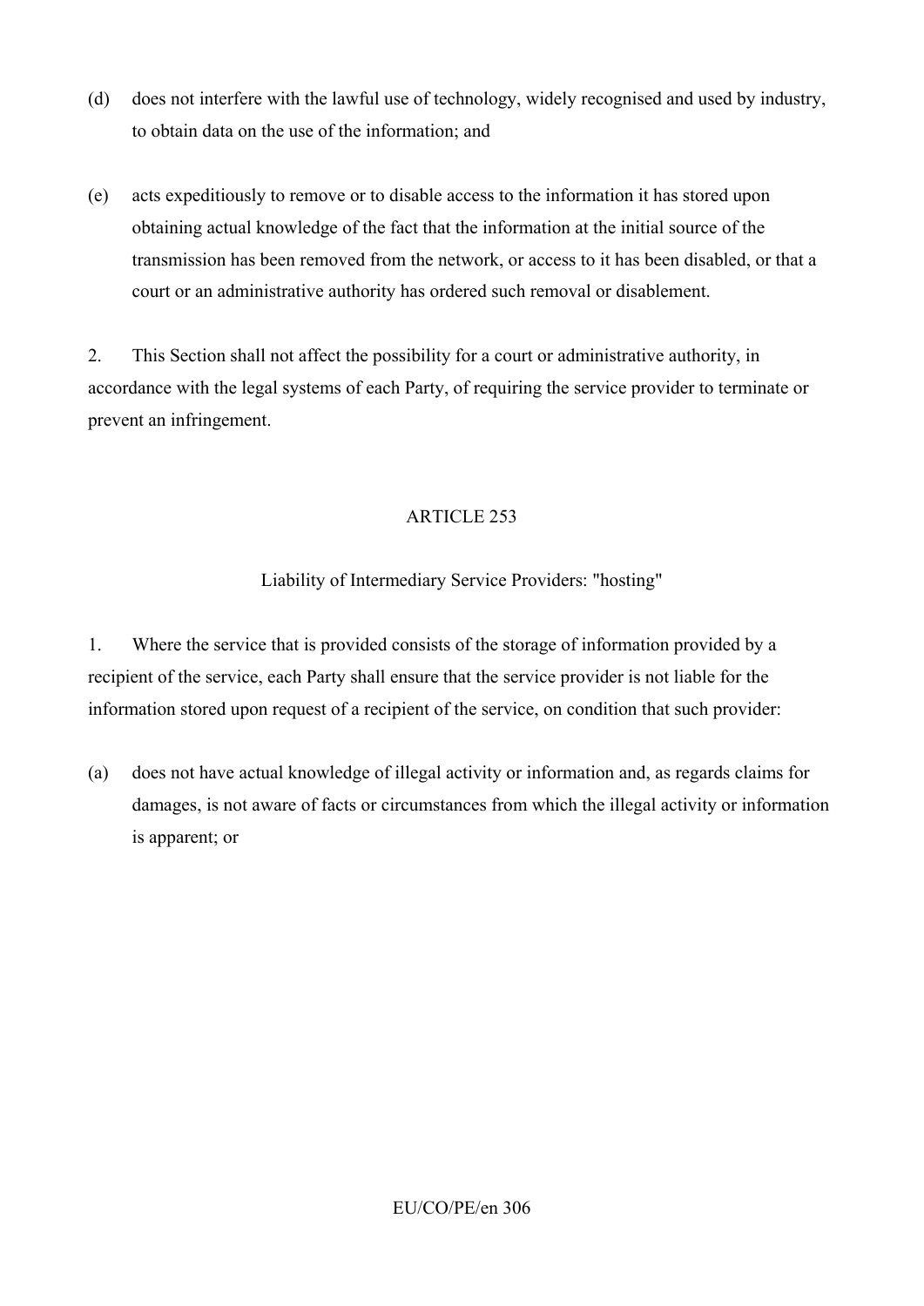(d) does not interfere with the lawful use of technology, widely recognised and used by industry, to obtain data on the use of the information; and

(e) acts expeditiously to remove or to disable access to the information it has stored upon obtaining actual knowledge of the fact that the information at the initial source of the transmission has been removed from the network, or access to it has been disabled, or that a court or an administrative authority has ordered such removal or disablement.

2. This Section shall not affect the possibility for a court or administrative authority, in accordance with the legal systems of each Party, of requiring the service provider to terminate or prevent an infringement.

## ARTICLE 253

### Liability of Intermediary Service Providers: "hosting"

1. Where the service that is provided consists of the storage of information provided by a recipient of the service, each Party shall ensure that the service provider is not liable for the information stored upon request of a recipient of the service, on condition that such provider:

(a) does not have actual knowledge of illegal activity or information and, as regards claims for damages, is not aware of facts or circumstances from which the illegal activity or information is apparent; or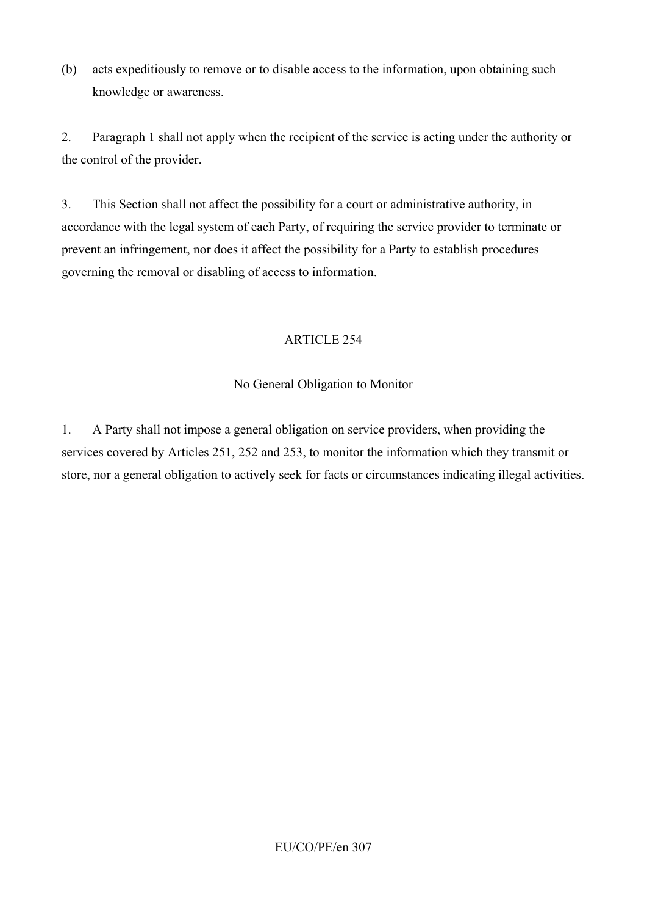(b) acts expeditiously to remove or to disable access to the information, upon obtaining such knowledge or awareness.

2. Paragraph 1 shall not apply when the recipient of the service is acting under the authority or the control of the provider.

3. This Section shall not affect the possibility for a court or administrative authority, in accordance with the legal system of each Party, of requiring the service provider to terminate or prevent an infringement, nor does it affect the possibility for a Party to establish procedures governing the removal or disabling of access to information.

## ARTICLE 254

### No General Obligation to Monitor

1. A Party shall not impose a general obligation on service providers, when providing the services covered by Articles 251, 252 and 253, to monitor the information which they transmit or store, nor a general obligation to actively seek for facts or circumstances indicating illegal activities.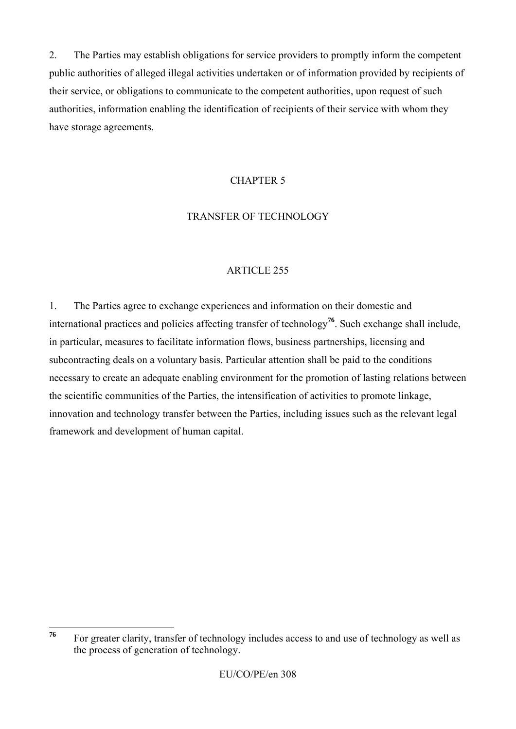2. The Parties may establish obligations for service providers to promptly inform the competent public authorities of alleged illegal activities undertaken or of information provided by recipients of their service, or obligations to communicate to the competent authorities, upon request of such authorities, information enabling the identification of recipients of their service with whom they have storage agreements.

## CHAPTER 5

## TRANSFER OF TECHNOLOGY

### ARTICLE 255

1. The Parties agree to exchange experiences and information on their domestic and international practices and policies affecting transfer of technology[76]. Such exchange shall include, in particular, measures to facilitate information flows, business partnerships, licensing and subcontracting deals on a voluntary basis. Particular attention shall be paid to the conditions necessary to create an adequate enabling environment for the promotion of lasting relations between the scientific communities of the Parties, the intensification of activities to promote linkage, innovation and technology transfer between the Parties, including issues such as the relevant legal framework and development of human capital.

---

[76] For greater clarity, transfer of technology includes access to and use of technology as well as the process of generation of technology.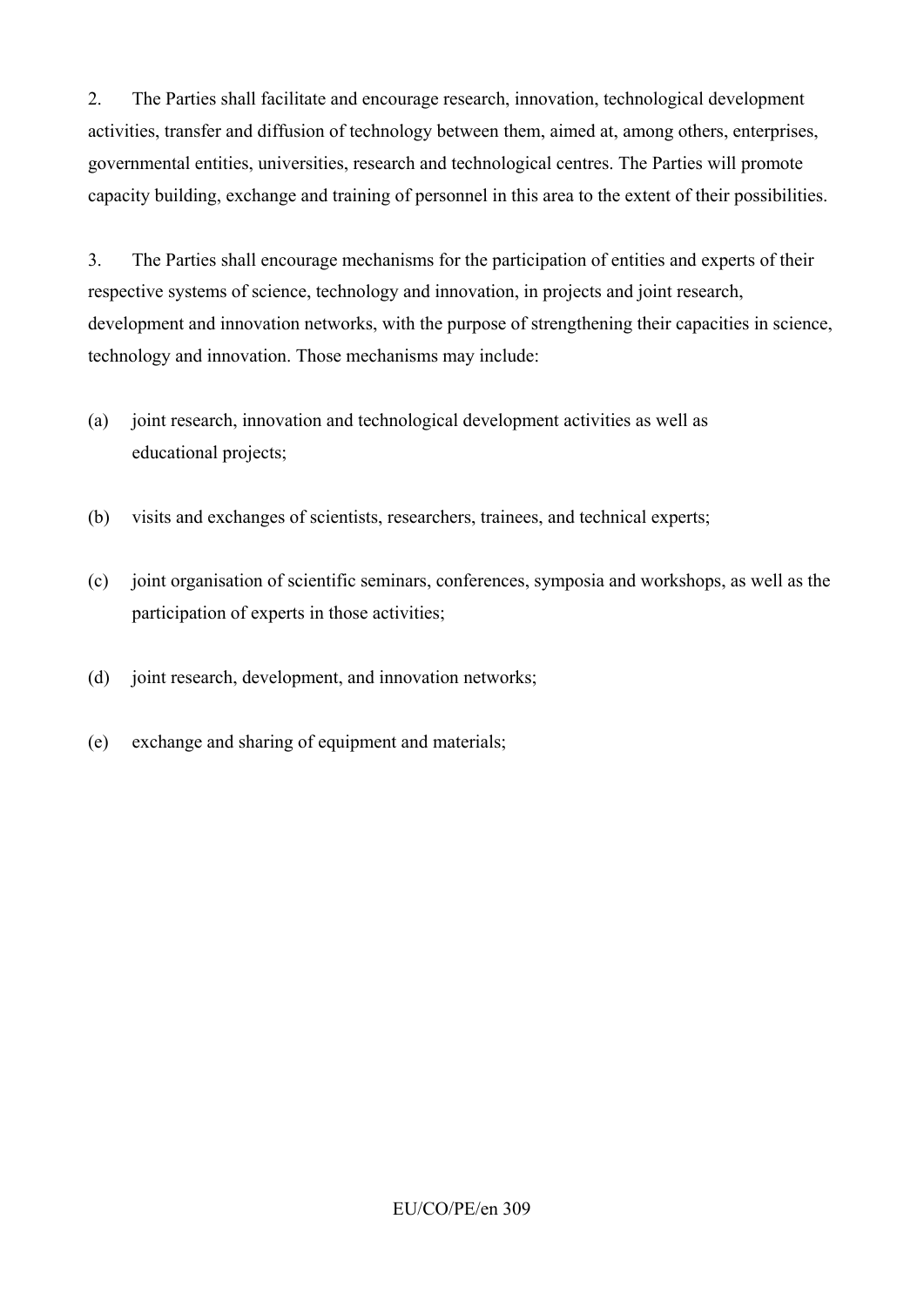2. The Parties shall facilitate and encourage research, innovation, technological development activities, transfer and diffusion of technology between them, aimed at, among others, enterprises, governmental entities, universities, research and technological centres. The Parties will promote capacity building, exchange and training of personnel in this area to the extent of their possibilities.

3. The Parties shall encourage mechanisms for the participation of entities and experts of their respective systems of science, technology and innovation, in projects and joint research, development and innovation networks, with the purpose of strengthening their capacities in science, technology and innovation. Those mechanisms may include:

(a) joint research, innovation and technological development activities as well as educational projects;

(b) visits and exchanges of scientists, researchers, trainees, and technical experts;

(c) joint organisation of scientific seminars, conferences, symposia and workshops, as well as the participation of experts in those activities;

(d) joint research, development, and innovation networks;

(e) exchange and sharing of equipment and materials;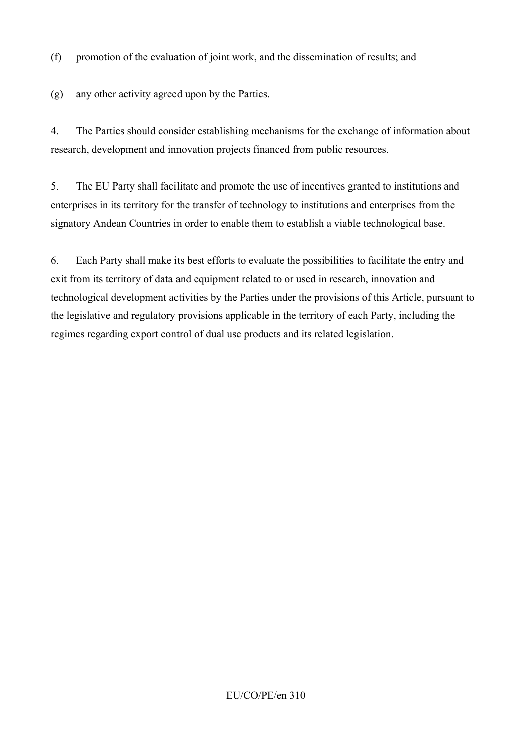(f) promotion of the evaluation of joint work, and the dissemination of results; and

(g) any other activity agreed upon by the Parties.

4. The Parties should consider establishing mechanisms for the exchange of information about research, development and innovation projects financed from public resources.

5. The EU Party shall facilitate and promote the use of incentives granted to institutions and enterprises in its territory for the transfer of technology to institutions and enterprises from the signatory Andean Countries in order to enable them to establish a viable technological base.

6. Each Party shall make its best efforts to evaluate the possibilities to facilitate the entry and exit from its territory of data and equipment related to or used in research, innovation and technological development activities by the Parties under the provisions of this Article, pursuant to the legislative and regulatory provisions applicable in the territory of each Party, including the regimes regarding export control of dual use products and its related legislation.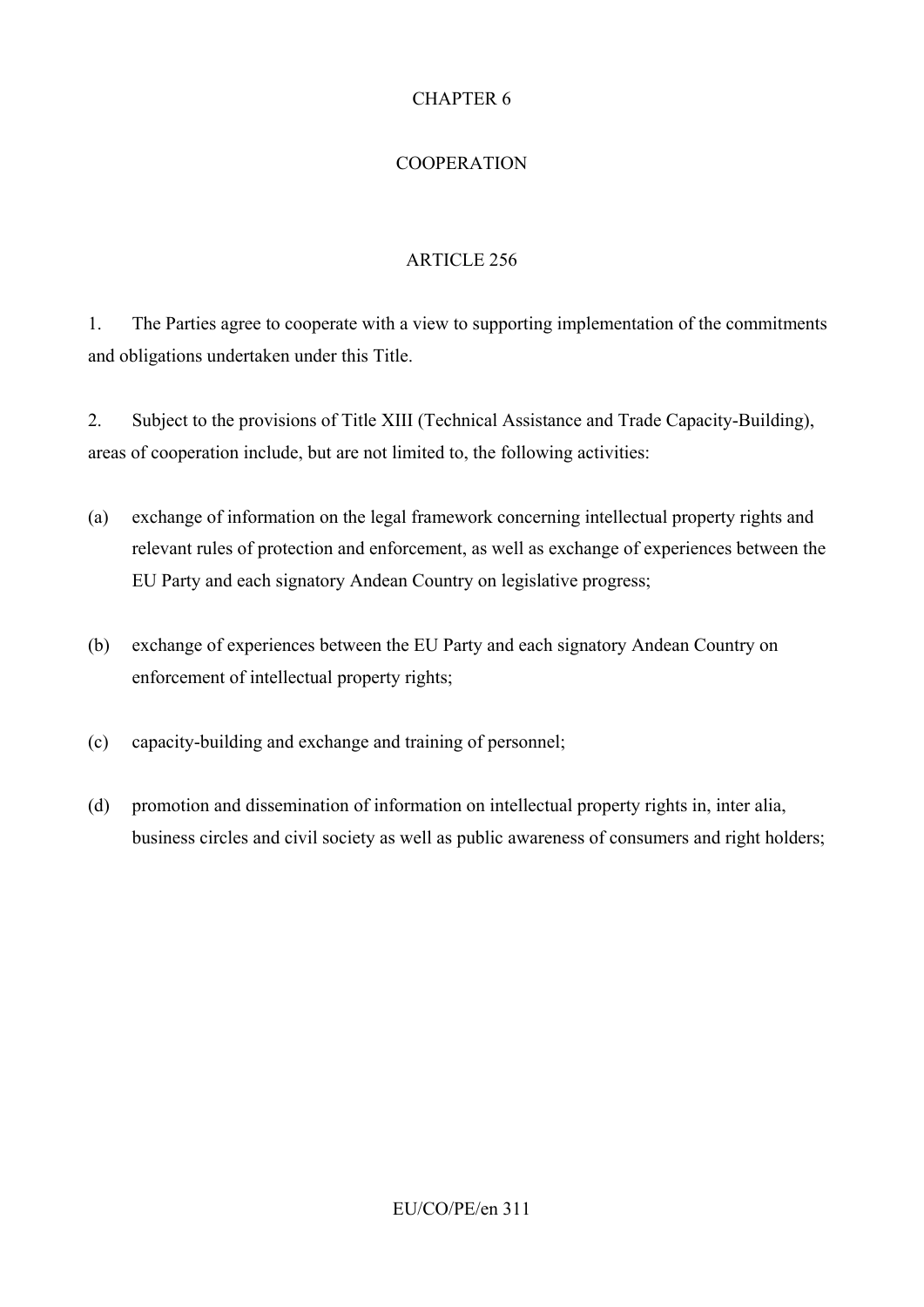# CHAPTER 6

# COOPERATION

## ARTICLE 256

1. The Parties agree to cooperate with a view to supporting implementation of the commitments and obligations undertaken under this Title.

2. Subject to the provisions of Title XIII (Technical Assistance and Trade Capacity-Building), areas of cooperation include, but are not limited to, the following activities:

(a) exchange of information on the legal framework concerning intellectual property rights and relevant rules of protection and enforcement, as well as exchange of experiences between the EU Party and each signatory Andean Country on legislative progress;

(b) exchange of experiences between the EU Party and each signatory Andean Country on enforcement of intellectual property rights;

(c) capacity-building and exchange and training of personnel;

(d) promotion and dissemination of information on intellectual property rights in, inter alia, business circles and civil society as well as public awareness of consumers and right holders;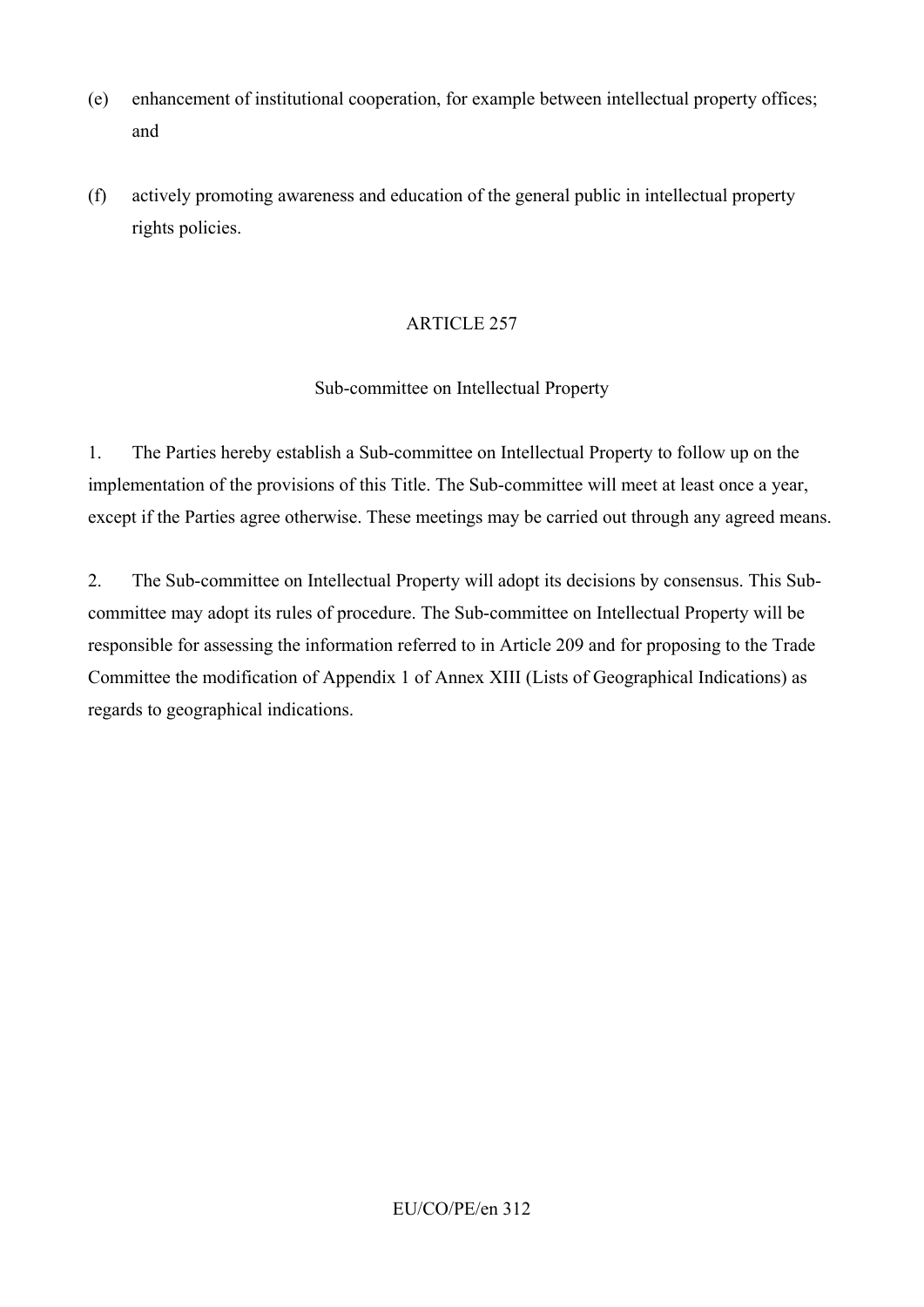(e) enhancement of institutional cooperation, for example between intellectual property offices; and

(f) actively promoting awareness and education of the general public in intellectual property rights policies.

ARTICLE 257

Sub-committee on Intellectual Property

1. The Parties hereby establish a Sub-committee on Intellectual Property to follow up on the implementation of the provisions of this Title. The Sub-committee will meet at least once a year, except if the Parties agree otherwise. These meetings may be carried out through any agreed means.

2. The Sub-committee on Intellectual Property will adopt its decisions by consensus. This Sub-committee may adopt its rules of procedure. The Sub-committee on Intellectual Property will be responsible for assessing the information referred to in Article 209 and for proposing to the Trade Committee the modification of Appendix 1 of Annex XIII (Lists of Geographical Indications) as regards to geographical indications.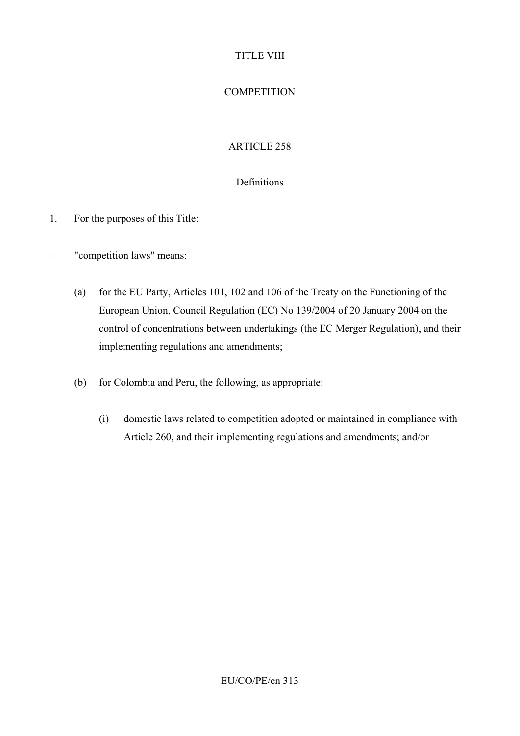# TITLE VIII

# COMPETITION

## ARTICLE 258

### Definitions

1. For the purposes of this Title:

– "competition laws" means:

  (a) for the EU Party, Articles 101, 102 and 106 of the Treaty on the Functioning of the European Union, Council Regulation (EC) No 139/2004 of 20 January 2004 on the control of concentrations between undertakings (the EC Merger Regulation), and their implementing regulations and amendments;

  (b) for Colombia and Peru, the following, as appropriate:

    (i) domestic laws related to competition adopted or maintained in compliance with Article 260, and their implementing regulations and amendments; and/or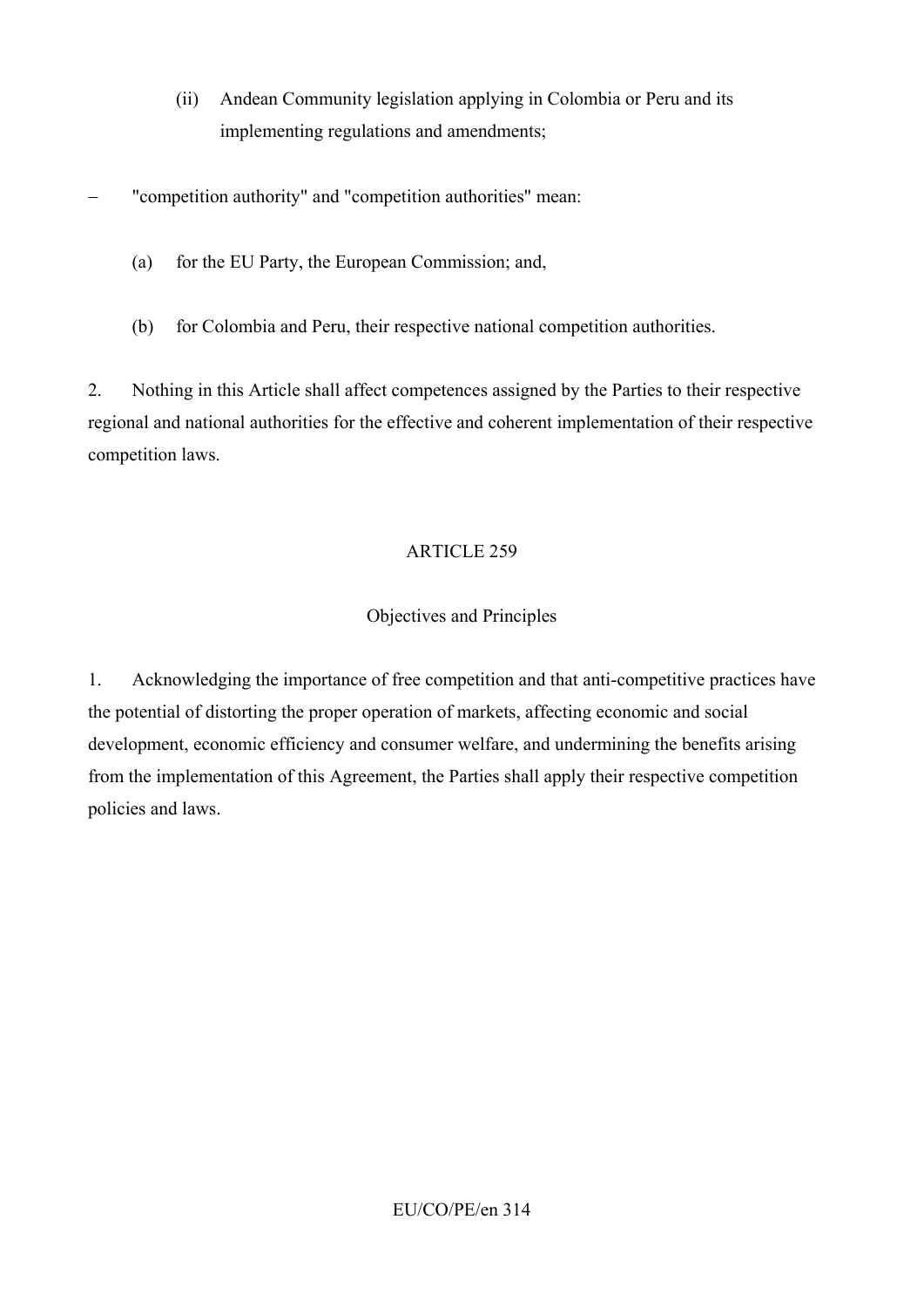(ii) Andean Community legislation applying in Colombia or Peru and its implementing regulations and amendments;

– "competition authority" and "competition authorities" mean:

(a) for the EU Party, the European Commission; and,

(b) for Colombia and Peru, their respective national competition authorities.

2. Nothing in this Article shall affect competences assigned by the Parties to their respective regional and national authorities for the effective and coherent implementation of their respective competition laws.

## ARTICLE 259

### Objectives and Principles

1. Acknowledging the importance of free competition and that anti-competitive practices have the potential of distorting the proper operation of markets, affecting economic and social development, economic efficiency and consumer welfare, and undermining the benefits arising from the implementation of this Agreement, the Parties shall apply their respective competition policies and laws.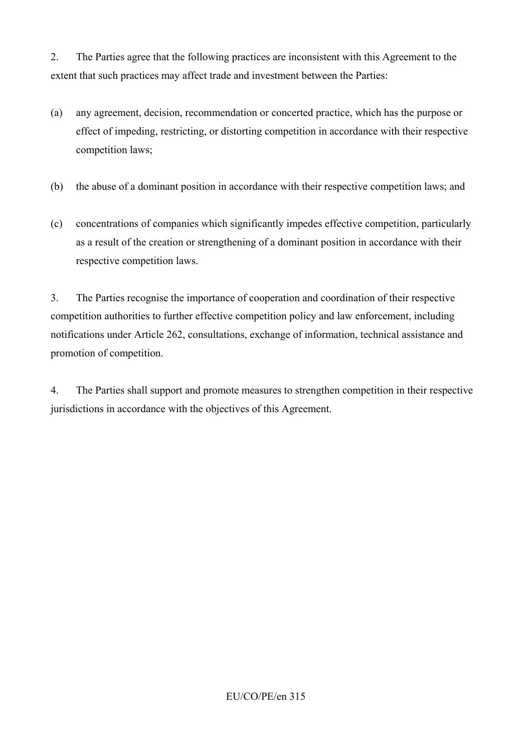2. The Parties agree that the following practices are inconsistent with this Agreement to the extent that such practices may affect trade and investment between the Parties:

(a) any agreement, decision, recommendation or concerted practice, which has the purpose or effect of impeding, restricting, or distorting competition in accordance with their respective competition laws;

(b) the abuse of a dominant position in accordance with their respective competition laws; and

(c) concentrations of companies which significantly impedes effective competition, particularly as a result of the creation or strengthening of a dominant position in accordance with their respective competition laws.

3. The Parties recognise the importance of cooperation and coordination of their respective competition authorities to further effective competition policy and law enforcement, including notifications under Article 262, consultations, exchange of information, technical assistance and promotion of competition.

4. The Parties shall support and promote measures to strengthen competition in their respective jurisdictions in accordance with the objectives of this Agreement.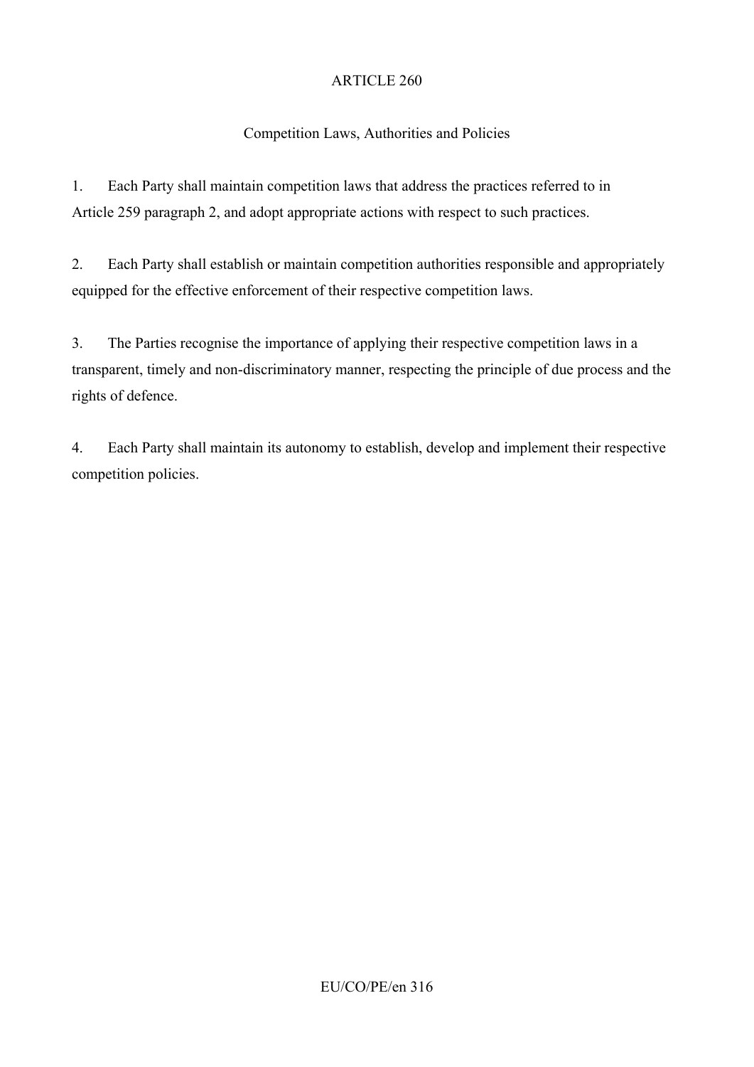## ARTICLE 260

### Competition Laws, Authorities and Policies

1. Each Party shall maintain competition laws that address the practices referred to in Article 259 paragraph 2, and adopt appropriate actions with respect to such practices.

2. Each Party shall establish or maintain competition authorities responsible and appropriately equipped for the effective enforcement of their respective competition laws.

3. The Parties recognise the importance of applying their respective competition laws in a transparent, timely and non-discriminatory manner, respecting the principle of due process and the rights of defence.

4. Each Party shall maintain its autonomy to establish, develop and implement their respective competition policies.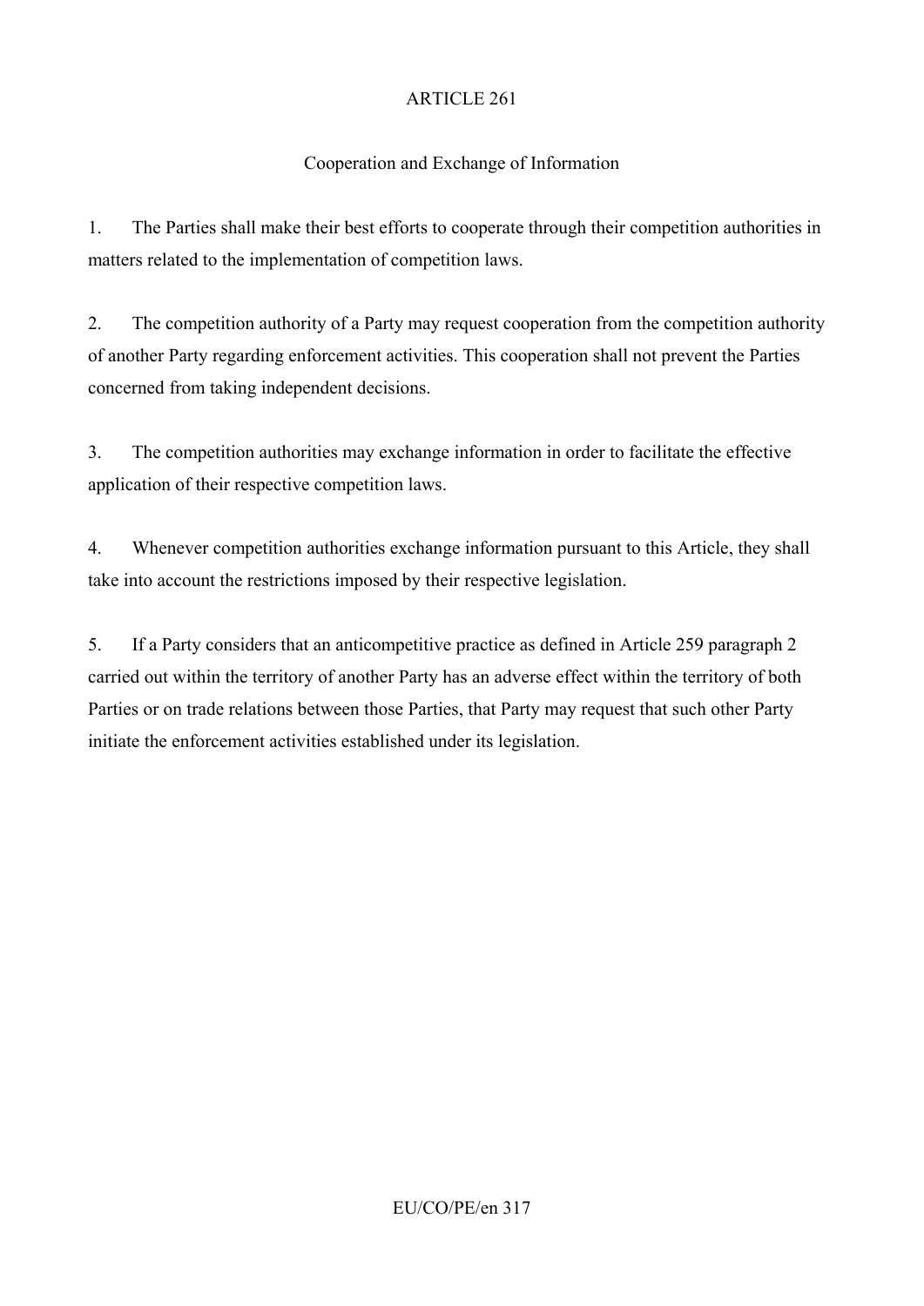## ARTICLE 261

### Cooperation and Exchange of Information

1. The Parties shall make their best efforts to cooperate through their competition authorities in matters related to the implementation of competition laws.

2. The competition authority of a Party may request cooperation from the competition authority of another Party regarding enforcement activities. This cooperation shall not prevent the Parties concerned from taking independent decisions.

3. The competition authorities may exchange information in order to facilitate the effective application of their respective competition laws.

4. Whenever competition authorities exchange information pursuant to this Article, they shall take into account the restrictions imposed by their respective legislation.

5. If a Party considers that an anticompetitive practice as defined in Article 259 paragraph 2 carried out within the territory of another Party has an adverse effect within the territory of both Parties or on trade relations between those Parties, that Party may request that such other Party initiate the enforcement activities established under its legislation.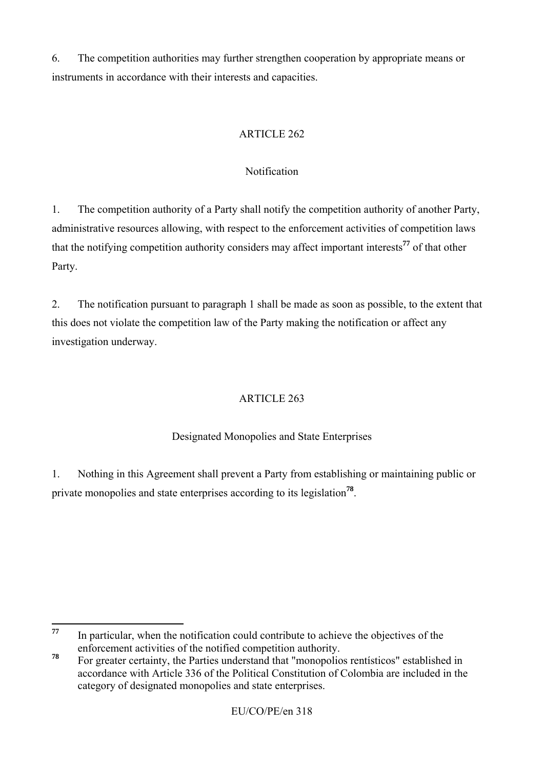6. The competition authorities may further strengthen cooperation by appropriate means or instruments in accordance with their interests and capacities.

ARTICLE 262

Notification

1. The competition authority of a Party shall notify the competition authority of another Party, administrative resources allowing, with respect to the enforcement activities of competition laws that the notifying competition authority considers may affect important interests[77] of that other Party.

2. The notification pursuant to paragraph 1 shall be made as soon as possible, to the extent that this does not violate the competition law of the Party making the notification or affect any investigation underway.

ARTICLE 263

Designated Monopolies and State Enterprises

1. Nothing in this Agreement shall prevent a Party from establishing or maintaining public or private monopolies and state enterprises according to its legislation[78].

---

[77] In particular, when the notification could contribute to achieve the objectives of the enforcement activities of the notified competition authority.

[78] For greater certainty, the Parties understand that "monopolios rentísticos" established in accordance with Article 336 of the Political Constitution of Colombia are included in the category of designated monopolies and state enterprises.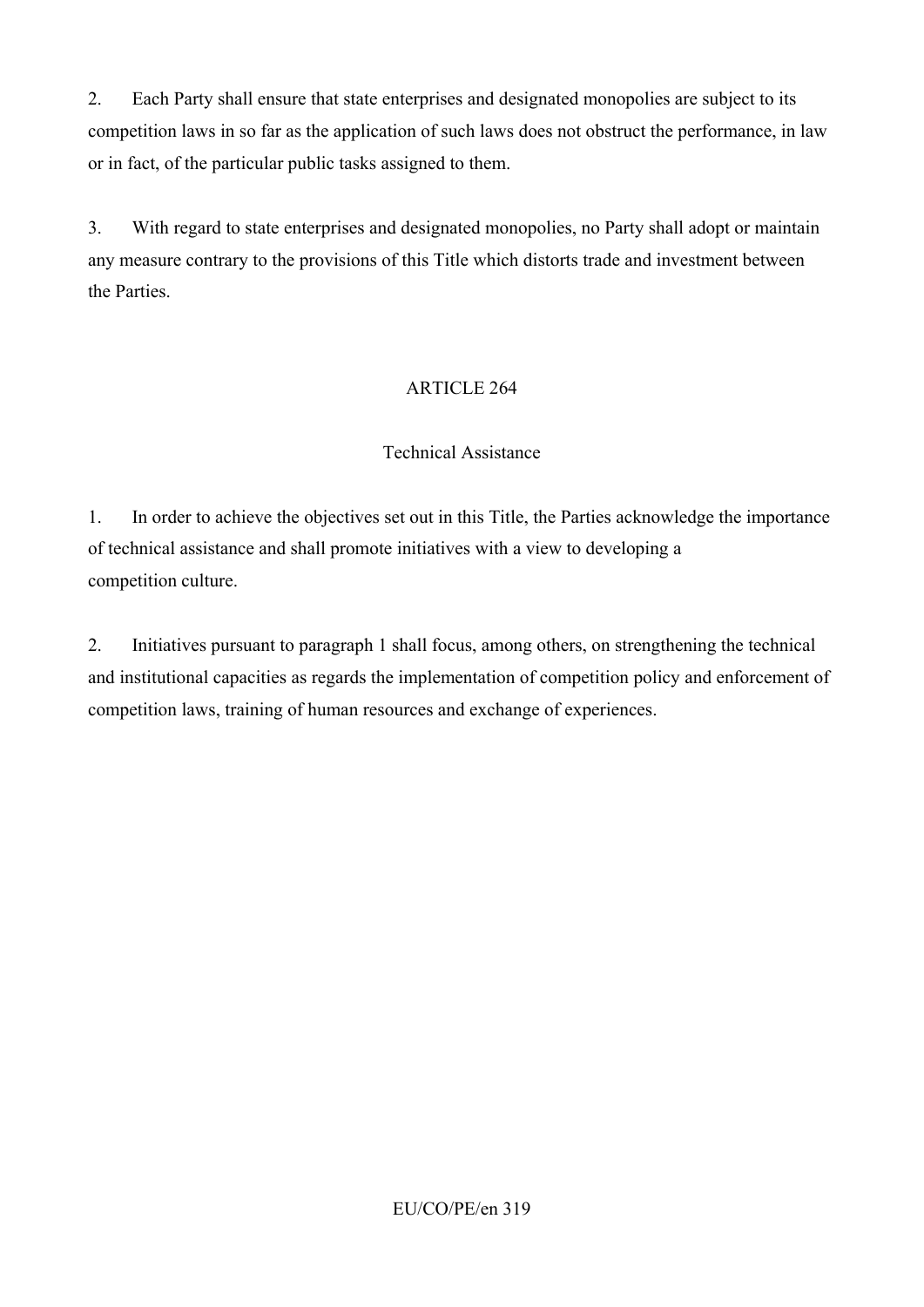2. Each Party shall ensure that state enterprises and designated monopolies are subject to its competition laws in so far as the application of such laws does not obstruct the performance, in law or in fact, of the particular public tasks assigned to them.

3. With regard to state enterprises and designated monopolies, no Party shall adopt or maintain any measure contrary to the provisions of this Title which distorts trade and investment between the Parties.

## ARTICLE 264

### Technical Assistance

1. In order to achieve the objectives set out in this Title, the Parties acknowledge the importance of technical assistance and shall promote initiatives with a view to developing a competition culture.

2. Initiatives pursuant to paragraph 1 shall focus, among others, on strengthening the technical and institutional capacities as regards the implementation of competition policy and enforcement of competition laws, training of human resources and exchange of experiences.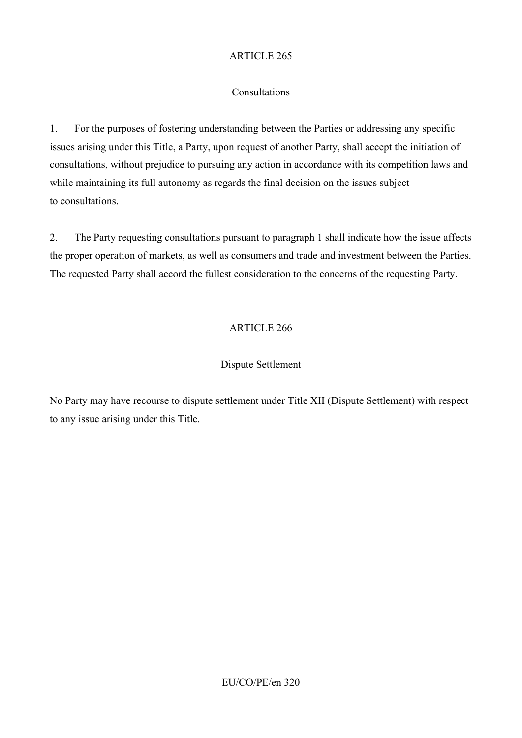## ARTICLE 265

### Consultations

1. For the purposes of fostering understanding between the Parties or addressing any specific issues arising under this Title, a Party, upon request of another Party, shall accept the initiation of consultations, without prejudice to pursuing any action in accordance with its competition laws and while maintaining its full autonomy as regards the final decision on the issues subject to consultations.

2. The Party requesting consultations pursuant to paragraph 1 shall indicate how the issue affects the proper operation of markets, as well as consumers and trade and investment between the Parties. The requested Party shall accord the fullest consideration to the concerns of the requesting Party.

## ARTICLE 266

### Dispute Settlement

No Party may have recourse to dispute settlement under Title XII (Dispute Settlement) with respect to any issue arising under this Title.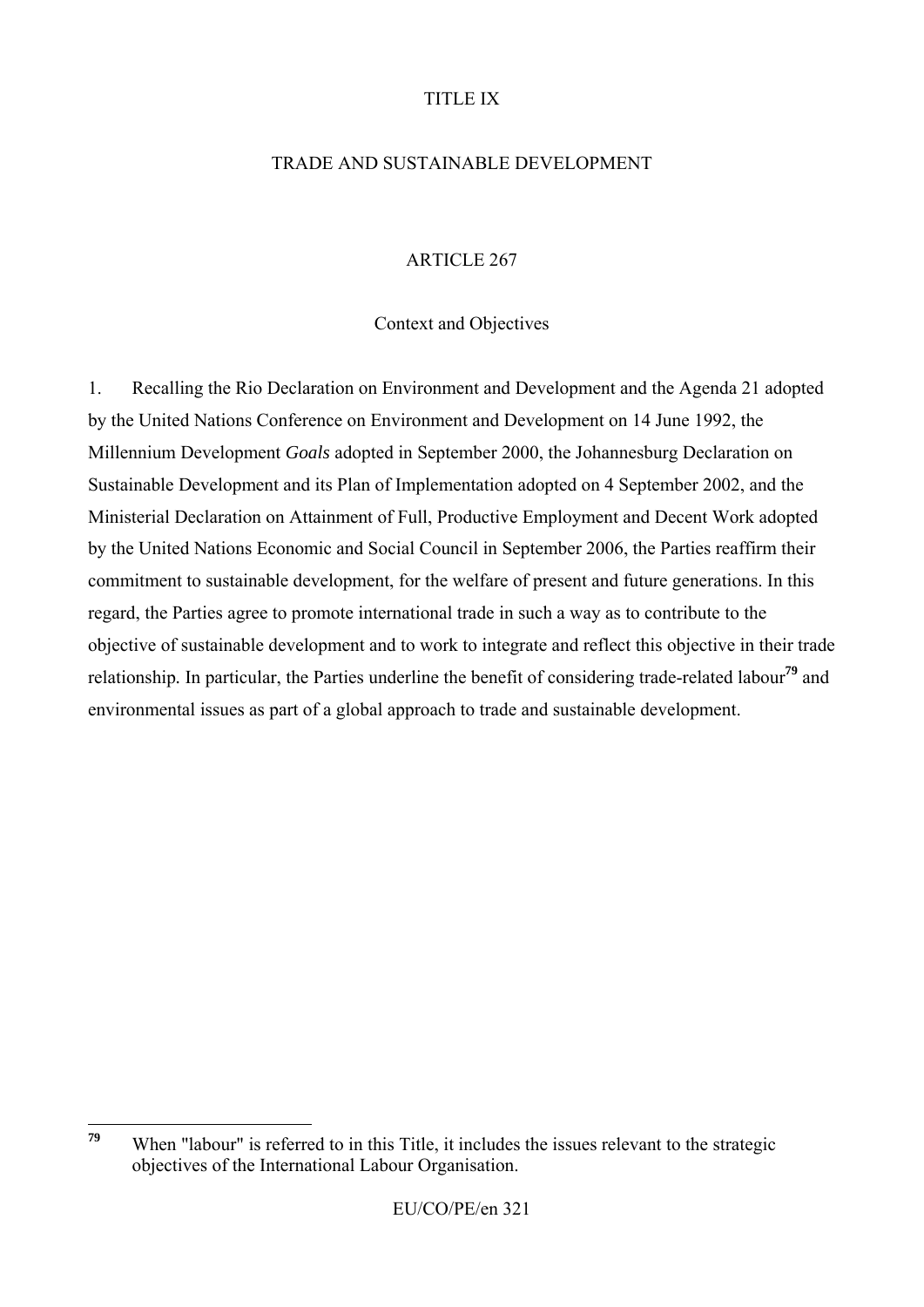# TITLE IX

# TRADE AND SUSTAINABLE DEVELOPMENT

## ARTICLE 267

### Context and Objectives

1. Recalling the Rio Declaration on Environment and Development and the Agenda 21 adopted by the United Nations Conference on Environment and Development on 14 June 1992, the Millennium Development *Goals* adopted in September 2000, the Johannesburg Declaration on Sustainable Development and its Plan of Implementation adopted on 4 September 2002, and the Ministerial Declaration on Attainment of Full, Productive Employment and Decent Work adopted by the United Nations Economic and Social Council in September 2006, the Parties reaffirm their commitment to sustainable development, for the welfare of present and future generations. In this regard, the Parties agree to promote international trade in such a way as to contribute to the objective of sustainable development and to work to integrate and reflect this objective in their trade relationship. In particular, the Parties underline the benefit of considering trade-related labour[79] and environmental issues as part of a global approach to trade and sustainable development.

---

[79] When "labour" is referred to in this Title, it includes the issues relevant to the strategic objectives of the International Labour Organisation.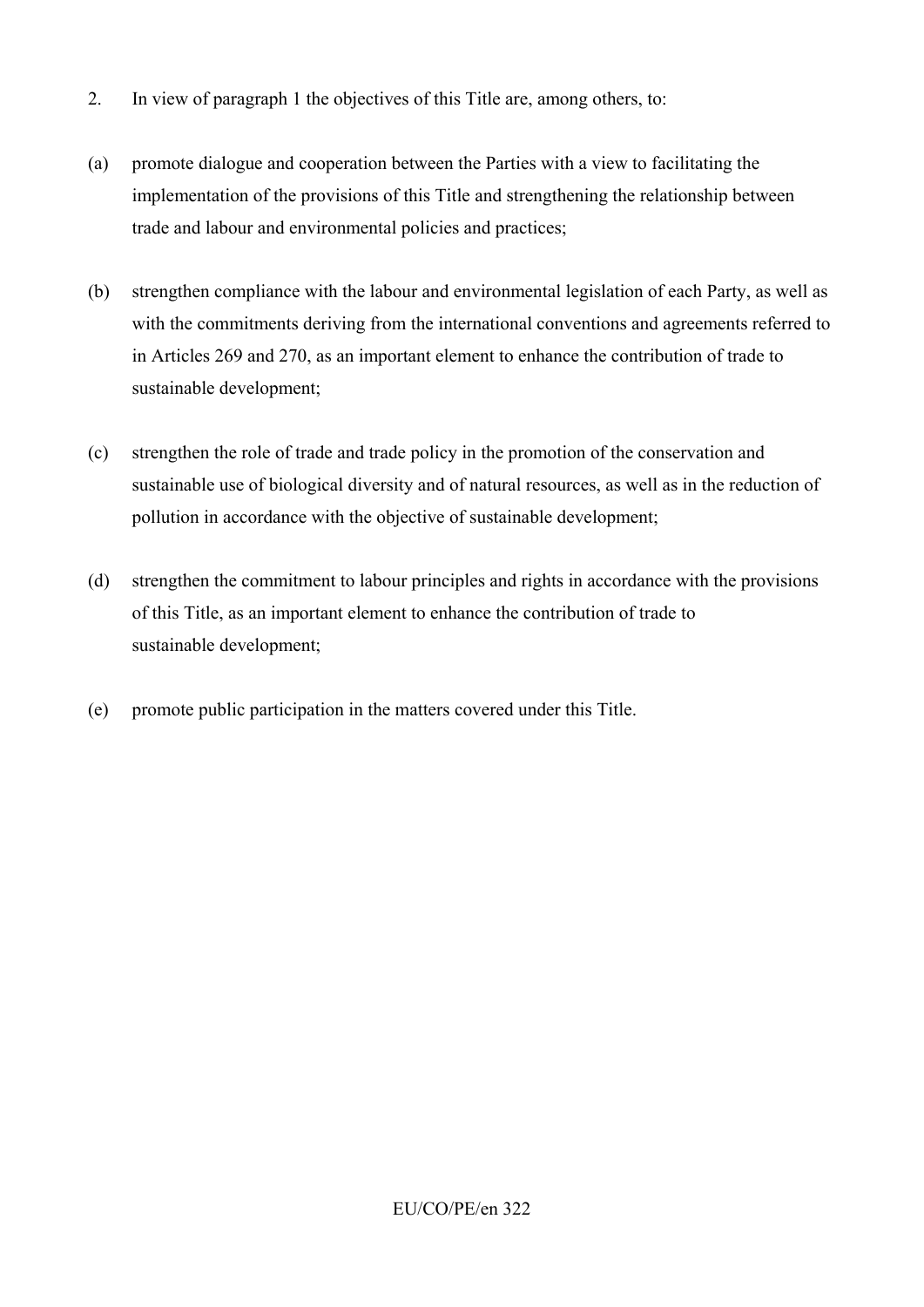2. In view of paragraph 1 the objectives of this Title are, among others, to:

(a) promote dialogue and cooperation between the Parties with a view to facilitating the implementation of the provisions of this Title and strengthening the relationship between trade and labour and environmental policies and practices;

(b) strengthen compliance with the labour and environmental legislation of each Party, as well as with the commitments deriving from the international conventions and agreements referred to in Articles 269 and 270, as an important element to enhance the contribution of trade to sustainable development;

(c) strengthen the role of trade and trade policy in the promotion of the conservation and sustainable use of biological diversity and of natural resources, as well as in the reduction of pollution in accordance with the objective of sustainable development;

(d) strengthen the commitment to labour principles and rights in accordance with the provisions of this Title, as an important element to enhance the contribution of trade to sustainable development;

(e) promote public participation in the matters covered under this Title.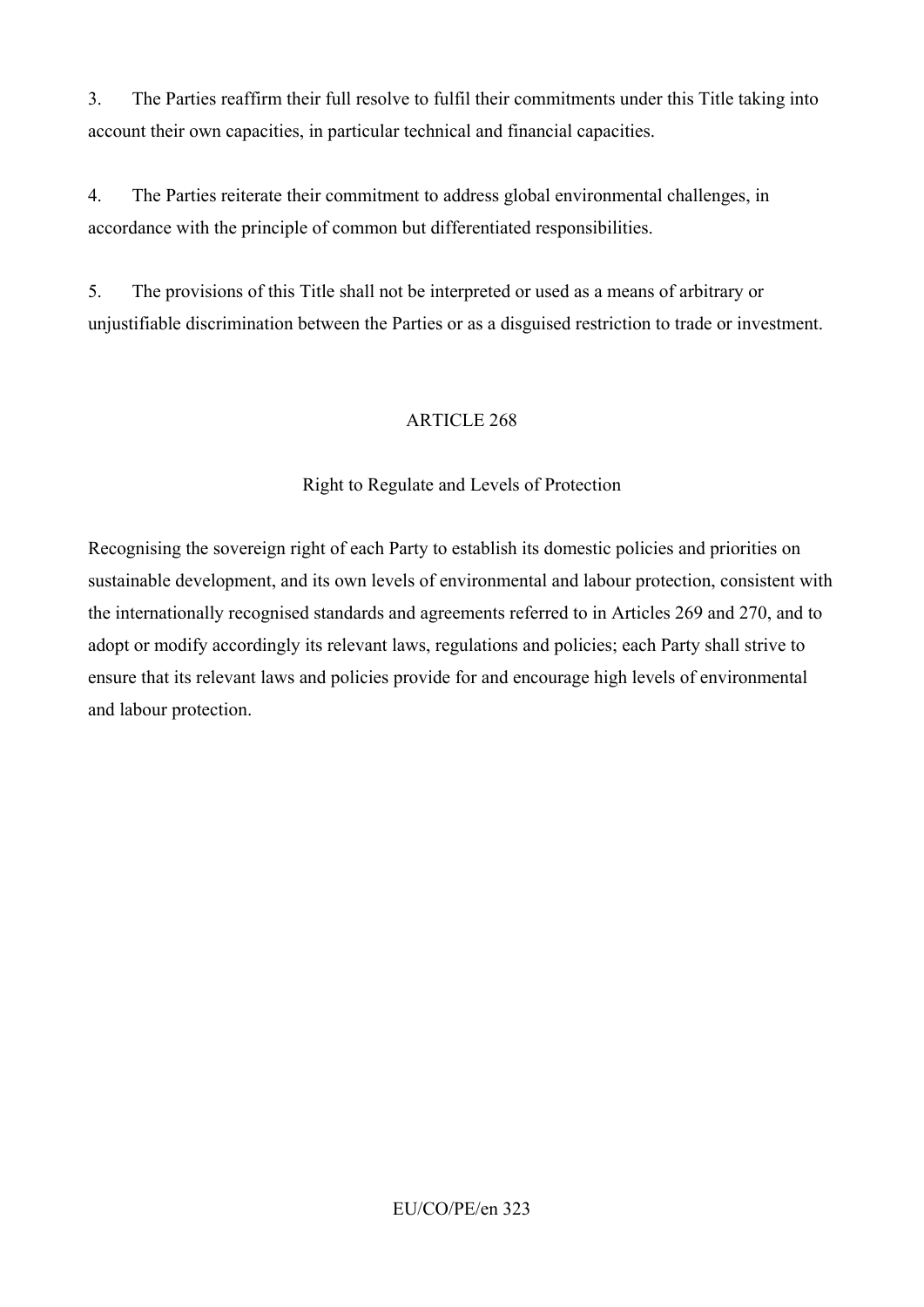3. The Parties reaffirm their full resolve to fulfil their commitments under this Title taking into account their own capacities, in particular technical and financial capacities.

4. The Parties reiterate their commitment to address global environmental challenges, in accordance with the principle of common but differentiated responsibilities.

5. The provisions of this Title shall not be interpreted or used as a means of arbitrary or unjustifiable discrimination between the Parties or as a disguised restriction to trade or investment.

## ARTICLE 268

### Right to Regulate and Levels of Protection

Recognising the sovereign right of each Party to establish its domestic policies and priorities on sustainable development, and its own levels of environmental and labour protection, consistent with the internationally recognised standards and agreements referred to in Articles 269 and 270, and to adopt or modify accordingly its relevant laws, regulations and policies; each Party shall strive to ensure that its relevant laws and policies provide for and encourage high levels of environmental and labour protection.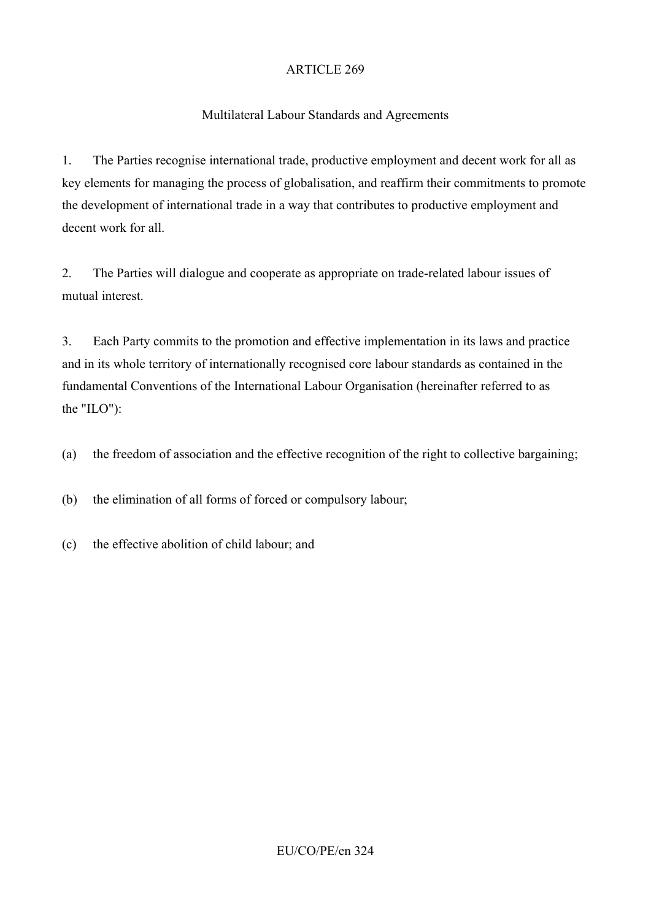ARTICLE 269

Multilateral Labour Standards and Agreements

1. The Parties recognise international trade, productive employment and decent work for all as key elements for managing the process of globalisation, and reaffirm their commitments to promote the development of international trade in a way that contributes to productive employment and decent work for all.

2. The Parties will dialogue and cooperate as appropriate on trade-related labour issues of mutual interest.

3. Each Party commits to the promotion and effective implementation in its laws and practice and in its whole territory of internationally recognised core labour standards as contained in the fundamental Conventions of the International Labour Organisation (hereinafter referred to as the "ILO"):

(a) the freedom of association and the effective recognition of the right to collective bargaining;

(b) the elimination of all forms of forced or compulsory labour;

(c) the effective abolition of child labour; and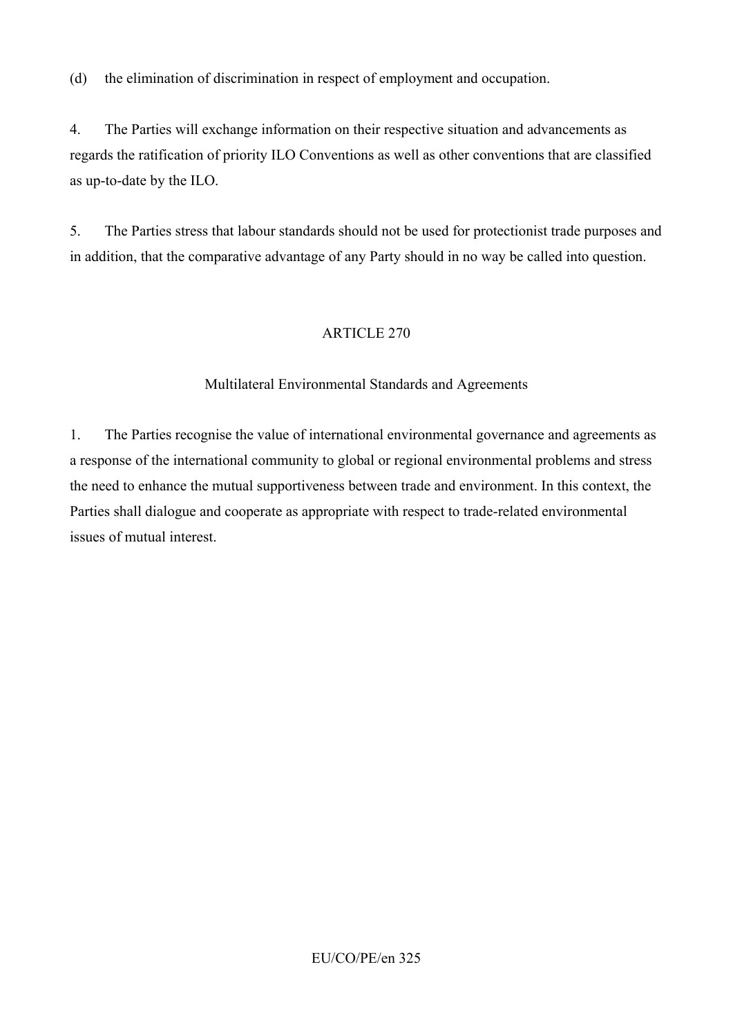(d) the elimination of discrimination in respect of employment and occupation.

4. The Parties will exchange information on their respective situation and advancements as regards the ratification of priority ILO Conventions as well as other conventions that are classified as up-to-date by the ILO.

5. The Parties stress that labour standards should not be used for protectionist trade purposes and in addition, that the comparative advantage of any Party should in no way be called into question.

## ARTICLE 270

### Multilateral Environmental Standards and Agreements

1. The Parties recognise the value of international environmental governance and agreements as a response of the international community to global or regional environmental problems and stress the need to enhance the mutual supportiveness between trade and environment. In this context, the Parties shall dialogue and cooperate as appropriate with respect to trade-related environmental issues of mutual interest.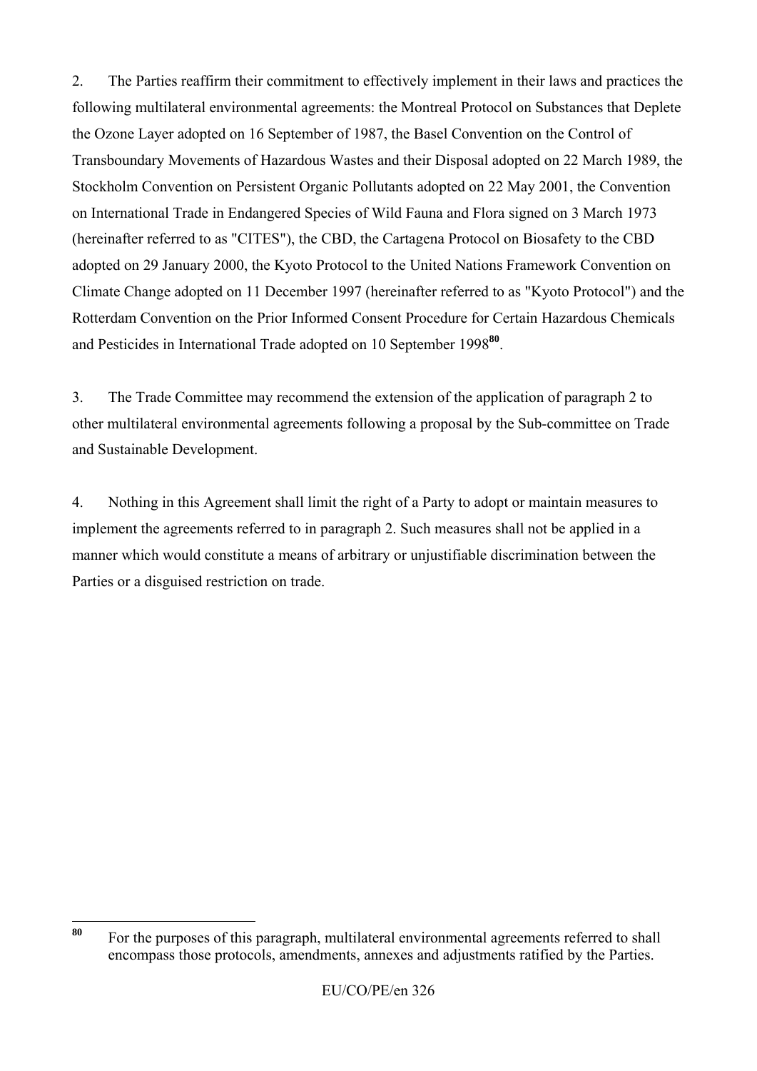2. The Parties reaffirm their commitment to effectively implement in their laws and practices the following multilateral environmental agreements: the Montreal Protocol on Substances that Deplete the Ozone Layer adopted on 16 September of 1987, the Basel Convention on the Control of Transboundary Movements of Hazardous Wastes and their Disposal adopted on 22 March 1989, the Stockholm Convention on Persistent Organic Pollutants adopted on 22 May 2001, the Convention on International Trade in Endangered Species of Wild Fauna and Flora signed on 3 March 1973 (hereinafter referred to as "CITES"), the CBD, the Cartagena Protocol on Biosafety to the CBD adopted on 29 January 2000, the Kyoto Protocol to the United Nations Framework Convention on Climate Change adopted on 11 December 1997 (hereinafter referred to as "Kyoto Protocol") and the Rotterdam Convention on the Prior Informed Consent Procedure for Certain Hazardous Chemicals and Pesticides in International Trade adopted on 10 September 1998[80].

3. The Trade Committee may recommend the extension of the application of paragraph 2 to other multilateral environmental agreements following a proposal by the Sub-committee on Trade and Sustainable Development.

4. Nothing in this Agreement shall limit the right of a Party to adopt or maintain measures to implement the agreements referred to in paragraph 2. Such measures shall not be applied in a manner which would constitute a means of arbitrary or unjustifiable discrimination between the Parties or a disguised restriction on trade.

---

[80] For the purposes of this paragraph, multilateral environmental agreements referred to shall encompass those protocols, amendments, annexes and adjustments ratified by the Parties.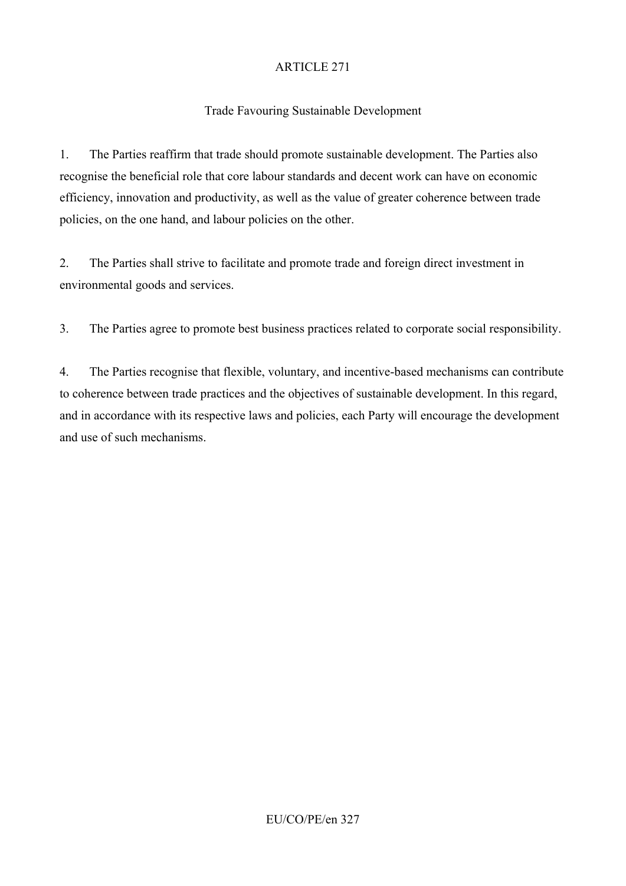## ARTICLE 271

### Trade Favouring Sustainable Development

1. The Parties reaffirm that trade should promote sustainable development. The Parties also recognise the beneficial role that core labour standards and decent work can have on economic efficiency, innovation and productivity, as well as the value of greater coherence between trade policies, on the one hand, and labour policies on the other.

2. The Parties shall strive to facilitate and promote trade and foreign direct investment in environmental goods and services.

3. The Parties agree to promote best business practices related to corporate social responsibility.

4. The Parties recognise that flexible, voluntary, and incentive-based mechanisms can contribute to coherence between trade practices and the objectives of sustainable development. In this regard, and in accordance with its respective laws and policies, each Party will encourage the development and use of such mechanisms.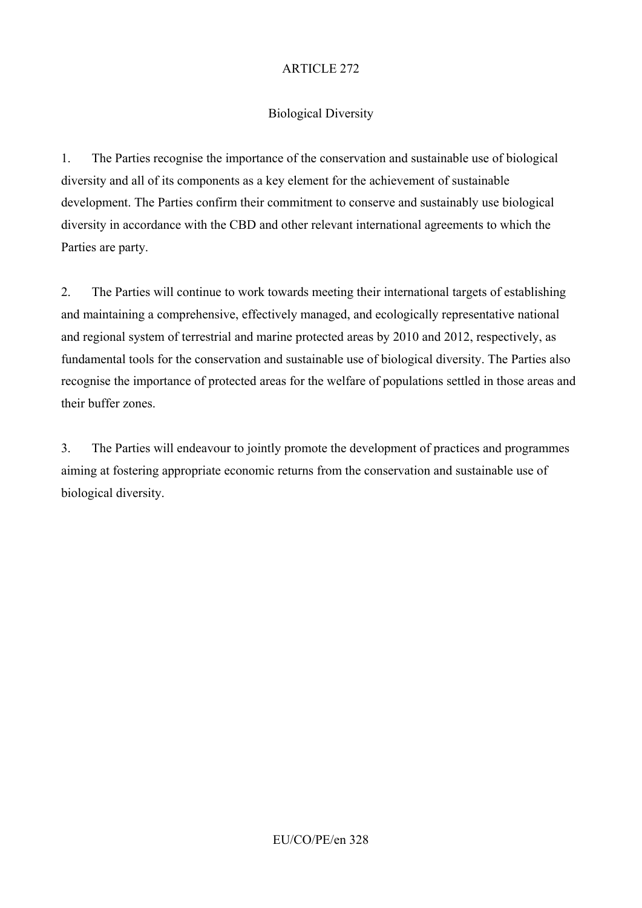## ARTICLE 272

### Biological Diversity

1. The Parties recognise the importance of the conservation and sustainable use of biological diversity and all of its components as a key element for the achievement of sustainable development. The Parties confirm their commitment to conserve and sustainably use biological diversity in accordance with the CBD and other relevant international agreements to which the Parties are party.

2. The Parties will continue to work towards meeting their international targets of establishing and maintaining a comprehensive, effectively managed, and ecologically representative national and regional system of terrestrial and marine protected areas by 2010 and 2012, respectively, as fundamental tools for the conservation and sustainable use of biological diversity. The Parties also recognise the importance of protected areas for the welfare of populations settled in those areas and their buffer zones.

3. The Parties will endeavour to jointly promote the development of practices and programmes aiming at fostering appropriate economic returns from the conservation and sustainable use of biological diversity.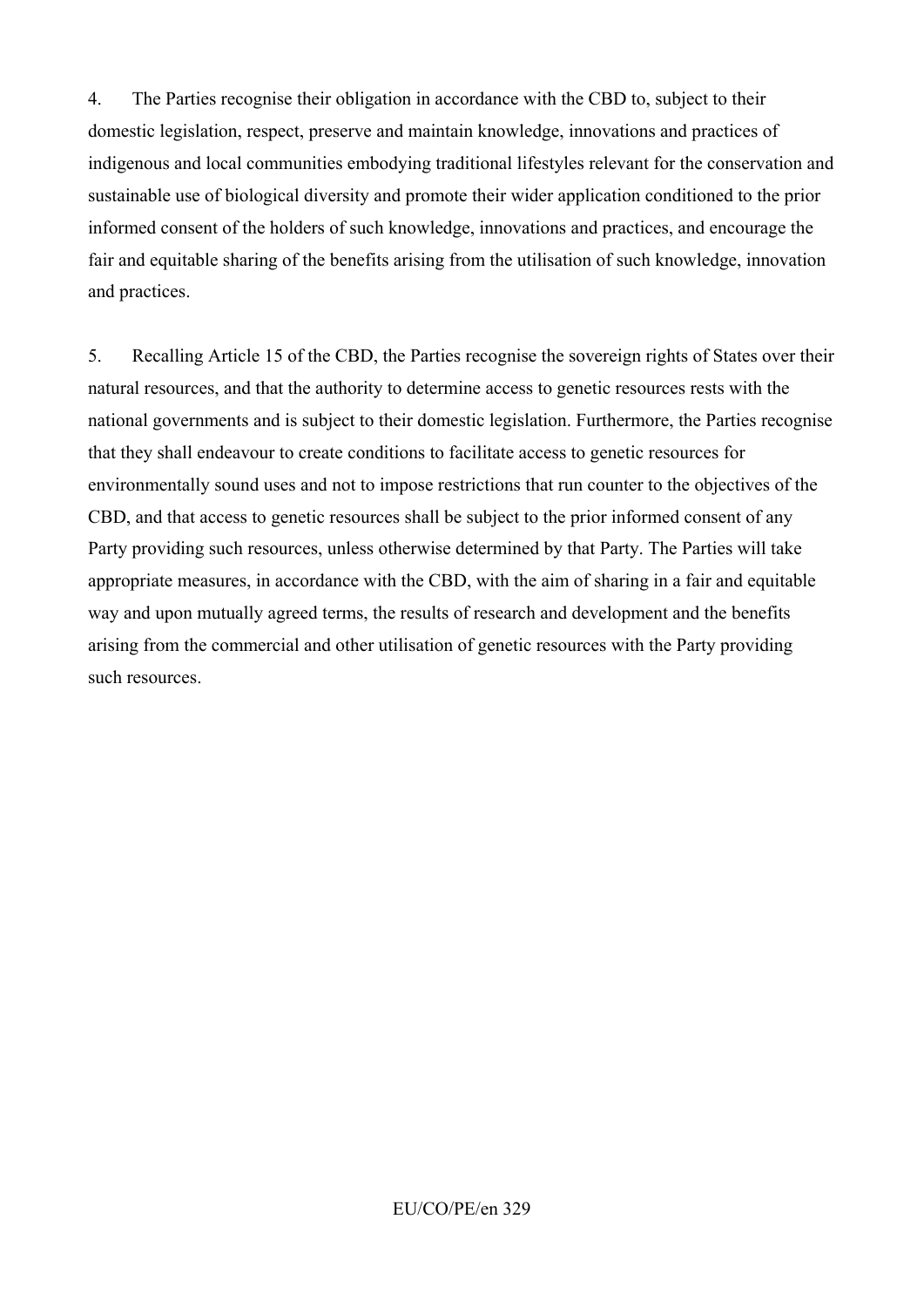4. The Parties recognise their obligation in accordance with the CBD to, subject to their domestic legislation, respect, preserve and maintain knowledge, innovations and practices of indigenous and local communities embodying traditional lifestyles relevant for the conservation and sustainable use of biological diversity and promote their wider application conditioned to the prior informed consent of the holders of such knowledge, innovations and practices, and encourage the fair and equitable sharing of the benefits arising from the utilisation of such knowledge, innovation and practices.

5. Recalling Article 15 of the CBD, the Parties recognise the sovereign rights of States over their natural resources, and that the authority to determine access to genetic resources rests with the national governments and is subject to their domestic legislation. Furthermore, the Parties recognise that they shall endeavour to create conditions to facilitate access to genetic resources for environmentally sound uses and not to impose restrictions that run counter to the objectives of the CBD, and that access to genetic resources shall be subject to the prior informed consent of any Party providing such resources, unless otherwise determined by that Party. The Parties will take appropriate measures, in accordance with the CBD, with the aim of sharing in a fair and equitable way and upon mutually agreed terms, the results of research and development and the benefits arising from the commercial and other utilisation of genetic resources with the Party providing such resources.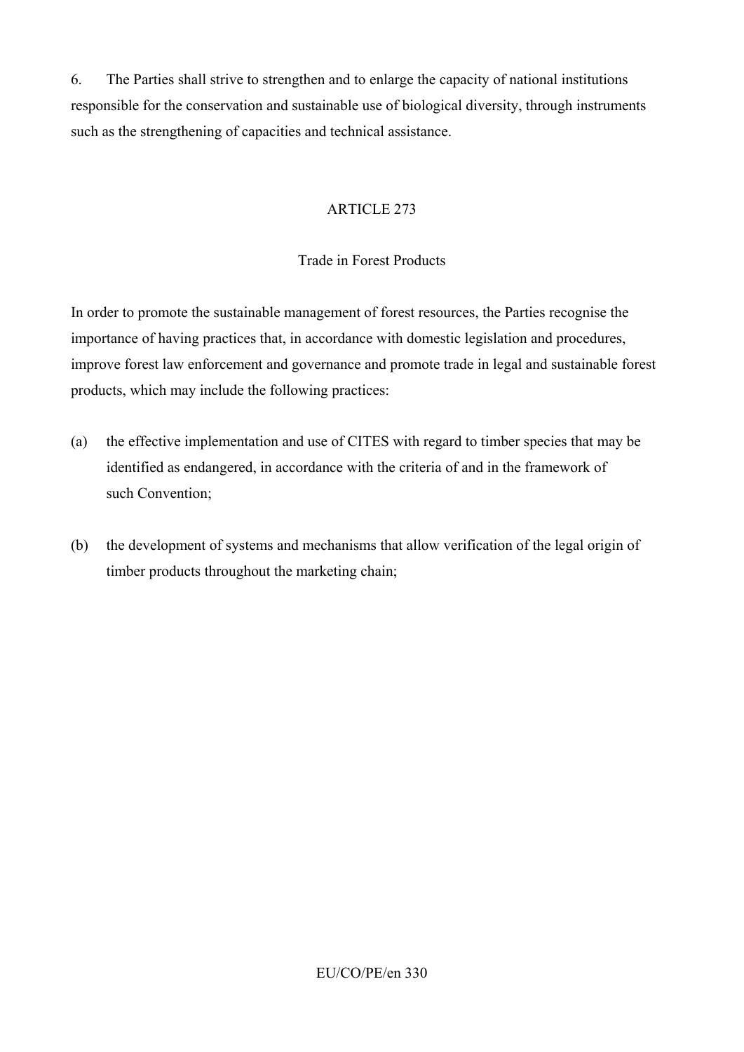6. The Parties shall strive to strengthen and to enlarge the capacity of national institutions responsible for the conservation and sustainable use of biological diversity, through instruments such as the strengthening of capacities and technical assistance.

## ARTICLE 273

### Trade in Forest Products

In order to promote the sustainable management of forest resources, the Parties recognise the importance of having practices that, in accordance with domestic legislation and procedures, improve forest law enforcement and governance and promote trade in legal and sustainable forest products, which may include the following practices:

(a) the effective implementation and use of CITES with regard to timber species that may be identified as endangered, in accordance with the criteria of and in the framework of such Convention;

(b) the development of systems and mechanisms that allow verification of the legal origin of timber products throughout the marketing chain;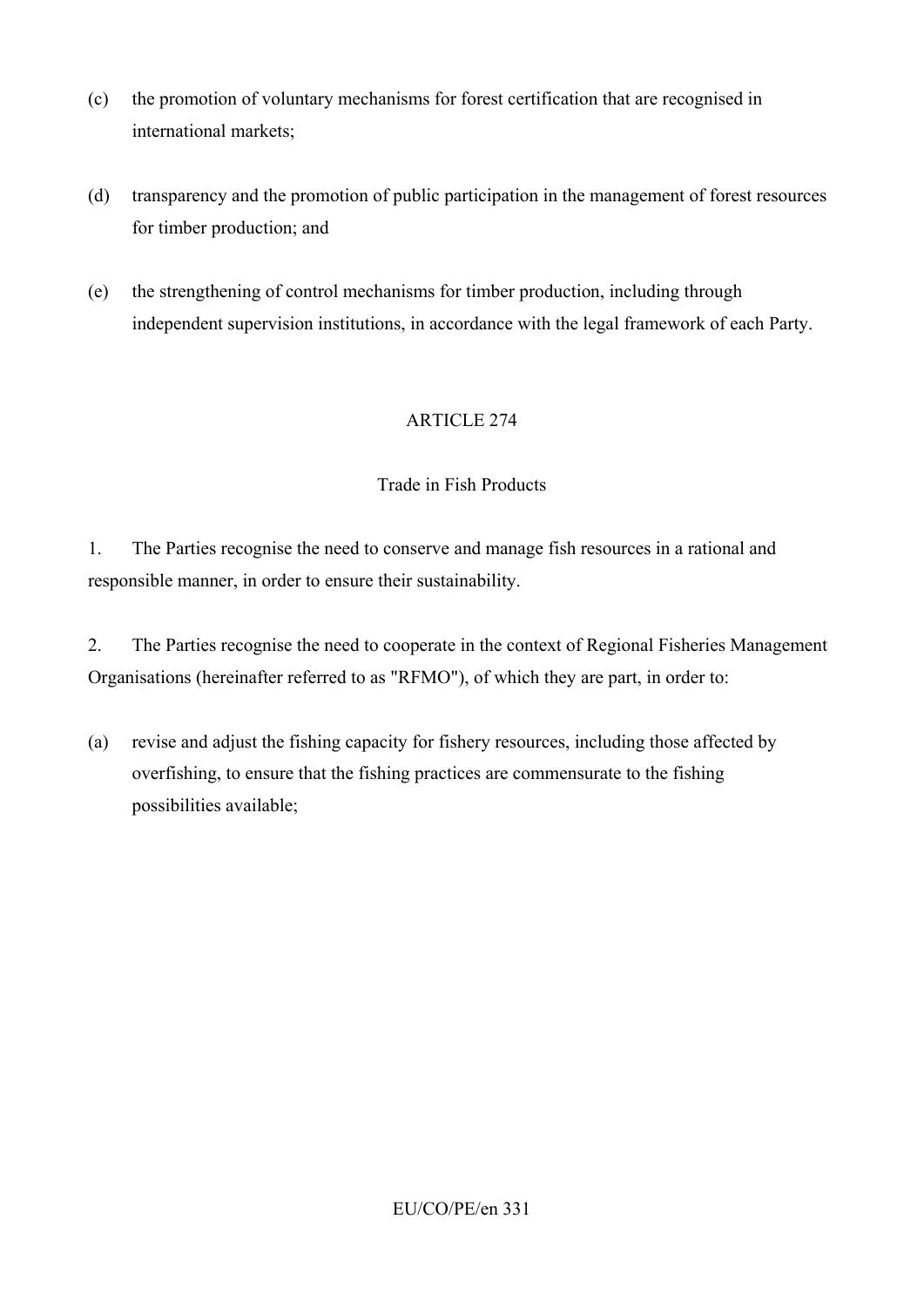(c) the promotion of voluntary mechanisms for forest certification that are recognised in international markets;

(d) transparency and the promotion of public participation in the management of forest resources for timber production; and

(e) the strengthening of control mechanisms for timber production, including through independent supervision institutions, in accordance with the legal framework of each Party.

## ARTICLE 274

### Trade in Fish Products

1. The Parties recognise the need to conserve and manage fish resources in a rational and responsible manner, in order to ensure their sustainability.

2. The Parties recognise the need to cooperate in the context of Regional Fisheries Management Organisations (hereinafter referred to as "RFMO"), of which they are part, in order to:

(a) revise and adjust the fishing capacity for fishery resources, including those affected by overfishing, to ensure that the fishing practices are commensurate to the fishing possibilities available;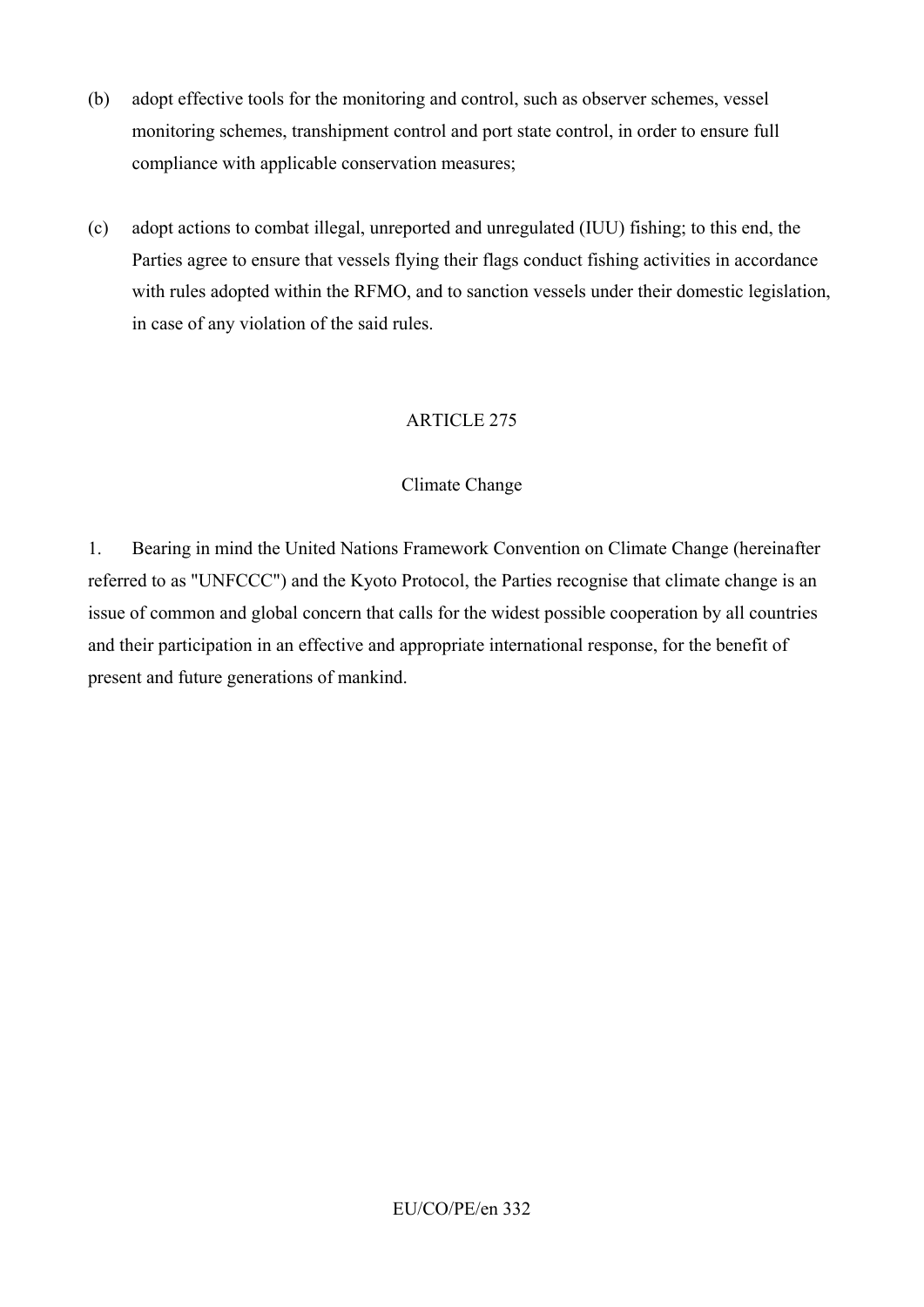(b) adopt effective tools for the monitoring and control, such as observer schemes, vessel monitoring schemes, transhipment control and port state control, in order to ensure full compliance with applicable conservation measures;

(c) adopt actions to combat illegal, unreported and unregulated (IUU) fishing; to this end, the Parties agree to ensure that vessels flying their flags conduct fishing activities in accordance with rules adopted within the RFMO, and to sanction vessels under their domestic legislation, in case of any violation of the said rules.

## ARTICLE 275

### Climate Change

1. Bearing in mind the United Nations Framework Convention on Climate Change (hereinafter referred to as "UNFCCC") and the Kyoto Protocol, the Parties recognise that climate change is an issue of common and global concern that calls for the widest possible cooperation by all countries and their participation in an effective and appropriate international response, for the benefit of present and future generations of mankind.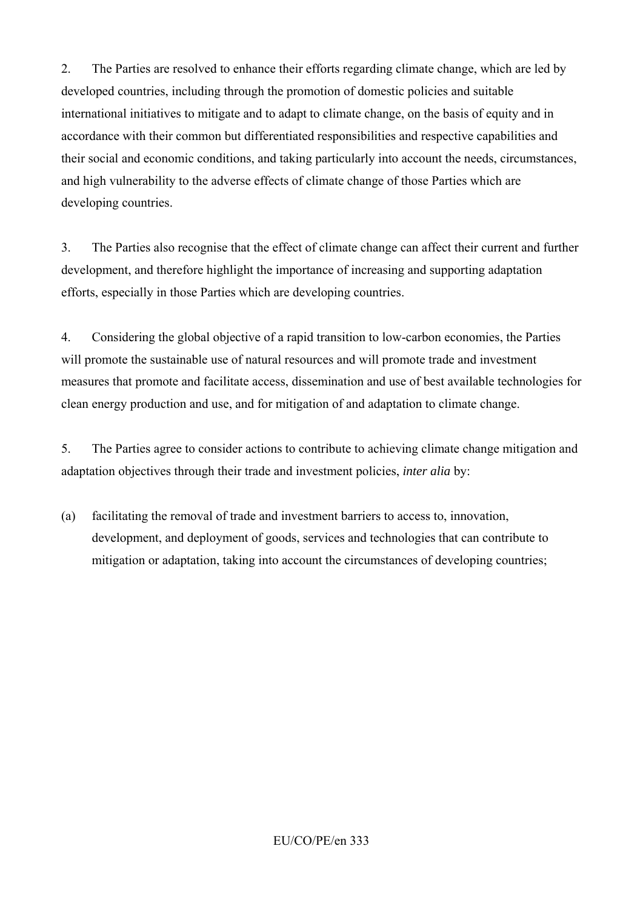2. The Parties are resolved to enhance their efforts regarding climate change, which are led by developed countries, including through the promotion of domestic policies and suitable international initiatives to mitigate and to adapt to climate change, on the basis of equity and in accordance with their common but differentiated responsibilities and respective capabilities and their social and economic conditions, and taking particularly into account the needs, circumstances, and high vulnerability to the adverse effects of climate change of those Parties which are developing countries.

3. The Parties also recognise that the effect of climate change can affect their current and further development, and therefore highlight the importance of increasing and supporting adaptation efforts, especially in those Parties which are developing countries.

4. Considering the global objective of a rapid transition to low-carbon economies, the Parties will promote the sustainable use of natural resources and will promote trade and investment measures that promote and facilitate access, dissemination and use of best available technologies for clean energy production and use, and for mitigation of and adaptation to climate change.

5. The Parties agree to consider actions to contribute to achieving climate change mitigation and adaptation objectives through their trade and investment policies, *inter alia* by:

(a) facilitating the removal of trade and investment barriers to access to, innovation, development, and deployment of goods, services and technologies that can contribute to mitigation or adaptation, taking into account the circumstances of developing countries;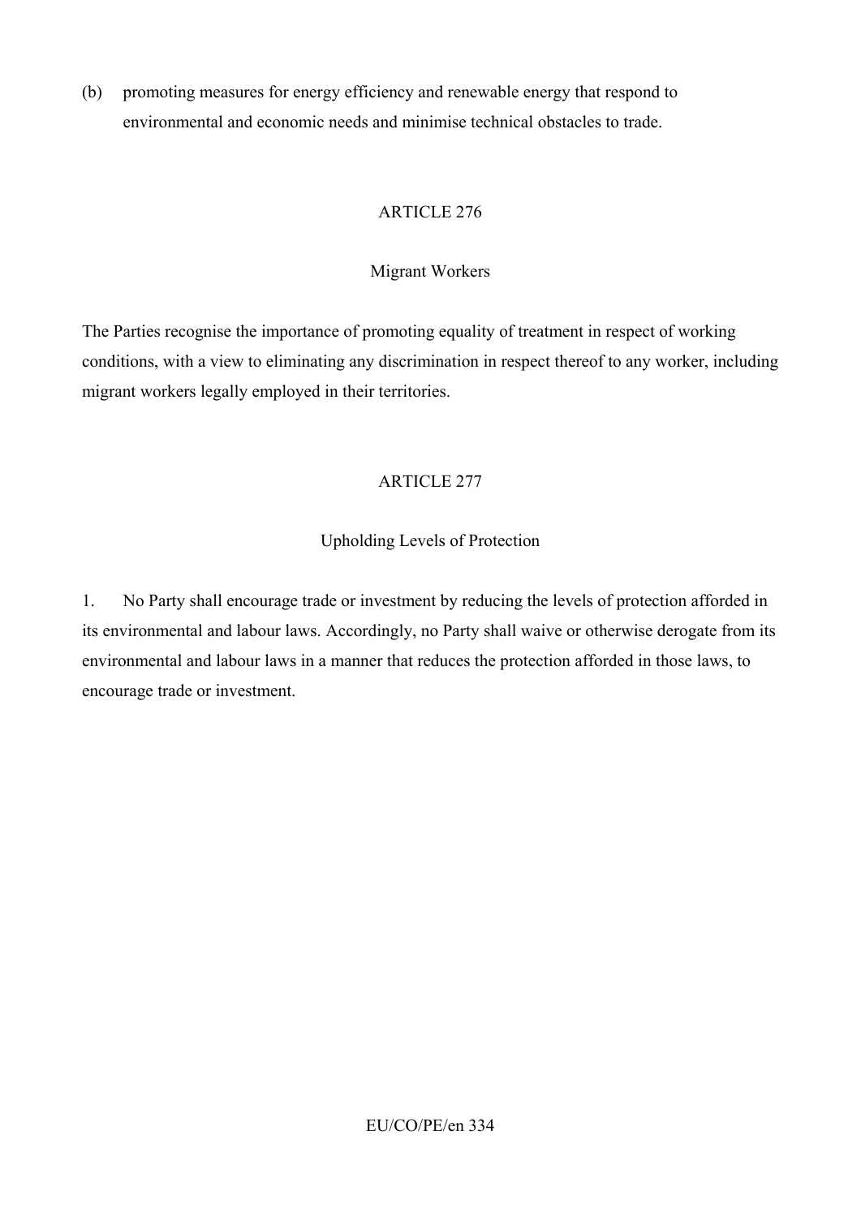(b) promoting measures for energy efficiency and renewable energy that respond to environmental and economic needs and minimise technical obstacles to trade.

## ARTICLE 276

### Migrant Workers

The Parties recognise the importance of promoting equality of treatment in respect of working conditions, with a view to eliminating any discrimination in respect thereof to any worker, including migrant workers legally employed in their territories.

## ARTICLE 277

### Upholding Levels of Protection

1. No Party shall encourage trade or investment by reducing the levels of protection afforded in its environmental and labour laws. Accordingly, no Party shall waive or otherwise derogate from its environmental and labour laws in a manner that reduces the protection afforded in those laws, to encourage trade or investment.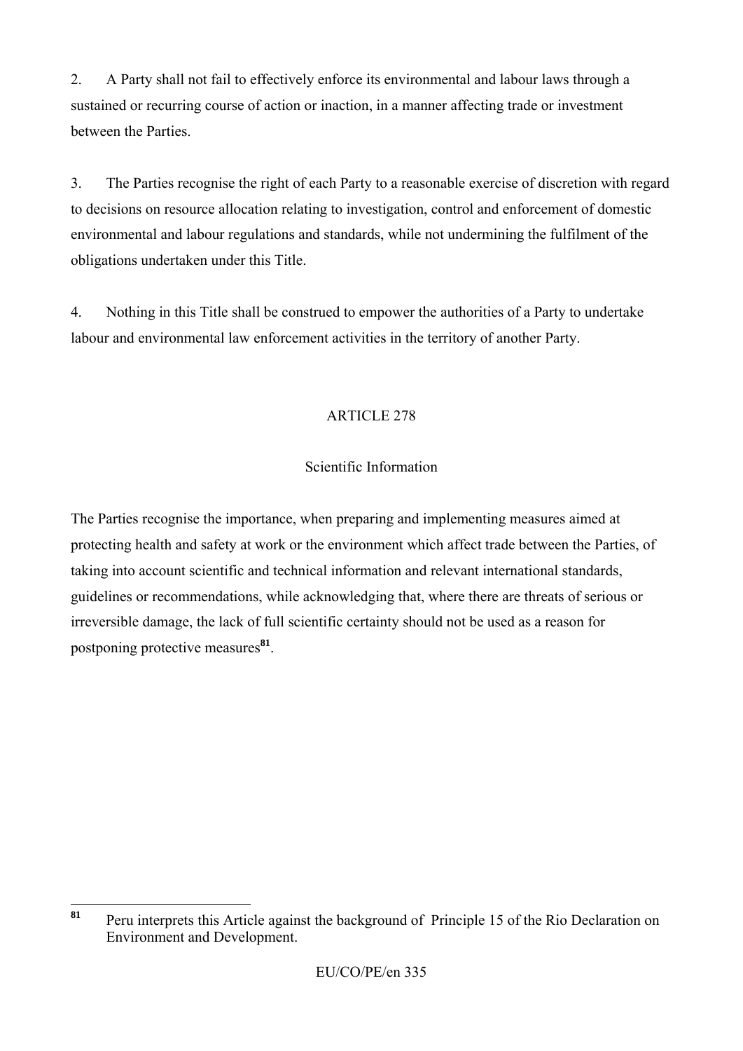2. A Party shall not fail to effectively enforce its environmental and labour laws through a sustained or recurring course of action or inaction, in a manner affecting trade or investment between the Parties.

3. The Parties recognise the right of each Party to a reasonable exercise of discretion with regard to decisions on resource allocation relating to investigation, control and enforcement of domestic environmental and labour regulations and standards, while not undermining the fulfilment of the obligations undertaken under this Title.

4. Nothing in this Title shall be construed to empower the authorities of a Party to undertake labour and environmental law enforcement activities in the territory of another Party.

ARTICLE 278

Scientific Information

The Parties recognise the importance, when preparing and implementing measures aimed at protecting health and safety at work or the environment which affect trade between the Parties, of taking into account scientific and technical information and relevant international standards, guidelines or recommendations, while acknowledging that, where there are threats of serious or irreversible damage, the lack of full scientific certainty should not be used as a reason for postponing protective measures[81].

[81] Peru interprets this Article against the background of Principle 15 of the Rio Declaration on Environment and Development.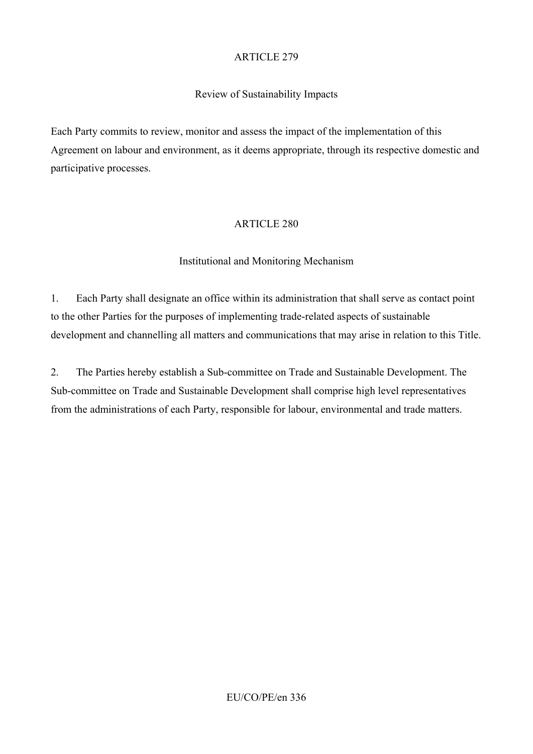## ARTICLE 279

### Review of Sustainability Impacts

Each Party commits to review, monitor and assess the impact of the implementation of this Agreement on labour and environment, as it deems appropriate, through its respective domestic and participative processes.

## ARTICLE 280

### Institutional and Monitoring Mechanism

1. Each Party shall designate an office within its administration that shall serve as contact point to the other Parties for the purposes of implementing trade-related aspects of sustainable development and channelling all matters and communications that may arise in relation to this Title.

2. The Parties hereby establish a Sub-committee on Trade and Sustainable Development. The Sub-committee on Trade and Sustainable Development shall comprise high level representatives from the administrations of each Party, responsible for labour, environmental and trade matters.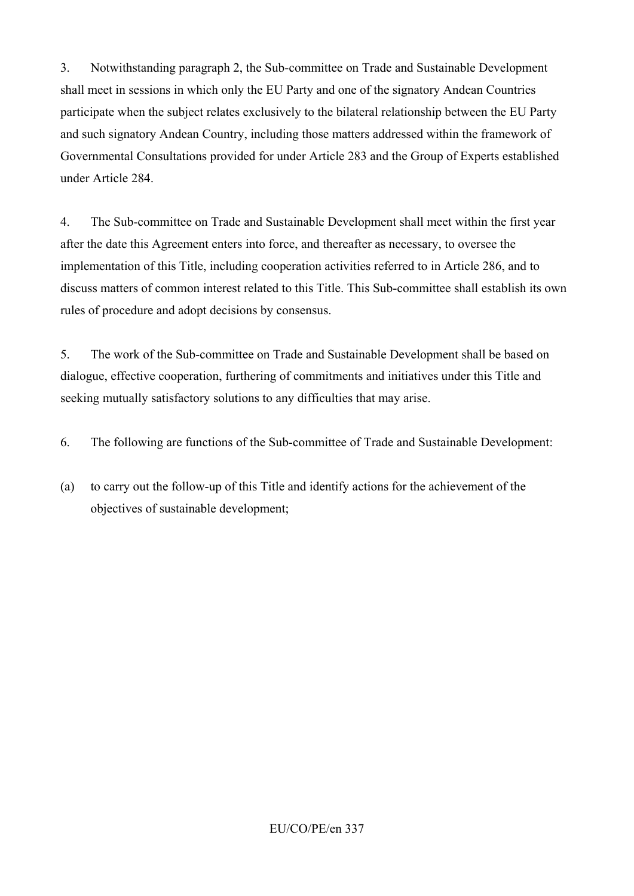3. Notwithstanding paragraph 2, the Sub-committee on Trade and Sustainable Development shall meet in sessions in which only the EU Party and one of the signatory Andean Countries participate when the subject relates exclusively to the bilateral relationship between the EU Party and such signatory Andean Country, including those matters addressed within the framework of Governmental Consultations provided for under Article 283 and the Group of Experts established under Article 284.

4. The Sub-committee on Trade and Sustainable Development shall meet within the first year after the date this Agreement enters into force, and thereafter as necessary, to oversee the implementation of this Title, including cooperation activities referred to in Article 286, and to discuss matters of common interest related to this Title. This Sub-committee shall establish its own rules of procedure and adopt decisions by consensus.

5. The work of the Sub-committee on Trade and Sustainable Development shall be based on dialogue, effective cooperation, furthering of commitments and initiatives under this Title and seeking mutually satisfactory solutions to any difficulties that may arise.

6. The following are functions of the Sub-committee of Trade and Sustainable Development:

(a) to carry out the follow-up of this Title and identify actions for the achievement of the objectives of sustainable development;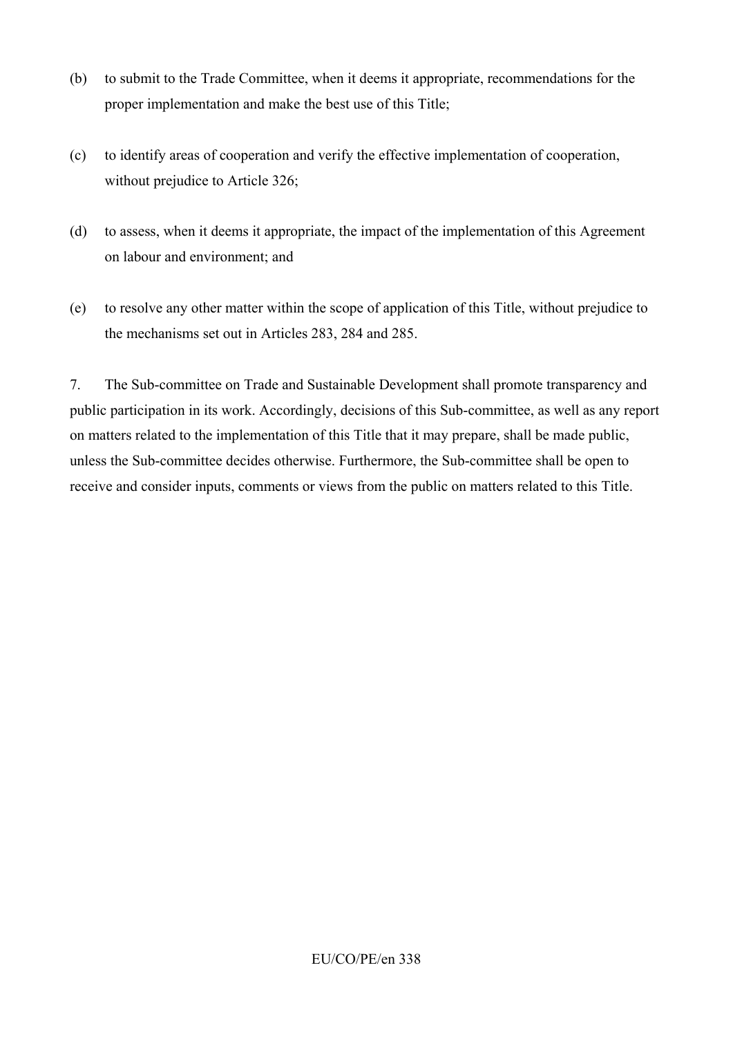(b) to submit to the Trade Committee, when it deems it appropriate, recommendations for the proper implementation and make the best use of this Title;

(c) to identify areas of cooperation and verify the effective implementation of cooperation, without prejudice to Article 326;

(d) to assess, when it deems it appropriate, the impact of the implementation of this Agreement on labour and environment; and

(e) to resolve any other matter within the scope of application of this Title, without prejudice to the mechanisms set out in Articles 283, 284 and 285.

7. The Sub-committee on Trade and Sustainable Development shall promote transparency and public participation in its work. Accordingly, decisions of this Sub-committee, as well as any report on matters related to the implementation of this Title that it may prepare, shall be made public, unless the Sub-committee decides otherwise. Furthermore, the Sub-committee shall be open to receive and consider inputs, comments or views from the public on matters related to this Title.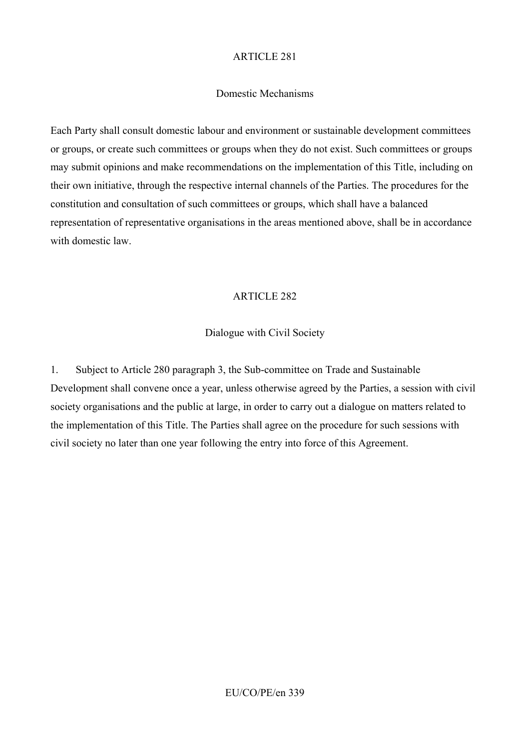## ARTICLE 281

### Domestic Mechanisms

Each Party shall consult domestic labour and environment or sustainable development committees or groups, or create such committees or groups when they do not exist. Such committees or groups may submit opinions and make recommendations on the implementation of this Title, including on their own initiative, through the respective internal channels of the Parties. The procedures for the constitution and consultation of such committees or groups, which shall have a balanced representation of representative organisations in the areas mentioned above, shall be in accordance with domestic law.

## ARTICLE 282

### Dialogue with Civil Society

1. Subject to Article 280 paragraph 3, the Sub-committee on Trade and Sustainable Development shall convene once a year, unless otherwise agreed by the Parties, a session with civil society organisations and the public at large, in order to carry out a dialogue on matters related to the implementation of this Title. The Parties shall agree on the procedure for such sessions with civil society no later than one year following the entry into force of this Agreement.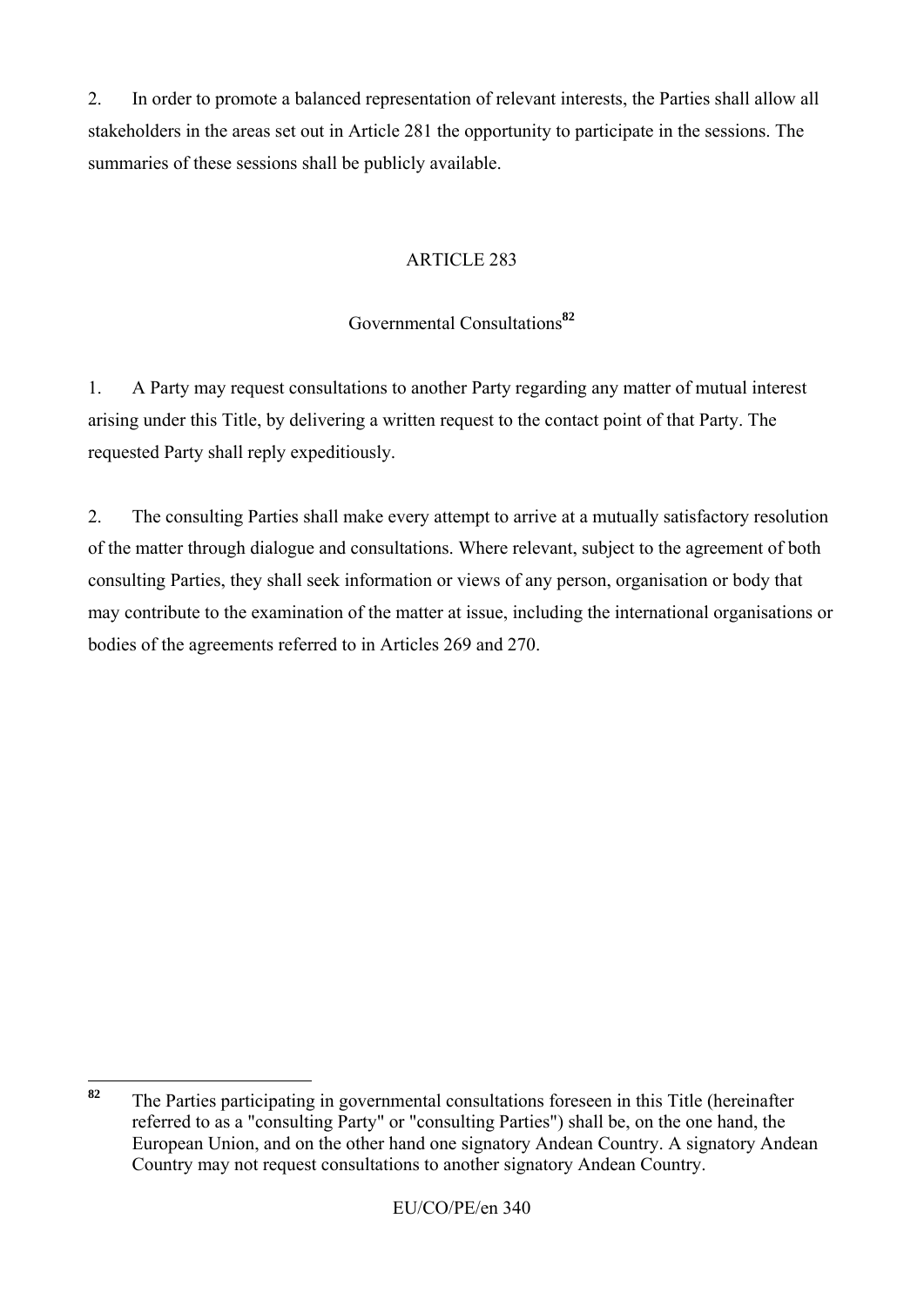2. In order to promote a balanced representation of relevant interests, the Parties shall allow all stakeholders in the areas set out in Article 281 the opportunity to participate in the sessions. The summaries of these sessions shall be publicly available.

ARTICLE 283

Governmental Consultations[82]

1. A Party may request consultations to another Party regarding any matter of mutual interest arising under this Title, by delivering a written request to the contact point of that Party. The requested Party shall reply expeditiously.

2. The consulting Parties shall make every attempt to arrive at a mutually satisfactory resolution of the matter through dialogue and consultations. Where relevant, subject to the agreement of both consulting Parties, they shall seek information or views of any person, organisation or body that may contribute to the examination of the matter at issue, including the international organisations or bodies of the agreements referred to in Articles 269 and 270.

[82] The Parties participating in governmental consultations foreseen in this Title (hereinafter referred to as a "consulting Party" or "consulting Parties") shall be, on the one hand, the European Union, and on the other hand one signatory Andean Country. A signatory Andean Country may not request consultations to another signatory Andean Country.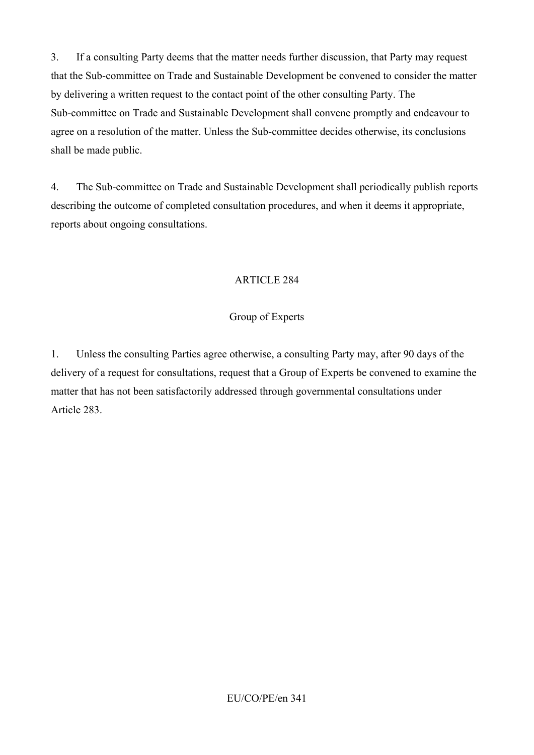3. If a consulting Party deems that the matter needs further discussion, that Party may request that the Sub-committee on Trade and Sustainable Development be convened to consider the matter by delivering a written request to the contact point of the other consulting Party. The Sub-committee on Trade and Sustainable Development shall convene promptly and endeavour to agree on a resolution of the matter. Unless the Sub-committee decides otherwise, its conclusions shall be made public.

4. The Sub-committee on Trade and Sustainable Development shall periodically publish reports describing the outcome of completed consultation procedures, and when it deems it appropriate, reports about ongoing consultations.

## ARTICLE 284

### Group of Experts

1. Unless the consulting Parties agree otherwise, a consulting Party may, after 90 days of the delivery of a request for consultations, request that a Group of Experts be convened to examine the matter that has not been satisfactorily addressed through governmental consultations under Article 283.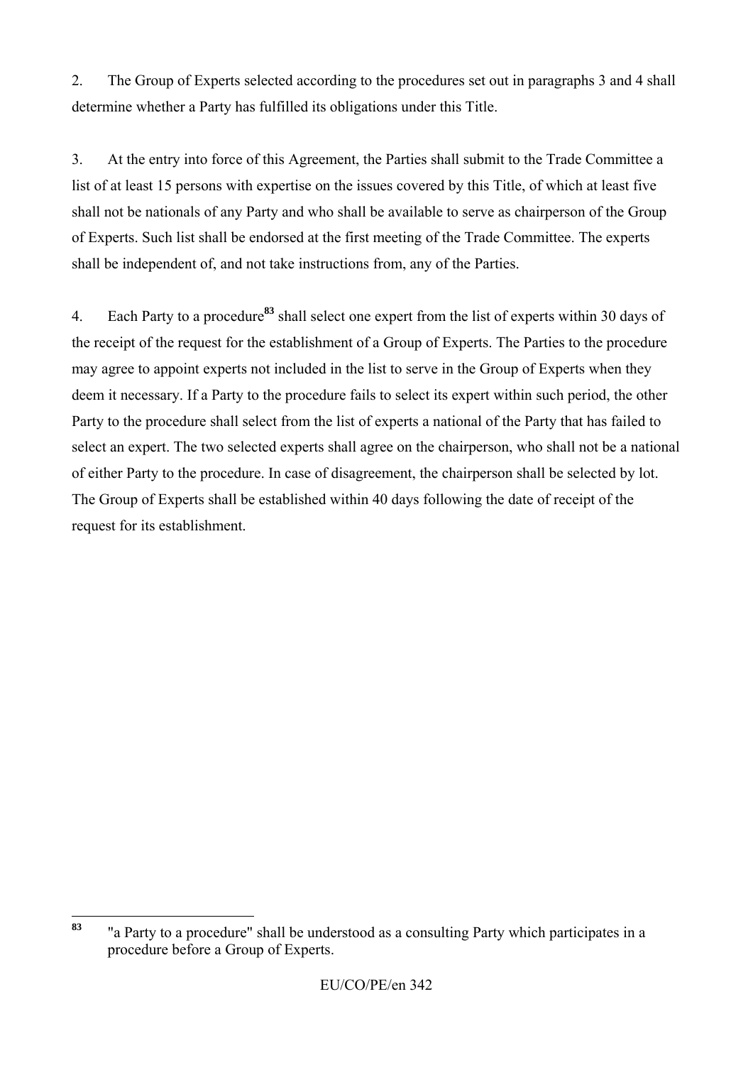2. The Group of Experts selected according to the procedures set out in paragraphs 3 and 4 shall determine whether a Party has fulfilled its obligations under this Title.

3. At the entry into force of this Agreement, the Parties shall submit to the Trade Committee a list of at least 15 persons with expertise on the issues covered by this Title, of which at least five shall not be nationals of any Party and who shall be available to serve as chairperson of the Group of Experts. Such list shall be endorsed at the first meeting of the Trade Committee. The experts shall be independent of, and not take instructions from, any of the Parties.

4. Each Party to a procedure[83] shall select one expert from the list of experts within 30 days of the receipt of the request for the establishment of a Group of Experts. The Parties to the procedure may agree to appoint experts not included in the list to serve in the Group of Experts when they deem it necessary. If a Party to the procedure fails to select its expert within such period, the other Party to the procedure shall select from the list of experts a national of the Party that has failed to select an expert. The two selected experts shall agree on the chairperson, who shall not be a national of either Party to the procedure. In case of disagreement, the chairperson shall be selected by lot. The Group of Experts shall be established within 40 days following the date of receipt of the request for its establishment.

---

[83] "a Party to a procedure" shall be understood as a consulting Party which participates in a procedure before a Group of Experts.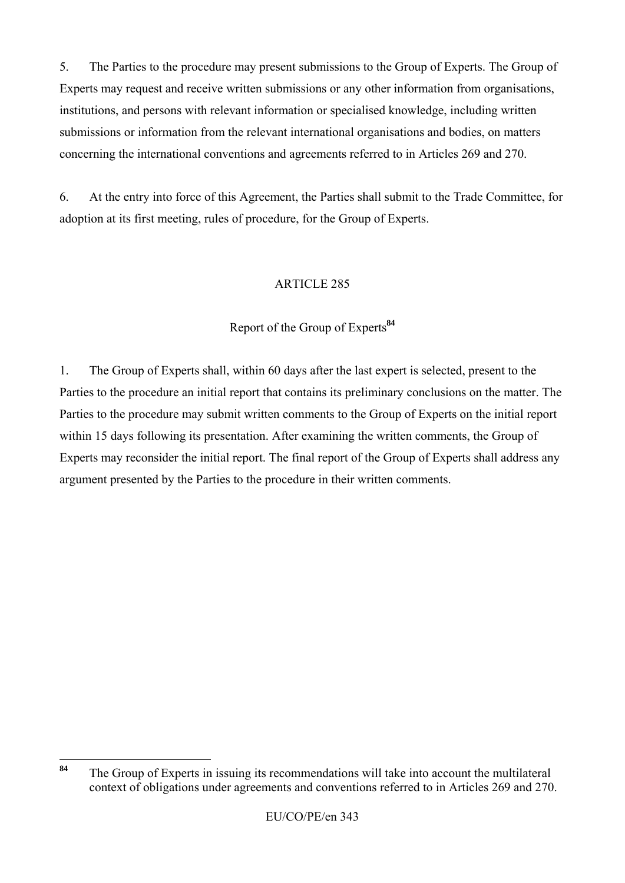5. The Parties to the procedure may present submissions to the Group of Experts. The Group of Experts may request and receive written submissions or any other information from organisations, institutions, and persons with relevant information or specialised knowledge, including written submissions or information from the relevant international organisations and bodies, on matters concerning the international conventions and agreements referred to in Articles 269 and 270.

6. At the entry into force of this Agreement, the Parties shall submit to the Trade Committee, for adoption at its first meeting, rules of procedure, for the Group of Experts.

## ARTICLE 285

### Report of the Group of Experts[84]

1. The Group of Experts shall, within 60 days after the last expert is selected, present to the Parties to the procedure an initial report that contains its preliminary conclusions on the matter. The Parties to the procedure may submit written comments to the Group of Experts on the initial report within 15 days following its presentation. After examining the written comments, the Group of Experts may reconsider the initial report. The final report of the Group of Experts shall address any argument presented by the Parties to the procedure in their written comments.

---

[84] The Group of Experts in issuing its recommendations will take into account the multilateral context of obligations under agreements and conventions referred to in Articles 269 and 270.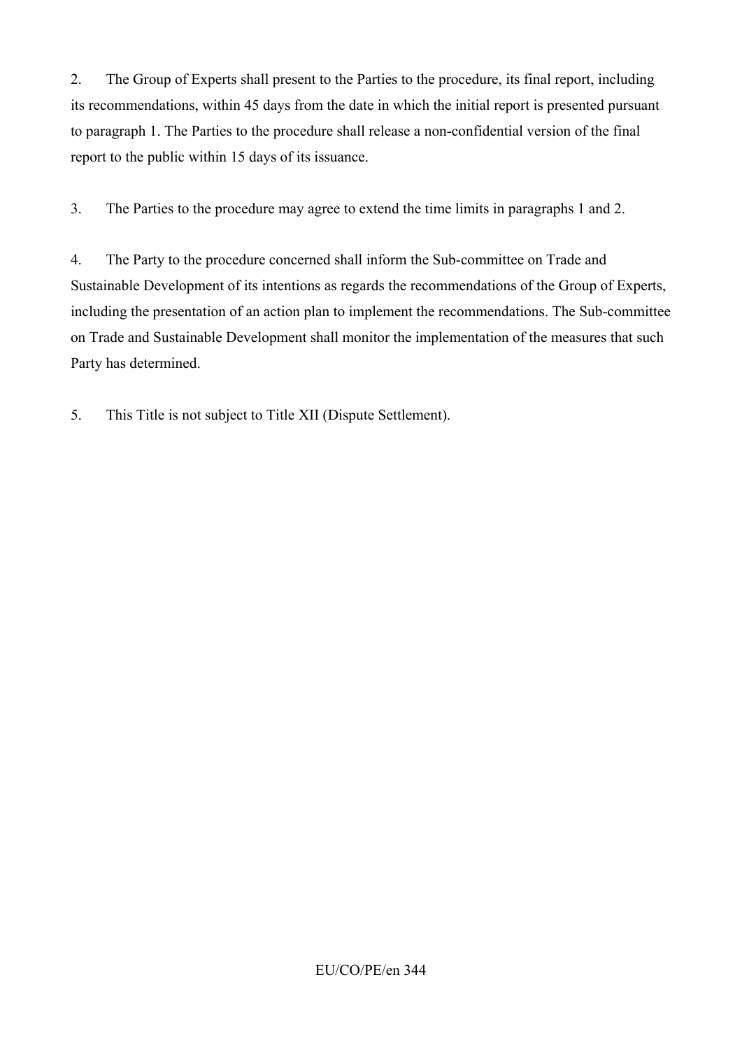2. The Group of Experts shall present to the Parties to the procedure, its final report, including its recommendations, within 45 days from the date in which the initial report is presented pursuant to paragraph 1. The Parties to the procedure shall release a non-confidential version of the final report to the public within 15 days of its issuance.

3. The Parties to the procedure may agree to extend the time limits in paragraphs 1 and 2.

4. The Party to the procedure concerned shall inform the Sub-committee on Trade and Sustainable Development of its intentions as regards the recommendations of the Group of Experts, including the presentation of an action plan to implement the recommendations. The Sub-committee on Trade and Sustainable Development shall monitor the implementation of the measures that such Party has determined.

5. This Title is not subject to Title XII (Dispute Settlement).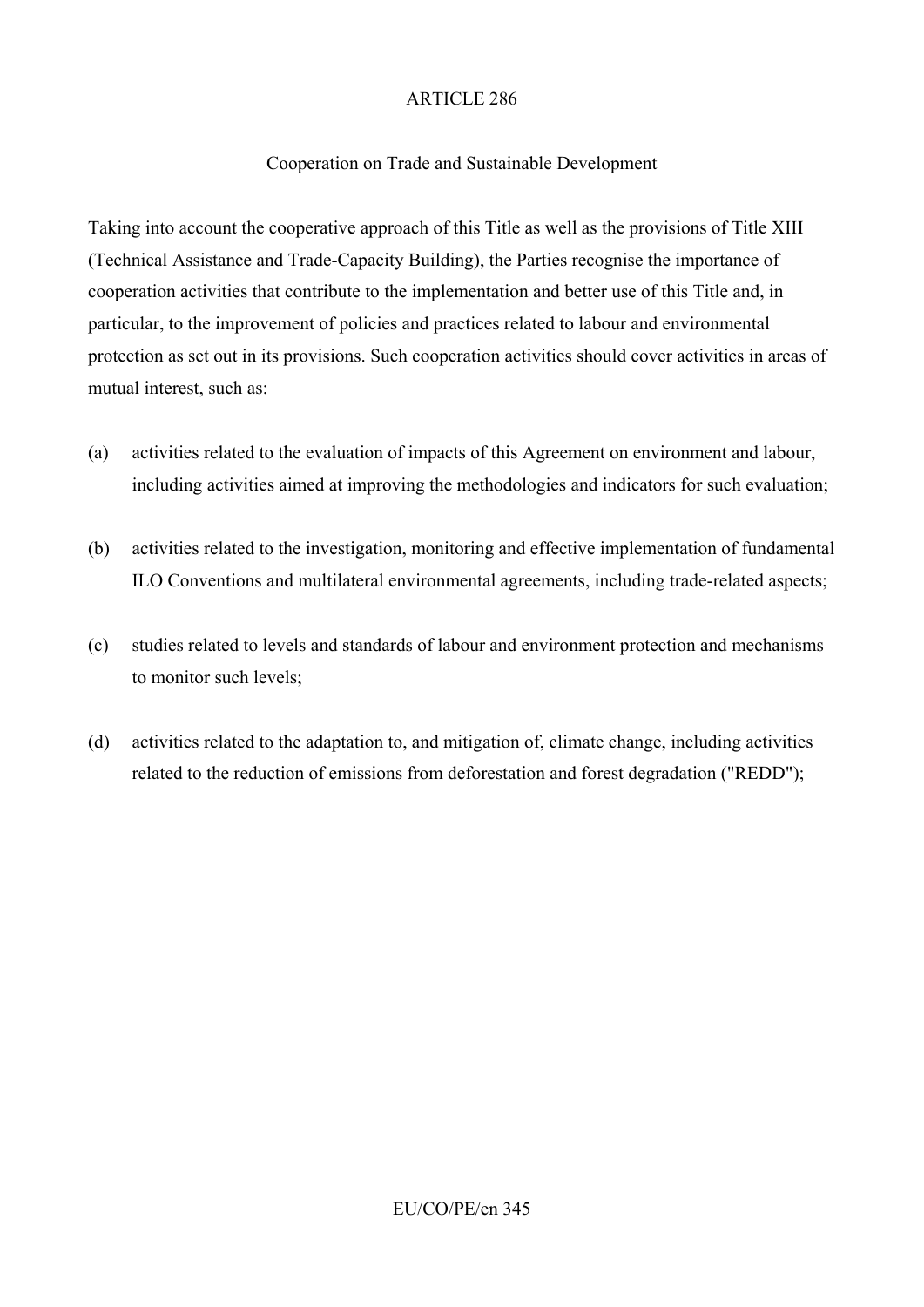## ARTICLE 286

### Cooperation on Trade and Sustainable Development

Taking into account the cooperative approach of this Title as well as the provisions of Title XIII (Technical Assistance and Trade-Capacity Building), the Parties recognise the importance of cooperation activities that contribute to the implementation and better use of this Title and, in particular, to the improvement of policies and practices related to labour and environmental protection as set out in its provisions. Such cooperation activities should cover activities in areas of mutual interest, such as:

(a) activities related to the evaluation of impacts of this Agreement on environment and labour, including activities aimed at improving the methodologies and indicators for such evaluation;

(b) activities related to the investigation, monitoring and effective implementation of fundamental ILO Conventions and multilateral environmental agreements, including trade-related aspects;

(c) studies related to levels and standards of labour and environment protection and mechanisms to monitor such levels;

(d) activities related to the adaptation to, and mitigation of, climate change, including activities related to the reduction of emissions from deforestation and forest degradation ("REDD");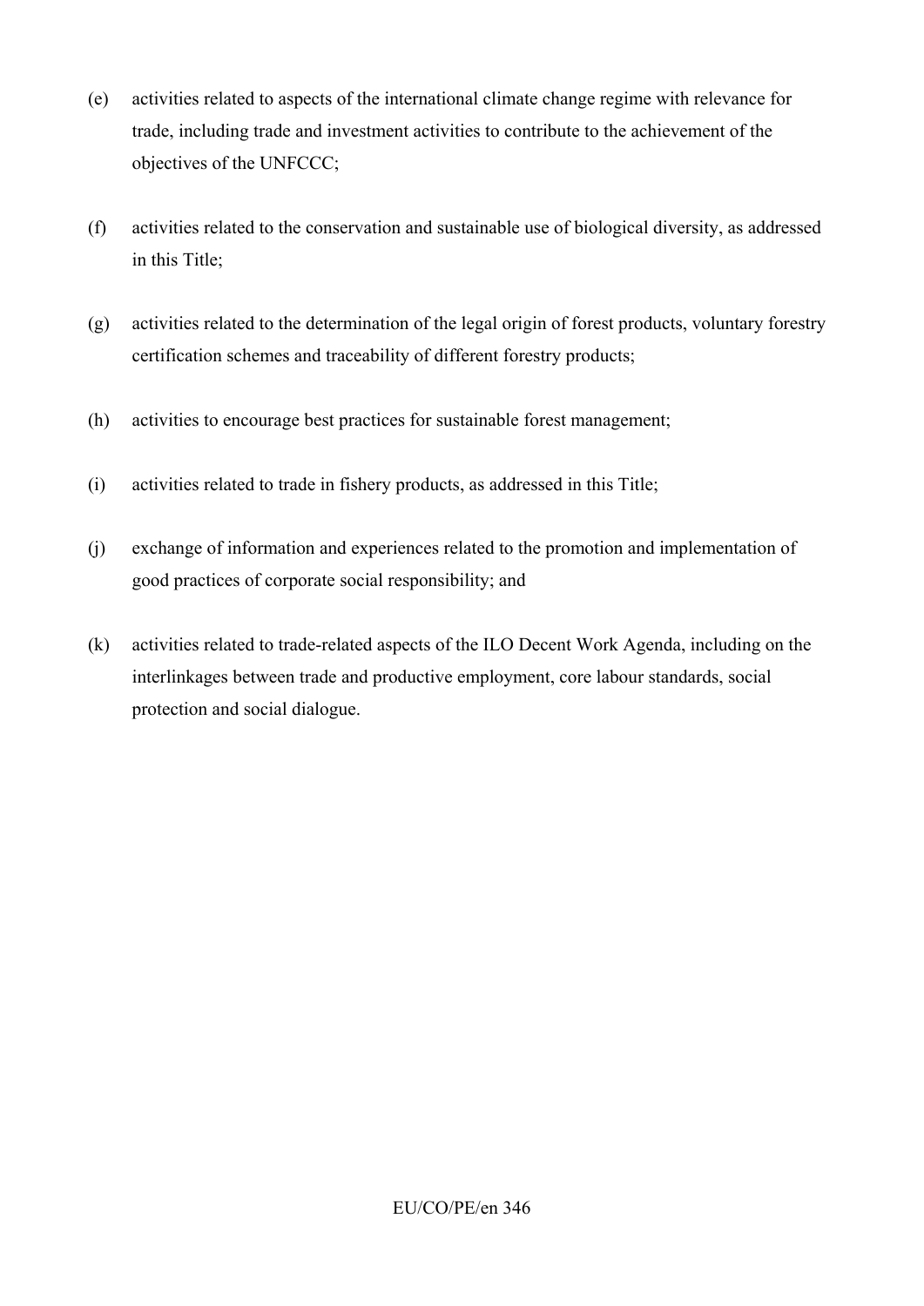(e) activities related to aspects of the international climate change regime with relevance for trade, including trade and investment activities to contribute to the achievement of the objectives of the UNFCCC;

(f) activities related to the conservation and sustainable use of biological diversity, as addressed in this Title;

(g) activities related to the determination of the legal origin of forest products, voluntary forestry certification schemes and traceability of different forestry products;

(h) activities to encourage best practices for sustainable forest management;

(i) activities related to trade in fishery products, as addressed in this Title;

(j) exchange of information and experiences related to the promotion and implementation of good practices of corporate social responsibility; and

(k) activities related to trade-related aspects of the ILO Decent Work Agenda, including on the interlinkages between trade and productive employment, core labour standards, social protection and social dialogue.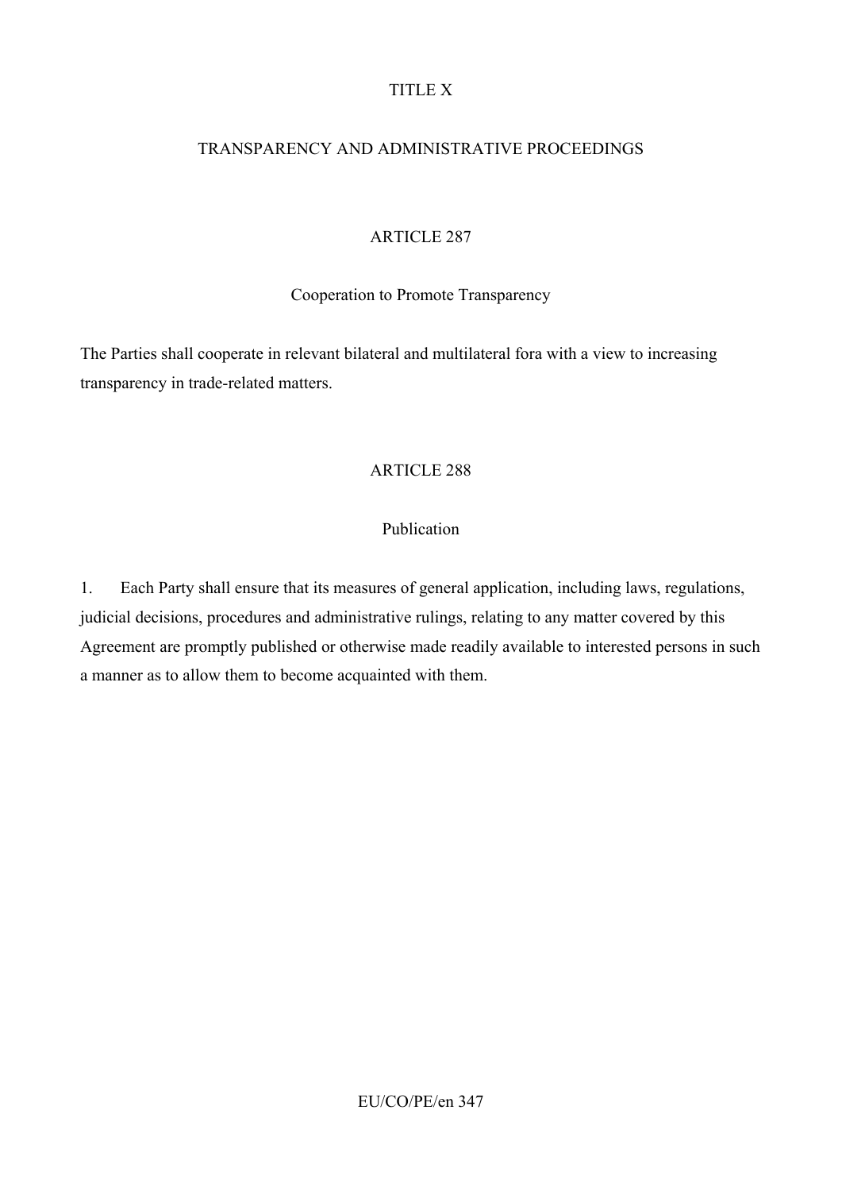# TITLE X

# TRANSPARENCY AND ADMINISTRATIVE PROCEEDINGS

## ARTICLE 287

### Cooperation to Promote Transparency

The Parties shall cooperate in relevant bilateral and multilateral fora with a view to increasing transparency in trade-related matters.

## ARTICLE 288

### Publication

1. Each Party shall ensure that its measures of general application, including laws, regulations, judicial decisions, procedures and administrative rulings, relating to any matter covered by this Agreement are promptly published or otherwise made readily available to interested persons in such a manner as to allow them to become acquainted with them.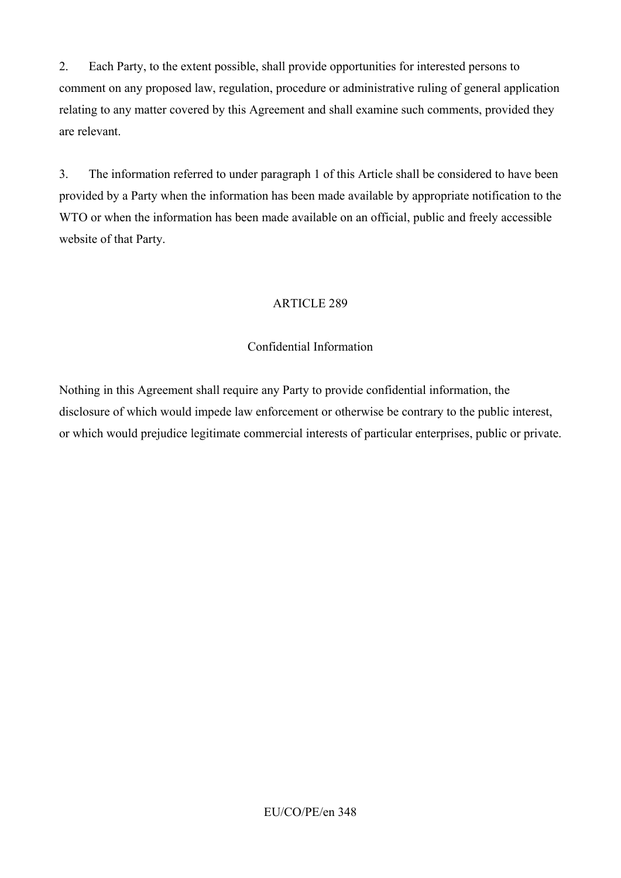2. Each Party, to the extent possible, shall provide opportunities for interested persons to comment on any proposed law, regulation, procedure or administrative ruling of general application relating to any matter covered by this Agreement and shall examine such comments, provided they are relevant.

3. The information referred to under paragraph 1 of this Article shall be considered to have been provided by a Party when the information has been made available by appropriate notification to the WTO or when the information has been made available on an official, public and freely accessible website of that Party.

## ARTICLE 289

### Confidential Information

Nothing in this Agreement shall require any Party to provide confidential information, the disclosure of which would impede law enforcement or otherwise be contrary to the public interest, or which would prejudice legitimate commercial interests of particular enterprises, public or private.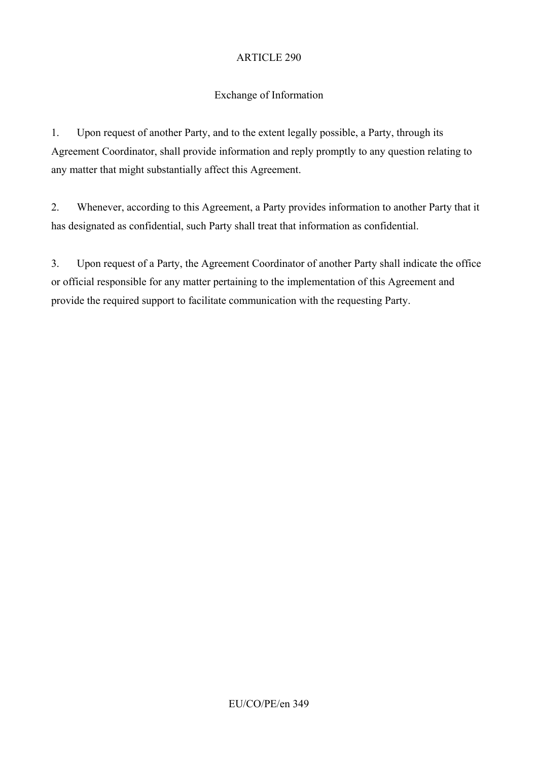## ARTICLE 290

### Exchange of Information

1. Upon request of another Party, and to the extent legally possible, a Party, through its Agreement Coordinator, shall provide information and reply promptly to any question relating to any matter that might substantially affect this Agreement.

2. Whenever, according to this Agreement, a Party provides information to another Party that it has designated as confidential, such Party shall treat that information as confidential.

3. Upon request of a Party, the Agreement Coordinator of another Party shall indicate the office or official responsible for any matter pertaining to the implementation of this Agreement and provide the required support to facilitate communication with the requesting Party.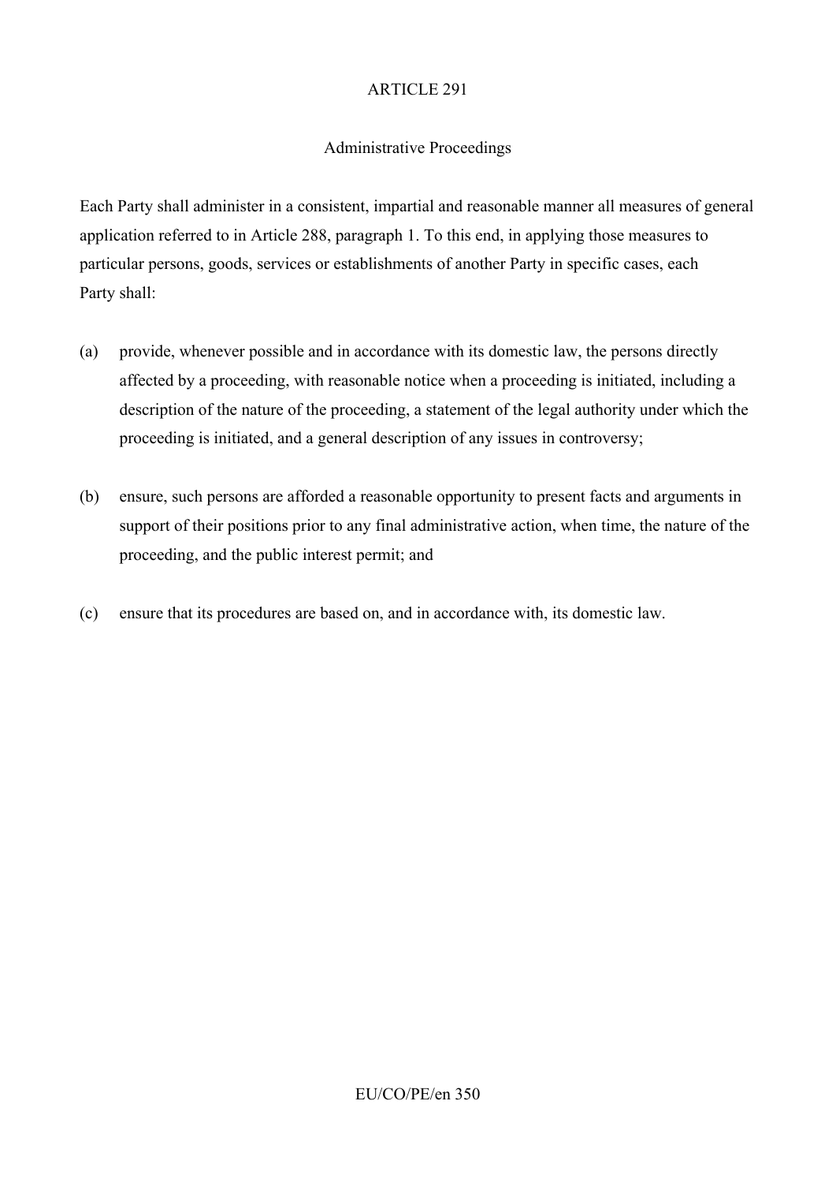## ARTICLE 291

### Administrative Proceedings

Each Party shall administer in a consistent, impartial and reasonable manner all measures of general application referred to in Article 288, paragraph 1. To this end, in applying those measures to particular persons, goods, services or establishments of another Party in specific cases, each Party shall:

(a) provide, whenever possible and in accordance with its domestic law, the persons directly affected by a proceeding, with reasonable notice when a proceeding is initiated, including a description of the nature of the proceeding, a statement of the legal authority under which the proceeding is initiated, and a general description of any issues in controversy;

(b) ensure, such persons are afforded a reasonable opportunity to present facts and arguments in support of their positions prior to any final administrative action, when time, the nature of the proceeding, and the public interest permit; and

(c) ensure that its procedures are based on, and in accordance with, its domestic law.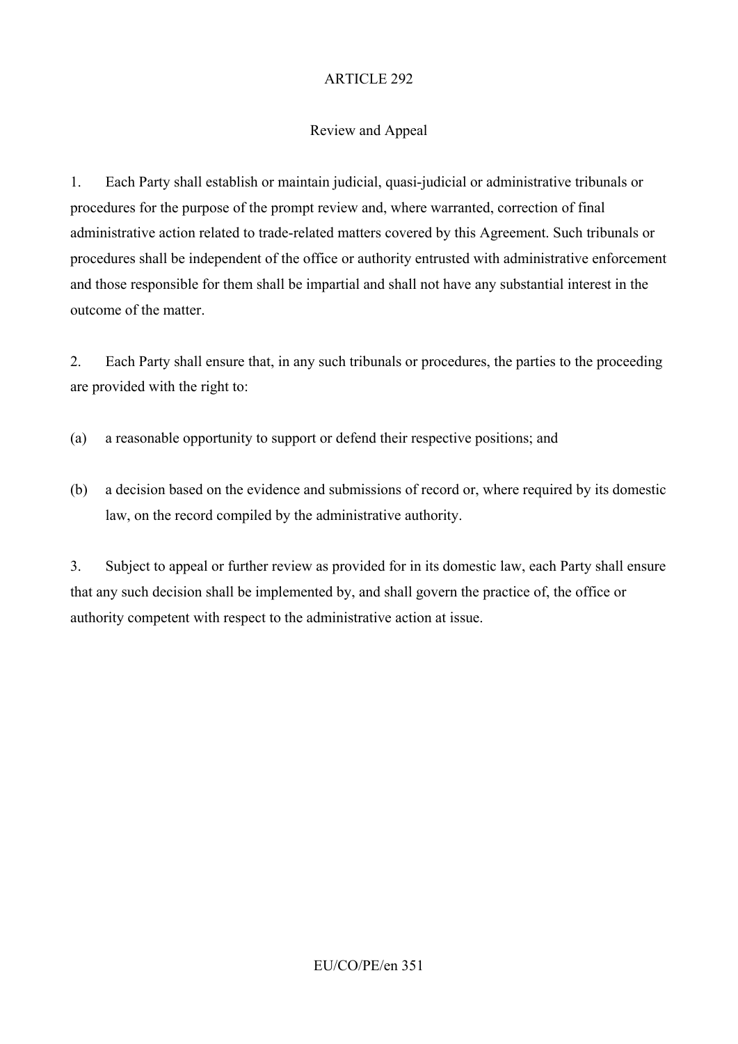## ARTICLE 292

### Review and Appeal

1. Each Party shall establish or maintain judicial, quasi-judicial or administrative tribunals or procedures for the purpose of the prompt review and, where warranted, correction of final administrative action related to trade-related matters covered by this Agreement. Such tribunals or procedures shall be independent of the office or authority entrusted with administrative enforcement and those responsible for them shall be impartial and shall not have any substantial interest in the outcome of the matter.

2. Each Party shall ensure that, in any such tribunals or procedures, the parties to the proceeding are provided with the right to:

(a) a reasonable opportunity to support or defend their respective positions; and

(b) a decision based on the evidence and submissions of record or, where required by its domestic law, on the record compiled by the administrative authority.

3. Subject to appeal or further review as provided for in its domestic law, each Party shall ensure that any such decision shall be implemented by, and shall govern the practice of, the office or authority competent with respect to the administrative action at issue.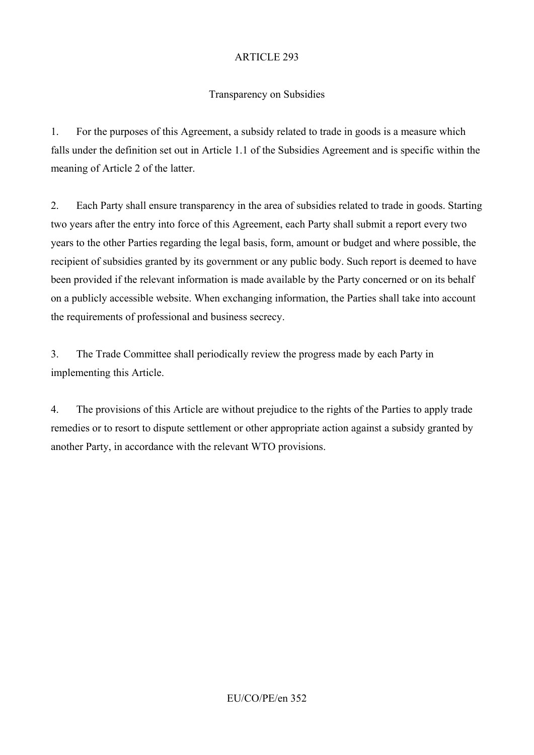ARTICLE 293

Transparency on Subsidies

1. For the purposes of this Agreement, a subsidy related to trade in goods is a measure which falls under the definition set out in Article 1.1 of the Subsidies Agreement and is specific within the meaning of Article 2 of the latter.

2. Each Party shall ensure transparency in the area of subsidies related to trade in goods. Starting two years after the entry into force of this Agreement, each Party shall submit a report every two years to the other Parties regarding the legal basis, form, amount or budget and where possible, the recipient of subsidies granted by its government or any public body. Such report is deemed to have been provided if the relevant information is made available by the Party concerned or on its behalf on a publicly accessible website. When exchanging information, the Parties shall take into account the requirements of professional and business secrecy.

3. The Trade Committee shall periodically review the progress made by each Party in implementing this Article.

4. The provisions of this Article are without prejudice to the rights of the Parties to apply trade remedies or to resort to dispute settlement or other appropriate action against a subsidy granted by another Party, in accordance with the relevant WTO provisions.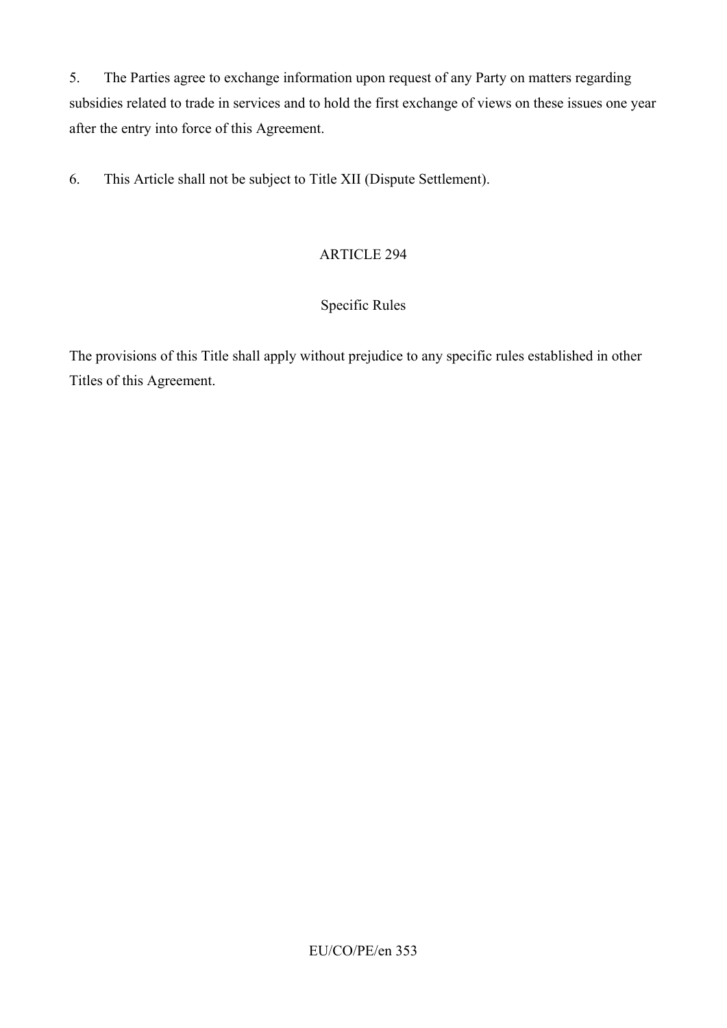5. The Parties agree to exchange information upon request of any Party on matters regarding subsidies related to trade in services and to hold the first exchange of views on these issues one year after the entry into force of this Agreement.

6. This Article shall not be subject to Title XII (Dispute Settlement).

ARTICLE 294

Specific Rules

The provisions of this Title shall apply without prejudice to any specific rules established in other Titles of this Agreement.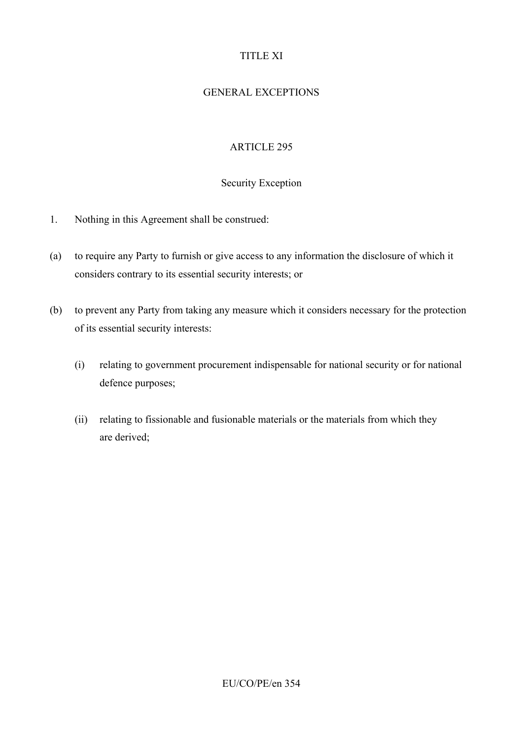# TITLE XI

# GENERAL EXCEPTIONS

## ARTICLE 295

### Security Exception

1. Nothing in this Agreement shall be construed:

(a) to require any Party to furnish or give access to any information the disclosure of which it considers contrary to its essential security interests; or

(b) to prevent any Party from taking any measure which it considers necessary for the protection of its essential security interests:

 (i) relating to government procurement indispensable for national security or for national defence purposes;

 (ii) relating to fissionable and fusionable materials or the materials from which they are derived;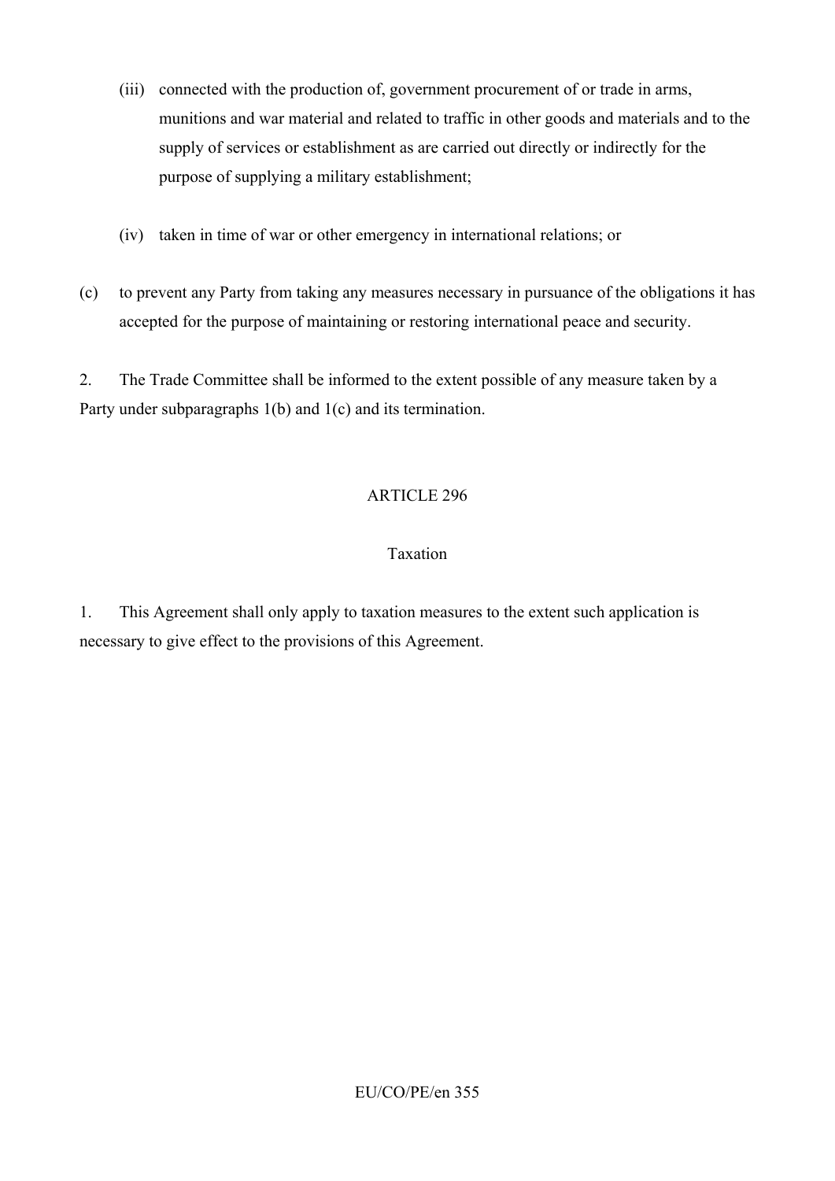(iii) connected with the production of, government procurement of or trade in arms, munitions and war material and related to traffic in other goods and materials and to the supply of services or establishment as are carried out directly or indirectly for the purpose of supplying a military establishment;

(iv) taken in time of war or other emergency in international relations; or

(c) to prevent any Party from taking any measures necessary in pursuance of the obligations it has accepted for the purpose of maintaining or restoring international peace and security.

2. The Trade Committee shall be informed to the extent possible of any measure taken by a Party under subparagraphs 1(b) and 1(c) and its termination.

## ARTICLE 296

### Taxation

1. This Agreement shall only apply to taxation measures to the extent such application is necessary to give effect to the provisions of this Agreement.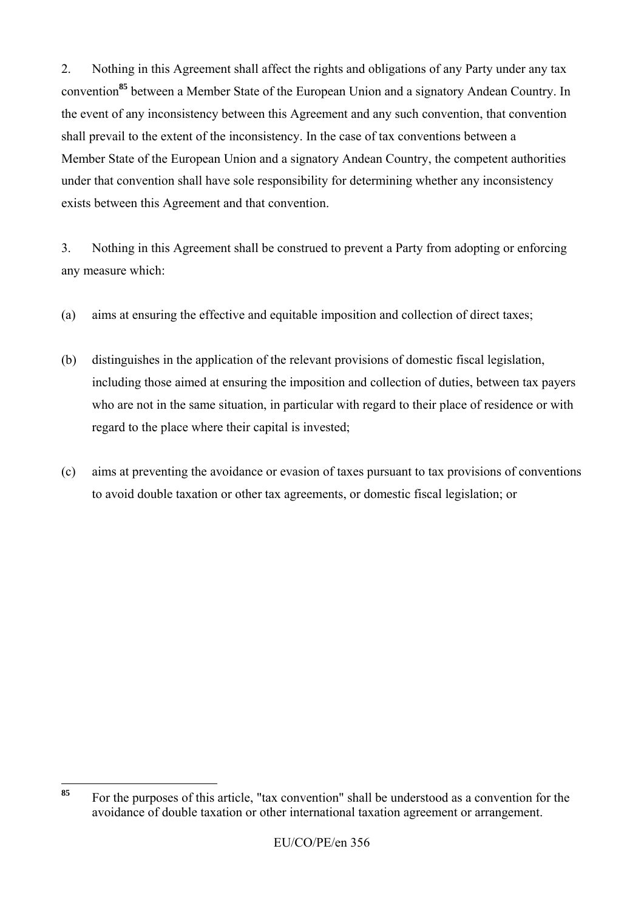2. Nothing in this Agreement shall affect the rights and obligations of any Party under any tax convention[85] between a Member State of the European Union and a signatory Andean Country. In the event of any inconsistency between this Agreement and any such convention, that convention shall prevail to the extent of the inconsistency. In the case of tax conventions between a Member State of the European Union and a signatory Andean Country, the competent authorities under that convention shall have sole responsibility for determining whether any inconsistency exists between this Agreement and that convention.

3. Nothing in this Agreement shall be construed to prevent a Party from adopting or enforcing any measure which:

(a) aims at ensuring the effective and equitable imposition and collection of direct taxes;

(b) distinguishes in the application of the relevant provisions of domestic fiscal legislation, including those aimed at ensuring the imposition and collection of duties, between tax payers who are not in the same situation, in particular with regard to their place of residence or with regard to the place where their capital is invested;

(c) aims at preventing the avoidance or evasion of taxes pursuant to tax provisions of conventions to avoid double taxation or other tax agreements, or domestic fiscal legislation; or

---

[85] For the purposes of this article, "tax convention" shall be understood as a convention for the avoidance of double taxation or other international taxation agreement or arrangement.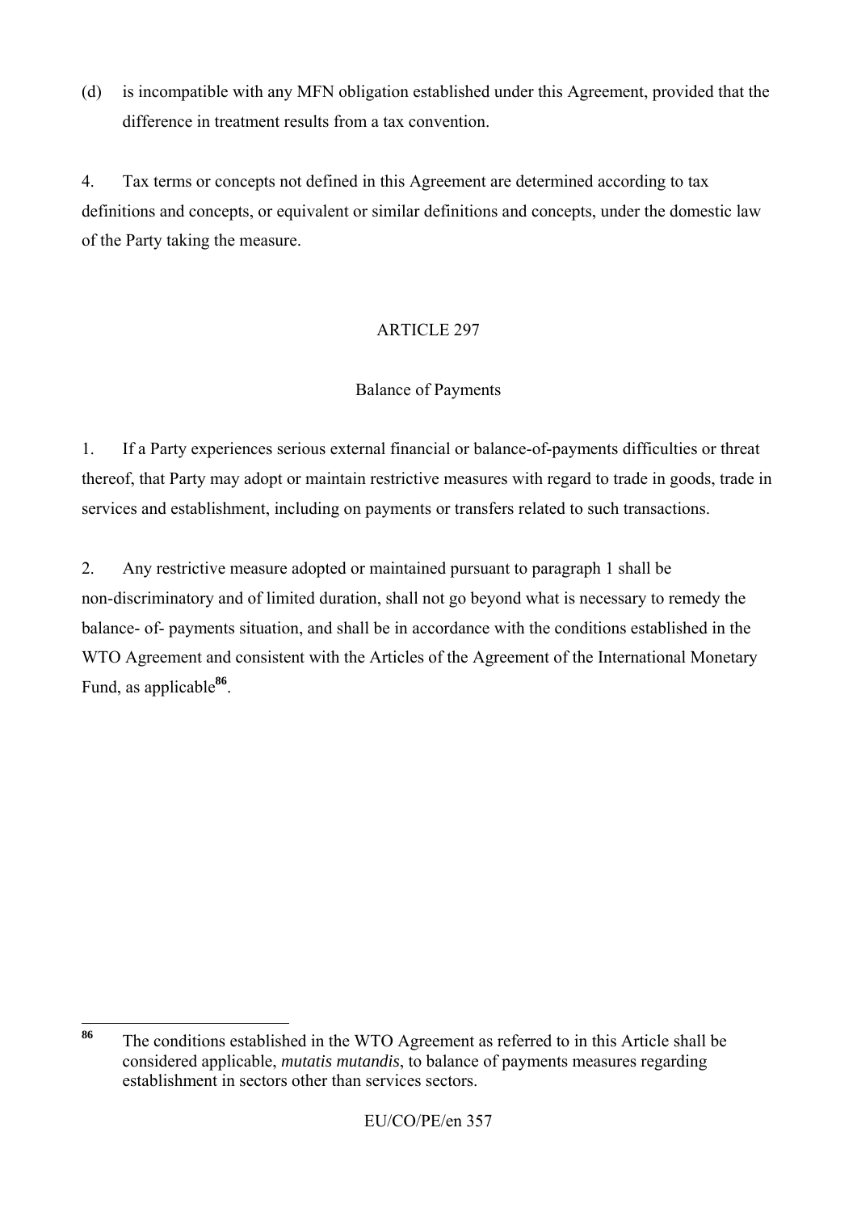(d) is incompatible with any MFN obligation established under this Agreement, provided that the difference in treatment results from a tax convention.

4. Tax terms or concepts not defined in this Agreement are determined according to tax definitions and concepts, or equivalent or similar definitions and concepts, under the domestic law of the Party taking the measure.

ARTICLE 297

Balance of Payments

1. If a Party experiences serious external financial or balance-of-payments difficulties or threat thereof, that Party may adopt or maintain restrictive measures with regard to trade in goods, trade in services and establishment, including on payments or transfers related to such transactions.

2. Any restrictive measure adopted or maintained pursuant to paragraph 1 shall be non-discriminatory and of limited duration, shall not go beyond what is necessary to remedy the balance- of- payments situation, and shall be in accordance with the conditions established in the WTO Agreement and consistent with the Articles of the Agreement of the International Monetary Fund, as applicable[86].

[86] The conditions established in the WTO Agreement as referred to in this Article shall be considered applicable, *mutatis mutandis*, to balance of payments measures regarding establishment in sectors other than services sectors.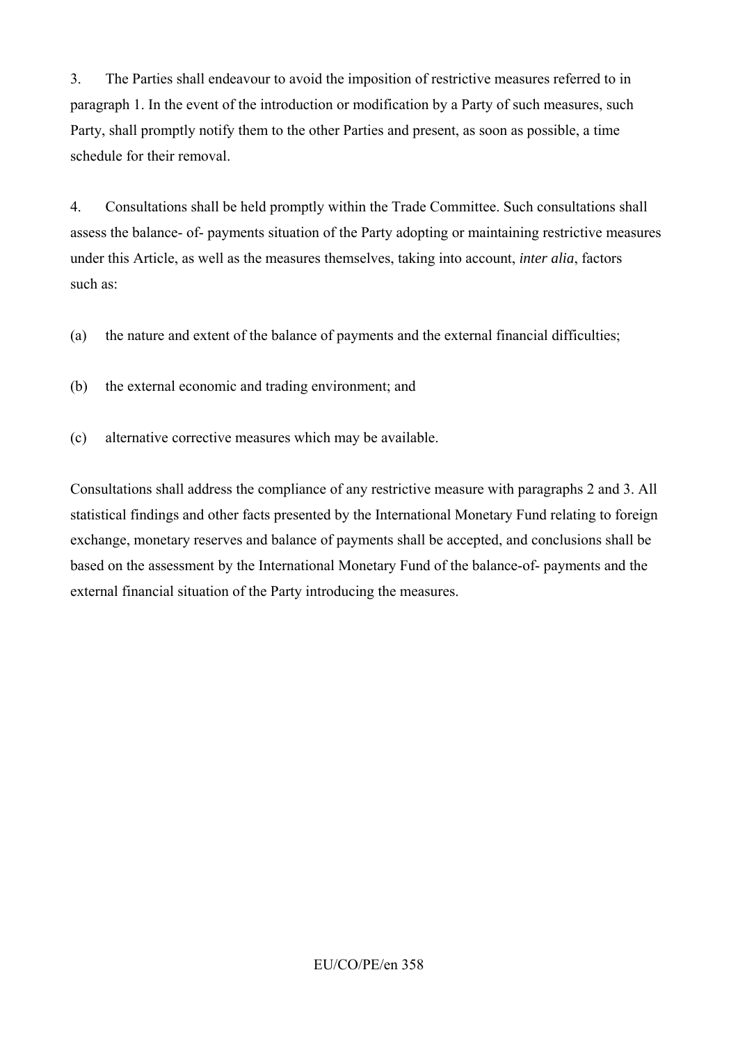3. The Parties shall endeavour to avoid the imposition of restrictive measures referred to in paragraph 1. In the event of the introduction or modification by a Party of such measures, such Party, shall promptly notify them to the other Parties and present, as soon as possible, a time schedule for their removal.

4. Consultations shall be held promptly within the Trade Committee. Such consultations shall assess the balance- of- payments situation of the Party adopting or maintaining restrictive measures under this Article, as well as the measures themselves, taking into account, *inter alia*, factors such as:

(a) the nature and extent of the balance of payments and the external financial difficulties;

(b) the external economic and trading environment; and

(c) alternative corrective measures which may be available.

Consultations shall address the compliance of any restrictive measure with paragraphs 2 and 3. All statistical findings and other facts presented by the International Monetary Fund relating to foreign exchange, monetary reserves and balance of payments shall be accepted, and conclusions shall be based on the assessment by the International Monetary Fund of the balance-of- payments and the external financial situation of the Party introducing the measures.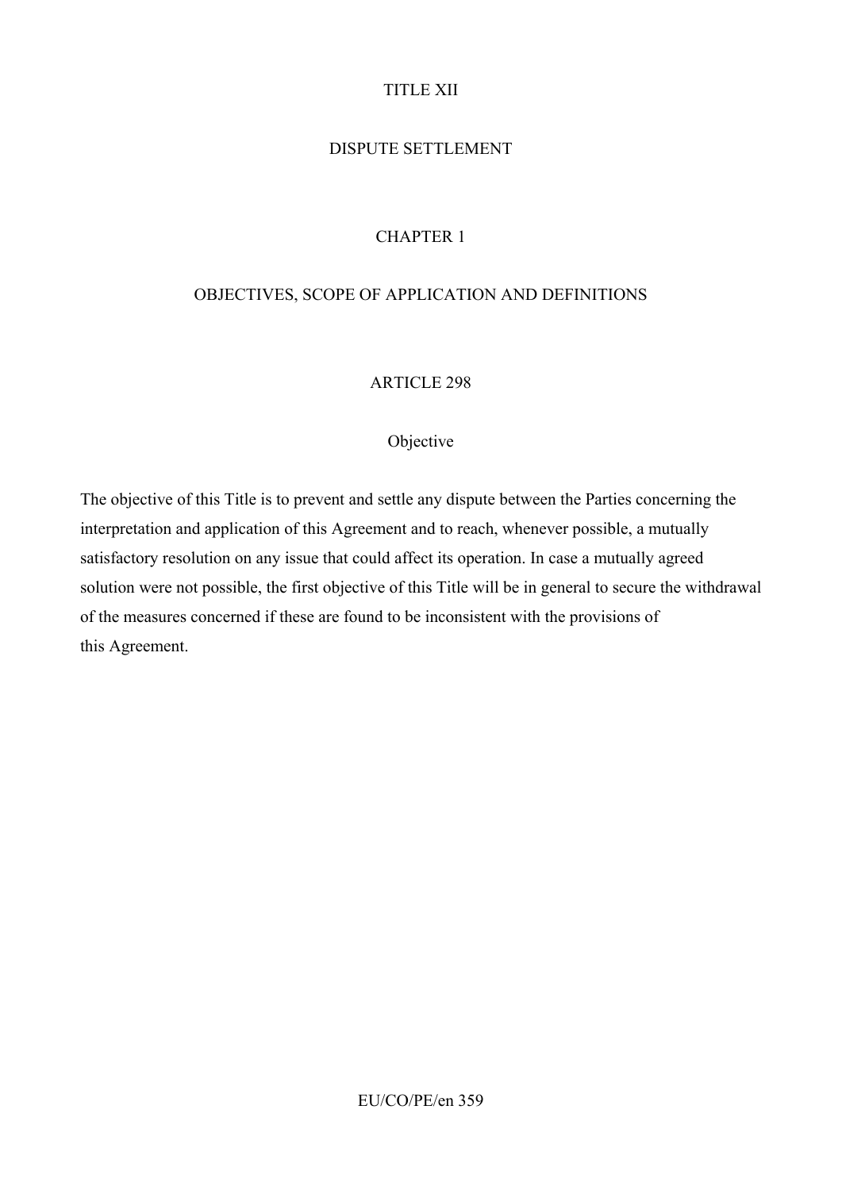# TITLE XII

# DISPUTE SETTLEMENT

## CHAPTER 1

## OBJECTIVES, SCOPE OF APPLICATION AND DEFINITIONS

### ARTICLE 298

### Objective

The objective of this Title is to prevent and settle any dispute between the Parties concerning the interpretation and application of this Agreement and to reach, whenever possible, a mutually satisfactory resolution on any issue that could affect its operation. In case a mutually agreed solution were not possible, the first objective of this Title will be in general to secure the withdrawal of the measures concerned if these are found to be inconsistent with the provisions of this Agreement.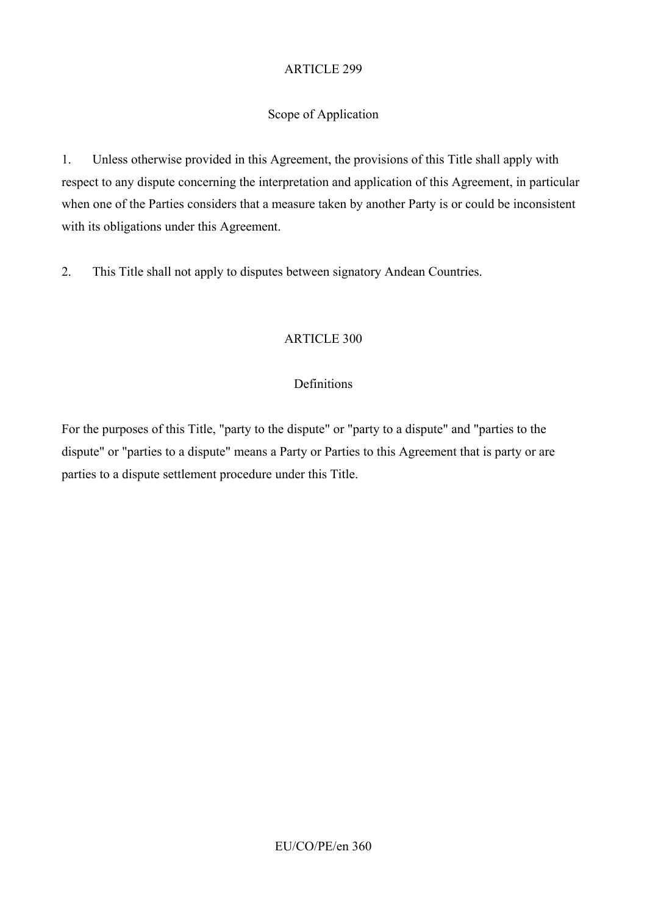## ARTICLE 299

### Scope of Application

1. Unless otherwise provided in this Agreement, the provisions of this Title shall apply with respect to any dispute concerning the interpretation and application of this Agreement, in particular when one of the Parties considers that a measure taken by another Party is or could be inconsistent with its obligations under this Agreement.

2. This Title shall not apply to disputes between signatory Andean Countries.

## ARTICLE 300

### Definitions

For the purposes of this Title, "party to the dispute" or "party to a dispute" and "parties to the dispute" or "parties to a dispute" means a Party or Parties to this Agreement that is party or are parties to a dispute settlement procedure under this Title.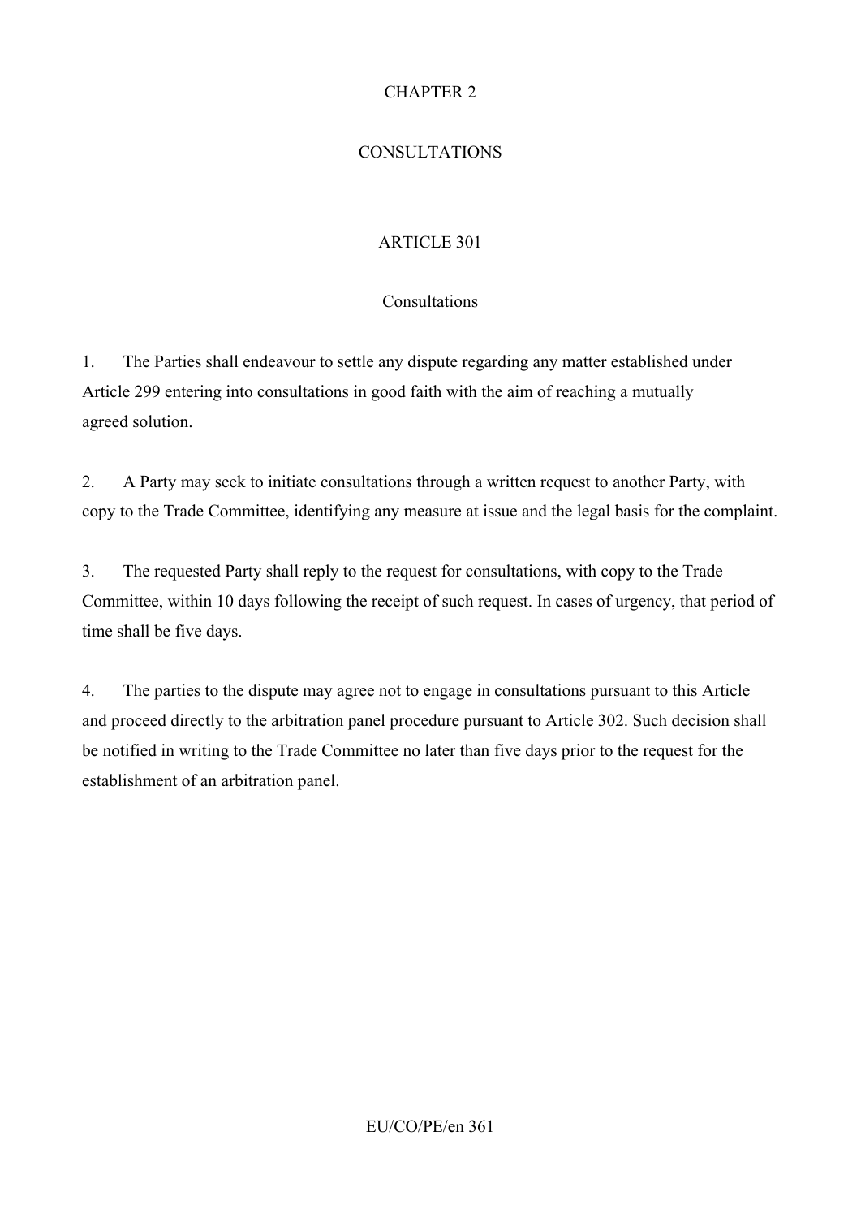# CHAPTER 2

# CONSULTATIONS

## ARTICLE 301

### Consultations

1. The Parties shall endeavour to settle any dispute regarding any matter established under Article 299 entering into consultations in good faith with the aim of reaching a mutually agreed solution.

2. A Party may seek to initiate consultations through a written request to another Party, with copy to the Trade Committee, identifying any measure at issue and the legal basis for the complaint.

3. The requested Party shall reply to the request for consultations, with copy to the Trade Committee, within 10 days following the receipt of such request. In cases of urgency, that period of time shall be five days.

4. The parties to the dispute may agree not to engage in consultations pursuant to this Article and proceed directly to the arbitration panel procedure pursuant to Article 302. Such decision shall be notified in writing to the Trade Committee no later than five days prior to the request for the establishment of an arbitration panel.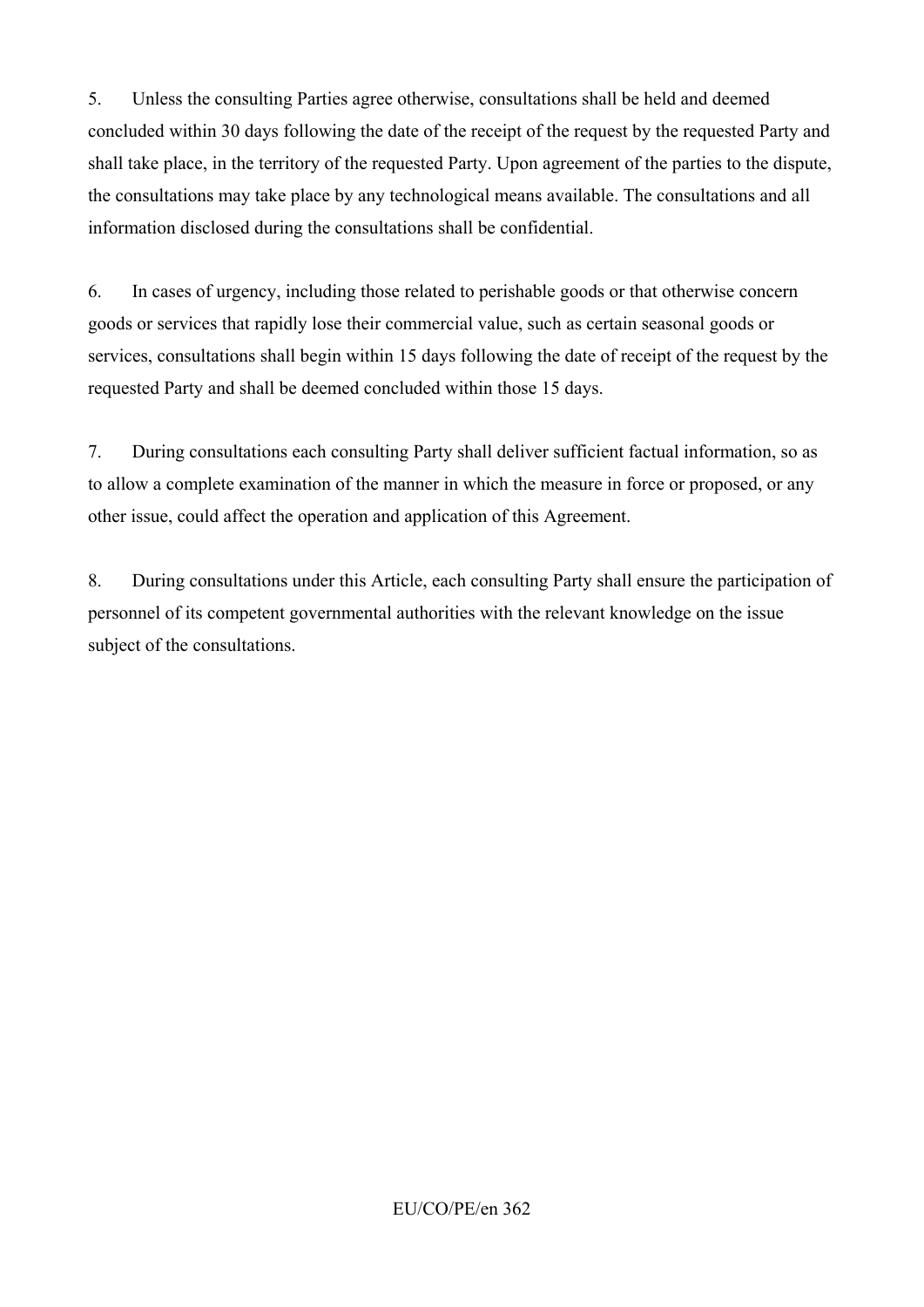5. Unless the consulting Parties agree otherwise, consultations shall be held and deemed concluded within 30 days following the date of the receipt of the request by the requested Party and shall take place, in the territory of the requested Party. Upon agreement of the parties to the dispute, the consultations may take place by any technological means available. The consultations and all information disclosed during the consultations shall be confidential.

6. In cases of urgency, including those related to perishable goods or that otherwise concern goods or services that rapidly lose their commercial value, such as certain seasonal goods or services, consultations shall begin within 15 days following the date of receipt of the request by the requested Party and shall be deemed concluded within those 15 days.

7. During consultations each consulting Party shall deliver sufficient factual information, so as to allow a complete examination of the manner in which the measure in force or proposed, or any other issue, could affect the operation and application of this Agreement.

8. During consultations under this Article, each consulting Party shall ensure the participation of personnel of its competent governmental authorities with the relevant knowledge on the issue subject of the consultations.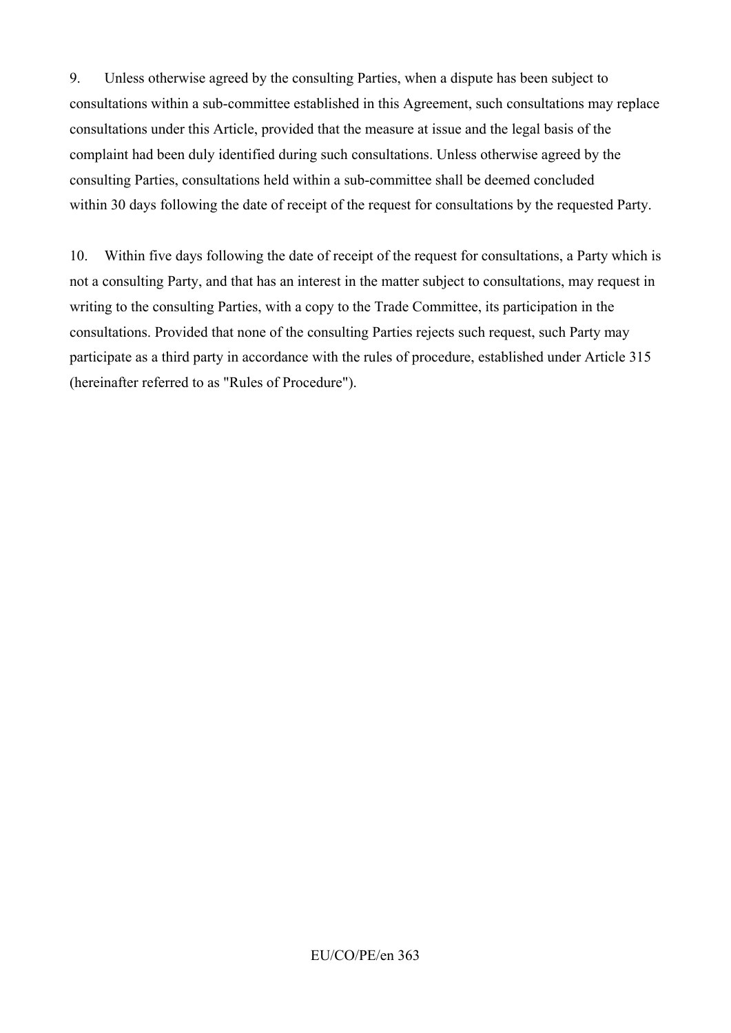9. Unless otherwise agreed by the consulting Parties, when a dispute has been subject to consultations within a sub-committee established in this Agreement, such consultations may replace consultations under this Article, provided that the measure at issue and the legal basis of the complaint had been duly identified during such consultations. Unless otherwise agreed by the consulting Parties, consultations held within a sub-committee shall be deemed concluded within 30 days following the date of receipt of the request for consultations by the requested Party.

10. Within five days following the date of receipt of the request for consultations, a Party which is not a consulting Party, and that has an interest in the matter subject to consultations, may request in writing to the consulting Parties, with a copy to the Trade Committee, its participation in the consultations. Provided that none of the consulting Parties rejects such request, such Party may participate as a third party in accordance with the rules of procedure, established under Article 315 (hereinafter referred to as "Rules of Procedure").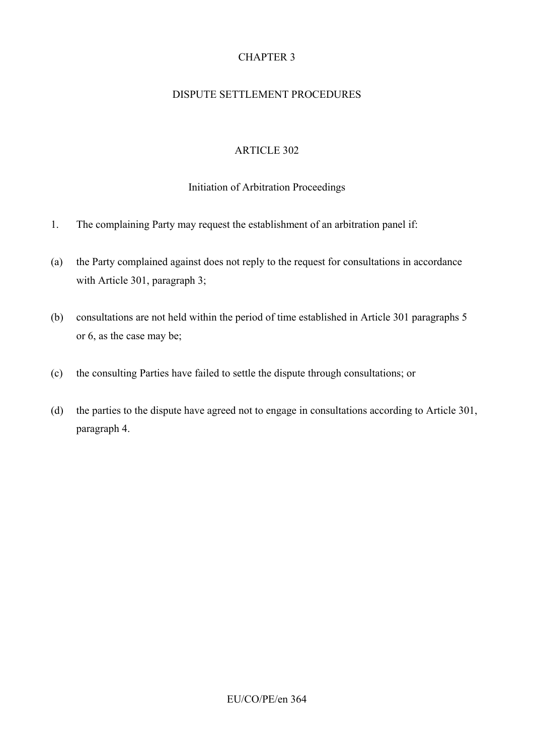# CHAPTER 3

# DISPUTE SETTLEMENT PROCEDURES

## ARTICLE 302

### Initiation of Arbitration Proceedings

1. The complaining Party may request the establishment of an arbitration panel if:

(a) the Party complained against does not reply to the request for consultations in accordance with Article 301, paragraph 3;

(b) consultations are not held within the period of time established in Article 301 paragraphs 5 or 6, as the case may be;

(c) the consulting Parties have failed to settle the dispute through consultations; or

(d) the parties to the dispute have agreed not to engage in consultations according to Article 301, paragraph 4.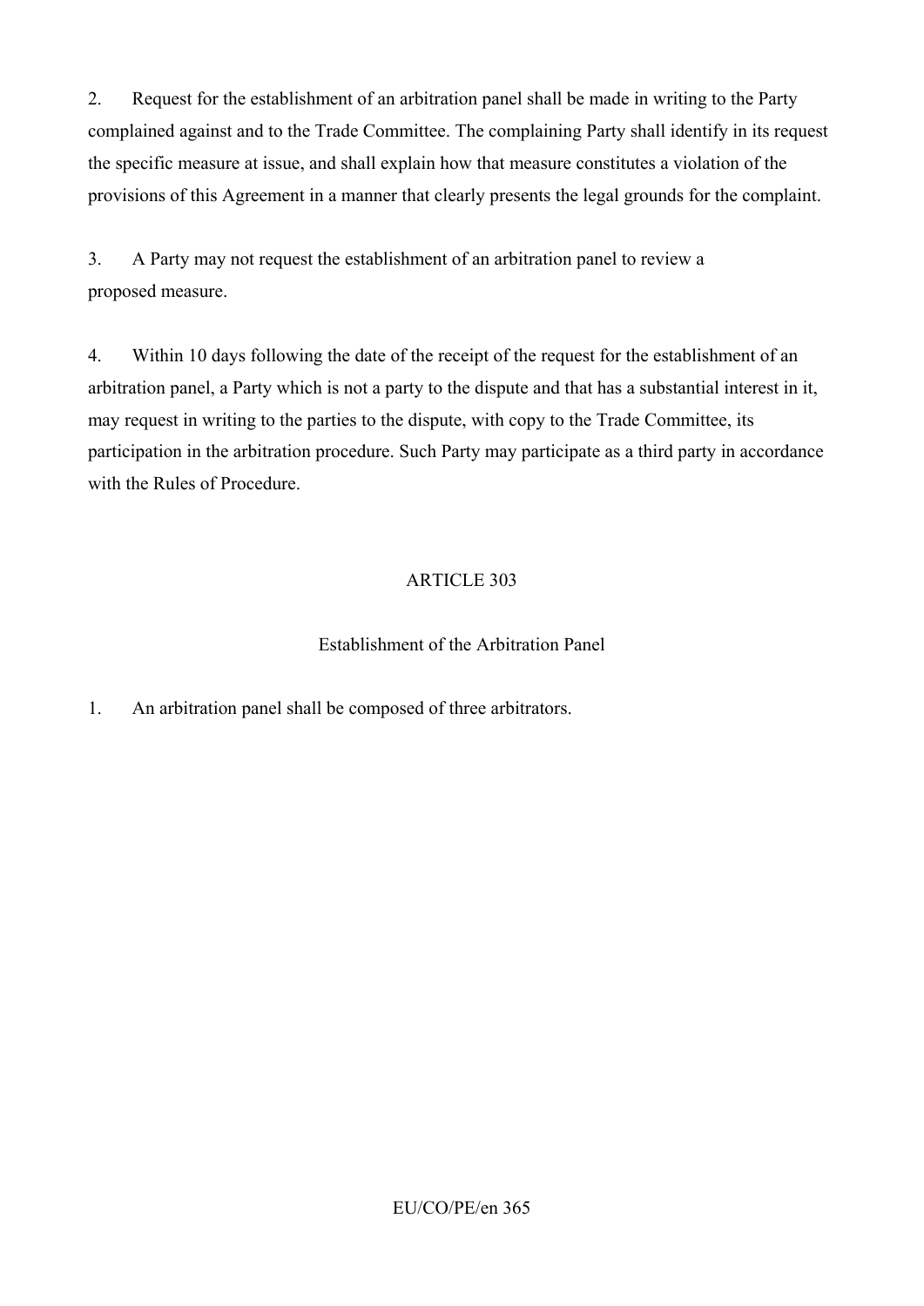2. Request for the establishment of an arbitration panel shall be made in writing to the Party complained against and to the Trade Committee. The complaining Party shall identify in its request the specific measure at issue, and shall explain how that measure constitutes a violation of the provisions of this Agreement in a manner that clearly presents the legal grounds for the complaint.

3. A Party may not request the establishment of an arbitration panel to review a proposed measure.

4. Within 10 days following the date of the receipt of the request for the establishment of an arbitration panel, a Party which is not a party to the dispute and that has a substantial interest in it, may request in writing to the parties to the dispute, with copy to the Trade Committee, its participation in the arbitration procedure. Such Party may participate as a third party in accordance with the Rules of Procedure.

## ARTICLE 303

### Establishment of the Arbitration Panel

1. An arbitration panel shall be composed of three arbitrators.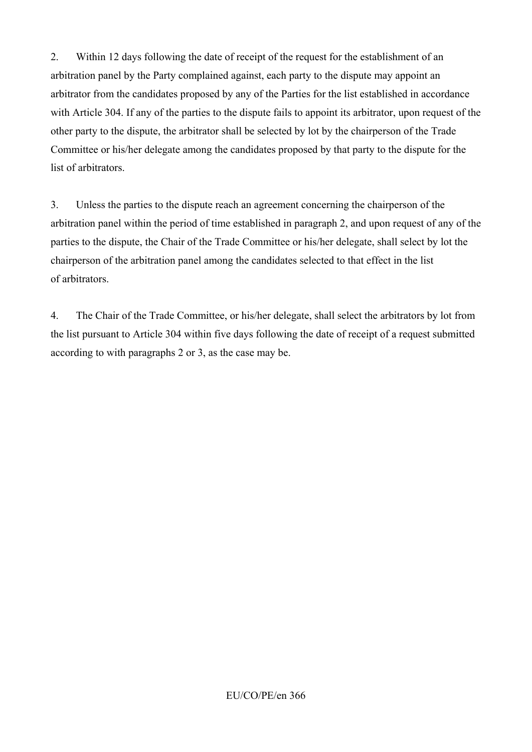2. Within 12 days following the date of receipt of the request for the establishment of an arbitration panel by the Party complained against, each party to the dispute may appoint an arbitrator from the candidates proposed by any of the Parties for the list established in accordance with Article 304. If any of the parties to the dispute fails to appoint its arbitrator, upon request of the other party to the dispute, the arbitrator shall be selected by lot by the chairperson of the Trade Committee or his/her delegate among the candidates proposed by that party to the dispute for the list of arbitrators.

3. Unless the parties to the dispute reach an agreement concerning the chairperson of the arbitration panel within the period of time established in paragraph 2, and upon request of any of the parties to the dispute, the Chair of the Trade Committee or his/her delegate, shall select by lot the chairperson of the arbitration panel among the candidates selected to that effect in the list of arbitrators.

4. The Chair of the Trade Committee, or his/her delegate, shall select the arbitrators by lot from the list pursuant to Article 304 within five days following the date of receipt of a request submitted according to with paragraphs 2 or 3, as the case may be.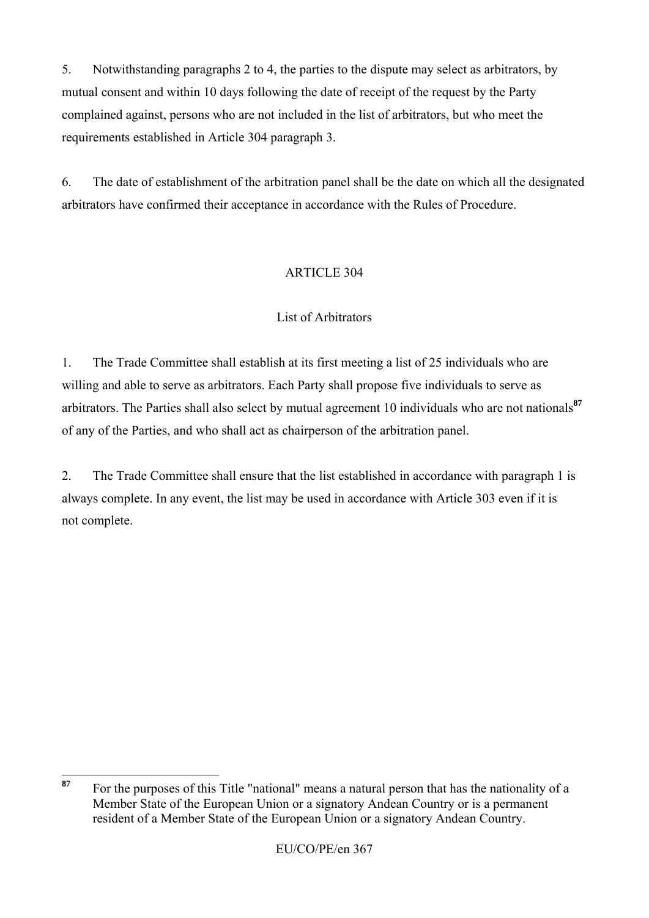5. Notwithstanding paragraphs 2 to 4, the parties to the dispute may select as arbitrators, by mutual consent and within 10 days following the date of receipt of the request by the Party complained against, persons who are not included in the list of arbitrators, but who meet the requirements established in Article 304 paragraph 3.

6. The date of establishment of the arbitration panel shall be the date on which all the designated arbitrators have confirmed their acceptance in accordance with the Rules of Procedure.

## ARTICLE 304

### List of Arbitrators

1. The Trade Committee shall establish at its first meeting a list of 25 individuals who are willing and able to serve as arbitrators. Each Party shall propose five individuals to serve as arbitrators. The Parties shall also select by mutual agreement 10 individuals who are not nationals[87] of any of the Parties, and who shall act as chairperson of the arbitration panel.

2. The Trade Committee shall ensure that the list established in accordance with paragraph 1 is always complete. In any event, the list may be used in accordance with Article 303 even if it is not complete.

---

[87] For the purposes of this Title "national" means a natural person that has the nationality of a Member State of the European Union or a signatory Andean Country or is a permanent resident of a Member State of the European Union or a signatory Andean Country.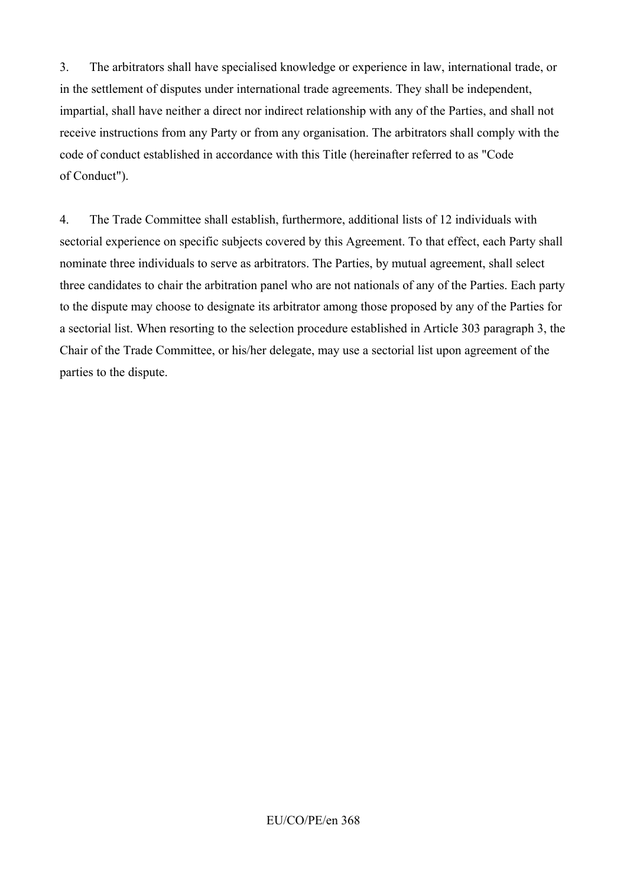3. The arbitrators shall have specialised knowledge or experience in law, international trade, or in the settlement of disputes under international trade agreements. They shall be independent, impartial, shall have neither a direct nor indirect relationship with any of the Parties, and shall not receive instructions from any Party or from any organisation. The arbitrators shall comply with the code of conduct established in accordance with this Title (hereinafter referred to as "Code of Conduct").

4. The Trade Committee shall establish, furthermore, additional lists of 12 individuals with sectorial experience on specific subjects covered by this Agreement. To that effect, each Party shall nominate three individuals to serve as arbitrators. The Parties, by mutual agreement, shall select three candidates to chair the arbitration panel who are not nationals of any of the Parties. Each party to the dispute may choose to designate its arbitrator among those proposed by any of the Parties for a sectorial list. When resorting to the selection procedure established in Article 303 paragraph 3, the Chair of the Trade Committee, or his/her delegate, may use a sectorial list upon agreement of the parties to the dispute.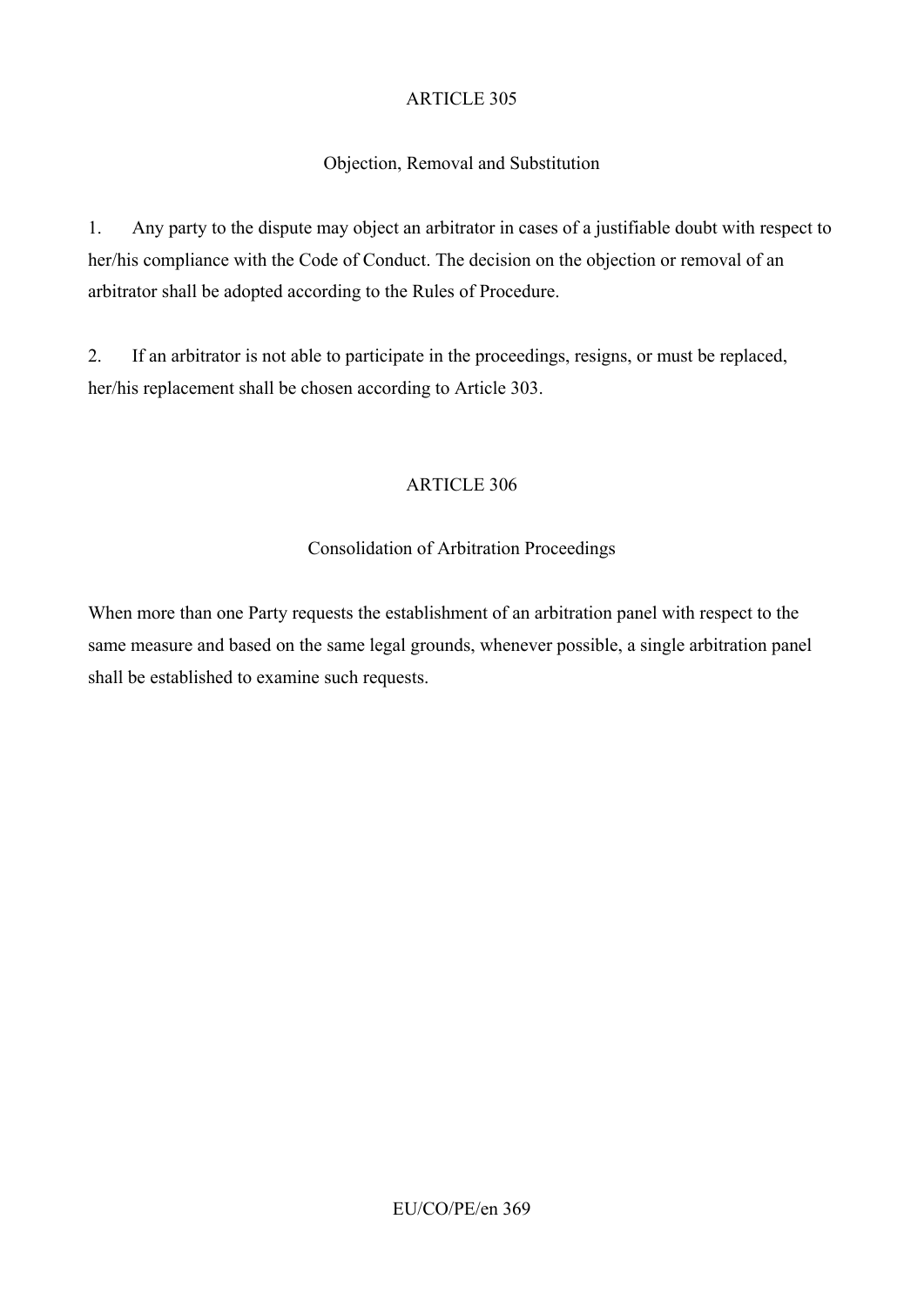## ARTICLE 305

### Objection, Removal and Substitution

1. Any party to the dispute may object an arbitrator in cases of a justifiable doubt with respect to her/his compliance with the Code of Conduct. The decision on the objection or removal of an arbitrator shall be adopted according to the Rules of Procedure.

2. If an arbitrator is not able to participate in the proceedings, resigns, or must be replaced, her/his replacement shall be chosen according to Article 303.

## ARTICLE 306

### Consolidation of Arbitration Proceedings

When more than one Party requests the establishment of an arbitration panel with respect to the same measure and based on the same legal grounds, whenever possible, a single arbitration panel shall be established to examine such requests.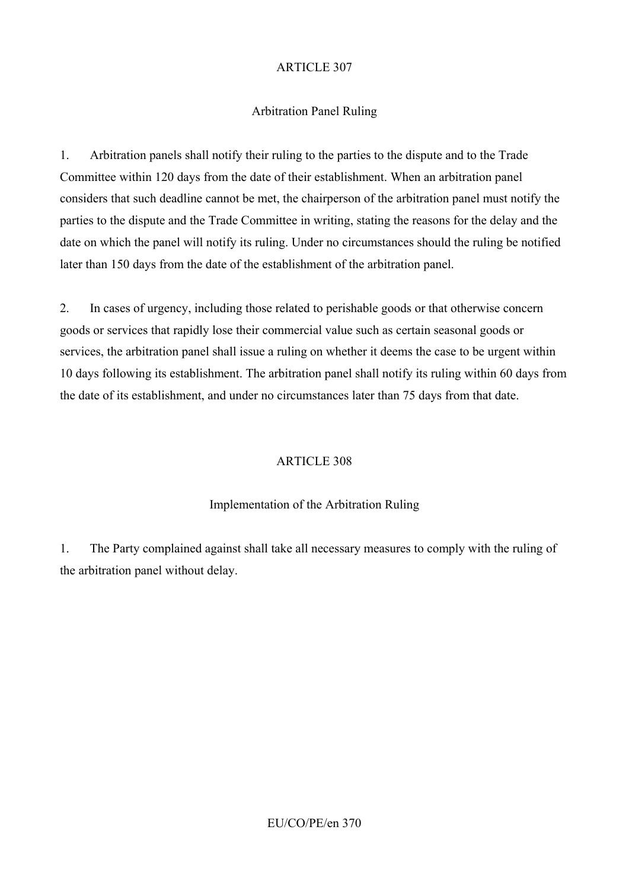## ARTICLE 307

### Arbitration Panel Ruling

1. Arbitration panels shall notify their ruling to the parties to the dispute and to the Trade Committee within 120 days from the date of their establishment. When an arbitration panel considers that such deadline cannot be met, the chairperson of the arbitration panel must notify the parties to the dispute and the Trade Committee in writing, stating the reasons for the delay and the date on which the panel will notify its ruling. Under no circumstances should the ruling be notified later than 150 days from the date of the establishment of the arbitration panel.

2. In cases of urgency, including those related to perishable goods or that otherwise concern goods or services that rapidly lose their commercial value such as certain seasonal goods or services, the arbitration panel shall issue a ruling on whether it deems the case to be urgent within 10 days following its establishment. The arbitration panel shall notify its ruling within 60 days from the date of its establishment, and under no circumstances later than 75 days from that date.

## ARTICLE 308

### Implementation of the Arbitration Ruling

1. The Party complained against shall take all necessary measures to comply with the ruling of the arbitration panel without delay.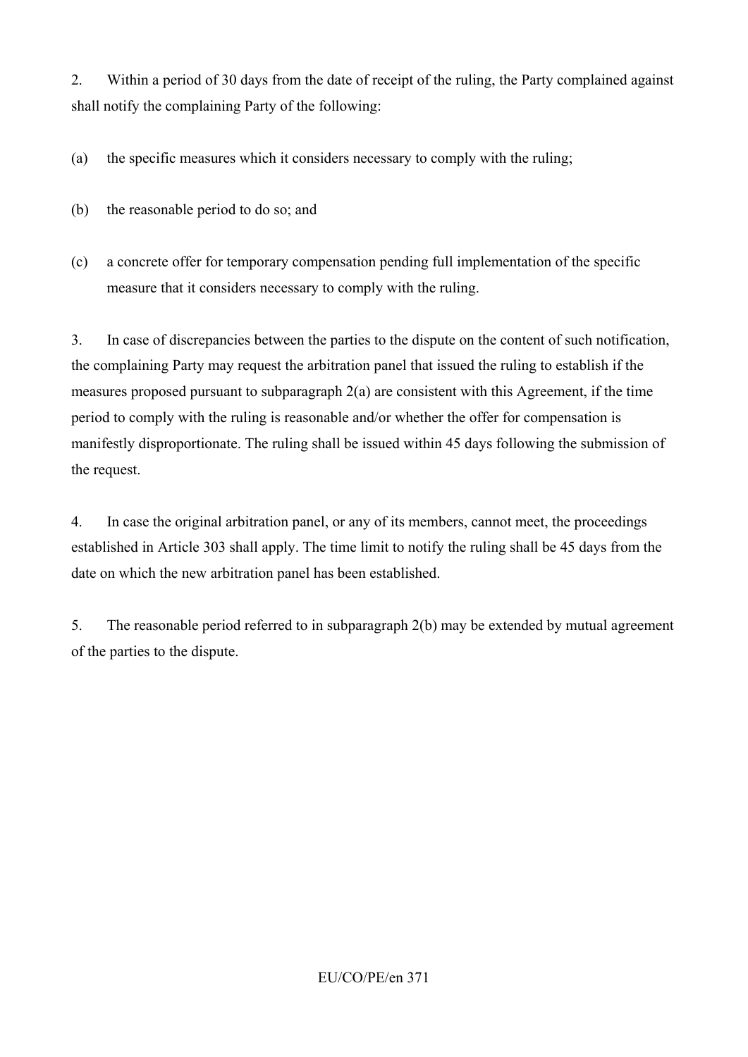2. Within a period of 30 days from the date of receipt of the ruling, the Party complained against shall notify the complaining Party of the following:

(a) the specific measures which it considers necessary to comply with the ruling;

(b) the reasonable period to do so; and

(c) a concrete offer for temporary compensation pending full implementation of the specific measure that it considers necessary to comply with the ruling.

3. In case of discrepancies between the parties to the dispute on the content of such notification, the complaining Party may request the arbitration panel that issued the ruling to establish if the measures proposed pursuant to subparagraph 2(a) are consistent with this Agreement, if the time period to comply with the ruling is reasonable and/or whether the offer for compensation is manifestly disproportionate. The ruling shall be issued within 45 days following the submission of the request.

4. In case the original arbitration panel, or any of its members, cannot meet, the proceedings established in Article 303 shall apply. The time limit to notify the ruling shall be 45 days from the date on which the new arbitration panel has been established.

5. The reasonable period referred to in subparagraph 2(b) may be extended by mutual agreement of the parties to the dispute.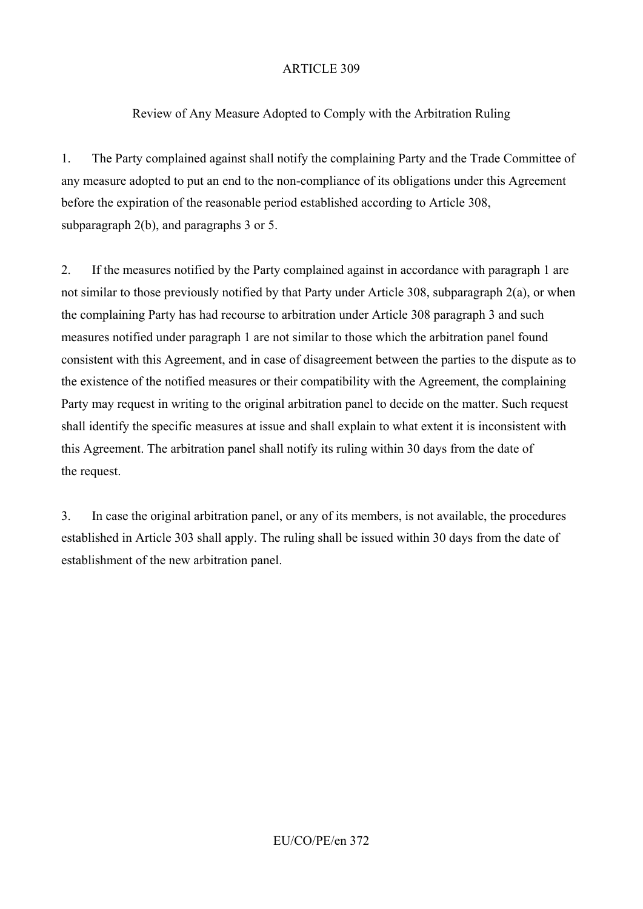## ARTICLE 309

### Review of Any Measure Adopted to Comply with the Arbitration Ruling

1. The Party complained against shall notify the complaining Party and the Trade Committee of any measure adopted to put an end to the non-compliance of its obligations under this Agreement before the expiration of the reasonable period established according to Article 308, subparagraph 2(b), and paragraphs 3 or 5.

2. If the measures notified by the Party complained against in accordance with paragraph 1 are not similar to those previously notified by that Party under Article 308, subparagraph 2(a), or when the complaining Party has had recourse to arbitration under Article 308 paragraph 3 and such measures notified under paragraph 1 are not similar to those which the arbitration panel found consistent with this Agreement, and in case of disagreement between the parties to the dispute as to the existence of the notified measures or their compatibility with the Agreement, the complaining Party may request in writing to the original arbitration panel to decide on the matter. Such request shall identify the specific measures at issue and shall explain to what extent it is inconsistent with this Agreement. The arbitration panel shall notify its ruling within 30 days from the date of the request.

3. In case the original arbitration panel, or any of its members, is not available, the procedures established in Article 303 shall apply. The ruling shall be issued within 30 days from the date of establishment of the new arbitration panel.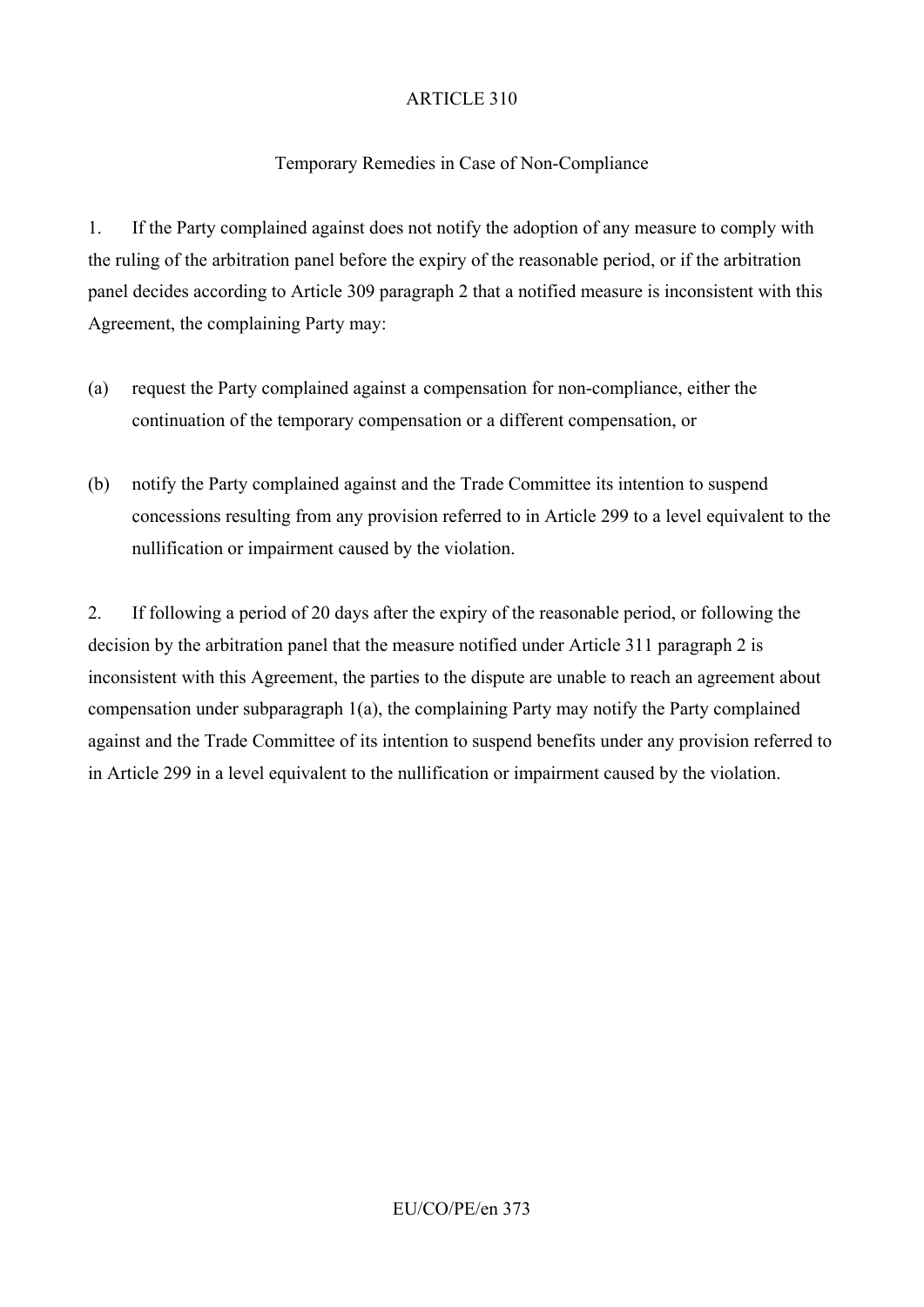## ARTICLE 310

### Temporary Remedies in Case of Non-Compliance

1. If the Party complained against does not notify the adoption of any measure to comply with the ruling of the arbitration panel before the expiry of the reasonable period, or if the arbitration panel decides according to Article 309 paragraph 2 that a notified measure is inconsistent with this Agreement, the complaining Party may:

(a) request the Party complained against a compensation for non-compliance, either the continuation of the temporary compensation or a different compensation, or

(b) notify the Party complained against and the Trade Committee its intention to suspend concessions resulting from any provision referred to in Article 299 to a level equivalent to the nullification or impairment caused by the violation.

2. If following a period of 20 days after the expiry of the reasonable period, or following the decision by the arbitration panel that the measure notified under Article 311 paragraph 2 is inconsistent with this Agreement, the parties to the dispute are unable to reach an agreement about compensation under subparagraph 1(a), the complaining Party may notify the Party complained against and the Trade Committee of its intention to suspend benefits under any provision referred to in Article 299 in a level equivalent to the nullification or impairment caused by the violation.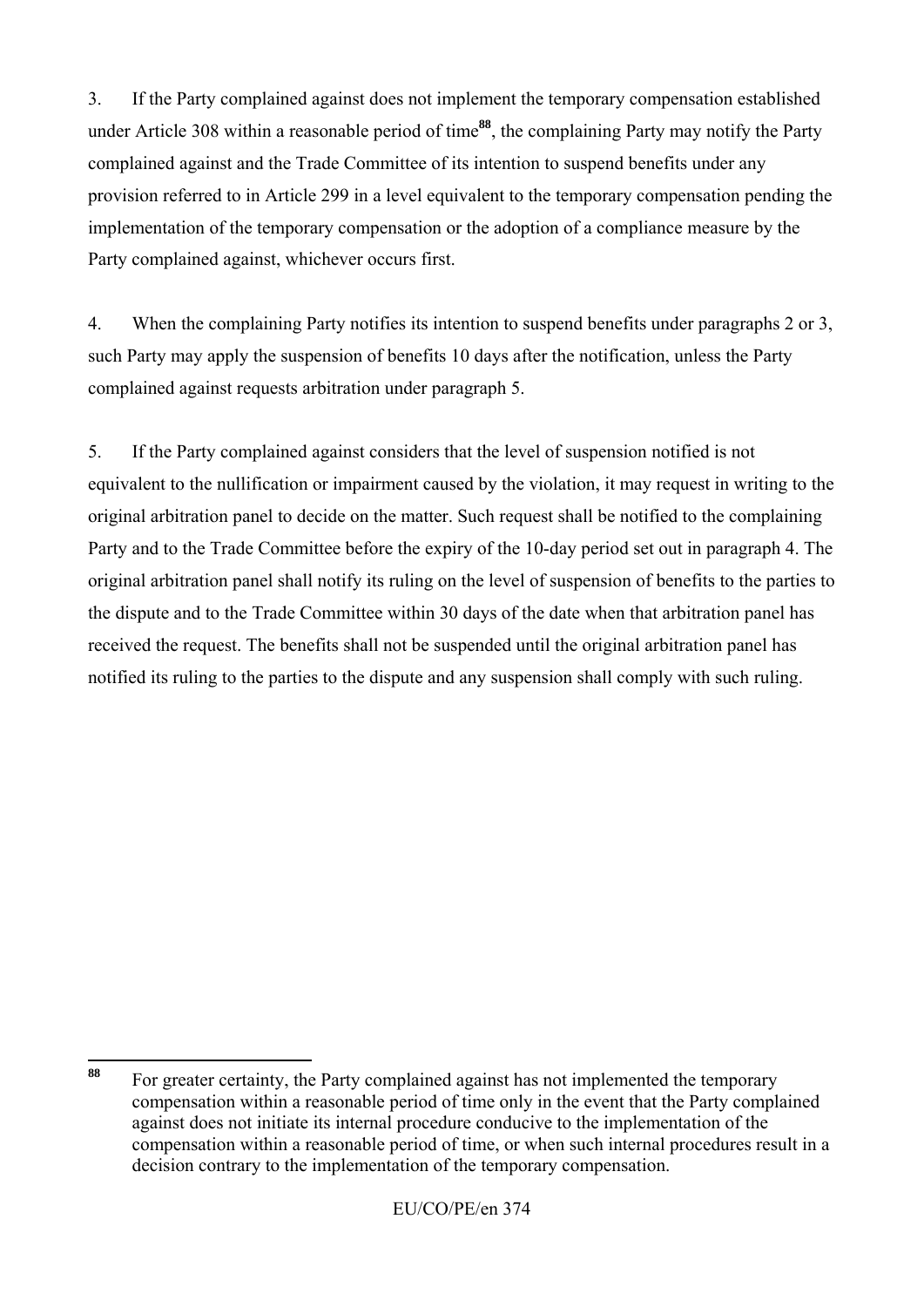3. If the Party complained against does not implement the temporary compensation established under Article 308 within a reasonable period of time[88], the complaining Party may notify the Party complained against and the Trade Committee of its intention to suspend benefits under any provision referred to in Article 299 in a level equivalent to the temporary compensation pending the implementation of the temporary compensation or the adoption of a compliance measure by the Party complained against, whichever occurs first.

4. When the complaining Party notifies its intention to suspend benefits under paragraphs 2 or 3, such Party may apply the suspension of benefits 10 days after the notification, unless the Party complained against requests arbitration under paragraph 5.

5. If the Party complained against considers that the level of suspension notified is not equivalent to the nullification or impairment caused by the violation, it may request in writing to the original arbitration panel to decide on the matter. Such request shall be notified to the complaining Party and to the Trade Committee before the expiry of the 10-day period set out in paragraph 4. The original arbitration panel shall notify its ruling on the level of suspension of benefits to the parties to the dispute and to the Trade Committee within 30 days of the date when that arbitration panel has received the request. The benefits shall not be suspended until the original arbitration panel has notified its ruling to the parties to the dispute and any suspension shall comply with such ruling.

---

[88] For greater certainty, the Party complained against has not implemented the temporary compensation within a reasonable period of time only in the event that the Party complained against does not initiate its internal procedure conducive to the implementation of the compensation within a reasonable period of time, or when such internal procedures result in a decision contrary to the implementation of the temporary compensation.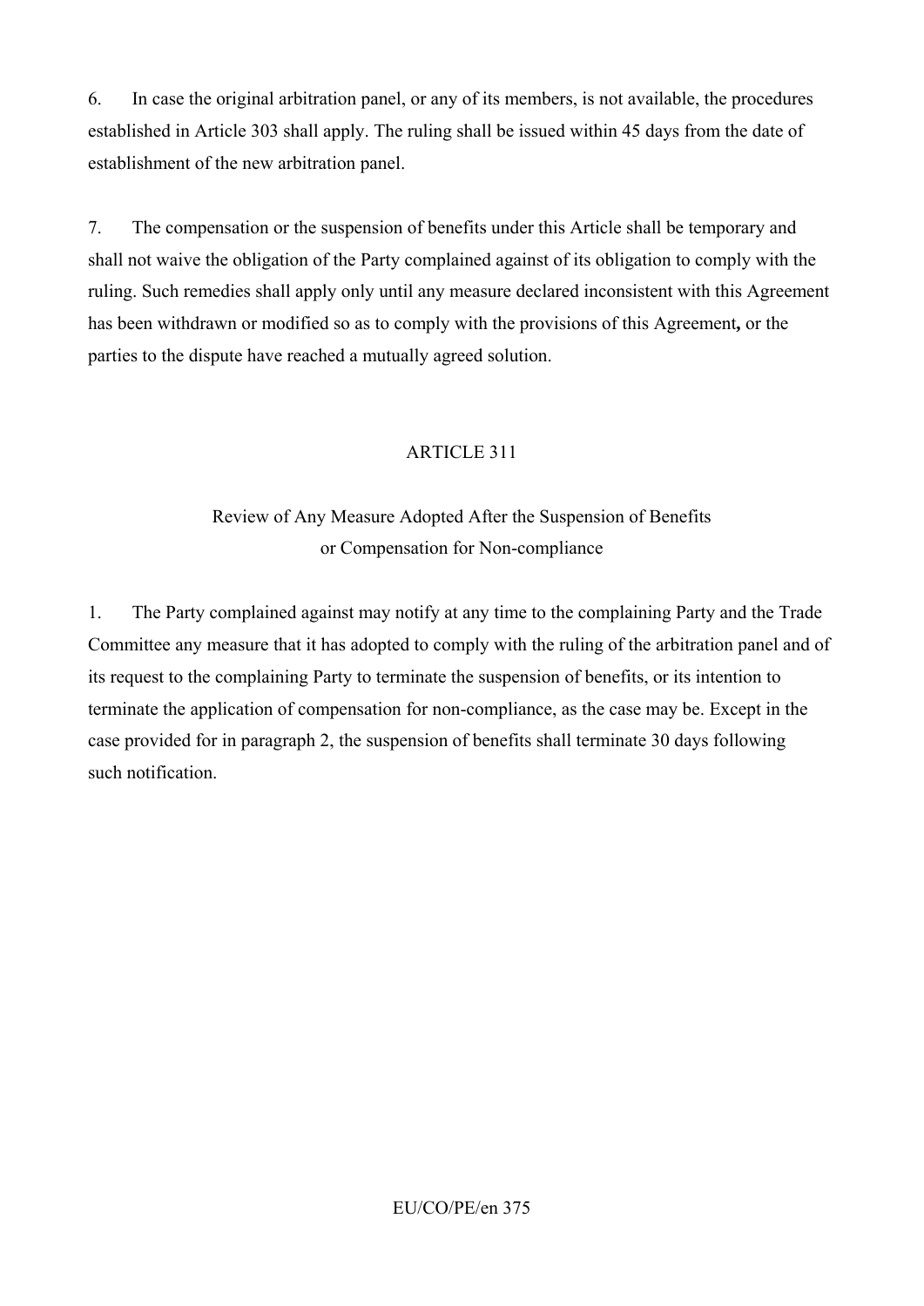6. In case the original arbitration panel, or any of its members, is not available, the procedures established in Article 303 shall apply. The ruling shall be issued within 45 days from the date of establishment of the new arbitration panel.

7. The compensation or the suspension of benefits under this Article shall be temporary and shall not waive the obligation of the Party complained against of its obligation to comply with the ruling. Such remedies shall apply only until any measure declared inconsistent with this Agreement has been withdrawn or modified so as to comply with the provisions of this Agreement**,** or the parties to the dispute have reached a mutually agreed solution.

## ARTICLE 311

### Review of Any Measure Adopted After the Suspension of Benefits or Compensation for Non-compliance

1. The Party complained against may notify at any time to the complaining Party and the Trade Committee any measure that it has adopted to comply with the ruling of the arbitration panel and of its request to the complaining Party to terminate the suspension of benefits, or its intention to terminate the application of compensation for non-compliance, as the case may be. Except in the case provided for in paragraph 2, the suspension of benefits shall terminate 30 days following such notification.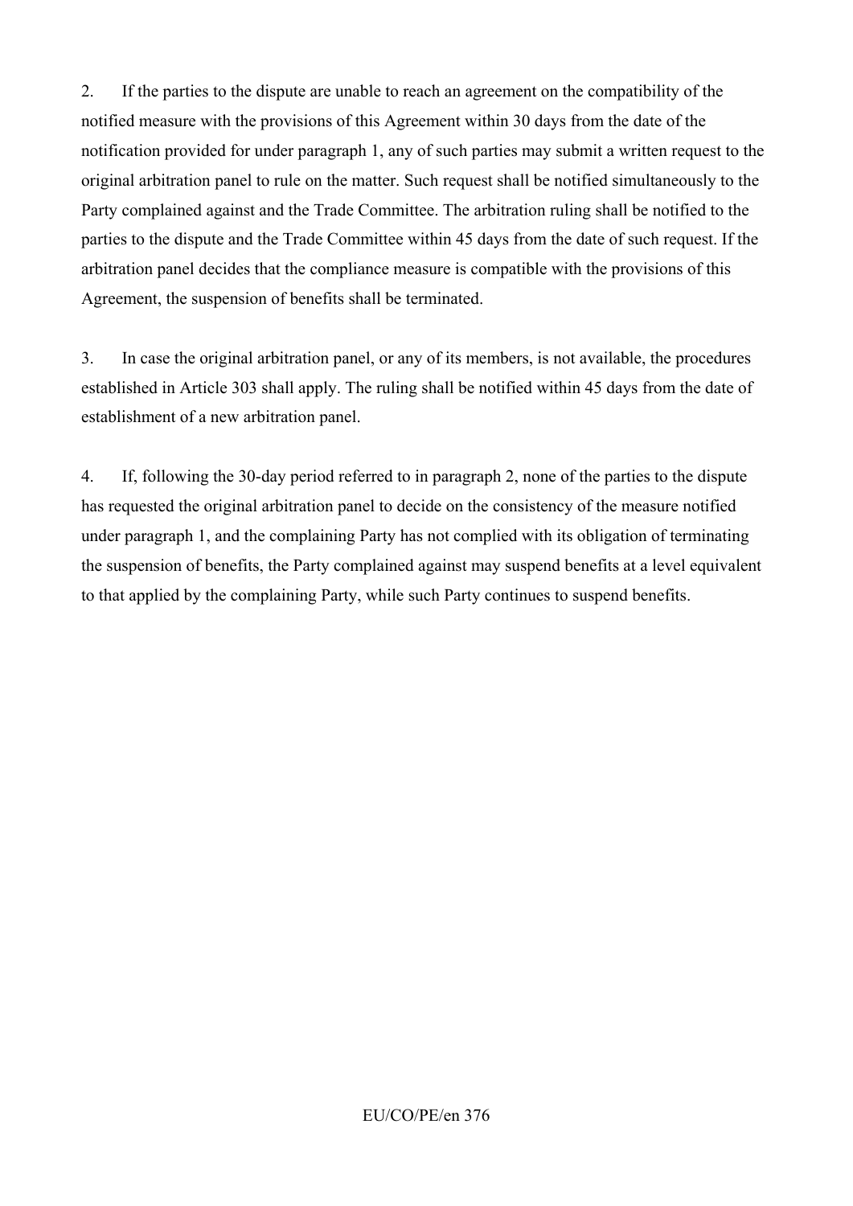2. If the parties to the dispute are unable to reach an agreement on the compatibility of the notified measure with the provisions of this Agreement within 30 days from the date of the notification provided for under paragraph 1, any of such parties may submit a written request to the original arbitration panel to rule on the matter. Such request shall be notified simultaneously to the Party complained against and the Trade Committee. The arbitration ruling shall be notified to the parties to the dispute and the Trade Committee within 45 days from the date of such request. If the arbitration panel decides that the compliance measure is compatible with the provisions of this Agreement, the suspension of benefits shall be terminated.

3. In case the original arbitration panel, or any of its members, is not available, the procedures established in Article 303 shall apply. The ruling shall be notified within 45 days from the date of establishment of a new arbitration panel.

4. If, following the 30-day period referred to in paragraph 2, none of the parties to the dispute has requested the original arbitration panel to decide on the consistency of the measure notified under paragraph 1, and the complaining Party has not complied with its obligation of terminating the suspension of benefits, the Party complained against may suspend benefits at a level equivalent to that applied by the complaining Party, while such Party continues to suspend benefits.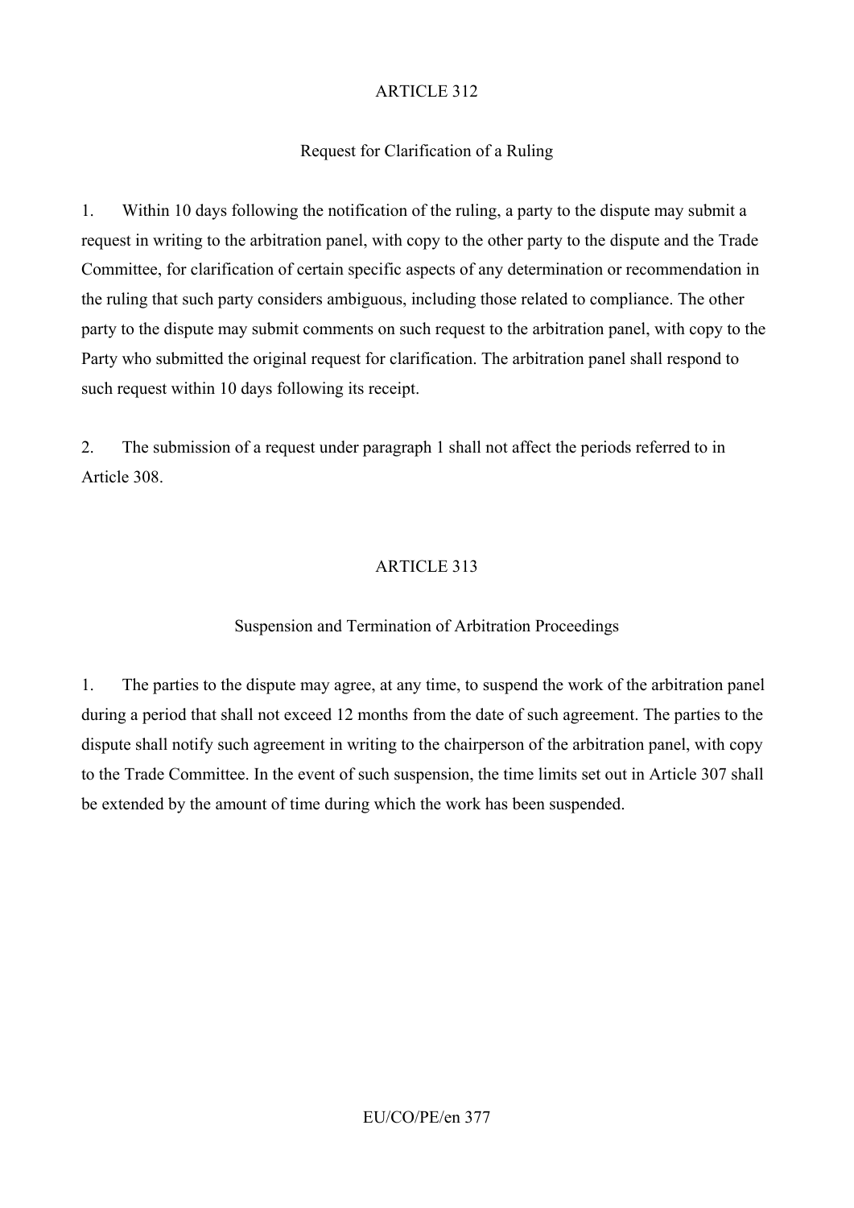## ARTICLE 312

### Request for Clarification of a Ruling

1. Within 10 days following the notification of the ruling, a party to the dispute may submit a request in writing to the arbitration panel, with copy to the other party to the dispute and the Trade Committee, for clarification of certain specific aspects of any determination or recommendation in the ruling that such party considers ambiguous, including those related to compliance. The other party to the dispute may submit comments on such request to the arbitration panel, with copy to the Party who submitted the original request for clarification. The arbitration panel shall respond to such request within 10 days following its receipt.

2. The submission of a request under paragraph 1 shall not affect the periods referred to in Article 308.

## ARTICLE 313

### Suspension and Termination of Arbitration Proceedings

1. The parties to the dispute may agree, at any time, to suspend the work of the arbitration panel during a period that shall not exceed 12 months from the date of such agreement. The parties to the dispute shall notify such agreement in writing to the chairperson of the arbitration panel, with copy to the Trade Committee. In the event of such suspension, the time limits set out in Article 307 shall be extended by the amount of time during which the work has been suspended.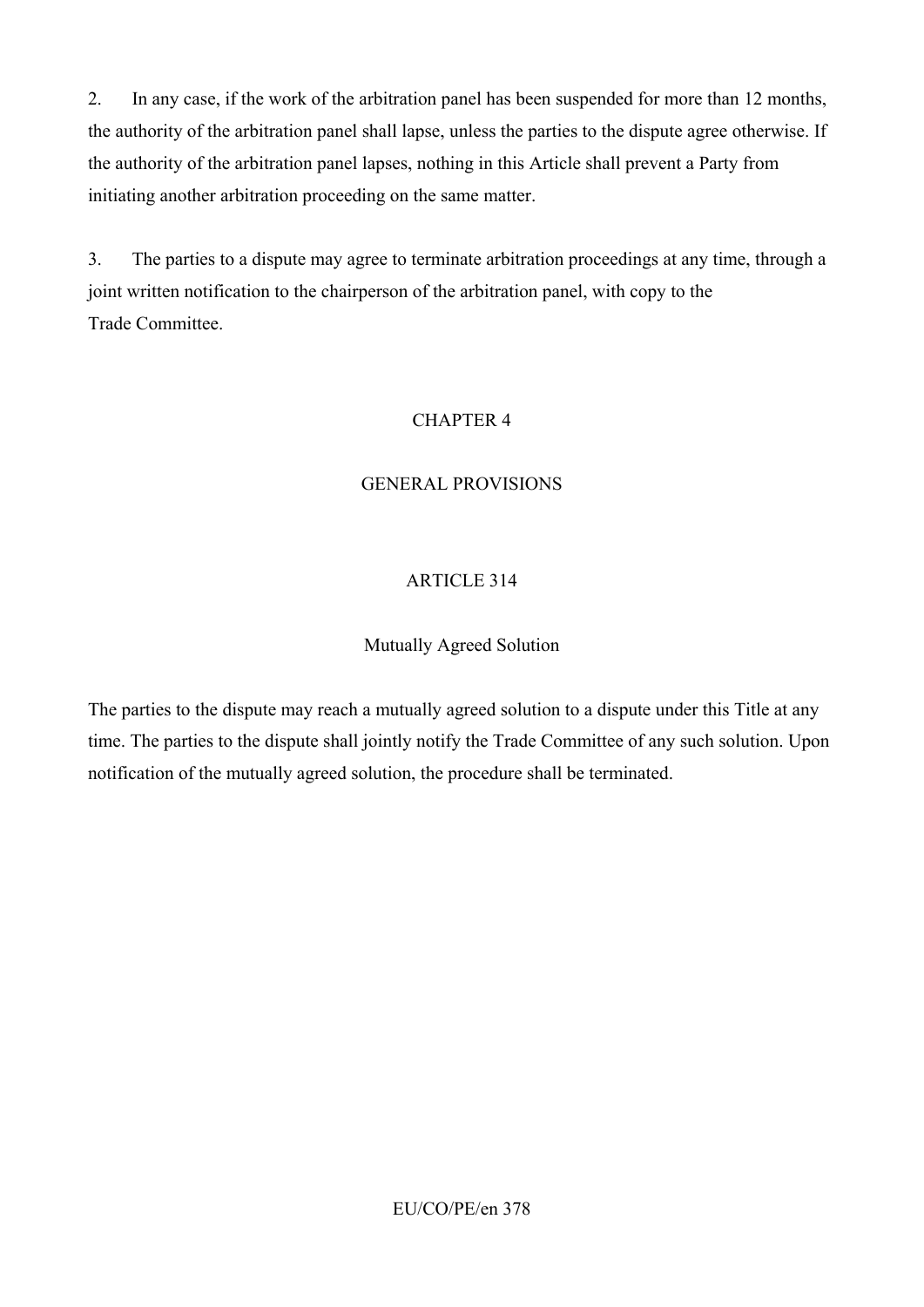2. In any case, if the work of the arbitration panel has been suspended for more than 12 months, the authority of the arbitration panel shall lapse, unless the parties to the dispute agree otherwise. If the authority of the arbitration panel lapses, nothing in this Article shall prevent a Party from initiating another arbitration proceeding on the same matter.

3. The parties to a dispute may agree to terminate arbitration proceedings at any time, through a joint written notification to the chairperson of the arbitration panel, with copy to the Trade Committee.

## CHAPTER 4

## GENERAL PROVISIONS

### ARTICLE 314

### Mutually Agreed Solution

The parties to the dispute may reach a mutually agreed solution to a dispute under this Title at any time. The parties to the dispute shall jointly notify the Trade Committee of any such solution. Upon notification of the mutually agreed solution, the procedure shall be terminated.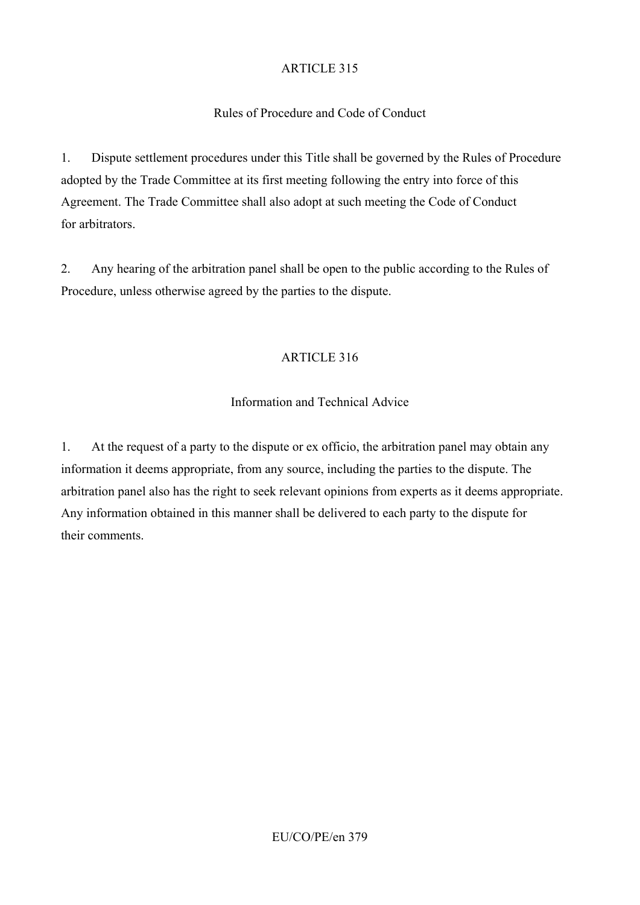## ARTICLE 315

### Rules of Procedure and Code of Conduct

1. Dispute settlement procedures under this Title shall be governed by the Rules of Procedure adopted by the Trade Committee at its first meeting following the entry into force of this Agreement. The Trade Committee shall also adopt at such meeting the Code of Conduct for arbitrators.

2. Any hearing of the arbitration panel shall be open to the public according to the Rules of Procedure, unless otherwise agreed by the parties to the dispute.

## ARTICLE 316

### Information and Technical Advice

1. At the request of a party to the dispute or ex officio, the arbitration panel may obtain any information it deems appropriate, from any source, including the parties to the dispute. The arbitration panel also has the right to seek relevant opinions from experts as it deems appropriate. Any information obtained in this manner shall be delivered to each party to the dispute for their comments.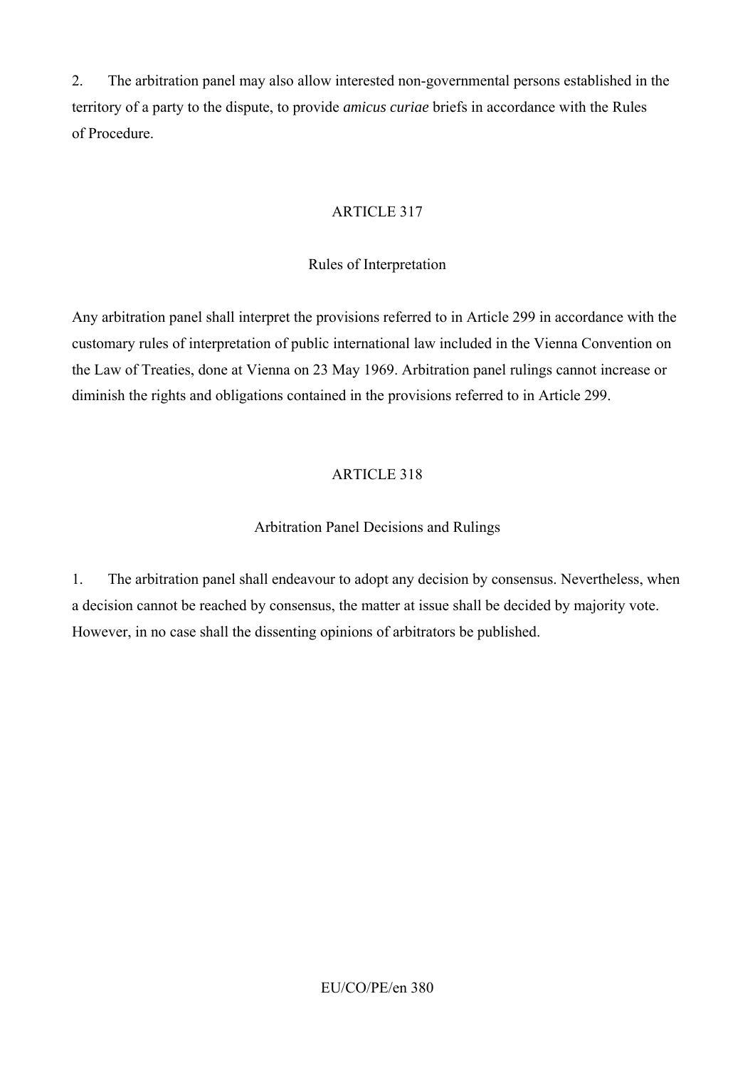2. The arbitration panel may also allow interested non-governmental persons established in the territory of a party to the dispute, to provide *amicus curiae* briefs in accordance with the Rules of Procedure.

## ARTICLE 317

### Rules of Interpretation

Any arbitration panel shall interpret the provisions referred to in Article 299 in accordance with the customary rules of interpretation of public international law included in the Vienna Convention on the Law of Treaties, done at Vienna on 23 May 1969. Arbitration panel rulings cannot increase or diminish the rights and obligations contained in the provisions referred to in Article 299.

## ARTICLE 318

### Arbitration Panel Decisions and Rulings

1. The arbitration panel shall endeavour to adopt any decision by consensus. Nevertheless, when a decision cannot be reached by consensus, the matter at issue shall be decided by majority vote. However, in no case shall the dissenting opinions of arbitrators be published.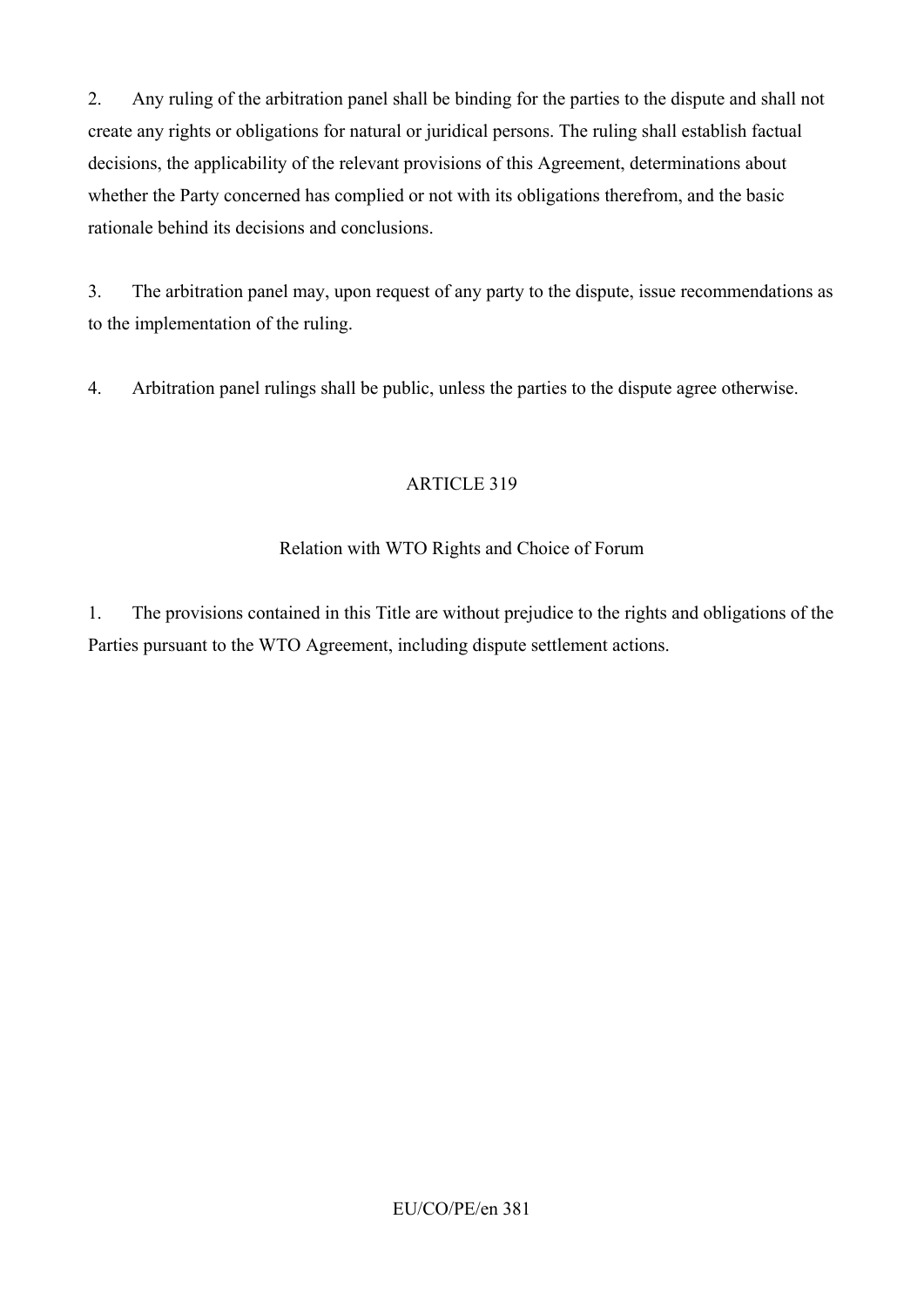2. Any ruling of the arbitration panel shall be binding for the parties to the dispute and shall not create any rights or obligations for natural or juridical persons. The ruling shall establish factual decisions, the applicability of the relevant provisions of this Agreement, determinations about whether the Party concerned has complied or not with its obligations therefrom, and the basic rationale behind its decisions and conclusions.

3. The arbitration panel may, upon request of any party to the dispute, issue recommendations as to the implementation of the ruling.

4. Arbitration panel rulings shall be public, unless the parties to the dispute agree otherwise.

## ARTICLE 319

### Relation with WTO Rights and Choice of Forum

1. The provisions contained in this Title are without prejudice to the rights and obligations of the Parties pursuant to the WTO Agreement, including dispute settlement actions.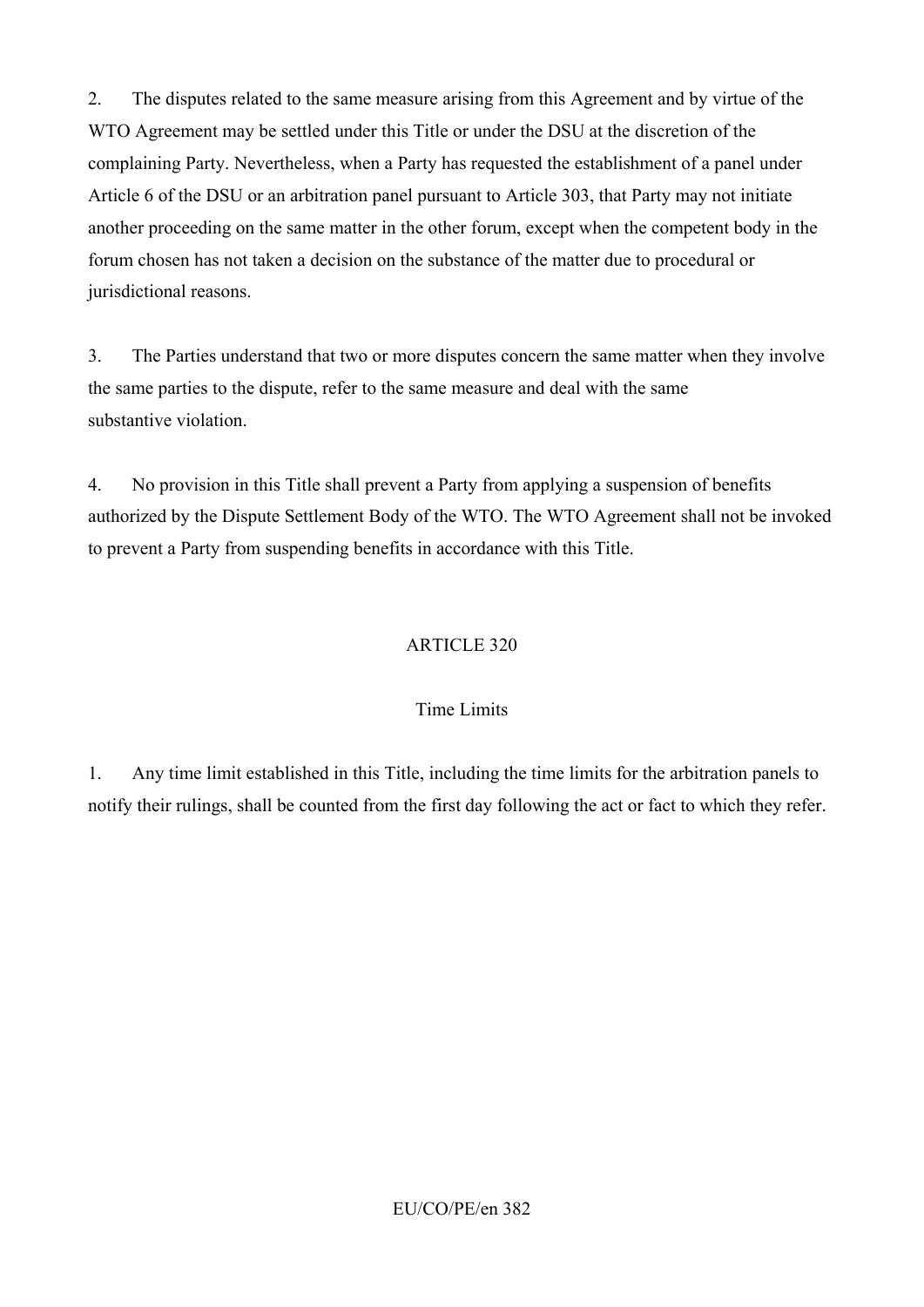2. The disputes related to the same measure arising from this Agreement and by virtue of the WTO Agreement may be settled under this Title or under the DSU at the discretion of the complaining Party. Nevertheless, when a Party has requested the establishment of a panel under Article 6 of the DSU or an arbitration panel pursuant to Article 303, that Party may not initiate another proceeding on the same matter in the other forum, except when the competent body in the forum chosen has not taken a decision on the substance of the matter due to procedural or jurisdictional reasons.

3. The Parties understand that two or more disputes concern the same matter when they involve the same parties to the dispute, refer to the same measure and deal with the same substantive violation.

4. No provision in this Title shall prevent a Party from applying a suspension of benefits authorized by the Dispute Settlement Body of the WTO. The WTO Agreement shall not be invoked to prevent a Party from suspending benefits in accordance with this Title.

## ARTICLE 320

### Time Limits

1. Any time limit established in this Title, including the time limits for the arbitration panels to notify their rulings, shall be counted from the first day following the act or fact to which they refer.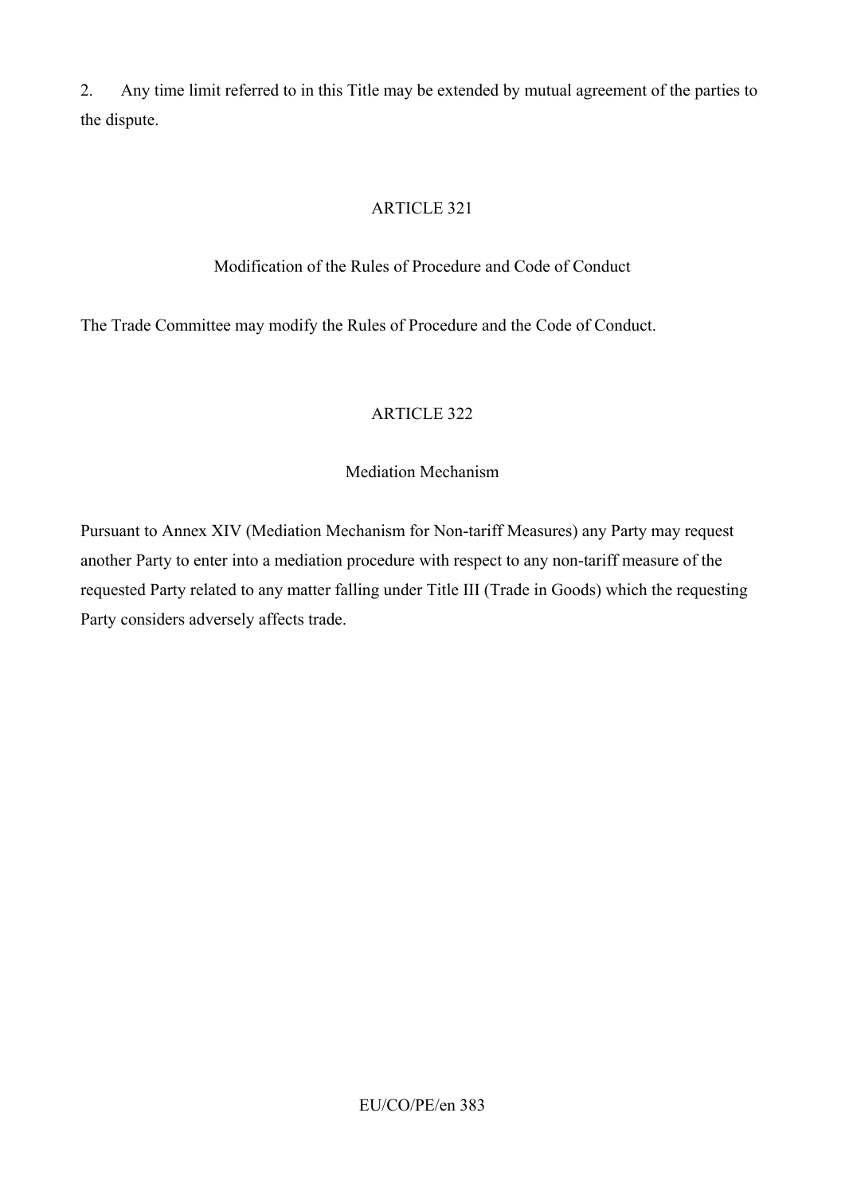2. Any time limit referred to in this Title may be extended by mutual agreement of the parties to the dispute.

## ARTICLE 321

### Modification of the Rules of Procedure and Code of Conduct

The Trade Committee may modify the Rules of Procedure and the Code of Conduct.

## ARTICLE 322

### Mediation Mechanism

Pursuant to Annex XIV (Mediation Mechanism for Non-tariff Measures) any Party may request another Party to enter into a mediation procedure with respect to any non-tariff measure of the requested Party related to any matter falling under Title III (Trade in Goods) which the requesting Party considers adversely affects trade.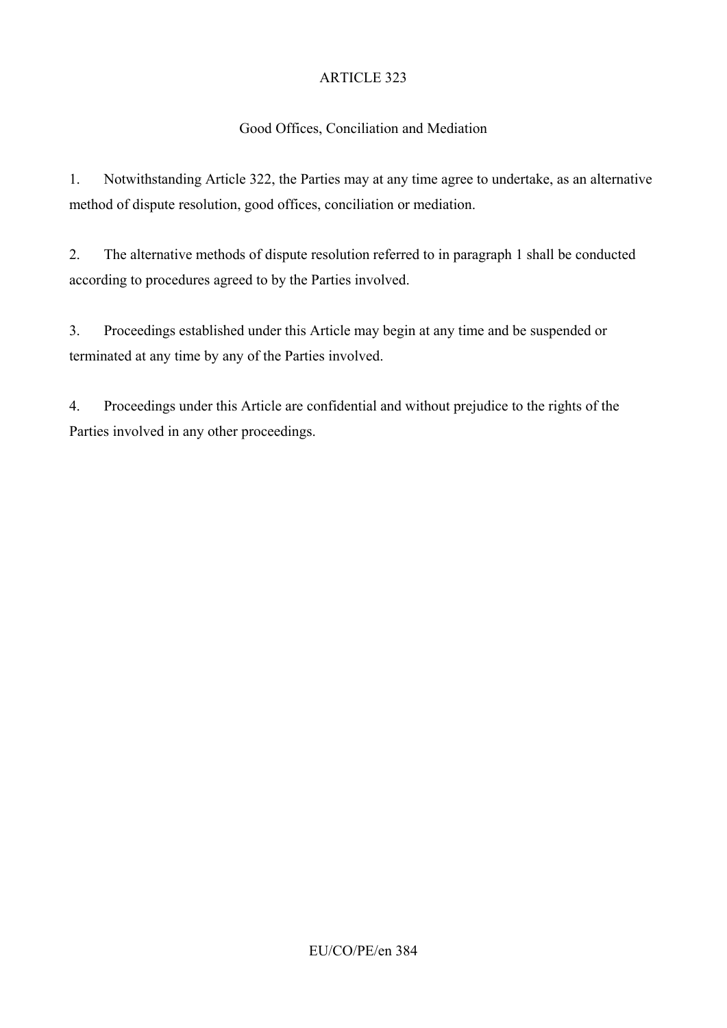## ARTICLE 323

### Good Offices, Conciliation and Mediation

1. Notwithstanding Article 322, the Parties may at any time agree to undertake, as an alternative method of dispute resolution, good offices, conciliation or mediation.

2. The alternative methods of dispute resolution referred to in paragraph 1 shall be conducted according to procedures agreed to by the Parties involved.

3. Proceedings established under this Article may begin at any time and be suspended or terminated at any time by any of the Parties involved.

4. Proceedings under this Article are confidential and without prejudice to the rights of the Parties involved in any other proceedings.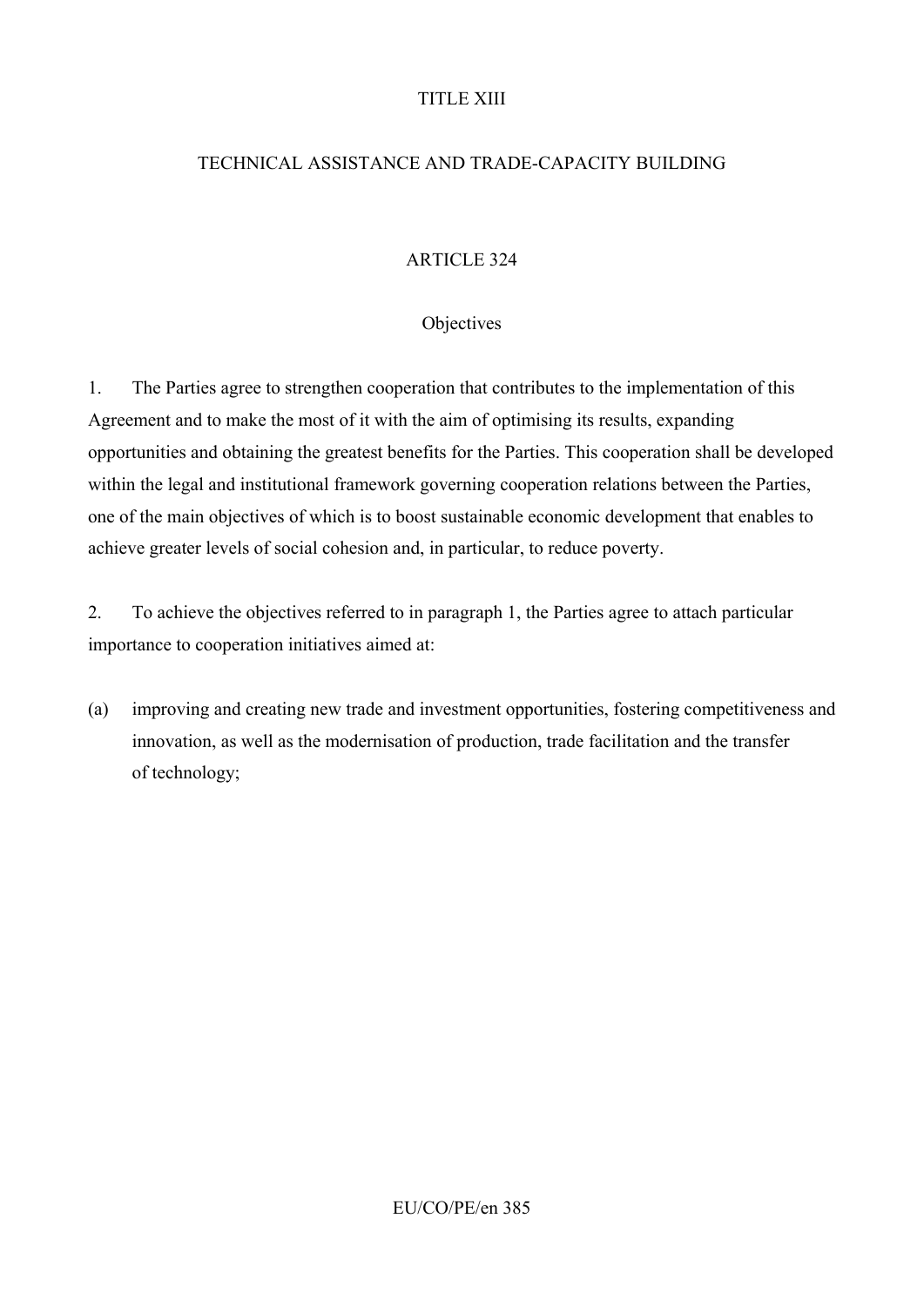# TITLE XIII

# TECHNICAL ASSISTANCE AND TRADE-CAPACITY BUILDING

## ARTICLE 324

### Objectives

1. The Parties agree to strengthen cooperation that contributes to the implementation of this Agreement and to make the most of it with the aim of optimising its results, expanding opportunities and obtaining the greatest benefits for the Parties. This cooperation shall be developed within the legal and institutional framework governing cooperation relations between the Parties, one of the main objectives of which is to boost sustainable economic development that enables to achieve greater levels of social cohesion and, in particular, to reduce poverty.

2. To achieve the objectives referred to in paragraph 1, the Parties agree to attach particular importance to cooperation initiatives aimed at:

(a) improving and creating new trade and investment opportunities, fostering competitiveness and innovation, as well as the modernisation of production, trade facilitation and the transfer of technology;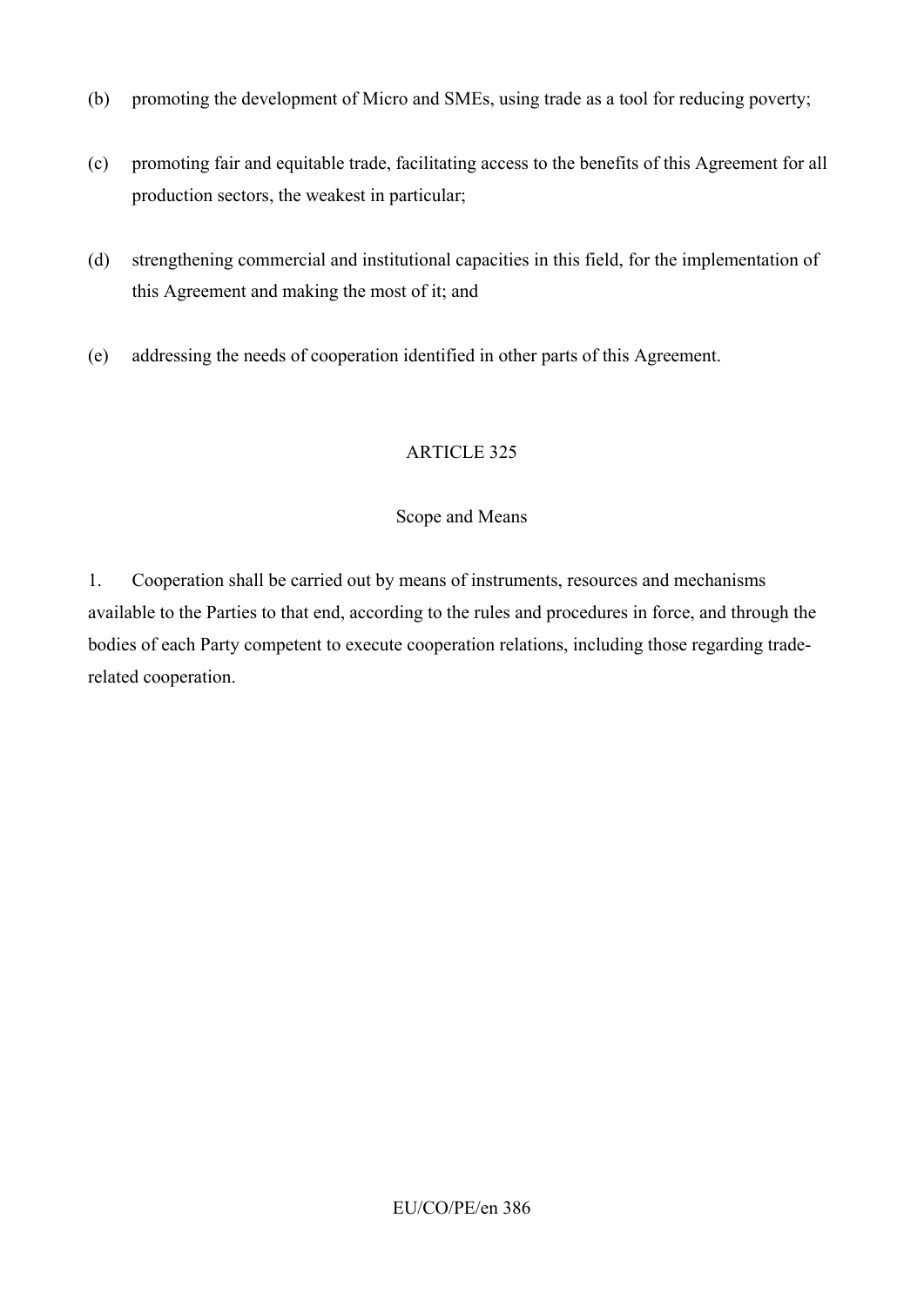(b) promoting the development of Micro and SMEs, using trade as a tool for reducing poverty;

(c) promoting fair and equitable trade, facilitating access to the benefits of this Agreement for all production sectors, the weakest in particular;

(d) strengthening commercial and institutional capacities in this field, for the implementation of this Agreement and making the most of it; and

(e) addressing the needs of cooperation identified in other parts of this Agreement.

ARTICLE 325

Scope and Means

1. Cooperation shall be carried out by means of instruments, resources and mechanisms available to the Parties to that end, according to the rules and procedures in force, and through the bodies of each Party competent to execute cooperation relations, including those regarding trade-related cooperation.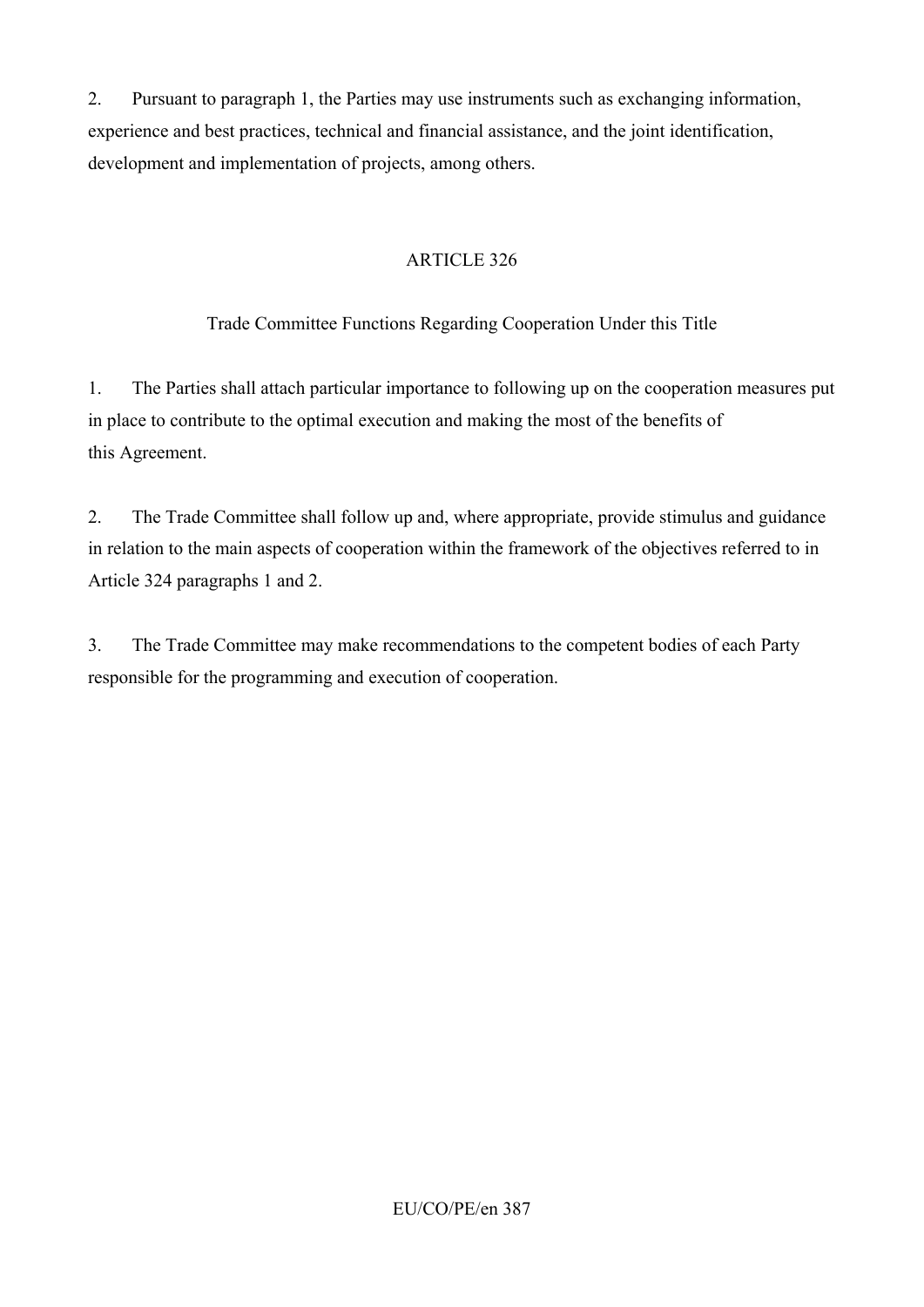2. Pursuant to paragraph 1, the Parties may use instruments such as exchanging information, experience and best practices, technical and financial assistance, and the joint identification, development and implementation of projects, among others.

## ARTICLE 326

### Trade Committee Functions Regarding Cooperation Under this Title

1. The Parties shall attach particular importance to following up on the cooperation measures put in place to contribute to the optimal execution and making the most of the benefits of this Agreement.

2. The Trade Committee shall follow up and, where appropriate, provide stimulus and guidance in relation to the main aspects of cooperation within the framework of the objectives referred to in Article 324 paragraphs 1 and 2.

3. The Trade Committee may make recommendations to the competent bodies of each Party responsible for the programming and execution of cooperation.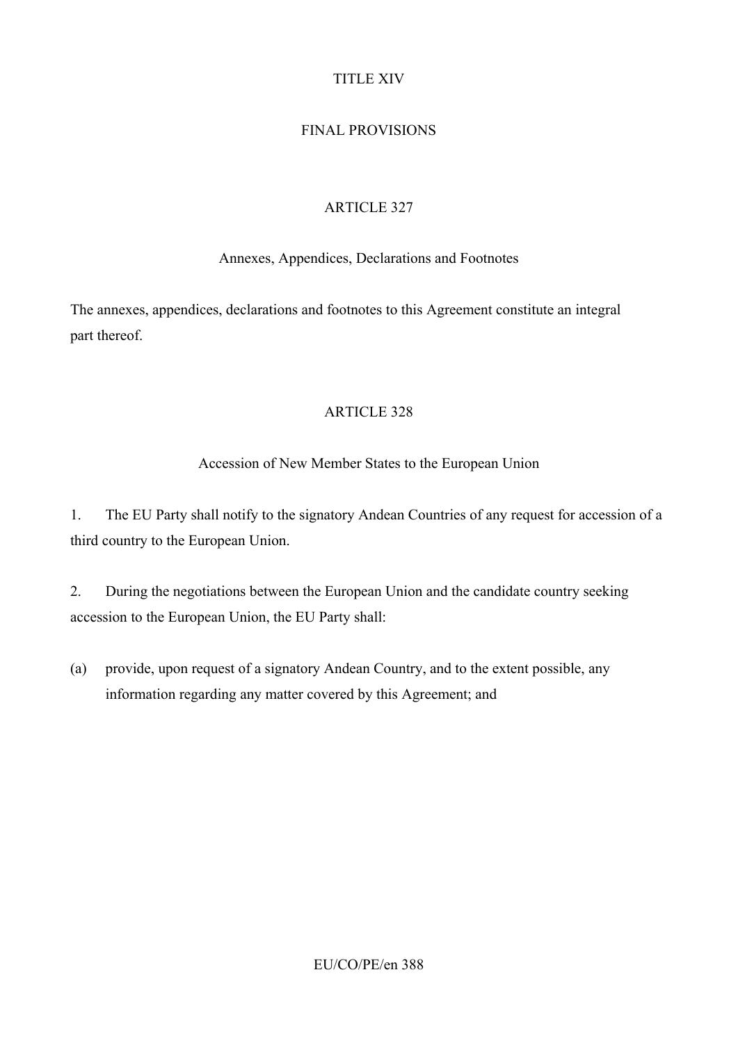# TITLE XIV

# FINAL PROVISIONS

## ARTICLE 327

### Annexes, Appendices, Declarations and Footnotes

The annexes, appendices, declarations and footnotes to this Agreement constitute an integral part thereof.

## ARTICLE 328

### Accession of New Member States to the European Union

1. The EU Party shall notify to the signatory Andean Countries of any request for accession of a third country to the European Union.

2. During the negotiations between the European Union and the candidate country seeking accession to the European Union, the EU Party shall:

(a) provide, upon request of a signatory Andean Country, and to the extent possible, any information regarding any matter covered by this Agreement; and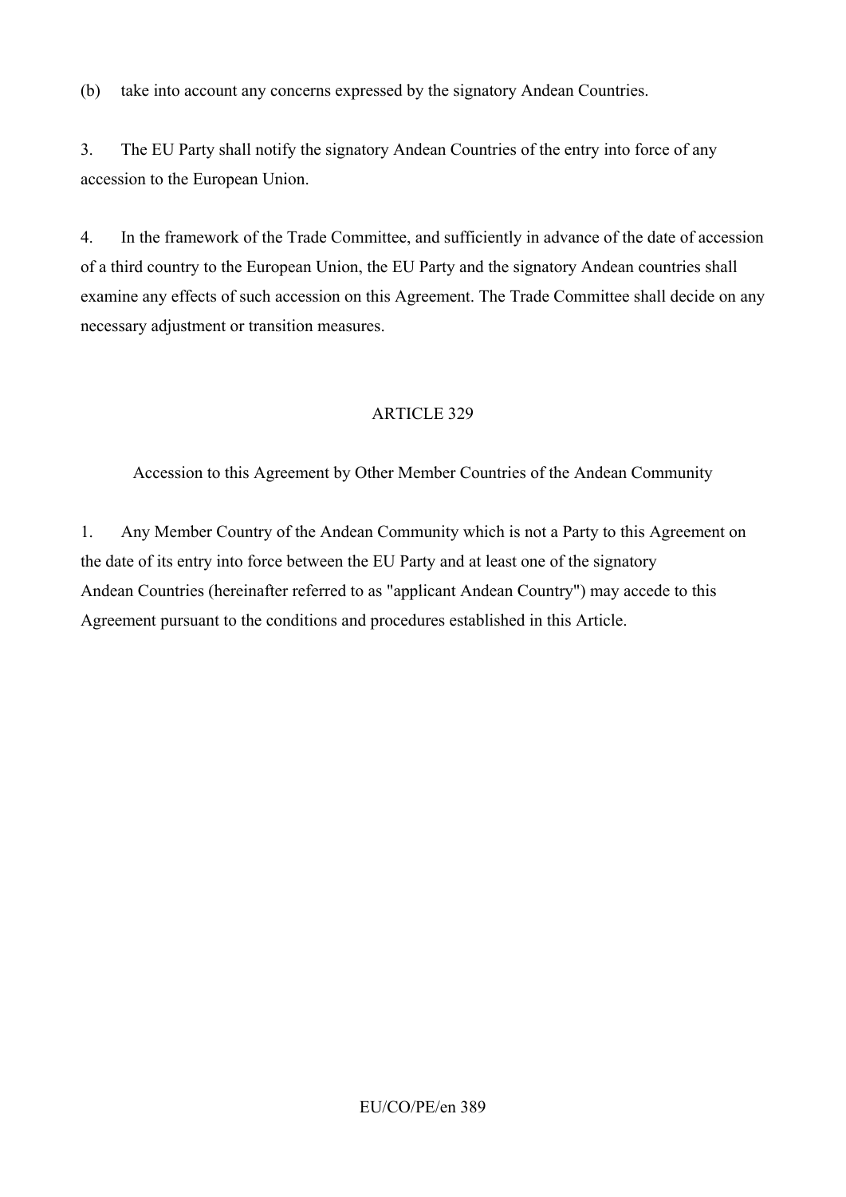(b) take into account any concerns expressed by the signatory Andean Countries.

3. The EU Party shall notify the signatory Andean Countries of the entry into force of any accession to the European Union.

4. In the framework of the Trade Committee, and sufficiently in advance of the date of accession of a third country to the European Union, the EU Party and the signatory Andean countries shall examine any effects of such accession on this Agreement. The Trade Committee shall decide on any necessary adjustment or transition measures.

## ARTICLE 329

### Accession to this Agreement by Other Member Countries of the Andean Community

1. Any Member Country of the Andean Community which is not a Party to this Agreement on the date of its entry into force between the EU Party and at least one of the signatory Andean Countries (hereinafter referred to as "applicant Andean Country") may accede to this Agreement pursuant to the conditions and procedures established in this Article.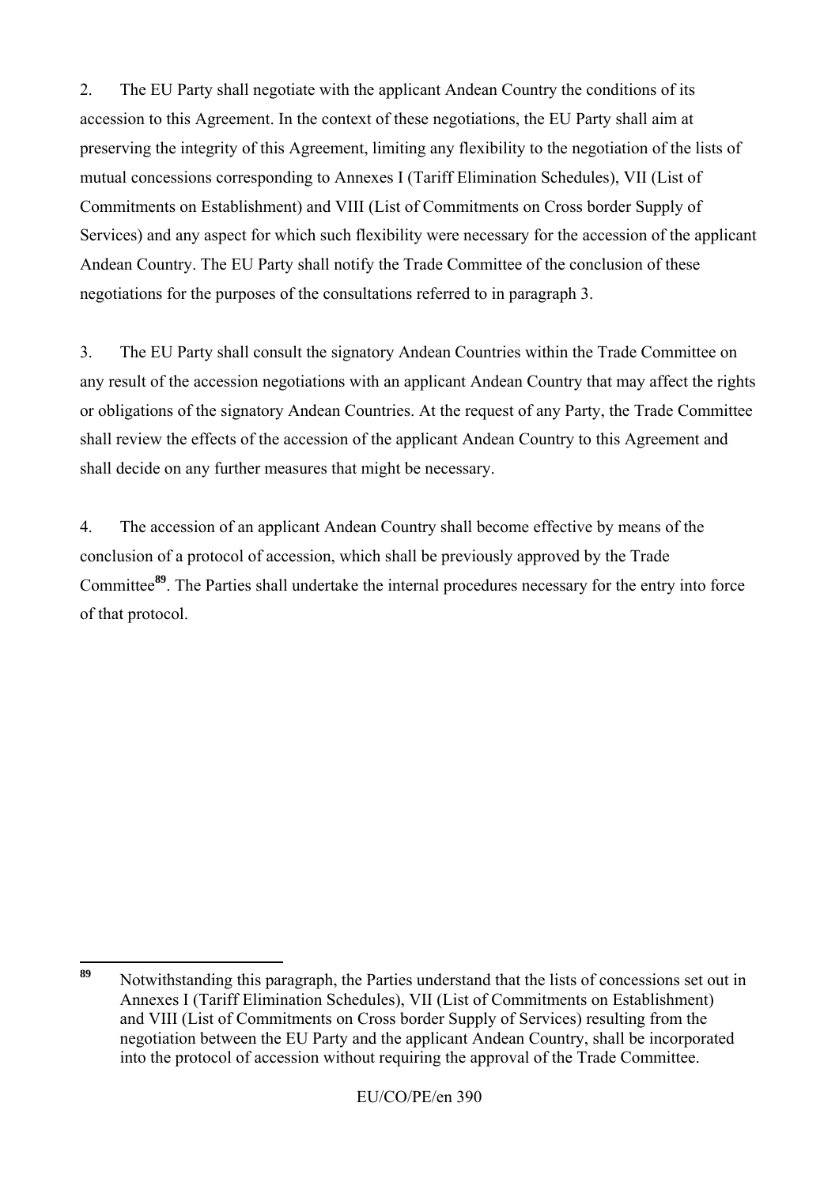2. The EU Party shall negotiate with the applicant Andean Country the conditions of its accession to this Agreement. In the context of these negotiations, the EU Party shall aim at preserving the integrity of this Agreement, limiting any flexibility to the negotiation of the lists of mutual concessions corresponding to Annexes I (Tariff Elimination Schedules), VII (List of Commitments on Establishment) and VIII (List of Commitments on Cross border Supply of Services) and any aspect for which such flexibility were necessary for the accession of the applicant Andean Country. The EU Party shall notify the Trade Committee of the conclusion of these negotiations for the purposes of the consultations referred to in paragraph 3.

3. The EU Party shall consult the signatory Andean Countries within the Trade Committee on any result of the accession negotiations with an applicant Andean Country that may affect the rights or obligations of the signatory Andean Countries. At the request of any Party, the Trade Committee shall review the effects of the accession of the applicant Andean Country to this Agreement and shall decide on any further measures that might be necessary.

4. The accession of an applicant Andean Country shall become effective by means of the conclusion of a protocol of accession, which shall be previously approved by the Trade Committee[89]. The Parties shall undertake the internal procedures necessary for the entry into force of that protocol.

---

[89] Notwithstanding this paragraph, the Parties understand that the lists of concessions set out in Annexes I (Tariff Elimination Schedules), VII (List of Commitments on Establishment) and VIII (List of Commitments on Cross border Supply of Services) resulting from the negotiation between the EU Party and the applicant Andean Country, shall be incorporated into the protocol of accession without requiring the approval of the Trade Committee.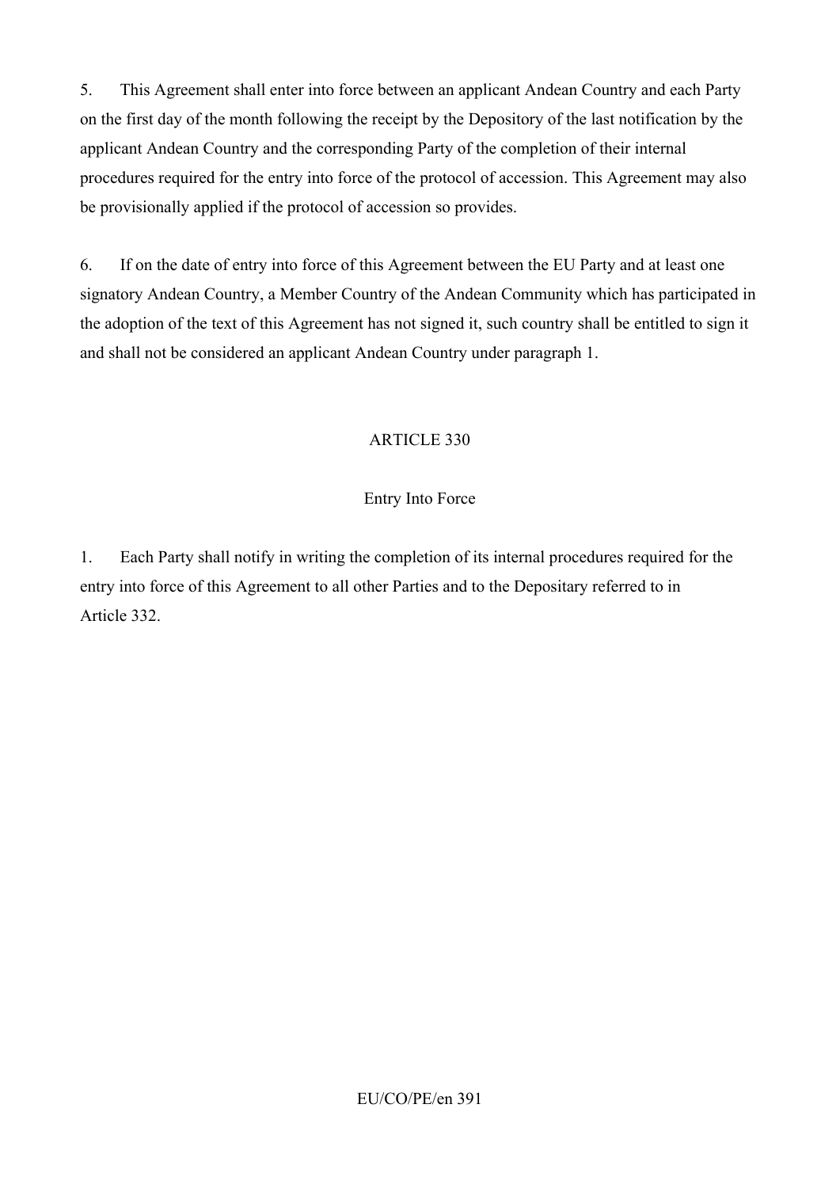5. This Agreement shall enter into force between an applicant Andean Country and each Party on the first day of the month following the receipt by the Depository of the last notification by the applicant Andean Country and the corresponding Party of the completion of their internal procedures required for the entry into force of the protocol of accession. This Agreement may also be provisionally applied if the protocol of accession so provides.

6. If on the date of entry into force of this Agreement between the EU Party and at least one signatory Andean Country, a Member Country of the Andean Community which has participated in the adoption of the text of this Agreement has not signed it, such country shall be entitled to sign it and shall not be considered an applicant Andean Country under paragraph 1.

## ARTICLE 330

### Entry Into Force

1. Each Party shall notify in writing the completion of its internal procedures required for the entry into force of this Agreement to all other Parties and to the Depositary referred to in Article 332.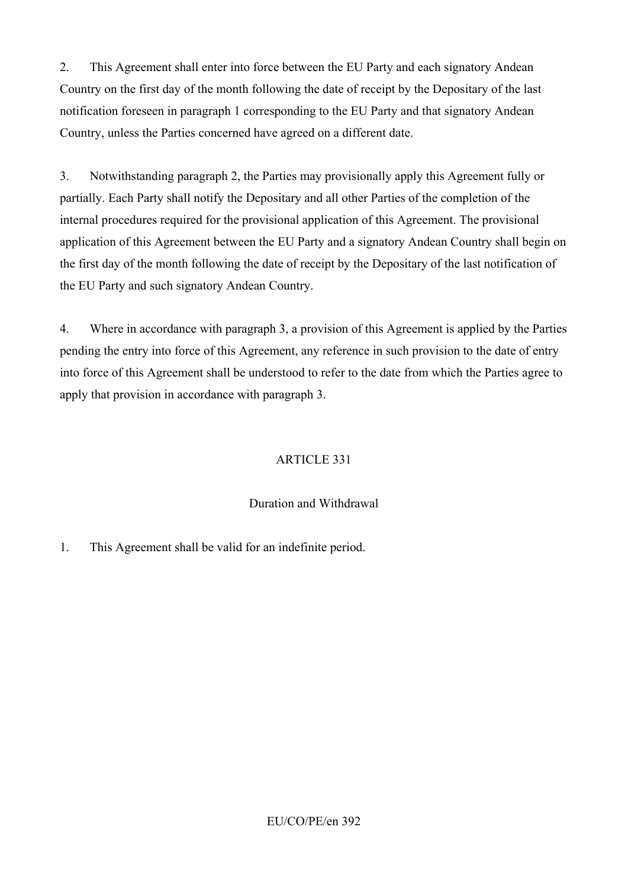2. This Agreement shall enter into force between the EU Party and each signatory Andean Country on the first day of the month following the date of receipt by the Depositary of the last notification foreseen in paragraph 1 corresponding to the EU Party and that signatory Andean Country, unless the Parties concerned have agreed on a different date.

3. Notwithstanding paragraph 2, the Parties may provisionally apply this Agreement fully or partially. Each Party shall notify the Depositary and all other Parties of the completion of the internal procedures required for the provisional application of this Agreement. The provisional application of this Agreement between the EU Party and a signatory Andean Country shall begin on the first day of the month following the date of receipt by the Depositary of the last notification of the EU Party and such signatory Andean Country.

4. Where in accordance with paragraph 3, a provision of this Agreement is applied by the Parties pending the entry into force of this Agreement, any reference in such provision to the date of entry into force of this Agreement shall be understood to refer to the date from which the Parties agree to apply that provision in accordance with paragraph 3.

## ARTICLE 331

### Duration and Withdrawal

1. This Agreement shall be valid for an indefinite period.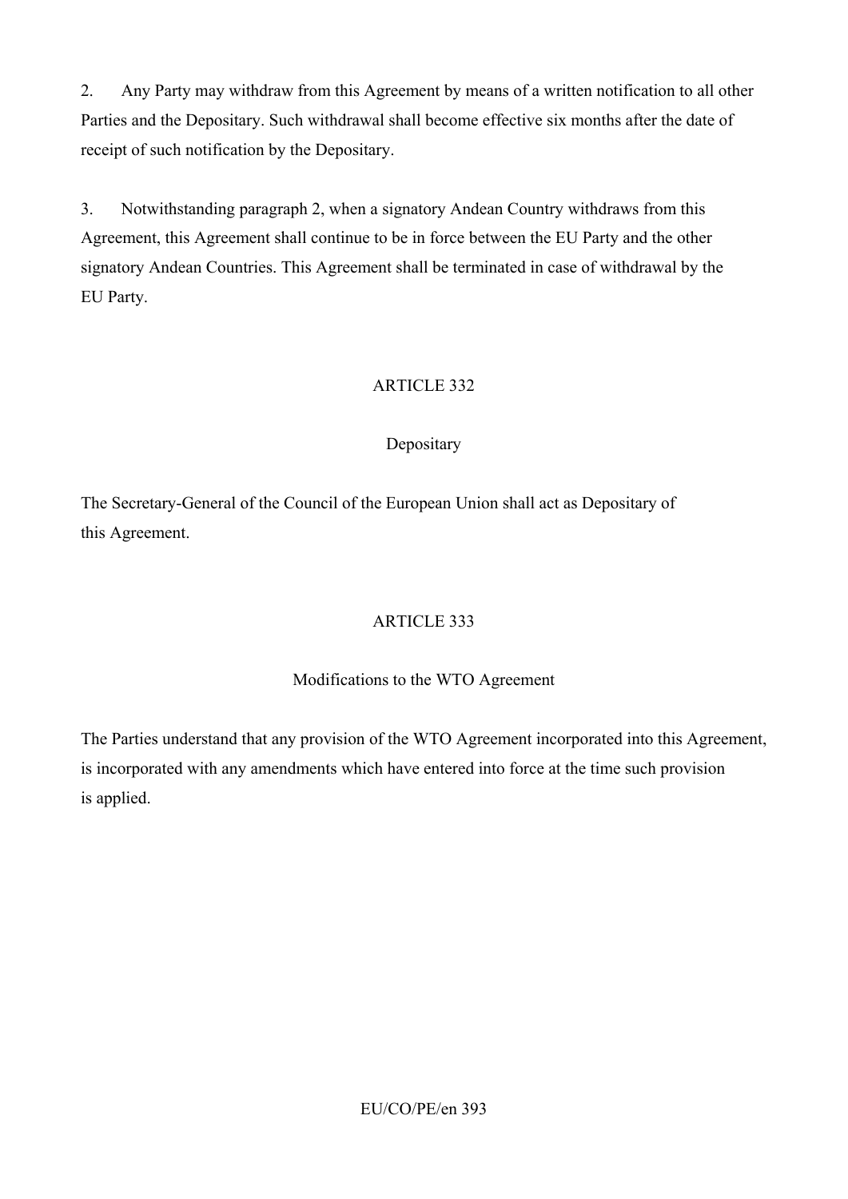2. Any Party may withdraw from this Agreement by means of a written notification to all other Parties and the Depositary. Such withdrawal shall become effective six months after the date of receipt of such notification by the Depositary.

3. Notwithstanding paragraph 2, when a signatory Andean Country withdraws from this Agreement, this Agreement shall continue to be in force between the EU Party and the other signatory Andean Countries. This Agreement shall be terminated in case of withdrawal by the EU Party.

## ARTICLE 332

### Depositary

The Secretary-General of the Council of the European Union shall act as Depositary of this Agreement.

## ARTICLE 333

### Modifications to the WTO Agreement

The Parties understand that any provision of the WTO Agreement incorporated into this Agreement, is incorporated with any amendments which have entered into force at the time such provision is applied.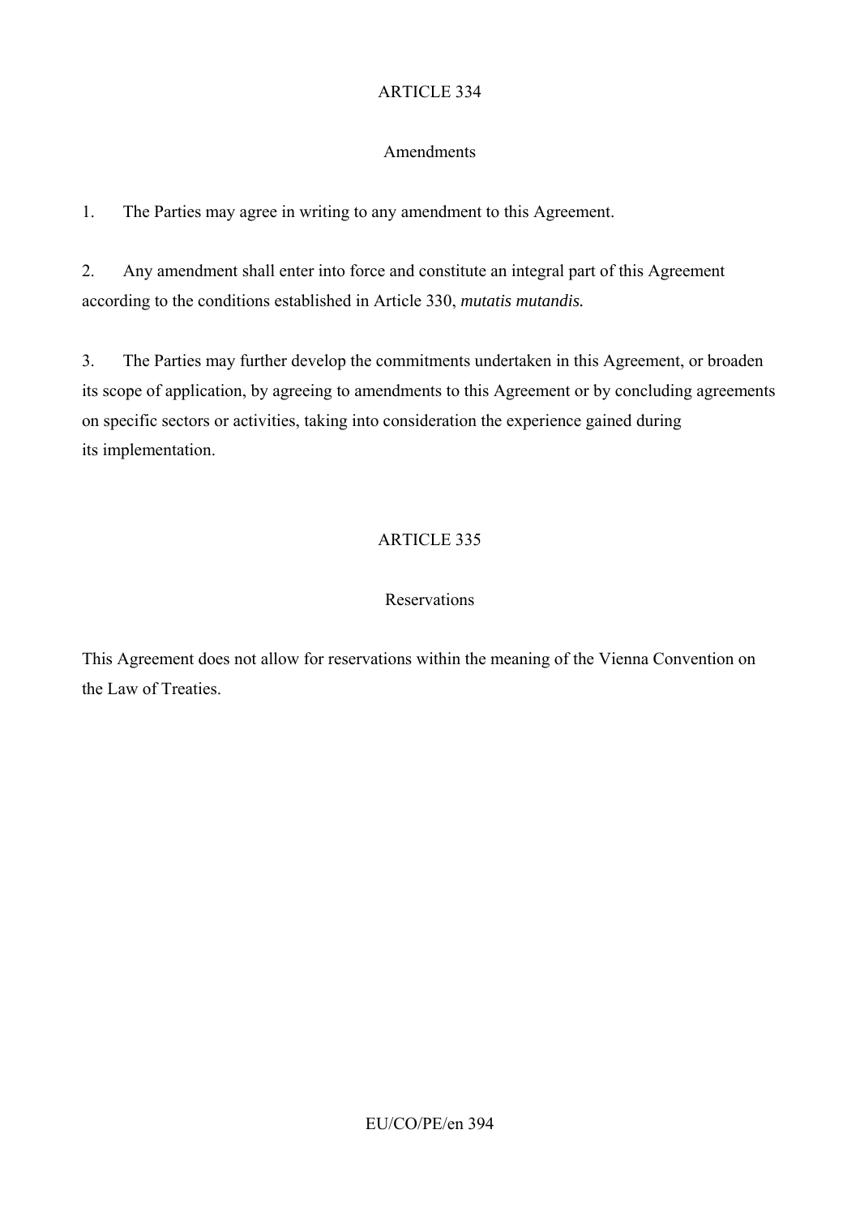## ARTICLE 334

### Amendments

1. The Parties may agree in writing to any amendment to this Agreement.

2. Any amendment shall enter into force and constitute an integral part of this Agreement according to the conditions established in Article 330, *mutatis mutandis.*

3. The Parties may further develop the commitments undertaken in this Agreement, or broaden its scope of application, by agreeing to amendments to this Agreement or by concluding agreements on specific sectors or activities, taking into consideration the experience gained during its implementation.

## ARTICLE 335

### Reservations

This Agreement does not allow for reservations within the meaning of the Vienna Convention on the Law of Treaties.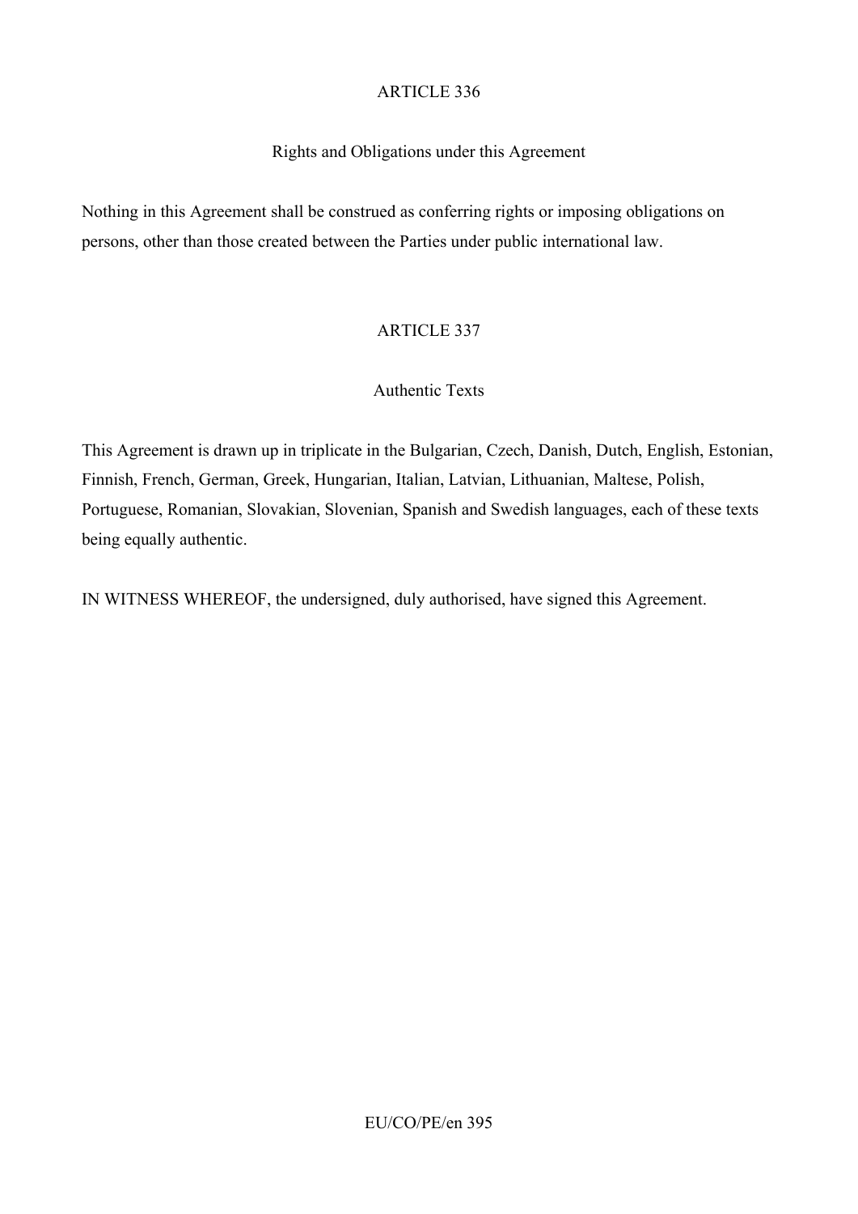## ARTICLE 336

### Rights and Obligations under this Agreement

Nothing in this Agreement shall be construed as conferring rights or imposing obligations on persons, other than those created between the Parties under public international law.

## ARTICLE 337

### Authentic Texts

This Agreement is drawn up in triplicate in the Bulgarian, Czech, Danish, Dutch, English, Estonian, Finnish, French, German, Greek, Hungarian, Italian, Latvian, Lithuanian, Maltese, Polish, Portuguese, Romanian, Slovakian, Slovenian, Spanish and Swedish languages, each of these texts being equally authentic.

IN WITNESS WHEREOF, the undersigned, duly authorised, have signed this Agreement.